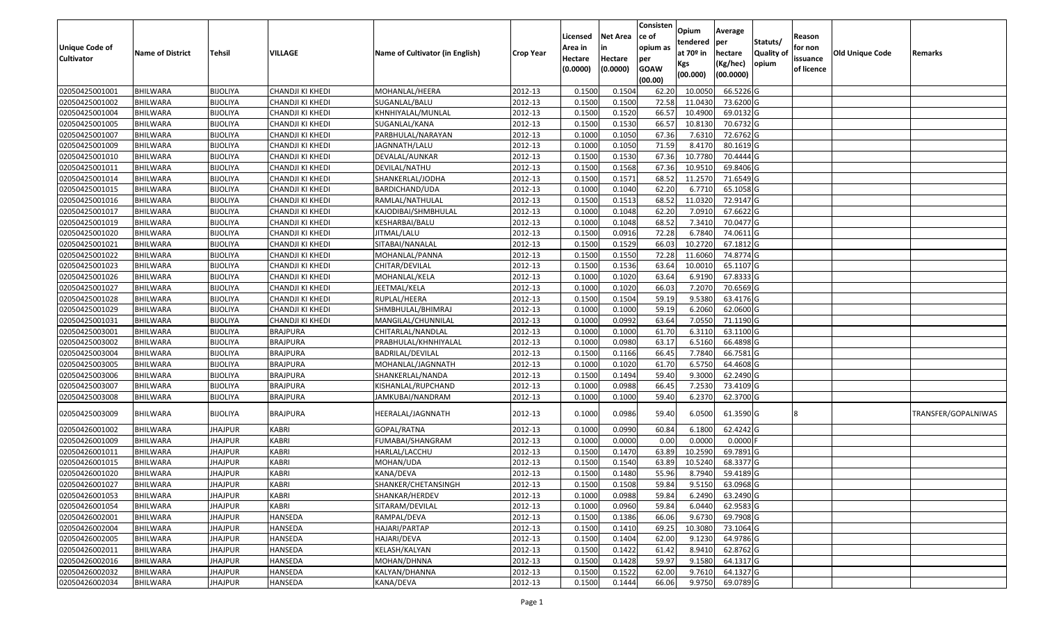| Unique Code of Cultivator | Name of District | Tehsil | VILLAGE | Name of Cultivator (in English) | Crop Year | Licensed Area in Hectare (0.0000) | Net Area in Hectare (0.0000) | Consistence of opium as per GOAW (00.00) | Opium tendered at 70º in Kgs (00.000) | Average per hectare (Kg/hec) (00.0000) | Statuts/ Quality of opium | Reason for non issuance of licence | Old Unique Code | Remarks |
|---|---|---|---|---|---|---|---|---|---|---|---|---|---|---|
| 02050425001001 | BHILWARA | BIJOLIYA | CHANDJI KI KHEDI | MOHANLAL/HEERA | 2012-13 | 0.1500 | 0.1504 | 62.20 | 10.0050 | 66.5226 | G | | | |
| 02050425001002 | BHILWARA | BIJOLIYA | CHANDJI KI KHEDI | SUGANLAL/BALU | 2012-13 | 0.1500 | 0.1500 | 72.58 | 11.0430 | 73.6200 | G | | | |
| 02050425001004 | BHILWARA | BIJOLIYA | CHANDJI KI KHEDI | KHNHIYALAL/MUNLAL | 2012-13 | 0.1500 | 0.1520 | 66.57 | 10.4900 | 69.0132 | G | | | |
| 02050425001005 | BHILWARA | BIJOLIYA | CHANDJI KI KHEDI | SUGANLAL/KANA | 2012-13 | 0.1500 | 0.1530 | 66.57 | 10.8130 | 70.6732 | G | | | |
| 02050425001007 | BHILWARA | BIJOLIYA | CHANDJI KI KHEDI | PARBHULAL/NARAYAN | 2012-13 | 0.1000 | 0.1050 | 67.36 | 7.6310 | 72.6762 | G | | | |
| 02050425001009 | BHILWARA | BIJOLIYA | CHANDJI KI KHEDI | JAGNNATH/LALU | 2012-13 | 0.1000 | 0.1050 | 71.59 | 8.4170 | 80.1619 | G | | | |
| 02050425001010 | BHILWARA | BIJOLIYA | CHANDJI KI KHEDI | DEVALAL/AUNKAR | 2012-13 | 0.1500 | 0.1530 | 67.36 | 10.7780 | 70.4444 | G | | | |
| 02050425001011 | BHILWARA | BIJOLIYA | CHANDJI KI KHEDI | DEVILAL/NATHU | 2012-13 | 0.1500 | 0.1568 | 67.36 | 10.9510 | 69.8406 | G | | | |
| 02050425001014 | BHILWARA | BIJOLIYA | CHANDJI KI KHEDI | SHANKERLAL/JODHA | 2012-13 | 0.1500 | 0.1571 | 68.52 | 11.2570 | 71.6549 | G | | | |
| 02050425001015 | BHILWARA | BIJOLIYA | CHANDJI KI KHEDI | BARDICHAND/UDA | 2012-13 | 0.1000 | 0.1040 | 62.20 | 6.7710 | 65.1058 | G | | | |
| 02050425001016 | BHILWARA | BIJOLIYA | CHANDJI KI KHEDI | RAMLAL/NATHULAL | 2012-13 | 0.1500 | 0.1513 | 68.52 | 11.0320 | 72.9147 | G | | | |
| 02050425001017 | BHILWARA | BIJOLIYA | CHANDJI KI KHEDI | KAJODIBAI/SHMBHULAL | 2012-13 | 0.1000 | 0.1048 | 62.20 | 7.0910 | 67.6622 | G | | | |
| 02050425001019 | BHILWARA | BIJOLIYA | CHANDJI KI KHEDI | KESHARBAI/BALU | 2012-13 | 0.1000 | 0.1048 | 68.52 | 7.3410 | 70.0477 | G | | | |
| 02050425001020 | BHILWARA | BIJOLIYA | CHANDJI KI KHEDI | JITMAL/LALU | 2012-13 | 0.1500 | 0.0916 | 72.28 | 6.7840 | 74.0611 | G | | | |
| 02050425001021 | BHILWARA | BIJOLIYA | CHANDJI KI KHEDI | SITABAI/NANALAL | 2012-13 | 0.1500 | 0.1529 | 66.03 | 10.2720 | 67.1812 | G | | | |
| 02050425001022 | BHILWARA | BIJOLIYA | CHANDJI KI KHEDI | MOHANLAL/PANNA | 2012-13 | 0.1500 | 0.1550 | 72.28 | 11.6060 | 74.8774 | G | | | |
| 02050425001023 | BHILWARA | BIJOLIYA | CHANDJI KI KHEDI | CHITAR/DEVILAL | 2012-13 | 0.1500 | 0.1536 | 63.64 | 10.0010 | 65.1107 | G | | | |
| 02050425001026 | BHILWARA | BIJOLIYA | CHANDJI KI KHEDI | MOHANLAL/KELA | 2012-13 | 0.1000 | 0.1020 | 63.64 | 6.9190 | 67.8333 | G | | | |
| 02050425001027 | BHILWARA | BIJOLIYA | CHANDJI KI KHEDI | JEETMAL/KELA | 2012-13 | 0.1000 | 0.1020 | 66.03 | 7.2070 | 70.6569 | G | | | |
| 02050425001028 | BHILWARA | BIJOLIYA | CHANDJI KI KHEDI | RUPLAL/HEERA | 2012-13 | 0.1500 | 0.1504 | 59.19 | 9.5380 | 63.4176 | G | | | |
| 02050425001029 | BHILWARA | BIJOLIYA | CHANDJI KI KHEDI | SHMBHULAL/BHIMRAJ | 2012-13 | 0.1000 | 0.1000 | 59.19 | 6.2060 | 62.0600 | G | | | |
| 02050425001031 | BHILWARA | BIJOLIYA | CHANDJI KI KHEDI | MANGILAL/CHUNNILAL | 2012-13 | 0.1000 | 0.0992 | 63.64 | 7.0550 | 71.1190 | G | | | |
| 02050425003001 | BHILWARA | BIJOLIYA | BRAJPURA | CHITARLAL/NANDLAL | 2012-13 | 0.1000 | 0.1000 | 61.70 | 6.3110 | 63.1100 | G | | | |
| 02050425003002 | BHILWARA | BIJOLIYA | BRAJPURA | PRABHULAL/KHNHIYALAL | 2012-13 | 0.1000 | 0.0980 | 63.17 | 6.5160 | 66.4898 | G | | | |
| 02050425003004 | BHILWARA | BIJOLIYA | BRAJPURA | BADRILAL/DEVILAL | 2012-13 | 0.1500 | 0.1166 | 66.45 | 7.7840 | 66.7581 | G | | | |
| 02050425003005 | BHILWARA | BIJOLIYA | BRAJPURA | MOHANLAL/JAGNNATH | 2012-13 | 0.1000 | 0.1020 | 61.70 | 6.5750 | 64.4608 | G | | | |
| 02050425003006 | BHILWARA | BIJOLIYA | BRAJPURA | SHANKERLAL/NANDA | 2012-13 | 0.1500 | 0.1494 | 59.40 | 9.3000 | 62.2490 | G | | | |
| 02050425003007 | BHILWARA | BIJOLIYA | BRAJPURA | KISHANLAL/RUPCHAND | 2012-13 | 0.1000 | 0.0988 | 66.45 | 7.2530 | 73.4109 | G | | | |
| 02050425003008 | BHILWARA | BIJOLIYA | BRAJPURA | JAMKUBAI/NANDRAM | 2012-13 | 0.1000 | 0.1000 | 59.40 | 6.2370 | 62.3700 | G | | | |
| 02050425003009 | BHILWARA | BIJOLIYA | BRAJPURA | HEERALAL/JAGNNATH | 2012-13 | 0.1000 | 0.0986 | 59.40 | 6.0500 | 61.3590 | G | 8 | | TRANSFER/GOPALNIWAS |
| 02050426001002 | BHILWARA | JHAJPUR | KABRI | GOPAL/RATNA | 2012-13 | 0.1000 | 0.0990 | 60.84 | 6.1800 | 62.4242 | G | | | |
| 02050426001009 | BHILWARA | JHAJPUR | KABRI | FUMABAI/SHANGRAM | 2012-13 | 0.1000 | 0.0000 | 0.00 | 0.0000 | 0.0000 | F | | | |
| 02050426001011 | BHILWARA | JHAJPUR | KABRI | HARLAL/LACCHU | 2012-13 | 0.1500 | 0.1470 | 63.89 | 10.2590 | 69.7891 | G | | | |
| 02050426001015 | BHILWARA | JHAJPUR | KABRI | MOHAN/UDA | 2012-13 | 0.1500 | 0.1540 | 63.89 | 10.5240 | 68.3377 | G | | | |
| 02050426001020 | BHILWARA | JHAJPUR | KABRI | KANA/DEVA | 2012-13 | 0.1500 | 0.1480 | 55.96 | 8.7940 | 59.4189 | G | | | |
| 02050426001027 | BHILWARA | JHAJPUR | KABRI | SHANKER/CHETANSINGH | 2012-13 | 0.1500 | 0.1508 | 59.84 | 9.5150 | 63.0968 | G | | | |
| 02050426001053 | BHILWARA | JHAJPUR | KABRI | SHANKAR/HERDEV | 2012-13 | 0.1000 | 0.0988 | 59.84 | 6.2490 | 63.2490 | G | | | |
| 02050426001054 | BHILWARA | JHAJPUR | KABRI | SITARAM/DEVILAL | 2012-13 | 0.1000 | 0.0960 | 59.84 | 6.0440 | 62.9583 | G | | | |
| 02050426002001 | BHILWARA | JHAJPUR | HANSEDA | RAMPAL/DEVA | 2012-13 | 0.1500 | 0.1386 | 66.06 | 9.6730 | 69.7908 | G | | | |
| 02050426002004 | BHILWARA | JHAJPUR | HANSEDA | HAJARI/PARTAP | 2012-13 | 0.1500 | 0.1410 | 69.25 | 10.3080 | 73.1064 | G | | | |
| 02050426002005 | BHILWARA | JHAJPUR | HANSEDA | HAJARI/DEVA | 2012-13 | 0.1500 | 0.1404 | 62.00 | 9.1230 | 64.9786 | G | | | |
| 02050426002011 | BHILWARA | JHAJPUR | HANSEDA | KELASH/KALYAN | 2012-13 | 0.1500 | 0.1422 | 61.42 | 8.9410 | 62.8762 | G | | | |
| 02050426002016 | BHILWARA | JHAJPUR | HANSEDA | MOHAN/DHNNA | 2012-13 | 0.1500 | 0.1428 | 59.97 | 9.1580 | 64.1317 | G | | | |
| 02050426002032 | BHILWARA | JHAJPUR | HANSEDA | KALYAN/DHANNA | 2012-13 | 0.1500 | 0.1522 | 62.00 | 9.7610 | 64.1327 | G | | | |
| 02050426002034 | BHILWARA | JHAJPUR | HANSEDA | KANA/DEVA | 2012-13 | 0.1500 | 0.1444 | 66.06 | 9.9750 | 69.0789 | G | | | |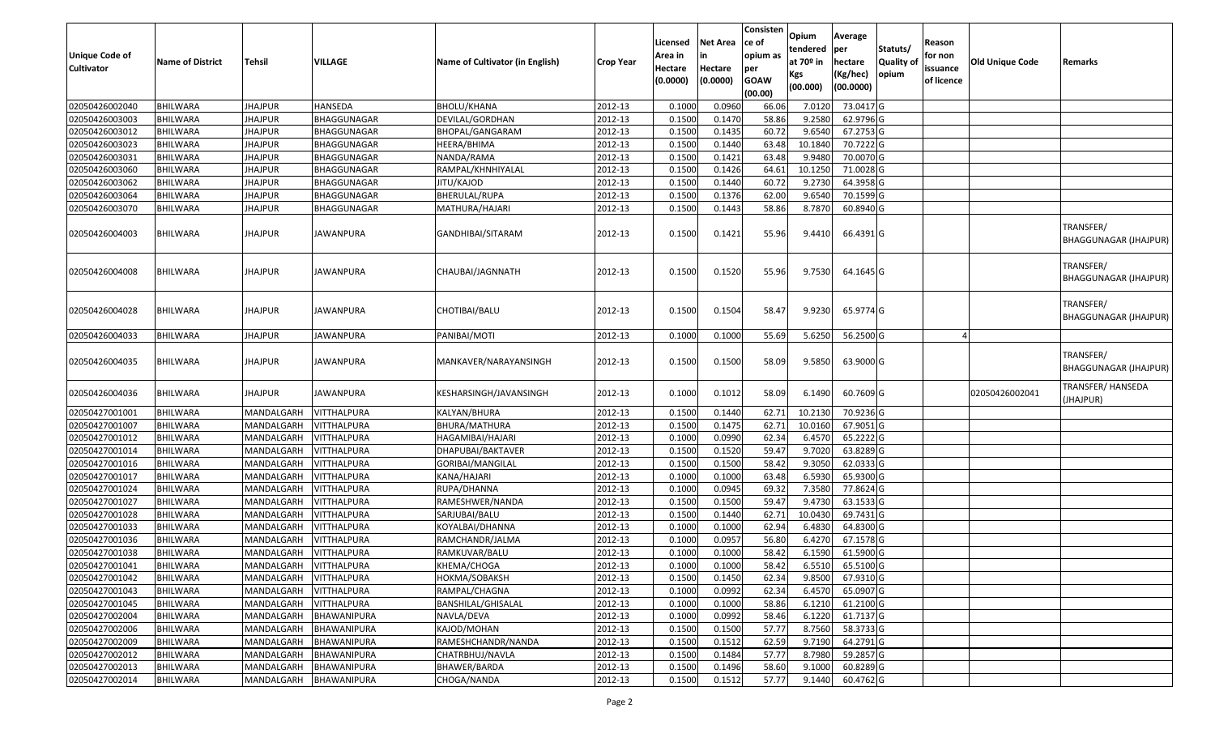| Unique Code of Cultivator | Name of District | Tehsil | VILLAGE | Name of Cultivator (in English) | Crop Year | Licensed Area in Hectare (0.0000) | Net Area in Hectare (0.0000) | Consistence of opium as per GOAW (00.00) | Opium tendered at 70º in Kgs (00.000) | Average per hectare (Kg/hec) (00.0000) | Statuts/ Quality of opium | Reason for non issuance of licence | Old Unique Code | Remarks |
|---|---|---|---|---|---|---|---|---|---|---|---|---|---|---|
| 02050426002040 | BHILWARA | JHAJPUR | HANSEDA | BHOLU/KHANA | 2012-13 | 0.1000 | 0.0960 | 66.06 | 7.0120 | 73.0417 | G | | | |
| 02050426003003 | BHILWARA | JHAJPUR | BHAGGUNAGAR | DEVILAL/GORDHAN | 2012-13 | 0.1500 | 0.1470 | 58.86 | 9.2580 | 62.9796 | G | | | |
| 02050426003012 | BHILWARA | JHAJPUR | BHAGGUNAGAR | BHOPAL/GANGARAM | 2012-13 | 0.1500 | 0.1435 | 60.72 | 9.6540 | 67.2753 | G | | | |
| 02050426003023 | BHILWARA | JHAJPUR | BHAGGUNAGAR | HEERA/BHIMA | 2012-13 | 0.1500 | 0.1440 | 63.48 | 10.1840 | 70.7222 | G | | | |
| 02050426003031 | BHILWARA | JHAJPUR | BHAGGUNAGAR | NANDA/RAMA | 2012-13 | 0.1500 | 0.1421 | 63.48 | 9.9480 | 70.0070 | G | | | |
| 02050426003060 | BHILWARA | JHAJPUR | BHAGGUNAGAR | RAMPAL/KHNHIYALAL | 2012-13 | 0.1500 | 0.1426 | 64.61 | 10.1250 | 71.0028 | G | | | |
| 02050426003062 | BHILWARA | JHAJPUR | BHAGGUNAGAR | JITU/KAJOD | 2012-13 | 0.1500 | 0.1440 | 60.72 | 9.2730 | 64.3958 | G | | | |
| 02050426003064 | BHILWARA | JHAJPUR | BHAGGUNAGAR | BHERULAL/RUPA | 2012-13 | 0.1500 | 0.1376 | 62.00 | 9.6540 | 70.1599 | G | | | |
| 02050426003070 | BHILWARA | JHAJPUR | BHAGGUNAGAR | MATHURA/HAJARI | 2012-13 | 0.1500 | 0.1443 | 58.86 | 8.7870 | 60.8940 | G | | | |
| 02050426004003 | BHILWARA | JHAJPUR | JAWANPURA | GANDHIBAI/SITARAM | 2012-13 | 0.1500 | 0.1421 | 55.96 | 9.4410 | 66.4391 | G | | | TRANSFER/ BHAGGUNAGAR (JHAJPUR) |
| 02050426004008 | BHILWARA | JHAJPUR | JAWANPURA | CHAUBAI/JAGNNATH | 2012-13 | 0.1500 | 0.1520 | 55.96 | 9.7530 | 64.1645 | G | | | TRANSFER/ BHAGGUNAGAR (JHAJPUR) |
| 02050426004028 | BHILWARA | JHAJPUR | JAWANPURA | CHOTIBAI/BALU | 2012-13 | 0.1500 | 0.1504 | 58.47 | 9.9230 | 65.9774 | G | | | TRANSFER/ BHAGGUNAGAR (JHAJPUR) |
| 02050426004033 | BHILWARA | JHAJPUR | JAWANPURA | PANIBAI/MOTI | 2012-13 | 0.1000 | 0.1000 | 55.69 | 5.6250 | 56.2500 | G | 4 | | |
| 02050426004035 | BHILWARA | JHAJPUR | JAWANPURA | MANKAVER/NARAYANSINGH | 2012-13 | 0.1500 | 0.1500 | 58.09 | 9.5850 | 63.9000 | G | | | TRANSFER/ BHAGGUNAGAR (JHAJPUR) |
| 02050426004036 | BHILWARA | JHAJPUR | JAWANPURA | KESHARSINGH/JAVANSINGH | 2012-13 | 0.1000 | 0.1012 | 58.09 | 6.1490 | 60.7609 | G | | 02050426002041 | TRANSFER/ HANSEDA (JHAJPUR) |
| 02050427001001 | BHILWARA | MANDALGARH | VITTHALPURA | KALYAN/BHURA | 2012-13 | 0.1500 | 0.1440 | 62.71 | 10.2130 | 70.9236 | G | | | |
| 02050427001007 | BHILWARA | MANDALGARH | VITTHALPURA | BHURA/MATHURA | 2012-13 | 0.1500 | 0.1475 | 62.71 | 10.0160 | 67.9051 | G | | | |
| 02050427001012 | BHILWARA | MANDALGARH | VITTHALPURA | HAGAMIBAI/HAJARI | 2012-13 | 0.1000 | 0.0990 | 62.34 | 6.4570 | 65.2222 | G | | | |
| 02050427001014 | BHILWARA | MANDALGARH | VITTHALPURA | DHAPUBAI/BAKTAVER | 2012-13 | 0.1500 | 0.1520 | 59.47 | 9.7020 | 63.8289 | G | | | |
| 02050427001016 | BHILWARA | MANDALGARH | VITTHALPURA | GORIBAI/MANGILAL | 2012-13 | 0.1500 | 0.1500 | 58.42 | 9.3050 | 62.0333 | G | | | |
| 02050427001017 | BHILWARA | MANDALGARH | VITTHALPURA | KANA/HAJARI | 2012-13 | 0.1000 | 0.1000 | 63.48 | 6.5930 | 65.9300 | G | | | |
| 02050427001024 | BHILWARA | MANDALGARH | VITTHALPURA | RUPA/DHANNA | 2012-13 | 0.1000 | 0.0945 | 69.32 | 7.3580 | 77.8624 | G | | | |
| 02050427001027 | BHILWARA | MANDALGARH | VITTHALPURA | RAMESHWER/NANDA | 2012-13 | 0.1500 | 0.1500 | 59.47 | 9.4730 | 63.1533 | G | | | |
| 02050427001028 | BHILWARA | MANDALGARH | VITTHALPURA | SARJUBAI/BALU | 2012-13 | 0.1500 | 0.1440 | 62.71 | 10.0430 | 69.7431 | G | | | |
| 02050427001033 | BHILWARA | MANDALGARH | VITTHALPURA | KOYALBAI/DHANNA | 2012-13 | 0.1000 | 0.1000 | 62.94 | 6.4830 | 64.8300 | G | | | |
| 02050427001036 | BHILWARA | MANDALGARH | VITTHALPURA | RAMCHANDR/JALMA | 2012-13 | 0.1000 | 0.0957 | 56.80 | 6.4270 | 67.1578 | G | | | |
| 02050427001038 | BHILWARA | MANDALGARH | VITTHALPURA | RAMKUVAR/BALU | 2012-13 | 0.1000 | 0.1000 | 58.42 | 6.1590 | 61.5900 | G | | | |
| 02050427001041 | BHILWARA | MANDALGARH | VITTHALPURA | KHEMA/CHOGA | 2012-13 | 0.1000 | 0.1000 | 58.42 | 6.5510 | 65.5100 | G | | | |
| 02050427001042 | BHILWARA | MANDALGARH | VITTHALPURA | HOKMA/SOBAKSH | 2012-13 | 0.1500 | 0.1450 | 62.34 | 9.8500 | 67.9310 | G | | | |
| 02050427001043 | BHILWARA | MANDALGARH | VITTHALPURA | RAMPAL/CHAGNA | 2012-13 | 0.1000 | 0.0992 | 62.34 | 6.4570 | 65.0907 | G | | | |
| 02050427001045 | BHILWARA | MANDALGARH | VITTHALPURA | BANSHILAL/GHISALAL | 2012-13 | 0.1000 | 0.1000 | 58.86 | 6.1210 | 61.2100 | G | | | |
| 02050427002004 | BHILWARA | MANDALGARH | BHAWANIPURA | NAVLA/DEVA | 2012-13 | 0.1000 | 0.0992 | 58.46 | 6.1220 | 61.7137 | G | | | |
| 02050427002006 | BHILWARA | MANDALGARH | BHAWANIPURA | KAJOD/MOHAN | 2012-13 | 0.1500 | 0.1500 | 57.77 | 8.7560 | 58.3733 | G | | | |
| 02050427002009 | BHILWARA | MANDALGARH | BHAWANIPURA | RAMESHCHANDR/NANDA | 2012-13 | 0.1500 | 0.1512 | 62.59 | 9.7190 | 64.2791 | G | | | |
| 02050427002012 | BHILWARA | MANDALGARH | BHAWANIPURA | CHATRBHUJ/NAVLA | 2012-13 | 0.1500 | 0.1484 | 57.77 | 8.7980 | 59.2857 | G | | | |
| 02050427002013 | BHILWARA | MANDALGARH | BHAWANIPURA | BHAWER/BARDA | 2012-13 | 0.1500 | 0.1496 | 58.60 | 9.1000 | 60.8289 | G | | | |
| 02050427002014 | BHILWARA | MANDALGARH | BHAWANIPURA | CHOGA/NANDA | 2012-13 | 0.1500 | 0.1512 | 57.77 | 9.1440 | 60.4762 | G | | | |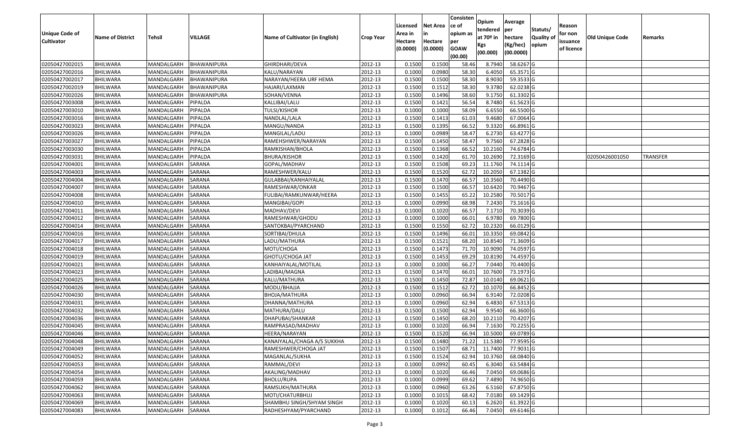| Unique Code of Cultivator | Name of District | Tehsil | VILLAGE | Name of Cultivator (in English) | Crop Year | Licensed Area in Hectare (0.0000) | Net Area in Hectare (0.0000) | Consistence of opium as per GOAW (00.00) | Opium tendered at 70º in Kgs (00.000) | Average per hectare (Kg/hec) (00.0000) | Statuts/ Quality of opium | Reason for non issuance of licence | Old Unique Code | Remarks |
|---|---|---|---|---|---|---|---|---|---|---|---|---|---|---|
| 02050427002015 | BHILWARA | MANDALGARH | BHAWANIPURA | GHIRDHARI/DEVA | 2012-13 | 0.1500 | 0.1500 | 58.46 | 8.7940 | 58.6267 | G | | | |
| 02050427002016 | BHILWARA | MANDALGARH | BHAWANIPURA | KALU/NARAYAN | 2012-13 | 0.1000 | 0.0980 | 58.30 | 6.4050 | 65.3571 | G | | | |
| 02050427002017 | BHILWARA | MANDALGARH | BHAWANIPURA | NARAYAN/HEERA URF HEMA | 2012-13 | 0.1500 | 0.1500 | 58.30 | 8.9030 | 59.3533 | G | | | |
| 02050427002019 | BHILWARA | MANDALGARH | BHAWANIPURA | HAJARI/LAXMAN | 2012-13 | 0.1500 | 0.1512 | 58.30 | 9.3780 | 62.0238 | G | | | |
| 02050427002026 | BHILWARA | MANDALGARH | BHAWANIPURA | SOHAN/VENNA | 2012-13 | 0.1500 | 0.1496 | 58.60 | 9.1750 | 61.3302 | G | | | |
| 02050427003008 | BHILWARA | MANDALGARH | PIPALDA | KALLIBAI/LALU | 2012-13 | 0.1500 | 0.1421 | 56.54 | 8.7480 | 61.5623 | G | | | |
| 02050427003010 | BHILWARA | MANDALGARH | PIPALDA | TULSI/KISHOR | 2012-13 | 0.1000 | 0.1000 | 58.09 | 6.6550 | 66.5500 | G | | | |
| 02050427003016 | BHILWARA | MANDALGARH | PIPALDA | NANDLAL/LALA | 2012-13 | 0.1500 | 0.1413 | 61.03 | 9.4680 | 67.0064 | G | | | |
| 02050427003023 | BHILWARA | MANDALGARH | PIPALDA | MANGU/NANDA | 2012-13 | 0.1500 | 0.1395 | 66.52 | 9.3320 | 66.8961 | G | | | |
| 02050427003026 | BHILWARA | MANDALGARH | PIPALDA | MANGILAL/LADU | 2012-13 | 0.1000 | 0.0989 | 58.47 | 6.2730 | 63.4277 | G | | | |
| 02050427003027 | BHILWARA | MANDALGARH | PIPALDA | RAMEHSHWER/NARAYAN | 2012-13 | 0.1500 | 0.1450 | 58.47 | 9.7560 | 67.2828 | G | | | |
| 02050427003030 | BHILWARA | MANDALGARH | PIPALDA | RAMKISHAN/BHOLA | 2012-13 | 0.1500 | 0.1368 | 66.52 | 10.2160 | 74.6784 | G | | | |
| 02050427003031 | BHILWARA | MANDALGARH | PIPALDA | BHURA/KISHOR | 2012-13 | 0.1500 | 0.1420 | 61.70 | 10.2690 | 72.3169 | G | | 02050426001050 | TRANSFER |
| 02050427004001 | BHILWARA | MANDALGARH | SARANA | GOPAL/MADHAV | 2012-13 | 0.1500 | 0.1508 | 69.23 | 11.1760 | 74.1114 | G | | | |
| 02050427004003 | BHILWARA | MANDALGARH | SARANA | RAMESHWER/KALU | 2012-13 | 0.1500 | 0.1520 | 62.72 | 10.2050 | 67.1382 | G | | | |
| 02050427004004 | BHILWARA | MANDALGARH | SARANA | GULABBAI/KANHAIYALAL | 2012-13 | 0.1500 | 0.1470 | 66.57 | 10.3560 | 70.4490 | G | | | |
| 02050427004007 | BHILWARA | MANDALGARH | SARANA | RAMESHWAR/ONKAR | 2012-13 | 0.1500 | 0.1500 | 66.57 | 10.6420 | 70.9467 | G | | | |
| 02050427004008 | BHILWARA | MANDALGARH | SARANA | FULIBAI/RAMKUNWAR/HEERA | 2012-13 | 0.1500 | 0.1455 | 65.22 | 10.2580 | 70.5017 | G | | | |
| 02050427004010 | BHILWARA | MANDALGARH | SARANA | MANGIBAI/GOPI | 2012-13 | 0.1000 | 0.0990 | 68.98 | 7.2430 | 73.1616 | G | | | |
| 02050427004011 | BHILWARA | MANDALGARH | SARANA | MADHAV/DEVI | 2012-13 | 0.1000 | 0.1020 | 66.57 | 7.1710 | 70.3039 | G | | | |
| 02050427004012 | BHILWARA | MANDALGARH | SARANA | RAMESHWAR/GHODU | 2012-13 | 0.1000 | 0.1000 | 66.01 | 6.9780 | 69.7800 | G | | | |
| 02050427004014 | BHILWARA | MANDALGARH | SARANA | SANTOKBAI/PYARCHAND | 2012-13 | 0.1500 | 0.1550 | 62.72 | 10.2320 | 66.0129 | G | | | |
| 02050427004016 | BHILWARA | MANDALGARH | SARANA | SORTIBAI/DHULA | 2012-13 | 0.1500 | 0.1496 | 66.01 | 10.3350 | 69.0842 | G | | | |
| 02050427004017 | BHILWARA | MANDALGARH | SARANA | LADU/MATHURA | 2012-13 | 0.1500 | 0.1521 | 68.20 | 10.8540 | 71.3609 | G | | | |
| 02050427004018 | BHILWARA | MANDALGARH | SARANA | MOTI/CHOGA | 2012-13 | 0.1500 | 0.1473 | 71.70 | 10.9090 | 74.0597 | G | | | |
| 02050427004019 | BHILWARA | MANDALGARH | SARANA | GHOTU/CHOGA JAT | 2012-13 | 0.1500 | 0.1453 | 69.29 | 10.8190 | 74.4597 | G | | | |
| 02050427004021 | BHILWARA | MANDALGARH | SARANA | KANHAIYALAL/MOTILAL | 2012-13 | 0.1000 | 0.1000 | 66.27 | 7.0440 | 70.4400 | G | | | |
| 02050427004023 | BHILWARA | MANDALGARH | SARANA | LADIBAI/MAGNA | 2012-13 | 0.1500 | 0.1470 | 66.01 | 10.7600 | 73.1973 | G | | | |
| 02050427004025 | BHILWARA | MANDALGARH | SARANA | KALU/MATHURA | 2012-13 | 0.1500 | 0.1450 | 72.87 | 10.0140 | 69.0621 | G | | | |
| 02050427004026 | BHILWARA | MANDALGARH | SARANA | MODU/BHAJJA | 2012-13 | 0.1500 | 0.1512 | 62.72 | 10.1070 | 66.8452 | G | | | |
| 02050427004030 | BHILWARA | MANDALGARH | SARANA | BHOJA/MATHURA | 2012-13 | 0.1000 | 0.0960 | 66.94 | 6.9140 | 72.0208 | G | | | |
| 02050427004031 | BHILWARA | MANDALGARH | SARANA | DHANNA/MATHURA | 2012-13 | 0.1000 | 0.0960 | 62.94 | 6.4830 | 67.5313 | G | | | |
| 02050427004032 | BHILWARA | MANDALGARH | SARANA | MATHURA/DALU | 2012-13 | 0.1500 | 0.1500 | 62.94 | 9.9540 | 66.3600 | G | | | |
| 02050427004036 | BHILWARA | MANDALGARH | SARANA | DHAPUBAI/SHANKAR | 2012-13 | 0.1500 | 0.1450 | 68.20 | 10.2110 | 70.4207 | G | | | |
| 02050427004045 | BHILWARA | MANDALGARH | SARANA | RAMPRASAD/MADHAV | 2012-13 | 0.1000 | 0.1020 | 66.94 | 7.1630 | 70.2255 | G | | | |
| 02050427004046 | BHILWARA | MANDALGARH | SARANA | HEERA/NARAYAN | 2012-13 | 0.1500 | 0.1520 | 66.94 | 10.5000 | 69.0789 | G | | | |
| 02050427004048 | BHILWARA | MANDALGARH | SARANA | KANAIYALAL/CHAGA A/S SUKKHA | 2012-13 | 0.1500 | 0.1480 | 71.22 | 11.5380 | 77.9595 | G | | | |
| 02050427004049 | BHILWARA | MANDALGARH | SARANA | RAMESHWER/CHOGA JAT | 2012-13 | 0.1500 | 0.1507 | 68.71 | 11.7400 | 77.9031 | G | | | |
| 02050427004052 | BHILWARA | MANDALGARH | SARANA | MAGANLAL/SUKHA | 2012-13 | 0.1500 | 0.1524 | 62.94 | 10.3760 | 68.0840 | G | | | |
| 02050427004053 | BHILWARA | MANDALGARH | SARANA | RAMMAL/DEVI | 2012-13 | 0.1000 | 0.0992 | 60.45 | 6.3040 | 63.5484 | G | | | |
| 02050427004054 | BHILWARA | MANDALGARH | SARANA | AKALING/MADHAV | 2012-13 | 0.1000 | 0.1020 | 66.46 | 7.0450 | 69.0686 | G | | | |
| 02050427004059 | BHILWARA | MANDALGARH | SARANA | BHOLU/RUPA | 2012-13 | 0.1000 | 0.0999 | 69.62 | 7.4890 | 74.9650 | G | | | |
| 02050427004062 | BHILWARA | MANDALGARH | SARANA | RAMSUKH/MATHURA | 2012-13 | 0.1000 | 0.0960 | 63.26 | 6.5160 | 67.8750 | G | | | |
| 02050427004063 | BHILWARA | MANDALGARH | SARANA | MOTI/CHATURBHUJ | 2012-13 | 0.1000 | 0.1015 | 68.42 | 7.0180 | 69.1429 | G | | | |
| 02050427004069 | BHILWARA | MANDALGARH | SARANA | SHAMBHU SINGH/SHYAM SINGH | 2012-13 | 0.1000 | 0.1020 | 60.13 | 6.2620 | 61.3922 | G | | | |
| 02050427004083 | BHILWARA | MANDALGARH | SARANA | RADHESHYAM/PYARCHAND | 2012-13 | 0.1000 | 0.1012 | 66.46 | 7.0450 | 69.6146 | G | | | |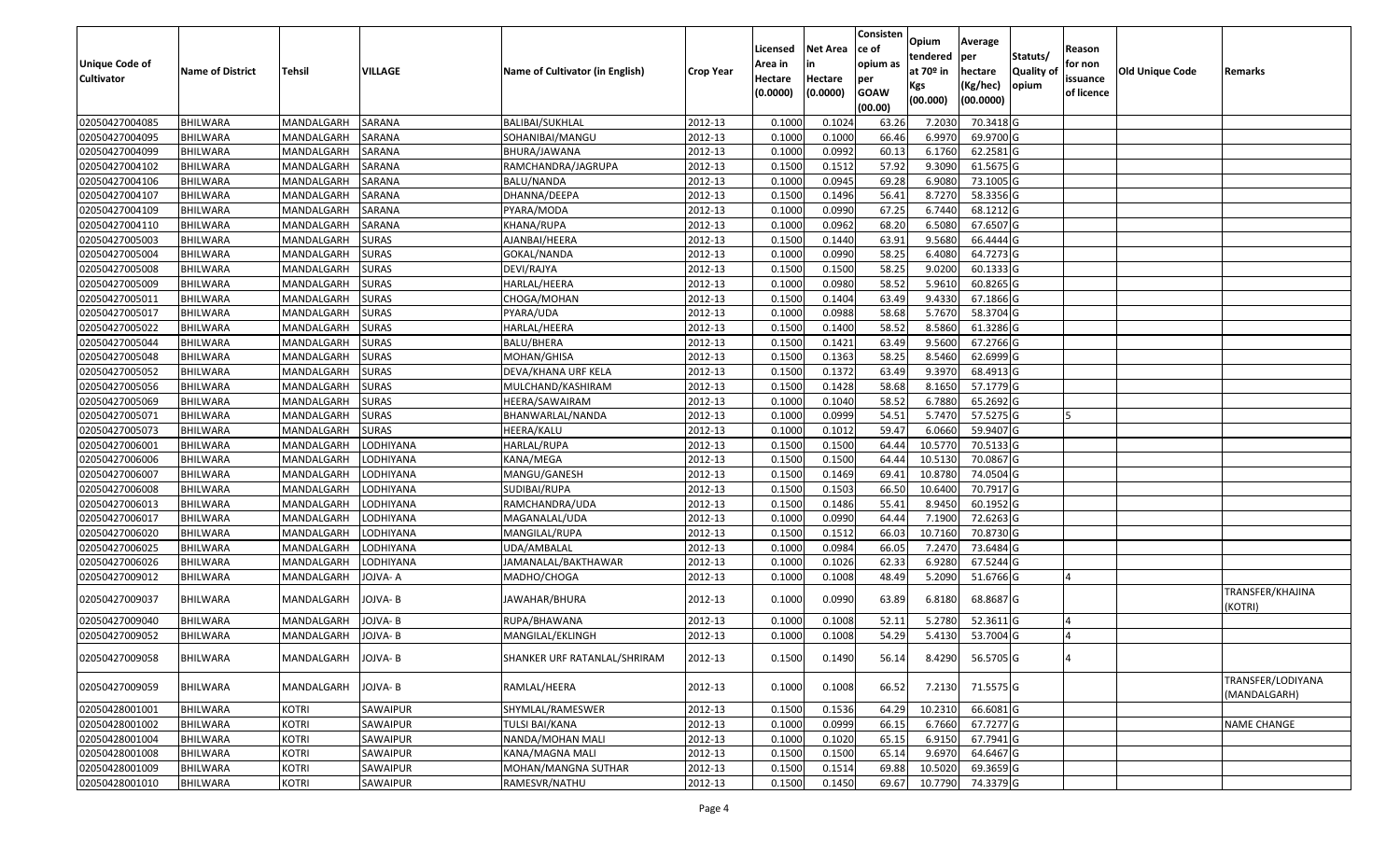| Unique Code of Cultivator | Name of District | Tehsil | VILLAGE | Name of Cultivator (in English) | Crop Year | Licensed Area in Hectare (0.0000) | Net Area in Hectare (0.0000) | Consistence of opium as per GOAW (00.00) | Opium tendered at 70º in Kgs (00.000) | Average per hectare (Kg/hec) (00.0000) | Statuts/ Quality of opium | Reason for non issuance of licence | Old Unique Code | Remarks |
|---|---|---|---|---|---|---|---|---|---|---|---|---|---|---|
| 02050427004085 | BHILWARA | MANDALGARH | SARANA | BALIBAI/SUKHLAL | 2012-13 | 0.1000 | 0.1024 | 63.26 | 7.2030 | 70.3418 | G | | | |
| 02050427004095 | BHILWARA | MANDALGARH | SARANA | SOHANIBAI/MANGU | 2012-13 | 0.1000 | 0.1000 | 66.46 | 6.9970 | 69.9700 | G | | | |
| 02050427004099 | BHILWARA | MANDALGARH | SARANA | BHURA/JAWANA | 2012-13 | 0.1000 | 0.0992 | 60.13 | 6.1760 | 62.2581 | G | | | |
| 02050427004102 | BHILWARA | MANDALGARH | SARANA | RAMCHANDRA/JAGRUPA | 2012-13 | 0.1500 | 0.1512 | 57.92 | 9.3090 | 61.5675 | G | | | |
| 02050427004106 | BHILWARA | MANDALGARH | SARANA | BALU/NANDA | 2012-13 | 0.1000 | 0.0945 | 69.28 | 6.9080 | 73.1005 | G | | | |
| 02050427004107 | BHILWARA | MANDALGARH | SARANA | DHANNA/DEEPA | 2012-13 | 0.1500 | 0.1496 | 56.41 | 8.7270 | 58.3356 | G | | | |
| 02050427004109 | BHILWARA | MANDALGARH | SARANA | PYARA/MODA | 2012-13 | 0.1000 | 0.0990 | 67.25 | 6.7440 | 68.1212 | G | | | |
| 02050427004110 | BHILWARA | MANDALGARH | SARANA | KHANA/RUPA | 2012-13 | 0.1000 | 0.0962 | 68.20 | 6.5080 | 67.6507 | G | | | |
| 02050427005003 | BHILWARA | MANDALGARH | SURAS | AJANBAI/HEERA | 2012-13 | 0.1500 | 0.1440 | 63.91 | 9.5680 | 66.4444 | G | | | |
| 02050427005004 | BHILWARA | MANDALGARH | SURAS | GOKAL/NANDA | 2012-13 | 0.1000 | 0.0990 | 58.25 | 6.4080 | 64.7273 | G | | | |
| 02050427005008 | BHILWARA | MANDALGARH | SURAS | DEVI/RAJYA | 2012-13 | 0.1500 | 0.1500 | 58.25 | 9.0200 | 60.1333 | G | | | |
| 02050427005009 | BHILWARA | MANDALGARH | SURAS | HARLAL/HEERA | 2012-13 | 0.1000 | 0.0980 | 58.52 | 5.9610 | 60.8265 | G | | | |
| 02050427005011 | BHILWARA | MANDALGARH | SURAS | CHOGA/MOHAN | 2012-13 | 0.1500 | 0.1404 | 63.49 | 9.4330 | 67.1866 | G | | | |
| 02050427005017 | BHILWARA | MANDALGARH | SURAS | PYARA/UDA | 2012-13 | 0.1000 | 0.0988 | 58.68 | 5.7670 | 58.3704 | G | | | |
| 02050427005022 | BHILWARA | MANDALGARH | SURAS | HARLAL/HEERA | 2012-13 | 0.1500 | 0.1400 | 58.52 | 8.5860 | 61.3286 | G | | | |
| 02050427005044 | BHILWARA | MANDALGARH | SURAS | BALU/BHERA | 2012-13 | 0.1500 | 0.1421 | 63.49 | 9.5600 | 67.2766 | G | | | |
| 02050427005048 | BHILWARA | MANDALGARH | SURAS | MOHAN/GHISA | 2012-13 | 0.1500 | 0.1363 | 58.25 | 8.5460 | 62.6999 | G | | | |
| 02050427005052 | BHILWARA | MANDALGARH | SURAS | DEVA/KHANA URF KELA | 2012-13 | 0.1500 | 0.1372 | 63.49 | 9.3970 | 68.4913 | G | | | |
| 02050427005056 | BHILWARA | MANDALGARH | SURAS | MULCHAND/KASHIRAM | 2012-13 | 0.1500 | 0.1428 | 58.68 | 8.1650 | 57.1779 | G | | | |
| 02050427005069 | BHILWARA | MANDALGARH | SURAS | HEERA/SAWAIRAM | 2012-13 | 0.1000 | 0.1040 | 58.52 | 6.7880 | 65.2692 | G | | | |
| 02050427005071 | BHILWARA | MANDALGARH | SURAS | BHANWARLAL/NANDA | 2012-13 | 0.1000 | 0.0999 | 54.51 | 5.7470 | 57.5275 | G | 5 | | |
| 02050427005073 | BHILWARA | MANDALGARH | SURAS | HEERA/KALU | 2012-13 | 0.1000 | 0.1012 | 59.47 | 6.0660 | 59.9407 | G | | | |
| 02050427006001 | BHILWARA | MANDALGARH | LODHIYANA | HARLAL/RUPA | 2012-13 | 0.1500 | 0.1500 | 64.44 | 10.5770 | 70.5133 | G | | | |
| 02050427006006 | BHILWARA | MANDALGARH | LODHIYANA | KANA/MEGA | 2012-13 | 0.1500 | 0.1500 | 64.44 | 10.5130 | 70.0867 | G | | | |
| 02050427006007 | BHILWARA | MANDALGARH | LODHIYANA | MANGU/GANESH | 2012-13 | 0.1500 | 0.1469 | 69.41 | 10.8780 | 74.0504 | G | | | |
| 02050427006008 | BHILWARA | MANDALGARH | LODHIYANA | SUDIBAI/RUPA | 2012-13 | 0.1500 | 0.1503 | 66.50 | 10.6400 | 70.7917 | G | | | |
| 02050427006013 | BHILWARA | MANDALGARH | LODHIYANA | RAMCHANDRA/UDA | 2012-13 | 0.1500 | 0.1486 | 55.41 | 8.9450 | 60.1952 | G | | | |
| 02050427006017 | BHILWARA | MANDALGARH | LODHIYANA | MAGANALAL/UDA | 2012-13 | 0.1000 | 0.0990 | 64.44 | 7.1900 | 72.6263 | G | | | |
| 02050427006020 | BHILWARA | MANDALGARH | LODHIYANA | MANGILAL/RUPA | 2012-13 | 0.1500 | 0.1512 | 66.03 | 10.7160 | 70.8730 | G | | | |
| 02050427006025 | BHILWARA | MANDALGARH | LODHIYANA | UDA/AMBALAL | 2012-13 | 0.1000 | 0.0984 | 66.05 | 7.2470 | 73.6484 | G | | | |
| 02050427006026 | BHILWARA | MANDALGARH | LODHIYANA | JAMANALAL/BAKTHAWAR | 2012-13 | 0.1000 | 0.1026 | 62.33 | 6.9280 | 67.5244 | G | | | |
| 02050427009012 | BHILWARA | MANDALGARH | JOJVA- A | MADHO/CHOGA | 2012-13 | 0.1000 | 0.1008 | 48.49 | 5.2090 | 51.6766 | G | 4 | | |
| 02050427009037 | BHILWARA | MANDALGARH | JOJVA- B | JAWAHAR/BHURA | 2012-13 | 0.1000 | 0.0990 | 63.89 | 6.8180 | 68.8687 | G | | | TRANSFER/KHAJINA (KOTRI) |
| 02050427009040 | BHILWARA | MANDALGARH | JOJVA- B | RUPA/BHAWANA | 2012-13 | 0.1000 | 0.1008 | 52.11 | 5.2780 | 52.3611 | G | 4 | | |
| 02050427009052 | BHILWARA | MANDALGARH | JOJVA- B | MANGILAL/EKLINGH | 2012-13 | 0.1000 | 0.1008 | 54.29 | 5.4130 | 53.7004 | G | 4 | | |
| 02050427009058 | BHILWARA | MANDALGARH | JOJVA- B | SHANKER URF RATANLAL/SHRIRAM | 2012-13 | 0.1500 | 0.1490 | 56.14 | 8.4290 | 56.5705 | G | 4 | | |
| 02050427009059 | BHILWARA | MANDALGARH | JOJVA- B | RAMLAL/HEERA | 2012-13 | 0.1000 | 0.1008 | 66.52 | 7.2130 | 71.5575 | G | | | TRANSFER/LODIYANA (MANDALGARH) |
| 02050428001001 | BHILWARA | KOTRI | SAWAIPUR | SHYMLAL/RAMESWER | 2012-13 | 0.1500 | 0.1536 | 64.29 | 10.2310 | 66.6081 | G | | | |
| 02050428001002 | BHILWARA | KOTRI | SAWAIPUR | TULSI BAI/KANA | 2012-13 | 0.1000 | 0.0999 | 66.15 | 6.7660 | 67.7277 | G | | | NAME CHANGE |
| 02050428001004 | BHILWARA | KOTRI | SAWAIPUR | NANDA/MOHAN MALI | 2012-13 | 0.1000 | 0.1020 | 65.15 | 6.9150 | 67.7941 | G | | | |
| 02050428001008 | BHILWARA | KOTRI | SAWAIPUR | KANA/MAGNA MALI | 2012-13 | 0.1500 | 0.1500 | 65.14 | 9.6970 | 64.6467 | G | | | |
| 02050428001009 | BHILWARA | KOTRI | SAWAIPUR | MOHAN/MANGNA SUTHAR | 2012-13 | 0.1500 | 0.1514 | 69.88 | 10.5020 | 69.3659 | G | | | |
| 02050428001010 | BHILWARA | KOTRI | SAWAIPUR | RAMESVR/NATHU | 2012-13 | 0.1500 | 0.1450 | 69.67 | 10.7790 | 74.3379 | G | | | |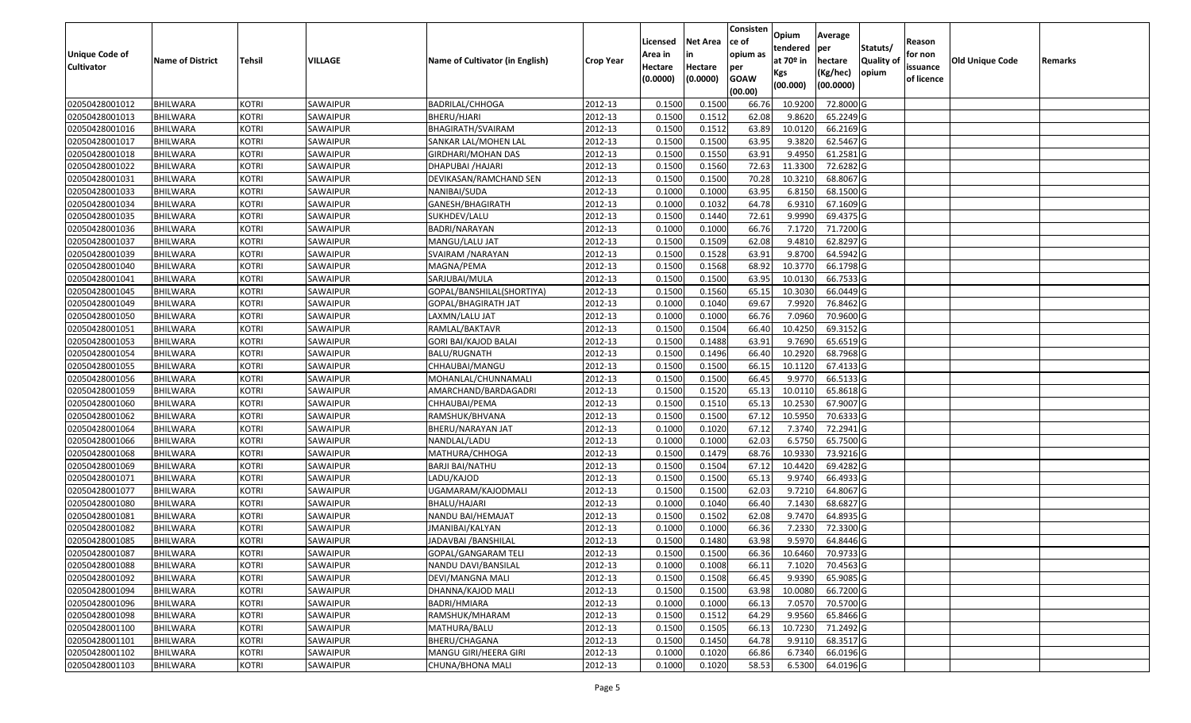| Unique Code of Cultivator | Name of District | Tehsil | VILLAGE | Name of Cultivator (in English) | Crop Year | Licensed Area in Hectare (0.0000) | Net Area in Hectare (0.0000) | Consistence of opium as per GOAW (00.00) | Opium tendered at 70º in Kgs (00.000) | Average per hectare (Kg/hec) (00.0000) | Statuts/ Quality of opium | Reason for non issuance of licence | Old Unique Code | Remarks |
|---|---|---|---|---|---|---|---|---|---|---|---|---|---|---|
| 02050428001012 | BHILWARA | KOTRI | SAWAIPUR | BADRILAL/CHHOGA | 2012-13 | 0.1500 | 0.1500 | 66.76 | 10.9200 | 72.8000 | G | | | |
| 02050428001013 | BHILWARA | KOTRI | SAWAIPUR | BHERU/HJARI | 2012-13 | 0.1500 | 0.1512 | 62.08 | 9.8620 | 65.2249 | G | | | |
| 02050428001016 | BHILWARA | KOTRI | SAWAIPUR | BHAGIRATH/SVAIRAM | 2012-13 | 0.1500 | 0.1512 | 63.89 | 10.0120 | 66.2169 | G | | | |
| 02050428001017 | BHILWARA | KOTRI | SAWAIPUR | SANKAR LAL/MOHEN LAL | 2012-13 | 0.1500 | 0.1500 | 63.95 | 9.3820 | 62.5467 | G | | | |
| 02050428001018 | BHILWARA | KOTRI | SAWAIPUR | GIRDHARI/MOHAN DAS | 2012-13 | 0.1500 | 0.1550 | 63.91 | 9.4950 | 61.2581 | G | | | |
| 02050428001022 | BHILWARA | KOTRI | SAWAIPUR | DHAPUBAI /HAJARI | 2012-13 | 0.1500 | 0.1560 | 72.63 | 11.3300 | 72.6282 | G | | | |
| 02050428001031 | BHILWARA | KOTRI | SAWAIPUR | DEVIKASAN/RAMCHAND SEN | 2012-13 | 0.1500 | 0.1500 | 70.28 | 10.3210 | 68.8067 | G | | | |
| 02050428001033 | BHILWARA | KOTRI | SAWAIPUR | NANIBAI/SUDA | 2012-13 | 0.1000 | 0.1000 | 63.95 | 6.8150 | 68.1500 | G | | | |
| 02050428001034 | BHILWARA | KOTRI | SAWAIPUR | GANESH/BHAGIRATH | 2012-13 | 0.1000 | 0.1032 | 64.78 | 6.9310 | 67.1609 | G | | | |
| 02050428001035 | BHILWARA | KOTRI | SAWAIPUR | SUKHDEV/LALU | 2012-13 | 0.1500 | 0.1440 | 72.61 | 9.9990 | 69.4375 | G | | | |
| 02050428001036 | BHILWARA | KOTRI | SAWAIPUR | BADRI/NARAYAN | 2012-13 | 0.1000 | 0.1000 | 66.76 | 7.1720 | 71.7200 | G | | | |
| 02050428001037 | BHILWARA | KOTRI | SAWAIPUR | MANGU/LALU JAT | 2012-13 | 0.1500 | 0.1509 | 62.08 | 9.4810 | 62.8297 | G | | | |
| 02050428001039 | BHILWARA | KOTRI | SAWAIPUR | SVAIRAM /NARAYAN | 2012-13 | 0.1500 | 0.1528 | 63.91 | 9.8700 | 64.5942 | G | | | |
| 02050428001040 | BHILWARA | KOTRI | SAWAIPUR | MAGNA/PEMA | 2012-13 | 0.1500 | 0.1568 | 68.92 | 10.3770 | 66.1798 | G | | | |
| 02050428001041 | BHILWARA | KOTRI | SAWAIPUR | SARJUBAI/MULA | 2012-13 | 0.1500 | 0.1500 | 63.95 | 10.0130 | 66.7533 | G | | | |
| 02050428001045 | BHILWARA | KOTRI | SAWAIPUR | GOPAL/BANSHILAL(SHORTIYA) | 2012-13 | 0.1500 | 0.1560 | 65.15 | 10.3030 | 66.0449 | G | | | |
| 02050428001049 | BHILWARA | KOTRI | SAWAIPUR | GOPAL/BHAGIRATH JAT | 2012-13 | 0.1000 | 0.1040 | 69.67 | 7.9920 | 76.8462 | G | | | |
| 02050428001050 | BHILWARA | KOTRI | SAWAIPUR | LAXMN/LALU JAT | 2012-13 | 0.1000 | 0.1000 | 66.76 | 7.0960 | 70.9600 | G | | | |
| 02050428001051 | BHILWARA | KOTRI | SAWAIPUR | RAMLAL/BAKTAVR | 2012-13 | 0.1500 | 0.1504 | 66.40 | 10.4250 | 69.3152 | G | | | |
| 02050428001053 | BHILWARA | KOTRI | SAWAIPUR | GORI BAI/KAJOD BALAI | 2012-13 | 0.1500 | 0.1488 | 63.91 | 9.7690 | 65.6519 | G | | | |
| 02050428001054 | BHILWARA | KOTRI | SAWAIPUR | BALU/RUGNATH | 2012-13 | 0.1500 | 0.1496 | 66.40 | 10.2920 | 68.7968 | G | | | |
| 02050428001055 | BHILWARA | KOTRI | SAWAIPUR | CHHAUBAI/MANGU | 2012-13 | 0.1500 | 0.1500 | 66.15 | 10.1120 | 67.4133 | G | | | |
| 02050428001056 | BHILWARA | KOTRI | SAWAIPUR | MOHANLAL/CHUNNAMALI | 2012-13 | 0.1500 | 0.1500 | 66.45 | 9.9770 | 66.5133 | G | | | |
| 02050428001059 | BHILWARA | KOTRI | SAWAIPUR | AMARCHAND/BARDAGADRI | 2012-13 | 0.1500 | 0.1520 | 65.13 | 10.0110 | 65.8618 | G | | | |
| 02050428001060 | BHILWARA | KOTRI | SAWAIPUR | CHHAUBAI/PEMA | 2012-13 | 0.1500 | 0.1510 | 65.13 | 10.2530 | 67.9007 | G | | | |
| 02050428001062 | BHILWARA | KOTRI | SAWAIPUR | RAMSHUK/BHVANA | 2012-13 | 0.1500 | 0.1500 | 67.12 | 10.5950 | 70.6333 | G | | | |
| 02050428001064 | BHILWARA | KOTRI | SAWAIPUR | BHERU/NARAYAN JAT | 2012-13 | 0.1000 | 0.1020 | 67.12 | 7.3740 | 72.2941 | G | | | |
| 02050428001066 | BHILWARA | KOTRI | SAWAIPUR | NANDLAL/LADU | 2012-13 | 0.1000 | 0.1000 | 62.03 | 6.5750 | 65.7500 | G | | | |
| 02050428001068 | BHILWARA | KOTRI | SAWAIPUR | MATHURA/CHHOGA | 2012-13 | 0.1500 | 0.1479 | 68.76 | 10.9330 | 73.9216 | G | | | |
| 02050428001069 | BHILWARA | KOTRI | SAWAIPUR | BARJI BAI/NATHU | 2012-13 | 0.1500 | 0.1504 | 67.12 | 10.4420 | 69.4282 | G | | | |
| 02050428001071 | BHILWARA | KOTRI | SAWAIPUR | LADU/KAJOD | 2012-13 | 0.1500 | 0.1500 | 65.13 | 9.9740 | 66.4933 | G | | | |
| 02050428001077 | BHILWARA | KOTRI | SAWAIPUR | UGAMARAM/KAJODMALI | 2012-13 | 0.1500 | 0.1500 | 62.03 | 9.7210 | 64.8067 | G | | | |
| 02050428001080 | BHILWARA | KOTRI | SAWAIPUR | BHALU/HAJARI | 2012-13 | 0.1000 | 0.1040 | 66.40 | 7.1430 | 68.6827 | G | | | |
| 02050428001081 | BHILWARA | KOTRI | SAWAIPUR | NANDU BAI/HEMAJAT | 2012-13 | 0.1500 | 0.1502 | 62.08 | 9.7470 | 64.8935 | G | | | |
| 02050428001082 | BHILWARA | KOTRI | SAWAIPUR | JMANIBAI/KALYAN | 2012-13 | 0.1000 | 0.1000 | 66.36 | 7.2330 | 72.3300 | G | | | |
| 02050428001085 | BHILWARA | KOTRI | SAWAIPUR | JADAVBAI /BANSHILAL | 2012-13 | 0.1500 | 0.1480 | 63.98 | 9.5970 | 64.8446 | G | | | |
| 02050428001087 | BHILWARA | KOTRI | SAWAIPUR | GOPAL/GANGARAM TELI | 2012-13 | 0.1500 | 0.1500 | 66.36 | 10.6460 | 70.9733 | G | | | |
| 02050428001088 | BHILWARA | KOTRI | SAWAIPUR | NANDU DAVI/BANSILAL | 2012-13 | 0.1000 | 0.1008 | 66.11 | 7.1020 | 70.4563 | G | | | |
| 02050428001092 | BHILWARA | KOTRI | SAWAIPUR | DEVI/MANGNA MALI | 2012-13 | 0.1500 | 0.1508 | 66.45 | 9.9390 | 65.9085 | G | | | |
| 02050428001094 | BHILWARA | KOTRI | SAWAIPUR | DHANNA/KAJOD MALI | 2012-13 | 0.1500 | 0.1500 | 63.98 | 10.0080 | 66.7200 | G | | | |
| 02050428001096 | BHILWARA | KOTRI | SAWAIPUR | BADRI/HMIARA | 2012-13 | 0.1000 | 0.1000 | 66.13 | 7.0570 | 70.5700 | G | | | |
| 02050428001098 | BHILWARA | KOTRI | SAWAIPUR | RAMSHUK/MHARAM | 2012-13 | 0.1500 | 0.1512 | 64.29 | 9.9560 | 65.8466 | G | | | |
| 02050428001100 | BHILWARA | KOTRI | SAWAIPUR | MATHURA/BALU | 2012-13 | 0.1500 | 0.1505 | 66.13 | 10.7230 | 71.2492 | G | | | |
| 02050428001101 | BHILWARA | KOTRI | SAWAIPUR | BHERU/CHAGANA | 2012-13 | 0.1500 | 0.1450 | 64.78 | 9.9110 | 68.3517 | G | | | |
| 02050428001102 | BHILWARA | KOTRI | SAWAIPUR | MANGU GIRI/HEERA GIRI | 2012-13 | 0.1000 | 0.1020 | 66.86 | 6.7340 | 66.0196 | G | | | |
| 02050428001103 | BHILWARA | KOTRI | SAWAIPUR | CHUNA/BHONA MALI | 2012-13 | 0.1000 | 0.1020 | 58.53 | 6.5300 | 64.0196 | G | | | |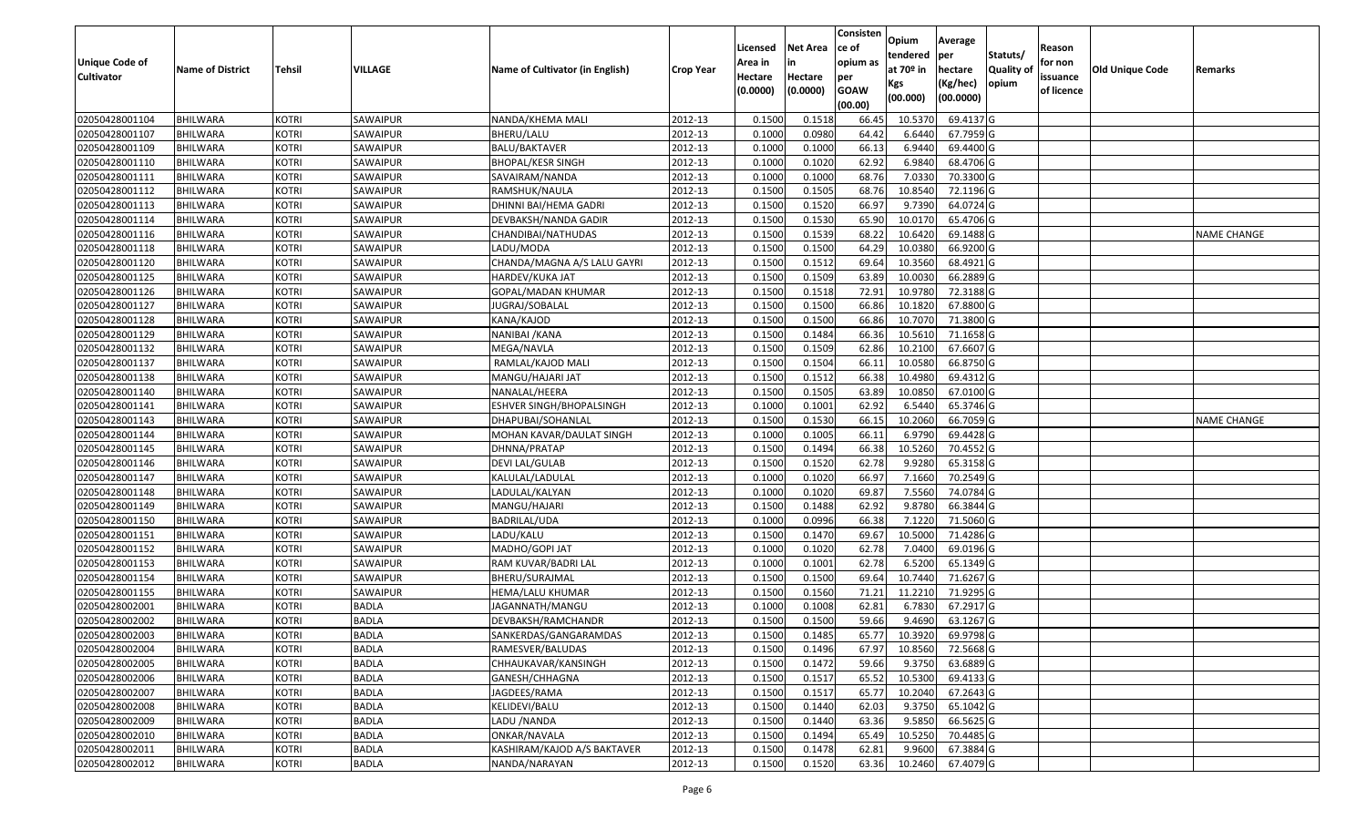| Unique Code of Cultivator | Name of District | Tehsil | VILLAGE | Name of Cultivator (in English) | Crop Year | Licensed Area in Hectare (0.0000) | Net Area in Hectare (0.0000) | Consistence of opium as per GOAW (00.00) | Opium tendered at 70º in Kgs (00.000) | Average per hectare (Kg/hec) (00.0000) | Statuts/ Quality of opium | Reason for non issuance of licence | Old Unique Code | Remarks |
|---|---|---|---|---|---|---|---|---|---|---|---|---|---|---|
| 02050428001104 | BHILWARA | KOTRI | SAWAIPUR | NANDA/KHEMA MALI | 2012-13 | 0.1500 | 0.1518 | 66.45 | 10.5370 | 69.4137 | G | | | |
| 02050428001107 | BHILWARA | KOTRI | SAWAIPUR | BHERU/LALU | 2012-13 | 0.1000 | 0.0980 | 64.42 | 6.6440 | 67.7959 | G | | | |
| 02050428001109 | BHILWARA | KOTRI | SAWAIPUR | BALU/BAKTAVER | 2012-13 | 0.1000 | 0.1000 | 66.13 | 6.9440 | 69.4400 | G | | | |
| 02050428001110 | BHILWARA | KOTRI | SAWAIPUR | BHOPAL/KESR SINGH | 2012-13 | 0.1000 | 0.1020 | 62.92 | 6.9840 | 68.4706 | G | | | |
| 02050428001111 | BHILWARA | KOTRI | SAWAIPUR | SAVAIRAM/NANDA | 2012-13 | 0.1000 | 0.1000 | 68.76 | 7.0330 | 70.3300 | G | | | |
| 02050428001112 | BHILWARA | KOTRI | SAWAIPUR | RAMSHUK/NAULA | 2012-13 | 0.1500 | 0.1505 | 68.76 | 10.8540 | 72.1196 | G | | | |
| 02050428001113 | BHILWARA | KOTRI | SAWAIPUR | DHINNI BAI/HEMA GADRI | 2012-13 | 0.1500 | 0.1520 | 66.97 | 9.7390 | 64.0724 | G | | | |
| 02050428001114 | BHILWARA | KOTRI | SAWAIPUR | DEVBAKSH/NANDA GADIR | 2012-13 | 0.1500 | 0.1530 | 65.90 | 10.0170 | 65.4706 | G | | | |
| 02050428001116 | BHILWARA | KOTRI | SAWAIPUR | CHANDIBAI/NATHUDAS | 2012-13 | 0.1500 | 0.1539 | 68.22 | 10.6420 | 69.1488 | G | | | NAME CHANGE |
| 02050428001118 | BHILWARA | KOTRI | SAWAIPUR | LADU/MODA | 2012-13 | 0.1500 | 0.1500 | 64.29 | 10.0380 | 66.9200 | G | | | |
| 02050428001120 | BHILWARA | KOTRI | SAWAIPUR | CHANDA/MAGNA A/S LALU GAYRI | 2012-13 | 0.1500 | 0.1512 | 69.64 | 10.3560 | 68.4921 | G | | | |
| 02050428001125 | BHILWARA | KOTRI | SAWAIPUR | HARDEV/KUKA JAT | 2012-13 | 0.1500 | 0.1509 | 63.89 | 10.0030 | 66.2889 | G | | | |
| 02050428001126 | BHILWARA | KOTRI | SAWAIPUR | GOPAL/MADAN KHUMAR | 2012-13 | 0.1500 | 0.1518 | 72.91 | 10.9780 | 72.3188 | G | | | |
| 02050428001127 | BHILWARA | KOTRI | SAWAIPUR | JUGRAJ/SOBALAL | 2012-13 | 0.1500 | 0.1500 | 66.86 | 10.1820 | 67.8800 | G | | | |
| 02050428001128 | BHILWARA | KOTRI | SAWAIPUR | KANA/KAJOD | 2012-13 | 0.1500 | 0.1500 | 66.86 | 10.7070 | 71.3800 | G | | | |
| 02050428001129 | BHILWARA | KOTRI | SAWAIPUR | NANIBAI /KANA | 2012-13 | 0.1500 | 0.1484 | 66.36 | 10.5610 | 71.1658 | G | | | |
| 02050428001132 | BHILWARA | KOTRI | SAWAIPUR | MEGA/NAVLA | 2012-13 | 0.1500 | 0.1509 | 62.86 | 10.2100 | 67.6607 | G | | | |
| 02050428001137 | BHILWARA | KOTRI | SAWAIPUR | RAMLAL/KAJOD MALI | 2012-13 | 0.1500 | 0.1504 | 66.11 | 10.0580 | 66.8750 | G | | | |
| 02050428001138 | BHILWARA | KOTRI | SAWAIPUR | MANGU/HAJARI JAT | 2012-13 | 0.1500 | 0.1512 | 66.38 | 10.4980 | 69.4312 | G | | | |
| 02050428001140 | BHILWARA | KOTRI | SAWAIPUR | NANALAL/HEERA | 2012-13 | 0.1500 | 0.1505 | 63.89 | 10.0850 | 67.0100 | G | | | |
| 02050428001141 | BHILWARA | KOTRI | SAWAIPUR | ESHVER SINGH/BHOPALSINGH | 2012-13 | 0.1000 | 0.1001 | 62.92 | 6.5440 | 65.3746 | G | | | |
| 02050428001143 | BHILWARA | KOTRI | SAWAIPUR | DHAPUBAI/SOHANLAL | 2012-13 | 0.1500 | 0.1530 | 66.15 | 10.2060 | 66.7059 | G | | | NAME CHANGE |
| 02050428001144 | BHILWARA | KOTRI | SAWAIPUR | MOHAN KAVAR/DAULAT SINGH | 2012-13 | 0.1000 | 0.1005 | 66.11 | 6.9790 | 69.4428 | G | | | |
| 02050428001145 | BHILWARA | KOTRI | SAWAIPUR | DHNNA/PRATAP | 2012-13 | 0.1500 | 0.1494 | 66.38 | 10.5260 | 70.4552 | G | | | |
| 02050428001146 | BHILWARA | KOTRI | SAWAIPUR | DEVI LAL/GULAB | 2012-13 | 0.1500 | 0.1520 | 62.78 | 9.9280 | 65.3158 | G | | | |
| 02050428001147 | BHILWARA | KOTRI | SAWAIPUR | KALULAL/LADULAL | 2012-13 | 0.1000 | 0.1020 | 66.97 | 7.1660 | 70.2549 | G | | | |
| 02050428001148 | BHILWARA | KOTRI | SAWAIPUR | LADULAL/KALYAN | 2012-13 | 0.1000 | 0.1020 | 69.87 | 7.5560 | 74.0784 | G | | | |
| 02050428001149 | BHILWARA | KOTRI | SAWAIPUR | MANGU/HAJARI | 2012-13 | 0.1500 | 0.1488 | 62.92 | 9.8780 | 66.3844 | G | | | |
| 02050428001150 | BHILWARA | KOTRI | SAWAIPUR | BADRILAL/UDA | 2012-13 | 0.1000 | 0.0996 | 66.38 | 7.1220 | 71.5060 | G | | | |
| 02050428001151 | BHILWARA | KOTRI | SAWAIPUR | LADU/KALU | 2012-13 | 0.1500 | 0.1470 | 69.67 | 10.5000 | 71.4286 | G | | | |
| 02050428001152 | BHILWARA | KOTRI | SAWAIPUR | MADHO/GOPI JAT | 2012-13 | 0.1000 | 0.1020 | 62.78 | 7.0400 | 69.0196 | G | | | |
| 02050428001153 | BHILWARA | KOTRI | SAWAIPUR | RAM KUVAR/BADRI LAL | 2012-13 | 0.1000 | 0.1001 | 62.78 | 6.5200 | 65.1349 | G | | | |
| 02050428001154 | BHILWARA | KOTRI | SAWAIPUR | BHERU/SURAJMAL | 2012-13 | 0.1500 | 0.1500 | 69.64 | 10.7440 | 71.6267 | G | | | |
| 02050428001155 | BHILWARA | KOTRI | SAWAIPUR | HEMA/LALU KHUMAR | 2012-13 | 0.1500 | 0.1560 | 71.21 | 11.2210 | 71.9295 | G | | | |
| 02050428002001 | BHILWARA | KOTRI | BADLA | JAGANNATH/MANGU | 2012-13 | 0.1000 | 0.1008 | 62.81 | 6.7830 | 67.2917 | G | | | |
| 02050428002002 | BHILWARA | KOTRI | BADLA | DEVBAKSH/RAMCHANDR | 2012-13 | 0.1500 | 0.1500 | 59.66 | 9.4690 | 63.1267 | G | | | |
| 02050428002003 | BHILWARA | KOTRI | BADLA | SANKERDAS/GANGARAMDAS | 2012-13 | 0.1500 | 0.1485 | 65.77 | 10.3920 | 69.9798 | G | | | |
| 02050428002004 | BHILWARA | KOTRI | BADLA | RAMESVER/BALUDAS | 2012-13 | 0.1500 | 0.1496 | 67.97 | 10.8560 | 72.5668 | G | | | |
| 02050428002005 | BHILWARA | KOTRI | BADLA | CHHAUKAVAR/KANSINGH | 2012-13 | 0.1500 | 0.1472 | 59.66 | 9.3750 | 63.6889 | G | | | |
| 02050428002006 | BHILWARA | KOTRI | BADLA | GANESH/CHHAGNA | 2012-13 | 0.1500 | 0.1517 | 65.52 | 10.5300 | 69.4133 | G | | | |
| 02050428002007 | BHILWARA | KOTRI | BADLA | JAGDEES/RAMA | 2012-13 | 0.1500 | 0.1517 | 65.77 | 10.2040 | 67.2643 | G | | | |
| 02050428002008 | BHILWARA | KOTRI | BADLA | KELIDEVI/BALU | 2012-13 | 0.1500 | 0.1440 | 62.03 | 9.3750 | 65.1042 | G | | | |
| 02050428002009 | BHILWARA | KOTRI | BADLA | LADU /NANDA | 2012-13 | 0.1500 | 0.1440 | 63.36 | 9.5850 | 66.5625 | G | | | |
| 02050428002010 | BHILWARA | KOTRI | BADLA | ONKAR/NAVALA | 2012-13 | 0.1500 | 0.1494 | 65.49 | 10.5250 | 70.4485 | G | | | |
| 02050428002011 | BHILWARA | KOTRI | BADLA | KASHIRAM/KAJOD A/S BAKTAVER | 2012-13 | 0.1500 | 0.1478 | 62.81 | 9.9600 | 67.3884 | G | | | |
| 02050428002012 | BHILWARA | KOTRI | BADLA | NANDA/NARAYAN | 2012-13 | 0.1500 | 0.1520 | 63.36 | 10.2460 | 67.4079 | G | | | |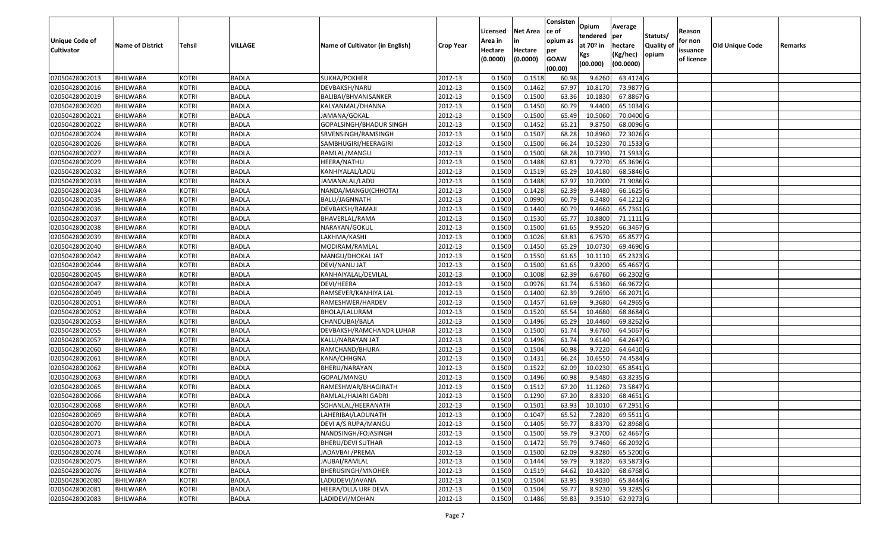| Unique Code of Cultivator | Name of District | Tehsil | VILLAGE | Name of Cultivator (in English) | Crop Year | Licensed Area in Hectare (0.0000) | Net Area in Hectare (0.0000) | Consisten ce of opium as per GOAW (00.00) | Opium tendered at 70º in Kgs (00.000) | Average per hectare (Kg/hec) (00.0000) | Statuts/ Quality of opium | Reason for non issuance of licence | Old Unique Code | Remarks |
|---|---|---|---|---|---|---|---|---|---|---|---|---|---|---|
| 02050428002013 | BHILWARA | KOTRI | BADLA | SUKHA/POKHER | 2012-13 | 0.1500 | 0.1518 | 60.98 | 9.6260 | 63.4124 | G | | | |
| 02050428002016 | BHILWARA | KOTRI | BADLA | DEVBAKSH/NARU | 2012-13 | 0.1500 | 0.1462 | 67.97 | 10.8170 | 73.9877 | G | | | |
| 02050428002019 | BHILWARA | KOTRI | BADLA | BALIBAI/BHVANISANKER | 2012-13 | 0.1500 | 0.1500 | 63.36 | 10.1830 | 67.8867 | G | | | |
| 02050428002020 | BHILWARA | KOTRI | BADLA | KALYANMAL/DHANNA | 2012-13 | 0.1500 | 0.1450 | 60.79 | 9.4400 | 65.1034 | G | | | |
| 02050428002021 | BHILWARA | KOTRI | BADLA | JAMANA/GOKAL | 2012-13 | 0.1500 | 0.1500 | 65.49 | 10.5060 | 70.0400 | G | | | |
| 02050428002022 | BHILWARA | KOTRI | BADLA | GOPALSINGH/BHADUR SINGH | 2012-13 | 0.1500 | 0.1452 | 65.21 | 9.8750 | 68.0096 | G | | | |
| 02050428002024 | BHILWARA | KOTRI | BADLA | SRVENSINGH/RAMSINGH | 2012-13 | 0.1500 | 0.1507 | 68.28 | 10.8960 | 72.3026 | G | | | |
| 02050428002026 | BHILWARA | KOTRI | BADLA | SAMBHUGIRI/HEERAGIRI | 2012-13 | 0.1500 | 0.1500 | 66.24 | 10.5230 | 70.1533 | G | | | |
| 02050428002027 | BHILWARA | KOTRI | BADLA | RAMLAL/MANGU | 2012-13 | 0.1500 | 0.1500 | 68.28 | 10.7390 | 71.5933 | G | | | |
| 02050428002029 | BHILWARA | KOTRI | BADLA | HEERA/NATHU | 2012-13 | 0.1500 | 0.1488 | 62.81 | 9.7270 | 65.3696 | G | | | |
| 02050428002032 | BHILWARA | KOTRI | BADLA | KANHIYALAL/LADU | 2012-13 | 0.1500 | 0.1519 | 65.29 | 10.4180 | 68.5846 | G | | | |
| 02050428002033 | BHILWARA | KOTRI | BADLA | JAMANALAL/LADU | 2012-13 | 0.1500 | 0.1488 | 67.97 | 10.7000 | 71.9086 | G | | | |
| 02050428002034 | BHILWARA | KOTRI | BADLA | NANDA/MANGU(CHHOTA) | 2012-13 | 0.1500 | 0.1428 | 62.39 | 9.4480 | 66.1625 | G | | | |
| 02050428002035 | BHILWARA | KOTRI | BADLA | BALU/JAGNNATH | 2012-13 | 0.1000 | 0.0990 | 60.79 | 6.3480 | 64.1212 | G | | | |
| 02050428002036 | BHILWARA | KOTRI | BADLA | DEVBAKSH/RAMAJI | 2012-13 | 0.1500 | 0.1440 | 60.79 | 9.4660 | 65.7361 | G | | | |
| 02050428002037 | BHILWARA | KOTRI | BADLA | BHAVERLAL/RAMA | 2012-13 | 0.1500 | 0.1530 | 65.77 | 10.8800 | 71.1111 | G | | | |
| 02050428002038 | BHILWARA | KOTRI | BADLA | NARAYAN/GOKUL | 2012-13 | 0.1500 | 0.1500 | 61.65 | 9.9520 | 66.3467 | G | | | |
| 02050428002039 | BHILWARA | KOTRI | BADLA | LAKHMA/KASHI | 2012-13 | 0.1000 | 0.1026 | 63.83 | 6.7570 | 65.8577 | G | | | |
| 02050428002040 | BHILWARA | KOTRI | BADLA | MODIRAM/RAMLAL | 2012-13 | 0.1500 | 0.1450 | 65.29 | 10.0730 | 69.4690 | G | | | |
| 02050428002042 | BHILWARA | KOTRI | BADLA | MANGU/DHOKAL JAT | 2012-13 | 0.1500 | 0.1550 | 61.65 | 10.1110 | 65.2323 | G | | | |
| 02050428002044 | BHILWARA | KOTRI | BADLA | DEVI/NANU JAT | 2012-13 | 0.1500 | 0.1500 | 61.65 | 9.8200 | 65.4667 | G | | | |
| 02050428002045 | BHILWARA | KOTRI | BADLA | KANHAIYALAL/DEVILAL | 2012-13 | 0.1000 | 0.1008 | 62.39 | 6.6760 | 66.2302 | G | | | |
| 02050428002047 | BHILWARA | KOTRI | BADLA | DEVI/HEERA | 2012-13 | 0.1500 | 0.0976 | 61.74 | 6.5360 | 66.9672 | G | | | |
| 02050428002049 | BHILWARA | KOTRI | BADLA | RAMSEVER/KANHIYA LAL | 2012-13 | 0.1500 | 0.1400 | 62.39 | 9.2690 | 66.2071 | G | | | |
| 02050428002051 | BHILWARA | KOTRI | BADLA | RAMESHWER/HARDEV | 2012-13 | 0.1500 | 0.1457 | 61.69 | 9.3680 | 64.2965 | G | | | |
| 02050428002052 | BHILWARA | KOTRI | BADLA | BHOLA/LALURAM | 2012-13 | 0.1500 | 0.1520 | 65.54 | 10.4680 | 68.8684 | G | | | |
| 02050428002053 | BHILWARA | KOTRI | BADLA | CHANDUBAI/BALA | 2012-13 | 0.1500 | 0.1496 | 65.29 | 10.4460 | 69.8262 | G | | | |
| 02050428002055 | BHILWARA | KOTRI | BADLA | DEVBAKSH/RAMCHANDR LUHAR | 2012-13 | 0.1500 | 0.1500 | 61.74 | 9.6760 | 64.5067 | G | | | |
| 02050428002057 | BHILWARA | KOTRI | BADLA | KALU/NARAYAN JAT | 2012-13 | 0.1500 | 0.1496 | 61.74 | 9.6140 | 64.2647 | G | | | |
| 02050428002060 | BHILWARA | KOTRI | BADLA | RAMCHAND/BHURA | 2012-13 | 0.1500 | 0.1504 | 60.98 | 9.7220 | 64.6410 | G | | | |
| 02050428002061 | BHILWARA | KOTRI | BADLA | KANA/CHHGNA | 2012-13 | 0.1500 | 0.1431 | 66.24 | 10.6550 | 74.4584 | G | | | |
| 02050428002062 | BHILWARA | KOTRI | BADLA | BHERU/NARAYAN | 2012-13 | 0.1500 | 0.1522 | 62.09 | 10.0230 | 65.8541 | G | | | |
| 02050428002063 | BHILWARA | KOTRI | BADLA | GOPAL/MANGU | 2012-13 | 0.1500 | 0.1496 | 60.98 | 9.5480 | 63.8235 | G | | | |
| 02050428002065 | BHILWARA | KOTRI | BADLA | RAMESHWAR/BHAGIRATH | 2012-13 | 0.1500 | 0.1512 | 67.20 | 11.1260 | 73.5847 | G | | | |
| 02050428002066 | BHILWARA | KOTRI | BADLA | RAMLAL/HAJARI GADRI | 2012-13 | 0.1500 | 0.1290 | 67.20 | 8.8320 | 68.4651 | G | | | |
| 02050428002068 | BHILWARA | KOTRI | BADLA | SOHANLAL/HEERANATH | 2012-13 | 0.1500 | 0.1501 | 63.93 | 10.1010 | 67.2951 | G | | | |
| 02050428002069 | BHILWARA | KOTRI | BADLA | LAHERIBAI/LADUNATH | 2012-13 | 0.1000 | 0.1047 | 65.52 | 7.2820 | 69.5511 | G | | | |
| 02050428002070 | BHILWARA | KOTRI | BADLA | DEVI A/S RUPA/MANGU | 2012-13 | 0.1500 | 0.1405 | 59.77 | 8.8370 | 62.8968 | G | | | |
| 02050428002071 | BHILWARA | KOTRI | BADLA | NANDSINGH/FOJASINGH | 2012-13 | 0.1500 | 0.1500 | 59.79 | 9.3700 | 62.4667 | G | | | |
| 02050428002073 | BHILWARA | KOTRI | BADLA | BHERU/DEVI SUTHAR | 2012-13 | 0.1500 | 0.1472 | 59.79 | 9.7460 | 66.2092 | G | | | |
| 02050428002074 | BHILWARA | KOTRI | BADLA | JADAVBAI /PREMA | 2012-13 | 0.1500 | 0.1500 | 62.09 | 9.8280 | 65.5200 | G | | | |
| 02050428002075 | BHILWARA | KOTRI | BADLA | JAUBAI/RAMLAL | 2012-13 | 0.1500 | 0.1444 | 59.79 | 9.1820 | 63.5873 | G | | | |
| 02050428002076 | BHILWARA | KOTRI | BADLA | BHERUSINGH/MNOHER | 2012-13 | 0.1500 | 0.1519 | 64.62 | 10.4320 | 68.6768 | G | | | |
| 02050428002080 | BHILWARA | KOTRI | BADLA | LADUDEVI/JAVANA | 2012-13 | 0.1500 | 0.1504 | 63.95 | 9.9030 | 65.8444 | G | | | |
| 02050428002081 | BHILWARA | KOTRI | BADLA | HEERA/DLLA URF DEVA | 2012-13 | 0.1500 | 0.1504 | 59.77 | 8.9230 | 59.3285 | G | | | |
| 02050428002083 | BHILWARA | KOTRI | BADLA | LADIDEVI/MOHAN | 2012-13 | 0.1500 | 0.1486 | 59.83 | 9.3510 | 62.9273 | G | | | |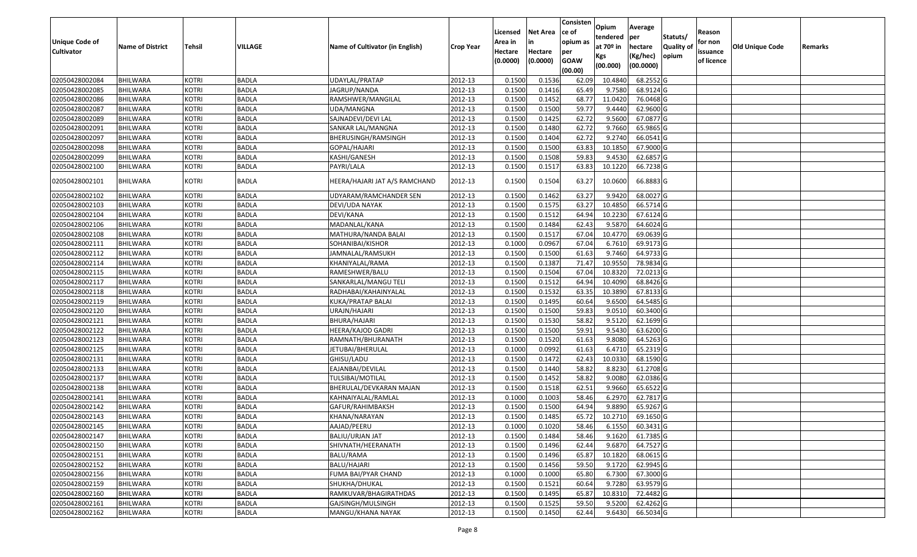| Unique Code of Cultivator | Name of District | Tehsil | VILLAGE | Name of Cultivator (in English) | Crop Year | Licensed Area in Hectare (0.0000) | Net Area in Hectare (0.0000) | Consistence of opium as per GOAW (00.00) | Opium tendered at 70º in Kgs (00.000) | Average per hectare (Kg/hec) (00.0000) | Statuts/ Quality of opium | Reason for non issuance of licence | Old Unique Code | Remarks |
|---|---|---|---|---|---|---|---|---|---|---|---|---|---|---|
| 02050428002084 | BHILWARA | KOTRI | BADLA | UDAYLAL/PRATAP | 2012-13 | 0.1500 | 0.1536 | 62.09 | 10.4840 | 68.2552 | G | | | |
| 02050428002085 | BHILWARA | KOTRI | BADLA | JAGRUP/NANDA | 2012-13 | 0.1500 | 0.1416 | 65.49 | 9.7580 | 68.9124 | G | | | |
| 02050428002086 | BHILWARA | KOTRI | BADLA | RAMSHWER/MANGILAL | 2012-13 | 0.1500 | 0.1452 | 68.77 | 11.0420 | 76.0468 | G | | | |
| 02050428002087 | BHILWARA | KOTRI | BADLA | UDA/MANGNA | 2012-13 | 0.1500 | 0.1500 | 59.77 | 9.4440 | 62.9600 | G | | | |
| 02050428002089 | BHILWARA | KOTRI | BADLA | SAJNADEVI/DEVI LAL | 2012-13 | 0.1500 | 0.1425 | 62.72 | 9.5600 | 67.0877 | G | | | |
| 02050428002091 | BHILWARA | KOTRI | BADLA | SANKAR LAL/MANGNA | 2012-13 | 0.1500 | 0.1480 | 62.72 | 9.7660 | 65.9865 | G | | | |
| 02050428002097 | BHILWARA | KOTRI | BADLA | BHERUSINGH/RAMSINGH | 2012-13 | 0.1500 | 0.1404 | 62.72 | 9.2740 | 66.0541 | G | | | |
| 02050428002098 | BHILWARA | KOTRI | BADLA | GOPAL/HAJARI | 2012-13 | 0.1500 | 0.1500 | 63.83 | 10.1850 | 67.9000 | G | | | |
| 02050428002099 | BHILWARA | KOTRI | BADLA | KASHI/GANESH | 2012-13 | 0.1500 | 0.1508 | 59.83 | 9.4530 | 62.6857 | G | | | |
| 02050428002100 | BHILWARA | KOTRI | BADLA | PAYRI/LALA | 2012-13 | 0.1500 | 0.1517 | 63.83 | 10.1220 | 66.7238 | G | | | |
| 02050428002101 | BHILWARA | KOTRI | BADLA | HEERA/HAJARI JAT A/S RAMCHAND | 2012-13 | 0.1500 | 0.1504 | 63.27 | 10.0600 | 66.8883 | G | | | |
| 02050428002102 | BHILWARA | KOTRI | BADLA | UDYARAM/RAMCHANDER SEN | 2012-13 | 0.1500 | 0.1462 | 63.27 | 9.9420 | 68.0027 | G | | | |
| 02050428002103 | BHILWARA | KOTRI | BADLA | DEVI/UDA NAYAK | 2012-13 | 0.1500 | 0.1575 | 63.27 | 10.4850 | 66.5714 | G | | | |
| 02050428002104 | BHILWARA | KOTRI | BADLA | DEVI/KANA | 2012-13 | 0.1500 | 0.1512 | 64.94 | 10.2230 | 67.6124 | G | | | |
| 02050428002106 | BHILWARA | KOTRI | BADLA | MADANLAL/KANA | 2012-13 | 0.1500 | 0.1484 | 62.43 | 9.5870 | 64.6024 | G | | | |
| 02050428002108 | BHILWARA | KOTRI | BADLA | MATHURA/NANDA BALAI | 2012-13 | 0.1500 | 0.1517 | 67.04 | 10.4770 | 69.0639 | G | | | |
| 02050428002111 | BHILWARA | KOTRI | BADLA | SOHANIBAI/KISHOR | 2012-13 | 0.1000 | 0.0967 | 67.04 | 6.7610 | 69.9173 | G | | | |
| 02050428002112 | BHILWARA | KOTRI | BADLA | JAMNALAL/RAMSUKH | 2012-13 | 0.1500 | 0.1500 | 61.63 | 9.7460 | 64.9733 | G | | | |
| 02050428002114 | BHILWARA | KOTRI | BADLA | KHANIYALAL/RAMA | 2012-13 | 0.1500 | 0.1387 | 71.47 | 10.9550 | 78.9834 | G | | | |
| 02050428002115 | BHILWARA | KOTRI | BADLA | RAMESHWER/BALU | 2012-13 | 0.1500 | 0.1504 | 67.04 | 10.8320 | 72.0213 | G | | | |
| 02050428002117 | BHILWARA | KOTRI | BADLA | SANKARLAL/MANGU TELI | 2012-13 | 0.1500 | 0.1512 | 64.94 | 10.4090 | 68.8426 | G | | | |
| 02050428002118 | BHILWARA | KOTRI | BADLA | RADHABAI/KAHAINYALAL | 2012-13 | 0.1500 | 0.1532 | 63.35 | 10.3890 | 67.8133 | G | | | |
| 02050428002119 | BHILWARA | KOTRI | BADLA | KUKA/PRATAP BALAI | 2012-13 | 0.1500 | 0.1495 | 60.64 | 9.6500 | 64.5485 | G | | | |
| 02050428002120 | BHILWARA | KOTRI | BADLA | URAJN/HAJARI | 2012-13 | 0.1500 | 0.1500 | 59.83 | 9.0510 | 60.3400 | G | | | |
| 02050428002121 | BHILWARA | KOTRI | BADLA | BHURA/HAJARI | 2012-13 | 0.1500 | 0.1530 | 58.82 | 9.5120 | 62.1699 | G | | | |
| 02050428002122 | BHILWARA | KOTRI | BADLA | HEERA/KAJOD GADRI | 2012-13 | 0.1500 | 0.1500 | 59.91 | 9.5430 | 63.6200 | G | | | |
| 02050428002123 | BHILWARA | KOTRI | BADLA | RAMNATH/BHURANATH | 2012-13 | 0.1500 | 0.1520 | 61.63 | 9.8080 | 64.5263 | G | | | |
| 02050428002125 | BHILWARA | KOTRI | BADLA | JETUBAI/BHERULAL | 2012-13 | 0.1000 | 0.0992 | 61.63 | 6.4710 | 65.2319 | G | | | |
| 02050428002131 | BHILWARA | KOTRI | BADLA | GHISU/LADU | 2012-13 | 0.1500 | 0.1472 | 62.43 | 10.0330 | 68.1590 | G | | | |
| 02050428002133 | BHILWARA | KOTRI | BADLA | EAJANBAI/DEVILAL | 2012-13 | 0.1500 | 0.1440 | 58.82 | 8.8230 | 61.2708 | G | | | |
| 02050428002137 | BHILWARA | KOTRI | BADLA | TULSIBAI/MOTILAL | 2012-13 | 0.1500 | 0.1452 | 58.82 | 9.0080 | 62.0386 | G | | | |
| 02050428002138 | BHILWARA | KOTRI | BADLA | BHERULAL/DEVKARAN MAJAN | 2012-13 | 0.1500 | 0.1518 | 62.51 | 9.9660 | 65.6522 | G | | | |
| 02050428002141 | BHILWARA | KOTRI | BADLA | KAHNAIYALAL/RAMLAL | 2012-13 | 0.1000 | 0.1003 | 58.46 | 6.2970 | 62.7817 | G | | | |
| 02050428002142 | BHILWARA | KOTRI | BADLA | GAFUR/RAHIMBAKSH | 2012-13 | 0.1500 | 0.1500 | 64.94 | 9.8890 | 65.9267 | G | | | |
| 02050428002143 | BHILWARA | KOTRI | BADLA | KHANA/NARAYAN | 2012-13 | 0.1500 | 0.1485 | 65.72 | 10.2710 | 69.1650 | G | | | |
| 02050428002145 | BHILWARA | KOTRI | BADLA | AAJAD/PEERU | 2012-13 | 0.1000 | 0.1020 | 58.46 | 6.1550 | 60.3431 | G | | | |
| 02050428002147 | BHILWARA | KOTRI | BADLA | BALIU/URJAN JAT | 2012-13 | 0.1500 | 0.1484 | 58.46 | 9.1620 | 61.7385 | G | | | |
| 02050428002150 | BHILWARA | KOTRI | BADLA | SHIVNATH/HEERANATH | 2012-13 | 0.1500 | 0.1496 | 62.44 | 9.6870 | 64.7527 | G | | | |
| 02050428002151 | BHILWARA | KOTRI | BADLA | BALU/RAMA | 2012-13 | 0.1500 | 0.1496 | 65.87 | 10.1820 | 68.0615 | G | | | |
| 02050428002152 | BHILWARA | KOTRI | BADLA | BALU/HAJARI | 2012-13 | 0.1500 | 0.1456 | 59.50 | 9.1720 | 62.9945 | G | | | |
| 02050428002156 | BHILWARA | KOTRI | BADLA | FUMA BAI/PYAR CHAND | 2012-13 | 0.1000 | 0.1000 | 65.80 | 6.7300 | 67.3000 | G | | | |
| 02050428002159 | BHILWARA | KOTRI | BADLA | SHUKHA/DHUKAL | 2012-13 | 0.1500 | 0.1521 | 60.64 | 9.7280 | 63.9579 | G | | | |
| 02050428002160 | BHILWARA | KOTRI | BADLA | RAMKUVAR/BHAGIRATHDAS | 2012-13 | 0.1500 | 0.1495 | 65.87 | 10.8310 | 72.4482 | G | | | |
| 02050428002161 | BHILWARA | KOTRI | BADLA | GAJSINGH/MULSINGH | 2012-13 | 0.1500 | 0.1525 | 59.50 | 9.5200 | 62.4262 | G | | | |
| 02050428002162 | BHILWARA | KOTRI | BADLA | MANGU/KHANA NAYAK | 2012-13 | 0.1500 | 0.1450 | 62.44 | 9.6430 | 66.5034 | G | | | |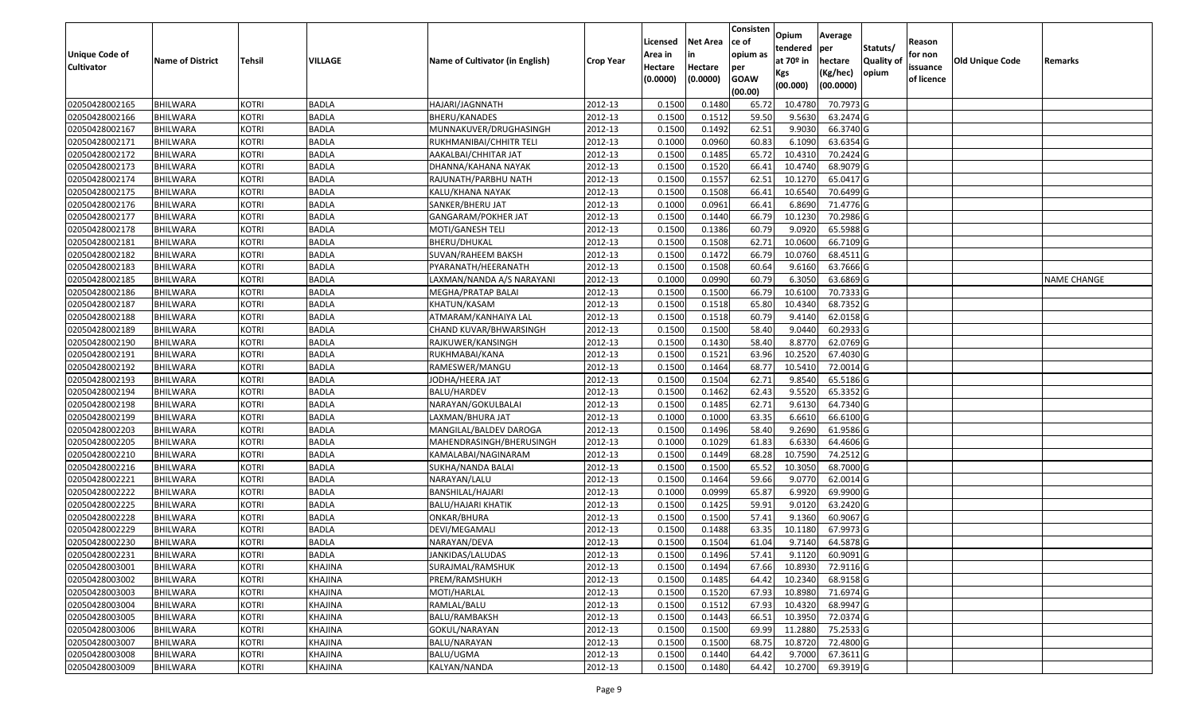| Unique Code of Cultivator | Name of District | Tehsil | VILLAGE | Name of Cultivator (in English) | Crop Year | Licensed Area in Hectare (0.0000) | Net Area in Hectare (0.0000) | Consistence of opium as per GOAW (00.00) | Opium tendered at 70º in Kgs (00.000) | Average per hectare (Kg/hec) (00.0000) | Statuts/ Quality of opium | Reason for non issuance of licence | Old Unique Code | Remarks |
|---|---|---|---|---|---|---|---|---|---|---|---|---|---|---|
| 02050428002165 | BHILWARA | KOTRI | BADLA | HAJARI/JAGNNATH | 2012-13 | 0.1500 | 0.1480 | 65.72 | 10.4780 | 70.7973 | G | | | |
| 02050428002166 | BHILWARA | KOTRI | BADLA | BHERU/KANADES | 2012-13 | 0.1500 | 0.1512 | 59.50 | 9.5630 | 63.2474 | G | | | |
| 02050428002167 | BHILWARA | KOTRI | BADLA | MUNNAKUVER/DRUGHASINGH | 2012-13 | 0.1500 | 0.1492 | 62.51 | 9.9030 | 66.3740 | G | | | |
| 02050428002171 | BHILWARA | KOTRI | BADLA | RUKHMANIBAI/CHHITR TELI | 2012-13 | 0.1000 | 0.0960 | 60.83 | 6.1090 | 63.6354 | G | | | |
| 02050428002172 | BHILWARA | KOTRI | BADLA | AAKALBAI/CHHITAR JAT | 2012-13 | 0.1500 | 0.1485 | 65.72 | 10.4310 | 70.2424 | G | | | |
| 02050428002173 | BHILWARA | KOTRI | BADLA | DHANNA/KAHANA NAYAK | 2012-13 | 0.1500 | 0.1520 | 66.41 | 10.4740 | 68.9079 | G | | | |
| 02050428002174 | BHILWARA | KOTRI | BADLA | RAJUNATH/PARBHU NATH | 2012-13 | 0.1500 | 0.1557 | 62.51 | 10.1270 | 65.0417 | G | | | |
| 02050428002175 | BHILWARA | KOTRI | BADLA | KALU/KHANA NAYAK | 2012-13 | 0.1500 | 0.1508 | 66.41 | 10.6540 | 70.6499 | G | | | |
| 02050428002176 | BHILWARA | KOTRI | BADLA | SANKER/BHERU JAT | 2012-13 | 0.1000 | 0.0961 | 66.41 | 6.8690 | 71.4776 | G | | | |
| 02050428002177 | BHILWARA | KOTRI | BADLA | GANGARAM/POKHER JAT | 2012-13 | 0.1500 | 0.1440 | 66.79 | 10.1230 | 70.2986 | G | | | |
| 02050428002178 | BHILWARA | KOTRI | BADLA | MOTI/GANESH TELI | 2012-13 | 0.1500 | 0.1386 | 60.79 | 9.0920 | 65.5988 | G | | | |
| 02050428002181 | BHILWARA | KOTRI | BADLA | BHERU/DHUKAL | 2012-13 | 0.1500 | 0.1508 | 62.71 | 10.0600 | 66.7109 | G | | | |
| 02050428002182 | BHILWARA | KOTRI | BADLA | SUVAN/RAHEEM BAKSH | 2012-13 | 0.1500 | 0.1472 | 66.79 | 10.0760 | 68.4511 | G | | | |
| 02050428002183 | BHILWARA | KOTRI | BADLA | PYARANATH/HEERANATH | 2012-13 | 0.1500 | 0.1508 | 60.64 | 9.6160 | 63.7666 | G | | | |
| 02050428002185 | BHILWARA | KOTRI | BADLA | LAXMAN/NANDA A/S NARAYANI | 2012-13 | 0.1000 | 0.0990 | 60.79 | 6.3050 | 63.6869 | G | | | NAME CHANGE |
| 02050428002186 | BHILWARA | KOTRI | BADLA | MEGHA/PRATAP BALAI | 2012-13 | 0.1500 | 0.1500 | 66.79 | 10.6100 | 70.7333 | G | | | |
| 02050428002187 | BHILWARA | KOTRI | BADLA | KHATUN/KASAM | 2012-13 | 0.1500 | 0.1518 | 65.80 | 10.4340 | 68.7352 | G | | | |
| 02050428002188 | BHILWARA | KOTRI | BADLA | ATMARAM/KANHAIYA LAL | 2012-13 | 0.1500 | 0.1518 | 60.79 | 9.4140 | 62.0158 | G | | | |
| 02050428002189 | BHILWARA | KOTRI | BADLA | CHAND KUVAR/BHWARSINGH | 2012-13 | 0.1500 | 0.1500 | 58.40 | 9.0440 | 60.2933 | G | | | |
| 02050428002190 | BHILWARA | KOTRI | BADLA | RAJKUWER/KANSINGH | 2012-13 | 0.1500 | 0.1430 | 58.40 | 8.8770 | 62.0769 | G | | | |
| 02050428002191 | BHILWARA | KOTRI | BADLA | RUKHMABAI/KANA | 2012-13 | 0.1500 | 0.1521 | 63.96 | 10.2520 | 67.4030 | G | | | |
| 02050428002192 | BHILWARA | KOTRI | BADLA | RAMESWER/MANGU | 2012-13 | 0.1500 | 0.1464 | 68.77 | 10.5410 | 72.0014 | G | | | |
| 02050428002193 | BHILWARA | KOTRI | BADLA | JODHA/HEERA JAT | 2012-13 | 0.1500 | 0.1504 | 62.71 | 9.8540 | 65.5186 | G | | | |
| 02050428002194 | BHILWARA | KOTRI | BADLA | BALU/HARDEV | 2012-13 | 0.1500 | 0.1462 | 62.43 | 9.5520 | 65.3352 | G | | | |
| 02050428002198 | BHILWARA | KOTRI | BADLA | NARAYAN/GOKULBALAI | 2012-13 | 0.1500 | 0.1485 | 62.71 | 9.6130 | 64.7340 | G | | | |
| 02050428002199 | BHILWARA | KOTRI | BADLA | LAXMAN/BHURA JAT | 2012-13 | 0.1000 | 0.1000 | 63.35 | 6.6610 | 66.6100 | G | | | |
| 02050428002203 | BHILWARA | KOTRI | BADLA | MANGILAL/BALDEV DAROGA | 2012-13 | 0.1500 | 0.1496 | 58.40 | 9.2690 | 61.9586 | G | | | |
| 02050428002205 | BHILWARA | KOTRI | BADLA | MAHENDRASINGH/BHERUSINGH | 2012-13 | 0.1000 | 0.1029 | 61.83 | 6.6330 | 64.4606 | G | | | |
| 02050428002210 | BHILWARA | KOTRI | BADLA | KAMALABAI/NAGINARAM | 2012-13 | 0.1500 | 0.1449 | 68.28 | 10.7590 | 74.2512 | G | | | |
| 02050428002216 | BHILWARA | KOTRI | BADLA | SUKHA/NANDA BALAI | 2012-13 | 0.1500 | 0.1500 | 65.52 | 10.3050 | 68.7000 | G | | | |
| 02050428002221 | BHILWARA | KOTRI | BADLA | NARAYAN/LALU | 2012-13 | 0.1500 | 0.1464 | 59.66 | 9.0770 | 62.0014 | G | | | |
| 02050428002222 | BHILWARA | KOTRI | BADLA | BANSHILAL/HAJARI | 2012-13 | 0.1000 | 0.0999 | 65.87 | 6.9920 | 69.9900 | G | | | |
| 02050428002225 | BHILWARA | KOTRI | BADLA | BALU/HAJARI KHATIK | 2012-13 | 0.1500 | 0.1425 | 59.91 | 9.0120 | 63.2420 | G | | | |
| 02050428002228 | BHILWARA | KOTRI | BADLA | ONKAR/BHURA | 2012-13 | 0.1500 | 0.1500 | 57.41 | 9.1360 | 60.9067 | G | | | |
| 02050428002229 | BHILWARA | KOTRI | BADLA | DEVI/MEGAMALI | 2012-13 | 0.1500 | 0.1488 | 63.35 | 10.1180 | 67.9973 | G | | | |
| 02050428002230 | BHILWARA | KOTRI | BADLA | NARAYAN/DEVA | 2012-13 | 0.1500 | 0.1504 | 61.04 | 9.7140 | 64.5878 | G | | | |
| 02050428002231 | BHILWARA | KOTRI | BADLA | JANKIDAS/LALUDAS | 2012-13 | 0.1500 | 0.1496 | 57.41 | 9.1120 | 60.9091 | G | | | |
| 02050428003001 | BHILWARA | KOTRI | KHAJINA | SURAJMAL/RAMSHUK | 2012-13 | 0.1500 | 0.1494 | 67.66 | 10.8930 | 72.9116 | G | | | |
| 02050428003002 | BHILWARA | KOTRI | KHAJINA | PREM/RAMSHUKH | 2012-13 | 0.1500 | 0.1485 | 64.42 | 10.2340 | 68.9158 | G | | | |
| 02050428003003 | BHILWARA | KOTRI | KHAJINA | MOTI/HARLAL | 2012-13 | 0.1500 | 0.1520 | 67.93 | 10.8980 | 71.6974 | G | | | |
| 02050428003004 | BHILWARA | KOTRI | KHAJINA | RAMLAL/BALU | 2012-13 | 0.1500 | 0.1512 | 67.93 | 10.4320 | 68.9947 | G | | | |
| 02050428003005 | BHILWARA | KOTRI | KHAJINA | BALU/RAMBAKSH | 2012-13 | 0.1500 | 0.1443 | 66.51 | 10.3950 | 72.0374 | G | | | |
| 02050428003006 | BHILWARA | KOTRI | KHAJINA | GOKUL/NARAYAN | 2012-13 | 0.1500 | 0.1500 | 69.99 | 11.2880 | 75.2533 | G | | | |
| 02050428003007 | BHILWARA | KOTRI | KHAJINA | BALU/NARAYAN | 2012-13 | 0.1500 | 0.1500 | 68.75 | 10.8720 | 72.4800 | G | | | |
| 02050428003008 | BHILWARA | KOTRI | KHAJINA | BALU/UGMA | 2012-13 | 0.1500 | 0.1440 | 64.42 | 9.7000 | 67.3611 | G | | | |
| 02050428003009 | BHILWARA | KOTRI | KHAJINA | KALYAN/NANDA | 2012-13 | 0.1500 | 0.1480 | 64.42 | 10.2700 | 69.3919 | G | | | |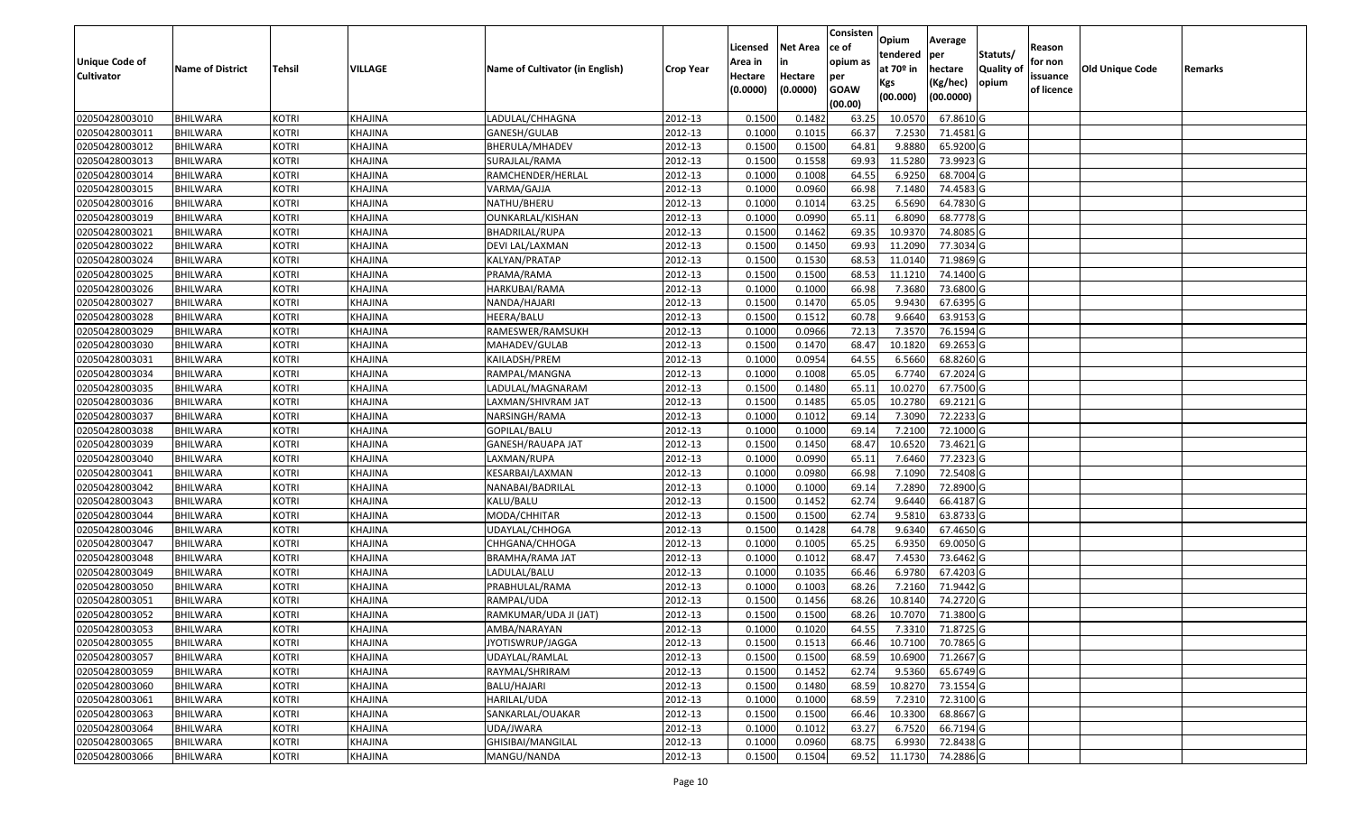| Unique Code of Cultivator | Name of District | Tehsil | VILLAGE | Name of Cultivator (in English) | Crop Year | Licensed Area in Hectare (0.0000) | Net Area in Hectare (0.0000) | Consistence of opium as per GOAW (00.00) | Opium tendered at 70º in Kgs (00.000) | Average per hectare (Kg/hec) (00.0000) | Statuts/ Quality of opium | Reason for non issuance of licence | Old Unique Code | Remarks |
|---|---|---|---|---|---|---|---|---|---|---|---|---|---|---|
| 02050428003010 | BHILWARA | KOTRI | KHAJINA | LADULAL/CHHAGNA | 2012-13 | 0.1500 | 0.1482 | 63.25 | 10.0570 | 67.8610 | G | | | |
| 02050428003011 | BHILWARA | KOTRI | KHAJINA | GANESH/GULAB | 2012-13 | 0.1000 | 0.1015 | 66.37 | 7.2530 | 71.4581 | G | | | |
| 02050428003012 | BHILWARA | KOTRI | KHAJINA | BHERULA/MHADEV | 2012-13 | 0.1500 | 0.1500 | 64.81 | 9.8880 | 65.9200 | G | | | |
| 02050428003013 | BHILWARA | KOTRI | KHAJINA | SURAJLAL/RAMA | 2012-13 | 0.1500 | 0.1558 | 69.93 | 11.5280 | 73.9923 | G | | | |
| 02050428003014 | BHILWARA | KOTRI | KHAJINA | RAMCHENDER/HERLAL | 2012-13 | 0.1000 | 0.1008 | 64.55 | 6.9250 | 68.7004 | G | | | |
| 02050428003015 | BHILWARA | KOTRI | KHAJINA | VARMA/GAJJA | 2012-13 | 0.1000 | 0.0960 | 66.98 | 7.1480 | 74.4583 | G | | | |
| 02050428003016 | BHILWARA | KOTRI | KHAJINA | NATHU/BHERU | 2012-13 | 0.1000 | 0.1014 | 63.25 | 6.5690 | 64.7830 | G | | | |
| 02050428003019 | BHILWARA | KOTRI | KHAJINA | OUNKARLAL/KISHAN | 2012-13 | 0.1000 | 0.0990 | 65.11 | 6.8090 | 68.7778 | G | | | |
| 02050428003021 | BHILWARA | KOTRI | KHAJINA | BHADRILAL/RUPA | 2012-13 | 0.1500 | 0.1462 | 69.35 | 10.9370 | 74.8085 | G | | | |
| 02050428003022 | BHILWARA | KOTRI | KHAJINA | DEVI LAL/LAXMAN | 2012-13 | 0.1500 | 0.1450 | 69.93 | 11.2090 | 77.3034 | G | | | |
| 02050428003024 | BHILWARA | KOTRI | KHAJINA | KALYAN/PRATAP | 2012-13 | 0.1500 | 0.1530 | 68.53 | 11.0140 | 71.9869 | G | | | |
| 02050428003025 | BHILWARA | KOTRI | KHAJINA | PRAMA/RAMA | 2012-13 | 0.1500 | 0.1500 | 68.53 | 11.1210 | 74.1400 | G | | | |
| 02050428003026 | BHILWARA | KOTRI | KHAJINA | HARKUBAI/RAMA | 2012-13 | 0.1000 | 0.1000 | 66.98 | 7.3680 | 73.6800 | G | | | |
| 02050428003027 | BHILWARA | KOTRI | KHAJINA | NANDA/HAJARI | 2012-13 | 0.1500 | 0.1470 | 65.05 | 9.9430 | 67.6395 | G | | | |
| 02050428003028 | BHILWARA | KOTRI | KHAJINA | HEERA/BALU | 2012-13 | 0.1500 | 0.1512 | 60.78 | 9.6640 | 63.9153 | G | | | |
| 02050428003029 | BHILWARA | KOTRI | KHAJINA | RAMESWER/RAMSUKH | 2012-13 | 0.1000 | 0.0966 | 72.13 | 7.3570 | 76.1594 | G | | | |
| 02050428003030 | BHILWARA | KOTRI | KHAJINA | MAHADEV/GULAB | 2012-13 | 0.1500 | 0.1470 | 68.47 | 10.1820 | 69.2653 | G | | | |
| 02050428003031 | BHILWARA | KOTRI | KHAJINA | KAILADSH/PREM | 2012-13 | 0.1000 | 0.0954 | 64.55 | 6.5660 | 68.8260 | G | | | |
| 02050428003034 | BHILWARA | KOTRI | KHAJINA | RAMPAL/MANGNA | 2012-13 | 0.1000 | 0.1008 | 65.05 | 6.7740 | 67.2024 | G | | | |
| 02050428003035 | BHILWARA | KOTRI | KHAJINA | LADULAL/MAGNARAM | 2012-13 | 0.1500 | 0.1480 | 65.11 | 10.0270 | 67.7500 | G | | | |
| 02050428003036 | BHILWARA | KOTRI | KHAJINA | LAXMAN/SHIVRAM JAT | 2012-13 | 0.1500 | 0.1485 | 65.05 | 10.2780 | 69.2121 | G | | | |
| 02050428003037 | BHILWARA | KOTRI | KHAJINA | NARSINGH/RAMA | 2012-13 | 0.1000 | 0.1012 | 69.14 | 7.3090 | 72.2233 | G | | | |
| 02050428003038 | BHILWARA | KOTRI | KHAJINA | GOPILAL/BALU | 2012-13 | 0.1000 | 0.1000 | 69.14 | 7.2100 | 72.1000 | G | | | |
| 02050428003039 | BHILWARA | KOTRI | KHAJINA | GANESH/RAUAPA JAT | 2012-13 | 0.1500 | 0.1450 | 68.47 | 10.6520 | 73.4621 | G | | | |
| 02050428003040 | BHILWARA | KOTRI | KHAJINA | LAXMAN/RUPA | 2012-13 | 0.1000 | 0.0990 | 65.11 | 7.6460 | 77.2323 | G | | | |
| 02050428003041 | BHILWARA | KOTRI | KHAJINA | KESARBAI/LAXMAN | 2012-13 | 0.1000 | 0.0980 | 66.98 | 7.1090 | 72.5408 | G | | | |
| 02050428003042 | BHILWARA | KOTRI | KHAJINA | NANABAI/BADRILAL | 2012-13 | 0.1000 | 0.1000 | 69.14 | 7.2890 | 72.8900 | G | | | |
| 02050428003043 | BHILWARA | KOTRI | KHAJINA | KALU/BALU | 2012-13 | 0.1500 | 0.1452 | 62.74 | 9.6440 | 66.4187 | G | | | |
| 02050428003044 | BHILWARA | KOTRI | KHAJINA | MODA/CHHITAR | 2012-13 | 0.1500 | 0.1500 | 62.74 | 9.5810 | 63.8733 | G | | | |
| 02050428003046 | BHILWARA | KOTRI | KHAJINA | UDAYLAL/CHHOGA | 2012-13 | 0.1500 | 0.1428 | 64.78 | 9.6340 | 67.4650 | G | | | |
| 02050428003047 | BHILWARA | KOTRI | KHAJINA | CHHGANA/CHHOGA | 2012-13 | 0.1000 | 0.1005 | 65.25 | 6.9350 | 69.0050 | G | | | |
| 02050428003048 | BHILWARA | KOTRI | KHAJINA | BRAMHA/RAMA JAT | 2012-13 | 0.1000 | 0.1012 | 68.47 | 7.4530 | 73.6462 | G | | | |
| 02050428003049 | BHILWARA | KOTRI | KHAJINA | LADULAL/BALU | 2012-13 | 0.1000 | 0.1035 | 66.46 | 6.9780 | 67.4203 | G | | | |
| 02050428003050 | BHILWARA | KOTRI | KHAJINA | PRABHULAL/RAMA | 2012-13 | 0.1000 | 0.1003 | 68.26 | 7.2160 | 71.9442 | G | | | |
| 02050428003051 | BHILWARA | KOTRI | KHAJINA | RAMPAL/UDA | 2012-13 | 0.1500 | 0.1456 | 68.26 | 10.8140 | 74.2720 | G | | | |
| 02050428003052 | BHILWARA | KOTRI | KHAJINA | RAMKUMAR/UDA JI (JAT) | 2012-13 | 0.1500 | 0.1500 | 68.26 | 10.7070 | 71.3800 | G | | | |
| 02050428003053 | BHILWARA | KOTRI | KHAJINA | AMBA/NARAYAN | 2012-13 | 0.1000 | 0.1020 | 64.55 | 7.3310 | 71.8725 | G | | | |
| 02050428003055 | BHILWARA | KOTRI | KHAJINA | JYOTISWRUP/JAGGA | 2012-13 | 0.1500 | 0.1513 | 66.46 | 10.7100 | 70.7865 | G | | | |
| 02050428003057 | BHILWARA | KOTRI | KHAJINA | UDAYLAL/RAMLAL | 2012-13 | 0.1500 | 0.1500 | 68.59 | 10.6900 | 71.2667 | G | | | |
| 02050428003059 | BHILWARA | KOTRI | KHAJINA | RAYMAL/SHRIRAM | 2012-13 | 0.1500 | 0.1452 | 62.74 | 9.5360 | 65.6749 | G | | | |
| 02050428003060 | BHILWARA | KOTRI | KHAJINA | BALU/HAJARI | 2012-13 | 0.1500 | 0.1480 | 68.59 | 10.8270 | 73.1554 | G | | | |
| 02050428003061 | BHILWARA | KOTRI | KHAJINA | HARILAL/UDA | 2012-13 | 0.1000 | 0.1000 | 68.59 | 7.2310 | 72.3100 | G | | | |
| 02050428003063 | BHILWARA | KOTRI | KHAJINA | SANKARLAL/OUAKAR | 2012-13 | 0.1500 | 0.1500 | 66.46 | 10.3300 | 68.8667 | G | | | |
| 02050428003064 | BHILWARA | KOTRI | KHAJINA | UDA/JWARA | 2012-13 | 0.1000 | 0.1012 | 63.27 | 6.7520 | 66.7194 | G | | | |
| 02050428003065 | BHILWARA | KOTRI | KHAJINA | GHISIBAI/MANGILAL | 2012-13 | 0.1000 | 0.0960 | 68.75 | 6.9930 | 72.8438 | G | | | |
| 02050428003066 | BHILWARA | KOTRI | KHAJINA | MANGU/NANDA | 2012-13 | 0.1500 | 0.1504 | 69.52 | 11.1730 | 74.2886 | G | | | |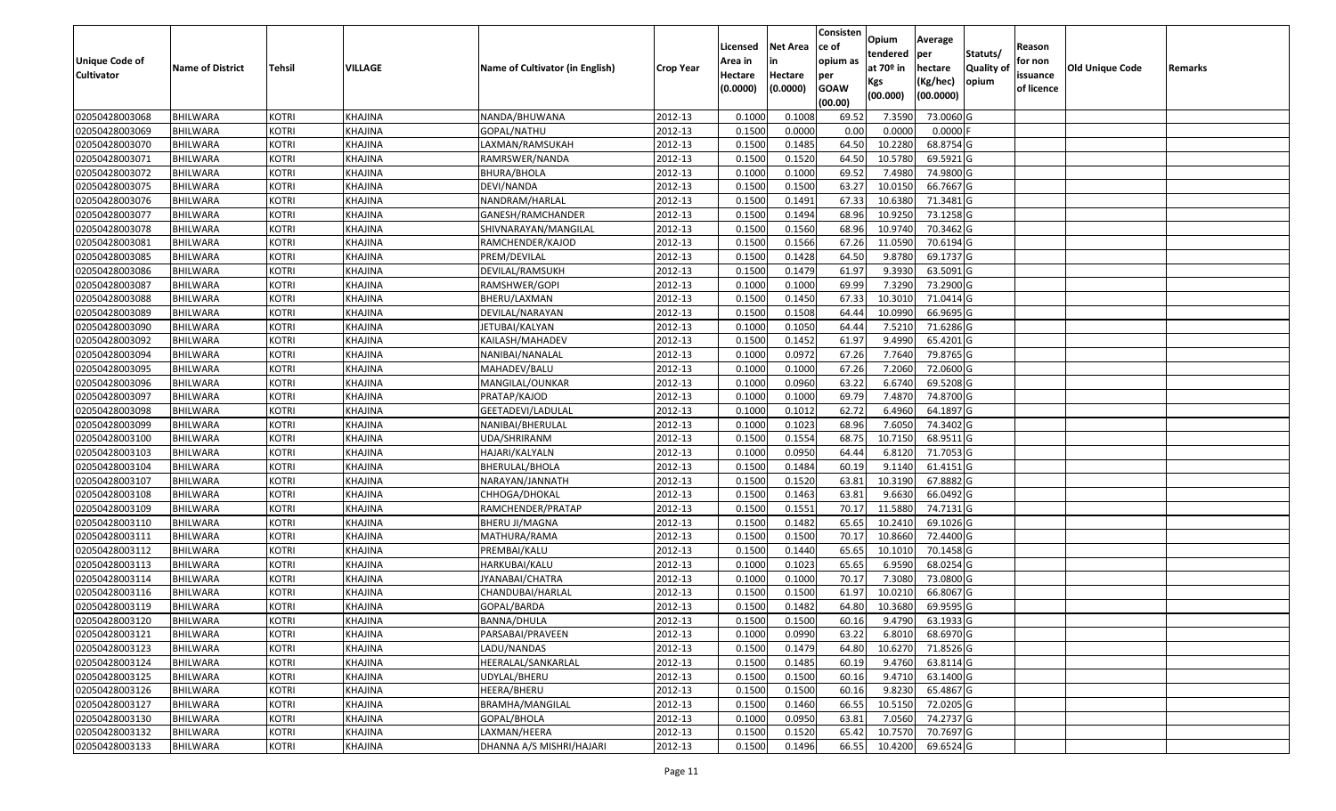| Unique Code of Cultivator | Name of District | Tehsil | VILLAGE | Name of Cultivator (in English) | Crop Year | Licensed Area in Hectare (0.0000) | Net Area in Hectare (0.0000) | Consistence of opium as per GOAW (00.00) | Opium tendered at 70º in Kgs (00.000) | Average per hectare (Kg/hec) (00.0000) | Statuts/ Quality of opium | Reason for non issuance of licence | Old Unique Code | Remarks |
|---|---|---|---|---|---|---|---|---|---|---|---|---|---|---|
| 02050428003068 | BHILWARA | KOTRI | KHAJINA | NANDA/BHUWANA | 2012-13 | 0.1000 | 0.1008 | 69.52 | 7.3590 | 73.0060 | G | | | |
| 02050428003069 | BHILWARA | KOTRI | KHAJINA | GOPAL/NATHU | 2012-13 | 0.1500 | 0.0000 | 0.00 | 0.0000 | 0.0000 | F | | | |
| 02050428003070 | BHILWARA | KOTRI | KHAJINA | LAXMAN/RAMSUKAH | 2012-13 | 0.1500 | 0.1485 | 64.50 | 10.2280 | 68.8754 | G | | | |
| 02050428003071 | BHILWARA | KOTRI | KHAJINA | RAMRSWER/NANDA | 2012-13 | 0.1500 | 0.1520 | 64.50 | 10.5780 | 69.5921 | G | | | |
| 02050428003072 | BHILWARA | KOTRI | KHAJINA | BHURA/BHOLA | 2012-13 | 0.1000 | 0.1000 | 69.52 | 7.4980 | 74.9800 | G | | | |
| 02050428003075 | BHILWARA | KOTRI | KHAJINA | DEVI/NANDA | 2012-13 | 0.1500 | 0.1500 | 63.27 | 10.0150 | 66.7667 | G | | | |
| 02050428003076 | BHILWARA | KOTRI | KHAJINA | NANDRAM/HARLAL | 2012-13 | 0.1500 | 0.1491 | 67.33 | 10.6380 | 71.3481 | G | | | |
| 02050428003077 | BHILWARA | KOTRI | KHAJINA | GANESH/RAMCHANDER | 2012-13 | 0.1500 | 0.1494 | 68.96 | 10.9250 | 73.1258 | G | | | |
| 02050428003078 | BHILWARA | KOTRI | KHAJINA | SHIVNARAYAN/MANGILAL | 2012-13 | 0.1500 | 0.1560 | 68.96 | 10.9740 | 70.3462 | G | | | |
| 02050428003081 | BHILWARA | KOTRI | KHAJINA | RAMCHENDER/KAJOD | 2012-13 | 0.1500 | 0.1566 | 67.26 | 11.0590 | 70.6194 | G | | | |
| 02050428003085 | BHILWARA | KOTRI | KHAJINA | PREM/DEVILAL | 2012-13 | 0.1500 | 0.1428 | 64.50 | 9.8780 | 69.1737 | G | | | |
| 02050428003086 | BHILWARA | KOTRI | KHAJINA | DEVILAL/RAMSUKH | 2012-13 | 0.1500 | 0.1479 | 61.97 | 9.3930 | 63.5091 | G | | | |
| 02050428003087 | BHILWARA | KOTRI | KHAJINA | RAMSHWER/GOPI | 2012-13 | 0.1000 | 0.1000 | 69.99 | 7.3290 | 73.2900 | G | | | |
| 02050428003088 | BHILWARA | KOTRI | KHAJINA | BHERU/LAXMAN | 2012-13 | 0.1500 | 0.1450 | 67.33 | 10.3010 | 71.0414 | G | | | |
| 02050428003089 | BHILWARA | KOTRI | KHAJINA | DEVILAL/NARAYAN | 2012-13 | 0.1500 | 0.1508 | 64.44 | 10.0990 | 66.9695 | G | | | |
| 02050428003090 | BHILWARA | KOTRI | KHAJINA | JETUBAI/KALYAN | 2012-13 | 0.1000 | 0.1050 | 64.44 | 7.5210 | 71.6286 | G | | | |
| 02050428003092 | BHILWARA | KOTRI | KHAJINA | KAILASH/MAHADEV | 2012-13 | 0.1500 | 0.1452 | 61.97 | 9.4990 | 65.4201 | G | | | |
| 02050428003094 | BHILWARA | KOTRI | KHAJINA | NANIBAI/NANALAL | 2012-13 | 0.1000 | 0.0972 | 67.26 | 7.7640 | 79.8765 | G | | | |
| 02050428003095 | BHILWARA | KOTRI | KHAJINA | MAHADEV/BALU | 2012-13 | 0.1000 | 0.1000 | 67.26 | 7.2060 | 72.0600 | G | | | |
| 02050428003096 | BHILWARA | KOTRI | KHAJINA | MANGILAL/OUNKAR | 2012-13 | 0.1000 | 0.0960 | 63.22 | 6.6740 | 69.5208 | G | | | |
| 02050428003097 | BHILWARA | KOTRI | KHAJINA | PRATAP/KAJOD | 2012-13 | 0.1000 | 0.1000 | 69.79 | 7.4870 | 74.8700 | G | | | |
| 02050428003098 | BHILWARA | KOTRI | KHAJINA | GEETADEVI/LADULAL | 2012-13 | 0.1000 | 0.1012 | 62.72 | 6.4960 | 64.1897 | G | | | |
| 02050428003099 | BHILWARA | KOTRI | KHAJINA | NANIBAI/BHERULAL | 2012-13 | 0.1000 | 0.1023 | 68.96 | 7.6050 | 74.3402 | G | | | |
| 02050428003100 | BHILWARA | KOTRI | KHAJINA | UDA/SHRIRANM | 2012-13 | 0.1500 | 0.1554 | 68.75 | 10.7150 | 68.9511 | G | | | |
| 02050428003103 | BHILWARA | KOTRI | KHAJINA | HAJARI/KALYALN | 2012-13 | 0.1000 | 0.0950 | 64.44 | 6.8120 | 71.7053 | G | | | |
| 02050428003104 | BHILWARA | KOTRI | KHAJINA | BHERULAL/BHOLA | 2012-13 | 0.1500 | 0.1484 | 60.19 | 9.1140 | 61.4151 | G | | | |
| 02050428003107 | BHILWARA | KOTRI | KHAJINA | NARAYAN/JANNATH | 2012-13 | 0.1500 | 0.1520 | 63.81 | 10.3190 | 67.8882 | G | | | |
| 02050428003108 | BHILWARA | KOTRI | KHAJINA | CHHOGA/DHOKAL | 2012-13 | 0.1500 | 0.1463 | 63.81 | 9.6630 | 66.0492 | G | | | |
| 02050428003109 | BHILWARA | KOTRI | KHAJINA | RAMCHENDER/PRATAP | 2012-13 | 0.1500 | 0.1551 | 70.17 | 11.5880 | 74.7131 | G | | | |
| 02050428003110 | BHILWARA | KOTRI | KHAJINA | BHERU JI/MAGNA | 2012-13 | 0.1500 | 0.1482 | 65.65 | 10.2410 | 69.1026 | G | | | |
| 02050428003111 | BHILWARA | KOTRI | KHAJINA | MATHURA/RAMA | 2012-13 | 0.1500 | 0.1500 | 70.17 | 10.8660 | 72.4400 | G | | | |
| 02050428003112 | BHILWARA | KOTRI | KHAJINA | PREMBAI/KALU | 2012-13 | 0.1500 | 0.1440 | 65.65 | 10.1010 | 70.1458 | G | | | |
| 02050428003113 | BHILWARA | KOTRI | KHAJINA | HARKUBAI/KALU | 2012-13 | 0.1000 | 0.1023 | 65.65 | 6.9590 | 68.0254 | G | | | |
| 02050428003114 | BHILWARA | KOTRI | KHAJINA | JYANABAI/CHATRA | 2012-13 | 0.1000 | 0.1000 | 70.17 | 7.3080 | 73.0800 | G | | | |
| 02050428003116 | BHILWARA | KOTRI | KHAJINA | CHANDUBAI/HARLAL | 2012-13 | 0.1500 | 0.1500 | 61.97 | 10.0210 | 66.8067 | G | | | |
| 02050428003119 | BHILWARA | KOTRI | KHAJINA | GOPAL/BARDA | 2012-13 | 0.1500 | 0.1482 | 64.80 | 10.3680 | 69.9595 | G | | | |
| 02050428003120 | BHILWARA | KOTRI | KHAJINA | BANNA/DHULA | 2012-13 | 0.1500 | 0.1500 | 60.16 | 9.4790 | 63.1933 | G | | | |
| 02050428003121 | BHILWARA | KOTRI | KHAJINA | PARSABAI/PRAVEEN | 2012-13 | 0.1000 | 0.0990 | 63.22 | 6.8010 | 68.6970 | G | | | |
| 02050428003123 | BHILWARA | KOTRI | KHAJINA | LADU/NANDAS | 2012-13 | 0.1500 | 0.1479 | 64.80 | 10.6270 | 71.8526 | G | | | |
| 02050428003124 | BHILWARA | KOTRI | KHAJINA | HEERALAL/SANKARLAL | 2012-13 | 0.1500 | 0.1485 | 60.19 | 9.4760 | 63.8114 | G | | | |
| 02050428003125 | BHILWARA | KOTRI | KHAJINA | UDYLAL/BHERU | 2012-13 | 0.1500 | 0.1500 | 60.16 | 9.4710 | 63.1400 | G | | | |
| 02050428003126 | BHILWARA | KOTRI | KHAJINA | HEERA/BHERU | 2012-13 | 0.1500 | 0.1500 | 60.16 | 9.8230 | 65.4867 | G | | | |
| 02050428003127 | BHILWARA | KOTRI | KHAJINA | BRAMHA/MANGILAL | 2012-13 | 0.1500 | 0.1460 | 66.55 | 10.5150 | 72.0205 | G | | | |
| 02050428003130 | BHILWARA | KOTRI | KHAJINA | GOPAL/BHOLA | 2012-13 | 0.1000 | 0.0950 | 63.81 | 7.0560 | 74.2737 | G | | | |
| 02050428003132 | BHILWARA | KOTRI | KHAJINA | LAXMAN/HEERA | 2012-13 | 0.1500 | 0.1520 | 65.42 | 10.7570 | 70.7697 | G | | | |
| 02050428003133 | BHILWARA | KOTRI | KHAJINA | DHANNA A/S MISHRI/HAJARI | 2012-13 | 0.1500 | 0.1496 | 66.55 | 10.4200 | 69.6524 | G | | | |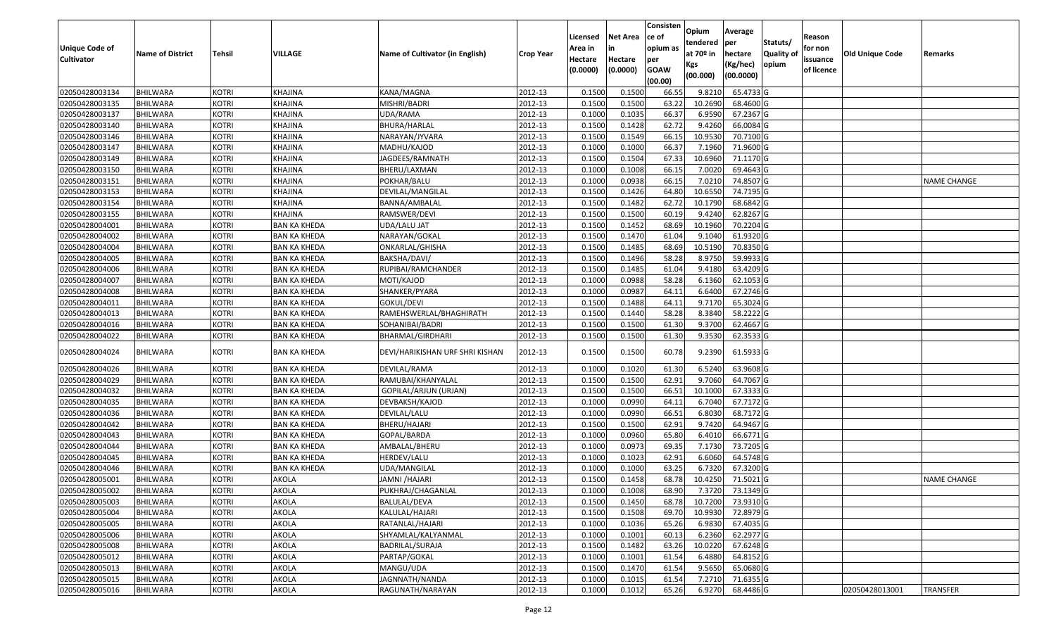| Unique Code of Cultivator | Name of District | Tehsil | VILLAGE | Name of Cultivator (in English) | Crop Year | Licensed Area in Hectare (0.0000) | Net Area in Hectare (0.0000) | Consistence of opium as per GOAW (00.00) | Opium tendered at 70º in Kgs (00.000) | Average per hectare (Kg/hec) (00.0000) | Statuts/ Quality of opium | Reason for non issuance of licence | Old Unique Code | Remarks |
|---|---|---|---|---|---|---|---|---|---|---|---|---|---|---|
| 02050428003134 | BHILWARA | KOTRI | KHAJINA | KANA/MAGNA | 2012-13 | 0.1500 | 0.1500 | 66.55 | 9.8210 | 65.4733 | G | | | |
| 02050428003135 | BHILWARA | KOTRI | KHAJINA | MISHRI/BADRI | 2012-13 | 0.1500 | 0.1500 | 63.22 | 10.2690 | 68.4600 | G | | | |
| 02050428003137 | BHILWARA | KOTRI | KHAJINA | UDA/RAMA | 2012-13 | 0.1000 | 0.1035 | 66.37 | 6.9590 | 67.2367 | G | | | |
| 02050428003140 | BHILWARA | KOTRI | KHAJINA | BHURA/HARLAL | 2012-13 | 0.1500 | 0.1428 | 62.72 | 9.4260 | 66.0084 | G | | | |
| 02050428003146 | BHILWARA | KOTRI | KHAJINA | NARAYAN/JYVARA | 2012-13 | 0.1500 | 0.1549 | 66.15 | 10.9530 | 70.7100 | G | | | |
| 02050428003147 | BHILWARA | KOTRI | KHAJINA | MADHU/KAJOD | 2012-13 | 0.1000 | 0.1000 | 66.37 | 7.1960 | 71.9600 | G | | | |
| 02050428003149 | BHILWARA | KOTRI | KHAJINA | JAGDEES/RAMNATH | 2012-13 | 0.1500 | 0.1504 | 67.33 | 10.6960 | 71.1170 | G | | | |
| 02050428003150 | BHILWARA | KOTRI | KHAJINA | BHERU/LAXMAN | 2012-13 | 0.1000 | 0.1008 | 66.15 | 7.0020 | 69.4643 | G | | | |
| 02050428003151 | BHILWARA | KOTRI | KHAJINA | POKHAR/BALU | 2012-13 | 0.1000 | 0.0938 | 66.15 | 7.0210 | 74.8507 | G | | | NAME CHANGE |
| 02050428003153 | BHILWARA | KOTRI | KHAJINA | DEVILAL/MANGILAL | 2012-13 | 0.1500 | 0.1426 | 64.80 | 10.6550 | 74.7195 | G | | | |
| 02050428003154 | BHILWARA | KOTRI | KHAJINA | BANNA/AMBALAL | 2012-13 | 0.1500 | 0.1482 | 62.72 | 10.1790 | 68.6842 | G | | | |
| 02050428003155 | BHILWARA | KOTRI | KHAJINA | RAMSWER/DEVI | 2012-13 | 0.1500 | 0.1500 | 60.19 | 9.4240 | 62.8267 | G | | | |
| 02050428004001 | BHILWARA | KOTRI | BAN KA KHEDA | UDA/LALU JAT | 2012-13 | 0.1500 | 0.1452 | 68.69 | 10.1960 | 70.2204 | G | | | |
| 02050428004002 | BHILWARA | KOTRI | BAN KA KHEDA | NARAYAN/GOKAL | 2012-13 | 0.1500 | 0.1470 | 61.04 | 9.1040 | 61.9320 | G | | | |
| 02050428004004 | BHILWARA | KOTRI | BAN KA KHEDA | ONKARLAL/GHISHA | 2012-13 | 0.1500 | 0.1485 | 68.69 | 10.5190 | 70.8350 | G | | | |
| 02050428004005 | BHILWARA | KOTRI | BAN KA KHEDA | BAKSHA/DAVI/ | 2012-13 | 0.1500 | 0.1496 | 58.28 | 8.9750 | 59.9933 | G | | | |
| 02050428004006 | BHILWARA | KOTRI | BAN KA KHEDA | RUPIBAI/RAMCHANDER | 2012-13 | 0.1500 | 0.1485 | 61.04 | 9.4180 | 63.4209 | G | | | |
| 02050428004007 | BHILWARA | KOTRI | BAN KA KHEDA | MOTI/KAJOD | 2012-13 | 0.1000 | 0.0988 | 58.28 | 6.1360 | 62.1053 | G | | | |
| 02050428004008 | BHILWARA | KOTRI | BAN KA KHEDA | SHANKER/PYARA | 2012-13 | 0.1000 | 0.0987 | 64.11 | 6.6400 | 67.2746 | G | | | |
| 02050428004011 | BHILWARA | KOTRI | BAN KA KHEDA | GOKUL/DEVI | 2012-13 | 0.1500 | 0.1488 | 64.11 | 9.7170 | 65.3024 | G | | | |
| 02050428004013 | BHILWARA | KOTRI | BAN KA KHEDA | RAMEHSWERLAL/BHAGHIRATH | 2012-13 | 0.1500 | 0.1440 | 58.28 | 8.3840 | 58.2222 | G | | | |
| 02050428004016 | BHILWARA | KOTRI | BAN KA KHEDA | SOHANIBAI/BADRI | 2012-13 | 0.1500 | 0.1500 | 61.30 | 9.3700 | 62.4667 | G | | | |
| 02050428004022 | BHILWARA | KOTRI | BAN KA KHEDA | BHARMAL/GIRDHARI | 2012-13 | 0.1500 | 0.1500 | 61.30 | 9.3530 | 62.3533 | G | | | |
| 02050428004024 | BHILWARA | KOTRI | BAN KA KHEDA | DEVI/HARIKISHAN URF SHRI KISHAN | 2012-13 | 0.1500 | 0.1500 | 60.78 | 9.2390 | 61.5933 | G | | | |
| 02050428004026 | BHILWARA | KOTRI | BAN KA KHEDA | DEVILAL/RAMA | 2012-13 | 0.1000 | 0.1020 | 61.30 | 6.5240 | 63.9608 | G | | | |
| 02050428004029 | BHILWARA | KOTRI | BAN KA KHEDA | RAMUBAI/KHANYALAL | 2012-13 | 0.1500 | 0.1500 | 62.91 | 9.7060 | 64.7067 | G | | | |
| 02050428004032 | BHILWARA | KOTRI | BAN KA KHEDA | GOPILAL/ARJUN (URJAN) | 2012-13 | 0.1500 | 0.1500 | 66.51 | 10.1000 | 67.3333 | G | | | |
| 02050428004035 | BHILWARA | KOTRI | BAN KA KHEDA | DEVBAKSH/KAJOD | 2012-13 | 0.1000 | 0.0990 | 64.11 | 6.7040 | 67.7172 | G | | | |
| 02050428004036 | BHILWARA | KOTRI | BAN KA KHEDA | DEVILAL/LALU | 2012-13 | 0.1000 | 0.0990 | 66.51 | 6.8030 | 68.7172 | G | | | |
| 02050428004042 | BHILWARA | KOTRI | BAN KA KHEDA | BHERU/HAJARI | 2012-13 | 0.1500 | 0.1500 | 62.91 | 9.7420 | 64.9467 | G | | | |
| 02050428004043 | BHILWARA | KOTRI | BAN KA KHEDA | GOPAL/BARDA | 2012-13 | 0.1000 | 0.0960 | 65.80 | 6.4010 | 66.6771 | G | | | |
| 02050428004044 | BHILWARA | KOTRI | BAN KA KHEDA | AMBALAL/BHERU | 2012-13 | 0.1000 | 0.0973 | 69.35 | 7.1730 | 73.7205 | G | | | |
| 02050428004045 | BHILWARA | KOTRI | BAN KA KHEDA | HERDEV/LALU | 2012-13 | 0.1000 | 0.1023 | 62.91 | 6.6060 | 64.5748 | G | | | |
| 02050428004046 | BHILWARA | KOTRI | BAN KA KHEDA | UDA/MANGILAL | 2012-13 | 0.1000 | 0.1000 | 63.25 | 6.7320 | 67.3200 | G | | | |
| 02050428005001 | BHILWARA | KOTRI | AKOLA | JAMNI /HAJARI | 2012-13 | 0.1500 | 0.1458 | 68.78 | 10.4250 | 71.5021 | G | | | NAME CHANGE |
| 02050428005002 | BHILWARA | KOTRI | AKOLA | PUKHRAJ/CHAGANLAL | 2012-13 | 0.1000 | 0.1008 | 68.90 | 7.3720 | 73.1349 | G | | | |
| 02050428005003 | BHILWARA | KOTRI | AKOLA | BALULAL/DEVA | 2012-13 | 0.1500 | 0.1450 | 68.78 | 10.7200 | 73.9310 | G | | | |
| 02050428005004 | BHILWARA | KOTRI | AKOLA | KALULAL/HAJARI | 2012-13 | 0.1500 | 0.1508 | 69.70 | 10.9930 | 72.8979 | G | | | |
| 02050428005005 | BHILWARA | KOTRI | AKOLA | RATANLAL/HAJARI | 2012-13 | 0.1000 | 0.1036 | 65.26 | 6.9830 | 67.4035 | G | | | |
| 02050428005006 | BHILWARA | KOTRI | AKOLA | SHYAMLAL/KALYANMAL | 2012-13 | 0.1000 | 0.1001 | 60.13 | 6.2360 | 62.2977 | G | | | |
| 02050428005008 | BHILWARA | KOTRI | AKOLA | BADRILAL/SURAJA | 2012-13 | 0.1500 | 0.1482 | 63.26 | 10.0220 | 67.6248 | G | | | |
| 02050428005012 | BHILWARA | KOTRI | AKOLA | PARTAP/GOKAL | 2012-13 | 0.1000 | 0.1001 | 61.54 | 6.4880 | 64.8152 | G | | | |
| 02050428005013 | BHILWARA | KOTRI | AKOLA | MANGU/UDA | 2012-13 | 0.1500 | 0.1470 | 61.54 | 9.5650 | 65.0680 | G | | | |
| 02050428005015 | BHILWARA | KOTRI | AKOLA | JAGNNATH/NANDA | 2012-13 | 0.1000 | 0.1015 | 61.54 | 7.2710 | 71.6355 | G | | | |
| 02050428005016 | BHILWARA | KOTRI | AKOLA | RAGUNATH/NARAYAN | 2012-13 | 0.1000 | 0.1012 | 65.26 | 6.9270 | 68.4486 | G | | 02050428013001 | TRANSFER |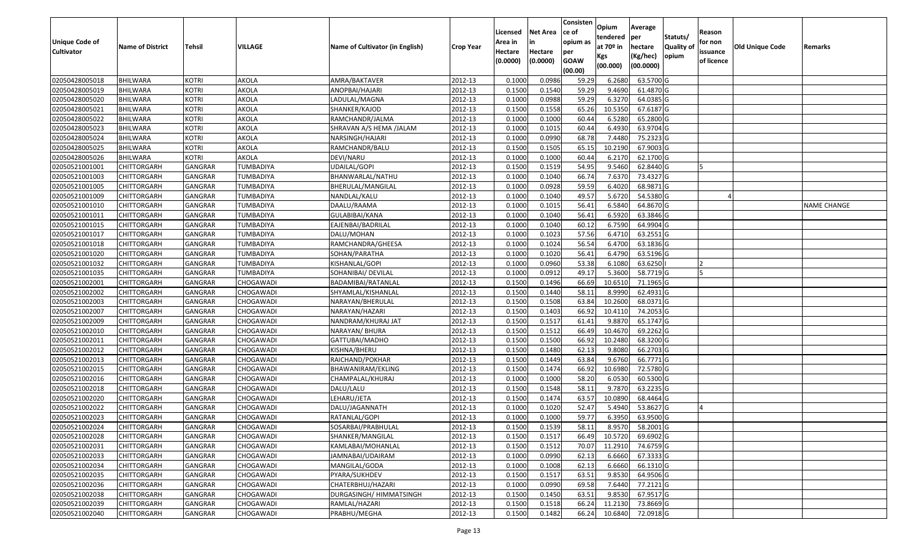| Unique Code of Cultivator | Name of District | Tehsil | VILLAGE | Name of Cultivator (in English) | Crop Year | Licensed Area in Hectare (0.0000) | Net Area in Hectare (0.0000) | Consistence of opium as per GOAW (00.00) | Opium tendered at 70º in Kgs (00.000) | Average per hectare (Kg/hec) (00.0000) | Statuts/ Quality of opium | Reason for non issuance of licence | Old Unique Code | Remarks |
|---|---|---|---|---|---|---|---|---|---|---|---|---|---|---|
| 02050428005018 | BHILWARA | KOTRI | AKOLA | AMRA/BAKTAVER | 2012-13 | 0.1000 | 0.0986 | 59.29 | 6.2680 | 63.5700 | G | | | |
| 02050428005019 | BHILWARA | KOTRI | AKOLA | ANOPBAI/HAJARI | 2012-13 | 0.1500 | 0.1540 | 59.29 | 9.4690 | 61.4870 | G | | | |
| 02050428005020 | BHILWARA | KOTRI | AKOLA | LADULAL/MAGNA | 2012-13 | 0.1000 | 0.0988 | 59.29 | 6.3270 | 64.0385 | G | | | |
| 02050428005021 | BHILWARA | KOTRI | AKOLA | SHANKER/KAJOD | 2012-13 | 0.1500 | 0.1558 | 65.26 | 10.5350 | 67.6187 | G | | | |
| 02050428005022 | BHILWARA | KOTRI | AKOLA | RAMCHANDR/JALMA | 2012-13 | 0.1000 | 0.1000 | 60.44 | 6.5280 | 65.2800 | G | | | |
| 02050428005023 | BHILWARA | KOTRI | AKOLA | SHRAVAN A/S HEMA /JALAM | 2012-13 | 0.1000 | 0.1015 | 60.44 | 6.4930 | 63.9704 | G | | | |
| 02050428005024 | BHILWARA | KOTRI | AKOLA | NARSINGH/HAJARI | 2012-13 | 0.1000 | 0.0990 | 68.78 | 7.4480 | 75.2323 | G | | | |
| 02050428005025 | BHILWARA | KOTRI | AKOLA | RAMCHANDR/BALU | 2012-13 | 0.1500 | 0.1505 | 65.15 | 10.2190 | 67.9003 | G | | | |
| 02050428005026 | BHILWARA | KOTRI | AKOLA | DEVI/NARU | 2012-13 | 0.1000 | 0.1000 | 60.44 | 6.2170 | 62.1700 | G | | | |
| 02050521001001 | CHITTORGARH | GANGRAR | TUMBADIYA | UDAILAL/GOPI | 2012-13 | 0.1500 | 0.1519 | 54.95 | 9.5460 | 62.8440 | G | 5 | | |
| 02050521001003 | CHITTORGARH | GANGRAR | TUMBADIYA | BHANWARLAL/NATHU | 2012-13 | 0.1000 | 0.1040 | 66.74 | 7.6370 | 73.4327 | G | | | |
| 02050521001005 | CHITTORGARH | GANGRAR | TUMBADIYA | BHERULAL/MANGILAL | 2012-13 | 0.1000 | 0.0928 | 59.59 | 6.4020 | 68.9871 | G | | | |
| 02050521001009 | CHITTORGARH | GANGRAR | TUMBADIYA | NANDLAL/KALU | 2012-13 | 0.1000 | 0.1040 | 49.57 | 5.6720 | 54.5380 | G | 4 | | |
| 02050521001010 | CHITTORGARH | GANGRAR | TUMBADIYA | DAALU/RAAMA | 2012-13 | 0.1000 | 0.1015 | 56.41 | 6.5840 | 64.8670 | G | | | NAME CHANGE |
| 02050521001011 | CHITTORGARH | GANGRAR | TUMBADIYA | GULABIBAI/KANA | 2012-13 | 0.1000 | 0.1040 | 56.41 | 6.5920 | 63.3846 | G | | | |
| 02050521001015 | CHITTORGARH | GANGRAR | TUMBADIYA | EAJENBAI/BADRILAL | 2012-13 | 0.1000 | 0.1040 | 60.12 | 6.7590 | 64.9904 | G | | | |
| 02050521001017 | CHITTORGARH | GANGRAR | TUMBADIYA | DALU/MOHAN | 2012-13 | 0.1000 | 0.1023 | 57.56 | 6.4710 | 63.2551 | G | | | |
| 02050521001018 | CHITTORGARH | GANGRAR | TUMBADIYA | RAMCHANDRA/GHEESA | 2012-13 | 0.1000 | 0.1024 | 56.54 | 6.4700 | 63.1836 | G | | | |
| 02050521001020 | CHITTORGARH | GANGRAR | TUMBADIYA | SOHAN/PARATHA | 2012-13 | 0.1000 | 0.1020 | 56.41 | 6.4790 | 63.5196 | G | | | |
| 02050521001032 | CHITTORGARH | GANGRAR | TUMBADIYA | KISHANLAL/GOPI | 2012-13 | 0.1000 | 0.0960 | 53.38 | 6.1080 | 63.6250 | I | 2 | | |
| 02050521001035 | CHITTORGARH | GANGRAR | TUMBADIYA | SOHANIBAI/ DEVILAL | 2012-13 | 0.1000 | 0.0912 | 49.17 | 5.3600 | 58.7719 | G | 5 | | |
| 02050521002001 | CHITTORGARH | GANGRAR | CHOGAWADI | BADAMIBAI/RATANLAL | 2012-13 | 0.1500 | 0.1496 | 66.69 | 10.6510 | 71.1965 | G | | | |
| 02050521002002 | CHITTORGARH | GANGRAR | CHOGAWADI | SHYAMLAL/KISHANLAL | 2012-13 | 0.1500 | 0.1440 | 58.11 | 8.9990 | 62.4931 | G | | | |
| 02050521002003 | CHITTORGARH | GANGRAR | CHOGAWADI | NARAYAN/BHERULAL | 2012-13 | 0.1500 | 0.1508 | 63.84 | 10.2600 | 68.0371 | G | | | |
| 02050521002007 | CHITTORGARH | GANGRAR | CHOGAWADI | NARAYAN/HAZARI | 2012-13 | 0.1500 | 0.1403 | 66.92 | 10.4110 | 74.2053 | G | | | |
| 02050521002009 | CHITTORGARH | GANGRAR | CHOGAWADI | NANDRAM/KHURAJ JAT | 2012-13 | 0.1500 | 0.1517 | 61.41 | 9.8870 | 65.1747 | G | | | |
| 02050521002010 | CHITTORGARH | GANGRAR | CHOGAWADI | NARAYAN/ BHURA | 2012-13 | 0.1500 | 0.1512 | 66.49 | 10.4670 | 69.2262 | G | | | |
| 02050521002011 | CHITTORGARH | GANGRAR | CHOGAWADI | GATTUBAI/MADHO | 2012-13 | 0.1500 | 0.1500 | 66.92 | 10.2480 | 68.3200 | G | | | |
| 02050521002012 | CHITTORGARH | GANGRAR | CHOGAWADI | KISHNA/BHERU | 2012-13 | 0.1500 | 0.1480 | 62.13 | 9.8080 | 66.2703 | G | | | |
| 02050521002013 | CHITTORGARH | GANGRAR | CHOGAWADI | RAICHAND/POKHAR | 2012-13 | 0.1500 | 0.1449 | 63.84 | 9.6760 | 66.7771 | G | | | |
| 02050521002015 | CHITTORGARH | GANGRAR | CHOGAWADI | BHAWANIRAM/EKLING | 2012-13 | 0.1500 | 0.1474 | 66.92 | 10.6980 | 72.5780 | G | | | |
| 02050521002016 | CHITTORGARH | GANGRAR | CHOGAWADI | CHAMPALAL/KHURAJ | 2012-13 | 0.1000 | 0.1000 | 58.20 | 6.0530 | 60.5300 | G | | | |
| 02050521002018 | CHITTORGARH | GANGRAR | CHOGAWADI | DALU/LALU | 2012-13 | 0.1500 | 0.1548 | 58.11 | 9.7870 | 63.2235 | G | | | |
| 02050521002020 | CHITTORGARH | GANGRAR | CHOGAWADI | LEHARU/JETA | 2012-13 | 0.1500 | 0.1474 | 63.57 | 10.0890 | 68.4464 | G | | | |
| 02050521002022 | CHITTORGARH | GANGRAR | CHOGAWADI | DALU/JAGANNATH | 2012-13 | 0.1000 | 0.1020 | 52.47 | 5.4940 | 53.8627 | G | 4 | | |
| 02050521002023 | CHITTORGARH | GANGRAR | CHOGAWADI | RATANLAL/GOPI | 2012-13 | 0.1000 | 0.1000 | 59.77 | 6.3950 | 63.9500 | G | | | |
| 02050521002024 | CHITTORGARH | GANGRAR | CHOGAWADI | SOSARBAI/PRABHULAL | 2012-13 | 0.1500 | 0.1539 | 58.11 | 8.9570 | 58.2001 | G | | | |
| 02050521002028 | CHITTORGARH | GANGRAR | CHOGAWADI | SHANKER/MANGILAL | 2012-13 | 0.1500 | 0.1517 | 66.49 | 10.5720 | 69.6902 | G | | | |
| 02050521002031 | CHITTORGARH | GANGRAR | CHOGAWADI | KAMLABAI/MOHANLAL | 2012-13 | 0.1500 | 0.1512 | 70.07 | 11.2910 | 74.6759 | G | | | |
| 02050521002033 | CHITTORGARH | GANGRAR | CHOGAWADI | JAMNABAI/UDAIRAM | 2012-13 | 0.1000 | 0.0990 | 62.13 | 6.6660 | 67.3333 | G | | | |
| 02050521002034 | CHITTORGARH | GANGRAR | CHOGAWADI | MANGILAL/GODA | 2012-13 | 0.1000 | 0.1008 | 62.13 | 6.6660 | 66.1310 | G | | | |
| 02050521002035 | CHITTORGARH | GANGRAR | CHOGAWADI | PYARA/SUKHDEV | 2012-13 | 0.1500 | 0.1517 | 63.51 | 9.8530 | 64.9506 | G | | | |
| 02050521002036 | CHITTORGARH | GANGRAR | CHOGAWADI | CHATERBHUJ/HAZARI | 2012-13 | 0.1000 | 0.0990 | 69.58 | 7.6440 | 77.2121 | G | | | |
| 02050521002038 | CHITTORGARH | GANGRAR | CHOGAWADI | DURGASINGH/ HIMMATSINGH | 2012-13 | 0.1500 | 0.1450 | 63.51 | 9.8530 | 67.9517 | G | | | |
| 02050521002039 | CHITTORGARH | GANGRAR | CHOGAWADI | RAMLAL/HAZARI | 2012-13 | 0.1500 | 0.1518 | 66.24 | 11.2130 | 73.8669 | G | | | |
| 02050521002040 | CHITTORGARH | GANGRAR | CHOGAWADI | PRABHU/MEGHA | 2012-13 | 0.1500 | 0.1482 | 66.24 | 10.6840 | 72.0918 | G | | | |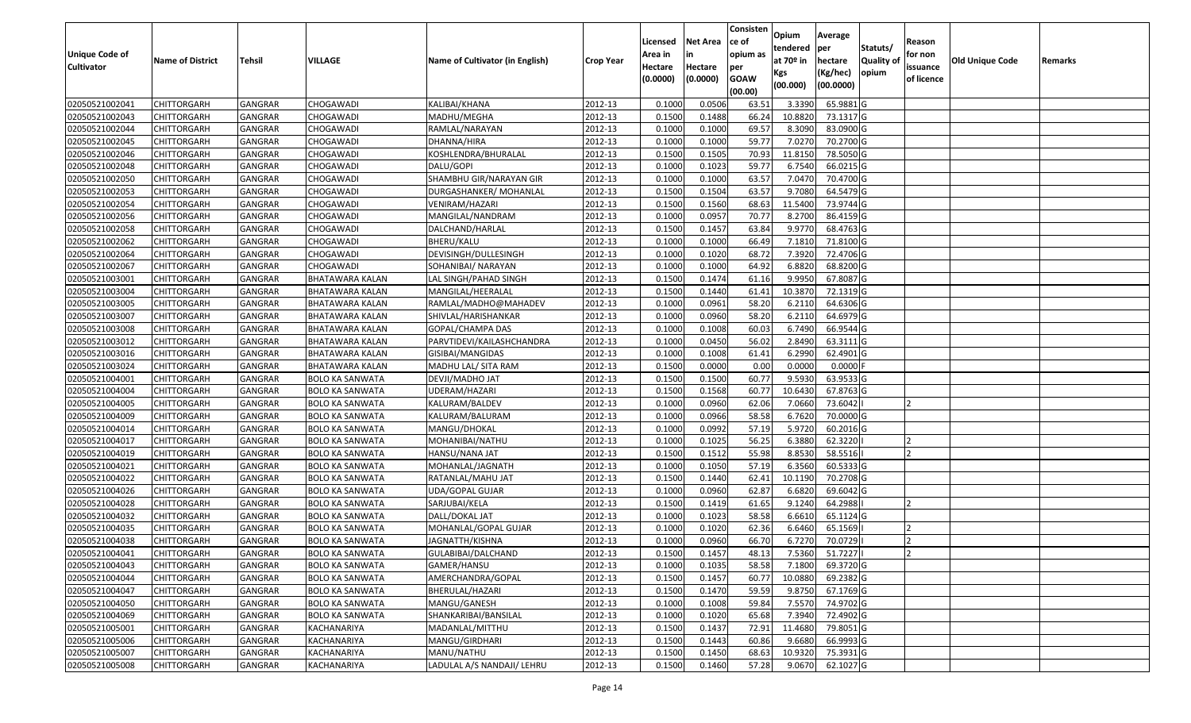| Unique Code of Cultivator | Name of District | Tehsil | VILLAGE | Name of Cultivator (in English) | Crop Year | Licensed Area in Hectare (0.0000) | Net Area in Hectare (0.0000) | Consistence of opium as per GOAW (00.00) | Opium tendered at 70º in Kgs (00.000) | Average per hectare (Kg/hec) (00.0000) | Statuts/ Quality of opium | Reason for non issuance of licence | Old Unique Code | Remarks |
|---|---|---|---|---|---|---|---|---|---|---|---|---|---|---|
| 02050521002041 | CHITTORGARH | GANGRAR | CHOGAWADI | KALIBAI/KHANA | 2012-13 | 0.1000 | 0.0506 | 63.51 | 3.3390 | 65.9881 | G | | | |
| 02050521002043 | CHITTORGARH | GANGRAR | CHOGAWADI | MADHU/MEGHA | 2012-13 | 0.1500 | 0.1488 | 66.24 | 10.8820 | 73.1317 | G | | | |
| 02050521002044 | CHITTORGARH | GANGRAR | CHOGAWADI | RAMLAL/NARAYAN | 2012-13 | 0.1000 | 0.1000 | 69.57 | 8.3090 | 83.0900 | G | | | |
| 02050521002045 | CHITTORGARH | GANGRAR | CHOGAWADI | DHANNA/HIRA | 2012-13 | 0.1000 | 0.1000 | 59.77 | 7.0270 | 70.2700 | G | | | |
| 02050521002046 | CHITTORGARH | GANGRAR | CHOGAWADI | KOSHLENDRA/BHURALAL | 2012-13 | 0.1500 | 0.1505 | 70.93 | 11.8150 | 78.5050 | G | | | |
| 02050521002048 | CHITTORGARH | GANGRAR | CHOGAWADI | DALU/GOPI | 2012-13 | 0.1000 | 0.1023 | 59.77 | 6.7540 | 66.0215 | G | | | |
| 02050521002050 | CHITTORGARH | GANGRAR | CHOGAWADI | SHAMBHU GIR/NARAYAN GIR | 2012-13 | 0.1000 | 0.1000 | 63.57 | 7.0470 | 70.4700 | G | | | |
| 02050521002053 | CHITTORGARH | GANGRAR | CHOGAWADI | DURGASHANKER/ MOHANLAL | 2012-13 | 0.1500 | 0.1504 | 63.57 | 9.7080 | 64.5479 | G | | | |
| 02050521002054 | CHITTORGARH | GANGRAR | CHOGAWADI | VENIRAM/HAZARI | 2012-13 | 0.1500 | 0.1560 | 68.63 | 11.5400 | 73.9744 | G | | | |
| 02050521002056 | CHITTORGARH | GANGRAR | CHOGAWADI | MANGILAL/NANDRAM | 2012-13 | 0.1000 | 0.0957 | 70.77 | 8.2700 | 86.4159 | G | | | |
| 02050521002058 | CHITTORGARH | GANGRAR | CHOGAWADI | DALCHAND/HARLAL | 2012-13 | 0.1500 | 0.1457 | 63.84 | 9.9770 | 68.4763 | G | | | |
| 02050521002062 | CHITTORGARH | GANGRAR | CHOGAWADI | BHERU/KALU | 2012-13 | 0.1000 | 0.1000 | 66.49 | 7.1810 | 71.8100 | G | | | |
| 02050521002064 | CHITTORGARH | GANGRAR | CHOGAWADI | DEVISINGH/DULLESINGH | 2012-13 | 0.1000 | 0.1020 | 68.72 | 7.3920 | 72.4706 | G | | | |
| 02050521002067 | CHITTORGARH | GANGRAR | CHOGAWADI | SOHANIBAI/ NARAYAN | 2012-13 | 0.1000 | 0.1000 | 64.92 | 6.8820 | 68.8200 | G | | | |
| 02050521003001 | CHITTORGARH | GANGRAR | BHATAWARA KALAN | LAL SINGH/PAHAD SINGH | 2012-13 | 0.1500 | 0.1474 | 61.16 | 9.9950 | 67.8087 | G | | | |
| 02050521003004 | CHITTORGARH | GANGRAR | BHATAWARA KALAN | MANGILAL/HEERALAL | 2012-13 | 0.1500 | 0.1440 | 61.41 | 10.3870 | 72.1319 | G | | | |
| 02050521003005 | CHITTORGARH | GANGRAR | BHATAWARA KALAN | RAMLAL/MADHO@MAHADEV | 2012-13 | 0.1000 | 0.0961 | 58.20 | 6.2110 | 64.6306 | G | | | |
| 02050521003007 | CHITTORGARH | GANGRAR | BHATAWARA KALAN | SHIVLAL/HARISHANKAR | 2012-13 | 0.1000 | 0.0960 | 58.20 | 6.2110 | 64.6979 | G | | | |
| 02050521003008 | CHITTORGARH | GANGRAR | BHATAWARA KALAN | GOPAL/CHAMPA DAS | 2012-13 | 0.1000 | 0.1008 | 60.03 | 6.7490 | 66.9544 | G | | | |
| 02050521003012 | CHITTORGARH | GANGRAR | BHATAWARA KALAN | PARVTIDEVI/KAILASHCHANDRA | 2012-13 | 0.1000 | 0.0450 | 56.02 | 2.8490 | 63.3111 | G | | | |
| 02050521003016 | CHITTORGARH | GANGRAR | BHATAWARA KALAN | GISIBAI/MANGIDAS | 2012-13 | 0.1000 | 0.1008 | 61.41 | 6.2990 | 62.4901 | G | | | |
| 02050521003024 | CHITTORGARH | GANGRAR | BHATAWARA KALAN | MADHU LAL/ SITA RAM | 2012-13 | 0.1500 | 0.0000 | 0.00 | 0.0000 | 0.0000 | F | | | |
| 02050521004001 | CHITTORGARH | GANGRAR | BOLO KA SANWATA | DEVJI/MADHO JAT | 2012-13 | 0.1500 | 0.1500 | 60.77 | 9.5930 | 63.9533 | G | | | |
| 02050521004004 | CHITTORGARH | GANGRAR | BOLO KA SANWATA | UDERAM/HAZARI | 2012-13 | 0.1500 | 0.1568 | 60.77 | 10.6430 | 67.8763 | G | | | |
| 02050521004005 | CHITTORGARH | GANGRAR | BOLO KA SANWATA | KALURAM/BALDEV | 2012-13 | 0.1000 | 0.0960 | 62.06 | 7.0660 | 73.6042 | I | 2 | | |
| 02050521004009 | CHITTORGARH | GANGRAR | BOLO KA SANWATA | KALURAM/BALURAM | 2012-13 | 0.1000 | 0.0966 | 58.58 | 6.7620 | 70.0000 | G | | | |
| 02050521004014 | CHITTORGARH | GANGRAR | BOLO KA SANWATA | MANGU/DHOKAL | 2012-13 | 0.1000 | 0.0992 | 57.19 | 5.9720 | 60.2016 | G | | | |
| 02050521004017 | CHITTORGARH | GANGRAR | BOLO KA SANWATA | MOHANIBAI/NATHU | 2012-13 | 0.1000 | 0.1025 | 56.25 | 6.3880 | 62.3220 | I | 2 | | |
| 02050521004019 | CHITTORGARH | GANGRAR | BOLO KA SANWATA | HANSU/NANA JAT | 2012-13 | 0.1500 | 0.1512 | 55.98 | 8.8530 | 58.5516 | I | 2 | | |
| 02050521004021 | CHITTORGARH | GANGRAR | BOLO KA SANWATA | MOHANLAL/JAGNATH | 2012-13 | 0.1000 | 0.1050 | 57.19 | 6.3560 | 60.5333 | G | | | |
| 02050521004022 | CHITTORGARH | GANGRAR | BOLO KA SANWATA | RATANLAL/MAHU JAT | 2012-13 | 0.1500 | 0.1440 | 62.41 | 10.1190 | 70.2708 | G | | | |
| 02050521004026 | CHITTORGARH | GANGRAR | BOLO KA SANWATA | UDA/GOPAL GUJAR | 2012-13 | 0.1000 | 0.0960 | 62.87 | 6.6820 | 69.6042 | G | | | |
| 02050521004028 | CHITTORGARH | GANGRAR | BOLO KA SANWATA | SARJUBAI/KELA | 2012-13 | 0.1500 | 0.1419 | 61.65 | 9.1240 | 64.2988 | I | 2 | | |
| 02050521004032 | CHITTORGARH | GANGRAR | BOLO KA SANWATA | DALL/DOKAL JAT | 2012-13 | 0.1000 | 0.1023 | 58.58 | 6.6610 | 65.1124 | G | | | |
| 02050521004035 | CHITTORGARH | GANGRAR | BOLO KA SANWATA | MOHANLAL/GOPAL GUJAR | 2012-13 | 0.1000 | 0.1020 | 62.36 | 6.6460 | 65.1569 | I | 2 | | |
| 02050521004038 | CHITTORGARH | GANGRAR | BOLO KA SANWATA | JAGNATTH/KISHNA | 2012-13 | 0.1000 | 0.0960 | 66.70 | 6.7270 | 70.0729 | I | 2 | | |
| 02050521004041 | CHITTORGARH | GANGRAR | BOLO KA SANWATA | GULABIBAI/DALCHAND | 2012-13 | 0.1500 | 0.1457 | 48.13 | 7.5360 | 51.7227 | I | 2 | | |
| 02050521004043 | CHITTORGARH | GANGRAR | BOLO KA SANWATA | GAMER/HANSU | 2012-13 | 0.1000 | 0.1035 | 58.58 | 7.1800 | 69.3720 | G | | | |
| 02050521004044 | CHITTORGARH | GANGRAR | BOLO KA SANWATA | AMERCHANDRA/GOPAL | 2012-13 | 0.1500 | 0.1457 | 60.77 | 10.0880 | 69.2382 | G | | | |
| 02050521004047 | CHITTORGARH | GANGRAR | BOLO KA SANWATA | BHERULAL/HAZARI | 2012-13 | 0.1500 | 0.1470 | 59.59 | 9.8750 | 67.1769 | G | | | |
| 02050521004050 | CHITTORGARH | GANGRAR | BOLO KA SANWATA | MANGU/GANESH | 2012-13 | 0.1000 | 0.1008 | 59.84 | 7.5570 | 74.9702 | G | | | |
| 02050521004069 | CHITTORGARH | GANGRAR | BOLO KA SANWATA | SHANKARIBAI/BANSILAL | 2012-13 | 0.1000 | 0.1020 | 65.68 | 7.3940 | 72.4902 | G | | | |
| 02050521005001 | CHITTORGARH | GANGRAR | KACHANARIYA | MADANLAL/MITTHU | 2012-13 | 0.1500 | 0.1437 | 72.91 | 11.4680 | 79.8051 | G | | | |
| 02050521005006 | CHITTORGARH | GANGRAR | KACHANARIYA | MANGU/GIRDHARI | 2012-13 | 0.1500 | 0.1443 | 60.86 | 9.6680 | 66.9993 | G | | | |
| 02050521005007 | CHITTORGARH | GANGRAR | KACHANARIYA | MANU/NATHU | 2012-13 | 0.1500 | 0.1450 | 68.63 | 10.9320 | 75.3931 | G | | | |
| 02050521005008 | CHITTORGARH | GANGRAR | KACHANARIYA | LADULAL A/S NANDAJI/ LEHRU | 2012-13 | 0.1500 | 0.1460 | 57.28 | 9.0670 | 62.1027 | G | | | |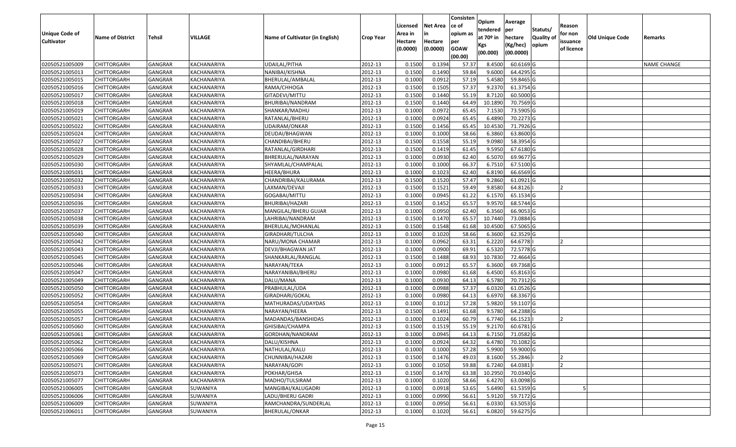| Unique Code of Cultivator | Name of District | Tehsil | VILLAGE | Name of Cultivator (in English) | Crop Year | Licensed Area in Hectare (0.0000) | Net Area in Hectare (0.0000) | Consisten ce of opium as per GOAW (00.00) | Opium tendered at 70º in Kgs (00.000) | Average per hectare (Kg/hec) (00.0000) | Statuts/ Quality of opium | Reason for non issuance of licence | Old Unique Code | Remarks |
|---|---|---|---|---|---|---|---|---|---|---|---|---|---|---|
| 02050521005009 | CHITTORGARH | GANGRAR | KACHANARIYA | UDAILAL/PITHA | 2012-13 | 0.1500 | 0.1394 | 57.37 | 8.4500 | 60.6169 | G | | | NAME CHANGE |
| 02050521005013 | CHITTORGARH | GANGRAR | KACHANARIYA | NANIBAI/KISHNA | 2012-13 | 0.1500 | 0.1490 | 59.84 | 9.6000 | 64.4295 | G | | | |
| 02050521005015 | CHITTORGARH | GANGRAR | KACHANARIYA | BHERULAL/AMBALAL | 2012-13 | 0.1000 | 0.0912 | 57.19 | 5.4580 | 59.8465 | G | | | |
| 02050521005016 | CHITTORGARH | GANGRAR | KACHANARIYA | RAMA/CHHOGA | 2012-13 | 0.1500 | 0.1505 | 57.37 | 9.2370 | 61.3754 | G | | | |
| 02050521005017 | CHITTORGARH | GANGRAR | KACHANARIYA | GITADEVI/MITTU | 2012-13 | 0.1500 | 0.1440 | 55.19 | 8.7120 | 60.5000 | G | | | |
| 02050521005018 | CHITTORGARH | GANGRAR | KACHANARIYA | BHURIBAI/NANDRAM | 2012-13 | 0.1500 | 0.1440 | 64.49 | 10.1890 | 70.7569 | G | | | |
| 02050521005019 | CHITTORGARH | GANGRAR | KACHANARIYA | SHANKAR/MADHU | 2012-13 | 0.1000 | 0.0972 | 65.45 | 7.1530 | 73.5905 | G | | | |
| 02050521005021 | CHITTORGARH | GANGRAR | KACHANARIYA | RATANLAL/BHERU | 2012-13 | 0.1000 | 0.0924 | 65.45 | 6.4890 | 70.2273 | G | | | |
| 02050521005022 | CHITTORGARH | GANGRAR | KACHANARIYA | UDAIRAM/ONKAR | 2012-13 | 0.1500 | 0.1456 | 65.45 | 10.4530 | 71.7926 | G | | | |
| 02050521005024 | CHITTORGARH | GANGRAR | KACHANARIYA | DEUDAI/BHAGWAN | 2012-13 | 0.1000 | 0.1000 | 58.66 | 6.3860 | 63.8600 | G | | | |
| 02050521005027 | CHITTORGARH | GANGRAR | KACHANARIYA | CHANDIBAI/BHERU | 2012-13 | 0.1500 | 0.1558 | 55.19 | 9.0980 | 58.3954 | G | | | |
| 02050521005028 | CHITTORGARH | GANGRAR | KACHANARIYA | RATANLAL/GIRDHARI | 2012-13 | 0.1500 | 0.1419 | 61.45 | 9.5950 | 67.6180 | G | | | |
| 02050521005029 | CHITTORGARH | GANGRAR | KACHANARIYA | BHERULAL/NARAYAN | 2012-13 | 0.1000 | 0.0930 | 62.40 | 6.5070 | 69.9677 | G | | | |
| 02050521005030 | CHITTORGARH | GANGRAR | KACHANARIYA | SHYAMLAL/CHAMPALAL | 2012-13 | 0.1000 | 0.1000 | 66.37 | 6.7510 | 67.5100 | G | | | |
| 02050521005031 | CHITTORGARH | GANGRAR | KACHANARIYA | HEERA/BHURA | 2012-13 | 0.1000 | 0.1023 | 62.40 | 6.8190 | 66.6569 | G | | | |
| 02050521005032 | CHITTORGARH | GANGRAR | KACHANARIYA | CHANDRIBAI/KALURAMA | 2012-13 | 0.1500 | 0.1520 | 57.47 | 9.2860 | 61.0921 | G | | | |
| 02050521005033 | CHITTORGARH | GANGRAR | KACHANARIYA | LAXMAN/DEVAJI | 2012-13 | 0.1500 | 0.1521 | 59.49 | 9.8580 | 64.8126 | I | 2 | | |
| 02050521005034 | CHITTORGARH | GANGRAR | KACHANARIYA | GOGABAI/MITTU | 2012-13 | 0.1000 | 0.0945 | 61.22 | 6.1570 | 65.1534 | G | | | |
| 02050521005036 | CHITTORGARH | GANGRAR | KACHANARIYA | BHURIBAI/HAZARI | 2012-13 | 0.1500 | 0.1452 | 65.57 | 9.9570 | 68.5744 | G | | | |
| 02050521005037 | CHITTORGARH | GANGRAR | KACHANARIYA | MANGILAL/BHERU GUJAR | 2012-13 | 0.1000 | 0.0950 | 62.40 | 6.3560 | 66.9053 | G | | | |
| 02050521005038 | CHITTORGARH | GANGRAR | KACHANARIYA | LAHRIBAI/NANDRAM | 2012-13 | 0.1500 | 0.1470 | 65.57 | 10.7440 | 73.0884 | G | | | |
| 02050521005039 | CHITTORGARH | GANGRAR | KACHANARIYA | BHERULAL/MOHANLAL | 2012-13 | 0.1500 | 0.1548 | 61.68 | 10.4500 | 67.5065 | G | | | |
| 02050521005040 | CHITTORGARH | GANGRAR | KACHANARIYA | GIRADHARI/TULCHA | 2012-13 | 0.1000 | 0.1020 | 58.66 | 6.3600 | 62.3529 | G | | | |
| 02050521005042 | CHITTORGARH | GANGRAR | KACHANARIYA | NARU/MONA CHAMAR | 2012-13 | 0.1000 | 0.0962 | 63.31 | 6.2220 | 64.6778 | I | 2 | | |
| 02050521005043 | CHITTORGARH | GANGRAR | KACHANARIYA | DEVJI/BHAGWAN JAT | 2012-13 | 0.1000 | 0.0900 | 69.91 | 6.5320 | 72.5778 | G | | | |
| 02050521005045 | CHITTORGARH | GANGRAR | KACHANARIYA | SHANKARLAL/RANGLAL | 2012-13 | 0.1500 | 0.1488 | 68.93 | 10.7830 | 72.4664 | G | | | |
| 02050521005046 | CHITTORGARH | GANGRAR | KACHANARIYA | NARAYAN/TEKA | 2012-13 | 0.1000 | 0.0912 | 65.57 | 6.3600 | 69.7368 | G | | | |
| 02050521005047 | CHITTORGARH | GANGRAR | KACHANARIYA | NARAYANIBAI/BHERU | 2012-13 | 0.1000 | 0.0980 | 61.68 | 6.4500 | 65.8163 | G | | | |
| 02050521005049 | CHITTORGARH | GANGRAR | KACHANARIYA | DALU/MANA | 2012-13 | 0.1000 | 0.0930 | 64.13 | 6.5780 | 70.7312 | G | | | |
| 02050521005050 | CHITTORGARH | GANGRAR | KACHANARIYA | PRABHULAL/UDA | 2012-13 | 0.1000 | 0.0988 | 57.37 | 6.0320 | 61.0526 | G | | | |
| 02050521005052 | CHITTORGARH | GANGRAR | KACHANARIYA | GIRADHARI/GOKAL | 2012-13 | 0.1000 | 0.0980 | 64.13 | 6.6970 | 68.3367 | G | | | |
| 02050521005054 | CHITTORGARH | GANGRAR | KACHANARIYA | MATHURADAS/UDAYDAS | 2012-13 | 0.1000 | 0.1012 | 57.28 | 5.9820 | 59.1107 | G | | | |
| 02050521005055 | CHITTORGARH | GANGRAR | KACHANARIYA | NARAYAN/HEERA | 2012-13 | 0.1500 | 0.1491 | 61.68 | 9.5780 | 64.2388 | G | | | |
| 02050521005057 | CHITTORGARH | GANGRAR | KACHANARIYA | MADANDAS/BANSHIDAS | 2012-13 | 0.1000 | 0.1024 | 60.79 | 6.7740 | 66.1523 | I | 2 | | |
| 02050521005060 | CHITTORGARH | GANGRAR | KACHANARIYA | GHISIBAI/CHAMPA | 2012-13 | 0.1500 | 0.1519 | 55.19 | 9.2170 | 60.6781 | G | | | |
| 02050521005061 | CHITTORGARH | GANGRAR | KACHANARIYA | GORDHAN/NANDRAM | 2012-13 | 0.1000 | 0.0945 | 64.13 | 6.7150 | 71.0582 | G | | | |
| 02050521005062 | CHITTORGARH | GANGRAR | KACHANARIYA | DALU/KISHNA | 2012-13 | 0.1000 | 0.0924 | 64.32 | 6.4780 | 70.1082 | G | | | |
| 02050521005066 | CHITTORGARH | GANGRAR | KACHANARIYA | NATHULAL/KALU | 2012-13 | 0.1000 | 0.1000 | 57.28 | 5.9900 | 59.9000 | G | | | |
| 02050521005069 | CHITTORGARH | GANGRAR | KACHANARIYA | CHUNNIBAI/HAZARI | 2012-13 | 0.1500 | 0.1476 | 49.03 | 8.1600 | 55.2846 | I | 2 | | |
| 02050521005071 | CHITTORGARH | GANGRAR | KACHANARIYA | NARAYAN/GOPI | 2012-13 | 0.1000 | 0.1050 | 59.88 | 6.7240 | 64.0381 | I | 2 | | |
| 02050521005073 | CHITTORGARH | GANGRAR | KACHANARIYA | POKHAR/GHISA | 2012-13 | 0.1500 | 0.1470 | 63.38 | 10.2950 | 70.0340 | G | | | |
| 02050521005077 | CHITTORGARH | GANGRAR | KACHANARIYA | MADHO/TULSIRAM | 2012-13 | 0.1000 | 0.1020 | 58.66 | 6.4270 | 63.0098 | G | | | |
| 02050521006005 | CHITTORGARH | GANGRAR | SUWANIYA | MANGIBAI/KALUGADRI | 2012-13 | 0.1000 | 0.0918 | 53.65 | 5.6490 | 61.5359 | G | 5 | | |
| 02050521006006 | CHITTORGARH | GANGRAR | SUWANIYA | LADU/BHERU GADRI | 2012-13 | 0.1000 | 0.0990 | 56.61 | 5.9120 | 59.7172 | G | | | |
| 02050521006009 | CHITTORGARH | GANGRAR | SUWANIYA | RAMCHANDRA/SUNDERLAL | 2012-13 | 0.1000 | 0.0950 | 56.61 | 6.0330 | 63.5053 | G | | | |
| 02050521006011 | CHITTORGARH | GANGRAR | SUWANIYA | BHERULAL/ONKAR | 2012-13 | 0.1000 | 0.1020 | 56.61 | 6.0820 | 59.6275 | G | | | |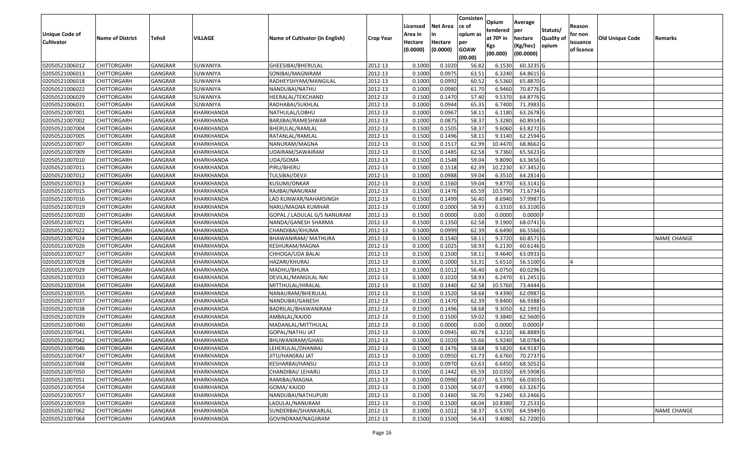| Unique Code of Cultivator | Name of District | Tehsil | VILLAGE | Name of Cultivator (in English) | Crop Year | Licensed Area in Hectare (0.0000) | Net Area in Hectare (0.0000) | Consistence of opium as per GOAW (00.00) | Opium tendered at 70º in Kgs (00.000) | Average per hectare (Kg/hec) (00.0000) | Statuts/ Quality of opium | Reason for non issuance of licence | Old Unique Code | Remarks |
|---|---|---|---|---|---|---|---|---|---|---|---|---|---|---|
| 02050521006012 | CHITTORGARH | GANGRAR | SUWANIYA | GHEESIBAI/BHERULAL | 2012-13 | 0.1000 | 0.1020 | 56.82 | 6.1530 | 60.3235 | G | | | |
| 02050521006013 | CHITTORGARH | GANGRAR | SUWANIYA | SONIBAI/MAGNIRAM | 2012-13 | 0.1000 | 0.0975 | 63.51 | 6.3240 | 64.8615 | G | | | |
| 02050521006018 | CHITTORGARH | GANGRAR | SUWANIYA | RADHEYSHYAM/MANGILAL | 2012-13 | 0.1000 | 0.0992 | 60.52 | 6.5360 | 65.8870 | G | | | |
| 02050521006022 | CHITTORGARH | GANGRAR | SUWANIYA | NANDUBAI/NATHU | 2012-13 | 0.1000 | 0.0980 | 61.70 | 6.9460 | 70.8776 | G | | | |
| 02050521006029 | CHITTORGARH | GANGRAR | SUWANIYA | HEERALAL/TEKCHAND | 2012-13 | 0.1500 | 0.1470 | 57.40 | 9.5370 | 64.8776 | G | | | |
| 02050521006031 | CHITTORGARH | GANGRAR | SUWANIYA | RADHABAI/SUKHLAL | 2012-13 | 0.1000 | 0.0944 | 65.35 | 6.7400 | 71.3983 | G | | | |
| 02050521007001 | CHITTORGARH | GANGRAR | KHARKHANDA | NATHULAL/LOBHU | 2012-13 | 0.1000 | 0.0967 | 58.11 | 6.1180 | 63.2678 | G | | | |
| 02050521007002 | CHITTORGARH | GANGRAR | KHARKHANDA | BARJIBAI/RAMESHWAR | 2012-13 | 0.1000 | 0.0875 | 58.37 | 5.3280 | 60.8914 | G | | | |
| 02050521007004 | CHITTORGARH | GANGRAR | KHARKHANDA | BHERULAL/RAMLAL | 2012-13 | 0.1500 | 0.1505 | 58.37 | 9.6060 | 63.8272 | G | | | |
| 02050521007005 | CHITTORGARH | GANGRAR | KHARKHANDA | RATANLAL/RAMLAL | 2012-13 | 0.1500 | 0.1496 | 58.11 | 9.3140 | 62.2594 | G | | | |
| 02050521007007 | CHITTORGARH | GANGRAR | KHARKHANDA | NANURAM/MAGNA | 2012-13 | 0.1500 | 0.1517 | 62.99 | 10.4470 | 68.8662 | G | | | |
| 02050521007009 | CHITTORGARH | GANGRAR | KHARKHANDA | UDAIRAM/SAWAIRAM | 2012-13 | 0.1500 | 0.1485 | 62.58 | 9.7360 | 65.5623 | G | | | |
| 02050521007010 | CHITTORGARH | GANGRAR | KHARKHANDA | UDA/GOMA | 2012-13 | 0.1500 | 0.1548 | 59.04 | 9.8090 | 63.3656 | G | | | |
| 02050521007011 | CHITTORGARH | GANGRAR | KHARKHANDA | PIRU/BHERU | 2012-13 | 0.1500 | 0.1518 | 62.39 | 10.2230 | 67.3452 | G | | | |
| 02050521007012 | CHITTORGARH | GANGRAR | KHARKHANDA | TULSIBAI/DEVJI | 2012-13 | 0.1000 | 0.0988 | 59.04 | 6.3510 | 64.2814 | G | | | |
| 02050521007013 | CHITTORGARH | GANGRAR | KHARKHANDA | KUSUMI/ONKAR | 2012-13 | 0.1500 | 0.1560 | 59.04 | 9.8770 | 63.3141 | G | | | |
| 02050521007015 | CHITTORGARH | GANGRAR | KHARKHANDA | RAJIBAI/NANURAM | 2012-13 | 0.1500 | 0.1476 | 65.59 | 10.5790 | 71.6734 | G | | | |
| 02050521007016 | CHITTORGARH | GANGRAR | KHARKHANDA | LAD KUNWAR/NAHARSINGH | 2012-13 | 0.1500 | 0.1499 | 56.40 | 8.6940 | 57.9987 | G | | | |
| 02050521007019 | CHITTORGARH | GANGRAR | KHARKHANDA | NARU/MAGNA KUMHAR | 2012-13 | 0.1000 | 0.1000 | 58.93 | 6.3310 | 63.3100 | G | | | |
| 02050521007020 | CHITTORGARH | GANGRAR | KHARKHANDA | GOPAL / LADULAL G/S NANURAM | 2012-13 | 0.1500 | 0.0000 | 0.00 | 0.0000 | 0.0000 | F | | | |
| 02050521007021 | CHITTORGARH | GANGRAR | KHARKHANDA | NANDA/GANESH SHARMA | 2012-13 | 0.1500 | 0.1350 | 62.58 | 9.1900 | 68.0741 | G | | | |
| 02050521007022 | CHITTORGARH | GANGRAR | KHARKHANDA | CHANDIBAI/KHUMA | 2012-13 | 0.1000 | 0.0999 | 62.39 | 6.6490 | 66.5566 | G | | | |
| 02050521007024 | CHITTORGARH | GANGRAR | KHARKHANDA | BHAWANIRAM/ MATHURA | 2012-13 | 0.1500 | 0.1540 | 58.11 | 9.3720 | 60.8571 | G | | | NAME CHANGE |
| 02050521007026 | CHITTORGARH | GANGRAR | KHARKHANDA | KESHURAM/MAGNA | 2012-13 | 0.1000 | 0.1025 | 58.93 | 6.2130 | 60.6146 | G | | | |
| 02050521007027 | CHITTORGARH | GANGRAR | KHARKHANDA | CHHOGA/UDA BALAI | 2012-13 | 0.1500 | 0.1500 | 58.11 | 9.4640 | 63.0933 | G | | | |
| 02050521007028 | CHITTORGARH | GANGRAR | KHARKHANDA | HAZARI/KHURAJ | 2012-13 | 0.1000 | 0.1000 | 53.31 | 5.6510 | 56.5100 | G | 4 | | |
| 02050521007029 | CHITTORGARH | GANGRAR | KHARKHANDA | MADHU/BHURA | 2012-13 | 0.1000 | 0.1012 | 56.40 | 6.0750 | 60.0296 | G | | | |
| 02050521007033 | CHITTORGARH | GANGRAR | KHARKHANDA | DEVILAL/MANGILAL NAI | 2012-13 | 0.1000 | 0.1020 | 58.93 | 6.2470 | 61.2451 | G | | | |
| 02050521007034 | CHITTORGARH | GANGRAR | KHARKHANDA | MITTHULAL/HIRALAL | 2012-13 | 0.1500 | 0.1440 | 62.58 | 10.5760 | 73.4444 | G | | | |
| 02050521007035 | CHITTORGARH | GANGRAR | KHARKHANDA | NANAURAM/BHERULAL | 2012-13 | 0.1500 | 0.1520 | 58.68 | 9.4390 | 62.0987 | G | | | |
| 02050521007037 | CHITTORGARH | GANGRAR | KHARKHANDA | NANDUBAI/GANESH | 2012-13 | 0.1500 | 0.1470 | 62.39 | 9.8400 | 66.9388 | G | | | |
| 02050521007038 | CHITTORGARH | GANGRAR | KHARKHANDA | BADRILAL/BHAWANIRAM | 2012-13 | 0.1500 | 0.1496 | 58.68 | 9.3050 | 62.1992 | G | | | |
| 02050521007039 | CHITTORGARH | GANGRAR | KHARKHANDA | AMBALAL/KAJOD | 2012-13 | 0.1500 | 0.1500 | 59.02 | 9.3840 | 62.5600 | G | | | |
| 02050521007040 | CHITTORGARH | GANGRAR | KHARKHANDA | MADANLAL/MITTHULAL | 2012-13 | 0.1500 | 0.0000 | 0.00 | 0.0000 | 0.0000 | F | | | |
| 02050521007041 | CHITTORGARH | GANGRAR | KHARKHANDA | GOPAL/NATHU JAT | 2012-13 | 0.1000 | 0.0945 | 60.78 | 6.3210 | 66.8889 | G | | | |
| 02050521007042 | CHITTORGARH | GANGRAR | KHARKHANDA | BHUWANIRAM/GHASI | 2012-13 | 0.1000 | 0.1020 | 55.66 | 5.9240 | 58.0784 | G | | | |
| 02050521007046 | CHITTORGARH | GANGRAR | KHARKHANDA | LEHERULAL/DHANRAJ | 2012-13 | 0.1500 | 0.1476 | 58.68 | 9.5820 | 64.9187 | G | | | |
| 02050521007047 | CHITTORGARH | GANGRAR | KHARKHANDA | JITU/HANSRAJ JAT | 2012-13 | 0.1000 | 0.0950 | 61.73 | 6.6760 | 70.2737 | G | | | |
| 02050521007048 | CHITTORGARH | GANGRAR | KHARKHANDA | KESHARBAI/HANSU | 2012-13 | 0.1000 | 0.0970 | 63.63 | 6.6450 | 68.5052 | G | | | |
| 02050521007050 | CHITTORGARH | GANGRAR | KHARKHANDA | CHANDIBAI/ LEHARU | 2012-13 | 0.1500 | 0.1442 | 65.59 | 10.0350 | 69.5908 | G | | | |
| 02050521007051 | CHITTORGARH | GANGRAR | KHARKHANDA | RAMIBAI/MAGNA | 2012-13 | 0.1000 | 0.0990 | 58.07 | 6.5370 | 66.0303 | G | | | |
| 02050521007054 | CHITTORGARH | GANGRAR | KHARKHANDA | GOMA/ KAJOD | 2012-13 | 0.1500 | 0.1500 | 58.07 | 9.4990 | 63.3267 | G | | | |
| 02050521007057 | CHITTORGARH | GANGRAR | KHARKHANDA | NANDUBAI/NATHUPURI | 2012-13 | 0.1500 | 0.1460 | 56.70 | 9.2340 | 63.2466 | G | | | |
| 02050521007059 | CHITTORGARH | GANGRAR | KHARKHANDA | LADULAL/NANURAM | 2012-13 | 0.1500 | 0.1500 | 68.04 | 10.8380 | 72.2533 | G | | | |
| 02050521007062 | CHITTORGARH | GANGRAR | KHARKHANDA | SUNDERBAI/SHANKARLAL | 2012-13 | 0.1000 | 0.1012 | 58.37 | 6.5370 | 64.5949 | G | | | NAME CHANGE |
| 02050521007064 | CHITTORGARH | GANGRAR | KHARKHANDA | GOVINDRAM/NAGJIRAM | 2012-13 | 0.1500 | 0.1500 | 56.43 | 9.4080 | 62.7200 | G | | | |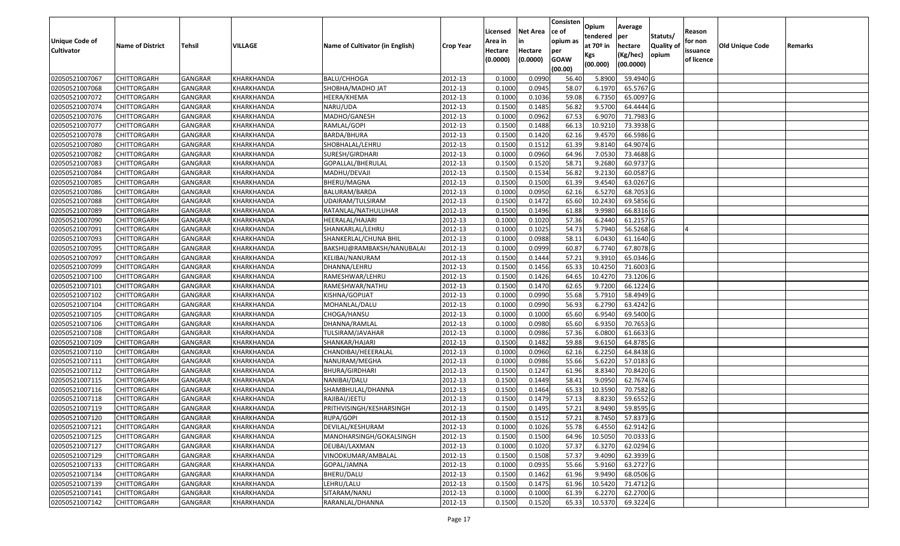| Unique Code of Cultivator | Name of District | Tehsil | VILLAGE | Name of Cultivator (in English) | Crop Year | Licensed Area in Hectare (0.0000) | Net Area in Hectare (0.0000) | Consistence of opium as per GOAW (00.00) | Opium tendered at 70º in Kgs (00.000) | Average per hectare (Kg/hec) (00.0000) | Statuts/ Quality of opium | Reason for non issuance of licence | Old Unique Code | Remarks |
|---|---|---|---|---|---|---|---|---|---|---|---|---|---|---|
| 02050521007067 | CHITTORGARH | GANGRAR | KHARKHANDA | BALU/CHHOGA | 2012-13 | 0.1000 | 0.0990 | 56.40 | 5.8900 | 59.4940 | G | | | |
| 02050521007068 | CHITTORGARH | GANGRAR | KHARKHANDA | SHOBHA/MADHO JAT | 2012-13 | 0.1000 | 0.0945 | 58.07 | 6.1970 | 65.5767 | G | | | |
| 02050521007072 | CHITTORGARH | GANGRAR | KHARKHANDA | HEERA/KHEMA | 2012-13 | 0.1000 | 0.1036 | 59.08 | 6.7350 | 65.0097 | G | | | |
| 02050521007074 | CHITTORGARH | GANGRAR | KHARKHANDA | NARU/UDA | 2012-13 | 0.1500 | 0.1485 | 56.82 | 9.5700 | 64.4444 | G | | | |
| 02050521007076 | CHITTORGARH | GANGRAR | KHARKHANDA | MADHO/GANESH | 2012-13 | 0.1000 | 0.0962 | 67.53 | 6.9070 | 71.7983 | G | | | |
| 02050521007077 | CHITTORGARH | GANGRAR | KHARKHANDA | RAMLAL/GOPI | 2012-13 | 0.1500 | 0.1488 | 66.13 | 10.9210 | 73.3938 | G | | | |
| 02050521007078 | CHITTORGARH | GANGRAR | KHARKHANDA | BARDA/BHURA | 2012-13 | 0.1500 | 0.1420 | 62.16 | 9.4570 | 66.5986 | G | | | |
| 02050521007080 | CHITTORGARH | GANGRAR | KHARKHANDA | SHOBHALAL/LEHRU | 2012-13 | 0.1500 | 0.1512 | 61.39 | 9.8140 | 64.9074 | G | | | |
| 02050521007082 | CHITTORGARH | GANGRAR | KHARKHANDA | SURESH/GIRDHARI | 2012-13 | 0.1000 | 0.0960 | 64.96 | 7.0530 | 73.4688 | G | | | |
| 02050521007083 | CHITTORGARH | GANGRAR | KHARKHANDA | GOPALLAL/BHERULAL | 2012-13 | 0.1500 | 0.1520 | 58.71 | 9.2680 | 60.9737 | G | | | |
| 02050521007084 | CHITTORGARH | GANGRAR | KHARKHANDA | MADHU/DEVAJI | 2012-13 | 0.1500 | 0.1534 | 56.82 | 9.2130 | 60.0587 | G | | | |
| 02050521007085 | CHITTORGARH | GANGRAR | KHARKHANDA | BHERU/MAGNA | 2012-13 | 0.1500 | 0.1500 | 61.39 | 9.4540 | 63.0267 | G | | | |
| 02050521007086 | CHITTORGARH | GANGRAR | KHARKHANDA | BALURAM/BARDA | 2012-13 | 0.1000 | 0.0950 | 62.16 | 6.5270 | 68.7053 | G | | | |
| 02050521007088 | CHITTORGARH | GANGRAR | KHARKHANDA | UDAIRAM/TULSIRAM | 2012-13 | 0.1500 | 0.1472 | 65.60 | 10.2430 | 69.5856 | G | | | |
| 02050521007089 | CHITTORGARH | GANGRAR | KHARKHANDA | RATANLAL/NATHULUHAR | 2012-13 | 0.1500 | 0.1496 | 61.88 | 9.9980 | 66.8316 | G | | | |
| 02050521007090 | CHITTORGARH | GANGRAR | KHARKHANDA | HEERALAL/HAJARI | 2012-13 | 0.1000 | 0.1020 | 57.36 | 6.2440 | 61.2157 | G | | | |
| 02050521007091 | CHITTORGARH | GANGRAR | KHARKHANDA | SHANKARLAL/LEHRU | 2012-13 | 0.1000 | 0.1025 | 54.73 | 5.7940 | 56.5268 | G | 4 | | |
| 02050521007093 | CHITTORGARH | GANGRAR | KHARKHANDA | SHANKERLAL/CHUNA BHIL | 2012-13 | 0.1000 | 0.0988 | 58.11 | 6.0430 | 61.1640 | G | | | |
| 02050521007095 | CHITTORGARH | GANGRAR | KHARKHANDA | BAKSHU@RAMBAKSH/NANUBALAI | 2012-13 | 0.1000 | 0.0999 | 60.87 | 6.7740 | 67.8078 | G | | | |
| 02050521007097 | CHITTORGARH | GANGRAR | KHARKHANDA | KELIBAI/NANURAM | 2012-13 | 0.1500 | 0.1444 | 57.21 | 9.3910 | 65.0346 | G | | | |
| 02050521007099 | CHITTORGARH | GANGRAR | KHARKHANDA | DHANNA/LEHRU | 2012-13 | 0.1500 | 0.1456 | 65.33 | 10.4250 | 71.6003 | G | | | |
| 02050521007100 | CHITTORGARH | GANGRAR | KHARKHANDA | RAMESHWAR/LEHRU | 2012-13 | 0.1500 | 0.1426 | 64.65 | 10.4270 | 73.1206 | G | | | |
| 02050521007101 | CHITTORGARH | GANGRAR | KHARKHANDA | RAMESHWAR/NATHU | 2012-13 | 0.1500 | 0.1470 | 62.65 | 9.7200 | 66.1224 | G | | | |
| 02050521007102 | CHITTORGARH | GANGRAR | KHARKHANDA | KISHNA/GOPIJAT | 2012-13 | 0.1000 | 0.0990 | 55.68 | 5.7910 | 58.4949 | G | | | |
| 02050521007104 | CHITTORGARH | GANGRAR | KHARKHANDA | MOHANLAL/DALU | 2012-13 | 0.1000 | 0.0990 | 56.93 | 6.2790 | 63.4242 | G | | | |
| 02050521007105 | CHITTORGARH | GANGRAR | KHARKHANDA | CHOGA/HANSU | 2012-13 | 0.1000 | 0.1000 | 65.60 | 6.9540 | 69.5400 | G | | | |
| 02050521007106 | CHITTORGARH | GANGRAR | KHARKHANDA | DHANNA/RAMLAL | 2012-13 | 0.1000 | 0.0980 | 65.60 | 6.9350 | 70.7653 | G | | | |
| 02050521007108 | CHITTORGARH | GANGRAR | KHARKHANDA | TULSIRAM/JAVAHAR | 2012-13 | 0.1000 | 0.0986 | 57.36 | 6.0800 | 61.6633 | G | | | |
| 02050521007109 | CHITTORGARH | GANGRAR | KHARKHANDA | SHANKAR/HAJARI | 2012-13 | 0.1500 | 0.1482 | 59.88 | 9.6150 | 64.8785 | G | | | |
| 02050521007110 | CHITTORGARH | GANGRAR | KHARKHANDA | CHANDIBAI/HEEERALAL | 2012-13 | 0.1000 | 0.0960 | 62.16 | 6.2250 | 64.8438 | G | | | |
| 02050521007111 | CHITTORGARH | GANGRAR | KHARKHANDA | NANURAM/MEGHA | 2012-13 | 0.1000 | 0.0986 | 55.66 | 5.6220 | 57.0183 | G | | | |
| 02050521007112 | CHITTORGARH | GANGRAR | KHARKHANDA | BHURA/GIRDHARI | 2012-13 | 0.1500 | 0.1247 | 61.96 | 8.8340 | 70.8420 | G | | | |
| 02050521007115 | CHITTORGARH | GANGRAR | KHARKHANDA | NANIBAI/DALU | 2012-13 | 0.1500 | 0.1449 | 58.41 | 9.0950 | 62.7674 | G | | | |
| 02050521007116 | CHITTORGARH | GANGRAR | KHARKHANDA | SHAMBHULAL/DHANNA | 2012-13 | 0.1500 | 0.1464 | 65.33 | 10.3590 | 70.7582 | G | | | |
| 02050521007118 | CHITTORGARH | GANGRAR | KHARKHANDA | RAJIBAI/JEETU | 2012-13 | 0.1500 | 0.1479 | 57.13 | 8.8230 | 59.6552 | G | | | |
| 02050521007119 | CHITTORGARH | GANGRAR | KHARKHANDA | PRITHVISINGH/KESHARSINGH | 2012-13 | 0.1500 | 0.1495 | 57.21 | 8.9490 | 59.8595 | G | | | |
| 02050521007120 | CHITTORGARH | GANGRAR | KHARKHANDA | RUPA/GOPI | 2012-13 | 0.1500 | 0.1512 | 57.21 | 8.7450 | 57.8373 | G | | | |
| 02050521007121 | CHITTORGARH | GANGRAR | KHARKHANDA | DEVILAL/KESHURAM | 2012-13 | 0.1000 | 0.1026 | 55.78 | 6.4550 | 62.9142 | G | | | |
| 02050521007125 | CHITTORGARH | GANGRAR | KHARKHANDA | MANOHARSINGH/GOKALSINGH | 2012-13 | 0.1500 | 0.1500 | 64.96 | 10.5050 | 70.0333 | G | | | |
| 02050521007127 | CHITTORGARH | GANGRAR | KHARKHANDA | DEUBAI/LAXMAN | 2012-13 | 0.1000 | 0.1020 | 57.37 | 6.3270 | 62.0294 | G | | | |
| 02050521007129 | CHITTORGARH | GANGRAR | KHARKHANDA | VINODKUMAR/AMBALAL | 2012-13 | 0.1500 | 0.1508 | 57.37 | 9.4090 | 62.3939 | G | | | |
| 02050521007133 | CHITTORGARH | GANGRAR | KHARKHANDA | GOPAL/JAMNA | 2012-13 | 0.1000 | 0.0935 | 55.66 | 5.9160 | 63.2727 | G | | | |
| 02050521007134 | CHITTORGARH | GANGRAR | KHARKHANDA | BHERU/DALU | 2012-13 | 0.1500 | 0.1462 | 61.96 | 9.9490 | 68.0506 | G | | | |
| 02050521007139 | CHITTORGARH | GANGRAR | KHARKHANDA | LEHRU/LALU | 2012-13 | 0.1500 | 0.1475 | 61.96 | 10.5420 | 71.4712 | G | | | |
| 02050521007141 | CHITTORGARH | GANGRAR | KHARKHANDA | SITARAM/NANU | 2012-13 | 0.1000 | 0.1000 | 61.39 | 6.2270 | 62.2700 | G | | | |
| 02050521007142 | CHITTORGARH | GANGRAR | KHARKHANDA | RARANLAL/DHANNA | 2012-13 | 0.1500 | 0.1520 | 65.33 | 10.5370 | 69.3224 | G | | | |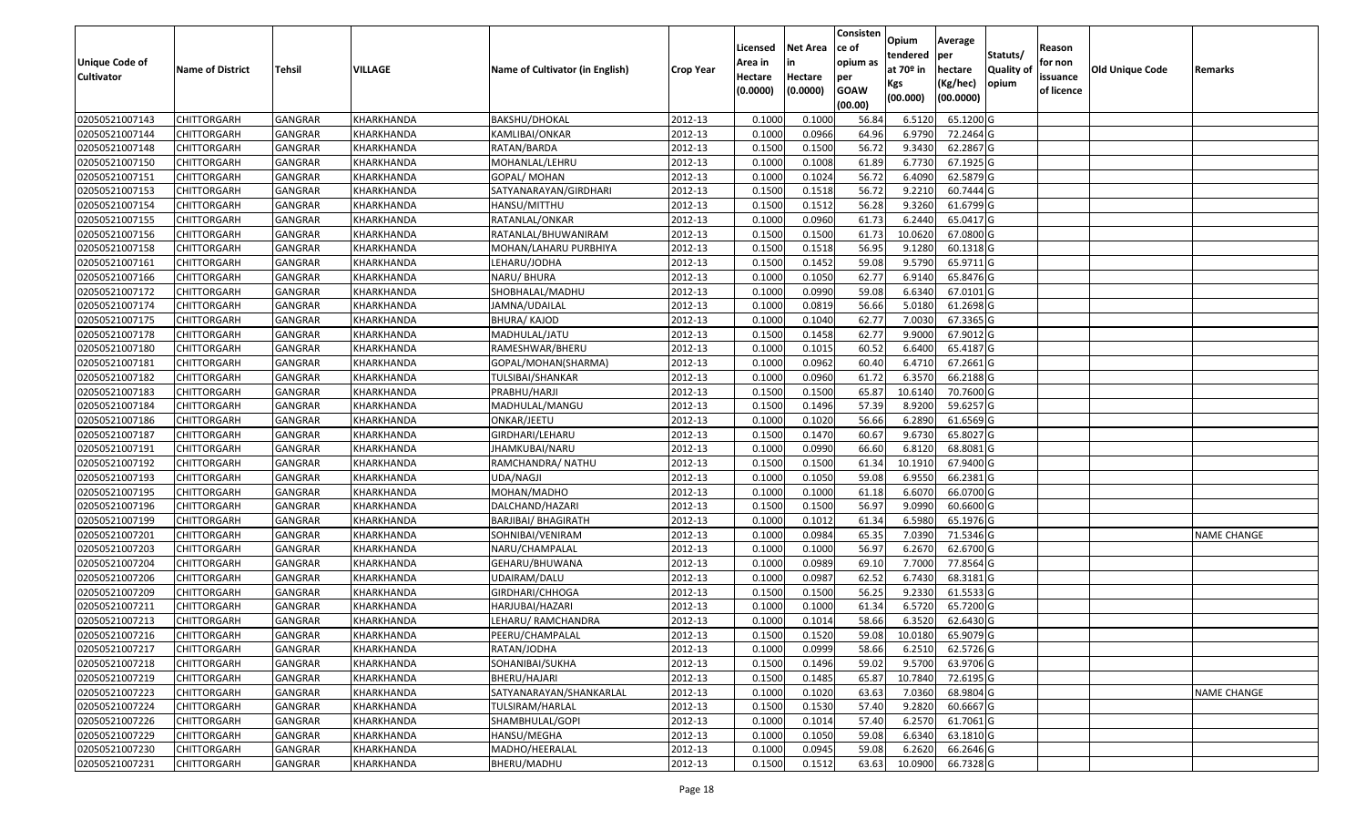| Unique Code of Cultivator | Name of District | Tehsil | VILLAGE | Name of Cultivator (in English) | Crop Year | Licensed Area in Hectare (0.0000) | Net Area in Hectare (0.0000) | Consistence of opium as per GOAW (00.00) | Opium tendered at 70º in Kgs (00.000) | Average per hectare (Kg/hec) (00.0000) | Statuts/ Quality of opium | Reason for non issuance of licence | Old Unique Code | Remarks |
|---|---|---|---|---|---|---|---|---|---|---|---|---|---|---|
| 02050521007143 | CHITTORGARH | GANGRAR | KHARKHANDA | BAKSHU/DHOKAL | 2012-13 | 0.1000 | 0.1000 | 56.84 | 6.5120 | 65.1200 | G | | | |
| 02050521007144 | CHITTORGARH | GANGRAR | KHARKHANDA | KAMLIBAI/ONKAR | 2012-13 | 0.1000 | 0.0966 | 64.96 | 6.9790 | 72.2464 | G | | | |
| 02050521007148 | CHITTORGARH | GANGRAR | KHARKHANDA | RATAN/BARDA | 2012-13 | 0.1500 | 0.1500 | 56.72 | 9.3430 | 62.2867 | G | | | |
| 02050521007150 | CHITTORGARH | GANGRAR | KHARKHANDA | MOHANLAL/LEHRU | 2012-13 | 0.1000 | 0.1008 | 61.89 | 6.7730 | 67.1925 | G | | | |
| 02050521007151 | CHITTORGARH | GANGRAR | KHARKHANDA | GOPAL/ MOHAN | 2012-13 | 0.1000 | 0.1024 | 56.72 | 6.4090 | 62.5879 | G | | | |
| 02050521007153 | CHITTORGARH | GANGRAR | KHARKHANDA | SATYANARAYAN/GIRDHARI | 2012-13 | 0.1500 | 0.1518 | 56.72 | 9.2210 | 60.7444 | G | | | |
| 02050521007154 | CHITTORGARH | GANGRAR | KHARKHANDA | HANSU/MITTHU | 2012-13 | 0.1500 | 0.1512 | 56.28 | 9.3260 | 61.6799 | G | | | |
| 02050521007155 | CHITTORGARH | GANGRAR | KHARKHANDA | RATANLAL/ONKAR | 2012-13 | 0.1000 | 0.0960 | 61.73 | 6.2440 | 65.0417 | G | | | |
| 02050521007156 | CHITTORGARH | GANGRAR | KHARKHANDA | RATANLAL/BHUWANIRAM | 2012-13 | 0.1500 | 0.1500 | 61.73 | 10.0620 | 67.0800 | G | | | |
| 02050521007158 | CHITTORGARH | GANGRAR | KHARKHANDA | MOHAN/LAHARU PURBHIYA | 2012-13 | 0.1500 | 0.1518 | 56.95 | 9.1280 | 60.1318 | G | | | |
| 02050521007161 | CHITTORGARH | GANGRAR | KHARKHANDA | LEHARU/JODHA | 2012-13 | 0.1500 | 0.1452 | 59.08 | 9.5790 | 65.9711 | G | | | |
| 02050521007166 | CHITTORGARH | GANGRAR | KHARKHANDA | NARU/ BHURA | 2012-13 | 0.1000 | 0.1050 | 62.77 | 6.9140 | 65.8476 | G | | | |
| 02050521007172 | CHITTORGARH | GANGRAR | KHARKHANDA | SHOBHALAL/MADHU | 2012-13 | 0.1000 | 0.0990 | 59.08 | 6.6340 | 67.0101 | G | | | |
| 02050521007174 | CHITTORGARH | GANGRAR | KHARKHANDA | JAMNA/UDAILAL | 2012-13 | 0.1000 | 0.0819 | 56.66 | 5.0180 | 61.2698 | G | | | |
| 02050521007175 | CHITTORGARH | GANGRAR | KHARKHANDA | BHURA/ KAJOD | 2012-13 | 0.1000 | 0.1040 | 62.77 | 7.0030 | 67.3365 | G | | | |
| 02050521007178 | CHITTORGARH | GANGRAR | KHARKHANDA | MADHULAL/JATU | 2012-13 | 0.1500 | 0.1458 | 62.77 | 9.9000 | 67.9012 | G | | | |
| 02050521007180 | CHITTORGARH | GANGRAR | KHARKHANDA | RAMESHWAR/BHERU | 2012-13 | 0.1000 | 0.1015 | 60.52 | 6.6400 | 65.4187 | G | | | |
| 02050521007181 | CHITTORGARH | GANGRAR | KHARKHANDA | GOPAL/MOHAN(SHARMA) | 2012-13 | 0.1000 | 0.0962 | 60.40 | 6.4710 | 67.2661 | G | | | |
| 02050521007182 | CHITTORGARH | GANGRAR | KHARKHANDA | TULSIBAI/SHANKAR | 2012-13 | 0.1000 | 0.0960 | 61.72 | 6.3570 | 66.2188 | G | | | |
| 02050521007183 | CHITTORGARH | GANGRAR | KHARKHANDA | PRABHU/HARJI | 2012-13 | 0.1500 | 0.1500 | 65.87 | 10.6140 | 70.7600 | G | | | |
| 02050521007184 | CHITTORGARH | GANGRAR | KHARKHANDA | MADHULAL/MANGU | 2012-13 | 0.1500 | 0.1496 | 57.39 | 8.9200 | 59.6257 | G | | | |
| 02050521007186 | CHITTORGARH | GANGRAR | KHARKHANDA | ONKAR/JEETU | 2012-13 | 0.1000 | 0.1020 | 56.66 | 6.2890 | 61.6569 | G | | | |
| 02050521007187 | CHITTORGARH | GANGRAR | KHARKHANDA | GIRDHARI/LEHARU | 2012-13 | 0.1500 | 0.1470 | 60.67 | 9.6730 | 65.8027 | G | | | |
| 02050521007191 | CHITTORGARH | GANGRAR | KHARKHANDA | JHAMKUBAI/NARU | 2012-13 | 0.1000 | 0.0990 | 66.60 | 6.8120 | 68.8081 | G | | | |
| 02050521007192 | CHITTORGARH | GANGRAR | KHARKHANDA | RAMCHANDRA/ NATHU | 2012-13 | 0.1500 | 0.1500 | 61.34 | 10.1910 | 67.9400 | G | | | |
| 02050521007193 | CHITTORGARH | GANGRAR | KHARKHANDA | UDA/NAGJI | 2012-13 | 0.1000 | 0.1050 | 59.08 | 6.9550 | 66.2381 | G | | | |
| 02050521007195 | CHITTORGARH | GANGRAR | KHARKHANDA | MOHAN/MADHO | 2012-13 | 0.1000 | 0.1000 | 61.18 | 6.6070 | 66.0700 | G | | | |
| 02050521007196 | CHITTORGARH | GANGRAR | KHARKHANDA | DALCHAND/HAZARI | 2012-13 | 0.1500 | 0.1500 | 56.97 | 9.0990 | 60.6600 | G | | | |
| 02050521007199 | CHITTORGARH | GANGRAR | KHARKHANDA | BARJIBAI/ BHAGIRATH | 2012-13 | 0.1000 | 0.1012 | 61.34 | 6.5980 | 65.1976 | G | | | |
| 02050521007201 | CHITTORGARH | GANGRAR | KHARKHANDA | SOHNIBAI/VENIRAM | 2012-13 | 0.1000 | 0.0984 | 65.35 | 7.0390 | 71.5346 | G | | | NAME CHANGE |
| 02050521007203 | CHITTORGARH | GANGRAR | KHARKHANDA | NARU/CHAMPALAL | 2012-13 | 0.1000 | 0.1000 | 56.97 | 6.2670 | 62.6700 | G | | | |
| 02050521007204 | CHITTORGARH | GANGRAR | KHARKHANDA | GEHARU/BHUWANA | 2012-13 | 0.1000 | 0.0989 | 69.10 | 7.7000 | 77.8564 | G | | | |
| 02050521007206 | CHITTORGARH | GANGRAR | KHARKHANDA | UDAIRAM/DALU | 2012-13 | 0.1000 | 0.0987 | 62.52 | 6.7430 | 68.3181 | G | | | |
| 02050521007209 | CHITTORGARH | GANGRAR | KHARKHANDA | GIRDHARI/CHHOGA | 2012-13 | 0.1500 | 0.1500 | 56.25 | 9.2330 | 61.5533 | G | | | |
| 02050521007211 | CHITTORGARH | GANGRAR | KHARKHANDA | HARJUBAI/HAZARI | 2012-13 | 0.1000 | 0.1000 | 61.34 | 6.5720 | 65.7200 | G | | | |
| 02050521007213 | CHITTORGARH | GANGRAR | KHARKHANDA | LEHARU/ RAMCHANDRA | 2012-13 | 0.1000 | 0.1014 | 58.66 | 6.3520 | 62.6430 | G | | | |
| 02050521007216 | CHITTORGARH | GANGRAR | KHARKHANDA | PEERU/CHAMPALAL | 2012-13 | 0.1500 | 0.1520 | 59.08 | 10.0180 | 65.9079 | G | | | |
| 02050521007217 | CHITTORGARH | GANGRAR | KHARKHANDA | RATAN/JODHA | 2012-13 | 0.1000 | 0.0999 | 58.66 | 6.2510 | 62.5726 | G | | | |
| 02050521007218 | CHITTORGARH | GANGRAR | KHARKHANDA | SOHANIBAI/SUKHA | 2012-13 | 0.1500 | 0.1496 | 59.02 | 9.5700 | 63.9706 | G | | | |
| 02050521007219 | CHITTORGARH | GANGRAR | KHARKHANDA | BHERU/HAJARI | 2012-13 | 0.1500 | 0.1485 | 65.87 | 10.7840 | 72.6195 | G | | | |
| 02050521007223 | CHITTORGARH | GANGRAR | KHARKHANDA | SATYANARAYAN/SHANKARLAL | 2012-13 | 0.1000 | 0.1020 | 63.63 | 7.0360 | 68.9804 | G | | | NAME CHANGE |
| 02050521007224 | CHITTORGARH | GANGRAR | KHARKHANDA | TULSIRAM/HARLAL | 2012-13 | 0.1500 | 0.1530 | 57.40 | 9.2820 | 60.6667 | G | | | |
| 02050521007226 | CHITTORGARH | GANGRAR | KHARKHANDA | SHAMBHULAL/GOPI | 2012-13 | 0.1000 | 0.1014 | 57.40 | 6.2570 | 61.7061 | G | | | |
| 02050521007229 | CHITTORGARH | GANGRAR | KHARKHANDA | HANSU/MEGHA | 2012-13 | 0.1000 | 0.1050 | 59.08 | 6.6340 | 63.1810 | G | | | |
| 02050521007230 | CHITTORGARH | GANGRAR | KHARKHANDA | MADHO/HEERALAL | 2012-13 | 0.1000 | 0.0945 | 59.08 | 6.2620 | 66.2646 | G | | | |
| 02050521007231 | CHITTORGARH | GANGRAR | KHARKHANDA | BHERU/MADHU | 2012-13 | 0.1500 | 0.1512 | 63.63 | 10.0900 | 66.7328 | G | | | |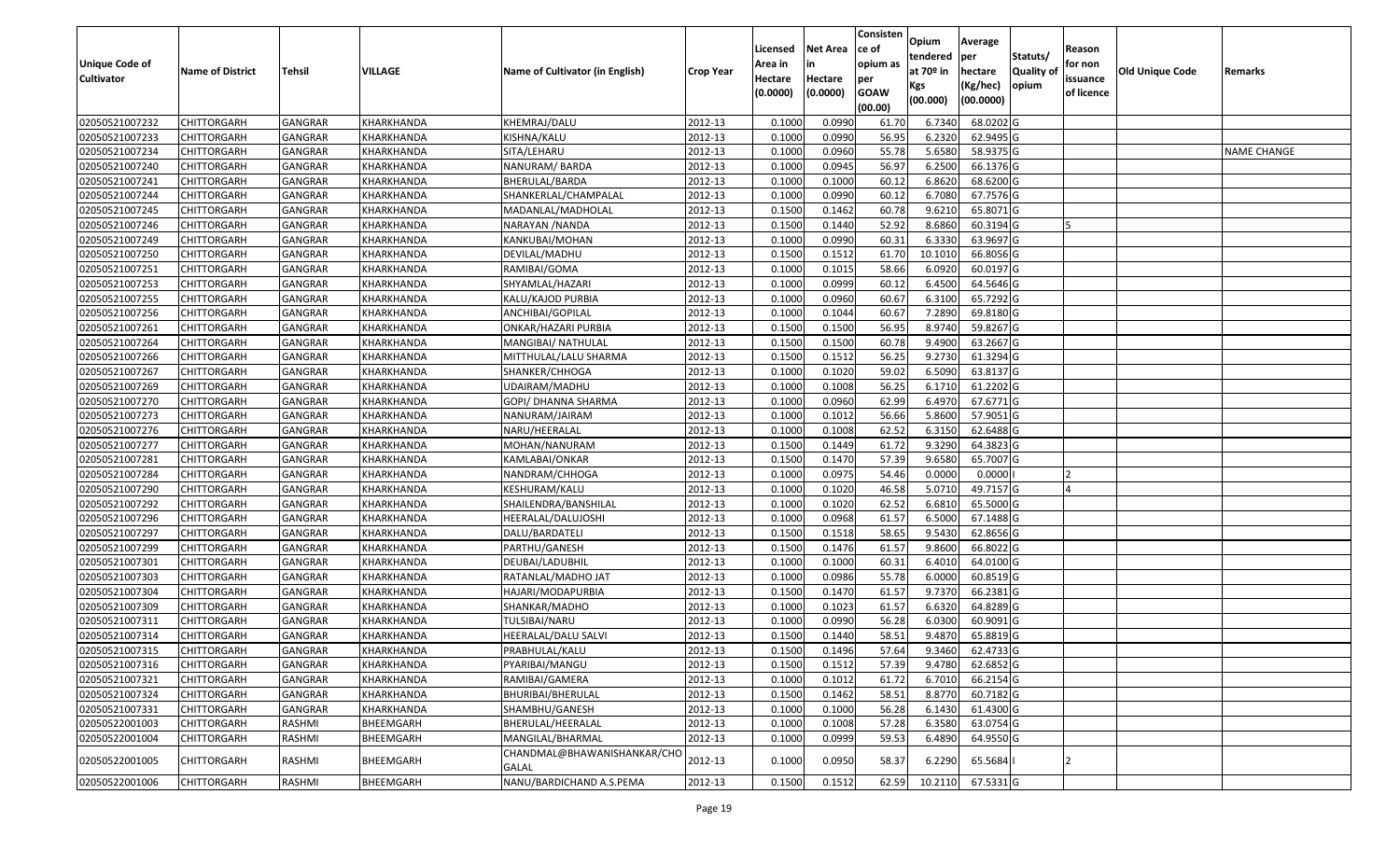| Unique Code of Cultivator | Name of District | Tehsil | VILLAGE | Name of Cultivator (in English) | Crop Year | Licensed Area in Hectare (0.0000) | Net Area in Hectare (0.0000) | Consistence of opium as per GOAW (00.00) | Opium tendered at 70º in Kgs (00.000) | Average per hectare (Kg/hec) (00.0000) | Statuts/ Quality of opium | Reason for non issuance of licence | Old Unique Code | Remarks |
|---|---|---|---|---|---|---|---|---|---|---|---|---|---|---|
| 02050521007232 | CHITTORGARH | GANGRAR | KHARKHANDA | KHEMRAJ/DALU | 2012-13 | 0.1000 | 0.0990 | 61.70 | 6.7340 | 68.0202 | G | | | |
| 02050521007233 | CHITTORGARH | GANGRAR | KHARKHANDA | KISHNA/KALU | 2012-13 | 0.1000 | 0.0990 | 56.95 | 6.2320 | 62.9495 | G | | | |
| 02050521007234 | CHITTORGARH | GANGRAR | KHARKHANDA | SITA/LEHARU | 2012-13 | 0.1000 | 0.0960 | 55.78 | 5.6580 | 58.9375 | G | | | NAME CHANGE |
| 02050521007240 | CHITTORGARH | GANGRAR | KHARKHANDA | NANURAM/ BARDA | 2012-13 | 0.1000 | 0.0945 | 56.97 | 6.2500 | 66.1376 | G | | | |
| 02050521007241 | CHITTORGARH | GANGRAR | KHARKHANDA | BHERULAL/BARDA | 2012-13 | 0.1000 | 0.1000 | 60.12 | 6.8620 | 68.6200 | G | | | |
| 02050521007244 | CHITTORGARH | GANGRAR | KHARKHANDA | SHANKERLAL/CHAMPALAL | 2012-13 | 0.1000 | 0.0990 | 60.12 | 6.7080 | 67.7576 | G | | | |
| 02050521007245 | CHITTORGARH | GANGRAR | KHARKHANDA | MADANLAL/MADHOLAL | 2012-13 | 0.1500 | 0.1462 | 60.78 | 9.6210 | 65.8071 | G | | | |
| 02050521007246 | CHITTORGARH | GANGRAR | KHARKHANDA | NARAYAN /NANDA | 2012-13 | 0.1500 | 0.1440 | 52.92 | 8.6860 | 60.3194 | G | 5 | | |
| 02050521007249 | CHITTORGARH | GANGRAR | KHARKHANDA | KANKUBAI/MOHAN | 2012-13 | 0.1000 | 0.0990 | 60.31 | 6.3330 | 63.9697 | G | | | |
| 02050521007250 | CHITTORGARH | GANGRAR | KHARKHANDA | DEVILAL/MADHU | 2012-13 | 0.1500 | 0.1512 | 61.70 | 10.1010 | 66.8056 | G | | | |
| 02050521007251 | CHITTORGARH | GANGRAR | KHARKHANDA | RAMIBAI/GOMA | 2012-13 | 0.1000 | 0.1015 | 58.66 | 6.0920 | 60.0197 | G | | | |
| 02050521007253 | CHITTORGARH | GANGRAR | KHARKHANDA | SHYAMLAL/HAZARI | 2012-13 | 0.1000 | 0.0999 | 60.12 | 6.4500 | 64.5646 | G | | | |
| 02050521007255 | CHITTORGARH | GANGRAR | KHARKHANDA | KALU/KAJOD PURBIA | 2012-13 | 0.1000 | 0.0960 | 60.67 | 6.3100 | 65.7292 | G | | | |
| 02050521007256 | CHITTORGARH | GANGRAR | KHARKHANDA | ANCHIBAI/GOPILAL | 2012-13 | 0.1000 | 0.1044 | 60.67 | 7.2890 | 69.8180 | G | | | |
| 02050521007261 | CHITTORGARH | GANGRAR | KHARKHANDA | ONKAR/HAZARI PURBIA | 2012-13 | 0.1500 | 0.1500 | 56.95 | 8.9740 | 59.8267 | G | | | |
| 02050521007264 | CHITTORGARH | GANGRAR | KHARKHANDA | MANGIBAI/ NATHULAL | 2012-13 | 0.1500 | 0.1500 | 60.78 | 9.4900 | 63.2667 | G | | | |
| 02050521007266 | CHITTORGARH | GANGRAR | KHARKHANDA | MITTHULAL/LALU SHARMA | 2012-13 | 0.1500 | 0.1512 | 56.25 | 9.2730 | 61.3294 | G | | | |
| 02050521007267 | CHITTORGARH | GANGRAR | KHARKHANDA | SHANKER/CHHOGA | 2012-13 | 0.1000 | 0.1020 | 59.02 | 6.5090 | 63.8137 | G | | | |
| 02050521007269 | CHITTORGARH | GANGRAR | KHARKHANDA | UDAIRAM/MADHU | 2012-13 | 0.1000 | 0.1008 | 56.25 | 6.1710 | 61.2202 | G | | | |
| 02050521007270 | CHITTORGARH | GANGRAR | KHARKHANDA | GOPI/ DHANNA SHARMA | 2012-13 | 0.1000 | 0.0960 | 62.99 | 6.4970 | 67.6771 | G | | | |
| 02050521007273 | CHITTORGARH | GANGRAR | KHARKHANDA | NANURAM/JAIRAM | 2012-13 | 0.1000 | 0.1012 | 56.66 | 5.8600 | 57.9051 | G | | | |
| 02050521007276 | CHITTORGARH | GANGRAR | KHARKHANDA | NARU/HEERALAL | 2012-13 | 0.1000 | 0.1008 | 62.52 | 6.3150 | 62.6488 | G | | | |
| 02050521007277 | CHITTORGARH | GANGRAR | KHARKHANDA | MOHAN/NANURAM | 2012-13 | 0.1500 | 0.1449 | 61.72 | 9.3290 | 64.3823 | G | | | |
| 02050521007281 | CHITTORGARH | GANGRAR | KHARKHANDA | KAMLABAI/ONKAR | 2012-13 | 0.1500 | 0.1470 | 57.39 | 9.6580 | 65.7007 | G | | | |
| 02050521007284 | CHITTORGARH | GANGRAR | KHARKHANDA | NANDRAM/CHHOGA | 2012-13 | 0.1000 | 0.0975 | 54.46 | 0.0000 | 0.0000 | I | 2 | | |
| 02050521007290 | CHITTORGARH | GANGRAR | KHARKHANDA | KESHURAM/KALU | 2012-13 | 0.1000 | 0.1020 | 46.58 | 5.0710 | 49.7157 | G | 4 | | |
| 02050521007292 | CHITTORGARH | GANGRAR | KHARKHANDA | SHAILENDRA/BANSHILAL | 2012-13 | 0.1000 | 0.1020 | 62.52 | 6.6810 | 65.5000 | G | | | |
| 02050521007296 | CHITTORGARH | GANGRAR | KHARKHANDA | HEERALAL/DALUJOSHI | 2012-13 | 0.1000 | 0.0968 | 61.57 | 6.5000 | 67.1488 | G | | | |
| 02050521007297 | CHITTORGARH | GANGRAR | KHARKHANDA | DALU/BARDATELI | 2012-13 | 0.1500 | 0.1518 | 58.65 | 9.5430 | 62.8656 | G | | | |
| 02050521007299 | CHITTORGARH | GANGRAR | KHARKHANDA | PARTHU/GANESH | 2012-13 | 0.1500 | 0.1476 | 61.57 | 9.8600 | 66.8022 | G | | | |
| 02050521007301 | CHITTORGARH | GANGRAR | KHARKHANDA | DEUBAI/LADUBHIL | 2012-13 | 0.1000 | 0.1000 | 60.31 | 6.4010 | 64.0100 | G | | | |
| 02050521007303 | CHITTORGARH | GANGRAR | KHARKHANDA | RATANLAL/MADHO JAT | 2012-13 | 0.1000 | 0.0986 | 55.78 | 6.0000 | 60.8519 | G | | | |
| 02050521007304 | CHITTORGARH | GANGRAR | KHARKHANDA | HAJARI/MODAPURBIA | 2012-13 | 0.1500 | 0.1470 | 61.57 | 9.7370 | 66.2381 | G | | | |
| 02050521007309 | CHITTORGARH | GANGRAR | KHARKHANDA | SHANKAR/MADHO | 2012-13 | 0.1000 | 0.1023 | 61.57 | 6.6320 | 64.8289 | G | | | |
| 02050521007311 | CHITTORGARH | GANGRAR | KHARKHANDA | TULSIBAI/NARU | 2012-13 | 0.1000 | 0.0990 | 56.28 | 6.0300 | 60.9091 | G | | | |
| 02050521007314 | CHITTORGARH | GANGRAR | KHARKHANDA | HEERALAL/DALU SALVI | 2012-13 | 0.1500 | 0.1440 | 58.51 | 9.4870 | 65.8819 | G | | | |
| 02050521007315 | CHITTORGARH | GANGRAR | KHARKHANDA | PRABHULAL/KALU | 2012-13 | 0.1500 | 0.1496 | 57.64 | 9.3460 | 62.4733 | G | | | |
| 02050521007316 | CHITTORGARH | GANGRAR | KHARKHANDA | PYARIBAI/MANGU | 2012-13 | 0.1500 | 0.1512 | 57.39 | 9.4780 | 62.6852 | G | | | |
| 02050521007321 | CHITTORGARH | GANGRAR | KHARKHANDA | RAMIBAI/GAMERA | 2012-13 | 0.1000 | 0.1012 | 61.72 | 6.7010 | 66.2154 | G | | | |
| 02050521007324 | CHITTORGARH | GANGRAR | KHARKHANDA | BHURIBAI/BHERULAL | 2012-13 | 0.1500 | 0.1462 | 58.51 | 8.8770 | 60.7182 | G | | | |
| 02050521007331 | CHITTORGARH | GANGRAR | KHARKHANDA | SHAMBHU/GANESH | 2012-13 | 0.1000 | 0.1000 | 56.28 | 6.1430 | 61.4300 | G | | | |
| 02050522001003 | CHITTORGARH | RASHMI | BHEEMGARH | BHERULAL/HEERALAL | 2012-13 | 0.1000 | 0.1008 | 57.28 | 6.3580 | 63.0754 | G | | | |
| 02050522001004 | CHITTORGARH | RASHMI | BHEEMGARH | MANGILAL/BHARMAL | 2012-13 | 0.1000 | 0.0999 | 59.53 | 6.4890 | 64.9550 | G | | | |
| 02050522001005 | CHITTORGARH | RASHMI | BHEEMGARH | CHANDMAL@BHAWANISHANKAR/CHOGALAL | 2012-13 | 0.1000 | 0.0950 | 58.37 | 6.2290 | 65.5684 | I | 2 | | |
| 02050522001006 | CHITTORGARH | RASHMI | BHEEMGARH | NANU/BARDICHAND A.S.PEMA | 2012-13 | 0.1500 | 0.1512 | 62.59 | 10.2110 | 67.5331 | G | | | |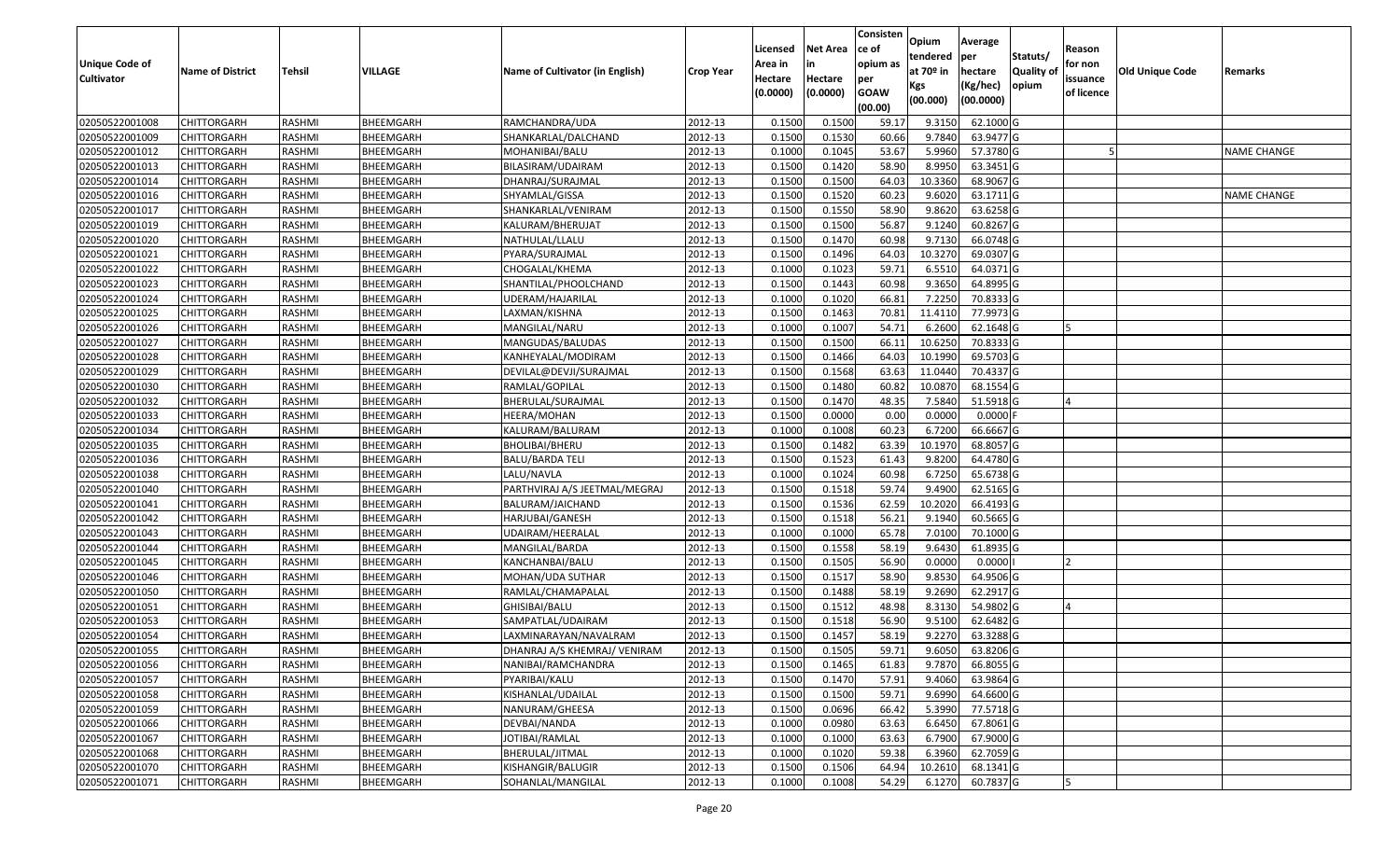| Unique Code of Cultivator | Name of District | Tehsil | VILLAGE | Name of Cultivator (in English) | Crop Year | Licensed Area in Hectare (0.0000) | Net Area in Hectare (0.0000) | Consistence of opium as per GOAW (00.00) | Opium tendered at 70º in Kgs (00.000) | Average per hectare (Kg/hec) (00.0000) | Statuts/ Quality of opium | Reason for non issuance of licence | Old Unique Code | Remarks |
|---|---|---|---|---|---|---|---|---|---|---|---|---|---|---|
| 02050522001008 | CHITTORGARH | RASHMI | BHEEMGARH | RAMCHANDRA/UDA | 2012-13 | 0.1500 | 0.1500 | 59.17 | 9.3150 | 62.1000 | G | | | |
| 02050522001009 | CHITTORGARH | RASHMI | BHEEMGARH | SHANKARLAL/DALCHAND | 2012-13 | 0.1500 | 0.1530 | 60.66 | 9.7840 | 63.9477 | G | | | |
| 02050522001012 | CHITTORGARH | RASHMI | BHEEMGARH | MOHANIBAI/BALU | 2012-13 | 0.1000 | 0.1045 | 53.67 | 5.9960 | 57.3780 | G | 5 | | NAME CHANGE |
| 02050522001013 | CHITTORGARH | RASHMI | BHEEMGARH | BILASIRAM/UDAIRAM | 2012-13 | 0.1500 | 0.1420 | 58.90 | 8.9950 | 63.3451 | G | | | |
| 02050522001014 | CHITTORGARH | RASHMI | BHEEMGARH | DHANRAJ/SURAJMAL | 2012-13 | 0.1500 | 0.1500 | 64.03 | 10.3360 | 68.9067 | G | | | |
| 02050522001016 | CHITTORGARH | RASHMI | BHEEMGARH | SHYAMLAL/GISSA | 2012-13 | 0.1500 | 0.1520 | 60.23 | 9.6020 | 63.1711 | G | | | NAME CHANGE |
| 02050522001017 | CHITTORGARH | RASHMI | BHEEMGARH | SHANKARLAL/VENIRAM | 2012-13 | 0.1500 | 0.1550 | 58.90 | 9.8620 | 63.6258 | G | | | |
| 02050522001019 | CHITTORGARH | RASHMI | BHEEMGARH | KALURAM/BHERUJAT | 2012-13 | 0.1500 | 0.1500 | 56.87 | 9.1240 | 60.8267 | G | | | |
| 02050522001020 | CHITTORGARH | RASHMI | BHEEMGARH | NATHULAL/LLALU | 2012-13 | 0.1500 | 0.1470 | 60.98 | 9.7130 | 66.0748 | G | | | |
| 02050522001021 | CHITTORGARH | RASHMI | BHEEMGARH | PYARA/SURAJMAL | 2012-13 | 0.1500 | 0.1496 | 64.03 | 10.3270 | 69.0307 | G | | | |
| 02050522001022 | CHITTORGARH | RASHMI | BHEEMGARH | CHOGALAL/KHEMA | 2012-13 | 0.1000 | 0.1023 | 59.71 | 6.5510 | 64.0371 | G | | | |
| 02050522001023 | CHITTORGARH | RASHMI | BHEEMGARH | SHANTILAL/PHOOLCHAND | 2012-13 | 0.1500 | 0.1443 | 60.98 | 9.3650 | 64.8995 | G | | | |
| 02050522001024 | CHITTORGARH | RASHMI | BHEEMGARH | UDERAM/HAJARILAL | 2012-13 | 0.1000 | 0.1020 | 66.81 | 7.2250 | 70.8333 | G | | | |
| 02050522001025 | CHITTORGARH | RASHMI | BHEEMGARH | LAXMAN/KISHNA | 2012-13 | 0.1500 | 0.1463 | 70.81 | 11.4110 | 77.9973 | G | | | |
| 02050522001026 | CHITTORGARH | RASHMI | BHEEMGARH | MANGILAL/NARU | 2012-13 | 0.1000 | 0.1007 | 54.71 | 6.2600 | 62.1648 | G | 5 | | |
| 02050522001027 | CHITTORGARH | RASHMI | BHEEMGARH | MANGUDAS/BALUDAS | 2012-13 | 0.1500 | 0.1500 | 66.11 | 10.6250 | 70.8333 | G | | | |
| 02050522001028 | CHITTORGARH | RASHMI | BHEEMGARH | KANHEYALAL/MODIRAM | 2012-13 | 0.1500 | 0.1466 | 64.03 | 10.1990 | 69.5703 | G | | | |
| 02050522001029 | CHITTORGARH | RASHMI | BHEEMGARH | DEVILAL@DEVJI/SURAJMAL | 2012-13 | 0.1500 | 0.1568 | 63.63 | 11.0440 | 70.4337 | G | | | |
| 02050522001030 | CHITTORGARH | RASHMI | BHEEMGARH | RAMLAL/GOPILAL | 2012-13 | 0.1500 | 0.1480 | 60.82 | 10.0870 | 68.1554 | G | | | |
| 02050522001032 | CHITTORGARH | RASHMI | BHEEMGARH | BHERULAL/SURAJMAL | 2012-13 | 0.1500 | 0.1470 | 48.35 | 7.5840 | 51.5918 | G | 4 | | |
| 02050522001033 | CHITTORGARH | RASHMI | BHEEMGARH | HEERA/MOHAN | 2012-13 | 0.1500 | 0.0000 | 0.00 | 0.0000 | 0.0000 | F | | | |
| 02050522001034 | CHITTORGARH | RASHMI | BHEEMGARH | KALURAM/BALURAM | 2012-13 | 0.1000 | 0.1008 | 60.23 | 6.7200 | 66.6667 | G | | | |
| 02050522001035 | CHITTORGARH | RASHMI | BHEEMGARH | BHOLIBAI/BHERU | 2012-13 | 0.1500 | 0.1482 | 63.39 | 10.1970 | 68.8057 | G | | | |
| 02050522001036 | CHITTORGARH | RASHMI | BHEEMGARH | BALU/BARDA TELI | 2012-13 | 0.1500 | 0.1523 | 61.43 | 9.8200 | 64.4780 | G | | | |
| 02050522001038 | CHITTORGARH | RASHMI | BHEEMGARH | LALU/NAVLA | 2012-13 | 0.1000 | 0.1024 | 60.98 | 6.7250 | 65.6738 | G | | | |
| 02050522001040 | CHITTORGARH | RASHMI | BHEEMGARH | PARTHVIRAJ A/S JEETMAL/MEGRAJ | 2012-13 | 0.1500 | 0.1518 | 59.74 | 9.4900 | 62.5165 | G | | | |
| 02050522001041 | CHITTORGARH | RASHMI | BHEEMGARH | BALURAM/JAICHAND | 2012-13 | 0.1500 | 0.1536 | 62.59 | 10.2020 | 66.4193 | G | | | |
| 02050522001042 | CHITTORGARH | RASHMI | BHEEMGARH | HARJUBAI/GANESH | 2012-13 | 0.1500 | 0.1518 | 56.21 | 9.1940 | 60.5665 | G | | | |
| 02050522001043 | CHITTORGARH | RASHMI | BHEEMGARH | UDAIRAM/HEERALAL | 2012-13 | 0.1000 | 0.1000 | 65.78 | 7.0100 | 70.1000 | G | | | |
| 02050522001044 | CHITTORGARH | RASHMI | BHEEMGARH | MANGILAL/BARDA | 2012-13 | 0.1500 | 0.1558 | 58.19 | 9.6430 | 61.8935 | G | | | |
| 02050522001045 | CHITTORGARH | RASHMI | BHEEMGARH | KANCHANBAI/BALU | 2012-13 | 0.1500 | 0.1505 | 56.90 | 0.0000 | 0.0000 | I | 2 | | |
| 02050522001046 | CHITTORGARH | RASHMI | BHEEMGARH | MOHAN/UDA SUTHAR | 2012-13 | 0.1500 | 0.1517 | 58.90 | 9.8530 | 64.9506 | G | | | |
| 02050522001050 | CHITTORGARH | RASHMI | BHEEMGARH | RAMLAL/CHAMAPALAL | 2012-13 | 0.1500 | 0.1488 | 58.19 | 9.2690 | 62.2917 | G | | | |
| 02050522001051 | CHITTORGARH | RASHMI | BHEEMGARH | GHISIBAI/BALU | 2012-13 | 0.1500 | 0.1512 | 48.98 | 8.3130 | 54.9802 | G | 4 | | |
| 02050522001053 | CHITTORGARH | RASHMI | BHEEMGARH | SAMPATLAL/UDAIRAM | 2012-13 | 0.1500 | 0.1518 | 56.90 | 9.5100 | 62.6482 | G | | | |
| 02050522001054 | CHITTORGARH | RASHMI | BHEEMGARH | LAXMINARAYAN/NAVALRAM | 2012-13 | 0.1500 | 0.1457 | 58.19 | 9.2270 | 63.3288 | G | | | |
| 02050522001055 | CHITTORGARH | RASHMI | BHEEMGARH | DHANRAJ A/S KHEMRAJ/ VENIRAM | 2012-13 | 0.1500 | 0.1505 | 59.71 | 9.6050 | 63.8206 | G | | | |
| 02050522001056 | CHITTORGARH | RASHMI | BHEEMGARH | NANIBAI/RAMCHANDRA | 2012-13 | 0.1500 | 0.1465 | 61.83 | 9.7870 | 66.8055 | G | | | |
| 02050522001057 | CHITTORGARH | RASHMI | BHEEMGARH | PYARIBAI/KALU | 2012-13 | 0.1500 | 0.1470 | 57.91 | 9.4060 | 63.9864 | G | | | |
| 02050522001058 | CHITTORGARH | RASHMI | BHEEMGARH | KISHANLAL/UDAILAL | 2012-13 | 0.1500 | 0.1500 | 59.71 | 9.6990 | 64.6600 | G | | | |
| 02050522001059 | CHITTORGARH | RASHMI | BHEEMGARH | NANURAM/GHEESA | 2012-13 | 0.1500 | 0.0696 | 66.42 | 5.3990 | 77.5718 | G | | | |
| 02050522001066 | CHITTORGARH | RASHMI | BHEEMGARH | DEVBAI/NANDA | 2012-13 | 0.1000 | 0.0980 | 63.63 | 6.6450 | 67.8061 | G | | | |
| 02050522001067 | CHITTORGARH | RASHMI | BHEEMGARH | JOTIBAI/RAMLAL | 2012-13 | 0.1000 | 0.1000 | 63.63 | 6.7900 | 67.9000 | G | | | |
| 02050522001068 | CHITTORGARH | RASHMI | BHEEMGARH | BHERULAL/JITMAL | 2012-13 | 0.1000 | 0.1020 | 59.38 | 6.3960 | 62.7059 | G | | | |
| 02050522001070 | CHITTORGARH | RASHMI | BHEEMGARH | KISHANGIR/BALUGIR | 2012-13 | 0.1500 | 0.1506 | 64.94 | 10.2610 | 68.1341 | G | | | |
| 02050522001071 | CHITTORGARH | RASHMI | BHEEMGARH | SOHANLAL/MANGILAL | 2012-13 | 0.1000 | 0.1008 | 54.29 | 6.1270 | 60.7837 | G | 5 | | |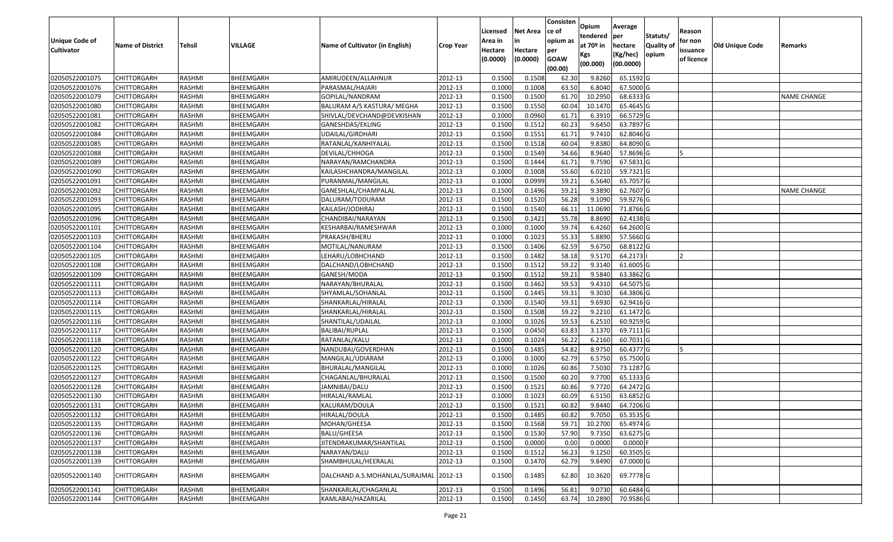| Unique Code of Cultivator | Name of District | Tehsil | VILLAGE | Name of Cultivator (in English) | Crop Year | Licensed Area in Hectare (0.0000) | Net Area in Hectare (0.0000) | Consistence of opium as per GOAW (00.00) | Opium tendered at 70º in Kgs (00.000) | Average per hectare (Kg/hec) (00.0000) | Statuts/ Quality of opium | Reason for non issuance of licence | Old Unique Code | Remarks |
|---|---|---|---|---|---|---|---|---|---|---|---|---|---|---|
| 02050522001075 | CHITTORGARH | RASHMI | BHEEMGARH | AMIRUDEEN/ALLAHNUR | 2012-13 | 0.1500 | 0.1508 | 62.30 | 9.8260 | 65.1592 | G | | | |
| 02050522001076 | CHITTORGARH | RASHMI | BHEEMGARH | PARASMAL/HAJARI | 2012-13 | 0.1000 | 0.1008 | 63.50 | 6.8040 | 67.5000 | G | | | |
| 02050522001079 | CHITTORGARH | RASHMI | BHEEMGARH | GOPILAL/NANDRAM | 2012-13 | 0.1500 | 0.1500 | 61.70 | 10.2950 | 68.6333 | G | | | NAME CHANGE |
| 02050522001080 | CHITTORGARH | RASHMI | BHEEMGARH | BALURAM A/S KASTURA/ MEGHA | 2012-13 | 0.1500 | 0.1550 | 60.04 | 10.1470 | 65.4645 | G | | | |
| 02050522001081 | CHITTORGARH | RASHMI | BHEEMGARH | SHIVLAL/DEVCHAND@DEVKISHAN | 2012-13 | 0.1000 | 0.0960 | 61.71 | 6.3910 | 66.5729 | G | | | |
| 02050522001082 | CHITTORGARH | RASHMI | BHEEMGARH | GANESHDAS/EKLING | 2012-13 | 0.1500 | 0.1512 | 60.23 | 9.6450 | 63.7897 | G | | | |
| 02050522001084 | CHITTORGARH | RASHMI | BHEEMGARH | UDAILAL/GIRDHARI | 2012-13 | 0.1500 | 0.1551 | 61.71 | 9.7410 | 62.8046 | G | | | |
| 02050522001085 | CHITTORGARH | RASHMI | BHEEMGARH | RATANLAL/KANHIYALAL | 2012-13 | 0.1500 | 0.1518 | 60.04 | 9.8380 | 64.8090 | G | | | |
| 02050522001088 | CHITTORGARH | RASHMI | BHEEMGARH | DEVILAL/CHHOGA | 2012-13 | 0.1500 | 0.1549 | 54.66 | 8.9640 | 57.8696 | G | 5 | | |
| 02050522001089 | CHITTORGARH | RASHMI | BHEEMGARH | NARAYAN/RAMCHANDRA | 2012-13 | 0.1500 | 0.1444 | 61.71 | 9.7590 | 67.5831 | G | | | |
| 02050522001090 | CHITTORGARH | RASHMI | BHEEMGARH | KAILASHCHANDRA/MANGILAL | 2012-13 | 0.1000 | 0.1008 | 55.60 | 6.0210 | 59.7321 | G | | | |
| 02050522001091 | CHITTORGARH | RASHMI | BHEEMGARH | PURANMAL/MANGILAL | 2012-13 | 0.1000 | 0.0999 | 59.21 | 6.5640 | 65.7057 | G | | | |
| 02050522001092 | CHITTORGARH | RASHMI | BHEEMGARH | GANESHLAL/CHAMPALAL | 2012-13 | 0.1500 | 0.1496 | 59.21 | 9.3890 | 62.7607 | G | | | NAME CHANGE |
| 02050522001093 | CHITTORGARH | RASHMI | BHEEMGARH | DALURAM/TODURAM | 2012-13 | 0.1500 | 0.1520 | 56.28 | 9.1090 | 59.9276 | G | | | |
| 02050522001095 | CHITTORGARH | RASHMI | BHEEMGARH | KAILASH/JODHRAJ | 2012-13 | 0.1500 | 0.1540 | 66.11 | 11.0690 | 71.8766 | G | | | |
| 02050522001096 | CHITTORGARH | RASHMI | BHEEMGARH | CHANDIBAI/NARAYAN | 2012-13 | 0.1500 | 0.1421 | 55.78 | 8.8690 | 62.4138 | G | | | |
| 02050522001101 | CHITTORGARH | RASHMI | BHEEMGARH | KESHARBAI/RAMESHWAR | 2012-13 | 0.1000 | 0.1000 | 59.74 | 6.4260 | 64.2600 | G | | | |
| 02050522001103 | CHITTORGARH | RASHMI | BHEEMGARH | PRAKASH/BHERU | 2012-13 | 0.1000 | 0.1023 | 55.33 | 5.8890 | 57.5660 | G | | | |
| 02050522001104 | CHITTORGARH | RASHMI | BHEEMGARH | MOTILAL/NANURAM | 2012-13 | 0.1500 | 0.1406 | 62.59 | 9.6750 | 68.8122 | G | | | |
| 02050522001105 | CHITTORGARH | RASHMI | BHEEMGARH | LEHARU/LOBHCHAND | 2012-13 | 0.1500 | 0.1482 | 58.18 | 9.5170 | 64.2173 | I | 2 | | |
| 02050522001108 | CHITTORGARH | RASHMI | BHEEMGARH | DALCHAND/LOBHCHAND | 2012-13 | 0.1500 | 0.1512 | 59.22 | 9.3140 | 61.6005 | G | | | |
| 02050522001109 | CHITTORGARH | RASHMI | BHEEMGARH | GANESH/MODA | 2012-13 | 0.1500 | 0.1512 | 59.21 | 9.5840 | 63.3862 | G | | | |
| 02050522001111 | CHITTORGARH | RASHMI | BHEEMGARH | NARAYAN/BHURALAL | 2012-13 | 0.1500 | 0.1462 | 59.53 | 9.4310 | 64.5075 | G | | | |
| 02050522001113 | CHITTORGARH | RASHMI | BHEEMGARH | SHYAMLAL/SOHANLAL | 2012-13 | 0.1500 | 0.1445 | 59.31 | 9.3030 | 64.3806 | G | | | |
| 02050522001114 | CHITTORGARH | RASHMI | BHEEMGARH | SHANKARLAL/HIRALAL | 2012-13 | 0.1500 | 0.1540 | 59.31 | 9.6930 | 62.9416 | G | | | |
| 02050522001115 | CHITTORGARH | RASHMI | BHEEMGARH | SHANKARLAL/HIRALAL | 2012-13 | 0.1500 | 0.1508 | 59.22 | 9.2210 | 61.1472 | G | | | |
| 02050522001116 | CHITTORGARH | RASHMI | BHEEMGARH | SHANTILAL/UDAILAL | 2012-13 | 0.1000 | 0.1026 | 59.53 | 6.2510 | 60.9259 | G | | | |
| 02050522001117 | CHITTORGARH | RASHMI | BHEEMGARH | BALIBAI/RUPLAL | 2012-13 | 0.1500 | 0.0450 | 63.83 | 3.1370 | 69.7111 | G | | | |
| 02050522001118 | CHITTORGARH | RASHMI | BHEEMGARH | RATANLAL/KALU | 2012-13 | 0.1000 | 0.1024 | 56.22 | 6.2160 | 60.7031 | G | | | |
| 02050522001120 | CHITTORGARH | RASHMI | BHEEMGARH | NANDUBAI/GOVERDHAN | 2012-13 | 0.1500 | 0.1485 | 54.82 | 8.9750 | 60.4377 | G | 5 | | |
| 02050522001122 | CHITTORGARH | RASHMI | BHEEMGARH | MANGILAL/UDIARAM | 2012-13 | 0.1000 | 0.1000 | 62.79 | 6.5750 | 65.7500 | G | | | |
| 02050522001125 | CHITTORGARH | RASHMI | BHEEMGARH | BHURALAL/MANGILAL | 2012-13 | 0.1000 | 0.1026 | 60.86 | 7.5030 | 73.1287 | G | | | |
| 02050522001127 | CHITTORGARH | RASHMI | BHEEMGARH | CHAGANLAL/BHURALAL | 2012-13 | 0.1500 | 0.1500 | 60.20 | 9.7700 | 65.1333 | G | | | |
| 02050522001128 | CHITTORGARH | RASHMI | BHEEMGARH | JAMNIBAI/DALU | 2012-13 | 0.1500 | 0.1521 | 60.86 | 9.7720 | 64.2472 | G | | | |
| 02050522001130 | CHITTORGARH | RASHMI | BHEEMGARH | HIRALAL/RAMLAL | 2012-13 | 0.1000 | 0.1023 | 60.09 | 6.5150 | 63.6852 | G | | | |
| 02050522001131 | CHITTORGARH | RASHMI | BHEEMGARH | KALURAM/DOULA | 2012-13 | 0.1500 | 0.1521 | 60.82 | 9.8440 | 64.7206 | G | | | |
| 02050522001132 | CHITTORGARH | RASHMI | BHEEMGARH | HIRALAL/DOULA | 2012-13 | 0.1500 | 0.1485 | 60.82 | 9.7050 | 65.3535 | G | | | |
| 02050522001135 | CHITTORGARH | RASHMI | BHEEMGARH | MOHAN/GHEESA | 2012-13 | 0.1500 | 0.1568 | 59.71 | 10.2700 | 65.4974 | G | | | |
| 02050522001136 | CHITTORGARH | RASHMI | BHEEMGARH | BALU/GHEESA | 2012-13 | 0.1500 | 0.1530 | 57.90 | 9.7350 | 63.6275 | G | | | |
| 02050522001137 | CHITTORGARH | RASHMI | BHEEMGARH | JITENDRAKUMAR/SHANTILAL | 2012-13 | 0.1500 | 0.0000 | 0.00 | 0.0000 | 0.0000 | F | | | |
| 02050522001138 | CHITTORGARH | RASHMI | BHEEMGARH | NARAYAN/DALU | 2012-13 | 0.1500 | 0.1512 | 56.23 | 9.1250 | 60.3505 | G | | | |
| 02050522001139 | CHITTORGARH | RASHMI | BHEEMGARH | SHAMBHULAL/HEERALAL | 2012-13 | 0.1500 | 0.1470 | 62.79 | 9.8490 | 67.0000 | G | | | |
| 02050522001140 | CHITTORGARH | RASHMI | BHEEMGARH | DALCHAND A.S.MOHANLAL/SURAJMAL | 2012-13 | 0.1500 | 0.1485 | 62.80 | 10.3620 | 69.7778 | G | | | |
| 02050522001141 | CHITTORGARH | RASHMI | BHEEMGARH | SHANKARLAL/CHAGANLAL | 2012-13 | 0.1500 | 0.1496 | 56.81 | 9.0730 | 60.6484 | G | | | |
| 02050522001144 | CHITTORGARH | RASHMI | BHEEMGARH | KAMLABAI/HAZARILAL | 2012-13 | 0.1500 | 0.1450 | 63.74 | 10.2890 | 70.9586 | G | | | |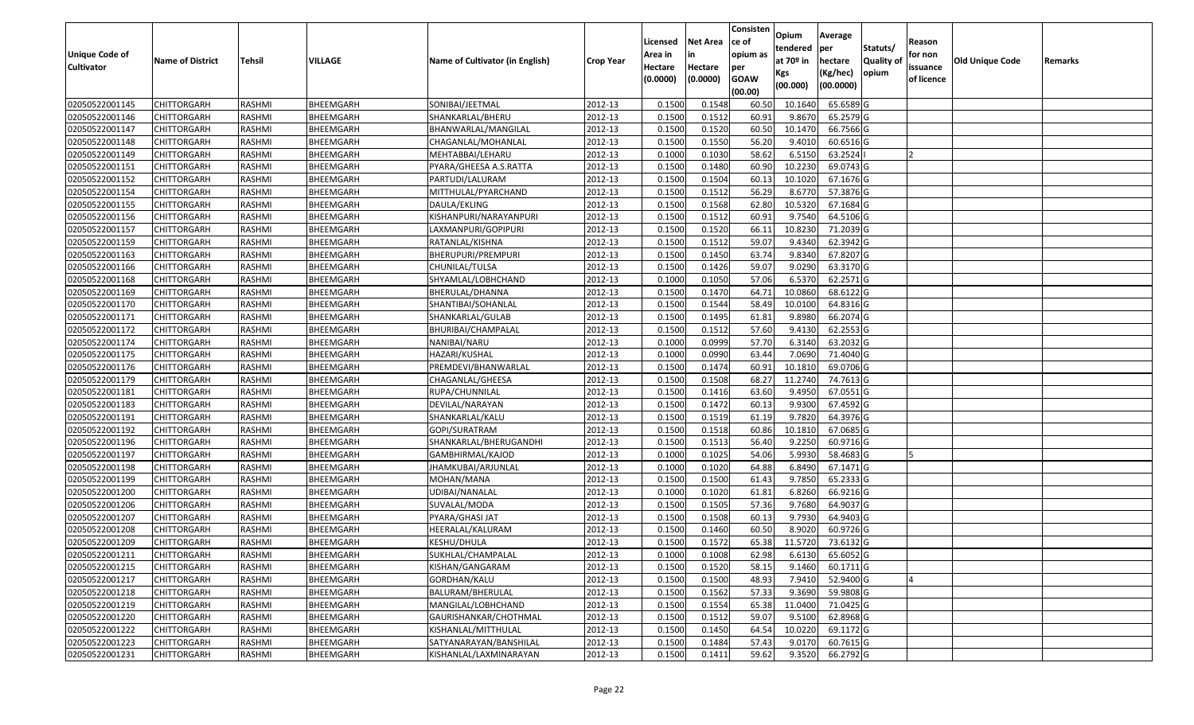| Unique Code of Cultivator | Name of District | Tehsil | VILLAGE | Name of Cultivator (in English) | Crop Year | Licensed Area in Hectare (0.0000) | Net Area in Hectare (0.0000) | Consistence of opium as per GOAW (00.00) | Opium tendered at 70º in Kgs (00.000) | Average per hectare (Kg/hec) (00.0000) | Statuts/ Quality of opium | Reason for non issuance of licence | Old Unique Code | Remarks |
|---|---|---|---|---|---|---|---|---|---|---|---|---|---|---|
| 02050522001145 | CHITTORGARH | RASHMI | BHEEMGARH | SONIBAI/JEETMAL | 2012-13 | 0.1500 | 0.1548 | 60.50 | 10.1640 | 65.6589 | G | | | |
| 02050522001146 | CHITTORGARH | RASHMI | BHEEMGARH | SHANKARLAL/BHERU | 2012-13 | 0.1500 | 0.1512 | 60.91 | 9.8670 | 65.2579 | G | | | |
| 02050522001147 | CHITTORGARH | RASHMI | BHEEMGARH | BHANWARLAL/MANGILAL | 2012-13 | 0.1500 | 0.1520 | 60.50 | 10.1470 | 66.7566 | G | | | |
| 02050522001148 | CHITTORGARH | RASHMI | BHEEMGARH | CHAGANLAL/MOHANLAL | 2012-13 | 0.1500 | 0.1550 | 56.20 | 9.4010 | 60.6516 | G | | | |
| 02050522001149 | CHITTORGARH | RASHMI | BHEEMGARH | MEHTABBAI/LEHARU | 2012-13 | 0.1000 | 0.1030 | 58.62 | 6.5150 | 63.2524 | I | 2 | | |
| 02050522001151 | CHITTORGARH | RASHMI | BHEEMGARH | PYARA/GHEESA A.S.RATTA | 2012-13 | 0.1500 | 0.1480 | 60.90 | 10.2230 | 69.0743 | G | | | |
| 02050522001152 | CHITTORGARH | RASHMI | BHEEMGARH | PARTUDI/LALURAM | 2012-13 | 0.1500 | 0.1504 | 60.13 | 10.1020 | 67.1676 | G | | | |
| 02050522001154 | CHITTORGARH | RASHMI | BHEEMGARH | MITTHULAL/PYARCHAND | 2012-13 | 0.1500 | 0.1512 | 56.29 | 8.6770 | 57.3876 | G | | | |
| 02050522001155 | CHITTORGARH | RASHMI | BHEEMGARH | DAULA/EKLING | 2012-13 | 0.1500 | 0.1568 | 62.80 | 10.5320 | 67.1684 | G | | | |
| 02050522001156 | CHITTORGARH | RASHMI | BHEEMGARH | KISHANPURI/NARAYANPURI | 2012-13 | 0.1500 | 0.1512 | 60.91 | 9.7540 | 64.5106 | G | | | |
| 02050522001157 | CHITTORGARH | RASHMI | BHEEMGARH | LAXMANPURI/GOPIPURI | 2012-13 | 0.1500 | 0.1520 | 66.11 | 10.8230 | 71.2039 | G | | | |
| 02050522001159 | CHITTORGARH | RASHMI | BHEEMGARH | RATANLAL/KISHNA | 2012-13 | 0.1500 | 0.1512 | 59.07 | 9.4340 | 62.3942 | G | | | |
| 02050522001163 | CHITTORGARH | RASHMI | BHEEMGARH | BHERUPURI/PREMPURI | 2012-13 | 0.1500 | 0.1450 | 63.74 | 9.8340 | 67.8207 | G | | | |
| 02050522001166 | CHITTORGARH | RASHMI | BHEEMGARH | CHUNILAL/TULSA | 2012-13 | 0.1500 | 0.1426 | 59.07 | 9.0290 | 63.3170 | G | | | |
| 02050522001168 | CHITTORGARH | RASHMI | BHEEMGARH | SHYAMLAL/LOBHCHAND | 2012-13 | 0.1000 | 0.1050 | 57.06 | 6.5370 | 62.2571 | G | | | |
| 02050522001169 | CHITTORGARH | RASHMI | BHEEMGARH | BHERULAL/DHANNA | 2012-13 | 0.1500 | 0.1470 | 64.71 | 10.0860 | 68.6122 | G | | | |
| 02050522001170 | CHITTORGARH | RASHMI | BHEEMGARH | SHANTIBAI/SOHANLAL | 2012-13 | 0.1500 | 0.1544 | 58.49 | 10.0100 | 64.8316 | G | | | |
| 02050522001171 | CHITTORGARH | RASHMI | BHEEMGARH | SHANKARLAL/GULAB | 2012-13 | 0.1500 | 0.1495 | 61.81 | 9.8980 | 66.2074 | G | | | |
| 02050522001172 | CHITTORGARH | RASHMI | BHEEMGARH | BHURIBAI/CHAMPALAL | 2012-13 | 0.1500 | 0.1512 | 57.60 | 9.4130 | 62.2553 | G | | | |
| 02050522001174 | CHITTORGARH | RASHMI | BHEEMGARH | NANIBAI/NARU | 2012-13 | 0.1000 | 0.0999 | 57.70 | 6.3140 | 63.2032 | G | | | |
| 02050522001175 | CHITTORGARH | RASHMI | BHEEMGARH | HAZARI/KUSHAL | 2012-13 | 0.1000 | 0.0990 | 63.44 | 7.0690 | 71.4040 | G | | | |
| 02050522001176 | CHITTORGARH | RASHMI | BHEEMGARH | PREMDEVI/BHANWARLAL | 2012-13 | 0.1500 | 0.1474 | 60.91 | 10.1810 | 69.0706 | G | | | |
| 02050522001179 | CHITTORGARH | RASHMI | BHEEMGARH | CHAGANLAL/GHEESA | 2012-13 | 0.1500 | 0.1508 | 68.27 | 11.2740 | 74.7613 | G | | | |
| 02050522001181 | CHITTORGARH | RASHMI | BHEEMGARH | RUPA/CHUNNILAL | 2012-13 | 0.1500 | 0.1416 | 63.60 | 9.4950 | 67.0551 | G | | | |
| 02050522001183 | CHITTORGARH | RASHMI | BHEEMGARH | DEVILAL/NARAYAN | 2012-13 | 0.1500 | 0.1472 | 60.13 | 9.9300 | 67.4592 | G | | | |
| 02050522001191 | CHITTORGARH | RASHMI | BHEEMGARH | SHANKARLAL/KALU | 2012-13 | 0.1500 | 0.1519 | 61.19 | 9.7820 | 64.3976 | G | | | |
| 02050522001192 | CHITTORGARH | RASHMI | BHEEMGARH | GOPI/SURATRAM | 2012-13 | 0.1500 | 0.1518 | 60.86 | 10.1810 | 67.0685 | G | | | |
| 02050522001196 | CHITTORGARH | RASHMI | BHEEMGARH | SHANKARLAL/BHERUGANDHI | 2012-13 | 0.1500 | 0.1513 | 56.40 | 9.2250 | 60.9716 | G | | | |
| 02050522001197 | CHITTORGARH | RASHMI | BHEEMGARH | GAMBHIRMAL/KAJOD | 2012-13 | 0.1000 | 0.1025 | 54.06 | 5.9930 | 58.4683 | G | 5 | | |
| 02050522001198 | CHITTORGARH | RASHMI | BHEEMGARH | JHAMKUBAI/ARJUNLAL | 2012-13 | 0.1000 | 0.1020 | 64.88 | 6.8490 | 67.1471 | G | | | |
| 02050522001199 | CHITTORGARH | RASHMI | BHEEMGARH | MOHAN/MANA | 2012-13 | 0.1500 | 0.1500 | 61.43 | 9.7850 | 65.2333 | G | | | |
| 02050522001200 | CHITTORGARH | RASHMI | BHEEMGARH | UDIBAI/NANALAL | 2012-13 | 0.1000 | 0.1020 | 61.81 | 6.8260 | 66.9216 | G | | | |
| 02050522001206 | CHITTORGARH | RASHMI | BHEEMGARH | SUVALAL/MODA | 2012-13 | 0.1500 | 0.1505 | 57.36 | 9.7680 | 64.9037 | G | | | |
| 02050522001207 | CHITTORGARH | RASHMI | BHEEMGARH | PYARA/GHASI JAT | 2012-13 | 0.1500 | 0.1508 | 60.13 | 9.7930 | 64.9403 | G | | | |
| 02050522001208 | CHITTORGARH | RASHMI | BHEEMGARH | HEERALAL/KALURAM | 2012-13 | 0.1500 | 0.1460 | 60.50 | 8.9020 | 60.9726 | G | | | |
| 02050522001209 | CHITTORGARH | RASHMI | BHEEMGARH | KESHU/DHULA | 2012-13 | 0.1500 | 0.1572 | 65.38 | 11.5720 | 73.6132 | G | | | |
| 02050522001211 | CHITTORGARH | RASHMI | BHEEMGARH | SUKHLAL/CHAMPALAL | 2012-13 | 0.1000 | 0.1008 | 62.98 | 6.6130 | 65.6052 | G | | | |
| 02050522001215 | CHITTORGARH | RASHMI | BHEEMGARH | KISHAN/GANGARAM | 2012-13 | 0.1500 | 0.1520 | 58.15 | 9.1460 | 60.1711 | G | | | |
| 02050522001217 | CHITTORGARH | RASHMI | BHEEMGARH | GORDHAN/KALU | 2012-13 | 0.1500 | 0.1500 | 48.93 | 7.9410 | 52.9400 | G | 4 | | |
| 02050522001218 | CHITTORGARH | RASHMI | BHEEMGARH | BALURAM/BHERULAL | 2012-13 | 0.1500 | 0.1562 | 57.33 | 9.3690 | 59.9808 | G | | | |
| 02050522001219 | CHITTORGARH | RASHMI | BHEEMGARH | MANGILAL/LOBHCHAND | 2012-13 | 0.1500 | 0.1554 | 65.38 | 11.0400 | 71.0425 | G | | | |
| 02050522001220 | CHITTORGARH | RASHMI | BHEEMGARH | GAURISHANKAR/CHOTHMAL | 2012-13 | 0.1500 | 0.1512 | 59.07 | 9.5100 | 62.8968 | G | | | |
| 02050522001222 | CHITTORGARH | RASHMI | BHEEMGARH | KISHANLAL/MITTHULAL | 2012-13 | 0.1500 | 0.1450 | 64.54 | 10.0220 | 69.1172 | G | | | |
| 02050522001223 | CHITTORGARH | RASHMI | BHEEMGARH | SATYANARAYAN/BANSHILAL | 2012-13 | 0.1500 | 0.1484 | 57.43 | 9.0170 | 60.7615 | G | | | |
| 02050522001231 | CHITTORGARH | RASHMI | BHEEMGARH | KISHANLAL/LAXMINARAYAN | 2012-13 | 0.1500 | 0.1411 | 59.62 | 9.3520 | 66.2792 | G | | | |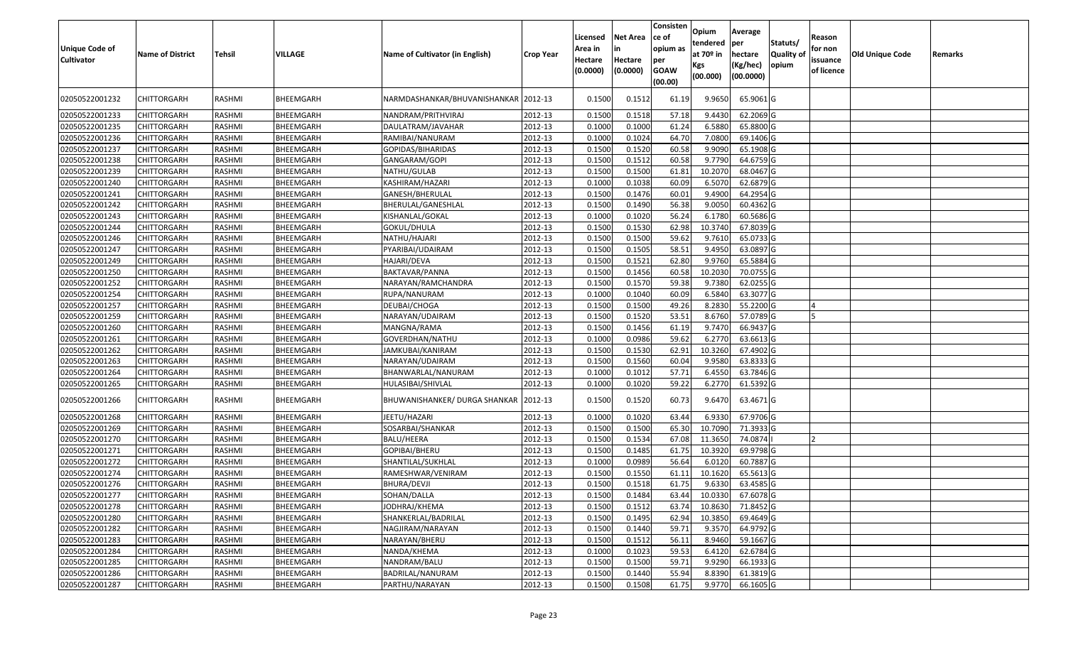| Unique Code of Cultivator | Name of District | Tehsil | VILLAGE | Name of Cultivator (in English) | Crop Year | Licensed Area in Hectare (0.0000) | Net Area in Hectare (0.0000) | Consistence of opium as per GOAW (00.00) | Opium tendered at 70º in Kgs (00.000) | Average per hectare (Kg/hec) (00.0000) | Statuts/ Quality of opium | Reason for non issuance of licence | Old Unique Code | Remarks |
|---|---|---|---|---|---|---|---|---|---|---|---|---|---|---|
| 02050522001232 | CHITTORGARH | RASHMI | BHEEMGARH | NARMDASHANKAR/BHUVANISHANKAR | 2012-13 | 0.1500 | 0.1512 | 61.19 | 9.9650 | 65.9061 | G | | | |
| 02050522001233 | CHITTORGARH | RASHMI | BHEEMGARH | NANDRAM/PRITHVIRAJ | 2012-13 | 0.1500 | 0.1518 | 57.18 | 9.4430 | 62.2069 | G | | | |
| 02050522001235 | CHITTORGARH | RASHMI | BHEEMGARH | DAULATRAM/JAVAHAR | 2012-13 | 0.1000 | 0.1000 | 61.24 | 6.5880 | 65.8800 | G | | | |
| 02050522001236 | CHITTORGARH | RASHMI | BHEEMGARH | RAMIBAI/NANURAM | 2012-13 | 0.1000 | 0.1024 | 64.70 | 7.0800 | 69.1406 | G | | | |
| 02050522001237 | CHITTORGARH | RASHMI | BHEEMGARH | GOPIDAS/BIHARIDAS | 2012-13 | 0.1500 | 0.1520 | 60.58 | 9.9090 | 65.1908 | G | | | |
| 02050522001238 | CHITTORGARH | RASHMI | BHEEMGARH | GANGARAM/GOPI | 2012-13 | 0.1500 | 0.1512 | 60.58 | 9.7790 | 64.6759 | G | | | |
| 02050522001239 | CHITTORGARH | RASHMI | BHEEMGARH | NATHU/GULAB | 2012-13 | 0.1500 | 0.1500 | 61.81 | 10.2070 | 68.0467 | G | | | |
| 02050522001240 | CHITTORGARH | RASHMI | BHEEMGARH | KASHIRAM/HAZARI | 2012-13 | 0.1000 | 0.1038 | 60.09 | 6.5070 | 62.6879 | G | | | |
| 02050522001241 | CHITTORGARH | RASHMI | BHEEMGARH | GANESH/BHERULAL | 2012-13 | 0.1500 | 0.1476 | 60.01 | 9.4900 | 64.2954 | G | | | |
| 02050522001242 | CHITTORGARH | RASHMI | BHEEMGARH | BHERULAL/GANESHLAL | 2012-13 | 0.1500 | 0.1490 | 56.38 | 9.0050 | 60.4362 | G | | | |
| 02050522001243 | CHITTORGARH | RASHMI | BHEEMGARH | KISHANLAL/GOKAL | 2012-13 | 0.1000 | 0.1020 | 56.24 | 6.1780 | 60.5686 | G | | | |
| 02050522001244 | CHITTORGARH | RASHMI | BHEEMGARH | GOKUL/DHULA | 2012-13 | 0.1500 | 0.1530 | 62.98 | 10.3740 | 67.8039 | G | | | |
| 02050522001246 | CHITTORGARH | RASHMI | BHEEMGARH | NATHU/HAJARI | 2012-13 | 0.1500 | 0.1500 | 59.62 | 9.7610 | 65.0733 | G | | | |
| 02050522001247 | CHITTORGARH | RASHMI | BHEEMGARH | PYARIBAI/UDAIRAM | 2012-13 | 0.1500 | 0.1505 | 58.51 | 9.4950 | 63.0897 | G | | | |
| 02050522001249 | CHITTORGARH | RASHMI | BHEEMGARH | HAJARI/DEVA | 2012-13 | 0.1500 | 0.1521 | 62.80 | 9.9760 | 65.5884 | G | | | |
| 02050522001250 | CHITTORGARH | RASHMI | BHEEMGARH | BAKTAVAR/PANNA | 2012-13 | 0.1500 | 0.1456 | 60.58 | 10.2030 | 70.0755 | G | | | |
| 02050522001252 | CHITTORGARH | RASHMI | BHEEMGARH | NARAYAN/RAMCHANDRA | 2012-13 | 0.1500 | 0.1570 | 59.38 | 9.7380 | 62.0255 | G | | | |
| 02050522001254 | CHITTORGARH | RASHMI | BHEEMGARH | RUPA/NANURAM | 2012-13 | 0.1000 | 0.1040 | 60.09 | 6.5840 | 63.3077 | G | | | |
| 02050522001257 | CHITTORGARH | RASHMI | BHEEMGARH | DEUBAI/CHOGA | 2012-13 | 0.1500 | 0.1500 | 49.26 | 8.2830 | 55.2200 | G | 4 | | |
| 02050522001259 | CHITTORGARH | RASHMI | BHEEMGARH | NARAYAN/UDAIRAM | 2012-13 | 0.1500 | 0.1520 | 53.51 | 8.6760 | 57.0789 | G | 5 | | |
| 02050522001260 | CHITTORGARH | RASHMI | BHEEMGARH | MANGNA/RAMA | 2012-13 | 0.1500 | 0.1456 | 61.19 | 9.7470 | 66.9437 | G | | | |
| 02050522001261 | CHITTORGARH | RASHMI | BHEEMGARH | GOVERDHAN/NATHU | 2012-13 | 0.1000 | 0.0986 | 59.62 | 6.2770 | 63.6613 | G | | | |
| 02050522001262 | CHITTORGARH | RASHMI | BHEEMGARH | JAMKUBAI/KANIRAM | 2012-13 | 0.1500 | 0.1530 | 62.91 | 10.3260 | 67.4902 | G | | | |
| 02050522001263 | CHITTORGARH | RASHMI | BHEEMGARH | NARAYAN/UDAIRAM | 2012-13 | 0.1500 | 0.1560 | 60.04 | 9.9580 | 63.8333 | G | | | |
| 02050522001264 | CHITTORGARH | RASHMI | BHEEMGARH | BHANWARLAL/NANURAM | 2012-13 | 0.1000 | 0.1012 | 57.71 | 6.4550 | 63.7846 | G | | | |
| 02050522001265 | CHITTORGARH | RASHMI | BHEEMGARH | HULASIBAI/SHIVLAL | 2012-13 | 0.1000 | 0.1020 | 59.22 | 6.2770 | 61.5392 | G | | | |
| 02050522001266 | CHITTORGARH | RASHMI | BHEEMGARH | BHUWANISHANKER/ DURGA SHANKAR | 2012-13 | 0.1500 | 0.1520 | 60.73 | 9.6470 | 63.4671 | G | | | |
| 02050522001268 | CHITTORGARH | RASHMI | BHEEMGARH | JEETU/HAZARI | 2012-13 | 0.1000 | 0.1020 | 63.44 | 6.9330 | 67.9706 | G | | | |
| 02050522001269 | CHITTORGARH | RASHMI | BHEEMGARH | SOSARBAI/SHANKAR | 2012-13 | 0.1500 | 0.1500 | 65.30 | 10.7090 | 71.3933 | G | | | |
| 02050522001270 | CHITTORGARH | RASHMI | BHEEMGARH | BALU/HEERA | 2012-13 | 0.1500 | 0.1534 | 67.08 | 11.3650 | 74.0874 | I | 2 | | |
| 02050522001271 | CHITTORGARH | RASHMI | BHEEMGARH | GOPIBAI/BHERU | 2012-13 | 0.1500 | 0.1485 | 61.75 | 10.3920 | 69.9798 | G | | | |
| 02050522001272 | CHITTORGARH | RASHMI | BHEEMGARH | SHANTILAL/SUKHLAL | 2012-13 | 0.1000 | 0.0989 | 56.64 | 6.0120 | 60.7887 | G | | | |
| 02050522001274 | CHITTORGARH | RASHMI | BHEEMGARH | RAMESHWAR/VENIRAM | 2012-13 | 0.1500 | 0.1550 | 61.11 | 10.1620 | 65.5613 | G | | | |
| 02050522001276 | CHITTORGARH | RASHMI | BHEEMGARH | BHURA/DEVJI | 2012-13 | 0.1500 | 0.1518 | 61.75 | 9.6330 | 63.4585 | G | | | |
| 02050522001277 | CHITTORGARH | RASHMI | BHEEMGARH | SOHAN/DALLA | 2012-13 | 0.1500 | 0.1484 | 63.44 | 10.0330 | 67.6078 | G | | | |
| 02050522001278 | CHITTORGARH | RASHMI | BHEEMGARH | JODHRAJ/KHEMA | 2012-13 | 0.1500 | 0.1512 | 63.74 | 10.8630 | 71.8452 | G | | | |
| 02050522001280 | CHITTORGARH | RASHMI | BHEEMGARH | SHANKERLAL/BADRILAL | 2012-13 | 0.1500 | 0.1495 | 62.94 | 10.3850 | 69.4649 | G | | | |
| 02050522001282 | CHITTORGARH | RASHMI | BHEEMGARH | NAGJIRAM/NARAYAN | 2012-13 | 0.1500 | 0.1440 | 59.71 | 9.3570 | 64.9792 | G | | | |
| 02050522001283 | CHITTORGARH | RASHMI | BHEEMGARH | NARAYAN/BHERU | 2012-13 | 0.1500 | 0.1512 | 56.11 | 8.9460 | 59.1667 | G | | | |
| 02050522001284 | CHITTORGARH | RASHMI | BHEEMGARH | NANDA/KHEMA | 2012-13 | 0.1000 | 0.1023 | 59.53 | 6.4120 | 62.6784 | G | | | |
| 02050522001285 | CHITTORGARH | RASHMI | BHEEMGARH | NANDRAM/BALU | 2012-13 | 0.1500 | 0.1500 | 59.71 | 9.9290 | 66.1933 | G | | | |
| 02050522001286 | CHITTORGARH | RASHMI | BHEEMGARH | BADRILAL/NANURAM | 2012-13 | 0.1500 | 0.1440 | 55.94 | 8.8390 | 61.3819 | G | | | |
| 02050522001287 | CHITTORGARH | RASHMI | BHEEMGARH | PARTHU/NARAYAN | 2012-13 | 0.1500 | 0.1508 | 61.75 | 9.9770 | 66.1605 | G | | | |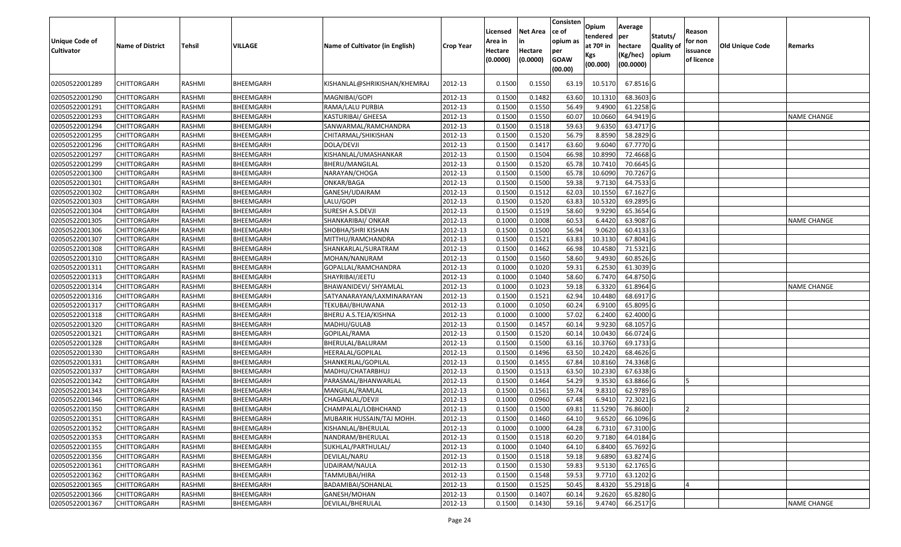| Unique Code of Cultivator | Name of District | Tehsil | VILLAGE | Name of Cultivator (in English) | Crop Year | Licensed Area in Hectare (0.0000) | Net Area in Hectare (0.0000) | Consistence of opium as per GOAW (00.00) | Opium tendered at 70º in Kgs (00.000) | Average per hectare (Kg/hec) (00.0000) | Statuts/ Quality of opium | Reason for non issuance of licence | Old Unique Code | Remarks |
|---|---|---|---|---|---|---|---|---|---|---|---|---|---|---|
| 02050522001289 | CHITTORGARH | RASHMI | BHEEMGARH | KISHANLAL@SHRIKISHAN/KHEMRAJ | 2012-13 | 0.1500 | 0.1550 | 63.19 | 10.5170 | 67.8516 | G | | | |
| 02050522001290 | CHITTORGARH | RASHMI | BHEEMGARH | MAGNIBAI/GOPI | 2012-13 | 0.1500 | 0.1482 | 63.60 | 10.1310 | 68.3603 | G | | | |
| 02050522001291 | CHITTORGARH | RASHMI | BHEEMGARH | RAMA/LALU PURBIA | 2012-13 | 0.1500 | 0.1550 | 56.49 | 9.4900 | 61.2258 | G | | | |
| 02050522001293 | CHITTORGARH | RASHMI | BHEEMGARH | KASTURIBAI/ GHEESA | 2012-13 | 0.1500 | 0.1550 | 60.07 | 10.0660 | 64.9419 | G | | | NAME CHANGE |
| 02050522001294 | CHITTORGARH | RASHMI | BHEEMGARH | SANWARMAL/RAMCHANDRA | 2012-13 | 0.1500 | 0.1518 | 59.63 | 9.6350 | 63.4717 | G | | | |
| 02050522001295 | CHITTORGARH | RASHMI | BHEEMGARH | CHITARMAL/SHIKISHAN | 2012-13 | 0.1500 | 0.1520 | 56.79 | 8.8590 | 58.2829 | G | | | |
| 02050522001296 | CHITTORGARH | RASHMI | BHEEMGARH | DOLA/DEVJI | 2012-13 | 0.1500 | 0.1417 | 63.60 | 9.6040 | 67.7770 | G | | | |
| 02050522001297 | CHITTORGARH | RASHMI | BHEEMGARH | KISHANLAL/UMASHANKAR | 2012-13 | 0.1500 | 0.1504 | 66.98 | 10.8990 | 72.4668 | G | | | |
| 02050522001299 | CHITTORGARH | RASHMI | BHEEMGARH | BHERU/MANGILAL | 2012-13 | 0.1500 | 0.1520 | 65.78 | 10.7410 | 70.6645 | G | | | |
| 02050522001300 | CHITTORGARH | RASHMI | BHEEMGARH | NARAYAN/CHOGA | 2012-13 | 0.1500 | 0.1500 | 65.78 | 10.6090 | 70.7267 | G | | | |
| 02050522001301 | CHITTORGARH | RASHMI | BHEEMGARH | ONKAR/BAGA | 2012-13 | 0.1500 | 0.1500 | 59.38 | 9.7130 | 64.7533 | G | | | |
| 02050522001302 | CHITTORGARH | RASHMI | BHEEMGARH | GANESH/UDAIRAM | 2012-13 | 0.1500 | 0.1512 | 62.03 | 10.1550 | 67.1627 | G | | | |
| 02050522001303 | CHITTORGARH | RASHMI | BHEEMGARH | LALU/GOPI | 2012-13 | 0.1500 | 0.1520 | 63.83 | 10.5320 | 69.2895 | G | | | |
| 02050522001304 | CHITTORGARH | RASHMI | BHEEMGARH | SURESH A.S.DEVJI | 2012-13 | 0.1500 | 0.1519 | 58.60 | 9.9290 | 65.3654 | G | | | |
| 02050522001305 | CHITTORGARH | RASHMI | BHEEMGARH | SHANKARIBAI/ ONKAR | 2012-13 | 0.1000 | 0.1008 | 60.53 | 6.4420 | 63.9087 | G | | | NAME CHANGE |
| 02050522001306 | CHITTORGARH | RASHMI | BHEEMGARH | SHOBHA/SHRI KISHAN | 2012-13 | 0.1500 | 0.1500 | 56.94 | 9.0620 | 60.4133 | G | | | |
| 02050522001307 | CHITTORGARH | RASHMI | BHEEMGARH | MITTHU/RAMCHANDRA | 2012-13 | 0.1500 | 0.1521 | 63.83 | 10.3130 | 67.8041 | G | | | |
| 02050522001308 | CHITTORGARH | RASHMI | BHEEMGARH | SHANKARLAL/SURATRAM | 2012-13 | 0.1500 | 0.1462 | 66.98 | 10.4580 | 71.5321 | G | | | |
| 02050522001310 | CHITTORGARH | RASHMI | BHEEMGARH | MOHAN/NANURAM | 2012-13 | 0.1500 | 0.1560 | 58.60 | 9.4930 | 60.8526 | G | | | |
| 02050522001311 | CHITTORGARH | RASHMI | BHEEMGARH | GOPALLAL/RAMCHANDRA | 2012-13 | 0.1000 | 0.1020 | 59.31 | 6.2530 | 61.3039 | G | | | |
| 02050522001313 | CHITTORGARH | RASHMI | BHEEMGARH | SHAYRIBAI/JEETU | 2012-13 | 0.1000 | 0.1040 | 58.60 | 6.7470 | 64.8750 | G | | | |
| 02050522001314 | CHITTORGARH | RASHMI | BHEEMGARH | BHAWANIDEVI/ SHYAMLAL | 2012-13 | 0.1000 | 0.1023 | 59.18 | 6.3320 | 61.8964 | G | | | NAME CHANGE |
| 02050522001316 | CHITTORGARH | RASHMI | BHEEMGARH | SATYANARAYAN/LAXMINARAYAN | 2012-13 | 0.1500 | 0.1521 | 62.94 | 10.4480 | 68.6917 | G | | | |
| 02050522001317 | CHITTORGARH | RASHMI | BHEEMGARH | TEKUBAI/BHUWANA | 2012-13 | 0.1000 | 0.1050 | 60.24 | 6.9100 | 65.8095 | G | | | |
| 02050522001318 | CHITTORGARH | RASHMI | BHEEMGARH | BHERU A.S.TEJA/KISHNA | 2012-13 | 0.1000 | 0.1000 | 57.02 | 6.2400 | 62.4000 | G | | | |
| 02050522001320 | CHITTORGARH | RASHMI | BHEEMGARH | MADHU/GULAB | 2012-13 | 0.1500 | 0.1457 | 60.14 | 9.9230 | 68.1057 | G | | | |
| 02050522001321 | CHITTORGARH | RASHMI | BHEEMGARH | GOPILAL/RAMA | 2012-13 | 0.1500 | 0.1520 | 60.14 | 10.0430 | 66.0724 | G | | | |
| 02050522001328 | CHITTORGARH | RASHMI | BHEEMGARH | BHERULAL/BALURAM | 2012-13 | 0.1500 | 0.1500 | 63.16 | 10.3760 | 69.1733 | G | | | |
| 02050522001330 | CHITTORGARH | RASHMI | BHEEMGARH | HEERALAL/GOPILAL | 2012-13 | 0.1500 | 0.1496 | 63.50 | 10.2420 | 68.4626 | G | | | |
| 02050522001331 | CHITTORGARH | RASHMI | BHEEMGARH | SHANKERLAL/GOPILAL | 2012-13 | 0.1500 | 0.1455 | 67.84 | 10.8160 | 74.3368 | G | | | |
| 02050522001337 | CHITTORGARH | RASHMI | BHEEMGARH | MADHU/CHATARBHUJ | 2012-13 | 0.1500 | 0.1513 | 63.50 | 10.2330 | 67.6338 | G | | | |
| 02050522001342 | CHITTORGARH | RASHMI | BHEEMGARH | PARASMAL/BHANWARLAL | 2012-13 | 0.1500 | 0.1464 | 54.29 | 9.3530 | 63.8866 | G | 5 | | |
| 02050522001343 | CHITTORGARH | RASHMI | BHEEMGARH | MANGILAL/RAMLAL | 2012-13 | 0.1500 | 0.1561 | 59.74 | 9.8310 | 62.9789 | G | | | |
| 02050522001346 | CHITTORGARH | RASHMI | BHEEMGARH | CHAGANLAL/DEVJI | 2012-13 | 0.1000 | 0.0960 | 67.48 | 6.9410 | 72.3021 | G | | | |
| 02050522001350 | CHITTORGARH | RASHMI | BHEEMGARH | CHAMPALAL/LOBHCHAND | 2012-13 | 0.1500 | 0.1500 | 69.81 | 11.5290 | 76.8600 | I | 2 | | |
| 02050522001351 | CHITTORGARH | RASHMI | BHEEMGARH | MUBARIK HUSSAIN/TAJ MOHH. | 2012-13 | 0.1500 | 0.1460 | 64.10 | 9.6520 | 66.1096 | G | | | |
| 02050522001352 | CHITTORGARH | RASHMI | BHEEMGARH | KISHANLAL/BHERULAL | 2012-13 | 0.1000 | 0.1000 | 64.28 | 6.7310 | 67.3100 | G | | | |
| 02050522001353 | CHITTORGARH | RASHMI | BHEEMGARH | NANDRAM/BHERULAL | 2012-13 | 0.1500 | 0.1518 | 60.20 | 9.7180 | 64.0184 | G | | | |
| 02050522001355 | CHITTORGARH | RASHMI | BHEEMGARH | SUKHLAL/PARTHULAL/ | 2012-13 | 0.1000 | 0.1040 | 64.10 | 6.8400 | 65.7692 | G | | | |
| 02050522001356 | CHITTORGARH | RASHMI | BHEEMGARH | DEVILAL/NARU | 2012-13 | 0.1500 | 0.1518 | 59.18 | 9.6890 | 63.8274 | G | | | |
| 02050522001361 | CHITTORGARH | RASHMI | BHEEMGARH | UDAIRAM/NAULA | 2012-13 | 0.1500 | 0.1530 | 59.83 | 9.5130 | 62.1765 | G | | | |
| 02050522001362 | CHITTORGARH | RASHMI | BHEEMGARH | TAMMUBAI/HIRA | 2012-13 | 0.1500 | 0.1548 | 59.53 | 9.7710 | 63.1202 | G | | | |
| 02050522001365 | CHITTORGARH | RASHMI | BHEEMGARH | BADAMIBAI/SOHANLAL | 2012-13 | 0.1500 | 0.1525 | 50.45 | 8.4320 | 55.2918 | G | 4 | | |
| 02050522001366 | CHITTORGARH | RASHMI | BHEEMGARH | GANESH/MOHAN | 2012-13 | 0.1500 | 0.1407 | 60.14 | 9.2620 | 65.8280 | G | | | |
| 02050522001367 | CHITTORGARH | RASHMI | BHEEMGARH | DEVILAL/BHERULAL | 2012-13 | 0.1500 | 0.1430 | 59.16 | 9.4740 | 66.2517 | G | | | NAME CHANGE |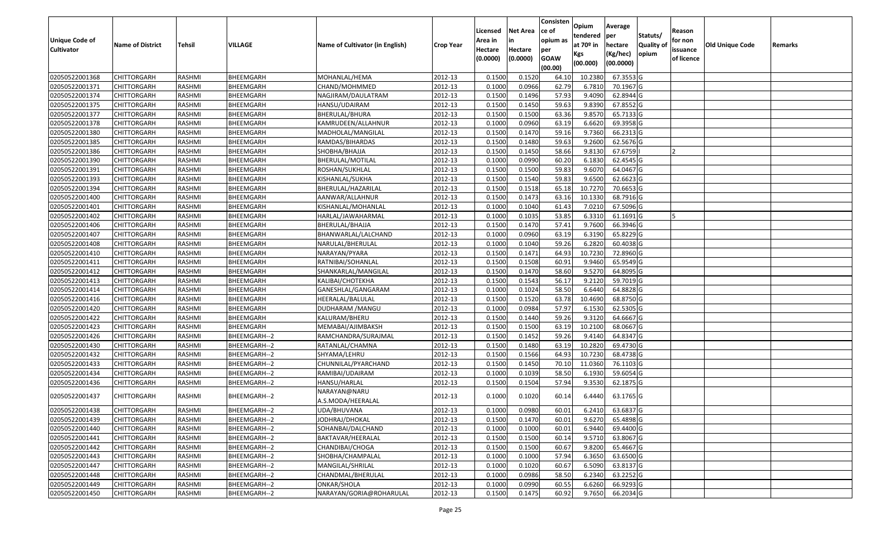| Unique Code of Cultivator | Name of District | Tehsil | VILLAGE | Name of Cultivator (in English) | Crop Year | Licensed Area in Hectare (0.0000) | Net Area in Hectare (0.0000) | Consisten ce of opium as per GOAW (00.00) | Opium tendered at 70º in Kgs (00.000) | Average per hectare (Kg/hec) (00.0000) | Statuts/ Quality of opium | Reason for non issuance of licence | Old Unique Code | Remarks |
|---|---|---|---|---|---|---|---|---|---|---|---|---|---|---|
| 02050522001368 | CHITTORGARH | RASHMI | BHEEMGARH | MOHANLAL/HEMA | 2012-13 | 0.1500 | 0.1520 | 64.10 | 10.2380 | 67.3553 | G | | | |
| 02050522001371 | CHITTORGARH | RASHMI | BHEEMGARH | CHAND/MOHMMED | 2012-13 | 0.1000 | 0.0966 | 62.79 | 6.7810 | 70.1967 | G | | | |
| 02050522001374 | CHITTORGARH | RASHMI | BHEEMGARH | NAGJIRAM/DAULATRAM | 2012-13 | 0.1500 | 0.1496 | 57.93 | 9.4090 | 62.8944 | G | | | |
| 02050522001375 | CHITTORGARH | RASHMI | BHEEMGARH | HANSU/UDAIRAM | 2012-13 | 0.1500 | 0.1450 | 59.63 | 9.8390 | 67.8552 | G | | | |
| 02050522001377 | CHITTORGARH | RASHMI | BHEEMGARH | BHERULAL/BHURA | 2012-13 | 0.1500 | 0.1500 | 63.36 | 9.8570 | 65.7133 | G | | | |
| 02050522001378 | CHITTORGARH | RASHMI | BHEEMGARH | KAMRUDEEN/ALLAHNUR | 2012-13 | 0.1000 | 0.0960 | 63.19 | 6.6620 | 69.3958 | G | | | |
| 02050522001380 | CHITTORGARH | RASHMI | BHEEMGARH | MADHOLAL/MANGILAL | 2012-13 | 0.1500 | 0.1470 | 59.16 | 9.7360 | 66.2313 | G | | | |
| 02050522001385 | CHITTORGARH | RASHMI | BHEEMGARH | RAMDAS/BIHARDAS | 2012-13 | 0.1500 | 0.1480 | 59.63 | 9.2600 | 62.5676 | G | | | |
| 02050522001386 | CHITTORGARH | RASHMI | BHEEMGARH | SHOBHA/BHAJJA | 2012-13 | 0.1500 | 0.1450 | 58.66 | 9.8130 | 67.6759 | I | 2 | | |
| 02050522001390 | CHITTORGARH | RASHMI | BHEEMGARH | BHERULAL/MOTILAL | 2012-13 | 0.1000 | 0.0990 | 60.20 | 6.1830 | 62.4545 | G | | | |
| 02050522001391 | CHITTORGARH | RASHMI | BHEEMGARH | ROSHAN/SUKHLAL | 2012-13 | 0.1500 | 0.1500 | 59.83 | 9.6070 | 64.0467 | G | | | |
| 02050522001393 | CHITTORGARH | RASHMI | BHEEMGARH | KISHANLAL/SUKHA | 2012-13 | 0.1500 | 0.1540 | 59.83 | 9.6500 | 62.6623 | G | | | |
| 02050522001394 | CHITTORGARH | RASHMI | BHEEMGARH | BHERULAL/HAZARILAL | 2012-13 | 0.1500 | 0.1518 | 65.18 | 10.7270 | 70.6653 | G | | | |
| 02050522001400 | CHITTORGARH | RASHMI | BHEEMGARH | AANWAR/ALLAHNUR | 2012-13 | 0.1500 | 0.1473 | 63.16 | 10.1330 | 68.7916 | G | | | |
| 02050522001401 | CHITTORGARH | RASHMI | BHEEMGARH | KISHANLAL/MOHANLAL | 2012-13 | 0.1000 | 0.1040 | 61.43 | 7.0210 | 67.5096 | G | | | |
| 02050522001402 | CHITTORGARH | RASHMI | BHEEMGARH | HARLAL/JAWAHARMAL | 2012-13 | 0.1000 | 0.1035 | 53.85 | 6.3310 | 61.1691 | G | 5 | | |
| 02050522001406 | CHITTORGARH | RASHMI | BHEEMGARH | BHERULAL/BHAJJA | 2012-13 | 0.1500 | 0.1470 | 57.41 | 9.7600 | 66.3946 | G | | | |
| 02050522001407 | CHITTORGARH | RASHMI | BHEEMGARH | BHANWARLAL/LALCHAND | 2012-13 | 0.1000 | 0.0960 | 63.19 | 6.3190 | 65.8229 | G | | | |
| 02050522001408 | CHITTORGARH | RASHMI | BHEEMGARH | NARULAL/BHERULAL | 2012-13 | 0.1000 | 0.1040 | 59.26 | 6.2820 | 60.4038 | G | | | |
| 02050522001410 | CHITTORGARH | RASHMI | BHEEMGARH | NARAYAN/PYARA | 2012-13 | 0.1500 | 0.1471 | 64.93 | 10.7230 | 72.8960 | G | | | |
| 02050522001411 | CHITTORGARH | RASHMI | BHEEMGARH | RATNIBAI/SOHANLAL | 2012-13 | 0.1500 | 0.1508 | 60.91 | 9.9460 | 65.9549 | G | | | |
| 02050522001412 | CHITTORGARH | RASHMI | BHEEMGARH | SHANKARLAL/MANGILAL | 2012-13 | 0.1500 | 0.1470 | 58.60 | 9.5270 | 64.8095 | G | | | |
| 02050522001413 | CHITTORGARH | RASHMI | BHEEMGARH | KALIBAI/CHOTEKHA | 2012-13 | 0.1500 | 0.1543 | 56.17 | 9.2120 | 59.7019 | G | | | |
| 02050522001414 | CHITTORGARH | RASHMI | BHEEMGARH | GANESHLAL/GANGARAM | 2012-13 | 0.1000 | 0.1024 | 58.50 | 6.6440 | 64.8828 | G | | | |
| 02050522001416 | CHITTORGARH | RASHMI | BHEEMGARH | HEERALAL/BALULAL | 2012-13 | 0.1500 | 0.1520 | 63.78 | 10.4690 | 68.8750 | G | | | |
| 02050522001420 | CHITTORGARH | RASHMI | BHEEMGARH | DUDHARAM /MANGU | 2012-13 | 0.1000 | 0.0984 | 57.97 | 6.1530 | 62.5305 | G | | | |
| 02050522001422 | CHITTORGARH | RASHMI | BHEEMGARH | KALURAM/BHERU | 2012-13 | 0.1500 | 0.1440 | 59.26 | 9.3120 | 64.6667 | G | | | |
| 02050522001423 | CHITTORGARH | RASHMI | BHEEMGARH | MEMABAI/AJIMBAKSH | 2012-13 | 0.1500 | 0.1500 | 63.19 | 10.2100 | 68.0667 | G | | | |
| 02050522001426 | CHITTORGARH | RASHMI | BHEEMGARH--2 | RAMCHANDRA/SURAJMAL | 2012-13 | 0.1500 | 0.1452 | 59.26 | 9.4140 | 64.8347 | G | | | |
| 02050522001430 | CHITTORGARH | RASHMI | BHEEMGARH--2 | RATANLAL/CHAMNA | 2012-13 | 0.1500 | 0.1480 | 63.19 | 10.2820 | 69.4730 | G | | | |
| 02050522001432 | CHITTORGARH | RASHMI | BHEEMGARH--2 | SHYAMA/LEHRU | 2012-13 | 0.1500 | 0.1566 | 64.93 | 10.7230 | 68.4738 | G | | | |
| 02050522001433 | CHITTORGARH | RASHMI | BHEEMGARH--2 | CHUNNILAL/PYARCHAND | 2012-13 | 0.1500 | 0.1450 | 70.10 | 11.0360 | 76.1103 | G | | | |
| 02050522001434 | CHITTORGARH | RASHMI | BHEEMGARH--2 | RAMIBAI/UDAIRAM | 2012-13 | 0.1000 | 0.1039 | 58.50 | 6.1930 | 59.6054 | G | | | |
| 02050522001436 | CHITTORGARH | RASHMI | BHEEMGARH--2 | HANSU/HARLAL | 2012-13 | 0.1500 | 0.1504 | 57.94 | 9.3530 | 62.1875 | G | | | |
| 02050522001437 | CHITTORGARH | RASHMI | BHEEMGARH--2 | NARAYAN@NARU A.S.MODA/HEERALAL | 2012-13 | 0.1000 | 0.1020 | 60.14 | 6.4440 | 63.1765 | G | | | |
| 02050522001438 | CHITTORGARH | RASHMI | BHEEMGARH--2 | UDA/BHUVANA | 2012-13 | 0.1000 | 0.0980 | 60.01 | 6.2410 | 63.6837 | G | | | |
| 02050522001439 | CHITTORGARH | RASHMI | BHEEMGARH--2 | JODHRAJ/DHOKAL | 2012-13 | 0.1500 | 0.1470 | 60.01 | 9.6270 | 65.4898 | G | | | |
| 02050522001440 | CHITTORGARH | RASHMI | BHEEMGARH--2 | SOHANBAI/DALCHAND | 2012-13 | 0.1000 | 0.1000 | 60.01 | 6.9440 | 69.4400 | G | | | |
| 02050522001441 | CHITTORGARH | RASHMI | BHEEMGARH--2 | BAKTAVAR/HEERALAL | 2012-13 | 0.1500 | 0.1500 | 60.14 | 9.5710 | 63.8067 | G | | | |
| 02050522001442 | CHITTORGARH | RASHMI | BHEEMGARH--2 | CHANDIBAI/CHOGA | 2012-13 | 0.1500 | 0.1500 | 60.67 | 9.8200 | 65.4667 | G | | | |
| 02050522001443 | CHITTORGARH | RASHMI | BHEEMGARH--2 | SHOBHA/CHAMPALAL | 2012-13 | 0.1000 | 0.1000 | 57.94 | 6.3650 | 63.6500 | G | | | |
| 02050522001447 | CHITTORGARH | RASHMI | BHEEMGARH--2 | MANGILAL/SHRILAL | 2012-13 | 0.1000 | 0.1020 | 60.67 | 6.5090 | 63.8137 | G | | | |
| 02050522001448 | CHITTORGARH | RASHMI | BHEEMGARH--2 | CHANDMAL/BHERULAL | 2012-13 | 0.1000 | 0.0986 | 58.50 | 6.2340 | 63.2252 | G | | | |
| 02050522001449 | CHITTORGARH | RASHMI | BHEEMGARH--2 | ONKAR/SHOLA | 2012-13 | 0.1000 | 0.0990 | 60.55 | 6.6260 | 66.9293 | G | | | |
| 02050522001450 | CHITTORGARH | RASHMI | BHEEMGARH--2 | NARAYAN/GORIA@ROHARULAL | 2012-13 | 0.1500 | 0.1475 | 60.92 | 9.7650 | 66.2034 | G | | | |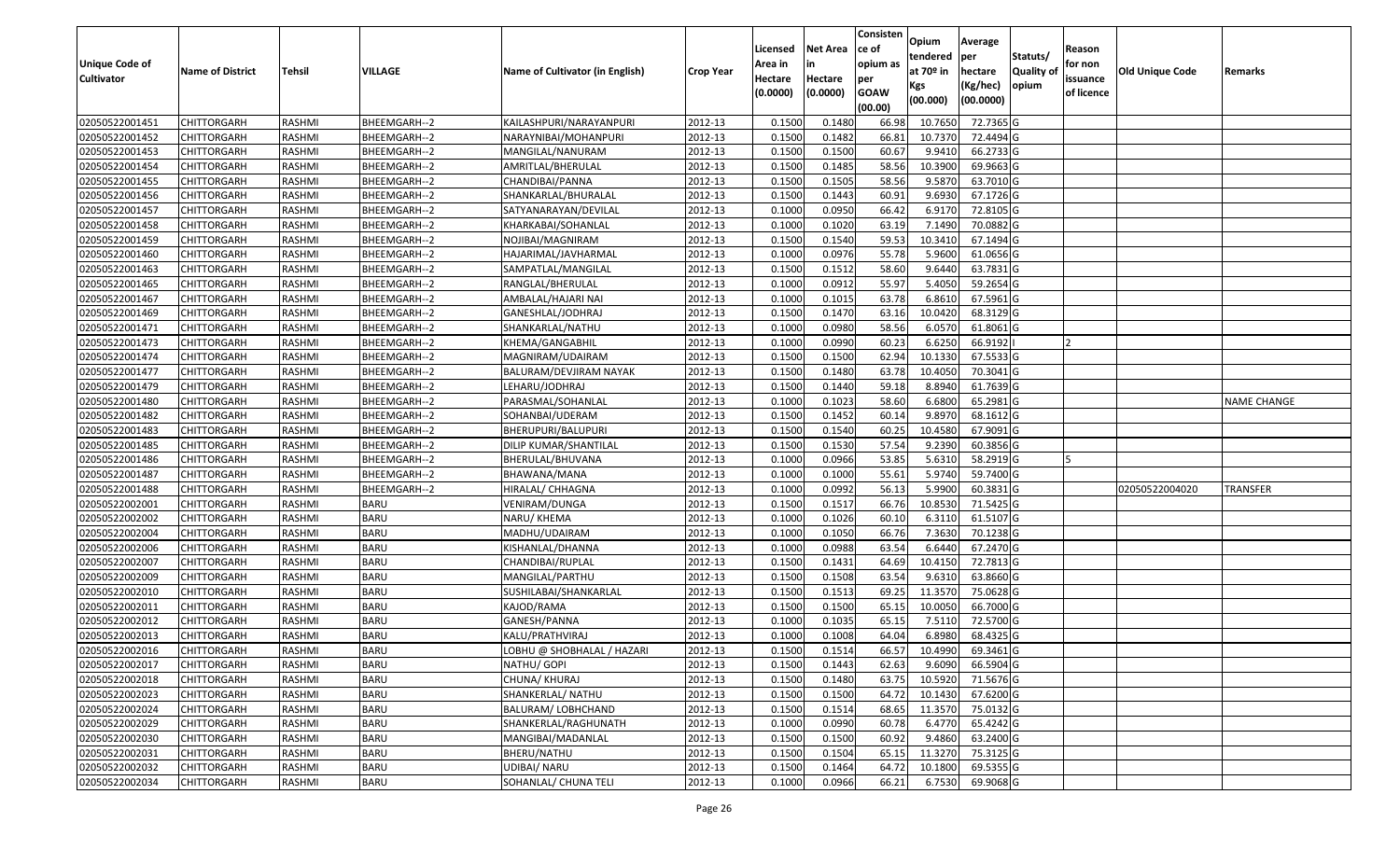| Unique Code of Cultivator | Name of District | Tehsil | VILLAGE | Name of Cultivator (in English) | Crop Year | Licensed Area in Hectare (0.0000) | Net Area in Hectare (0.0000) | Consistence of opium as per GOAW (00.00) | Opium tendered at 70º in Kgs (00.000) | Average per hectare (Kg/hec) (00.0000) | Statuts/ Quality of opium | Reason for non issuance of licence | Old Unique Code | Remarks |
|---|---|---|---|---|---|---|---|---|---|---|---|---|---|---|
| 02050522001451 | CHITTORGARH | RASHMI | BHEEMGARH--2 | KAILASHPURI/NARAYANPURI | 2012-13 | 0.1500 | 0.1480 | 66.98 | 10.7650 | 72.7365 | G | | | |
| 02050522001452 | CHITTORGARH | RASHMI | BHEEMGARH--2 | NARAYNIBAI/MOHANPURI | 2012-13 | 0.1500 | 0.1482 | 66.81 | 10.7370 | 72.4494 | G | | | |
| 02050522001453 | CHITTORGARH | RASHMI | BHEEMGARH--2 | MANGILAL/NANURAM | 2012-13 | 0.1500 | 0.1500 | 60.67 | 9.9410 | 66.2733 | G | | | |
| 02050522001454 | CHITTORGARH | RASHMI | BHEEMGARH--2 | AMRITLAL/BHERULAL | 2012-13 | 0.1500 | 0.1485 | 58.56 | 10.3900 | 69.9663 | G | | | |
| 02050522001455 | CHITTORGARH | RASHMI | BHEEMGARH--2 | CHANDIBAI/PANNA | 2012-13 | 0.1500 | 0.1505 | 58.56 | 9.5870 | 63.7010 | G | | | |
| 02050522001456 | CHITTORGARH | RASHMI | BHEEMGARH--2 | SHANKARLAL/BHURALAL | 2012-13 | 0.1500 | 0.1443 | 60.91 | 9.6930 | 67.1726 | G | | | |
| 02050522001457 | CHITTORGARH | RASHMI | BHEEMGARH--2 | SATYANARAYAN/DEVILAL | 2012-13 | 0.1000 | 0.0950 | 66.42 | 6.9170 | 72.8105 | G | | | |
| 02050522001458 | CHITTORGARH | RASHMI | BHEEMGARH--2 | KHARKABAI/SOHANLAL | 2012-13 | 0.1000 | 0.1020 | 63.19 | 7.1490 | 70.0882 | G | | | |
| 02050522001459 | CHITTORGARH | RASHMI | BHEEMGARH--2 | NOJIBAI/MAGNIRAM | 2012-13 | 0.1500 | 0.1540 | 59.53 | 10.3410 | 67.1494 | G | | | |
| 02050522001460 | CHITTORGARH | RASHMI | BHEEMGARH--2 | HAJARIMAL/JAVHARMAL | 2012-13 | 0.1000 | 0.0976 | 55.78 | 5.9600 | 61.0656 | G | | | |
| 02050522001463 | CHITTORGARH | RASHMI | BHEEMGARH--2 | SAMPATLAL/MANGILAL | 2012-13 | 0.1500 | 0.1512 | 58.60 | 9.6440 | 63.7831 | G | | | |
| 02050522001465 | CHITTORGARH | RASHMI | BHEEMGARH--2 | RANGLAL/BHERULAL | 2012-13 | 0.1000 | 0.0912 | 55.97 | 5.4050 | 59.2654 | G | | | |
| 02050522001467 | CHITTORGARH | RASHMI | BHEEMGARH--2 | AMBALAL/HAJARI NAI | 2012-13 | 0.1000 | 0.1015 | 63.78 | 6.8610 | 67.5961 | G | | | |
| 02050522001469 | CHITTORGARH | RASHMI | BHEEMGARH--2 | GANESHLAL/JODHRAJ | 2012-13 | 0.1500 | 0.1470 | 63.16 | 10.0420 | 68.3129 | G | | | |
| 02050522001471 | CHITTORGARH | RASHMI | BHEEMGARH--2 | SHANKARLAL/NATHU | 2012-13 | 0.1000 | 0.0980 | 58.56 | 6.0570 | 61.8061 | G | | | |
| 02050522001473 | CHITTORGARH | RASHMI | BHEEMGARH--2 | KHEMA/GANGABHIL | 2012-13 | 0.1000 | 0.0990 | 60.23 | 6.6250 | 66.9192 | I | 2 | | |
| 02050522001474 | CHITTORGARH | RASHMI | BHEEMGARH--2 | MAGNIRAM/UDAIRAM | 2012-13 | 0.1500 | 0.1500 | 62.94 | 10.1330 | 67.5533 | G | | | |
| 02050522001477 | CHITTORGARH | RASHMI | BHEEMGARH--2 | BALURAM/DEVJIRAM NAYAK | 2012-13 | 0.1500 | 0.1480 | 63.78 | 10.4050 | 70.3041 | G | | | |
| 02050522001479 | CHITTORGARH | RASHMI | BHEEMGARH--2 | LEHARU/JODHRAJ | 2012-13 | 0.1500 | 0.1440 | 59.18 | 8.8940 | 61.7639 | G | | | |
| 02050522001480 | CHITTORGARH | RASHMI | BHEEMGARH--2 | PARASMAL/SOHANLAL | 2012-13 | 0.1000 | 0.1023 | 58.60 | 6.6800 | 65.2981 | G | | | NAME CHANGE |
| 02050522001482 | CHITTORGARH | RASHMI | BHEEMGARH--2 | SOHANBAI/UDERAM | 2012-13 | 0.1500 | 0.1452 | 60.14 | 9.8970 | 68.1612 | G | | | |
| 02050522001483 | CHITTORGARH | RASHMI | BHEEMGARH--2 | BHERUPURI/BALUPURI | 2012-13 | 0.1500 | 0.1540 | 60.25 | 10.4580 | 67.9091 | G | | | |
| 02050522001485 | CHITTORGARH | RASHMI | BHEEMGARH--2 | DILIP KUMAR/SHANTILAL | 2012-13 | 0.1500 | 0.1530 | 57.54 | 9.2390 | 60.3856 | G | | | |
| 02050522001486 | CHITTORGARH | RASHMI | BHEEMGARH--2 | BHERULAL/BHUVANA | 2012-13 | 0.1000 | 0.0966 | 53.85 | 5.6310 | 58.2919 | G | 5 | | |
| 02050522001487 | CHITTORGARH | RASHMI | BHEEMGARH--2 | BHAWANA/MANA | 2012-13 | 0.1000 | 0.1000 | 55.61 | 5.9740 | 59.7400 | G | | | |
| 02050522001488 | CHITTORGARH | RASHMI | BHEEMGARH--2 | HIRALAL/ CHHAGNA | 2012-13 | 0.1000 | 0.0992 | 56.13 | 5.9900 | 60.3831 | G | | 02050522004020 | TRANSFER |
| 02050522002001 | CHITTORGARH | RASHMI | BARU | VENIRAM/DUNGA | 2012-13 | 0.1500 | 0.1517 | 66.76 | 10.8530 | 71.5425 | G | | | |
| 02050522002002 | CHITTORGARH | RASHMI | BARU | NARU/ KHEMA | 2012-13 | 0.1000 | 0.1026 | 60.10 | 6.3110 | 61.5107 | G | | | |
| 02050522002004 | CHITTORGARH | RASHMI | BARU | MADHU/UDAIRAM | 2012-13 | 0.1000 | 0.1050 | 66.76 | 7.3630 | 70.1238 | G | | | |
| 02050522002006 | CHITTORGARH | RASHMI | BARU | KISHANLAL/DHANNA | 2012-13 | 0.1000 | 0.0988 | 63.54 | 6.6440 | 67.2470 | G | | | |
| 02050522002007 | CHITTORGARH | RASHMI | BARU | CHANDIBAI/RUPLAL | 2012-13 | 0.1500 | 0.1431 | 64.69 | 10.4150 | 72.7813 | G | | | |
| 02050522002009 | CHITTORGARH | RASHMI | BARU | MANGILAL/PARTHU | 2012-13 | 0.1500 | 0.1508 | 63.54 | 9.6310 | 63.8660 | G | | | |
| 02050522002010 | CHITTORGARH | RASHMI | BARU | SUSHILABAI/SHANKARLAL | 2012-13 | 0.1500 | 0.1513 | 69.25 | 11.3570 | 75.0628 | G | | | |
| 02050522002011 | CHITTORGARH | RASHMI | BARU | KAJOD/RAMA | 2012-13 | 0.1500 | 0.1500 | 65.15 | 10.0050 | 66.7000 | G | | | |
| 02050522002012 | CHITTORGARH | RASHMI | BARU | GANESH/PANNA | 2012-13 | 0.1000 | 0.1035 | 65.15 | 7.5110 | 72.5700 | G | | | |
| 02050522002013 | CHITTORGARH | RASHMI | BARU | KALU/PRATHVIRAJ | 2012-13 | 0.1000 | 0.1008 | 64.04 | 6.8980 | 68.4325 | G | | | |
| 02050522002016 | CHITTORGARH | RASHMI | BARU | LOBHU @ SHOBHALAL / HAZARI | 2012-13 | 0.1500 | 0.1514 | 66.57 | 10.4990 | 69.3461 | G | | | |
| 02050522002017 | CHITTORGARH | RASHMI | BARU | NATHU/ GOPI | 2012-13 | 0.1500 | 0.1443 | 62.63 | 9.6090 | 66.5904 | G | | | |
| 02050522002018 | CHITTORGARH | RASHMI | BARU | CHUNA/ KHURAJ | 2012-13 | 0.1500 | 0.1480 | 63.75 | 10.5920 | 71.5676 | G | | | |
| 02050522002023 | CHITTORGARH | RASHMI | BARU | SHANKERLAL/ NATHU | 2012-13 | 0.1500 | 0.1500 | 64.72 | 10.1430 | 67.6200 | G | | | |
| 02050522002024 | CHITTORGARH | RASHMI | BARU | BALURAM/ LOBHCHAND | 2012-13 | 0.1500 | 0.1514 | 68.65 | 11.3570 | 75.0132 | G | | | |
| 02050522002029 | CHITTORGARH | RASHMI | BARU | SHANKERLAL/RAGHUNATH | 2012-13 | 0.1000 | 0.0990 | 60.78 | 6.4770 | 65.4242 | G | | | |
| 02050522002030 | CHITTORGARH | RASHMI | BARU | MANGIBAI/MADANLAL | 2012-13 | 0.1500 | 0.1500 | 60.92 | 9.4860 | 63.2400 | G | | | |
| 02050522002031 | CHITTORGARH | RASHMI | BARU | BHERU/NATHU | 2012-13 | 0.1500 | 0.1504 | 65.15 | 11.3270 | 75.3125 | G | | | |
| 02050522002032 | CHITTORGARH | RASHMI | BARU | UDIBAI/ NARU | 2012-13 | 0.1500 | 0.1464 | 64.72 | 10.1800 | 69.5355 | G | | | |
| 02050522002034 | CHITTORGARH | RASHMI | BARU | SOHANLAL/ CHUNA TELI | 2012-13 | 0.1000 | 0.0966 | 66.21 | 6.7530 | 69.9068 | G | | | |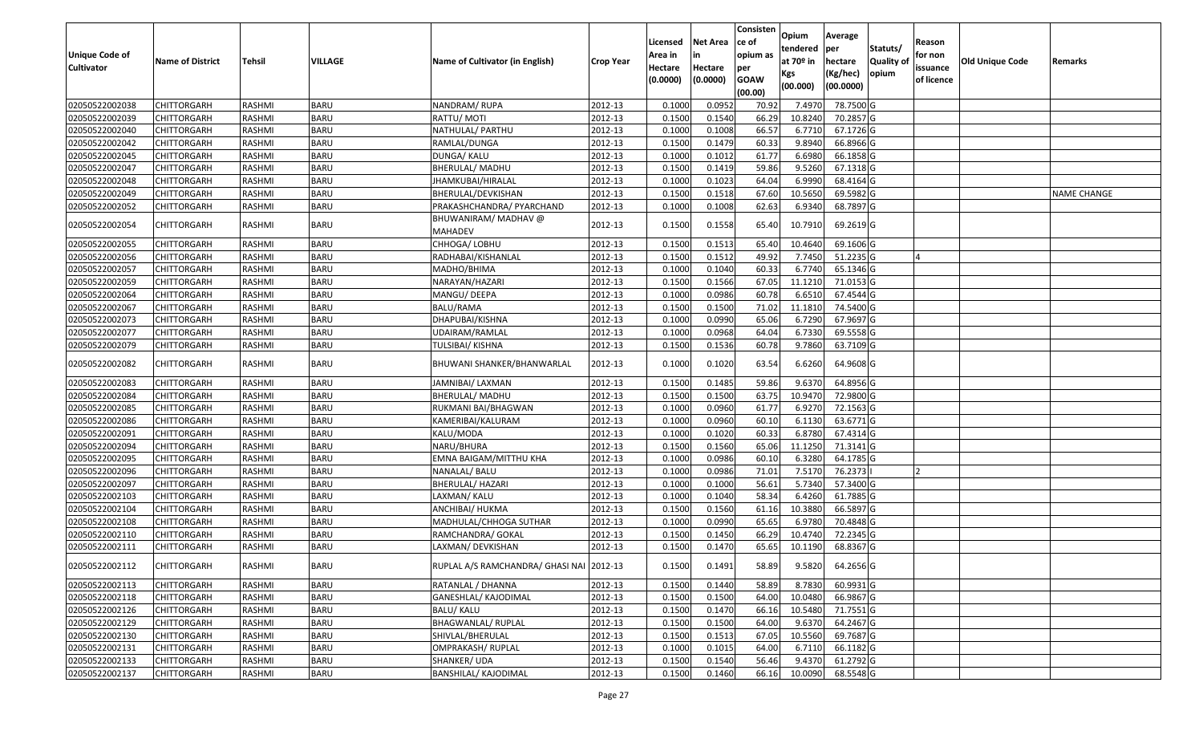| Unique Code of Cultivator | Name of District | Tehsil | VILLAGE | Name of Cultivator (in English) | Crop Year | Licensed Area in Hectare (0.0000) | Net Area in Hectare (0.0000) | Consistence of opium as per GOAW (00.00) | Opium tendered at 70º in Kgs (00.000) | Average per hectare (Kg/hec) (00.0000) | Statuts/ Quality of opium | Reason for non issuance of licence | Old Unique Code | Remarks |
|---|---|---|---|---|---|---|---|---|---|---|---|---|---|---|
| 02050522002038 | CHITTORGARH | RASHMI | BARU | NANDRAM/ RUPA | 2012-13 | 0.1000 | 0.0952 | 70.92 | 7.4970 | 78.7500 | G | | | |
| 02050522002039 | CHITTORGARH | RASHMI | BARU | RATTU/ MOTI | 2012-13 | 0.1500 | 0.1540 | 66.29 | 10.8240 | 70.2857 | G | | | |
| 02050522002040 | CHITTORGARH | RASHMI | BARU | NATHULAL/ PARTHU | 2012-13 | 0.1000 | 0.1008 | 66.57 | 6.7710 | 67.1726 | G | | | |
| 02050522002042 | CHITTORGARH | RASHMI | BARU | RAMLAL/DUNGA | 2012-13 | 0.1500 | 0.1479 | 60.33 | 9.8940 | 66.8966 | G | | | |
| 02050522002045 | CHITTORGARH | RASHMI | BARU | DUNGA/ KALU | 2012-13 | 0.1000 | 0.1012 | 61.77 | 6.6980 | 66.1858 | G | | | |
| 02050522002047 | CHITTORGARH | RASHMI | BARU | BHERULAL/ MADHU | 2012-13 | 0.1500 | 0.1419 | 59.86 | 9.5260 | 67.1318 | G | | | |
| 02050522002048 | CHITTORGARH | RASHMI | BARU | JHAMKUBAI/HIRALAL | 2012-13 | 0.1000 | 0.1023 | 64.04 | 6.9990 | 68.4164 | G | | | |
| 02050522002049 | CHITTORGARH | RASHMI | BARU | BHERULAL/DEVKISHAN | 2012-13 | 0.1500 | 0.1518 | 67.60 | 10.5650 | 69.5982 | G | | | NAME CHANGE |
| 02050522002052 | CHITTORGARH | RASHMI | BARU | PRAKASHCHANDRA/ PYARCHAND | 2012-13 | 0.1000 | 0.1008 | 62.63 | 6.9340 | 68.7897 | G | | | |
| 02050522002054 | CHITTORGARH | RASHMI | BARU | BHUWANIRAM/ MADHAV @ MAHADEV | 2012-13 | 0.1500 | 0.1558 | 65.40 | 10.7910 | 69.2619 | G | | | |
| 02050522002055 | CHITTORGARH | RASHMI | BARU | CHHOGA/ LOBHU | 2012-13 | 0.1500 | 0.1513 | 65.40 | 10.4640 | 69.1606 | G | | | |
| 02050522002056 | CHITTORGARH | RASHMI | BARU | RADHABAI/KISHANLAL | 2012-13 | 0.1500 | 0.1512 | 49.92 | 7.7450 | 51.2235 | G | 4 | | |
| 02050522002057 | CHITTORGARH | RASHMI | BARU | MADHO/BHIMA | 2012-13 | 0.1000 | 0.1040 | 60.33 | 6.7740 | 65.1346 | G | | | |
| 02050522002059 | CHITTORGARH | RASHMI | BARU | NARAYAN/HAZARI | 2012-13 | 0.1500 | 0.1566 | 67.05 | 11.1210 | 71.0153 | G | | | |
| 02050522002064 | CHITTORGARH | RASHMI | BARU | MANGU/ DEEPA | 2012-13 | 0.1000 | 0.0986 | 60.78 | 6.6510 | 67.4544 | G | | | |
| 02050522002067 | CHITTORGARH | RASHMI | BARU | BALU/RAMA | 2012-13 | 0.1500 | 0.1500 | 71.02 | 11.1810 | 74.5400 | G | | | |
| 02050522002073 | CHITTORGARH | RASHMI | BARU | DHAPUBAI/KISHNA | 2012-13 | 0.1000 | 0.0990 | 65.06 | 6.7290 | 67.9697 | G | | | |
| 02050522002077 | CHITTORGARH | RASHMI | BARU | UDAIRAM/RAMLAL | 2012-13 | 0.1000 | 0.0968 | 64.04 | 6.7330 | 69.5558 | G | | | |
| 02050522002079 | CHITTORGARH | RASHMI | BARU | TULSIBAI/ KISHNA | 2012-13 | 0.1500 | 0.1536 | 60.78 | 9.7860 | 63.7109 | G | | | |
| 02050522002082 | CHITTORGARH | RASHMI | BARU | BHUWANI SHANKER/BHANWARLAL | 2012-13 | 0.1000 | 0.1020 | 63.54 | 6.6260 | 64.9608 | G | | | |
| 02050522002083 | CHITTORGARH | RASHMI | BARU | JAMNIBAI/ LAXMAN | 2012-13 | 0.1500 | 0.1485 | 59.86 | 9.6370 | 64.8956 | G | | | |
| 02050522002084 | CHITTORGARH | RASHMI | BARU | BHERULAL/ MADHU | 2012-13 | 0.1500 | 0.1500 | 63.75 | 10.9470 | 72.9800 | G | | | |
| 02050522002085 | CHITTORGARH | RASHMI | BARU | RUKMANI BAI/BHAGWAN | 2012-13 | 0.1000 | 0.0960 | 61.77 | 6.9270 | 72.1563 | G | | | |
| 02050522002086 | CHITTORGARH | RASHMI | BARU | KAMERIBAI/KALURAM | 2012-13 | 0.1000 | 0.0960 | 60.10 | 6.1130 | 63.6771 | G | | | |
| 02050522002091 | CHITTORGARH | RASHMI | BARU | KALU/MODA | 2012-13 | 0.1000 | 0.1020 | 60.33 | 6.8780 | 67.4314 | G | | | |
| 02050522002094 | CHITTORGARH | RASHMI | BARU | NARU/BHURA | 2012-13 | 0.1500 | 0.1560 | 65.06 | 11.1250 | 71.3141 | G | | | |
| 02050522002095 | CHITTORGARH | RASHMI | BARU | EMNA BAIGAM/MITTHU KHA | 2012-13 | 0.1000 | 0.0986 | 60.10 | 6.3280 | 64.1785 | G | | | |
| 02050522002096 | CHITTORGARH | RASHMI | BARU | NANALAL/ BALU | 2012-13 | 0.1000 | 0.0986 | 71.01 | 7.5170 | 76.2373 | I | 2 | | |
| 02050522002097 | CHITTORGARH | RASHMI | BARU | BHERULAL/ HAZARI | 2012-13 | 0.1000 | 0.1000 | 56.61 | 5.7340 | 57.3400 | G | | | |
| 02050522002103 | CHITTORGARH | RASHMI | BARU | LAXMAN/ KALU | 2012-13 | 0.1000 | 0.1040 | 58.34 | 6.4260 | 61.7885 | G | | | |
| 02050522002104 | CHITTORGARH | RASHMI | BARU | ANCHIBAI/ HUKMA | 2012-13 | 0.1500 | 0.1560 | 61.16 | 10.3880 | 66.5897 | G | | | |
| 02050522002108 | CHITTORGARH | RASHMI | BARU | MADHULAL/CHHOGA SUTHAR | 2012-13 | 0.1000 | 0.0990 | 65.65 | 6.9780 | 70.4848 | G | | | |
| 02050522002110 | CHITTORGARH | RASHMI | BARU | RAMCHANDRA/ GOKAL | 2012-13 | 0.1500 | 0.1450 | 66.29 | 10.4740 | 72.2345 | G | | | |
| 02050522002111 | CHITTORGARH | RASHMI | BARU | LAXMAN/ DEVKISHAN | 2012-13 | 0.1500 | 0.1470 | 65.65 | 10.1190 | 68.8367 | G | | | |
| 02050522002112 | CHITTORGARH | RASHMI | BARU | RUPLAL A/S RAMCHANDRA/ GHASI NAI | 2012-13 | 0.1500 | 0.1491 | 58.89 | 9.5820 | 64.2656 | G | | | |
| 02050522002113 | CHITTORGARH | RASHMI | BARU | RATANLAL / DHANNA | 2012-13 | 0.1500 | 0.1440 | 58.89 | 8.7830 | 60.9931 | G | | | |
| 02050522002118 | CHITTORGARH | RASHMI | BARU | GANESHLAL/ KAJODIMAL | 2012-13 | 0.1500 | 0.1500 | 64.00 | 10.0480 | 66.9867 | G | | | |
| 02050522002126 | CHITTORGARH | RASHMI | BARU | BALU/ KALU | 2012-13 | 0.1500 | 0.1470 | 66.16 | 10.5480 | 71.7551 | G | | | |
| 02050522002129 | CHITTORGARH | RASHMI | BARU | BHAGWANLAL/ RUPLAL | 2012-13 | 0.1500 | 0.1500 | 64.00 | 9.6370 | 64.2467 | G | | | |
| 02050522002130 | CHITTORGARH | RASHMI | BARU | SHIVLAL/BHERULAL | 2012-13 | 0.1500 | 0.1513 | 67.05 | 10.5560 | 69.7687 | G | | | |
| 02050522002131 | CHITTORGARH | RASHMI | BARU | OMPRAKASH/ RUPLAL | 2012-13 | 0.1000 | 0.1015 | 64.00 | 6.7110 | 66.1182 | G | | | |
| 02050522002133 | CHITTORGARH | RASHMI | BARU | SHANKER/ UDA | 2012-13 | 0.1500 | 0.1540 | 56.46 | 9.4370 | 61.2792 | G | | | |
| 02050522002137 | CHITTORGARH | RASHMI | BARU | BANSHILAL/ KAJODIMAL | 2012-13 | 0.1500 | 0.1460 | 66.16 | 10.0090 | 68.5548 | G | | | |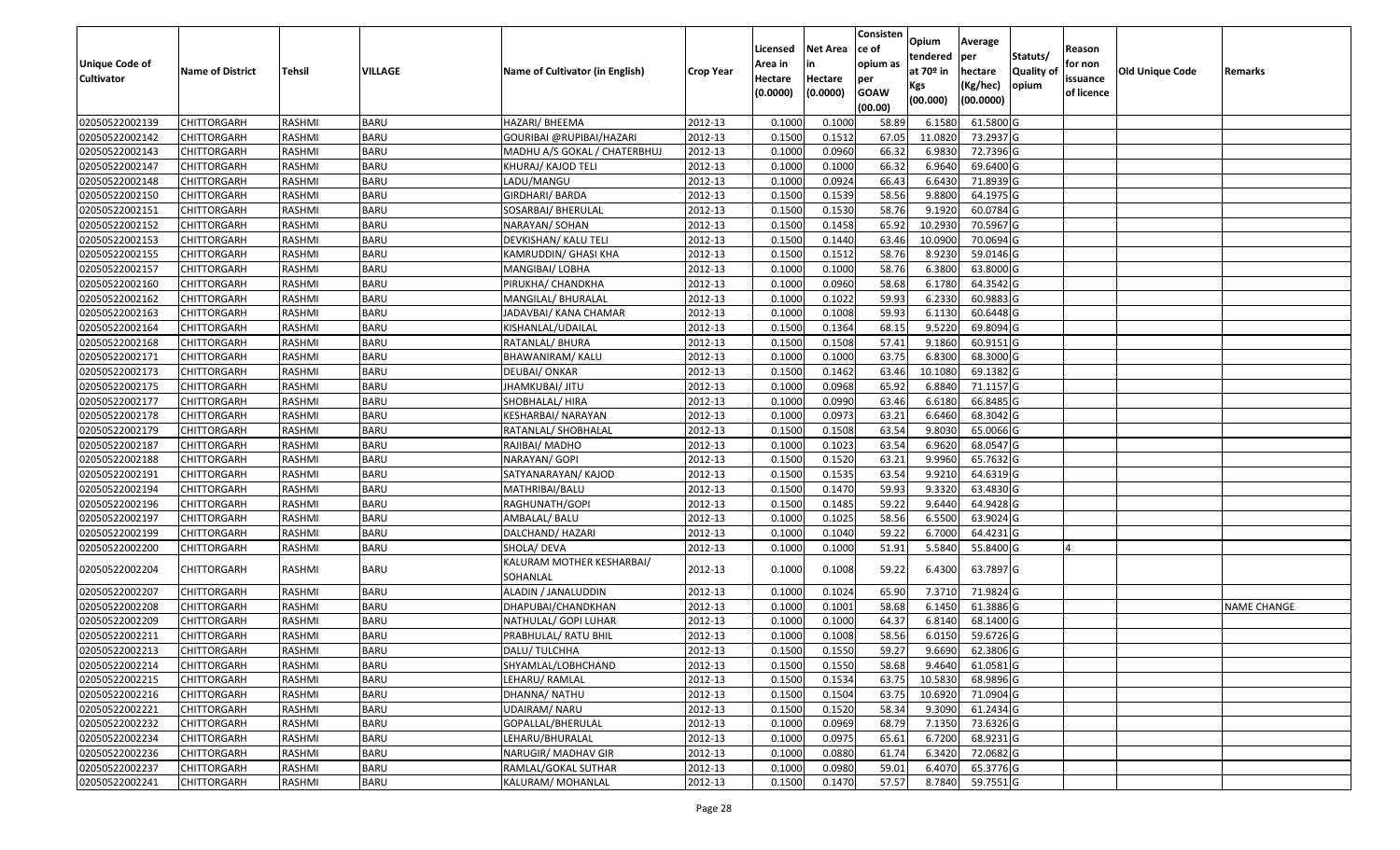| Unique Code of Cultivator | Name of District | Tehsil | VILLAGE | Name of Cultivator (in English) | Crop Year | Licensed Area in Hectare (0.0000) | Net Area in Hectare (0.0000) | Consistence of opium as per GOAW (00.00) | Opium tendered at 70º in Kgs (00.000) | Average per hectare (Kg/hec) (00.0000) | Statuts/ Quality of opium | Reason for non issuance of licence | Old Unique Code | Remarks |
|---|---|---|---|---|---|---|---|---|---|---|---|---|---|---|
| 02050522002139 | CHITTORGARH | RASHMI | BARU | HAZARI/ BHEEMA | 2012-13 | 0.1000 | 0.1000 | 58.89 | 6.1580 | 61.5800 | G | | | |
| 02050522002142 | CHITTORGARH | RASHMI | BARU | GOURIBAI @RUPIBAI/HAZARI | 2012-13 | 0.1500 | 0.1512 | 67.05 | 11.0820 | 73.2937 | G | | | |
| 02050522002143 | CHITTORGARH | RASHMI | BARU | MADHU A/S GOKAL / CHATERBHUJ | 2012-13 | 0.1000 | 0.0960 | 66.32 | 6.9830 | 72.7396 | G | | | |
| 02050522002147 | CHITTORGARH | RASHMI | BARU | KHURAJ/ KAJOD TELI | 2012-13 | 0.1000 | 0.1000 | 66.32 | 6.9640 | 69.6400 | G | | | |
| 02050522002148 | CHITTORGARH | RASHMI | BARU | LADU/MANGU | 2012-13 | 0.1000 | 0.0924 | 66.43 | 6.6430 | 71.8939 | G | | | |
| 02050522002150 | CHITTORGARH | RASHMI | BARU | GIRDHARI/ BARDA | 2012-13 | 0.1500 | 0.1539 | 58.56 | 9.8800 | 64.1975 | G | | | |
| 02050522002151 | CHITTORGARH | RASHMI | BARU | SOSARBAI/ BHERULAL | 2012-13 | 0.1500 | 0.1530 | 58.76 | 9.1920 | 60.0784 | G | | | |
| 02050522002152 | CHITTORGARH | RASHMI | BARU | NARAYAN/ SOHAN | 2012-13 | 0.1500 | 0.1458 | 65.92 | 10.2930 | 70.5967 | G | | | |
| 02050522002153 | CHITTORGARH | RASHMI | BARU | DEVKISHAN/ KALU TELI | 2012-13 | 0.1500 | 0.1440 | 63.46 | 10.0900 | 70.0694 | G | | | |
| 02050522002155 | CHITTORGARH | RASHMI | BARU | KAMRUDDIN/ GHASI KHA | 2012-13 | 0.1500 | 0.1512 | 58.76 | 8.9230 | 59.0146 | G | | | |
| 02050522002157 | CHITTORGARH | RASHMI | BARU | MANGIBAI/ LOBHA | 2012-13 | 0.1000 | 0.1000 | 58.76 | 6.3800 | 63.8000 | G | | | |
| 02050522002160 | CHITTORGARH | RASHMI | BARU | PIRUKHA/ CHANDKHA | 2012-13 | 0.1000 | 0.0960 | 58.68 | 6.1780 | 64.3542 | G | | | |
| 02050522002162 | CHITTORGARH | RASHMI | BARU | MANGILAL/ BHURALAL | 2012-13 | 0.1000 | 0.1022 | 59.93 | 6.2330 | 60.9883 | G | | | |
| 02050522002163 | CHITTORGARH | RASHMI | BARU | JADAVBAI/ KANA CHAMAR | 2012-13 | 0.1000 | 0.1008 | 59.93 | 6.1130 | 60.6448 | G | | | |
| 02050522002164 | CHITTORGARH | RASHMI | BARU | KISHANLAL/UDAILAL | 2012-13 | 0.1500 | 0.1364 | 68.15 | 9.5220 | 69.8094 | G | | | |
| 02050522002168 | CHITTORGARH | RASHMI | BARU | RATANLAL/ BHURA | 2012-13 | 0.1500 | 0.1508 | 57.41 | 9.1860 | 60.9151 | G | | | |
| 02050522002171 | CHITTORGARH | RASHMI | BARU | BHAWANIRAM/ KALU | 2012-13 | 0.1000 | 0.1000 | 63.75 | 6.8300 | 68.3000 | G | | | |
| 02050522002173 | CHITTORGARH | RASHMI | BARU | DEUBAI/ ONKAR | 2012-13 | 0.1500 | 0.1462 | 63.46 | 10.1080 | 69.1382 | G | | | |
| 02050522002175 | CHITTORGARH | RASHMI | BARU | JHAMKUBAI/ JITU | 2012-13 | 0.1000 | 0.0968 | 65.92 | 6.8840 | 71.1157 | G | | | |
| 02050522002177 | CHITTORGARH | RASHMI | BARU | SHOBHALAL/ HIRA | 2012-13 | 0.1000 | 0.0990 | 63.46 | 6.6180 | 66.8485 | G | | | |
| 02050522002178 | CHITTORGARH | RASHMI | BARU | KESHARBAI/ NARAYAN | 2012-13 | 0.1000 | 0.0973 | 63.21 | 6.6460 | 68.3042 | G | | | |
| 02050522002179 | CHITTORGARH | RASHMI | BARU | RATANLAL/ SHOBHALAL | 2012-13 | 0.1500 | 0.1508 | 63.54 | 9.8030 | 65.0066 | G | | | |
| 02050522002187 | CHITTORGARH | RASHMI | BARU | RAJIBAI/ MADHO | 2012-13 | 0.1000 | 0.1023 | 63.54 | 6.9620 | 68.0547 | G | | | |
| 02050522002188 | CHITTORGARH | RASHMI | BARU | NARAYAN/ GOPI | 2012-13 | 0.1500 | 0.1520 | 63.21 | 9.9960 | 65.7632 | G | | | |
| 02050522002191 | CHITTORGARH | RASHMI | BARU | SATYANARAYAN/ KAJOD | 2012-13 | 0.1500 | 0.1535 | 63.54 | 9.9210 | 64.6319 | G | | | |
| 02050522002194 | CHITTORGARH | RASHMI | BARU | MATHRIBAI/BALU | 2012-13 | 0.1500 | 0.1470 | 59.93 | 9.3320 | 63.4830 | G | | | |
| 02050522002196 | CHITTORGARH | RASHMI | BARU | RAGHUNATH/GOPI | 2012-13 | 0.1500 | 0.1485 | 59.22 | 9.6440 | 64.9428 | G | | | |
| 02050522002197 | CHITTORGARH | RASHMI | BARU | AMBALAL/ BALU | 2012-13 | 0.1000 | 0.1025 | 58.56 | 6.5500 | 63.9024 | G | | | |
| 02050522002199 | CHITTORGARH | RASHMI | BARU | DALCHAND/ HAZARI | 2012-13 | 0.1000 | 0.1040 | 59.22 | 6.7000 | 64.4231 | G | | | |
| 02050522002200 | CHITTORGARH | RASHMI | BARU | SHOLA/ DEVA | 2012-13 | 0.1000 | 0.1000 | 51.91 | 5.5840 | 55.8400 | G | 4 | | |
| 02050522002204 | CHITTORGARH | RASHMI | BARU | KALURAM MOTHER KESHARBAI/ SOHANLAL | 2012-13 | 0.1000 | 0.1008 | 59.22 | 6.4300 | 63.7897 | G | | | |
| 02050522002207 | CHITTORGARH | RASHMI | BARU | ALADIN / JANALUDDIN | 2012-13 | 0.1000 | 0.1024 | 65.90 | 7.3710 | 71.9824 | G | | | |
| 02050522002208 | CHITTORGARH | RASHMI | BARU | DHAPUBAI/CHANDKHAN | 2012-13 | 0.1000 | 0.1001 | 58.68 | 6.1450 | 61.3886 | G | | | NAME CHANGE |
| 02050522002209 | CHITTORGARH | RASHMI | BARU | NATHULAL/ GOPI LUHAR | 2012-13 | 0.1000 | 0.1000 | 64.37 | 6.8140 | 68.1400 | G | | | |
| 02050522002211 | CHITTORGARH | RASHMI | BARU | PRABHULAL/ RATU BHIL | 2012-13 | 0.1000 | 0.1008 | 58.56 | 6.0150 | 59.6726 | G | | | |
| 02050522002213 | CHITTORGARH | RASHMI | BARU | DALU/ TULCHHA | 2012-13 | 0.1500 | 0.1550 | 59.27 | 9.6690 | 62.3806 | G | | | |
| 02050522002214 | CHITTORGARH | RASHMI | BARU | SHYAMLAL/LOBHCHAND | 2012-13 | 0.1500 | 0.1550 | 58.68 | 9.4640 | 61.0581 | G | | | |
| 02050522002215 | CHITTORGARH | RASHMI | BARU | LEHARU/ RAMLAL | 2012-13 | 0.1500 | 0.1534 | 63.75 | 10.5830 | 68.9896 | G | | | |
| 02050522002216 | CHITTORGARH | RASHMI | BARU | DHANNA/ NATHU | 2012-13 | 0.1500 | 0.1504 | 63.75 | 10.6920 | 71.0904 | G | | | |
| 02050522002221 | CHITTORGARH | RASHMI | BARU | UDAIRAM/ NARU | 2012-13 | 0.1500 | 0.1520 | 58.34 | 9.3090 | 61.2434 | G | | | |
| 02050522002232 | CHITTORGARH | RASHMI | BARU | GOPALLAL/BHERULAL | 2012-13 | 0.1000 | 0.0969 | 68.79 | 7.1350 | 73.6326 | G | | | |
| 02050522002234 | CHITTORGARH | RASHMI | BARU | LEHARU/BHURALAL | 2012-13 | 0.1000 | 0.0975 | 65.61 | 6.7200 | 68.9231 | G | | | |
| 02050522002236 | CHITTORGARH | RASHMI | BARU | NARUGIR/ MADHAV GIR | 2012-13 | 0.1000 | 0.0880 | 61.74 | 6.3420 | 72.0682 | G | | | |
| 02050522002237 | CHITTORGARH | RASHMI | BARU | RAMLAL/GOKAL SUTHAR | 2012-13 | 0.1000 | 0.0980 | 59.01 | 6.4070 | 65.3776 | G | | | |
| 02050522002241 | CHITTORGARH | RASHMI | BARU | KALURAM/ MOHANLAL | 2012-13 | 0.1500 | 0.1470 | 57.57 | 8.7840 | 59.7551 | G | | | |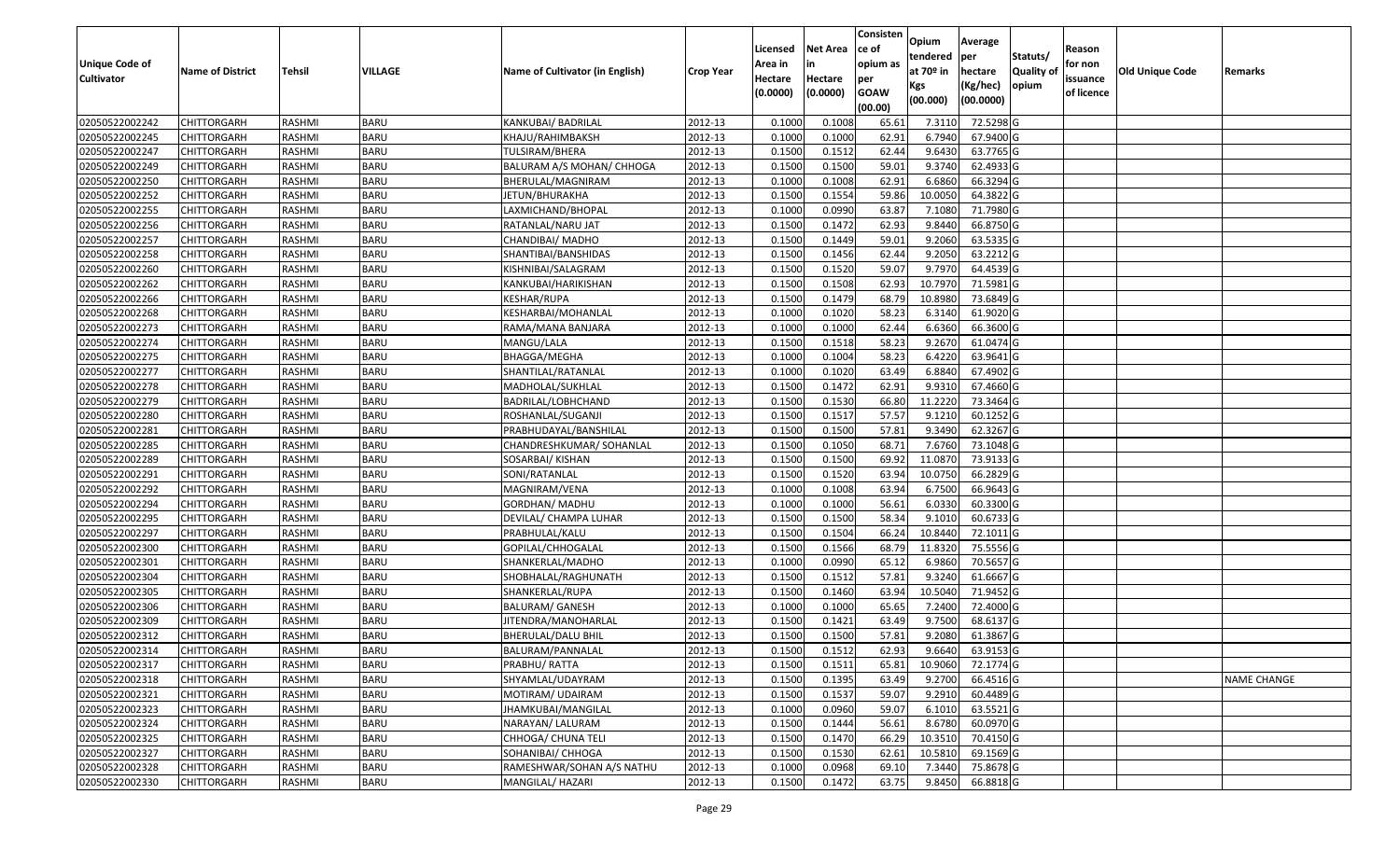| Unique Code of Cultivator | Name of District | Tehsil | VILLAGE | Name of Cultivator (in English) | Crop Year | Licensed Area in Hectare (0.0000) | Net Area in Hectare (0.0000) | Consistence of opium as per GOAW (00.00) | Opium tendered at 70º in Kgs (00.000) | Average per hectare (Kg/hec) (00.0000) | Statuts/ Quality of opium | Reason for non issuance of licence | Old Unique Code | Remarks |
|---|---|---|---|---|---|---|---|---|---|---|---|---|---|---|
| 02050522002242 | CHITTORGARH | RASHMI | BARU | KANKUBAI/ BADRILAL | 2012-13 | 0.1000 | 0.1008 | 65.61 | 7.3110 | 72.5298 | G | | | |
| 02050522002245 | CHITTORGARH | RASHMI | BARU | KHAJU/RAHIMBAKSH | 2012-13 | 0.1000 | 0.1000 | 62.91 | 6.7940 | 67.9400 | G | | | |
| 02050522002247 | CHITTORGARH | RASHMI | BARU | TULSIRAM/BHERA | 2012-13 | 0.1500 | 0.1512 | 62.44 | 9.6430 | 63.7765 | G | | | |
| 02050522002249 | CHITTORGARH | RASHMI | BARU | BALURAM A/S MOHAN/ CHHOGA | 2012-13 | 0.1500 | 0.1500 | 59.01 | 9.3740 | 62.4933 | G | | | |
| 02050522002250 | CHITTORGARH | RASHMI | BARU | BHERULAL/MAGNIRAM | 2012-13 | 0.1000 | 0.1008 | 62.91 | 6.6860 | 66.3294 | G | | | |
| 02050522002252 | CHITTORGARH | RASHMI | BARU | JETUN/BHURAKHA | 2012-13 | 0.1500 | 0.1554 | 59.86 | 10.0050 | 64.3822 | G | | | |
| 02050522002255 | CHITTORGARH | RASHMI | BARU | LAXMICHAND/BHOPAL | 2012-13 | 0.1000 | 0.0990 | 63.87 | 7.1080 | 71.7980 | G | | | |
| 02050522002256 | CHITTORGARH | RASHMI | BARU | RATANLAL/NARU JAT | 2012-13 | 0.1500 | 0.1472 | 62.93 | 9.8440 | 66.8750 | G | | | |
| 02050522002257 | CHITTORGARH | RASHMI | BARU | CHANDIBAI/ MADHO | 2012-13 | 0.1500 | 0.1449 | 59.01 | 9.2060 | 63.5335 | G | | | |
| 02050522002258 | CHITTORGARH | RASHMI | BARU | SHANTIBAI/BANSHIDAS | 2012-13 | 0.1500 | 0.1456 | 62.44 | 9.2050 | 63.2212 | G | | | |
| 02050522002260 | CHITTORGARH | RASHMI | BARU | KISHNIBAI/SALAGRAM | 2012-13 | 0.1500 | 0.1520 | 59.07 | 9.7970 | 64.4539 | G | | | |
| 02050522002262 | CHITTORGARH | RASHMI | BARU | KANKUBAI/HARIKISHAN | 2012-13 | 0.1500 | 0.1508 | 62.93 | 10.7970 | 71.5981 | G | | | |
| 02050522002266 | CHITTORGARH | RASHMI | BARU | KESHAR/RUPA | 2012-13 | 0.1500 | 0.1479 | 68.79 | 10.8980 | 73.6849 | G | | | |
| 02050522002268 | CHITTORGARH | RASHMI | BARU | KESHARBAI/MOHANLAL | 2012-13 | 0.1000 | 0.1020 | 58.23 | 6.3140 | 61.9020 | G | | | |
| 02050522002273 | CHITTORGARH | RASHMI | BARU | RAMA/MANA BANJARA | 2012-13 | 0.1000 | 0.1000 | 62.44 | 6.6360 | 66.3600 | G | | | |
| 02050522002274 | CHITTORGARH | RASHMI | BARU | MANGU/LALA | 2012-13 | 0.1500 | 0.1518 | 58.23 | 9.2670 | 61.0474 | G | | | |
| 02050522002275 | CHITTORGARH | RASHMI | BARU | BHAGGA/MEGHA | 2012-13 | 0.1000 | 0.1004 | 58.23 | 6.4220 | 63.9641 | G | | | |
| 02050522002277 | CHITTORGARH | RASHMI | BARU | SHANTILAL/RATANLAL | 2012-13 | 0.1000 | 0.1020 | 63.49 | 6.8840 | 67.4902 | G | | | |
| 02050522002278 | CHITTORGARH | RASHMI | BARU | MADHOLAL/SUKHLAL | 2012-13 | 0.1500 | 0.1472 | 62.91 | 9.9310 | 67.4660 | G | | | |
| 02050522002279 | CHITTORGARH | RASHMI | BARU | BADRILAL/LOBHCHAND | 2012-13 | 0.1500 | 0.1530 | 66.80 | 11.2220 | 73.3464 | G | | | |
| 02050522002280 | CHITTORGARH | RASHMI | BARU | ROSHANLAL/SUGANJI | 2012-13 | 0.1500 | 0.1517 | 57.57 | 9.1210 | 60.1252 | G | | | |
| 02050522002281 | CHITTORGARH | RASHMI | BARU | PRABHUDAYAL/BANSHILAL | 2012-13 | 0.1500 | 0.1500 | 57.81 | 9.3490 | 62.3267 | G | | | |
| 02050522002285 | CHITTORGARH | RASHMI | BARU | CHANDRESHKUMAR/ SOHANLAL | 2012-13 | 0.1500 | 0.1050 | 68.71 | 7.6760 | 73.1048 | G | | | |
| 02050522002289 | CHITTORGARH | RASHMI | BARU | SOSARBAI/ KISHAN | 2012-13 | 0.1500 | 0.1500 | 69.92 | 11.0870 | 73.9133 | G | | | |
| 02050522002291 | CHITTORGARH | RASHMI | BARU | SONI/RATANLAL | 2012-13 | 0.1500 | 0.1520 | 63.94 | 10.0750 | 66.2829 | G | | | |
| 02050522002292 | CHITTORGARH | RASHMI | BARU | MAGNIRAM/VENA | 2012-13 | 0.1000 | 0.1008 | 63.94 | 6.7500 | 66.9643 | G | | | |
| 02050522002294 | CHITTORGARH | RASHMI | BARU | GORDHAN/ MADHU | 2012-13 | 0.1000 | 0.1000 | 56.61 | 6.0330 | 60.3300 | G | | | |
| 02050522002295 | CHITTORGARH | RASHMI | BARU | DEVILAL/ CHAMPA LUHAR | 2012-13 | 0.1500 | 0.1500 | 58.34 | 9.1010 | 60.6733 | G | | | |
| 02050522002297 | CHITTORGARH | RASHMI | BARU | PRABHULAL/KALU | 2012-13 | 0.1500 | 0.1504 | 66.24 | 10.8440 | 72.1011 | G | | | |
| 02050522002300 | CHITTORGARH | RASHMI | BARU | GOPILAL/CHHOGALAL | 2012-13 | 0.1500 | 0.1566 | 68.79 | 11.8320 | 75.5556 | G | | | |
| 02050522002301 | CHITTORGARH | RASHMI | BARU | SHANKERLAL/MADHO | 2012-13 | 0.1000 | 0.0990 | 65.12 | 6.9860 | 70.5657 | G | | | |
| 02050522002304 | CHITTORGARH | RASHMI | BARU | SHOBHALAL/RAGHUNATH | 2012-13 | 0.1500 | 0.1512 | 57.81 | 9.3240 | 61.6667 | G | | | |
| 02050522002305 | CHITTORGARH | RASHMI | BARU | SHANKERLAL/RUPA | 2012-13 | 0.1500 | 0.1460 | 63.94 | 10.5040 | 71.9452 | G | | | |
| 02050522002306 | CHITTORGARH | RASHMI | BARU | BALURAM/ GANESH | 2012-13 | 0.1000 | 0.1000 | 65.65 | 7.2400 | 72.4000 | G | | | |
| 02050522002309 | CHITTORGARH | RASHMI | BARU | JITENDRA/MANOHARLAL | 2012-13 | 0.1500 | 0.1421 | 63.49 | 9.7500 | 68.6137 | G | | | |
| 02050522002312 | CHITTORGARH | RASHMI | BARU | BHERULAL/DALU BHIL | 2012-13 | 0.1500 | 0.1500 | 57.81 | 9.2080 | 61.3867 | G | | | |
| 02050522002314 | CHITTORGARH | RASHMI | BARU | BALURAM/PANNALAL | 2012-13 | 0.1500 | 0.1512 | 62.93 | 9.6640 | 63.9153 | G | | | |
| 02050522002317 | CHITTORGARH | RASHMI | BARU | PRABHU/ RATTA | 2012-13 | 0.1500 | 0.1511 | 65.81 | 10.9060 | 72.1774 | G | | | |
| 02050522002318 | CHITTORGARH | RASHMI | BARU | SHYAMLAL/UDAYRAM | 2012-13 | 0.1500 | 0.1395 | 63.49 | 9.2700 | 66.4516 | G | | | NAME CHANGE |
| 02050522002321 | CHITTORGARH | RASHMI | BARU | MOTIRAM/ UDAIRAM | 2012-13 | 0.1500 | 0.1537 | 59.07 | 9.2910 | 60.4489 | G | | | |
| 02050522002323 | CHITTORGARH | RASHMI | BARU | JHAMKUBAI/MANGILAL | 2012-13 | 0.1000 | 0.0960 | 59.07 | 6.1010 | 63.5521 | G | | | |
| 02050522002324 | CHITTORGARH | RASHMI | BARU | NARAYAN/ LALURAM | 2012-13 | 0.1500 | 0.1444 | 56.61 | 8.6780 | 60.0970 | G | | | |
| 02050522002325 | CHITTORGARH | RASHMI | BARU | CHHOGA/ CHUNA TELI | 2012-13 | 0.1500 | 0.1470 | 66.29 | 10.3510 | 70.4150 | G | | | |
| 02050522002327 | CHITTORGARH | RASHMI | BARU | SOHANIBAI/ CHHOGA | 2012-13 | 0.1500 | 0.1530 | 62.61 | 10.5810 | 69.1569 | G | | | |
| 02050522002328 | CHITTORGARH | RASHMI | BARU | RAMESHWAR/SOHAN A/S NATHU | 2012-13 | 0.1000 | 0.0968 | 69.10 | 7.3440 | 75.8678 | G | | | |
| 02050522002330 | CHITTORGARH | RASHMI | BARU | MANGILAL/ HAZARI | 2012-13 | 0.1500 | 0.1472 | 63.75 | 9.8450 | 66.8818 | G | | | |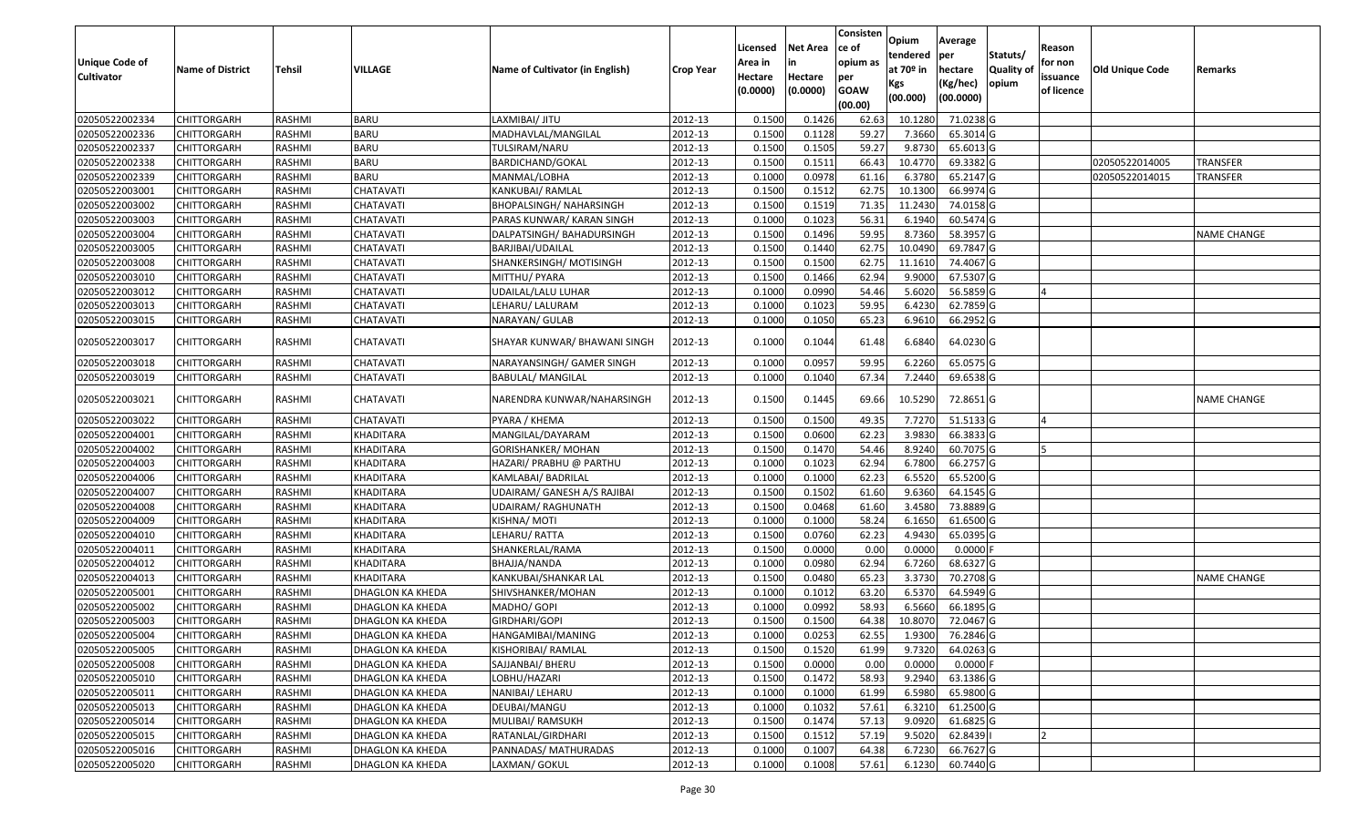| Unique Code of Cultivator | Name of District | Tehsil | VILLAGE | Name of Cultivator (in English) | Crop Year | Licensed Area in Hectare (0.0000) | Net Area in Hectare (0.0000) | Consistence of opium as per GOAW (00.00) | Opium tendered at 70º in Kgs (00.000) | Average per hectare (Kg/hec) (00.0000) | Statuts/ Quality of opium | Reason for non issuance of licence | Old Unique Code | Remarks |
|---|---|---|---|---|---|---|---|---|---|---|---|---|---|---|
| 02050522002334 | CHITTORGARH | RASHMI | BARU | LAXMIBAI/ JITU | 2012-13 | 0.1500 | 0.1426 | 62.63 | 10.1280 | 71.0238 | G | | | |
| 02050522002336 | CHITTORGARH | RASHMI | BARU | MADHAVLAL/MANGILAL | 2012-13 | 0.1500 | 0.1128 | 59.27 | 7.3660 | 65.3014 | G | | | |
| 02050522002337 | CHITTORGARH | RASHMI | BARU | TULSIRAM/NARU | 2012-13 | 0.1500 | 0.1505 | 59.27 | 9.8730 | 65.6013 | G | | | |
| 02050522002338 | CHITTORGARH | RASHMI | BARU | BARDICHAND/GOKAL | 2012-13 | 0.1500 | 0.1511 | 66.43 | 10.4770 | 69.3382 | G | | 02050522014005 | TRANSFER |
| 02050522002339 | CHITTORGARH | RASHMI | BARU | MANMAL/LOBHA | 2012-13 | 0.1000 | 0.0978 | 61.16 | 6.3780 | 65.2147 | G | | 02050522014015 | TRANSFER |
| 02050522003001 | CHITTORGARH | RASHMI | CHATAVATI | KANKUBAI/ RAMLAL | 2012-13 | 0.1500 | 0.1512 | 62.75 | 10.1300 | 66.9974 | G | | | |
| 02050522003002 | CHITTORGARH | RASHMI | CHATAVATI | BHOPALSINGH/ NAHARSINGH | 2012-13 | 0.1500 | 0.1519 | 71.35 | 11.2430 | 74.0158 | G | | | |
| 02050522003003 | CHITTORGARH | RASHMI | CHATAVATI | PARAS KUNWAR/ KARAN SINGH | 2012-13 | 0.1000 | 0.1023 | 56.31 | 6.1940 | 60.5474 | G | | | |
| 02050522003004 | CHITTORGARH | RASHMI | CHATAVATI | DALPATSINGH/ BAHADURSINGH | 2012-13 | 0.1500 | 0.1496 | 59.95 | 8.7360 | 58.3957 | G | | | NAME CHANGE |
| 02050522003005 | CHITTORGARH | RASHMI | CHATAVATI | BARJIBAI/UDAILAL | 2012-13 | 0.1500 | 0.1440 | 62.75 | 10.0490 | 69.7847 | G | | | |
| 02050522003008 | CHITTORGARH | RASHMI | CHATAVATI | SHANKERSINGH/ MOTISINGH | 2012-13 | 0.1500 | 0.1500 | 62.75 | 11.1610 | 74.4067 | G | | | |
| 02050522003010 | CHITTORGARH | RASHMI | CHATAVATI | MITTHU/ PYARA | 2012-13 | 0.1500 | 0.1466 | 62.94 | 9.9000 | 67.5307 | G | | | |
| 02050522003012 | CHITTORGARH | RASHMI | CHATAVATI | UDAILAL/LALU LUHAR | 2012-13 | 0.1000 | 0.0990 | 54.46 | 5.6020 | 56.5859 | G | 4 | | |
| 02050522003013 | CHITTORGARH | RASHMI | CHATAVATI | LEHARU/ LALURAM | 2012-13 | 0.1000 | 0.1023 | 59.95 | 6.4230 | 62.7859 | G | | | |
| 02050522003015 | CHITTORGARH | RASHMI | CHATAVATI | NARAYAN/ GULAB | 2012-13 | 0.1000 | 0.1050 | 65.23 | 6.9610 | 66.2952 | G | | | |
| 02050522003017 | CHITTORGARH | RASHMI | CHATAVATI | SHAYAR KUNWAR/ BHAWANI SINGH | 2012-13 | 0.1000 | 0.1044 | 61.48 | 6.6840 | 64.0230 | G | | | |
| 02050522003018 | CHITTORGARH | RASHMI | CHATAVATI | NARAYANSINGH/ GAMER SINGH | 2012-13 | 0.1000 | 0.0957 | 59.95 | 6.2260 | 65.0575 | G | | | |
| 02050522003019 | CHITTORGARH | RASHMI | CHATAVATI | BABULAL/ MANGILAL | 2012-13 | 0.1000 | 0.1040 | 67.34 | 7.2440 | 69.6538 | G | | | |
| 02050522003021 | CHITTORGARH | RASHMI | CHATAVATI | NARENDRA KUNWAR/NAHARSINGH | 2012-13 | 0.1500 | 0.1445 | 69.66 | 10.5290 | 72.8651 | G | | | NAME CHANGE |
| 02050522003022 | CHITTORGARH | RASHMI | CHATAVATI | PYARA / KHEMA | 2012-13 | 0.1500 | 0.1500 | 49.35 | 7.7270 | 51.5133 | G | 4 | | |
| 02050522004001 | CHITTORGARH | RASHMI | KHADITARA | MANGILAL/DAYARAM | 2012-13 | 0.1500 | 0.0600 | 62.23 | 3.9830 | 66.3833 | G | | | |
| 02050522004002 | CHITTORGARH | RASHMI | KHADITARA | GORISHANKER/ MOHAN | 2012-13 | 0.1500 | 0.1470 | 54.46 | 8.9240 | 60.7075 | G | 5 | | |
| 02050522004003 | CHITTORGARH | RASHMI | KHADITARA | HAZARI/ PRABHU @ PARTHU | 2012-13 | 0.1000 | 0.1023 | 62.94 | 6.7800 | 66.2757 | G | | | |
| 02050522004006 | CHITTORGARH | RASHMI | KHADITARA | KAMLABAI/ BADRILAL | 2012-13 | 0.1000 | 0.1000 | 62.23 | 6.5520 | 65.5200 | G | | | |
| 02050522004007 | CHITTORGARH | RASHMI | KHADITARA | UDAIRAM/ GANESH A/S RAJIBAI | 2012-13 | 0.1500 | 0.1502 | 61.60 | 9.6360 | 64.1545 | G | | | |
| 02050522004008 | CHITTORGARH | RASHMI | KHADITARA | UDAIRAM/ RAGHUNATH | 2012-13 | 0.1500 | 0.0468 | 61.60 | 3.4580 | 73.8889 | G | | | |
| 02050522004009 | CHITTORGARH | RASHMI | KHADITARA | KISHNA/ MOTI | 2012-13 | 0.1000 | 0.1000 | 58.24 | 6.1650 | 61.6500 | G | | | |
| 02050522004010 | CHITTORGARH | RASHMI | KHADITARA | LEHARU/ RATTA | 2012-13 | 0.1500 | 0.0760 | 62.23 | 4.9430 | 65.0395 | G | | | |
| 02050522004011 | CHITTORGARH | RASHMI | KHADITARA | SHANKERLAL/RAMA | 2012-13 | 0.1500 | 0.0000 | 0.00 | 0.0000 | 0.0000 | F | | | |
| 02050522004012 | CHITTORGARH | RASHMI | KHADITARA | BHAJJA/NANDA | 2012-13 | 0.1000 | 0.0980 | 62.94 | 6.7260 | 68.6327 | G | | | |
| 02050522004013 | CHITTORGARH | RASHMI | KHADITARA | KANKUBAI/SHANKAR LAL | 2012-13 | 0.1500 | 0.0480 | 65.23 | 3.3730 | 70.2708 | G | | | NAME CHANGE |
| 02050522005001 | CHITTORGARH | RASHMI | DHAGLON KA KHEDA | SHIVSHANKER/MOHAN | 2012-13 | 0.1000 | 0.1012 | 63.20 | 6.5370 | 64.5949 | G | | | |
| 02050522005002 | CHITTORGARH | RASHMI | DHAGLON KA KHEDA | MADHO/ GOPI | 2012-13 | 0.1000 | 0.0992 | 58.93 | 6.5660 | 66.1895 | G | | | |
| 02050522005003 | CHITTORGARH | RASHMI | DHAGLON KA KHEDA | GIRDHARI/GOPI | 2012-13 | 0.1500 | 0.1500 | 64.38 | 10.8070 | 72.0467 | G | | | |
| 02050522005004 | CHITTORGARH | RASHMI | DHAGLON KA KHEDA | HANGAMIBAI/MANING | 2012-13 | 0.1000 | 0.0253 | 62.55 | 1.9300 | 76.2846 | G | | | |
| 02050522005005 | CHITTORGARH | RASHMI | DHAGLON KA KHEDA | KISHORIBAI/ RAMLAL | 2012-13 | 0.1500 | 0.1520 | 61.99 | 9.7320 | 64.0263 | G | | | |
| 02050522005008 | CHITTORGARH | RASHMI | DHAGLON KA KHEDA | SAJJANBAI/ BHERU | 2012-13 | 0.1500 | 0.0000 | 0.00 | 0.0000 | 0.0000 | F | | | |
| 02050522005010 | CHITTORGARH | RASHMI | DHAGLON KA KHEDA | LOBHU/HAZARI | 2012-13 | 0.1500 | 0.1472 | 58.93 | 9.2940 | 63.1386 | G | | | |
| 02050522005011 | CHITTORGARH | RASHMI | DHAGLON KA KHEDA | NANIBAI/ LEHARU | 2012-13 | 0.1000 | 0.1000 | 61.99 | 6.5980 | 65.9800 | G | | | |
| 02050522005013 | CHITTORGARH | RASHMI | DHAGLON KA KHEDA | DEUBAI/MANGU | 2012-13 | 0.1000 | 0.1032 | 57.61 | 6.3210 | 61.2500 | G | | | |
| 02050522005014 | CHITTORGARH | RASHMI | DHAGLON KA KHEDA | MULIBAI/ RAMSUKH | 2012-13 | 0.1500 | 0.1474 | 57.13 | 9.0920 | 61.6825 | G | | | |
| 02050522005015 | CHITTORGARH | RASHMI | DHAGLON KA KHEDA | RATANLAL/GIRDHARI | 2012-13 | 0.1500 | 0.1512 | 57.19 | 9.5020 | 62.8439 | I | 2 | | |
| 02050522005016 | CHITTORGARH | RASHMI | DHAGLON KA KHEDA | PANNADAS/ MATHURADAS | 2012-13 | 0.1000 | 0.1007 | 64.38 | 6.7230 | 66.7627 | G | | | |
| 02050522005020 | CHITTORGARH | RASHMI | DHAGLON KA KHEDA | LAXMAN/ GOKUL | 2012-13 | 0.1000 | 0.1008 | 57.61 | 6.1230 | 60.7440 | G | | | |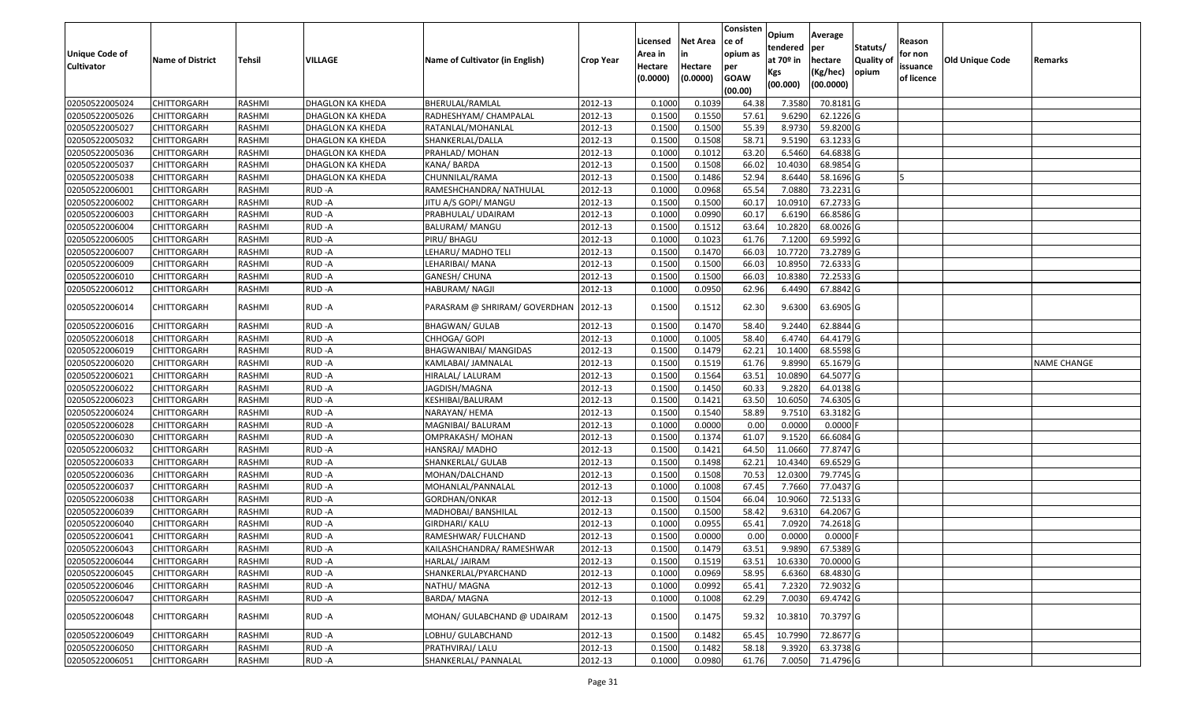| Unique Code of Cultivator | Name of District | Tehsil | VILLAGE | Name of Cultivator (in English) | Crop Year | Licensed Area in Hectare (0.0000) | Net Area in Hectare (0.0000) | Consistence of opium as per GOAW (00.00) | Opium tendered at 70º in Kgs (00.000) | Average per hectare (Kg/hec) (00.0000) | Statuts/ Quality of opium | Reason for non issuance of licence | Old Unique Code | Remarks |
|---|---|---|---|---|---|---|---|---|---|---|---|---|---|---|
| 02050522005024 | CHITTORGARH | RASHMI | DHAGLON KA KHEDA | BHERULAL/RAMLAL | 2012-13 | 0.1000 | 0.1039 | 64.38 | 7.3580 | 70.8181 | G | | | |
| 02050522005026 | CHITTORGARH | RASHMI | DHAGLON KA KHEDA | RADHESHYAM/ CHAMPALAL | 2012-13 | 0.1500 | 0.1550 | 57.61 | 9.6290 | 62.1226 | G | | | |
| 02050522005027 | CHITTORGARH | RASHMI | DHAGLON KA KHEDA | RATANLAL/MOHANLAL | 2012-13 | 0.1500 | 0.1500 | 55.39 | 8.9730 | 59.8200 | G | | | |
| 02050522005032 | CHITTORGARH | RASHMI | DHAGLON KA KHEDA | SHANKERLAL/DALLA | 2012-13 | 0.1500 | 0.1508 | 58.71 | 9.5190 | 63.1233 | G | | | |
| 02050522005036 | CHITTORGARH | RASHMI | DHAGLON KA KHEDA | PRAHLAD/ MOHAN | 2012-13 | 0.1000 | 0.1012 | 63.20 | 6.5460 | 64.6838 | G | | | |
| 02050522005037 | CHITTORGARH | RASHMI | DHAGLON KA KHEDA | KANA/ BARDA | 2012-13 | 0.1500 | 0.1508 | 66.02 | 10.4030 | 68.9854 | G | | | |
| 02050522005038 | CHITTORGARH | RASHMI | DHAGLON KA KHEDA | CHUNNILAL/RAMA | 2012-13 | 0.1500 | 0.1486 | 52.94 | 8.6440 | 58.1696 | G | 5 | | |
| 02050522006001 | CHITTORGARH | RASHMI | RUD -A | RAMESHCHANDRA/ NATHULAL | 2012-13 | 0.1000 | 0.0968 | 65.54 | 7.0880 | 73.2231 | G | | | |
| 02050522006002 | CHITTORGARH | RASHMI | RUD -A | JITU A/S GOPI/ MANGU | 2012-13 | 0.1500 | 0.1500 | 60.17 | 10.0910 | 67.2733 | G | | | |
| 02050522006003 | CHITTORGARH | RASHMI | RUD -A | PRABHULAL/ UDAIRAM | 2012-13 | 0.1000 | 0.0990 | 60.17 | 6.6190 | 66.8586 | G | | | |
| 02050522006004 | CHITTORGARH | RASHMI | RUD -A | BALURAM/ MANGU | 2012-13 | 0.1500 | 0.1512 | 63.64 | 10.2820 | 68.0026 | G | | | |
| 02050522006005 | CHITTORGARH | RASHMI | RUD -A | PIRU/ BHAGU | 2012-13 | 0.1000 | 0.1023 | 61.76 | 7.1200 | 69.5992 | G | | | |
| 02050522006007 | CHITTORGARH | RASHMI | RUD -A | LEHARU/ MADHO TELI | 2012-13 | 0.1500 | 0.1470 | 66.03 | 10.7720 | 73.2789 | G | | | |
| 02050522006009 | CHITTORGARH | RASHMI | RUD -A | LEHARIBAI/ MANA | 2012-13 | 0.1500 | 0.1500 | 66.03 | 10.8950 | 72.6333 | G | | | |
| 02050522006010 | CHITTORGARH | RASHMI | RUD -A | GANESH/ CHUNA | 2012-13 | 0.1500 | 0.1500 | 66.03 | 10.8380 | 72.2533 | G | | | |
| 02050522006012 | CHITTORGARH | RASHMI | RUD -A | HABURAM/ NAGJI | 2012-13 | 0.1000 | 0.0950 | 62.96 | 6.4490 | 67.8842 | G | | | |
| 02050522006014 | CHITTORGARH | RASHMI | RUD -A | PARASRAM @ SHRIRAM/ GOVERDHAN | 2012-13 | 0.1500 | 0.1512 | 62.30 | 9.6300 | 63.6905 | G | | | |
| 02050522006016 | CHITTORGARH | RASHMI | RUD -A | BHAGWAN/ GULAB | 2012-13 | 0.1500 | 0.1470 | 58.40 | 9.2440 | 62.8844 | G | | | |
| 02050522006018 | CHITTORGARH | RASHMI | RUD -A | CHHOGA/ GOPI | 2012-13 | 0.1000 | 0.1005 | 58.40 | 6.4740 | 64.4179 | G | | | |
| 02050522006019 | CHITTORGARH | RASHMI | RUD -A | BHAGWANIBAI/ MANGIDAS | 2012-13 | 0.1500 | 0.1479 | 62.21 | 10.1400 | 68.5598 | G | | | |
| 02050522006020 | CHITTORGARH | RASHMI | RUD -A | KAMLABAI/ JAMNALAL | 2012-13 | 0.1500 | 0.1519 | 61.76 | 9.8990 | 65.1679 | G | | | NAME CHANGE |
| 02050522006021 | CHITTORGARH | RASHMI | RUD -A | HIRALAL/ LALURAM | 2012-13 | 0.1500 | 0.1564 | 63.51 | 10.0890 | 64.5077 | G | | | |
| 02050522006022 | CHITTORGARH | RASHMI | RUD -A | JAGDISH/MAGNA | 2012-13 | 0.1500 | 0.1450 | 60.33 | 9.2820 | 64.0138 | G | | | |
| 02050522006023 | CHITTORGARH | RASHMI | RUD -A | KESHIBAI/BALURAM | 2012-13 | 0.1500 | 0.1421 | 63.50 | 10.6050 | 74.6305 | G | | | |
| 02050522006024 | CHITTORGARH | RASHMI | RUD -A | NARAYAN/ HEMA | 2012-13 | 0.1500 | 0.1540 | 58.89 | 9.7510 | 63.3182 | G | | | |
| 02050522006028 | CHITTORGARH | RASHMI | RUD -A | MAGNIBAI/ BALURAM | 2012-13 | 0.1000 | 0.0000 | 0.00 | 0.0000 | 0.0000 | F | | | |
| 02050522006030 | CHITTORGARH | RASHMI | RUD -A | OMPRAKASH/ MOHAN | 2012-13 | 0.1500 | 0.1374 | 61.07 | 9.1520 | 66.6084 | G | | | |
| 02050522006032 | CHITTORGARH | RASHMI | RUD -A | HANSRAJ/ MADHO | 2012-13 | 0.1500 | 0.1421 | 64.50 | 11.0660 | 77.8747 | G | | | |
| 02050522006033 | CHITTORGARH | RASHMI | RUD -A | SHANKERLAL/ GULAB | 2012-13 | 0.1500 | 0.1498 | 62.21 | 10.4340 | 69.6529 | G | | | |
| 02050522006036 | CHITTORGARH | RASHMI | RUD -A | MOHAN/DALCHAND | 2012-13 | 0.1500 | 0.1508 | 70.53 | 12.0300 | 79.7745 | G | | | |
| 02050522006037 | CHITTORGARH | RASHMI | RUD -A | MOHANLAL/PANNALAL | 2012-13 | 0.1000 | 0.1008 | 67.45 | 7.7660 | 77.0437 | G | | | |
| 02050522006038 | CHITTORGARH | RASHMI | RUD -A | GORDHAN/ONKAR | 2012-13 | 0.1500 | 0.1504 | 66.04 | 10.9060 | 72.5133 | G | | | |
| 02050522006039 | CHITTORGARH | RASHMI | RUD -A | MADHOBAI/ BANSHILAL | 2012-13 | 0.1500 | 0.1500 | 58.42 | 9.6310 | 64.2067 | G | | | |
| 02050522006040 | CHITTORGARH | RASHMI | RUD -A | GIRDHARI/ KALU | 2012-13 | 0.1000 | 0.0955 | 65.41 | 7.0920 | 74.2618 | G | | | |
| 02050522006041 | CHITTORGARH | RASHMI | RUD -A | RAMESHWAR/ FULCHAND | 2012-13 | 0.1500 | 0.0000 | 0.00 | 0.0000 | 0.0000 | F | | | |
| 02050522006043 | CHITTORGARH | RASHMI | RUD -A | KAILASHCHANDRA/ RAMESHWAR | 2012-13 | 0.1500 | 0.1479 | 63.51 | 9.9890 | 67.5389 | G | | | |
| 02050522006044 | CHITTORGARH | RASHMI | RUD -A | HARLAL/ JAIRAM | 2012-13 | 0.1500 | 0.1519 | 63.51 | 10.6330 | 70.0000 | G | | | |
| 02050522006045 | CHITTORGARH | RASHMI | RUD -A | SHANKERLAL/PYARCHAND | 2012-13 | 0.1000 | 0.0969 | 58.95 | 6.6360 | 68.4830 | G | | | |
| 02050522006046 | CHITTORGARH | RASHMI | RUD -A | NATHU/ MAGNA | 2012-13 | 0.1000 | 0.0992 | 65.41 | 7.2320 | 72.9032 | G | | | |
| 02050522006047 | CHITTORGARH | RASHMI | RUD -A | BARDA/ MAGNA | 2012-13 | 0.1000 | 0.1008 | 62.29 | 7.0030 | 69.4742 | G | | | |
| 02050522006048 | CHITTORGARH | RASHMI | RUD -A | MOHAN/ GULABCHAND @ UDAIRAM | 2012-13 | 0.1500 | 0.1475 | 59.32 | 10.3810 | 70.3797 | G | | | |
| 02050522006049 | CHITTORGARH | RASHMI | RUD -A | LOBHU/ GULABCHAND | 2012-13 | 0.1500 | 0.1482 | 65.45 | 10.7990 | 72.8677 | G | | | |
| 02050522006050 | CHITTORGARH | RASHMI | RUD -A | PRATHVIRAJ/ LALU | 2012-13 | 0.1500 | 0.1482 | 58.18 | 9.3920 | 63.3738 | G | | | |
| 02050522006051 | CHITTORGARH | RASHMI | RUD -A | SHANKERLAL/ PANNALAL | 2012-13 | 0.1000 | 0.0980 | 61.76 | 7.0050 | 71.4796 | G | | | |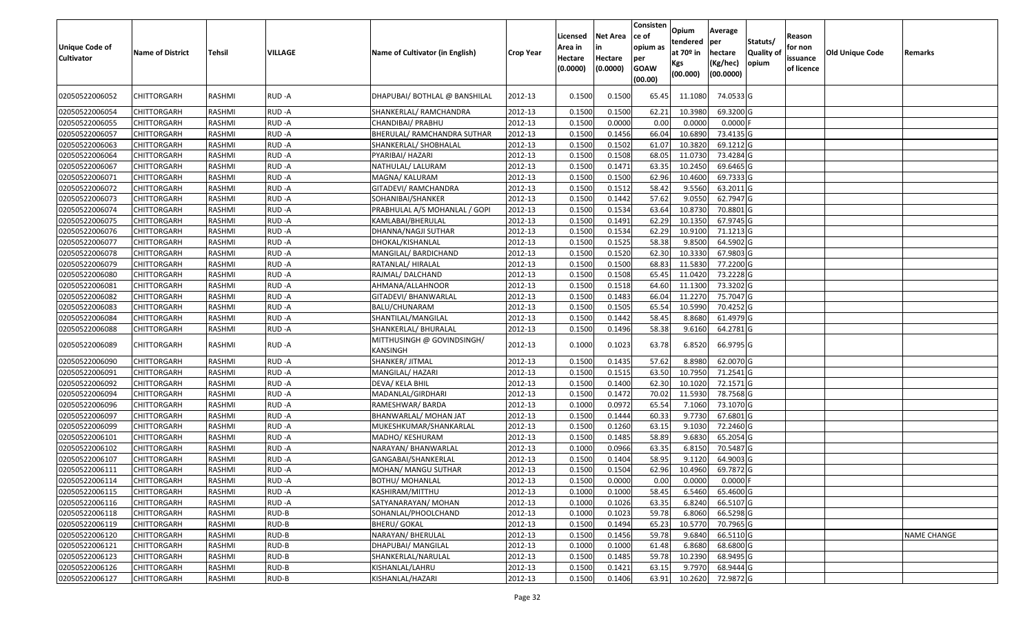| Unique Code of Cultivator | Name of District | Tehsil | VILLAGE | Name of Cultivator (in English) | Crop Year | Licensed Area in Hectare (0.0000) | Net Area in Hectare (0.0000) | Consistence of opium as per GOAW (00.00) | Opium tendered at 70º in Kgs (00.000) | Average per hectare (Kg/hec) (00.0000) | Statuts/ Quality of opium | Reason for non issuance of licence | Old Unique Code | Remarks |
|---|---|---|---|---|---|---|---|---|---|---|---|---|---|---|
| 02050522006052 | CHITTORGARH | RASHMI | RUD -A | DHAPUBAI/ BOTHLAL @ BANSHILAL | 2012-13 | 0.1500 | 0.1500 | 65.45 | 11.1080 | 74.0533 | G | | | |
| 02050522006054 | CHITTORGARH | RASHMI | RUD -A | SHANKERLAL/ RAMCHANDRA | 2012-13 | 0.1500 | 0.1500 | 62.21 | 10.3980 | 69.3200 | G | | | |
| 02050522006055 | CHITTORGARH | RASHMI | RUD -A | CHANDIBAI/ PRABHU | 2012-13 | 0.1500 | 0.0000 | 0.00 | 0.0000 | 0.0000 | F | | | |
| 02050522006057 | CHITTORGARH | RASHMI | RUD -A | BHERULAL/ RAMCHANDRA SUTHAR | 2012-13 | 0.1500 | 0.1456 | 66.04 | 10.6890 | 73.4135 | G | | | |
| 02050522006063 | CHITTORGARH | RASHMI | RUD -A | SHANKERLAL/ SHOBHALAL | 2012-13 | 0.1500 | 0.1502 | 61.07 | 10.3820 | 69.1212 | G | | | |
| 02050522006064 | CHITTORGARH | RASHMI | RUD -A | PYARIBAI/ HAZARI | 2012-13 | 0.1500 | 0.1508 | 68.05 | 11.0730 | 73.4284 | G | | | |
| 02050522006067 | CHITTORGARH | RASHMI | RUD -A | NATHULAL/ LALURAM | 2012-13 | 0.1500 | 0.1471 | 63.35 | 10.2450 | 69.6465 | G | | | |
| 02050522006071 | CHITTORGARH | RASHMI | RUD -A | MAGNA/ KALURAM | 2012-13 | 0.1500 | 0.1500 | 62.96 | 10.4600 | 69.7333 | G | | | |
| 02050522006072 | CHITTORGARH | RASHMI | RUD -A | GITADEVI/ RAMCHANDRA | 2012-13 | 0.1500 | 0.1512 | 58.42 | 9.5560 | 63.2011 | G | | | |
| 02050522006073 | CHITTORGARH | RASHMI | RUD -A | SOHANIBAI/SHANKER | 2012-13 | 0.1500 | 0.1442 | 57.62 | 9.0550 | 62.7947 | G | | | |
| 02050522006074 | CHITTORGARH | RASHMI | RUD -A | PRABHULAL A/S MOHANLAL / GOPI | 2012-13 | 0.1500 | 0.1534 | 63.64 | 10.8730 | 70.8801 | G | | | |
| 02050522006075 | CHITTORGARH | RASHMI | RUD -A | KAMLABAI/BHERULAL | 2012-13 | 0.1500 | 0.1491 | 62.29 | 10.1350 | 67.9745 | G | | | |
| 02050522006076 | CHITTORGARH | RASHMI | RUD -A | DHANNA/NAGJI SUTHAR | 2012-13 | 0.1500 | 0.1534 | 62.29 | 10.9100 | 71.1213 | G | | | |
| 02050522006077 | CHITTORGARH | RASHMI | RUD -A | DHOKAL/KISHANLAL | 2012-13 | 0.1500 | 0.1525 | 58.38 | 9.8500 | 64.5902 | G | | | |
| 02050522006078 | CHITTORGARH | RASHMI | RUD -A | MANGILAL/ BARDICHAND | 2012-13 | 0.1500 | 0.1520 | 62.30 | 10.3330 | 67.9803 | G | | | |
| 02050522006079 | CHITTORGARH | RASHMI | RUD -A | RATANLAL/ HIRALAL | 2012-13 | 0.1500 | 0.1500 | 68.83 | 11.5830 | 77.2200 | G | | | |
| 02050522006080 | CHITTORGARH | RASHMI | RUD -A | RAJMAL/ DALCHAND | 2012-13 | 0.1500 | 0.1508 | 65.45 | 11.0420 | 73.2228 | G | | | |
| 02050522006081 | CHITTORGARH | RASHMI | RUD -A | AHMANA/ALLAHNOOR | 2012-13 | 0.1500 | 0.1518 | 64.60 | 11.1300 | 73.3202 | G | | | |
| 02050522006082 | CHITTORGARH | RASHMI | RUD -A | GITADEVI/ BHANWARLAL | 2012-13 | 0.1500 | 0.1483 | 66.04 | 11.2270 | 75.7047 | G | | | |
| 02050522006083 | CHITTORGARH | RASHMI | RUD -A | BALU/CHUNARAM | 2012-13 | 0.1500 | 0.1505 | 65.54 | 10.5990 | 70.4252 | G | | | |
| 02050522006084 | CHITTORGARH | RASHMI | RUD -A | SHANTILAL/MANGILAL | 2012-13 | 0.1500 | 0.1442 | 58.45 | 8.8680 | 61.4979 | G | | | |
| 02050522006088 | CHITTORGARH | RASHMI | RUD -A | SHANKERLAL/ BHURALAL | 2012-13 | 0.1500 | 0.1496 | 58.38 | 9.6160 | 64.2781 | G | | | |
| 02050522006089 | CHITTORGARH | RASHMI | RUD -A | MITTHUSINGH @ GOVINDSINGH/ KANSINGH | 2012-13 | 0.1000 | 0.1023 | 63.78 | 6.8520 | 66.9795 | G | | | |
| 02050522006090 | CHITTORGARH | RASHMI | RUD -A | SHANKER/ JITMAL | 2012-13 | 0.1500 | 0.1435 | 57.62 | 8.8980 | 62.0070 | G | | | |
| 02050522006091 | CHITTORGARH | RASHMI | RUD -A | MANGILAL/ HAZARI | 2012-13 | 0.1500 | 0.1515 | 63.50 | 10.7950 | 71.2541 | G | | | |
| 02050522006092 | CHITTORGARH | RASHMI | RUD -A | DEVA/ KELA BHIL | 2012-13 | 0.1500 | 0.1400 | 62.30 | 10.1020 | 72.1571 | G | | | |
| 02050522006094 | CHITTORGARH | RASHMI | RUD -A | MADANLAL/GIRDHARI | 2012-13 | 0.1500 | 0.1472 | 70.02 | 11.5930 | 78.7568 | G | | | |
| 02050522006096 | CHITTORGARH | RASHMI | RUD -A | RAMESHWAR/ BARDA | 2012-13 | 0.1000 | 0.0972 | 65.54 | 7.1060 | 73.1070 | G | | | |
| 02050522006097 | CHITTORGARH | RASHMI | RUD -A | BHANWARLAL/ MOHAN JAT | 2012-13 | 0.1500 | 0.1444 | 60.33 | 9.7730 | 67.6801 | G | | | |
| 02050522006099 | CHITTORGARH | RASHMI | RUD -A | MUKESHKUMAR/SHANKARLAL | 2012-13 | 0.1500 | 0.1260 | 63.15 | 9.1030 | 72.2460 | G | | | |
| 02050522006101 | CHITTORGARH | RASHMI | RUD -A | MADHO/ KESHURAM | 2012-13 | 0.1500 | 0.1485 | 58.89 | 9.6830 | 65.2054 | G | | | |
| 02050522006102 | CHITTORGARH | RASHMI | RUD -A | NARAYAN/ BHANWARLAL | 2012-13 | 0.1000 | 0.0966 | 63.35 | 6.8150 | 70.5487 | G | | | |
| 02050522006107 | CHITTORGARH | RASHMI | RUD -A | GANGABAI/SHANKERLAL | 2012-13 | 0.1500 | 0.1404 | 58.95 | 9.1120 | 64.9003 | G | | | |
| 02050522006111 | CHITTORGARH | RASHMI | RUD -A | MOHAN/ MANGU SUTHAR | 2012-13 | 0.1500 | 0.1504 | 62.96 | 10.4960 | 69.7872 | G | | | |
| 02050522006114 | CHITTORGARH | RASHMI | RUD -A | BOTHU/ MOHANLAL | 2012-13 | 0.1500 | 0.0000 | 0.00 | 0.0000 | 0.0000 | F | | | |
| 02050522006115 | CHITTORGARH | RASHMI | RUD -A | KASHIRAM/MITTHU | 2012-13 | 0.1000 | 0.1000 | 58.45 | 6.5460 | 65.4600 | G | | | |
| 02050522006116 | CHITTORGARH | RASHMI | RUD -A | SATYANARAYAN/ MOHAN | 2012-13 | 0.1000 | 0.1026 | 63.35 | 6.8240 | 66.5107 | G | | | |
| 02050522006118 | CHITTORGARH | RASHMI | RUD-B | SOHANLAL/PHOOLCHAND | 2012-13 | 0.1000 | 0.1023 | 59.78 | 6.8060 | 66.5298 | G | | | |
| 02050522006119 | CHITTORGARH | RASHMI | RUD-B | BHERU/ GOKAL | 2012-13 | 0.1500 | 0.1494 | 65.23 | 10.5770 | 70.7965 | G | | | |
| 02050522006120 | CHITTORGARH | RASHMI | RUD-B | NARAYAN/ BHERULAL | 2012-13 | 0.1500 | 0.1456 | 59.78 | 9.6840 | 66.5110 | G | | | NAME CHANGE |
| 02050522006121 | CHITTORGARH | RASHMI | RUD-B | DHAPUBAI/ MANGILAL | 2012-13 | 0.1000 | 0.1000 | 61.48 | 6.8680 | 68.6800 | G | | | |
| 02050522006123 | CHITTORGARH | RASHMI | RUD-B | SHANKERLAL/NARULAL | 2012-13 | 0.1500 | 0.1485 | 59.78 | 10.2390 | 68.9495 | G | | | |
| 02050522006126 | CHITTORGARH | RASHMI | RUD-B | KISHANLAL/LAHRU | 2012-13 | 0.1500 | 0.1421 | 63.15 | 9.7970 | 68.9444 | G | | | |
| 02050522006127 | CHITTORGARH | RASHMI | RUD-B | KISHANLAL/HAZARI | 2012-13 | 0.1500 | 0.1406 | 63.91 | 10.2620 | 72.9872 | G | | | |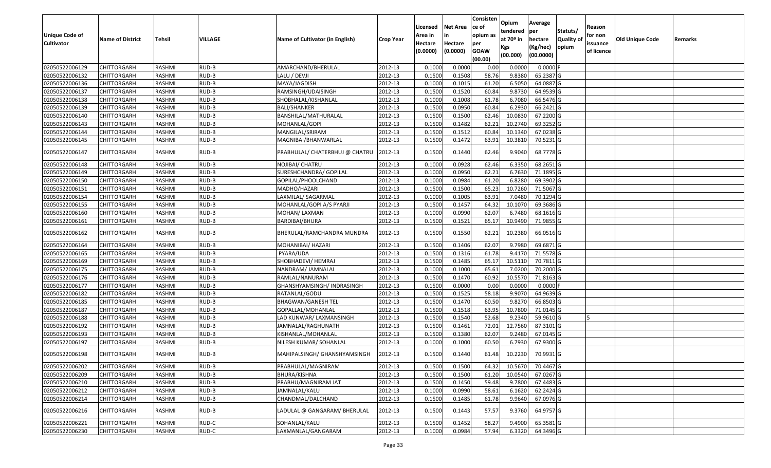| Unique Code of Cultivator | Name of District | Tehsil | VILLAGE | Name of Cultivator (in English) | Crop Year | Licensed Area in Hectare (0.0000) | Net Area in Hectare (0.0000) | Consisten ce of opium as per GOAW (00.00) | Opium tendered at 70º in Kgs (00.000) | Average per hectare (Kg/hec) (00.0000) | Statuts/ Quality of opium | Reason for non issuance of licence | Old Unique Code | Remarks |
|---|---|---|---|---|---|---|---|---|---|---|---|---|---|---|
| 02050522006129 | CHITTORGARH | RASHMI | RUD-B | AMARCHAND/BHERULAL | 2012-13 | 0.1000 | 0.0000 | 0.00 | 0.0000 | 0.0000 | F | | | |
| 02050522006132 | CHITTORGARH | RASHMI | RUD-B | LALU / DEVJI | 2012-13 | 0.1500 | 0.1508 | 58.76 | 9.8380 | 65.2387 | G | | | |
| 02050522006136 | CHITTORGARH | RASHMI | RUD-B | MAYA/JAGDISH | 2012-13 | 0.1000 | 0.1015 | 61.20 | 6.5050 | 64.0887 | G | | | |
| 02050522006137 | CHITTORGARH | RASHMI | RUD-B | RAMSINGH/UDAISINGH | 2012-13 | 0.1500 | 0.1520 | 60.84 | 9.8730 | 64.9539 | G | | | |
| 02050522006138 | CHITTORGARH | RASHMI | RUD-B | SHOBHALAL/KISHANLAL | 2012-13 | 0.1000 | 0.1008 | 61.78 | 6.7080 | 66.5476 | G | | | |
| 02050522006139 | CHITTORGARH | RASHMI | RUD-B | BALI/SHANKER | 2012-13 | 0.1500 | 0.0950 | 60.84 | 6.2930 | 66.2421 | G | | | |
| 02050522006140 | CHITTORGARH | RASHMI | RUD-B | BANSHILAL/MATHURALAL | 2012-13 | 0.1500 | 0.1500 | 62.46 | 10.0830 | 67.2200 | G | | | |
| 02050522006143 | CHITTORGARH | RASHMI | RUD-B | MOHANLAL/GOPI | 2012-13 | 0.1500 | 0.1482 | 62.21 | 10.2740 | 69.3252 | G | | | |
| 02050522006144 | CHITTORGARH | RASHMI | RUD-B | MANGILAL/SRIRAM | 2012-13 | 0.1500 | 0.1512 | 60.84 | 10.1340 | 67.0238 | G | | | |
| 02050522006145 | CHITTORGARH | RASHMI | RUD-B | MAGNIBAI/BHANWARLAL | 2012-13 | 0.1500 | 0.1472 | 63.91 | 10.3810 | 70.5231 | G | | | |
| 02050522006147 | CHITTORGARH | RASHMI | RUD-B | PRABHULAL/ CHATERBHUJ @ CHATRU | 2012-13 | 0.1500 | 0.1440 | 62.46 | 9.9040 | 68.7778 | G | | | |
| 02050522006148 | CHITTORGARH | RASHMI | RUD-B | NOJIBAI/ CHATRU | 2012-13 | 0.1000 | 0.0928 | 62.46 | 6.3350 | 68.2651 | G | | | |
| 02050522006149 | CHITTORGARH | RASHMI | RUD-B | SURESHCHANDRA/ GOPILAL | 2012-13 | 0.1000 | 0.0950 | 62.21 | 6.7630 | 71.1895 | G | | | |
| 02050522006150 | CHITTORGARH | RASHMI | RUD-B | GOPILAL/PHOOLCHAND | 2012-13 | 0.1000 | 0.0984 | 61.20 | 6.8280 | 69.3902 | G | | | |
| 02050522006151 | CHITTORGARH | RASHMI | RUD-B | MADHO/HAZARI | 2012-13 | 0.1500 | 0.1500 | 65.23 | 10.7260 | 71.5067 | G | | | |
| 02050522006154 | CHITTORGARH | RASHMI | RUD-B | LAXMILAL/ SAGARMAL | 2012-13 | 0.1000 | 0.1005 | 63.91 | 7.0480 | 70.1294 | G | | | |
| 02050522006155 | CHITTORGARH | RASHMI | RUD-B | MOHANLAL/GOPI A/S PYARJI | 2012-13 | 0.1500 | 0.1457 | 64.32 | 10.1070 | 69.3686 | G | | | |
| 02050522006160 | CHITTORGARH | RASHMI | RUD-B | MOHAN/ LAXMAN | 2012-13 | 0.1000 | 0.0990 | 62.07 | 6.7480 | 68.1616 | G | | | |
| 02050522006161 | CHITTORGARH | RASHMI | RUD-B | BARDIBAI/BHURA | 2012-13 | 0.1500 | 0.1521 | 65.17 | 10.9490 | 71.9855 | G | | | |
| 02050522006162 | CHITTORGARH | RASHMI | RUD-B | BHERULAL/RAMCHANDRA MUNDRA | 2012-13 | 0.1500 | 0.1550 | 62.21 | 10.2380 | 66.0516 | G | | | |
| 02050522006164 | CHITTORGARH | RASHMI | RUD-B | MOHANIBAI/ HAZARI | 2012-13 | 0.1500 | 0.1406 | 62.07 | 9.7980 | 69.6871 | G | | | |
| 02050522006165 | CHITTORGARH | RASHMI | RUD-B | PYARA/UDA | 2012-13 | 0.1500 | 0.1316 | 61.78 | 9.4170 | 71.5578 | G | | | |
| 02050522006169 | CHITTORGARH | RASHMI | RUD-B | SHOBHADEVI/ HEMRAJ | 2012-13 | 0.1500 | 0.1485 | 65.17 | 10.5110 | 70.7811 | G | | | |
| 02050522006175 | CHITTORGARH | RASHMI | RUD-B | NANDRAM/ JAMNALAL | 2012-13 | 0.1000 | 0.1000 | 65.61 | 7.0200 | 70.2000 | G | | | |
| 02050522006176 | CHITTORGARH | RASHMI | RUD-B | RAMLAL/NANURAM | 2012-13 | 0.1500 | 0.1470 | 60.92 | 10.5570 | 71.8163 | G | | | |
| 02050522006177 | CHITTORGARH | RASHMI | RUD-B | GHANSHYAMSINGH/ INDRASINGH | 2012-13 | 0.1500 | 0.0000 | 0.00 | 0.0000 | 0.0000 | F | | | |
| 02050522006182 | CHITTORGARH | RASHMI | RUD-B | RATANLAL/GODU | 2012-13 | 0.1500 | 0.1525 | 58.18 | 9.9070 | 64.9639 | G | | | |
| 02050522006185 | CHITTORGARH | RASHMI | RUD-B | BHAGWAN/GANESH TELI | 2012-13 | 0.1500 | 0.1470 | 60.50 | 9.8270 | 66.8503 | G | | | |
| 02050522006187 | CHITTORGARH | RASHMI | RUD-B | GOPALLAL/MOHANLAL | 2012-13 | 0.1500 | 0.1518 | 63.95 | 10.7800 | 71.0145 | G | | | |
| 02050522006188 | CHITTORGARH | RASHMI | RUD-B | LAD KUNWAR/ LAXMANSINGH | 2012-13 | 0.1500 | 0.1540 | 52.68 | 9.2340 | 59.9610 | G | 5 | | |
| 02050522006192 | CHITTORGARH | RASHMI | RUD-B | JAMNALAL/RAGHUNATH | 2012-13 | 0.1500 | 0.1461 | 72.01 | 12.7560 | 87.3101 | G | | | |
| 02050522006193 | CHITTORGARH | RASHMI | RUD-B | KISHANLAL/MOHANLAL | 2012-13 | 0.1500 | 0.1380 | 62.07 | 9.2480 | 67.0145 | G | | | |
| 02050522006197 | CHITTORGARH | RASHMI | RUD-B | NILESH KUMAR/ SOHANLAL | 2012-13 | 0.1000 | 0.1000 | 60.50 | 6.7930 | 67.9300 | G | | | |
| 02050522006198 | CHITTORGARH | RASHMI | RUD-B | MAHIPALSINGH/ GHANSHYAMSINGH | 2012-13 | 0.1500 | 0.1440 | 61.48 | 10.2230 | 70.9931 | G | | | |
| 02050522006202 | CHITTORGARH | RASHMI | RUD-B | PRABHULAL/MAGNIRAM | 2012-13 | 0.1500 | 0.1500 | 64.32 | 10.5670 | 70.4467 | G | | | |
| 02050522006209 | CHITTORGARH | RASHMI | RUD-B | BHURA/KISHNA | 2012-13 | 0.1500 | 0.1500 | 61.20 | 10.0540 | 67.0267 | G | | | |
| 02050522006210 | CHITTORGARH | RASHMI | RUD-B | PRABHU/MAGNIRAM JAT | 2012-13 | 0.1500 | 0.1450 | 59.48 | 9.7800 | 67.4483 | G | | | |
| 02050522006212 | CHITTORGARH | RASHMI | RUD-B | JAMNALAL/KALU | 2012-13 | 0.1000 | 0.0990 | 58.61 | 6.1620 | 62.2424 | G | | | |
| 02050522006214 | CHITTORGARH | RASHMI | RUD-B | CHANDMAL/DALCHAND | 2012-13 | 0.1500 | 0.1485 | 61.78 | 9.9640 | 67.0976 | G | | | |
| 02050522006216 | CHITTORGARH | RASHMI | RUD-B | LADULAL @ GANGARAM/ BHERULAL | 2012-13 | 0.1500 | 0.1443 | 57.57 | 9.3760 | 64.9757 | G | | | |
| 02050522006221 | CHITTORGARH | RASHMI | RUD-C | SOHANLAL/KALU | 2012-13 | 0.1500 | 0.1452 | 58.27 | 9.4900 | 65.3581 | G | | | |
| 02050522006230 | CHITTORGARH | RASHMI | RUD-C | LAXMANLAL/GANGARAM | 2012-13 | 0.1000 | 0.0984 | 57.94 | 6.3320 | 64.3496 | G | | | |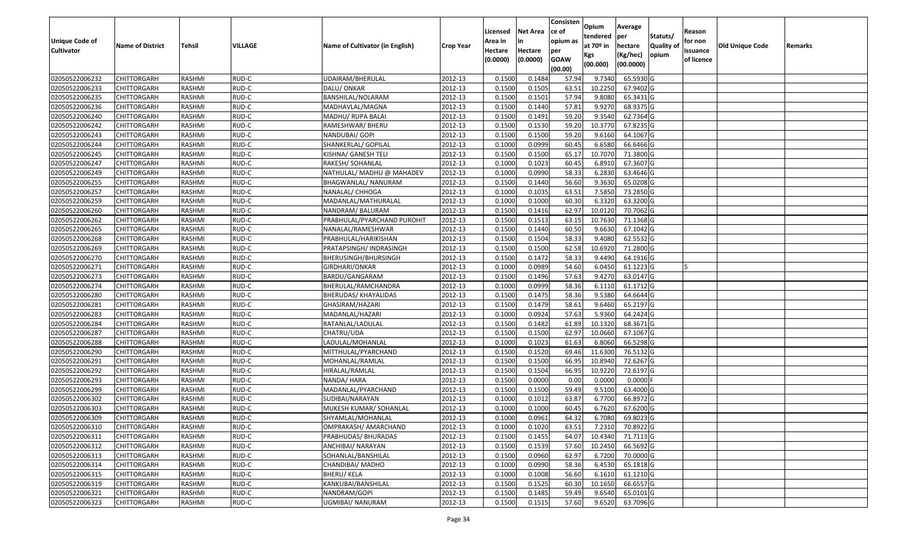| Unique Code of Cultivator | Name of District | Tehsil | VILLAGE | Name of Cultivator (in English) | Crop Year | Licensed Area in Hectare (0.0000) | Net Area in Hectare (0.0000) | Consistence of opium as per GOAW (00.00) | Opium tendered at 70º in Kgs (00.000) | Average per hectare (Kg/hec) (00.0000) | Statuts/ Quality of opium | Reason for non issuance of licence | Old Unique Code | Remarks |
|---|---|---|---|---|---|---|---|---|---|---|---|---|---|---|
| 02050522006232 | CHITTORGARH | RASHMI | RUD-C | UDAIRAM/BHERULAL | 2012-13 | 0.1500 | 0.1484 | 57.94 | 9.7340 | 65.5930 | G | | | |
| 02050522006233 | CHITTORGARH | RASHMI | RUD-C | DALU/ ONKAR | 2012-13 | 0.1500 | 0.1505 | 63.51 | 10.2250 | 67.9402 | G | | | |
| 02050522006235 | CHITTORGARH | RASHMI | RUD-C | BANSHILAL/NOLARAM | 2012-13 | 0.1500 | 0.1501 | 57.94 | 9.8080 | 65.3431 | G | | | |
| 02050522006236 | CHITTORGARH | RASHMI | RUD-C | MADHAVLAL/MAGNA | 2012-13 | 0.1500 | 0.1440 | 57.81 | 9.9270 | 68.9375 | G | | | |
| 02050522006240 | CHITTORGARH | RASHMI | RUD-C | MADHU/ RUPA BALAI | 2012-13 | 0.1500 | 0.1491 | 59.20 | 9.3540 | 62.7364 | G | | | |
| 02050522006242 | CHITTORGARH | RASHMI | RUD-C | RAMESHWAR/ BHERU | 2012-13 | 0.1500 | 0.1530 | 59.20 | 10.3770 | 67.8235 | G | | | |
| 02050522006243 | CHITTORGARH | RASHMI | RUD-C | NANDUBAI/ GOPI | 2012-13 | 0.1500 | 0.1500 | 59.20 | 9.6160 | 64.1067 | G | | | |
| 02050522006244 | CHITTORGARH | RASHMI | RUD-C | SHANKERLAL/ GOPILAL | 2012-13 | 0.1000 | 0.0999 | 60.45 | 6.6580 | 66.6466 | G | | | |
| 02050522006245 | CHITTORGARH | RASHMI | RUD-C | KISHNA/ GANESH TELI | 2012-13 | 0.1500 | 0.1500 | 65.17 | 10.7070 | 71.3800 | G | | | |
| 02050522006247 | CHITTORGARH | RASHMI | RUD-C | RAKESH/ SOHANLAL | 2012-13 | 0.1000 | 0.1023 | 60.45 | 6.8910 | 67.3607 | G | | | |
| 02050522006249 | CHITTORGARH | RASHMI | RUD-C | NATHULAL/ MADHU @ MAHADEV | 2012-13 | 0.1000 | 0.0990 | 58.33 | 6.2830 | 63.4646 | G | | | |
| 02050522006255 | CHITTORGARH | RASHMI | RUD-C | BHAGWANLAL/ NANURAM | 2012-13 | 0.1500 | 0.1440 | 56.60 | 9.3630 | 65.0208 | G | | | |
| 02050522006257 | CHITTORGARH | RASHMI | RUD-C | NANALAL/ CHHOGA | 2012-13 | 0.1000 | 0.1035 | 63.51 | 7.5850 | 73.2850 | G | | | |
| 02050522006259 | CHITTORGARH | RASHMI | RUD-C | MADANLAL/MATHURALAL | 2012-13 | 0.1000 | 0.1000 | 60.30 | 6.3320 | 63.3200 | G | | | |
| 02050522006260 | CHITTORGARH | RASHMI | RUD-C | NANDRAM/ BALURAM | 2012-13 | 0.1500 | 0.1416 | 62.97 | 10.0120 | 70.7062 | G | | | |
| 02050522006262 | CHITTORGARH | RASHMI | RUD-C | PRABHULAL/PYARCHAND PUROHIT | 2012-13 | 0.1500 | 0.1513 | 63.15 | 10.7630 | 71.1368 | G | | | |
| 02050522006265 | CHITTORGARH | RASHMI | RUD-C | NANALAL/RAMESHWAR | 2012-13 | 0.1500 | 0.1440 | 60.50 | 9.6630 | 67.1042 | G | | | |
| 02050522006268 | CHITTORGARH | RASHMI | RUD-C | PRABHULAL/HARIKISHAN | 2012-13 | 0.1500 | 0.1504 | 58.33 | 9.4080 | 62.5532 | G | | | |
| 02050522006269 | CHITTORGARH | RASHMI | RUD-C | PRATAPSINGH/ INDRASINGH | 2012-13 | 0.1500 | 0.1500 | 62.58 | 10.6920 | 71.2800 | G | | | |
| 02050522006270 | CHITTORGARH | RASHMI | RUD-C | BHERUSINGH/BHURSINGH | 2012-13 | 0.1500 | 0.1472 | 58.33 | 9.4490 | 64.1916 | G | | | |
| 02050522006271 | CHITTORGARH | RASHMI | RUD-C | GIRDHARI/ONKAR | 2012-13 | 0.1000 | 0.0989 | 54.60 | 6.0450 | 61.1223 | G | 5 | | |
| 02050522006273 | CHITTORGARH | RASHMI | RUD-C | BARDU/GANGARAM | 2012-13 | 0.1500 | 0.1496 | 57.63 | 9.4270 | 63.0147 | G | | | |
| 02050522006274 | CHITTORGARH | RASHMI | RUD-C | BHERULAL/RAMCHANDRA | 2012-13 | 0.1000 | 0.0999 | 58.36 | 6.1110 | 61.1712 | G | | | |
| 02050522006280 | CHITTORGARH | RASHMI | RUD-C | BHERUDAS/ KHAYALIDAS | 2012-13 | 0.1500 | 0.1475 | 58.36 | 9.5380 | 64.6644 | G | | | |
| 02050522006281 | CHITTORGARH | RASHMI | RUD-C | GHASIRAM/HAZARI | 2012-13 | 0.1500 | 0.1479 | 58.61 | 9.6460 | 65.2197 | G | | | |
| 02050522006283 | CHITTORGARH | RASHMI | RUD-C | MADANLAL/HAZARI | 2012-13 | 0.1000 | 0.0924 | 57.63 | 5.9360 | 64.2424 | G | | | |
| 02050522006284 | CHITTORGARH | RASHMI | RUD-C | RATANLAL/LADULAL | 2012-13 | 0.1500 | 0.1482 | 61.89 | 10.1320 | 68.3671 | G | | | |
| 02050522006287 | CHITTORGARH | RASHMI | RUD-C | CHATRU/UDA | 2012-13 | 0.1500 | 0.1500 | 62.97 | 10.0660 | 67.1067 | G | | | |
| 02050522006288 | CHITTORGARH | RASHMI | RUD-C | LADULAL/MOHANLAL | 2012-13 | 0.1000 | 0.1023 | 61.63 | 6.8060 | 66.5298 | G | | | |
| 02050522006290 | CHITTORGARH | RASHMI | RUD-C | MITTHULAL/PYARCHAND | 2012-13 | 0.1500 | 0.1520 | 69.46 | 11.6300 | 76.5132 | G | | | |
| 02050522006291 | CHITTORGARH | RASHMI | RUD-C | MOHANLAL/RAMLAL | 2012-13 | 0.1500 | 0.1500 | 66.95 | 10.8940 | 72.6267 | G | | | |
| 02050522006292 | CHITTORGARH | RASHMI | RUD-C | HIRALAL/RAMLAL | 2012-13 | 0.1500 | 0.1504 | 66.95 | 10.9220 | 72.6197 | G | | | |
| 02050522006293 | CHITTORGARH | RASHMI | RUD-C | NANDA/ HARA | 2012-13 | 0.1500 | 0.0000 | 0.00 | 0.0000 | 0.0000 | F | | | |
| 02050522006299 | CHITTORGARH | RASHMI | RUD-C | MADANLAL/PYARCHAND | 2012-13 | 0.1500 | 0.1500 | 59.49 | 9.5100 | 63.4000 | G | | | |
| 02050522006302 | CHITTORGARH | RASHMI | RUD-C | SUDIBAI/NARAYAN | 2012-13 | 0.1000 | 0.1012 | 63.87 | 6.7700 | 66.8972 | G | | | |
| 02050522006303 | CHITTORGARH | RASHMI | RUD-C | MUKESH KUMAR/ SOHANLAL | 2012-13 | 0.1000 | 0.1000 | 60.45 | 6.7620 | 67.6200 | G | | | |
| 02050522006309 | CHITTORGARH | RASHMI | RUD-C | SHYAMLAL/MOHANLAL | 2012-13 | 0.1000 | 0.0961 | 64.32 | 6.7080 | 69.8023 | G | | | |
| 02050522006310 | CHITTORGARH | RASHMI | RUD-C | OMPRAKASH/ AMARCHAND | 2012-13 | 0.1000 | 0.1020 | 63.51 | 7.2310 | 70.8922 | G | | | |
| 02050522006311 | CHITTORGARH | RASHMI | RUD-C | PRABHUDAS/ BHURADAS | 2012-13 | 0.1500 | 0.1455 | 64.07 | 10.4340 | 71.7113 | G | | | |
| 02050522006312 | CHITTORGARH | RASHMI | RUD-C | ANCHIBAI/ NARAYAN | 2012-13 | 0.1500 | 0.1539 | 57.60 | 10.2450 | 66.5692 | G | | | |
| 02050522006313 | CHITTORGARH | RASHMI | RUD-C | SOHANLAL/BANSHILAL | 2012-13 | 0.1500 | 0.0960 | 62.97 | 6.7200 | 70.0000 | G | | | |
| 02050522006314 | CHITTORGARH | RASHMI | RUD-C | CHANDIBAI/ MADHO | 2012-13 | 0.1000 | 0.0990 | 58.36 | 6.4530 | 65.1818 | G | | | |
| 02050522006315 | CHITTORGARH | RASHMI | RUD-C | BHERU/ KELA | 2012-13 | 0.1000 | 0.1008 | 56.60 | 6.1610 | 61.1210 | G | | | |
| 02050522006319 | CHITTORGARH | RASHMI | RUD-C | KANKUBAI/BANSHILAL | 2012-13 | 0.1500 | 0.1525 | 60.30 | 10.1650 | 66.6557 | G | | | |
| 02050522006321 | CHITTORGARH | RASHMI | RUD-C | NANDRAM/GOPI | 2012-13 | 0.1500 | 0.1485 | 59.49 | 9.6540 | 65.0101 | G | | | |
| 02050522006323 | CHITTORGARH | RASHMI | RUD-C | UGMIBAI/ NANURAM | 2012-13 | 0.1500 | 0.1515 | 57.60 | 9.6520 | 63.7096 | G | | | |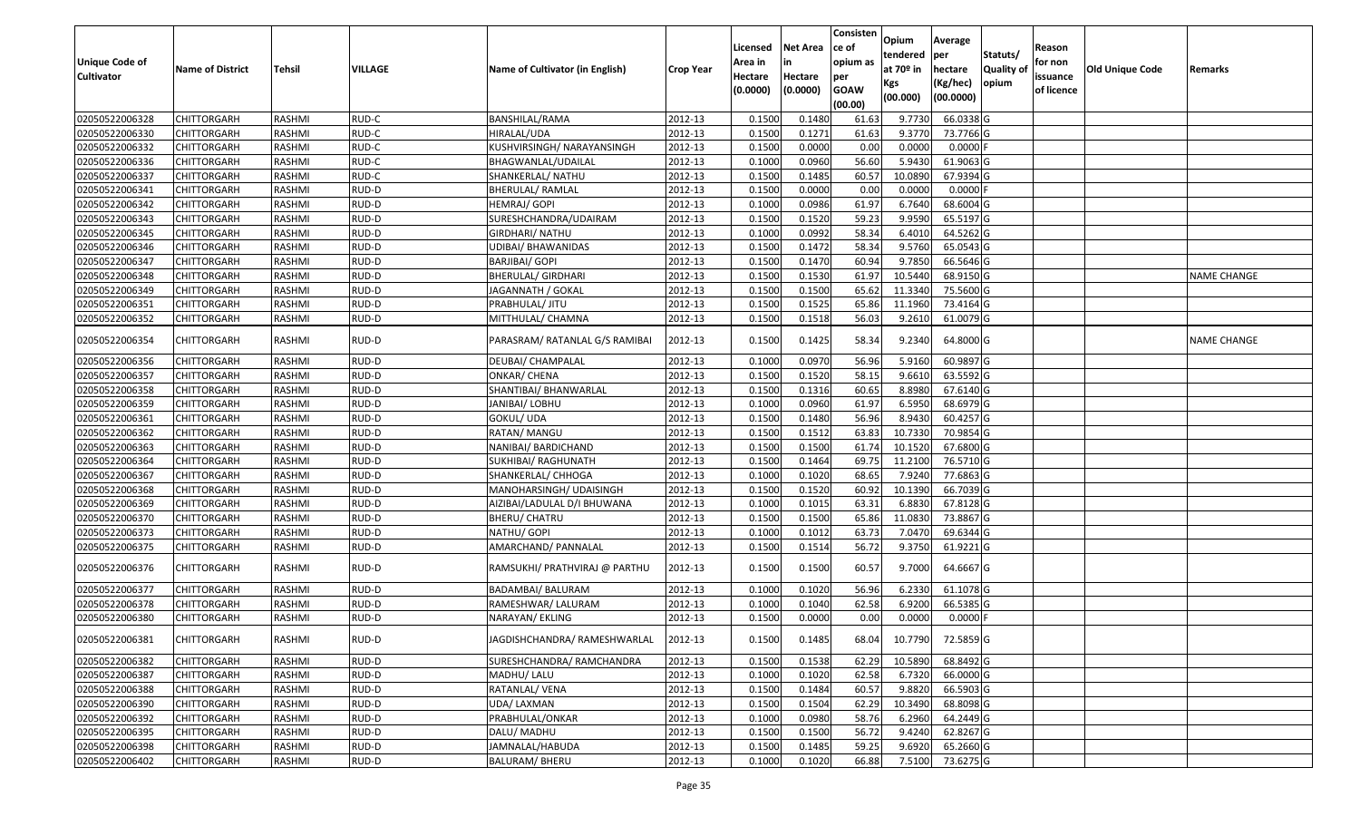| Unique Code of Cultivator | Name of District | Tehsil | VILLAGE | Name of Cultivator (in English) | Crop Year | Licensed Area in Hectare (0.0000) | Net Area in Hectare (0.0000) | Consistence of opium as per GOAW (00.00) | Opium tendered at 70º in Kgs (00.000) | Average per hectare (Kg/hec) (00.0000) | Statuts/ Quality of opium | Reason for non issuance of licence | Old Unique Code | Remarks |
|---|---|---|---|---|---|---|---|---|---|---|---|---|---|---|
| 02050522006328 | CHITTORGARH | RASHMI | RUD-C | BANSHILAL/RAMA | 2012-13 | 0.1500 | 0.1480 | 61.63 | 9.7730 | 66.0338 | G | | | |
| 02050522006330 | CHITTORGARH | RASHMI | RUD-C | HIRALAL/UDA | 2012-13 | 0.1500 | 0.1271 | 61.63 | 9.3770 | 73.7766 | G | | | |
| 02050522006332 | CHITTORGARH | RASHMI | RUD-C | KUSHVIRSINGH/ NARAYANSINGH | 2012-13 | 0.1500 | 0.0000 | 0.00 | 0.0000 | 0.0000 | F | | | |
| 02050522006336 | CHITTORGARH | RASHMI | RUD-C | BHAGWANLAL/UDAILAL | 2012-13 | 0.1000 | 0.0960 | 56.60 | 5.9430 | 61.9063 | G | | | |
| 02050522006337 | CHITTORGARH | RASHMI | RUD-C | SHANKERLAL/ NATHU | 2012-13 | 0.1500 | 0.1485 | 60.57 | 10.0890 | 67.9394 | G | | | |
| 02050522006341 | CHITTORGARH | RASHMI | RUD-D | BHERULAL/ RAMLAL | 2012-13 | 0.1500 | 0.0000 | 0.00 | 0.0000 | 0.0000 | F | | | |
| 02050522006342 | CHITTORGARH | RASHMI | RUD-D | HEMRAJ/ GOPI | 2012-13 | 0.1000 | 0.0986 | 61.97 | 6.7640 | 68.6004 | G | | | |
| 02050522006343 | CHITTORGARH | RASHMI | RUD-D | SURESHCHANDRA/UDAIRAM | 2012-13 | 0.1500 | 0.1520 | 59.23 | 9.9590 | 65.5197 | G | | | |
| 02050522006345 | CHITTORGARH | RASHMI | RUD-D | GIRDHARI/ NATHU | 2012-13 | 0.1000 | 0.0992 | 58.34 | 6.4010 | 64.5262 | G | | | |
| 02050522006346 | CHITTORGARH | RASHMI | RUD-D | UDIBAI/ BHAWANIDAS | 2012-13 | 0.1500 | 0.1472 | 58.34 | 9.5760 | 65.0543 | G | | | |
| 02050522006347 | CHITTORGARH | RASHMI | RUD-D | BARJIBAI/ GOPI | 2012-13 | 0.1500 | 0.1470 | 60.94 | 9.7850 | 66.5646 | G | | | |
| 02050522006348 | CHITTORGARH | RASHMI | RUD-D | BHERULAL/ GIRDHARI | 2012-13 | 0.1500 | 0.1530 | 61.97 | 10.5440 | 68.9150 | G | | | NAME CHANGE |
| 02050522006349 | CHITTORGARH | RASHMI | RUD-D | JAGANNATH / GOKAL | 2012-13 | 0.1500 | 0.1500 | 65.62 | 11.3340 | 75.5600 | G | | | |
| 02050522006351 | CHITTORGARH | RASHMI | RUD-D | PRABHULAL/ JITU | 2012-13 | 0.1500 | 0.1525 | 65.86 | 11.1960 | 73.4164 | G | | | |
| 02050522006352 | CHITTORGARH | RASHMI | RUD-D | MITTHULAL/ CHAMNA | 2012-13 | 0.1500 | 0.1518 | 56.03 | 9.2610 | 61.0079 | G | | | |
| 02050522006354 | CHITTORGARH | RASHMI | RUD-D | PARASRAM/ RATANLAL G/S RAMIBAI | 2012-13 | 0.1500 | 0.1425 | 58.34 | 9.2340 | 64.8000 | G | | | NAME CHANGE |
| 02050522006356 | CHITTORGARH | RASHMI | RUD-D | DEUBAI/ CHAMPALAL | 2012-13 | 0.1000 | 0.0970 | 56.96 | 5.9160 | 60.9897 | G | | | |
| 02050522006357 | CHITTORGARH | RASHMI | RUD-D | ONKAR/ CHENA | 2012-13 | 0.1500 | 0.1520 | 58.15 | 9.6610 | 63.5592 | G | | | |
| 02050522006358 | CHITTORGARH | RASHMI | RUD-D | SHANTIBAI/ BHANWARLAL | 2012-13 | 0.1500 | 0.1316 | 60.65 | 8.8980 | 67.6140 | G | | | |
| 02050522006359 | CHITTORGARH | RASHMI | RUD-D | JANIBAI/ LOBHU | 2012-13 | 0.1000 | 0.0960 | 61.97 | 6.5950 | 68.6979 | G | | | |
| 02050522006361 | CHITTORGARH | RASHMI | RUD-D | GOKUL/ UDA | 2012-13 | 0.1500 | 0.1480 | 56.96 | 8.9430 | 60.4257 | G | | | |
| 02050522006362 | CHITTORGARH | RASHMI | RUD-D | RATAN/ MANGU | 2012-13 | 0.1500 | 0.1512 | 63.83 | 10.7330 | 70.9854 | G | | | |
| 02050522006363 | CHITTORGARH | RASHMI | RUD-D | NANIBAI/ BARDICHAND | 2012-13 | 0.1500 | 0.1500 | 61.74 | 10.1520 | 67.6800 | G | | | |
| 02050522006364 | CHITTORGARH | RASHMI | RUD-D | SUKHIBAI/ RAGHUNATH | 2012-13 | 0.1500 | 0.1464 | 69.75 | 11.2100 | 76.5710 | G | | | |
| 02050522006367 | CHITTORGARH | RASHMI | RUD-D | SHANKERLAL/ CHHOGA | 2012-13 | 0.1000 | 0.1020 | 68.65 | 7.9240 | 77.6863 | G | | | |
| 02050522006368 | CHITTORGARH | RASHMI | RUD-D | MANOHARSINGH/ UDAISINGH | 2012-13 | 0.1500 | 0.1520 | 60.92 | 10.1390 | 66.7039 | G | | | |
| 02050522006369 | CHITTORGARH | RASHMI | RUD-D | AIZIBAI/LADULAL D/I BHUWANA | 2012-13 | 0.1000 | 0.1015 | 63.31 | 6.8830 | 67.8128 | G | | | |
| 02050522006370 | CHITTORGARH | RASHMI | RUD-D | BHERU/ CHATRU | 2012-13 | 0.1500 | 0.1500 | 65.86 | 11.0830 | 73.8867 | G | | | |
| 02050522006373 | CHITTORGARH | RASHMI | RUD-D | NATHU/ GOPI | 2012-13 | 0.1000 | 0.1012 | 63.73 | 7.0470 | 69.6344 | G | | | |
| 02050522006375 | CHITTORGARH | RASHMI | RUD-D | AMARCHAND/ PANNALAL | 2012-13 | 0.1500 | 0.1514 | 56.72 | 9.3750 | 61.9221 | G | | | |
| 02050522006376 | CHITTORGARH | RASHMI | RUD-D | RAMSUKHI/ PRATHVIRAJ @ PARTHU | 2012-13 | 0.1500 | 0.1500 | 60.57 | 9.7000 | 64.6667 | G | | | |
| 02050522006377 | CHITTORGARH | RASHMI | RUD-D | BADAMBAI/ BALURAM | 2012-13 | 0.1000 | 0.1020 | 56.96 | 6.2330 | 61.1078 | G | | | |
| 02050522006378 | CHITTORGARH | RASHMI | RUD-D | RAMESHWAR/ LALURAM | 2012-13 | 0.1000 | 0.1040 | 62.58 | 6.9200 | 66.5385 | G | | | |
| 02050522006380 | CHITTORGARH | RASHMI | RUD-D | NARAYAN/ EKLING | 2012-13 | 0.1500 | 0.0000 | 0.00 | 0.0000 | 0.0000 | F | | | |
| 02050522006381 | CHITTORGARH | RASHMI | RUD-D | JAGDISHCHANDRA/ RAMESHWARLAL | 2012-13 | 0.1500 | 0.1485 | 68.04 | 10.7790 | 72.5859 | G | | | |
| 02050522006382 | CHITTORGARH | RASHMI | RUD-D | SURESHCHANDRA/ RAMCHANDRA | 2012-13 | 0.1500 | 0.1538 | 62.29 | 10.5890 | 68.8492 | G | | | |
| 02050522006387 | CHITTORGARH | RASHMI | RUD-D | MADHU/ LALU | 2012-13 | 0.1000 | 0.1020 | 62.58 | 6.7320 | 66.0000 | G | | | |
| 02050522006388 | CHITTORGARH | RASHMI | RUD-D | RATANLAL/ VENA | 2012-13 | 0.1500 | 0.1484 | 60.57 | 9.8820 | 66.5903 | G | | | |
| 02050522006390 | CHITTORGARH | RASHMI | RUD-D | UDA/ LAXMAN | 2012-13 | 0.1500 | 0.1504 | 62.29 | 10.3490 | 68.8098 | G | | | |
| 02050522006392 | CHITTORGARH | RASHMI | RUD-D | PRABHULAL/ONKAR | 2012-13 | 0.1000 | 0.0980 | 58.76 | 6.2960 | 64.2449 | G | | | |
| 02050522006395 | CHITTORGARH | RASHMI | RUD-D | DALU/ MADHU | 2012-13 | 0.1500 | 0.1500 | 56.72 | 9.4240 | 62.8267 | G | | | |
| 02050522006398 | CHITTORGARH | RASHMI | RUD-D | JAMNALAL/HABUDA | 2012-13 | 0.1500 | 0.1485 | 59.25 | 9.6920 | 65.2660 | G | | | |
| 02050522006402 | CHITTORGARH | RASHMI | RUD-D | BALURAM/ BHERU | 2012-13 | 0.1000 | 0.1020 | 66.88 | 7.5100 | 73.6275 | G | | | |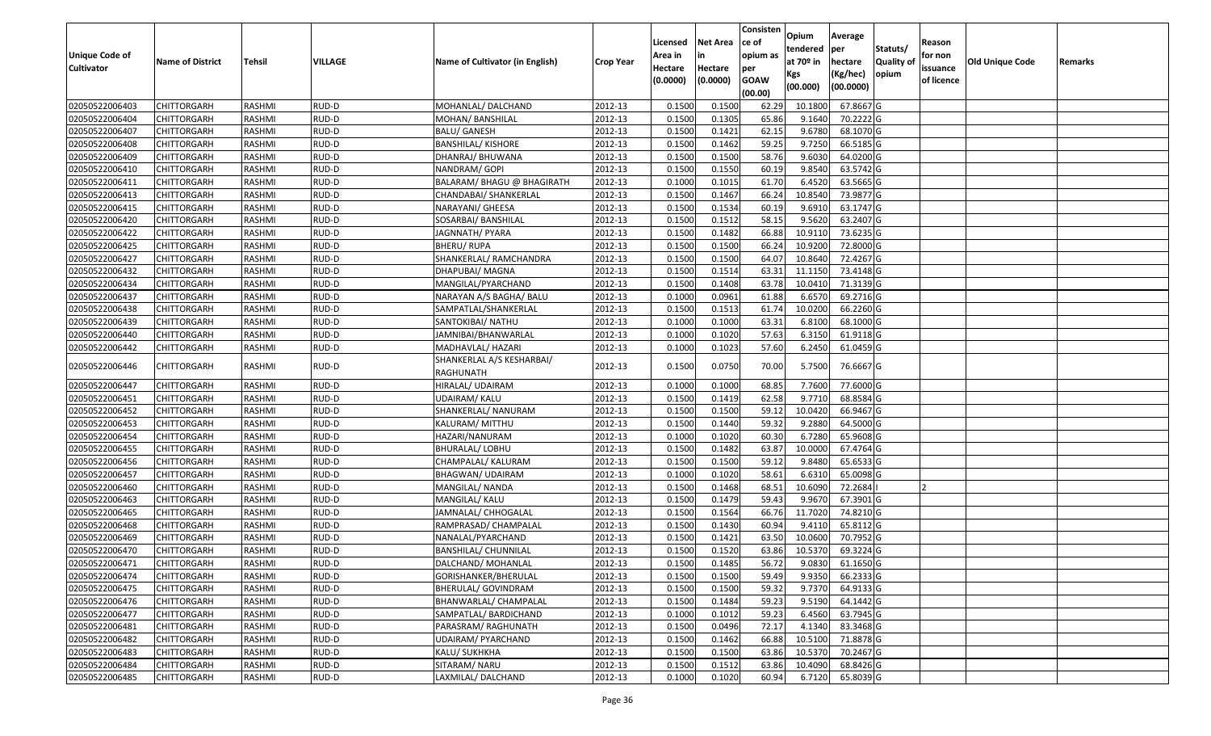| Unique Code of Cultivator | Name of District | Tehsil | VILLAGE | Name of Cultivator (in English) | Crop Year | Licensed Area in Hectare (0.0000) | Net Area in Hectare (0.0000) | Consistence of opium as per GOAW (00.00) | Opium tendered at 70º in Kgs (00.000) | Average per hectare (Kg/hec) (00.0000) | Statuts/ Quality of opium | Reason for non issuance of licence | Old Unique Code | Remarks |
|---|---|---|---|---|---|---|---|---|---|---|---|---|---|---|
| 02050522006403 | CHITTORGARH | RASHMI | RUD-D | MOHANLAL/ DALCHAND | 2012-13 | 0.1500 | 0.1500 | 62.29 | 10.1800 | 67.8667 | G | | | |
| 02050522006404 | CHITTORGARH | RASHMI | RUD-D | MOHAN/ BANSHILAL | 2012-13 | 0.1500 | 0.1305 | 65.86 | 9.1640 | 70.2222 | G | | | |
| 02050522006407 | CHITTORGARH | RASHMI | RUD-D | BALU/ GANESH | 2012-13 | 0.1500 | 0.1421 | 62.15 | 9.6780 | 68.1070 | G | | | |
| 02050522006408 | CHITTORGARH | RASHMI | RUD-D | BANSHILAL/ KISHORE | 2012-13 | 0.1500 | 0.1462 | 59.25 | 9.7250 | 66.5185 | G | | | |
| 02050522006409 | CHITTORGARH | RASHMI | RUD-D | DHANRAJ/ BHUWANA | 2012-13 | 0.1500 | 0.1500 | 58.76 | 9.6030 | 64.0200 | G | | | |
| 02050522006410 | CHITTORGARH | RASHMI | RUD-D | NANDRAM/ GOPI | 2012-13 | 0.1500 | 0.1550 | 60.19 | 9.8540 | 63.5742 | G | | | |
| 02050522006411 | CHITTORGARH | RASHMI | RUD-D | BALARAM/ BHAGU @ BHAGIRATH | 2012-13 | 0.1000 | 0.1015 | 61.70 | 6.4520 | 63.5665 | G | | | |
| 02050522006413 | CHITTORGARH | RASHMI | RUD-D | CHANDABAI/ SHANKERLAL | 2012-13 | 0.1500 | 0.1467 | 66.24 | 10.8540 | 73.9877 | G | | | |
| 02050522006415 | CHITTORGARH | RASHMI | RUD-D | NARAYANI/ GHEESA | 2012-13 | 0.1500 | 0.1534 | 60.19 | 9.6910 | 63.1747 | G | | | |
| 02050522006420 | CHITTORGARH | RASHMI | RUD-D | SOSARBAI/ BANSHILAL | 2012-13 | 0.1500 | 0.1512 | 58.15 | 9.5620 | 63.2407 | G | | | |
| 02050522006422 | CHITTORGARH | RASHMI | RUD-D | JAGNNATH/ PYARA | 2012-13 | 0.1500 | 0.1482 | 66.88 | 10.9110 | 73.6235 | G | | | |
| 02050522006425 | CHITTORGARH | RASHMI | RUD-D | BHERU/ RUPA | 2012-13 | 0.1500 | 0.1500 | 66.24 | 10.9200 | 72.8000 | G | | | |
| 02050522006427 | CHITTORGARH | RASHMI | RUD-D | SHANKERLAL/ RAMCHANDRA | 2012-13 | 0.1500 | 0.1500 | 64.07 | 10.8640 | 72.4267 | G | | | |
| 02050522006432 | CHITTORGARH | RASHMI | RUD-D | DHAPUBAI/ MAGNA | 2012-13 | 0.1500 | 0.1514 | 63.31 | 11.1150 | 73.4148 | G | | | |
| 02050522006434 | CHITTORGARH | RASHMI | RUD-D | MANGILAL/PYARCHAND | 2012-13 | 0.1500 | 0.1408 | 63.78 | 10.0410 | 71.3139 | G | | | |
| 02050522006437 | CHITTORGARH | RASHMI | RUD-D | NARAYAN A/S BAGHA/ BALU | 2012-13 | 0.1000 | 0.0961 | 61.88 | 6.6570 | 69.2716 | G | | | |
| 02050522006438 | CHITTORGARH | RASHMI | RUD-D | SAMPATLAL/SHANKERLAL | 2012-13 | 0.1500 | 0.1513 | 61.74 | 10.0200 | 66.2260 | G | | | |
| 02050522006439 | CHITTORGARH | RASHMI | RUD-D | SANTOKIBAI/ NATHU | 2012-13 | 0.1000 | 0.1000 | 63.31 | 6.8100 | 68.1000 | G | | | |
| 02050522006440 | CHITTORGARH | RASHMI | RUD-D | JAMNIBAI/BHANWARLAL | 2012-13 | 0.1000 | 0.1020 | 57.63 | 6.3150 | 61.9118 | G | | | |
| 02050522006442 | CHITTORGARH | RASHMI | RUD-D | MADHAVLAL/ HAZARI | 2012-13 | 0.1000 | 0.1023 | 57.60 | 6.2450 | 61.0459 | G | | | |
| 02050522006446 | CHITTORGARH | RASHMI | RUD-D | SHANKERLAL A/S KESHARBAI/ RAGHUNATH | 2012-13 | 0.1500 | 0.0750 | 70.00 | 5.7500 | 76.6667 | G | | | |
| 02050522006447 | CHITTORGARH | RASHMI | RUD-D | HIRALAL/ UDAIRAM | 2012-13 | 0.1000 | 0.1000 | 68.85 | 7.7600 | 77.6000 | G | | | |
| 02050522006451 | CHITTORGARH | RASHMI | RUD-D | UDAIRAM/ KALU | 2012-13 | 0.1500 | 0.1419 | 62.58 | 9.7710 | 68.8584 | G | | | |
| 02050522006452 | CHITTORGARH | RASHMI | RUD-D | SHANKERLAL/ NANURAM | 2012-13 | 0.1500 | 0.1500 | 59.12 | 10.0420 | 66.9467 | G | | | |
| 02050522006453 | CHITTORGARH | RASHMI | RUD-D | KALURAM/ MITTHU | 2012-13 | 0.1500 | 0.1440 | 59.32 | 9.2880 | 64.5000 | G | | | |
| 02050522006454 | CHITTORGARH | RASHMI | RUD-D | HAZARI/NANURAM | 2012-13 | 0.1000 | 0.1020 | 60.30 | 6.7280 | 65.9608 | G | | | |
| 02050522006455 | CHITTORGARH | RASHMI | RUD-D | BHURALAL/ LOBHU | 2012-13 | 0.1500 | 0.1482 | 63.87 | 10.0000 | 67.4764 | G | | | |
| 02050522006456 | CHITTORGARH | RASHMI | RUD-D | CHAMPALAL/ KALURAM | 2012-13 | 0.1500 | 0.1500 | 59.12 | 9.8480 | 65.6533 | G | | | |
| 02050522006457 | CHITTORGARH | RASHMI | RUD-D | BHAGWAN/ UDAIRAM | 2012-13 | 0.1000 | 0.1020 | 58.61 | 6.6310 | 65.0098 | G | | | |
| 02050522006460 | CHITTORGARH | RASHMI | RUD-D | MANGILAL/ NANDA | 2012-13 | 0.1500 | 0.1468 | 68.51 | 10.6090 | 72.2684 | I | 2 | | |
| 02050522006463 | CHITTORGARH | RASHMI | RUD-D | MANGILAL/ KALU | 2012-13 | 0.1500 | 0.1479 | 59.43 | 9.9670 | 67.3901 | G | | | |
| 02050522006465 | CHITTORGARH | RASHMI | RUD-D | JAMNALAL/ CHHOGALAL | 2012-13 | 0.1500 | 0.1564 | 66.76 | 11.7020 | 74.8210 | G | | | |
| 02050522006468 | CHITTORGARH | RASHMI | RUD-D | RAMPRASAD/ CHAMPALAL | 2012-13 | 0.1500 | 0.1430 | 60.94 | 9.4110 | 65.8112 | G | | | |
| 02050522006469 | CHITTORGARH | RASHMI | RUD-D | NANALAL/PYARCHAND | 2012-13 | 0.1500 | 0.1421 | 63.50 | 10.0600 | 70.7952 | G | | | |
| 02050522006470 | CHITTORGARH | RASHMI | RUD-D | BANSHILAL/ CHUNNILAL | 2012-13 | 0.1500 | 0.1520 | 63.86 | 10.5370 | 69.3224 | G | | | |
| 02050522006471 | CHITTORGARH | RASHMI | RUD-D | DALCHAND/ MOHANLAL | 2012-13 | 0.1500 | 0.1485 | 56.72 | 9.0830 | 61.1650 | G | | | |
| 02050522006474 | CHITTORGARH | RASHMI | RUD-D | GORISHANKER/BHERULAL | 2012-13 | 0.1500 | 0.1500 | 59.49 | 9.9350 | 66.2333 | G | | | |
| 02050522006475 | CHITTORGARH | RASHMI | RUD-D | BHERULAL/ GOVINDRAM | 2012-13 | 0.1500 | 0.1500 | 59.32 | 9.7370 | 64.9133 | G | | | |
| 02050522006476 | CHITTORGARH | RASHMI | RUD-D | BHANWARLAL/ CHAMPALAL | 2012-13 | 0.1500 | 0.1484 | 59.23 | 9.5190 | 64.1442 | G | | | |
| 02050522006477 | CHITTORGARH | RASHMI | RUD-D | SAMPATLAL/ BARDICHAND | 2012-13 | 0.1000 | 0.1012 | 59.23 | 6.4560 | 63.7945 | G | | | |
| 02050522006481 | CHITTORGARH | RASHMI | RUD-D | PARASRAM/ RAGHUNATH | 2012-13 | 0.1500 | 0.0496 | 72.17 | 4.1340 | 83.3468 | G | | | |
| 02050522006482 | CHITTORGARH | RASHMI | RUD-D | UDAIRAM/ PYARCHAND | 2012-13 | 0.1500 | 0.1462 | 66.88 | 10.5100 | 71.8878 | G | | | |
| 02050522006483 | CHITTORGARH | RASHMI | RUD-D | KALU/ SUKHKHA | 2012-13 | 0.1500 | 0.1500 | 63.86 | 10.5370 | 70.2467 | G | | | |
| 02050522006484 | CHITTORGARH | RASHMI | RUD-D | SITARAM/ NARU | 2012-13 | 0.1500 | 0.1512 | 63.86 | 10.4090 | 68.8426 | G | | | |
| 02050522006485 | CHITTORGARH | RASHMI | RUD-D | LAXMILAL/ DALCHAND | 2012-13 | 0.1000 | 0.1020 | 60.94 | 6.7120 | 65.8039 | G | | | |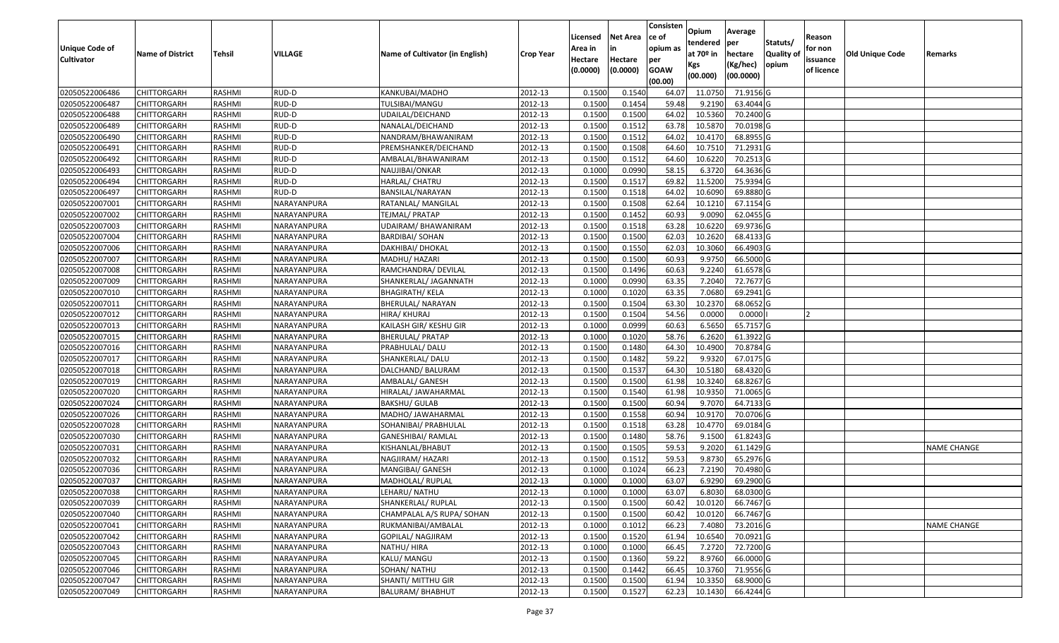| Unique Code of Cultivator | Name of District | Tehsil | VILLAGE | Name of Cultivator (in English) | Crop Year | Licensed Area in Hectare (0.0000) | Net Area in Hectare (0.0000) | Consisten ce of opium as per GOAW (00.00) | Opium tendered at 70º in Kgs (00.000) | Average per hectare (Kg/hec) (00.0000) | Statuts/ Quality of opium | Reason for non issuance of licence | Old Unique Code | Remarks |
|---|---|---|---|---|---|---|---|---|---|---|---|---|---|---|
| 02050522006486 | CHITTORGARH | RASHMI | RUD-D | KANKUBAI/MADHO | 2012-13 | 0.1500 | 0.1540 | 64.07 | 11.0750 | 71.9156 | G | | | |
| 02050522006487 | CHITTORGARH | RASHMI | RUD-D | TULSIBAI/MANGU | 2012-13 | 0.1500 | 0.1454 | 59.48 | 9.2190 | 63.4044 | G | | | |
| 02050522006488 | CHITTORGARH | RASHMI | RUD-D | UDAILAL/DEICHAND | 2012-13 | 0.1500 | 0.1500 | 64.02 | 10.5360 | 70.2400 | G | | | |
| 02050522006489 | CHITTORGARH | RASHMI | RUD-D | NANALAL/DEICHAND | 2012-13 | 0.1500 | 0.1512 | 63.78 | 10.5870 | 70.0198 | G | | | |
| 02050522006490 | CHITTORGARH | RASHMI | RUD-D | NANDRAM/BHAWANIRAM | 2012-13 | 0.1500 | 0.1512 | 64.02 | 10.4170 | 68.8955 | G | | | |
| 02050522006491 | CHITTORGARH | RASHMI | RUD-D | PREMSHANKER/DEICHAND | 2012-13 | 0.1500 | 0.1508 | 64.60 | 10.7510 | 71.2931 | G | | | |
| 02050522006492 | CHITTORGARH | RASHMI | RUD-D | AMBALAL/BHAWANIRAM | 2012-13 | 0.1500 | 0.1512 | 64.60 | 10.6220 | 70.2513 | G | | | |
| 02050522006493 | CHITTORGARH | RASHMI | RUD-D | NAUJIBAI/ONKAR | 2012-13 | 0.1000 | 0.0990 | 58.15 | 6.3720 | 64.3636 | G | | | |
| 02050522006494 | CHITTORGARH | RASHMI | RUD-D | HARLAL/ CHATRU | 2012-13 | 0.1500 | 0.1517 | 69.82 | 11.5200 | 75.9394 | G | | | |
| 02050522006497 | CHITTORGARH | RASHMI | RUD-D | BANSILAL/NARAYAN | 2012-13 | 0.1500 | 0.1518 | 64.02 | 10.6090 | 69.8880 | G | | | |
| 02050522007001 | CHITTORGARH | RASHMI | NARAYANPURA | RATANLAL/ MANGILAL | 2012-13 | 0.1500 | 0.1508 | 62.64 | 10.1210 | 67.1154 | G | | | |
| 02050522007002 | CHITTORGARH | RASHMI | NARAYANPURA | TEJMAL/ PRATAP | 2012-13 | 0.1500 | 0.1452 | 60.93 | 9.0090 | 62.0455 | G | | | |
| 02050522007003 | CHITTORGARH | RASHMI | NARAYANPURA | UDAIRAM/ BHAWANIRAM | 2012-13 | 0.1500 | 0.1518 | 63.28 | 10.6220 | 69.9736 | G | | | |
| 02050522007004 | CHITTORGARH | RASHMI | NARAYANPURA | BARDIBAI/ SOHAN | 2012-13 | 0.1500 | 0.1500 | 62.03 | 10.2620 | 68.4133 | G | | | |
| 02050522007006 | CHITTORGARH | RASHMI | NARAYANPURA | DAKHIBAI/ DHOKAL | 2012-13 | 0.1500 | 0.1550 | 62.03 | 10.3060 | 66.4903 | G | | | |
| 02050522007007 | CHITTORGARH | RASHMI | NARAYANPURA | MADHU/ HAZARI | 2012-13 | 0.1500 | 0.1500 | 60.93 | 9.9750 | 66.5000 | G | | | |
| 02050522007008 | CHITTORGARH | RASHMI | NARAYANPURA | RAMCHANDRA/ DEVILAL | 2012-13 | 0.1500 | 0.1496 | 60.63 | 9.2240 | 61.6578 | G | | | |
| 02050522007009 | CHITTORGARH | RASHMI | NARAYANPURA | SHANKERLAL/ JAGANNATH | 2012-13 | 0.1000 | 0.0990 | 63.35 | 7.2040 | 72.7677 | G | | | |
| 02050522007010 | CHITTORGARH | RASHMI | NARAYANPURA | BHAGIRATH/ KELA | 2012-13 | 0.1000 | 0.1020 | 63.35 | 7.0680 | 69.2941 | G | | | |
| 02050522007011 | CHITTORGARH | RASHMI | NARAYANPURA | BHERULAL/ NARAYAN | 2012-13 | 0.1500 | 0.1504 | 63.30 | 10.2370 | 68.0652 | G | | | |
| 02050522007012 | CHITTORGARH | RASHMI | NARAYANPURA | HIRA/ KHURAJ | 2012-13 | 0.1500 | 0.1504 | 54.56 | 0.0000 | 0.0000 | I | 2 | | |
| 02050522007013 | CHITTORGARH | RASHMI | NARAYANPURA | KAILASH GIR/ KESHU GIR | 2012-13 | 0.1000 | 0.0999 | 60.63 | 6.5650 | 65.7157 | G | | | |
| 02050522007015 | CHITTORGARH | RASHMI | NARAYANPURA | BHERULAL/ PRATAP | 2012-13 | 0.1000 | 0.1020 | 58.76 | 6.2620 | 61.3922 | G | | | |
| 02050522007016 | CHITTORGARH | RASHMI | NARAYANPURA | PRABHULAL/ DALU | 2012-13 | 0.1500 | 0.1480 | 64.30 | 10.4900 | 70.8784 | G | | | |
| 02050522007017 | CHITTORGARH | RASHMI | NARAYANPURA | SHANKERLAL/ DALU | 2012-13 | 0.1500 | 0.1482 | 59.22 | 9.9320 | 67.0175 | G | | | |
| 02050522007018 | CHITTORGARH | RASHMI | NARAYANPURA | DALCHAND/ BALURAM | 2012-13 | 0.1500 | 0.1537 | 64.30 | 10.5180 | 68.4320 | G | | | |
| 02050522007019 | CHITTORGARH | RASHMI | NARAYANPURA | AMBALAL/ GANESH | 2012-13 | 0.1500 | 0.1500 | 61.98 | 10.3240 | 68.8267 | G | | | |
| 02050522007020 | CHITTORGARH | RASHMI | NARAYANPURA | HIRALAL/ JAWAHARMAL | 2012-13 | 0.1500 | 0.1540 | 61.98 | 10.9350 | 71.0065 | G | | | |
| 02050522007024 | CHITTORGARH | RASHMI | NARAYANPURA | BAKSHU/ GULAB | 2012-13 | 0.1500 | 0.1500 | 60.94 | 9.7070 | 64.7133 | G | | | |
| 02050522007026 | CHITTORGARH | RASHMI | NARAYANPURA | MADHO/ JAWAHARMAL | 2012-13 | 0.1500 | 0.1558 | 60.94 | 10.9170 | 70.0706 | G | | | |
| 02050522007028 | CHITTORGARH | RASHMI | NARAYANPURA | SOHANIBAI/ PRABHULAL | 2012-13 | 0.1500 | 0.1518 | 63.28 | 10.4770 | 69.0184 | G | | | |
| 02050522007030 | CHITTORGARH | RASHMI | NARAYANPURA | GANESHIBAI/ RAMLAL | 2012-13 | 0.1500 | 0.1480 | 58.76 | 9.1500 | 61.8243 | G | | | |
| 02050522007031 | CHITTORGARH | RASHMI | NARAYANPURA | KISHANLAL/BHABUT | 2012-13 | 0.1500 | 0.1505 | 59.53 | 9.2020 | 61.1429 | G | | | NAME CHANGE |
| 02050522007032 | CHITTORGARH | RASHMI | NARAYANPURA | NAGJIRAM/ HAZARI | 2012-13 | 0.1500 | 0.1512 | 59.53 | 9.8730 | 65.2976 | G | | | |
| 02050522007036 | CHITTORGARH | RASHMI | NARAYANPURA | MANGIBAI/ GANESH | 2012-13 | 0.1000 | 0.1024 | 66.23 | 7.2190 | 70.4980 | G | | | |
| 02050522007037 | CHITTORGARH | RASHMI | NARAYANPURA | MADHOLAL/ RUPLAL | 2012-13 | 0.1000 | 0.1000 | 63.07 | 6.9290 | 69.2900 | G | | | |
| 02050522007038 | CHITTORGARH | RASHMI | NARAYANPURA | LEHARU/ NATHU | 2012-13 | 0.1000 | 0.1000 | 63.07 | 6.8030 | 68.0300 | G | | | |
| 02050522007039 | CHITTORGARH | RASHMI | NARAYANPURA | SHANKERLAL/ RUPLAL | 2012-13 | 0.1500 | 0.1500 | 60.42 | 10.0120 | 66.7467 | G | | | |
| 02050522007040 | CHITTORGARH | RASHMI | NARAYANPURA | CHAMPALAL A/S RUPA/ SOHAN | 2012-13 | 0.1500 | 0.1500 | 60.42 | 10.0120 | 66.7467 | G | | | |
| 02050522007041 | CHITTORGARH | RASHMI | NARAYANPURA | RUKMANIBAI/AMBALAL | 2012-13 | 0.1000 | 0.1012 | 66.23 | 7.4080 | 73.2016 | G | | | NAME CHANGE |
| 02050522007042 | CHITTORGARH | RASHMI | NARAYANPURA | GOPILAL/ NAGJIRAM | 2012-13 | 0.1500 | 0.1520 | 61.94 | 10.6540 | 70.0921 | G | | | |
| 02050522007043 | CHITTORGARH | RASHMI | NARAYANPURA | NATHU/ HIRA | 2012-13 | 0.1000 | 0.1000 | 66.45 | 7.2720 | 72.7200 | G | | | |
| 02050522007045 | CHITTORGARH | RASHMI | NARAYANPURA | KALU/ MANGU | 2012-13 | 0.1500 | 0.1360 | 59.22 | 8.9760 | 66.0000 | G | | | |
| 02050522007046 | CHITTORGARH | RASHMI | NARAYANPURA | SOHAN/ NATHU | 2012-13 | 0.1500 | 0.1442 | 66.45 | 10.3760 | 71.9556 | G | | | |
| 02050522007047 | CHITTORGARH | RASHMI | NARAYANPURA | SHANTI/ MITTHU GIR | 2012-13 | 0.1500 | 0.1500 | 61.94 | 10.3350 | 68.9000 | G | | | |
| 02050522007049 | CHITTORGARH | RASHMI | NARAYANPURA | BALURAM/ BHABHUT | 2012-13 | 0.1500 | 0.1527 | 62.23 | 10.1430 | 66.4244 | G | | | |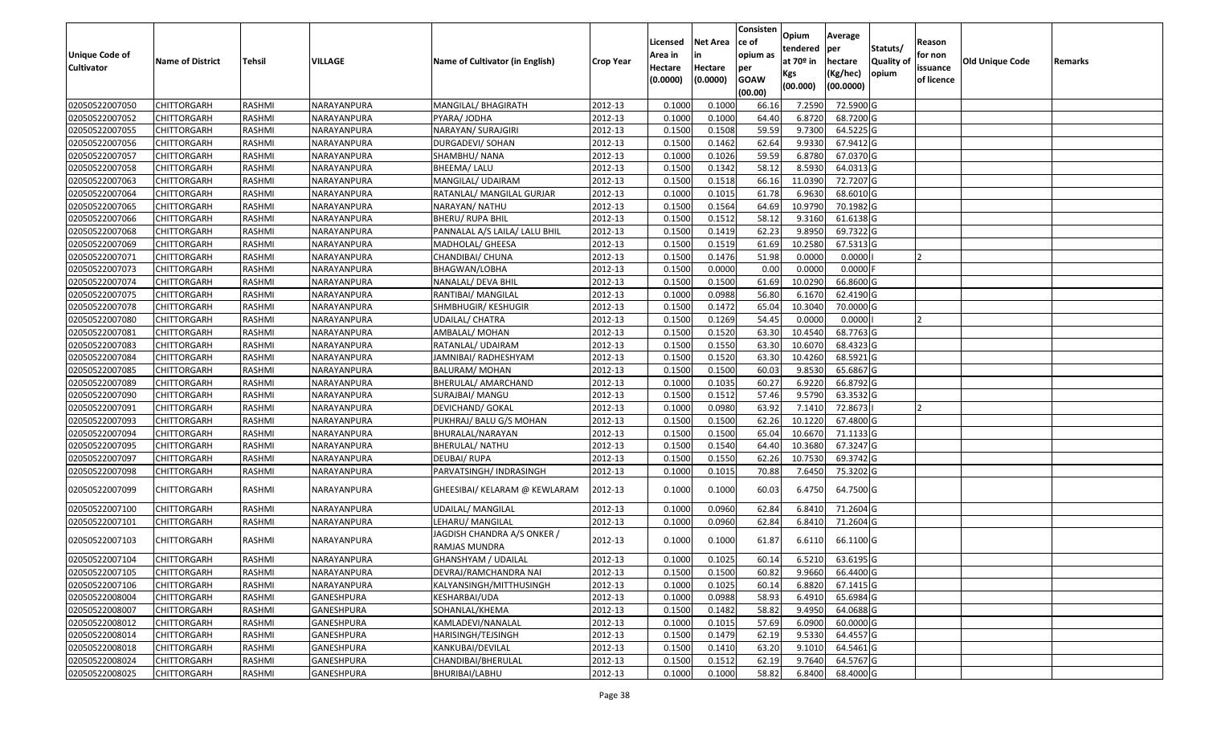| Unique Code of Cultivator | Name of District | Tehsil | VILLAGE | Name of Cultivator (in English) | Crop Year | Licensed Area in Hectare (0.0000) | Net Area in Hectare (0.0000) | Consistence of opium as per GOAW (00.00) | Opium tendered at 70º in Kgs (00.000) | Average per hectare (Kg/hec) (00.0000) | Statuts/ Quality of opium | Reason for non issuance of licence | Old Unique Code | Remarks |
|---|---|---|---|---|---|---|---|---|---|---|---|---|---|---|
| 02050522007050 | CHITTORGARH | RASHMI | NARAYANPURA | MANGILAL/ BHAGIRATH | 2012-13 | 0.1000 | 0.1000 | 66.16 | 7.2590 | 72.5900 | G | | | |
| 02050522007052 | CHITTORGARH | RASHMI | NARAYANPURA | PYARA/ JODHA | 2012-13 | 0.1000 | 0.1000 | 64.40 | 6.8720 | 68.7200 | G | | | |
| 02050522007055 | CHITTORGARH | RASHMI | NARAYANPURA | NARAYAN/ SURAJGIRI | 2012-13 | 0.1500 | 0.1508 | 59.59 | 9.7300 | 64.5225 | G | | | |
| 02050522007056 | CHITTORGARH | RASHMI | NARAYANPURA | DURGADEVI/ SOHAN | 2012-13 | 0.1500 | 0.1462 | 62.64 | 9.9330 | 67.9412 | G | | | |
| 02050522007057 | CHITTORGARH | RASHMI | NARAYANPURA | SHAMBHU/ NANA | 2012-13 | 0.1000 | 0.1026 | 59.59 | 6.8780 | 67.0370 | G | | | |
| 02050522007058 | CHITTORGARH | RASHMI | NARAYANPURA | BHEEMA/ LALU | 2012-13 | 0.1500 | 0.1342 | 58.12 | 8.5930 | 64.0313 | G | | | |
| 02050522007063 | CHITTORGARH | RASHMI | NARAYANPURA | MANGILAL/ UDAIRAM | 2012-13 | 0.1500 | 0.1518 | 66.16 | 11.0390 | 72.7207 | G | | | |
| 02050522007064 | CHITTORGARH | RASHMI | NARAYANPURA | RATANLAL/ MANGILAL GURJAR | 2012-13 | 0.1000 | 0.1015 | 61.78 | 6.9630 | 68.6010 | G | | | |
| 02050522007065 | CHITTORGARH | RASHMI | NARAYANPURA | NARAYAN/ NATHU | 2012-13 | 0.1500 | 0.1564 | 64.69 | 10.9790 | 70.1982 | G | | | |
| 02050522007066 | CHITTORGARH | RASHMI | NARAYANPURA | BHERU/ RUPA BHIL | 2012-13 | 0.1500 | 0.1512 | 58.12 | 9.3160 | 61.6138 | G | | | |
| 02050522007068 | CHITTORGARH | RASHMI | NARAYANPURA | PANNALAL A/S LAILA/ LALU BHIL | 2012-13 | 0.1500 | 0.1419 | 62.23 | 9.8950 | 69.7322 | G | | | |
| 02050522007069 | CHITTORGARH | RASHMI | NARAYANPURA | MADHOLAL/ GHEESA | 2012-13 | 0.1500 | 0.1519 | 61.69 | 10.2580 | 67.5313 | G | | | |
| 02050522007071 | CHITTORGARH | RASHMI | NARAYANPURA | CHANDIBAI/ CHUNA | 2012-13 | 0.1500 | 0.1476 | 51.98 | 0.0000 | 0.0000 | I | 2 | | |
| 02050522007073 | CHITTORGARH | RASHMI | NARAYANPURA | BHAGWAN/LOBHA | 2012-13 | 0.1500 | 0.0000 | 0.00 | 0.0000 | 0.0000 | F | | | |
| 02050522007074 | CHITTORGARH | RASHMI | NARAYANPURA | NANALAL/ DEVA BHIL | 2012-13 | 0.1500 | 0.1500 | 61.69 | 10.0290 | 66.8600 | G | | | |
| 02050522007075 | CHITTORGARH | RASHMI | NARAYANPURA | RANTIBAI/ MANGILAL | 2012-13 | 0.1000 | 0.0988 | 56.80 | 6.1670 | 62.4190 | G | | | |
| 02050522007078 | CHITTORGARH | RASHMI | NARAYANPURA | SHMBHUGIR/ KESHUGIR | 2012-13 | 0.1500 | 0.1472 | 65.04 | 10.3040 | 70.0000 | G | | | |
| 02050522007080 | CHITTORGARH | RASHMI | NARAYANPURA | UDAILAL/ CHATRA | 2012-13 | 0.1500 | 0.1269 | 54.45 | 0.0000 | 0.0000 | I | 2 | | |
| 02050522007081 | CHITTORGARH | RASHMI | NARAYANPURA | AMBALAL/ MOHAN | 2012-13 | 0.1500 | 0.1520 | 63.30 | 10.4540 | 68.7763 | G | | | |
| 02050522007083 | CHITTORGARH | RASHMI | NARAYANPURA | RATANLAL/ UDAIRAM | 2012-13 | 0.1500 | 0.1550 | 63.30 | 10.6070 | 68.4323 | G | | | |
| 02050522007084 | CHITTORGARH | RASHMI | NARAYANPURA | JAMNIBAI/ RADHESHYAM | 2012-13 | 0.1500 | 0.1520 | 63.30 | 10.4260 | 68.5921 | G | | | |
| 02050522007085 | CHITTORGARH | RASHMI | NARAYANPURA | BALURAM/ MOHAN | 2012-13 | 0.1500 | 0.1500 | 60.03 | 9.8530 | 65.6867 | G | | | |
| 02050522007089 | CHITTORGARH | RASHMI | NARAYANPURA | BHERULAL/ AMARCHAND | 2012-13 | 0.1000 | 0.1035 | 60.27 | 6.9220 | 66.8792 | G | | | |
| 02050522007090 | CHITTORGARH | RASHMI | NARAYANPURA | SURAJBAI/ MANGU | 2012-13 | 0.1500 | 0.1512 | 57.46 | 9.5790 | 63.3532 | G | | | |
| 02050522007091 | CHITTORGARH | RASHMI | NARAYANPURA | DEVICHAND/ GOKAL | 2012-13 | 0.1000 | 0.0980 | 63.92 | 7.1410 | 72.8673 | I | 2 | | |
| 02050522007093 | CHITTORGARH | RASHMI | NARAYANPURA | PUKHRAJ/ BALU G/S MOHAN | 2012-13 | 0.1500 | 0.1500 | 62.26 | 10.1220 | 67.4800 | G | | | |
| 02050522007094 | CHITTORGARH | RASHMI | NARAYANPURA | BHURALAL/NARAYAN | 2012-13 | 0.1500 | 0.1500 | 65.04 | 10.6670 | 71.1133 | G | | | |
| 02050522007095 | CHITTORGARH | RASHMI | NARAYANPURA | BHERULAL/ NATHU | 2012-13 | 0.1500 | 0.1540 | 64.40 | 10.3680 | 67.3247 | G | | | |
| 02050522007097 | CHITTORGARH | RASHMI | NARAYANPURA | DEUBAI/ RUPA | 2012-13 | 0.1500 | 0.1550 | 62.26 | 10.7530 | 69.3742 | G | | | |
| 02050522007098 | CHITTORGARH | RASHMI | NARAYANPURA | PARVATSINGH/ INDRASINGH | 2012-13 | 0.1000 | 0.1015 | 70.88 | 7.6450 | 75.3202 | G | | | |
| 02050522007099 | CHITTORGARH | RASHMI | NARAYANPURA | GHEESIBAI/ KELARAM @ KEWLARAM | 2012-13 | 0.1000 | 0.1000 | 60.03 | 6.4750 | 64.7500 | G | | | |
| 02050522007100 | CHITTORGARH | RASHMI | NARAYANPURA | UDAILAL/ MANGILAL | 2012-13 | 0.1000 | 0.0960 | 62.84 | 6.8410 | 71.2604 | G | | | |
| 02050522007101 | CHITTORGARH | RASHMI | NARAYANPURA | LEHARU/ MANGILAL | 2012-13 | 0.1000 | 0.0960 | 62.84 | 6.8410 | 71.2604 | G | | | |
| 02050522007103 | CHITTORGARH | RASHMI | NARAYANPURA | JAGDISH CHANDRA A/S ONKER / RAMJAS MUNDRA | 2012-13 | 0.1000 | 0.1000 | 61.87 | 6.6110 | 66.1100 | G | | | |
| 02050522007104 | CHITTORGARH | RASHMI | NARAYANPURA | GHANSHYAM / UDAILAL | 2012-13 | 0.1000 | 0.1025 | 60.14 | 6.5210 | 63.6195 | G | | | |
| 02050522007105 | CHITTORGARH | RASHMI | NARAYANPURA | DEVRAJ/RAMCHANDRA NAI | 2012-13 | 0.1500 | 0.1500 | 60.82 | 9.9660 | 66.4400 | G | | | |
| 02050522007106 | CHITTORGARH | RASHMI | NARAYANPURA | KALYANSINGH/MITTHUSINGH | 2012-13 | 0.1000 | 0.1025 | 60.14 | 6.8820 | 67.1415 | G | | | |
| 02050522008004 | CHITTORGARH | RASHMI | GANESHPURA | KESHARBAI/UDA | 2012-13 | 0.1000 | 0.0988 | 58.93 | 6.4910 | 65.6984 | G | | | |
| 02050522008007 | CHITTORGARH | RASHMI | GANESHPURA | SOHANLAL/KHEMA | 2012-13 | 0.1500 | 0.1482 | 58.82 | 9.4950 | 64.0688 | G | | | |
| 02050522008012 | CHITTORGARH | RASHMI | GANESHPURA | KAMLADEVI/NANALAL | 2012-13 | 0.1000 | 0.1015 | 57.69 | 6.0900 | 60.0000 | G | | | |
| 02050522008014 | CHITTORGARH | RASHMI | GANESHPURA | HARISINGH/TEJSINGH | 2012-13 | 0.1500 | 0.1479 | 62.19 | 9.5330 | 64.4557 | G | | | |
| 02050522008018 | CHITTORGARH | RASHMI | GANESHPURA | KANKUBAI/DEVILAL | 2012-13 | 0.1500 | 0.1410 | 63.20 | 9.1010 | 64.5461 | G | | | |
| 02050522008024 | CHITTORGARH | RASHMI | GANESHPURA | CHANDIBAI/BHERULAL | 2012-13 | 0.1500 | 0.1512 | 62.19 | 9.7640 | 64.5767 | G | | | |
| 02050522008025 | CHITTORGARH | RASHMI | GANESHPURA | BHURIBAI/LABHU | 2012-13 | 0.1000 | 0.1000 | 58.82 | 6.8400 | 68.4000 | G | | | |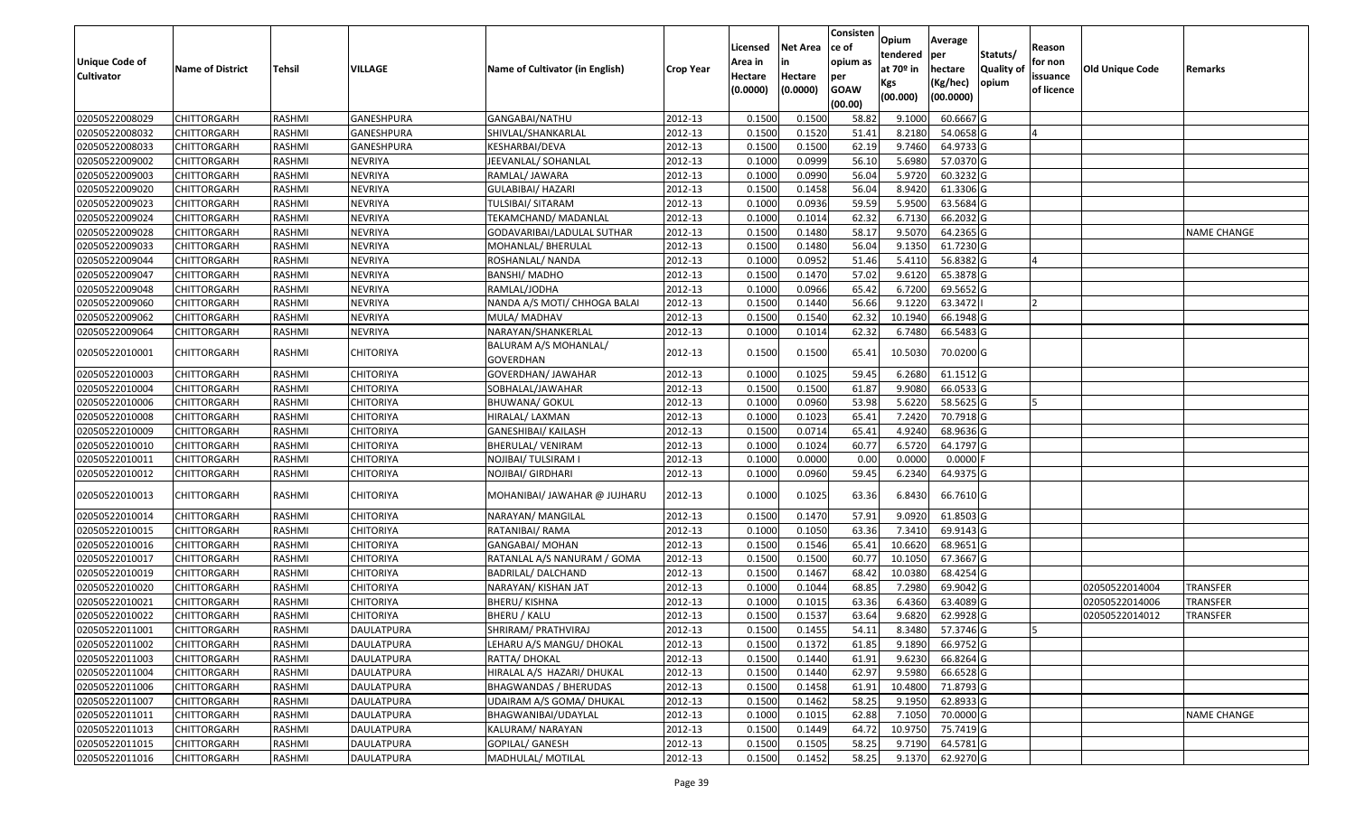| Unique Code of Cultivator | Name of District | Tehsil | VILLAGE | Name of Cultivator (in English) | Crop Year | Licensed Area in Hectare (0.0000) | Net Area in Hectare (0.0000) | Consistence of opium as per GOAW (00.00) | Opium tendered at 70º in Kgs (00.000) | Average per hectare (Kg/hec) (00.0000) | Statuts/ Quality of opium | Reason for non issuance of licence | Old Unique Code | Remarks |
|---|---|---|---|---|---|---|---|---|---|---|---|---|---|---|
| 02050522008029 | CHITTORGARH | RASHMI | GANESHPURA | GANGABAI/NATHU | 2012-13 | 0.1500 | 0.1500 | 58.82 | 9.1000 | 60.6667 | G | | | |
| 02050522008032 | CHITTORGARH | RASHMI | GANESHPURA | SHIVLAL/SHANKARLAL | 2012-13 | 0.1500 | 0.1520 | 51.41 | 8.2180 | 54.0658 | G | 4 | | |
| 02050522008033 | CHITTORGARH | RASHMI | GANESHPURA | KESHARBAI/DEVA | 2012-13 | 0.1500 | 0.1500 | 62.19 | 9.7460 | 64.9733 | G | | | |
| 02050522009002 | CHITTORGARH | RASHMI | NEVRIYA | JEEVANLAL/ SOHANLAL | 2012-13 | 0.1000 | 0.0999 | 56.10 | 5.6980 | 57.0370 | G | | | |
| 02050522009003 | CHITTORGARH | RASHMI | NEVRIYA | RAMLAL/ JAWARA | 2012-13 | 0.1000 | 0.0990 | 56.04 | 5.9720 | 60.3232 | G | | | |
| 02050522009020 | CHITTORGARH | RASHMI | NEVRIYA | GULABIBAI/ HAZARI | 2012-13 | 0.1500 | 0.1458 | 56.04 | 8.9420 | 61.3306 | G | | | |
| 02050522009023 | CHITTORGARH | RASHMI | NEVRIYA | TULSIBAI/ SITARAM | 2012-13 | 0.1000 | 0.0936 | 59.59 | 5.9500 | 63.5684 | G | | | |
| 02050522009024 | CHITTORGARH | RASHMI | NEVRIYA | TEKAMCHAND/ MADANLAL | 2012-13 | 0.1000 | 0.1014 | 62.32 | 6.7130 | 66.2032 | G | | | |
| 02050522009028 | CHITTORGARH | RASHMI | NEVRIYA | GODAVARIBAI/LADULAL SUTHAR | 2012-13 | 0.1500 | 0.1480 | 58.17 | 9.5070 | 64.2365 | G | | | NAME CHANGE |
| 02050522009033 | CHITTORGARH | RASHMI | NEVRIYA | MOHANLAL/ BHERULAL | 2012-13 | 0.1500 | 0.1480 | 56.04 | 9.1350 | 61.7230 | G | | | |
| 02050522009044 | CHITTORGARH | RASHMI | NEVRIYA | ROSHANLAL/ NANDA | 2012-13 | 0.1000 | 0.0952 | 51.46 | 5.4110 | 56.8382 | G | 4 | | |
| 02050522009047 | CHITTORGARH | RASHMI | NEVRIYA | BANSHI/ MADHO | 2012-13 | 0.1500 | 0.1470 | 57.02 | 9.6120 | 65.3878 | G | | | |
| 02050522009048 | CHITTORGARH | RASHMI | NEVRIYA | RAMLAL/JODHA | 2012-13 | 0.1000 | 0.0966 | 65.42 | 6.7200 | 69.5652 | G | | | |
| 02050522009060 | CHITTORGARH | RASHMI | NEVRIYA | NANDA A/S MOTI/ CHHOGA BALAI | 2012-13 | 0.1500 | 0.1440 | 56.66 | 9.1220 | 63.3472 | I | 2 | | |
| 02050522009062 | CHITTORGARH | RASHMI | NEVRIYA | MULA/ MADHAV | 2012-13 | 0.1500 | 0.1540 | 62.32 | 10.1940 | 66.1948 | G | | | |
| 02050522009064 | CHITTORGARH | RASHMI | NEVRIYA | NARAYAN/SHANKERLAL | 2012-13 | 0.1000 | 0.1014 | 62.32 | 6.7480 | 66.5483 | G | | | |
| 02050522010001 | CHITTORGARH | RASHMI | CHITORIYA | BALURAM A/S MOHANLAL/ GOVERDHAN | 2012-13 | 0.1500 | 0.1500 | 65.41 | 10.5030 | 70.0200 | G | | | |
| 02050522010003 | CHITTORGARH | RASHMI | CHITORIYA | GOVERDHAN/ JAWAHAR | 2012-13 | 0.1000 | 0.1025 | 59.45 | 6.2680 | 61.1512 | G | | | |
| 02050522010004 | CHITTORGARH | RASHMI | CHITORIYA | SOBHALAL/JAWAHAR | 2012-13 | 0.1500 | 0.1500 | 61.87 | 9.9080 | 66.0533 | G | | | |
| 02050522010006 | CHITTORGARH | RASHMI | CHITORIYA | BHUWANA/ GOKUL | 2012-13 | 0.1000 | 0.0960 | 53.98 | 5.6220 | 58.5625 | G | 5 | | |
| 02050522010008 | CHITTORGARH | RASHMI | CHITORIYA | HIRALAL/ LAXMAN | 2012-13 | 0.1000 | 0.1023 | 65.41 | 7.2420 | 70.7918 | G | | | |
| 02050522010009 | CHITTORGARH | RASHMI | CHITORIYA | GANESHIBAI/ KAILASH | 2012-13 | 0.1500 | 0.0714 | 65.41 | 4.9240 | 68.9636 | G | | | |
| 02050522010010 | CHITTORGARH | RASHMI | CHITORIYA | BHERULAL/ VENIRAM | 2012-13 | 0.1000 | 0.1024 | 60.77 | 6.5720 | 64.1797 | G | | | |
| 02050522010011 | CHITTORGARH | RASHMI | CHITORIYA | NOJIBAI/ TULSIRAM I | 2012-13 | 0.1000 | 0.0000 | 0.00 | 0.0000 | 0.0000 | F | | | |
| 02050522010012 | CHITTORGARH | RASHMI | CHITORIYA | NOJIBAI/ GIRDHARI | 2012-13 | 0.1000 | 0.0960 | 59.45 | 6.2340 | 64.9375 | G | | | |
| 02050522010013 | CHITTORGARH | RASHMI | CHITORIYA | MOHANIBAI/ JAWAHAR @ JUJHARU | 2012-13 | 0.1000 | 0.1025 | 63.36 | 6.8430 | 66.7610 | G | | | |
| 02050522010014 | CHITTORGARH | RASHMI | CHITORIYA | NARAYAN/ MANGILAL | 2012-13 | 0.1500 | 0.1470 | 57.91 | 9.0920 | 61.8503 | G | | | |
| 02050522010015 | CHITTORGARH | RASHMI | CHITORIYA | RATANIBAI/ RAMA | 2012-13 | 0.1000 | 0.1050 | 63.36 | 7.3410 | 69.9143 | G | | | |
| 02050522010016 | CHITTORGARH | RASHMI | CHITORIYA | GANGABAI/ MOHAN | 2012-13 | 0.1500 | 0.1546 | 65.41 | 10.6620 | 68.9651 | G | | | |
| 02050522010017 | CHITTORGARH | RASHMI | CHITORIYA | RATANLAL A/S NANURAM / GOMA | 2012-13 | 0.1500 | 0.1500 | 60.77 | 10.1050 | 67.3667 | G | | | |
| 02050522010019 | CHITTORGARH | RASHMI | CHITORIYA | BADRILAL/ DALCHAND | 2012-13 | 0.1500 | 0.1467 | 68.42 | 10.0380 | 68.4254 | G | | | |
| 02050522010020 | CHITTORGARH | RASHMI | CHITORIYA | NARAYAN/ KISHAN JAT | 2012-13 | 0.1000 | 0.1044 | 68.85 | 7.2980 | 69.9042 | G | | 02050522014004 | TRANSFER |
| 02050522010021 | CHITTORGARH | RASHMI | CHITORIYA | BHERU/ KISHNA | 2012-13 | 0.1000 | 0.1015 | 63.36 | 6.4360 | 63.4089 | G | | 02050522014006 | TRANSFER |
| 02050522010022 | CHITTORGARH | RASHMI | CHITORIYA | BHERU / KALU | 2012-13 | 0.1500 | 0.1537 | 63.64 | 9.6820 | 62.9928 | G | | 02050522014012 | TRANSFER |
| 02050522011001 | CHITTORGARH | RASHMI | DAULATPURA | SHRIRAM/ PRATHVIRAJ | 2012-13 | 0.1500 | 0.1455 | 54.11 | 8.3480 | 57.3746 | G | 5 | | |
| 02050522011002 | CHITTORGARH | RASHMI | DAULATPURA | LEHARU A/S MANGU/ DHOKAL | 2012-13 | 0.1500 | 0.1372 | 61.85 | 9.1890 | 66.9752 | G | | | |
| 02050522011003 | CHITTORGARH | RASHMI | DAULATPURA | RATTA/ DHOKAL | 2012-13 | 0.1500 | 0.1440 | 61.91 | 9.6230 | 66.8264 | G | | | |
| 02050522011004 | CHITTORGARH | RASHMI | DAULATPURA | HIRALAL A/S HAZARI/ DHUKAL | 2012-13 | 0.1500 | 0.1440 | 62.97 | 9.5980 | 66.6528 | G | | | |
| 02050522011006 | CHITTORGARH | RASHMI | DAULATPURA | BHAGWANDAS / BHERUDAS | 2012-13 | 0.1500 | 0.1458 | 61.91 | 10.4800 | 71.8793 | G | | | |
| 02050522011007 | CHITTORGARH | RASHMI | DAULATPURA | UDAIRAM A/S GOMA/ DHUKAL | 2012-13 | 0.1500 | 0.1462 | 58.25 | 9.1950 | 62.8933 | G | | | |
| 02050522011011 | CHITTORGARH | RASHMI | DAULATPURA | BHAGWANIBAI/UDAYLAL | 2012-13 | 0.1000 | 0.1015 | 62.88 | 7.1050 | 70.0000 | G | | | NAME CHANGE |
| 02050522011013 | CHITTORGARH | RASHMI | DAULATPURA | KALURAM/ NARAYAN | 2012-13 | 0.1500 | 0.1449 | 64.72 | 10.9750 | 75.7419 | G | | | |
| 02050522011015 | CHITTORGARH | RASHMI | DAULATPURA | GOPILAL/ GANESH | 2012-13 | 0.1500 | 0.1505 | 58.25 | 9.7190 | 64.5781 | G | | | |
| 02050522011016 | CHITTORGARH | RASHMI | DAULATPURA | MADHULAL/ MOTILAL | 2012-13 | 0.1500 | 0.1452 | 58.25 | 9.1370 | 62.9270 | G | | | |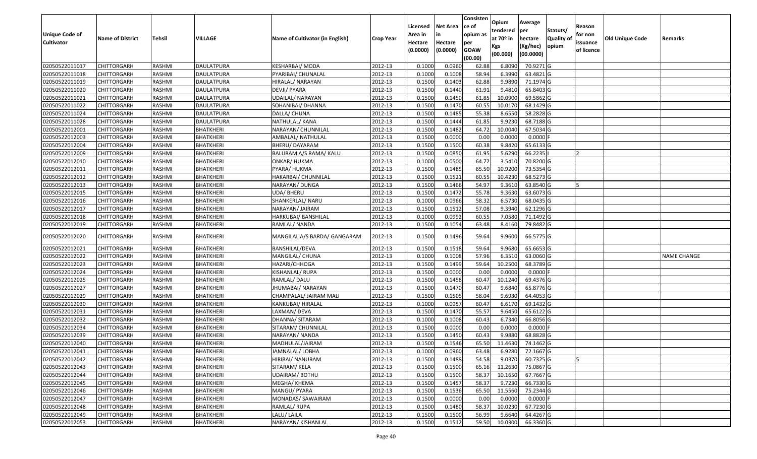| Unique Code of Cultivator | Name of District | Tehsil | VILLAGE | Name of Cultivator (in English) | Crop Year | Licensed Area in Hectare (0.0000) | Net Area in Hectare (0.0000) | Consistence of opium as per GOAW (00.00) | Opium tendered at 70º in Kgs (00.000) | Average per hectare (Kg/hec) (00.0000) | Statuts/ Quality of opium | Reason for non issuance of licence | Old Unique Code | Remarks |
|---|---|---|---|---|---|---|---|---|---|---|---|---|---|---|
| 02050522011017 | CHITTORGARH | RASHMI | DAULATPURA | KESHARBAI/ MODA | 2012-13 | 0.1000 | 0.0960 | 62.88 | 6.8090 | 70.9271 | G | | | |
| 02050522011018 | CHITTORGARH | RASHMI | DAULATPURA | PYARIBAI/ CHUNALAL | 2012-13 | 0.1000 | 0.1008 | 58.94 | 6.3990 | 63.4821 | G | | | |
| 02050522011019 | CHITTORGARH | RASHMI | DAULATPURA | HIRALAL/ NARAYAN | 2012-13 | 0.1500 | 0.1403 | 62.88 | 9.9890 | 71.1974 | G | | | |
| 02050522011020 | CHITTORGARH | RASHMI | DAULATPURA | DEVJI/ PYARA | 2012-13 | 0.1500 | 0.1440 | 61.91 | 9.4810 | 65.8403 | G | | | |
| 02050522011021 | CHITTORGARH | RASHMI | DAULATPURA | UDAILAL/ NARAYAN | 2012-13 | 0.1500 | 0.1450 | 61.85 | 10.0900 | 69.5862 | G | | | |
| 02050522011022 | CHITTORGARH | RASHMI | DAULATPURA | SOHANIBAI/ DHANNA | 2012-13 | 0.1500 | 0.1470 | 60.55 | 10.0170 | 68.1429 | G | | | |
| 02050522011024 | CHITTORGARH | RASHMI | DAULATPURA | DALLA/ CHUNA | 2012-13 | 0.1500 | 0.1485 | 55.38 | 8.6550 | 58.2828 | G | | | |
| 02050522011028 | CHITTORGARH | RASHMI | DAULATPURA | NATHULAL/ KANA | 2012-13 | 0.1500 | 0.1444 | 61.85 | 9.9230 | 68.7188 | G | | | |
| 02050522012001 | CHITTORGARH | RASHMI | BHATKHERI | NARAYAN/ CHUNNILAL | 2012-13 | 0.1500 | 0.1482 | 64.72 | 10.0040 | 67.5034 | G | | | |
| 02050522012003 | CHITTORGARH | RASHMI | BHATKHERI | AMBALAL/ NATHULAL | 2012-13 | 0.1500 | 0.0000 | 0.00 | 0.0000 | 0.0000 | F | | | |
| 02050522012004 | CHITTORGARH | RASHMI | BHATKHERI | BHERU/ DAYARAM | 2012-13 | 0.1500 | 0.1500 | 60.38 | 9.8420 | 65.6133 | G | | | |
| 02050522012009 | CHITTORGARH | RASHMI | BHATKHERI | BALURAM A/S RAMA/ KALU | 2012-13 | 0.1500 | 0.0850 | 61.95 | 5.6290 | 66.2235 | I | 2 | | |
| 02050522012010 | CHITTORGARH | RASHMI | BHATKHERI | ONKAR/ HUKMA | 2012-13 | 0.1000 | 0.0500 | 64.72 | 3.5410 | 70.8200 | G | | | |
| 02050522012011 | CHITTORGARH | RASHMI | BHATKHERI | PYARA/ HUKMA | 2012-13 | 0.1500 | 0.1485 | 65.50 | 10.9200 | 73.5354 | G | | | |
| 02050522012012 | CHITTORGARH | RASHMI | BHATKHERI | HAKARBAI/ CHUNNILAL | 2012-13 | 0.1500 | 0.1521 | 60.55 | 10.4230 | 68.5273 | G | | | |
| 02050522012013 | CHITTORGARH | RASHMI | BHATKHERI | NARAYAN/ DUNGA | 2012-13 | 0.1500 | 0.1466 | 54.97 | 9.3610 | 63.8540 | G | 5 | | |
| 02050522012015 | CHITTORGARH | RASHMI | BHATKHERI | UDA/ BHERU | 2012-13 | 0.1500 | 0.1472 | 55.78 | 9.3630 | 63.6073 | G | | | |
| 02050522012016 | CHITTORGARH | RASHMI | BHATKHERI | SHANKERLAL/ NARU | 2012-13 | 0.1000 | 0.0966 | 58.32 | 6.5730 | 68.0435 | G | | | |
| 02050522012017 | CHITTORGARH | RASHMI | BHATKHERI | NARAYAN/ JAIRAM | 2012-13 | 0.1500 | 0.1512 | 57.08 | 9.3940 | 62.1296 | G | | | |
| 02050522012018 | CHITTORGARH | RASHMI | BHATKHERI | HARKUBAI/ BANSHILAL | 2012-13 | 0.1000 | 0.0992 | 60.55 | 7.0580 | 71.1492 | G | | | |
| 02050522012019 | CHITTORGARH | RASHMI | BHATKHERI | RAMLAL/ NANDA | 2012-13 | 0.1500 | 0.1054 | 63.48 | 8.4160 | 79.8482 | G | | | |
| 02050522012020 | CHITTORGARH | RASHMI | BHATKHERI | MANGILAL A/S BARDA/ GANGARAM | 2012-13 | 0.1500 | 0.1496 | 59.64 | 9.9600 | 66.5775 | G | | | |
| 02050522012021 | CHITTORGARH | RASHMI | BHATKHERI | BANSHILAL/DEVA | 2012-13 | 0.1500 | 0.1518 | 59.64 | 9.9680 | 65.6653 | G | | | |
| 02050522012022 | CHITTORGARH | RASHMI | BHATKHERI | MANGILAL/ CHUNA | 2012-13 | 0.1000 | 0.1008 | 57.96 | 6.3510 | 63.0060 | G | | | NAME CHANGE |
| 02050522012023 | CHITTORGARH | RASHMI | BHATKHERI | HAZARI/CHHOGA | 2012-13 | 0.1500 | 0.1499 | 59.64 | 10.2500 | 68.3789 | G | | | |
| 02050522012024 | CHITTORGARH | RASHMI | BHATKHERI | KISHANLAL/ RUPA | 2012-13 | 0.1500 | 0.0000 | 0.00 | 0.0000 | 0.0000 | F | | | |
| 02050522012025 | CHITTORGARH | RASHMI | BHATKHERI | RAMLAL/ DALU | 2012-13 | 0.1500 | 0.1458 | 60.47 | 10.1240 | 69.4376 | G | | | |
| 02050522012027 | CHITTORGARH | RASHMI | BHATKHERI | JHUMABAI/ NARAYAN | 2012-13 | 0.1500 | 0.1470 | 60.47 | 9.6840 | 65.8776 | G | | | |
| 02050522012029 | CHITTORGARH | RASHMI | BHATKHERI | CHAMPALAL/ JAIRAM MALI | 2012-13 | 0.1500 | 0.1505 | 58.04 | 9.6930 | 64.4053 | G | | | |
| 02050522012030 | CHITTORGARH | RASHMI | BHATKHERI | KANKUBAI/ HIRALAL | 2012-13 | 0.1000 | 0.0957 | 60.47 | 6.6170 | 69.1432 | G | | | |
| 02050522012031 | CHITTORGARH | RASHMI | BHATKHERI | LAXMAN/ DEVA | 2012-13 | 0.1500 | 0.1470 | 55.57 | 9.6450 | 65.6122 | G | | | |
| 02050522012032 | CHITTORGARH | RASHMI | BHATKHERI | DHANNA/ SITARAM | 2012-13 | 0.1000 | 0.1008 | 60.43 | 6.7340 | 66.8056 | G | | | |
| 02050522012034 | CHITTORGARH | RASHMI | BHATKHERI | SITARAM/ CHUNNILAL | 2012-13 | 0.1500 | 0.0000 | 0.00 | 0.0000 | 0.0000 | F | | | |
| 02050522012039 | CHITTORGARH | RASHMI | BHATKHERI | NARAYAN/ NANDA | 2012-13 | 0.1500 | 0.1450 | 60.43 | 9.9880 | 68.8828 | G | | | |
| 02050522012040 | CHITTORGARH | RASHMI | BHATKHERI | MADHULAL/JAIRAM | 2012-13 | 0.1500 | 0.1546 | 65.50 | 11.4630 | 74.1462 | G | | | |
| 02050522012041 | CHITTORGARH | RASHMI | BHATKHERI | JAMNALAL/ LOBHA | 2012-13 | 0.1000 | 0.0960 | 63.48 | 6.9280 | 72.1667 | G | | | |
| 02050522012042 | CHITTORGARH | RASHMI | BHATKHERI | HIRIBAI/ NANURAM | 2012-13 | 0.1500 | 0.1488 | 54.58 | 9.0370 | 60.7325 | G | 5 | | |
| 02050522012043 | CHITTORGARH | RASHMI | BHATKHERI | SITARAM/ KELA | 2012-13 | 0.1500 | 0.1500 | 65.16 | 11.2630 | 75.0867 | G | | | |
| 02050522012044 | CHITTORGARH | RASHMI | BHATKHERI | UDAIRAM/ BOTHU | 2012-13 | 0.1500 | 0.1500 | 58.37 | 10.1650 | 67.7667 | G | | | |
| 02050522012045 | CHITTORGARH | RASHMI | BHATKHERI | MEGHA/ KHEMA | 2012-13 | 0.1500 | 0.1457 | 58.37 | 9.7230 | 66.7330 | G | | | |
| 02050522012046 | CHITTORGARH | RASHMI | BHATKHERI | MANGU/ PYARA | 2012-13 | 0.1500 | 0.1536 | 65.50 | 11.5560 | 75.2344 | G | | | |
| 02050522012047 | CHITTORGARH | RASHMI | BHATKHERI | MONADAS/ SAWAIRAM | 2012-13 | 0.1500 | 0.0000 | 0.00 | 0.0000 | 0.0000 | F | | | |
| 02050522012048 | CHITTORGARH | RASHMI | BHATKHERI | RAMLAL/ RUPA | 2012-13 | 0.1500 | 0.1480 | 58.37 | 10.0230 | 67.7230 | G | | | |
| 02050522012049 | CHITTORGARH | RASHMI | BHATKHERI | LALU/ LAILA | 2012-13 | 0.1500 | 0.1500 | 56.99 | 9.6640 | 64.4267 | G | | | |
| 02050522012053 | CHITTORGARH | RASHMI | BHATKHERI | NARAYAN/ KISHANLAL | 2012-13 | 0.1500 | 0.1512 | 59.50 | 10.0300 | 66.3360 | G | | | |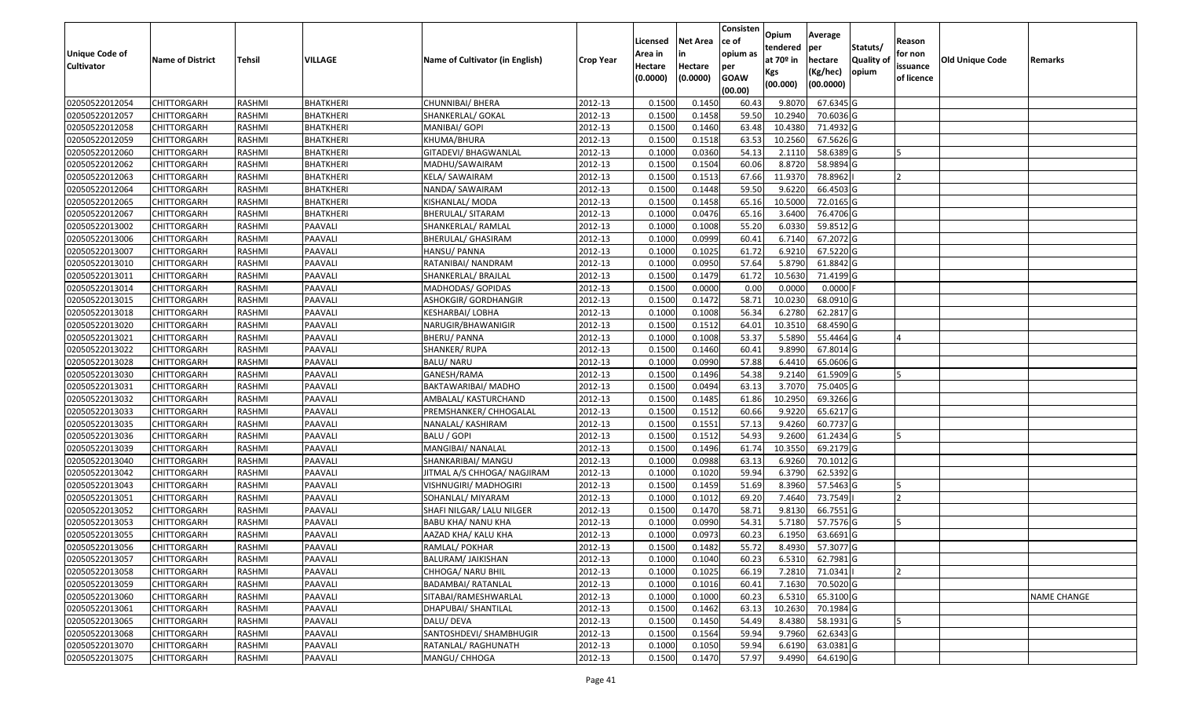| Unique Code of Cultivator | Name of District | Tehsil | VILLAGE | Name of Cultivator (in English) | Crop Year | Licensed Area in Hectare (0.0000) | Net Area in Hectare (0.0000) | Consistence of opium as per GOAW (00.00) | Opium tendered at 70º in Kgs (00.000) | Average per hectare (Kg/hec) (00.0000) | Statuts/ Quality of opium | Reason for non issuance of licence | Old Unique Code | Remarks |
|---|---|---|---|---|---|---|---|---|---|---|---|---|---|---|
| 02050522012054 | CHITTORGARH | RASHMI | BHATKHERI | CHUNNIBAI/ BHERA | 2012-13 | 0.1500 | 0.1450 | 60.43 | 9.8070 | 67.6345 | G | | | |
| 02050522012057 | CHITTORGARH | RASHMI | BHATKHERI | SHANKERLAL/ GOKAL | 2012-13 | 0.1500 | 0.1458 | 59.50 | 10.2940 | 70.6036 | G | | | |
| 02050522012058 | CHITTORGARH | RASHMI | BHATKHERI | MANIBAI/ GOPI | 2012-13 | 0.1500 | 0.1460 | 63.48 | 10.4380 | 71.4932 | G | | | |
| 02050522012059 | CHITTORGARH | RASHMI | BHATKHERI | KHUMA/BHURA | 2012-13 | 0.1500 | 0.1518 | 63.53 | 10.2560 | 67.5626 | G | | | |
| 02050522012060 | CHITTORGARH | RASHMI | BHATKHERI | GITADEVI/ BHAGWANLAL | 2012-13 | 0.1000 | 0.0360 | 54.13 | 2.1110 | 58.6389 | G | 5 | | |
| 02050522012062 | CHITTORGARH | RASHMI | BHATKHERI | MADHU/SAWAIRAM | 2012-13 | 0.1500 | 0.1504 | 60.06 | 8.8720 | 58.9894 | G | | | |
| 02050522012063 | CHITTORGARH | RASHMI | BHATKHERI | KELA/ SAWAIRAM | 2012-13 | 0.1500 | 0.1513 | 67.66 | 11.9370 | 78.8962 | I | 2 | | |
| 02050522012064 | CHITTORGARH | RASHMI | BHATKHERI | NANDA/ SAWAIRAM | 2012-13 | 0.1500 | 0.1448 | 59.50 | 9.6220 | 66.4503 | G | | | |
| 02050522012065 | CHITTORGARH | RASHMI | BHATKHERI | KISHANLAL/ MODA | 2012-13 | 0.1500 | 0.1458 | 65.16 | 10.5000 | 72.0165 | G | | | |
| 02050522012067 | CHITTORGARH | RASHMI | BHATKHERI | BHERULAL/ SITARAM | 2012-13 | 0.1000 | 0.0476 | 65.16 | 3.6400 | 76.4706 | G | | | |
| 02050522013002 | CHITTORGARH | RASHMI | PAAVALI | SHANKERLAL/ RAMLAL | 2012-13 | 0.1000 | 0.1008 | 55.20 | 6.0330 | 59.8512 | G | | | |
| 02050522013006 | CHITTORGARH | RASHMI | PAAVALI | BHERULAL/ GHASIRAM | 2012-13 | 0.1000 | 0.0999 | 60.41 | 6.7140 | 67.2072 | G | | | |
| 02050522013007 | CHITTORGARH | RASHMI | PAAVALI | HANSU/ PANNA | 2012-13 | 0.1000 | 0.1025 | 61.72 | 6.9210 | 67.5220 | G | | | |
| 02050522013010 | CHITTORGARH | RASHMI | PAAVALI | RATANIBAI/ NANDRAM | 2012-13 | 0.1000 | 0.0950 | 57.64 | 5.8790 | 61.8842 | G | | | |
| 02050522013011 | CHITTORGARH | RASHMI | PAAVALI | SHANKERLAL/ BRAJLAL | 2012-13 | 0.1500 | 0.1479 | 61.72 | 10.5630 | 71.4199 | G | | | |
| 02050522013014 | CHITTORGARH | RASHMI | PAAVALI | MADHODAS/ GOPIDAS | 2012-13 | 0.1500 | 0.0000 | 0.00 | 0.0000 | 0.0000 | F | | | |
| 02050522013015 | CHITTORGARH | RASHMI | PAAVALI | ASHOKGIR/ GORDHANGIR | 2012-13 | 0.1500 | 0.1472 | 58.71 | 10.0230 | 68.0910 | G | | | |
| 02050522013018 | CHITTORGARH | RASHMI | PAAVALI | KESHARBAI/ LOBHA | 2012-13 | 0.1000 | 0.1008 | 56.34 | 6.2780 | 62.2817 | G | | | |
| 02050522013020 | CHITTORGARH | RASHMI | PAAVALI | NARUGIR/BHAWANIGIR | 2012-13 | 0.1500 | 0.1512 | 64.01 | 10.3510 | 68.4590 | G | | | |
| 02050522013021 | CHITTORGARH | RASHMI | PAAVALI | BHERU/ PANNA | 2012-13 | 0.1000 | 0.1008 | 53.37 | 5.5890 | 55.4464 | G | 4 | | |
| 02050522013022 | CHITTORGARH | RASHMI | PAAVALI | SHANKER/ RUPA | 2012-13 | 0.1500 | 0.1460 | 60.41 | 9.8990 | 67.8014 | G | | | |
| 02050522013028 | CHITTORGARH | RASHMI | PAAVALI | BALU/ NARU | 2012-13 | 0.1000 | 0.0990 | 57.88 | 6.4410 | 65.0606 | G | | | |
| 02050522013030 | CHITTORGARH | RASHMI | PAAVALI | GANESH/RAMA | 2012-13 | 0.1500 | 0.1496 | 54.38 | 9.2140 | 61.5909 | G | 5 | | |
| 02050522013031 | CHITTORGARH | RASHMI | PAAVALI | BAKTAWARIBAI/ MADHO | 2012-13 | 0.1500 | 0.0494 | 63.13 | 3.7070 | 75.0405 | G | | | |
| 02050522013032 | CHITTORGARH | RASHMI | PAAVALI | AMBALAL/ KASTURCHAND | 2012-13 | 0.1500 | 0.1485 | 61.86 | 10.2950 | 69.3266 | G | | | |
| 02050522013033 | CHITTORGARH | RASHMI | PAAVALI | PREMSHANKER/ CHHOGALAL | 2012-13 | 0.1500 | 0.1512 | 60.66 | 9.9220 | 65.6217 | G | | | |
| 02050522013035 | CHITTORGARH | RASHMI | PAAVALI | NANALAL/ KASHIRAM | 2012-13 | 0.1500 | 0.1551 | 57.13 | 9.4260 | 60.7737 | G | | | |
| 02050522013036 | CHITTORGARH | RASHMI | PAAVALI | BALU / GOPI | 2012-13 | 0.1500 | 0.1512 | 54.93 | 9.2600 | 61.2434 | G | 5 | | |
| 02050522013039 | CHITTORGARH | RASHMI | PAAVALI | MANGIBAI/ NANALAL | 2012-13 | 0.1500 | 0.1496 | 61.74 | 10.3550 | 69.2179 | G | | | |
| 02050522013040 | CHITTORGARH | RASHMI | PAAVALI | SHANKARIBAI/ MANGU | 2012-13 | 0.1000 | 0.0988 | 63.13 | 6.9260 | 70.1012 | G | | | |
| 02050522013042 | CHITTORGARH | RASHMI | PAAVALI | JITMAL A/S CHHOGA/ NAGJIRAM | 2012-13 | 0.1000 | 0.1020 | 59.94 | 6.3790 | 62.5392 | G | | | |
| 02050522013043 | CHITTORGARH | RASHMI | PAAVALI | VISHNUGIRI/ MADHOGIRI | 2012-13 | 0.1500 | 0.1459 | 51.69 | 8.3960 | 57.5463 | G | 5 | | |
| 02050522013051 | CHITTORGARH | RASHMI | PAAVALI | SOHANLAL/ MIYARAM | 2012-13 | 0.1000 | 0.1012 | 69.20 | 7.4640 | 73.7549 | I | 2 | | |
| 02050522013052 | CHITTORGARH | RASHMI | PAAVALI | SHAFI NILGAR/ LALU NILGER | 2012-13 | 0.1500 | 0.1470 | 58.71 | 9.8130 | 66.7551 | G | | | |
| 02050522013053 | CHITTORGARH | RASHMI | PAAVALI | BABU KHA/ NANU KHA | 2012-13 | 0.1000 | 0.0990 | 54.31 | 5.7180 | 57.7576 | G | 5 | | |
| 02050522013055 | CHITTORGARH | RASHMI | PAAVALI | AAZAD KHA/ KALU KHA | 2012-13 | 0.1000 | 0.0973 | 60.23 | 6.1950 | 63.6691 | G | | | |
| 02050522013056 | CHITTORGARH | RASHMI | PAAVALI | RAMLAL/ POKHAR | 2012-13 | 0.1500 | 0.1482 | 55.72 | 8.4930 | 57.3077 | G | | | |
| 02050522013057 | CHITTORGARH | RASHMI | PAAVALI | BALURAM/ JAIKISHAN | 2012-13 | 0.1000 | 0.1040 | 60.23 | 6.5310 | 62.7981 | G | | | |
| 02050522013058 | CHITTORGARH | RASHMI | PAAVALI | CHHOGA/ NARU BHIL | 2012-13 | 0.1000 | 0.1025 | 66.19 | 7.2810 | 71.0341 | I | 2 | | |
| 02050522013059 | CHITTORGARH | RASHMI | PAAVALI | BADAMBAI/ RATANLAL | 2012-13 | 0.1000 | 0.1016 | 60.41 | 7.1630 | 70.5020 | G | | | |
| 02050522013060 | CHITTORGARH | RASHMI | PAAVALI | SITABAI/RAMESHWARLAL | 2012-13 | 0.1000 | 0.1000 | 60.23 | 6.5310 | 65.3100 | G | | | NAME CHANGE |
| 02050522013061 | CHITTORGARH | RASHMI | PAAVALI | DHAPUBAI/ SHANTILAL | 2012-13 | 0.1500 | 0.1462 | 63.13 | 10.2630 | 70.1984 | G | | | |
| 02050522013065 | CHITTORGARH | RASHMI | PAAVALI | DALU/ DEVA | 2012-13 | 0.1500 | 0.1450 | 54.49 | 8.4380 | 58.1931 | G | 5 | | |
| 02050522013068 | CHITTORGARH | RASHMI | PAAVALI | SANTOSHDEVI/ SHAMBHUGIR | 2012-13 | 0.1500 | 0.1564 | 59.94 | 9.7960 | 62.6343 | G | | | |
| 02050522013070 | CHITTORGARH | RASHMI | PAAVALI | RATANLAL/ RAGHUNATH | 2012-13 | 0.1000 | 0.1050 | 59.94 | 6.6190 | 63.0381 | G | | | |
| 02050522013075 | CHITTORGARH | RASHMI | PAAVALI | MANGU/ CHHOGA | 2012-13 | 0.1500 | 0.1470 | 57.97 | 9.4990 | 64.6190 | G | | | |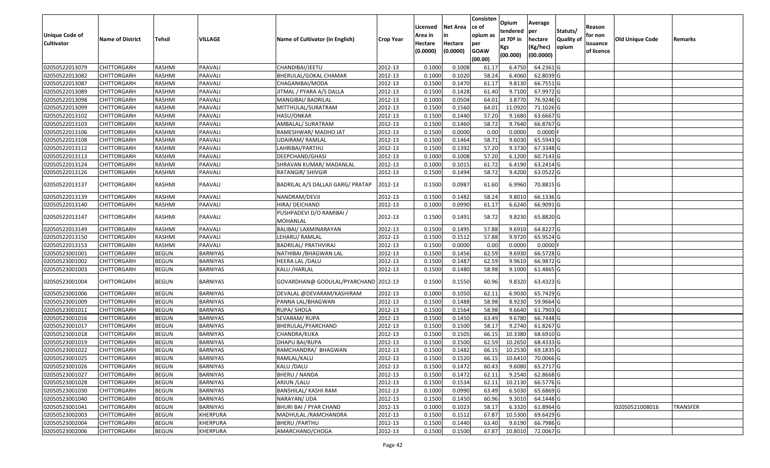| Unique Code of Cultivator | Name of District | Tehsil | VILLAGE | Name of Cultivator (in English) | Crop Year | Licensed Area in Hectare (0.0000) | Net Area in Hectare (0.0000) | Consistence of opium as per GOAW (00.00) | Opium tendered at 70º in Kgs (00.000) | Average per hectare (Kg/hec) (00.0000) | Statuts/ Quality of opium | Reason for non issuance of licence | Old Unique Code | Remarks |
|---|---|---|---|---|---|---|---|---|---|---|---|---|---|---|
| 02050522013079 | CHITTORGARH | RASHMI | PAAVALI | CHANDIBAI/JEETU | 2012-13 | 0.1000 | 0.1008 | 61.17 | 6.4750 | 64.2361 | G | | | |
| 02050522013082 | CHITTORGARH | RASHMI | PAAVALI | BHERULAL/GOKAL CHAMAR | 2012-13 | 0.1000 | 0.1020 | 58.24 | 6.4060 | 62.8039 | G | | | |
| 02050522013087 | CHITTORGARH | RASHMI | PAAVALI | CHAGANIBAI/MODA | 2012-13 | 0.1500 | 0.1470 | 61.17 | 9.8130 | 66.7551 | G | | | |
| 02050522013089 | CHITTORGARH | RASHMI | PAAVALI | JITMAL / PYARA A/S DALLA | 2012-13 | 0.1500 | 0.1428 | 61.40 | 9.7100 | 67.9972 | G | | | |
| 02050522013098 | CHITTORGARH | RASHMI | PAAVALI | MANGIBAI/ BADRILAL | 2012-13 | 0.1000 | 0.0504 | 64.01 | 3.8770 | 76.9246 | G | | | |
| 02050522013099 | CHITTORGARH | RASHMI | PAAVALI | MITTHULAL/SURATRAM | 2012-13 | 0.1500 | 0.1560 | 64.01 | 11.0920 | 71.1026 | G | | | |
| 02050522013102 | CHITTORGARH | RASHMI | PAAVALI | HASU/ONKAR | 2012-13 | 0.1500 | 0.1440 | 57.20 | 9.1680 | 63.6667 | G | | | |
| 02050522013103 | CHITTORGARH | RASHMI | PAAVALI | AMBALAL/ SURATRAM | 2012-13 | 0.1500 | 0.1460 | 58.72 | 9.7640 | 66.8767 | G | | | |
| 02050522013106 | CHITTORGARH | RASHMI | PAAVALI | RAMESHWAR/ MADHO JAT | 2012-13 | 0.1500 | 0.0000 | 0.00 | 0.0000 | 0.0000 | F | | | |
| 02050522013108 | CHITTORGARH | RASHMI | PAAVALI | UDAIRAM/ RAMLAL | 2012-13 | 0.1500 | 0.1464 | 58.71 | 9.6030 | 65.5943 | G | | | |
| 02050522013112 | CHITTORGARH | RASHMI | PAAVALI | LAHRIBAI/PARTHU | 2012-13 | 0.1500 | 0.1392 | 57.20 | 9.3730 | 67.3348 | G | | | |
| 02050522013113 | CHITTORGARH | RASHMI | PAAVALI | DEEPCHAND/GHASI | 2012-13 | 0.1000 | 0.1008 | 57.20 | 6.1200 | 60.7143 | G | | | |
| 02050522013124 | CHITTORGARH | RASHMI | PAAVALI | SHRAVAN KUMAR/ MADANLAL | 2012-13 | 0.1000 | 0.1015 | 61.72 | 6.4190 | 63.2414 | G | | | |
| 02050522013126 | CHITTORGARH | RASHMI | PAAVALI | RATANGIR/ SHIVGIR | 2012-13 | 0.1500 | 0.1494 | 58.72 | 9.4200 | 63.0522 | G | | | |
| 02050522013137 | CHITTORGARH | RASHMI | PAAVALI | BADRILAL A/S DALLAJI GARG/ PRATAP | 2012-13 | 0.1500 | 0.0987 | 61.60 | 6.9960 | 70.8815 | G | | | |
| 02050522013139 | CHITTORGARH | RASHMI | PAAVALI | NANDRAM/DEVJI | 2012-13 | 0.1500 | 0.1482 | 58.24 | 9.8010 | 66.1336 | G | | | |
| 02050522013140 | CHITTORGARH | RASHMI | PAAVALI | HIRA/ DEICHAND | 2012-13 | 0.1000 | 0.0990 | 61.17 | 6.6240 | 66.9091 | G | | | |
| 02050522013147 | CHITTORGARH | RASHMI | PAAVALI | PUSHPADEVI D/O RAMIBAI / MOHANLAL | 2012-13 | 0.1500 | 0.1491 | 58.72 | 9.8230 | 65.8820 | G | | | |
| 02050522013149 | CHITTORGARH | RASHMI | PAAVALI | BALIBAI/ LAXMINARAYAN | 2012-13 | 0.1500 | 0.1495 | 57.88 | 9.6910 | 64.8227 | G | | | |
| 02050522013150 | CHITTORGARH | RASHMI | PAAVALI | LEHARU/ RAMLAL | 2012-13 | 0.1500 | 0.1512 | 57.88 | 9.9720 | 65.9524 | G | | | |
| 02050522013153 | CHITTORGARH | RASHMI | PAAVALI | BADRILAL/ PRATHVIRAJ | 2012-13 | 0.1500 | 0.0000 | 0.00 | 0.0000 | 0.0000 | F | | | |
| 02050523001001 | CHITTORGARH | BEGUN | BARNIYAS | NATHIBAI /BHAGWAN LAL | 2012-13 | 0.1500 | 0.1456 | 62.59 | 9.6930 | 66.5728 | G | | | |
| 02050523001002 | CHITTORGARH | BEGUN | BARNIYAS | HEERA LAL /DALU | 2012-13 | 0.1500 | 0.1487 | 62.59 | 9.9610 | 66.9872 | G | | | |
| 02050523001003 | CHITTORGARH | BEGUN | BARNIYAS | KALU /HARLAL | 2012-13 | 0.1500 | 0.1480 | 58.98 | 9.1000 | 61.4865 | G | | | |
| 02050523001004 | CHITTORGARH | BEGUN | BARNIYAS | GOVARDHAN@ GODULAL/PYARCHAND | 2012-13 | 0.1500 | 0.1550 | 60.96 | 9.8320 | 63.4323 | G | | | |
| 02050523001006 | CHITTORGARH | BEGUN | BARNIYAS | DEVALAL @DEVARAM/KASHIRAM | 2012-13 | 0.1000 | 0.1050 | 62.11 | 6.9030 | 65.7429 | G | | | |
| 02050523001009 | CHITTORGARH | BEGUN | BARNIYAS | PANNA LAL/BHAGWAN | 2012-13 | 0.1500 | 0.1488 | 58.98 | 8.9230 | 59.9664 | G | | | |
| 02050523001011 | CHITTORGARH | BEGUN | BARNIYAS | RUPA/ SHOLA | 2012-13 | 0.1500 | 0.1564 | 58.98 | 9.6640 | 61.7903 | G | | | |
| 02050523001016 | CHITTORGARH | BEGUN | BARNIYAS | SEVARAM/ RUPA | 2012-13 | 0.1500 | 0.1450 | 63.49 | 9.6780 | 66.7448 | G | | | |
| 02050523001017 | CHITTORGARH | BEGUN | BARNIYAS | BHERULAL/PYARCHAND | 2012-13 | 0.1500 | 0.1500 | 58.17 | 9.2740 | 61.8267 | G | | | |
| 02050523001018 | CHITTORGARH | BEGUN | BARNIYAS | CHANDRA/KUKA | 2012-13 | 0.1500 | 0.1505 | 66.15 | 10.3380 | 68.6910 | G | | | |
| 02050523001019 | CHITTORGARH | BEGUN | BARNIYAS | DHAPU BAI/RUPA | 2012-13 | 0.1500 | 0.1500 | 62.59 | 10.2650 | 68.4333 | G | | | |
| 02050523001022 | CHITTORGARH | BEGUN | BARNIYAS | RAMCHANDRA/ BHAGWAN | 2012-13 | 0.1500 | 0.1482 | 66.15 | 10.2530 | 69.1835 | G | | | |
| 02050523001025 | CHITTORGARH | BEGUN | BARNIYAS | RAMLAL/KALU | 2012-13 | 0.1500 | 0.1520 | 66.15 | 10.6410 | 70.0066 | G | | | |
| 02050523001026 | CHITTORGARH | BEGUN | BARNIYAS | KALU /DALU | 2012-13 | 0.1500 | 0.1472 | 60.43 | 9.6080 | 65.2717 | G | | | |
| 02050523001027 | CHITTORGARH | BEGUN | BARNIYAS | BHERU / NANDA | 2012-13 | 0.1500 | 0.1472 | 62.11 | 9.2540 | 62.8668 | G | | | |
| 02050523001028 | CHITTORGARH | BEGUN | BARNIYAS | ARJUN /LALU | 2012-13 | 0.1500 | 0.1534 | 62.11 | 10.2130 | 66.5776 | G | | | |
| 02050523001030 | CHITTORGARH | BEGUN | BARNIYAS | BANSHILAL/ KASHI RAM | 2012-13 | 0.1000 | 0.0990 | 63.49 | 6.5030 | 65.6869 | G | | | |
| 02050523001040 | CHITTORGARH | BEGUN | BARNIYAS | NARAYAN/ UDA | 2012-13 | 0.1500 | 0.1450 | 60.96 | 9.3010 | 64.1448 | G | | | |
| 02050523001041 | CHITTORGARH | BEGUN | BARNIYAS | BHURI BAI / PYAR CHAND | 2012-13 | 0.1000 | 0.1023 | 58.17 | 6.3320 | 61.8964 | G | | 02050521008016 | TRANSFER |
| 02050523002003 | CHITTORGARH | BEGUN | KHERPURA | MADHULAL /RAMCHANDRA | 2012-13 | 0.1500 | 0.1512 | 67.87 | 10.5300 | 69.6429 | G | | | |
| 02050523002004 | CHITTORGARH | BEGUN | KHERPURA | BHERU /PARTHU | 2012-13 | 0.1500 | 0.1440 | 63.40 | 9.6190 | 66.7986 | G | | | |
| 02050523002006 | CHITTORGARH | BEGUN | KHERPURA | AMARCHAND/CHOGA | 2012-13 | 0.1500 | 0.1500 | 67.87 | 10.8010 | 72.0067 | G | | | |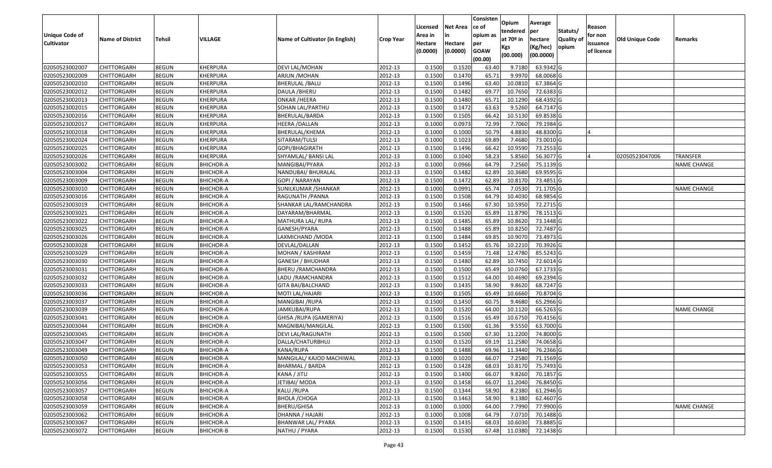| Unique Code of Cultivator | Name of District | Tehsil | VILLAGE | Name of Cultivator (in English) | Crop Year | Licensed Area in Hectare (0.0000) | Net Area in Hectare (0.0000) | Consistence of opium as per GOAW (00.00) | Opium tendered at 70º in Kgs (00.000) | Average per hectare (Kg/hec) (00.0000) | Statuts/ Quality of opium | Reason for non issuance of licence | Old Unique Code | Remarks |
|---|---|---|---|---|---|---|---|---|---|---|---|---|---|---|
| 02050523002007 | CHITTORGARH | BEGUN | KHERPURA | DEVI LAL/MOHAN | 2012-13 | 0.1500 | 0.1520 | 63.40 | 9.7180 | 63.9342 | G | | | |
| 02050523002009 | CHITTORGARH | BEGUN | KHERPURA | ARJUN /MOHAN | 2012-13 | 0.1500 | 0.1470 | 65.71 | 9.9970 | 68.0068 | G | | | |
| 02050523002010 | CHITTORGARH | BEGUN | KHERPURA | BHERULAL /BALU | 2012-13 | 0.1500 | 0.1496 | 63.40 | 10.0810 | 67.3864 | G | | | |
| 02050523002012 | CHITTORGARH | BEGUN | KHERPURA | DAULA /BHERU | 2012-13 | 0.1500 | 0.1482 | 69.77 | 10.7650 | 72.6383 | G | | | |
| 02050523002013 | CHITTORGARH | BEGUN | KHERPURA | ONKAR /HEERA | 2012-13 | 0.1500 | 0.1480 | 65.71 | 10.1290 | 68.4392 | G | | | |
| 02050523002015 | CHITTORGARH | BEGUN | KHERPURA | SOHAN LAL/PARTHU | 2012-13 | 0.1500 | 0.1472 | 63.63 | 9.5260 | 64.7147 | G | | | |
| 02050523002016 | CHITTORGARH | BEGUN | KHERPURA | BHERULAL/BARDA | 2012-13 | 0.1500 | 0.1505 | 66.42 | 10.5130 | 69.8538 | G | | | |
| 02050523002017 | CHITTORGARH | BEGUN | KHERPURA | HEERA /DALLAN | 2012-13 | 0.1000 | 0.0973 | 72.99 | 7.7060 | 79.1984 | G | | | |
| 02050523002018 | CHITTORGARH | BEGUN | KHERPURA | BHERULAL/KHEMA | 2012-13 | 0.1000 | 0.1000 | 50.79 | 4.8830 | 48.8300 | G | 4 | | |
| 02050523002024 | CHITTORGARH | BEGUN | KHERPURA | SITARAM/TULSI | 2012-13 | 0.1000 | 0.1023 | 69.89 | 7.4680 | 73.0010 | G | | | |
| 02050523002025 | CHITTORGARH | BEGUN | KHERPURA | GOPI/BHAGIRATH | 2012-13 | 0.1500 | 0.1496 | 66.42 | 10.9590 | 73.2553 | G | | | |
| 02050523002026 | CHITTORGARH | BEGUN | KHERPURA | SHYAMLAL/ BANSI LAL | 2012-13 | 0.1000 | 0.1040 | 58.23 | 5.8560 | 56.3077 | G | 4 | 02050523047006 | TRANSFER |
| 02050523003002 | CHITTORGARH | BEGUN | BHICHOR-A | MANGIBAI/PYARA | 2012-13 | 0.1000 | 0.0966 | 64.79 | 7.2560 | 75.1139 | G | | | NAME CHANGE |
| 02050523003004 | CHITTORGARH | BEGUN | BHICHOR-A | NANDUBAI/ BHURALAL | 2012-13 | 0.1500 | 0.1482 | 62.89 | 10.3680 | 69.9595 | G | | | |
| 02050523003009 | CHITTORGARH | BEGUN | BHICHOR-A | GOPI / NARAYAN | 2012-13 | 0.1500 | 0.1472 | 62.89 | 10.8170 | 73.4851 | G | | | |
| 02050523003010 | CHITTORGARH | BEGUN | BHICHOR-A | SUNILKUMAR /SHANKAR | 2012-13 | 0.1000 | 0.0991 | 65.74 | 7.0530 | 71.1705 | G | | | NAME CHANGE |
| 02050523003016 | CHITTORGARH | BEGUN | BHICHOR-A | RAGUNATH /PANNA | 2012-13 | 0.1500 | 0.1508 | 64.79 | 10.4030 | 68.9854 | G | | | |
| 02050523003019 | CHITTORGARH | BEGUN | BHICHOR-A | SHANKAR LAL/RAMCHANDRA | 2012-13 | 0.1500 | 0.1466 | 67.30 | 10.5950 | 72.2715 | G | | | |
| 02050523003021 | CHITTORGARH | BEGUN | BHICHOR-A | DAYARAM/BHARMAL | 2012-13 | 0.1500 | 0.1520 | 65.89 | 11.8790 | 78.1513 | G | | | |
| 02050523003022 | CHITTORGARH | BEGUN | BHICHOR-A | MATHURA LAL/ RUPA | 2012-13 | 0.1500 | 0.1485 | 65.89 | 10.8620 | 73.1448 | G | | | |
| 02050523003025 | CHITTORGARH | BEGUN | BHICHOR-A | GANESH/PYARA | 2012-13 | 0.1500 | 0.1488 | 65.89 | 10.8250 | 72.7487 | G | | | |
| 02050523003026 | CHITTORGARH | BEGUN | BHICHOR-A | LAXMICHAND /MODA | 2012-13 | 0.1500 | 0.1484 | 69.85 | 10.9070 | 73.4973 | G | | | |
| 02050523003028 | CHITTORGARH | BEGUN | BHICHOR-A | DEVLAL/DALLAN | 2012-13 | 0.1500 | 0.1452 | 65.76 | 10.2210 | 70.3926 | G | | | |
| 02050523003029 | CHITTORGARH | BEGUN | BHICHOR-A | MOHAN / KASHIRAM | 2012-13 | 0.1500 | 0.1459 | 71.48 | 12.4780 | 85.5243 | G | | | |
| 02050523003030 | CHITTORGARH | BEGUN | BHICHOR-A | GANESH / BHUDHAR | 2012-13 | 0.1500 | 0.1480 | 62.89 | 10.7450 | 72.6014 | G | | | |
| 02050523003031 | CHITTORGARH | BEGUN | BHICHOR-A | BHERU /RAMCHANDRA | 2012-13 | 0.1500 | 0.1500 | 65.49 | 10.0760 | 67.1733 | G | | | |
| 02050523003032 | CHITTORGARH | BEGUN | BHICHOR-A | LADU /RAMCHANDRA | 2012-13 | 0.1500 | 0.1512 | 64.00 | 10.4690 | 69.2394 | G | | | |
| 02050523003033 | CHITTORGARH | BEGUN | BHICHOR-A | GITA BAI/BALCHAND | 2012-13 | 0.1500 | 0.1435 | 58.90 | 9.8620 | 68.7247 | G | | | |
| 02050523003036 | CHITTORGARH | BEGUN | BHICHOR-A | MOTI LAL/HAJARI | 2012-13 | 0.1500 | 0.1505 | 65.49 | 10.6660 | 70.8704 | G | | | |
| 02050523003037 | CHITTORGARH | BEGUN | BHICHOR-A | MANGIBAI /RUPA | 2012-13 | 0.1500 | 0.1450 | 60.75 | 9.4680 | 65.2966 | G | | | |
| 02050523003039 | CHITTORGARH | BEGUN | BHICHOR-A | JAMKUBAI/RUPA | 2012-13 | 0.1500 | 0.1520 | 64.00 | 10.1120 | 66.5263 | G | | | NAME CHANGE |
| 02050523003041 | CHITTORGARH | BEGUN | BHICHOR-A | GHISA /RUPA (GAMERIYA) | 2012-13 | 0.1500 | 0.1516 | 65.49 | 10.6750 | 70.4156 | G | | | |
| 02050523003044 | CHITTORGARH | BEGUN | BHICHOR-A | MAGNIBAI/MANGILAL | 2012-13 | 0.1500 | 0.1500 | 61.36 | 9.5550 | 63.7000 | G | | | |
| 02050523003045 | CHITTORGARH | BEGUN | BHICHOR-A | DEVI LAL/RAGUNATH | 2012-13 | 0.1500 | 0.1500 | 67.30 | 11.2200 | 74.8000 | G | | | |
| 02050523003047 | CHITTORGARH | BEGUN | BHICHOR-A | DALLA/CHATURBHUJ | 2012-13 | 0.1500 | 0.1520 | 69.19 | 11.2580 | 74.0658 | G | | | |
| 02050523003049 | CHITTORGARH | BEGUN | BHICHOR-A | KANA/RUPA | 2012-13 | 0.1500 | 0.1488 | 69.96 | 11.3440 | 76.2366 | G | | | |
| 02050523003050 | CHITTORGARH | BEGUN | BHICHOR-A | MANGILAL/ KAJOD MACHIWAL | 2012-13 | 0.1000 | 0.1020 | 66.07 | 7.2580 | 71.1569 | G | | | |
| 02050523003053 | CHITTORGARH | BEGUN | BHICHOR-A | BHARMAL / BARDA | 2012-13 | 0.1500 | 0.1428 | 68.03 | 10.8170 | 75.7493 | G | | | |
| 02050523003055 | CHITTORGARH | BEGUN | BHICHOR-A | KANA / JITU | 2012-13 | 0.1500 | 0.1400 | 66.07 | 9.8260 | 70.1857 | G | | | |
| 02050523003056 | CHITTORGARH | BEGUN | BHICHOR-A | JETIBAI/ MODA | 2012-13 | 0.1500 | 0.1458 | 66.07 | 11.2040 | 76.8450 | G | | | |
| 02050523003057 | CHITTORGARH | BEGUN | BHICHOR-A | KALU /RUPA | 2012-13 | 0.1500 | 0.1344 | 58.90 | 8.2380 | 61.2946 | G | | | |
| 02050523003058 | CHITTORGARH | BEGUN | BHICHOR-A | BHOLA /CHOGA | 2012-13 | 0.1500 | 0.1463 | 58.90 | 9.1380 | 62.4607 | G | | | |
| 02050523003059 | CHITTORGARH | BEGUN | BHICHOR-A | BHERU/GHISA | 2012-13 | 0.1000 | 0.1000 | 64.00 | 7.7990 | 77.9900 | G | | | NAME CHANGE |
| 02050523003062 | CHITTORGARH | BEGUN | BHICHOR-A | DHANNA / HAJARI | 2012-13 | 0.1000 | 0.1008 | 64.79 | 7.0710 | 70.1488 | G | | | |
| 02050523003067 | CHITTORGARH | BEGUN | BHICHOR-A | BHANWAR LAL/ PYARA | 2012-13 | 0.1500 | 0.1435 | 68.03 | 10.6030 | 73.8885 | G | | | |
| 02050523003072 | CHITTORGARH | BEGUN | BHICHOR-B | NATHU / PYARA | 2012-13 | 0.1500 | 0.1530 | 67.48 | 11.0380 | 72.1438 | G | | | |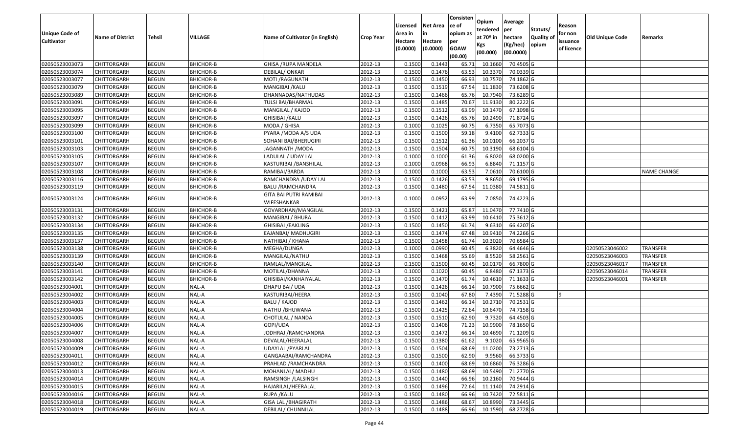| Unique Code of Cultivator | Name of District | Tehsil | VILLAGE | Name of Cultivator (in English) | Crop Year | Licensed Area in Hectare (0.0000) | Net Area in Hectare (0.0000) | Consistence of opium as per GOAW (00.00) | Opium tendered at 70º in Kgs (00.000) | Average per hectare (Kg/hec) (00.0000) | Statuts/ Quality of opium | Reason for non issuance of licence | Old Unique Code | Remarks |
|---|---|---|---|---|---|---|---|---|---|---|---|---|---|---|
| 02050523003073 | CHITTORGARH | BEGUN | BHICHOR-B | GHISA /RUPA MANDELA | 2012-13 | 0.1500 | 0.1443 | 65.71 | 10.1660 | 70.4505 | G | | | |
| 02050523003074 | CHITTORGARH | BEGUN | BHICHOR-B | DEBILAL/ ONKAR | 2012-13 | 0.1500 | 0.1476 | 63.53 | 10.3370 | 70.0339 | G | | | |
| 02050523003077 | CHITTORGARH | BEGUN | BHICHOR-B | MOTI /RAGUNATH | 2012-13 | 0.1500 | 0.1450 | 66.93 | 10.7570 | 74.1862 | G | | | |
| 02050523003079 | CHITTORGARH | BEGUN | BHICHOR-B | MANGIBAI /KALU | 2012-13 | 0.1500 | 0.1519 | 67.54 | 11.1830 | 73.6208 | G | | | |
| 02050523003089 | CHITTORGARH | BEGUN | BHICHOR-B | DHANNADAS/NATHUDAS | 2012-13 | 0.1500 | 0.1466 | 65.76 | 10.7940 | 73.6289 | G | | | |
| 02050523003091 | CHITTORGARH | BEGUN | BHICHOR-B | TULSI BAI/BHARMAL | 2012-13 | 0.1500 | 0.1485 | 70.67 | 11.9130 | 80.2222 | G | | | |
| 02050523003095 | CHITTORGARH | BEGUN | BHICHOR-B | MANGILAL / KAJOD | 2012-13 | 0.1500 | 0.1512 | 63.99 | 10.1470 | 67.1098 | G | | | |
| 02050523003097 | CHITTORGARH | BEGUN | BHICHOR-B | GHISIBAI /KALU | 2012-13 | 0.1500 | 0.1426 | 65.76 | 10.2490 | 71.8724 | G | | | |
| 02050523003099 | CHITTORGARH | BEGUN | BHICHOR-B | MODA / GHISA | 2012-13 | 0.1000 | 0.1025 | 60.75 | 6.7350 | 65.7073 | G | | | |
| 02050523003100 | CHITTORGARH | BEGUN | BHICHOR-B | PYARA /MODA A/S UDA | 2012-13 | 0.1500 | 0.1500 | 59.18 | 9.4100 | 62.7333 | G | | | |
| 02050523003101 | CHITTORGARH | BEGUN | BHICHOR-B | SOHANI BAI/BHERUGIRI | 2012-13 | 0.1500 | 0.1512 | 61.36 | 10.0100 | 66.2037 | G | | | |
| 02050523003103 | CHITTORGARH | BEGUN | BHICHOR-B | JAGANNATH /MODA | 2012-13 | 0.1500 | 0.1504 | 60.75 | 10.3190 | 68.6104 | G | | | |
| 02050523003105 | CHITTORGARH | BEGUN | BHICHOR-B | LADULAL / UDAY LAL | 2012-13 | 0.1000 | 0.1000 | 61.36 | 6.8020 | 68.0200 | G | | | |
| 02050523003107 | CHITTORGARH | BEGUN | BHICHOR-B | KASTURIBAI /BANSHILAL | 2012-13 | 0.1000 | 0.0968 | 66.93 | 6.8840 | 71.1157 | G | | | |
| 02050523003108 | CHITTORGARH | BEGUN | BHICHOR-B | RAMIBAI/BARDA | 2012-13 | 0.1000 | 0.1000 | 63.53 | 7.0610 | 70.6100 | G | | | NAME CHANGE |
| 02050523003116 | CHITTORGARH | BEGUN | BHICHOR-B | RAMCHANDRA /UDAY LAL | 2012-13 | 0.1500 | 0.1426 | 63.53 | 9.8650 | 69.1795 | G | | | |
| 02050523003119 | CHITTORGARH | BEGUN | BHICHOR-B | BALU /RAMCHANDRA | 2012-13 | 0.1500 | 0.1480 | 67.54 | 11.0380 | 74.5811 | G | | | |
| 02050523003124 | CHITTORGARH | BEGUN | BHICHOR-B | GITA BAI PUTRI RAMIBAI WIFESHANKAR | 2012-13 | 0.1000 | 0.0952 | 63.99 | 7.0850 | 74.4223 | G | | | |
| 02050523003131 | CHITTORGARH | BEGUN | BHICHOR-B | GOVARDHAN/MANGILAL | 2012-13 | 0.1500 | 0.1421 | 65.87 | 11.0470 | 77.7410 | G | | | |
| 02050523003132 | CHITTORGARH | BEGUN | BHICHOR-B | MANGIBAI / BHURA | 2012-13 | 0.1500 | 0.1412 | 63.99 | 10.6410 | 75.3612 | G | | | |
| 02050523003134 | CHITTORGARH | BEGUN | BHICHOR-B | GHISIBAI /EAKLING | 2012-13 | 0.1500 | 0.1450 | 61.74 | 9.6310 | 66.4207 | G | | | |
| 02050523003135 | CHITTORGARH | BEGUN | BHICHOR-B | EAJANBAI/ MADHUGIRI | 2012-13 | 0.1500 | 0.1474 | 67.48 | 10.9410 | 74.2266 | G | | | |
| 02050523003137 | CHITTORGARH | BEGUN | BHICHOR-B | NATHIBAI / KHANA | 2012-13 | 0.1500 | 0.1458 | 61.74 | 10.3020 | 70.6584 | G | | | |
| 02050523003138 | CHITTORGARH | BEGUN | BHICHOR-B | MEGHA/DUNGA | 2012-13 | 0.1000 | 0.0990 | 60.45 | 6.3820 | 64.4646 | G | | 02050523046002 | TRANSFER |
| 02050523003139 | CHITTORGARH | BEGUN | BHICHOR-B | MANGILAL/NATHU | 2012-13 | 0.1500 | 0.1468 | 55.69 | 8.5520 | 58.2561 | G | | 02050523046003 | TRANSFER |
| 02050523003140 | CHITTORGARH | BEGUN | BHICHOR-B | RAMLAL/MANGILAL | 2012-13 | 0.1500 | 0.1500 | 60.45 | 10.0170 | 66.7800 | G | | 02050523046017 | TRANSFER |
| 02050523003141 | CHITTORGARH | BEGUN | BHICHOR-B | MOTILAL/DHANNA | 2012-13 | 0.1000 | 0.1020 | 60.45 | 6.8480 | 67.1373 | G | | 02050523046014 | TRANSFER |
| 02050523003142 | CHITTORGARH | BEGUN | BHICHOR-B | GHISIBAI/KANHAIYALAL | 2012-13 | 0.1500 | 0.1470 | 61.74 | 10.4610 | 71.1633 | G | | 02050523046001 | TRANSFER |
| 02050523004001 | CHITTORGARH | BEGUN | NAL-A | DHAPU BAI/ UDA | 2012-13 | 0.1500 | 0.1426 | 66.14 | 10.7900 | 75.6662 | G | | | |
| 02050523004002 | CHITTORGARH | BEGUN | NAL-A | KASTURIBAI/HEERA | 2012-13 | 0.1500 | 0.1040 | 67.80 | 7.4390 | 71.5288 | G | 9 | | |
| 02050523004003 | CHITTORGARH | BEGUN | NAL-A | BALU / KAJOD | 2012-13 | 0.1500 | 0.1462 | 66.14 | 10.2710 | 70.2531 | G | | | |
| 02050523004004 | CHITTORGARH | BEGUN | NAL-A | NATHU /BHUWANA | 2012-13 | 0.1500 | 0.1425 | 72.64 | 10.6470 | 74.7158 | G | | | |
| 02050523004005 | CHITTORGARH | BEGUN | NAL-A | CHOTULAL / NANDA | 2012-13 | 0.1500 | 0.1510 | 62.90 | 9.7320 | 64.4503 | G | | | |
| 02050523004006 | CHITTORGARH | BEGUN | NAL-A | GOPI/UDA | 2012-13 | 0.1500 | 0.1406 | 71.23 | 10.9900 | 78.1650 | G | | | |
| 02050523004007 | CHITTORGARH | BEGUN | NAL-A | JODHRAJ /RAMCHANDRA | 2012-13 | 0.1500 | 0.1472 | 66.14 | 10.4690 | 71.1209 | G | | | |
| 02050523004008 | CHITTORGARH | BEGUN | NAL-A | DEVALAL/HEERALAL | 2012-13 | 0.1500 | 0.1380 | 61.62 | 9.1020 | 65.9565 | G | | | |
| 02050523004009 | CHITTORGARH | BEGUN | NAL-A | UDAYLAL /PYARLAL | 2012-13 | 0.1500 | 0.1504 | 68.69 | 11.0200 | 73.2713 | G | | | |
| 02050523004011 | CHITTORGARH | BEGUN | NAL-A | GANGAABAI/RAMCHANDRA | 2012-13 | 0.1500 | 0.1500 | 62.90 | 9.9560 | 66.3733 | G | | | |
| 02050523004012 | CHITTORGARH | BEGUN | NAL-A | PRAHLAD /RAMCHANDRA | 2012-13 | 0.1500 | 0.1400 | 68.69 | 10.6860 | 76.3286 | G | | | |
| 02050523004013 | CHITTORGARH | BEGUN | NAL-A | MOHANLAL/ MADHU | 2012-13 | 0.1500 | 0.1480 | 68.69 | 10.5490 | 71.2770 | G | | | |
| 02050523004014 | CHITTORGARH | BEGUN | NAL-A | RAMSINGH /LALSINGH | 2012-13 | 0.1500 | 0.1440 | 66.96 | 10.2160 | 70.9444 | G | | | |
| 02050523004015 | CHITTORGARH | BEGUN | NAL-A | HAJARILAL/HEERALAL | 2012-13 | 0.1500 | 0.1496 | 72.64 | 11.1140 | 74.2914 | G | | | |
| 02050523004016 | CHITTORGARH | BEGUN | NAL-A | RUPA /KALU | 2012-13 | 0.1500 | 0.1480 | 66.96 | 10.7420 | 72.5811 | G | | | |
| 02050523004018 | CHITTORGARH | BEGUN | NAL-A | GISA LAL /BHAGIRATH | 2012-13 | 0.1500 | 0.1486 | 68.67 | 10.8990 | 73.3445 | G | | | |
| 02050523004019 | CHITTORGARH | BEGUN | NAL-A | DEBILAL/ CHUNNILAL | 2012-13 | 0.1500 | 0.1488 | 66.96 | 10.1590 | 68.2728 | G | | | |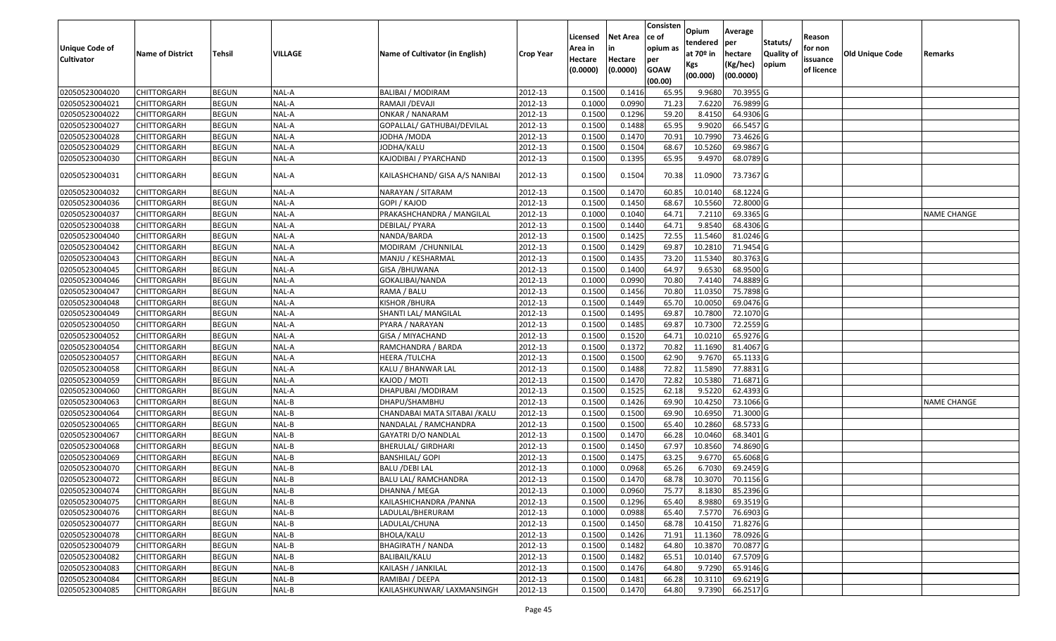| Unique Code of Cultivator | Name of District | Tehsil | VILLAGE | Name of Cultivator (in English) | Crop Year | Licensed Area in Hectare (0.0000) | Net Area in Hectare (0.0000) | Consisten ce of opium as per GOAW (00.00) | Opium tendered at 70º in Kgs (00.000) | Average per hectare (Kg/hec) (00.0000) | Statuts/ Quality of opium | Reason for non issuance of licence | Old Unique Code | Remarks |
|---|---|---|---|---|---|---|---|---|---|---|---|---|---|---|
| 02050523004020 | CHITTORGARH | BEGUN | NAL-A | BALIBAI / MODIRAM | 2012-13 | 0.1500 | 0.1416 | 65.95 | 9.9680 | 70.3955 | G | | | |
| 02050523004021 | CHITTORGARH | BEGUN | NAL-A | RAMAJI /DEVAJI | 2012-13 | 0.1000 | 0.0990 | 71.23 | 7.6220 | 76.9899 | G | | | |
| 02050523004022 | CHITTORGARH | BEGUN | NAL-A | ONKAR / NANARAM | 2012-13 | 0.1500 | 0.1296 | 59.20 | 8.4150 | 64.9306 | G | | | |
| 02050523004027 | CHITTORGARH | BEGUN | NAL-A | GOPALLAL/ GATHUBAI/DEVILAL | 2012-13 | 0.1500 | 0.1488 | 65.95 | 9.9020 | 66.5457 | G | | | |
| 02050523004028 | CHITTORGARH | BEGUN | NAL-A | JODHA /MODA | 2012-13 | 0.1500 | 0.1470 | 70.91 | 10.7990 | 73.4626 | G | | | |
| 02050523004029 | CHITTORGARH | BEGUN | NAL-A | JODHA/KALU | 2012-13 | 0.1500 | 0.1504 | 68.67 | 10.5260 | 69.9867 | G | | | |
| 02050523004030 | CHITTORGARH | BEGUN | NAL-A | KAJODIBAI / PYARCHAND | 2012-13 | 0.1500 | 0.1395 | 65.95 | 9.4970 | 68.0789 | G | | | |
| 02050523004031 | CHITTORGARH | BEGUN | NAL-A | KAILASHCHAND/ GISA A/S NANIBAI | 2012-13 | 0.1500 | 0.1504 | 70.38 | 11.0900 | 73.7367 | G | | | |
| 02050523004032 | CHITTORGARH | BEGUN | NAL-A | NARAYAN / SITARAM | 2012-13 | 0.1500 | 0.1470 | 60.85 | 10.0140 | 68.1224 | G | | | |
| 02050523004036 | CHITTORGARH | BEGUN | NAL-A | GOPI / KAJOD | 2012-13 | 0.1500 | 0.1450 | 68.67 | 10.5560 | 72.8000 | G | | | |
| 02050523004037 | CHITTORGARH | BEGUN | NAL-A | PRAKASHCHANDRA / MANGILAL | 2012-13 | 0.1000 | 0.1040 | 64.71 | 7.2110 | 69.3365 | G | | | NAME CHANGE |
| 02050523004038 | CHITTORGARH | BEGUN | NAL-A | DEBILAL/ PYARA | 2012-13 | 0.1500 | 0.1440 | 64.71 | 9.8540 | 68.4306 | G | | | |
| 02050523004040 | CHITTORGARH | BEGUN | NAL-A | NANDA/BARDA | 2012-13 | 0.1500 | 0.1425 | 72.55 | 11.5460 | 81.0246 | G | | | |
| 02050523004042 | CHITTORGARH | BEGUN | NAL-A | MODIRAM /CHUNNILAL | 2012-13 | 0.1500 | 0.1429 | 69.87 | 10.2810 | 71.9454 | G | | | |
| 02050523004043 | CHITTORGARH | BEGUN | NAL-A | MANJU / KESHARMAL | 2012-13 | 0.1500 | 0.1435 | 73.20 | 11.5340 | 80.3763 | G | | | |
| 02050523004045 | CHITTORGARH | BEGUN | NAL-A | GISA /BHUWANA | 2012-13 | 0.1500 | 0.1400 | 64.97 | 9.6530 | 68.9500 | G | | | |
| 02050523004046 | CHITTORGARH | BEGUN | NAL-A | GOKALIBAI/NANDA | 2012-13 | 0.1000 | 0.0990 | 70.80 | 7.4140 | 74.8889 | G | | | |
| 02050523004047 | CHITTORGARH | BEGUN | NAL-A | RAMA / BALU | 2012-13 | 0.1500 | 0.1456 | 70.80 | 11.0350 | 75.7898 | G | | | |
| 02050523004048 | CHITTORGARH | BEGUN | NAL-A | KISHOR /BHURA | 2012-13 | 0.1500 | 0.1449 | 65.70 | 10.0050 | 69.0476 | G | | | |
| 02050523004049 | CHITTORGARH | BEGUN | NAL-A | SHANTI LAL/ MANGILAL | 2012-13 | 0.1500 | 0.1495 | 69.87 | 10.7800 | 72.1070 | G | | | |
| 02050523004050 | CHITTORGARH | BEGUN | NAL-A | PYARA / NARAYAN | 2012-13 | 0.1500 | 0.1485 | 69.87 | 10.7300 | 72.2559 | G | | | |
| 02050523004052 | CHITTORGARH | BEGUN | NAL-A | GISA / MIYACHAND | 2012-13 | 0.1500 | 0.1520 | 64.71 | 10.0210 | 65.9276 | G | | | |
| 02050523004054 | CHITTORGARH | BEGUN | NAL-A | RAMCHANDRA / BARDA | 2012-13 | 0.1500 | 0.1372 | 70.82 | 11.1690 | 81.4067 | G | | | |
| 02050523004057 | CHITTORGARH | BEGUN | NAL-A | HEERA /TULCHA | 2012-13 | 0.1500 | 0.1500 | 62.90 | 9.7670 | 65.1133 | G | | | |
| 02050523004058 | CHITTORGARH | BEGUN | NAL-A | KALU / BHANWAR LAL | 2012-13 | 0.1500 | 0.1488 | 72.82 | 11.5890 | 77.8831 | G | | | |
| 02050523004059 | CHITTORGARH | BEGUN | NAL-A | KAJOD / MOTI | 2012-13 | 0.1500 | 0.1470 | 72.82 | 10.5380 | 71.6871 | G | | | |
| 02050523004060 | CHITTORGARH | BEGUN | NAL-A | DHAPUBAI /MODIRAM | 2012-13 | 0.1500 | 0.1525 | 62.18 | 9.5220 | 62.4393 | G | | | |
| 02050523004063 | CHITTORGARH | BEGUN | NAL-B | DHAPU/SHAMBHU | 2012-13 | 0.1500 | 0.1426 | 69.90 | 10.4250 | 73.1066 | G | | | NAME CHANGE |
| 02050523004064 | CHITTORGARH | BEGUN | NAL-B | CHANDABAI MATA SITABAI /KALU | 2012-13 | 0.1500 | 0.1500 | 69.90 | 10.6950 | 71.3000 | G | | | |
| 02050523004065 | CHITTORGARH | BEGUN | NAL-B | NANDALAL / RAMCHANDRA | 2012-13 | 0.1500 | 0.1500 | 65.40 | 10.2860 | 68.5733 | G | | | |
| 02050523004067 | CHITTORGARH | BEGUN | NAL-B | GAYATRI D/O NANDLAL | 2012-13 | 0.1500 | 0.1470 | 66.28 | 10.0460 | 68.3401 | G | | | |
| 02050523004068 | CHITTORGARH | BEGUN | NAL-B | BHERULAL/ GIRDHARI | 2012-13 | 0.1500 | 0.1450 | 67.97 | 10.8560 | 74.8690 | G | | | |
| 02050523004069 | CHITTORGARH | BEGUN | NAL-B | BANSHILAL/ GOPI | 2012-13 | 0.1500 | 0.1475 | 63.25 | 9.6770 | 65.6068 | G | | | |
| 02050523004070 | CHITTORGARH | BEGUN | NAL-B | BALU /DEBI LAL | 2012-13 | 0.1000 | 0.0968 | 65.26 | 6.7030 | 69.2459 | G | | | |
| 02050523004072 | CHITTORGARH | BEGUN | NAL-B | BALU LAL/ RAMCHANDRA | 2012-13 | 0.1500 | 0.1470 | 68.78 | 10.3070 | 70.1156 | G | | | |
| 02050523004074 | CHITTORGARH | BEGUN | NAL-B | DHANNA / MEGA | 2012-13 | 0.1000 | 0.0960 | 75.77 | 8.1830 | 85.2396 | G | | | |
| 02050523004075 | CHITTORGARH | BEGUN | NAL-B | KAILASHICHANDRA /PANNA | 2012-13 | 0.1500 | 0.1296 | 65.40 | 8.9880 | 69.3519 | G | | | |
| 02050523004076 | CHITTORGARH | BEGUN | NAL-B | LADULAL/BHERURAM | 2012-13 | 0.1000 | 0.0988 | 65.40 | 7.5770 | 76.6903 | G | | | |
| 02050523004077 | CHITTORGARH | BEGUN | NAL-B | LADULAL/CHUNA | 2012-13 | 0.1500 | 0.1450 | 68.78 | 10.4150 | 71.8276 | G | | | |
| 02050523004078 | CHITTORGARH | BEGUN | NAL-B | BHOLA/KALU | 2012-13 | 0.1500 | 0.1426 | 71.91 | 11.1360 | 78.0926 | G | | | |
| 02050523004079 | CHITTORGARH | BEGUN | NAL-B | BHAGIRATH / NANDA | 2012-13 | 0.1500 | 0.1482 | 64.80 | 10.3870 | 70.0877 | G | | | |
| 02050523004082 | CHITTORGARH | BEGUN | NAL-B | BALIBAIL/KALU | 2012-13 | 0.1500 | 0.1482 | 65.51 | 10.0140 | 67.5709 | G | | | |
| 02050523004083 | CHITTORGARH | BEGUN | NAL-B | KAILASH / JANKILAL | 2012-13 | 0.1500 | 0.1476 | 64.80 | 9.7290 | 65.9146 | G | | | |
| 02050523004084 | CHITTORGARH | BEGUN | NAL-B | RAMIBAI / DEEPA | 2012-13 | 0.1500 | 0.1481 | 66.28 | 10.3110 | 69.6219 | G | | | |
| 02050523004085 | CHITTORGARH | BEGUN | NAL-B | KAILASHKUNWAR/ LAXMANSINGH | 2012-13 | 0.1500 | 0.1470 | 64.80 | 9.7390 | 66.2517 | G | | | |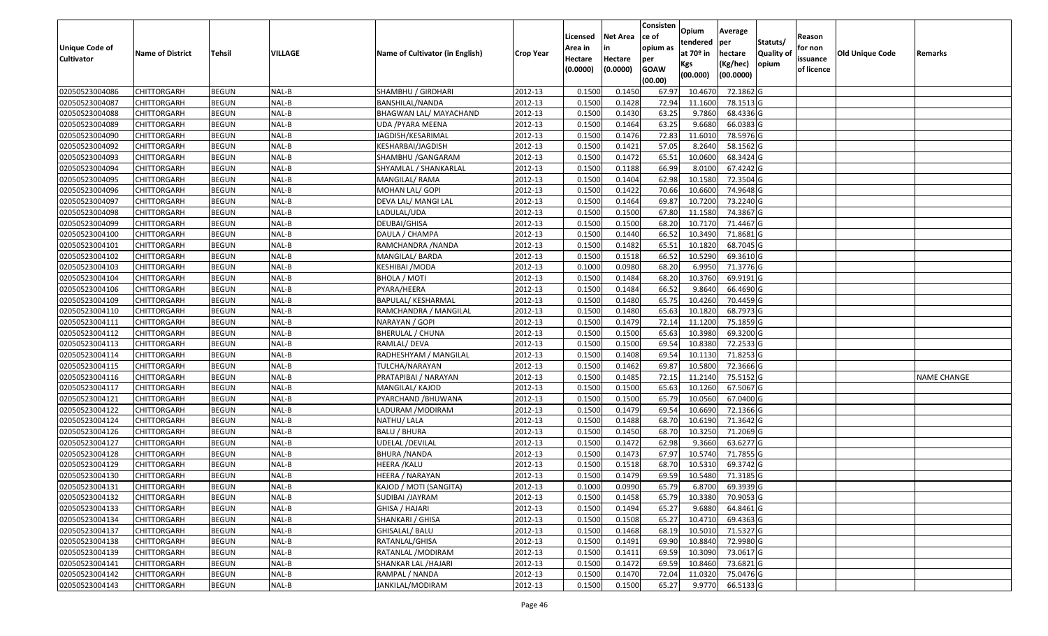| Unique Code of Cultivator | Name of District | Tehsil | VILLAGE | Name of Cultivator (in English) | Crop Year | Licensed Area in Hectare (0.0000) | Net Area in Hectare (0.0000) | Consistence of opium as per GOAW (00.00) | Opium tendered at 70º in Kgs (00.000) | Average per hectare (Kg/hec) (00.0000) | Statuts/ Quality of opium | Reason for non issuance of licence | Old Unique Code | Remarks |
|---|---|---|---|---|---|---|---|---|---|---|---|---|---|---|
| 02050523004086 | CHITTORGARH | BEGUN | NAL-B | SHAMBHU / GIRDHARI | 2012-13 | 0.1500 | 0.1450 | 67.97 | 10.4670 | 72.1862 | G | | | |
| 02050523004087 | CHITTORGARH | BEGUN | NAL-B | BANSHILAL/NANDA | 2012-13 | 0.1500 | 0.1428 | 72.94 | 11.1600 | 78.1513 | G | | | |
| 02050523004088 | CHITTORGARH | BEGUN | NAL-B | BHAGWAN LAL/ MAYACHAND | 2012-13 | 0.1500 | 0.1430 | 63.25 | 9.7860 | 68.4336 | G | | | |
| 02050523004089 | CHITTORGARH | BEGUN | NAL-B | UDA /PYARA MEENA | 2012-13 | 0.1500 | 0.1464 | 63.25 | 9.6680 | 66.0383 | G | | | |
| 02050523004090 | CHITTORGARH | BEGUN | NAL-B | JAGDISH/KESARIMAL | 2012-13 | 0.1500 | 0.1476 | 72.83 | 11.6010 | 78.5976 | G | | | |
| 02050523004092 | CHITTORGARH | BEGUN | NAL-B | KESHARBAI/JAGDISH | 2012-13 | 0.1500 | 0.1421 | 57.05 | 8.2640 | 58.1562 | G | | | |
| 02050523004093 | CHITTORGARH | BEGUN | NAL-B | SHAMBHU /GANGARAM | 2012-13 | 0.1500 | 0.1472 | 65.51 | 10.0600 | 68.3424 | G | | | |
| 02050523004094 | CHITTORGARH | BEGUN | NAL-B | SHYAMLAL / SHANKARLAL | 2012-13 | 0.1500 | 0.1188 | 66.99 | 8.0100 | 67.4242 | G | | | |
| 02050523004095 | CHITTORGARH | BEGUN | NAL-B | MANGILAL/ RAMA | 2012-13 | 0.1500 | 0.1404 | 62.98 | 10.1580 | 72.3504 | G | | | |
| 02050523004096 | CHITTORGARH | BEGUN | NAL-B | MOHAN LAL/ GOPI | 2012-13 | 0.1500 | 0.1422 | 70.66 | 10.6600 | 74.9648 | G | | | |
| 02050523004097 | CHITTORGARH | BEGUN | NAL-B | DEVA LAL/ MANGI LAL | 2012-13 | 0.1500 | 0.1464 | 69.87 | 10.7200 | 73.2240 | G | | | |
| 02050523004098 | CHITTORGARH | BEGUN | NAL-B | LADULAL/UDA | 2012-13 | 0.1500 | 0.1500 | 67.80 | 11.1580 | 74.3867 | G | | | |
| 02050523004099 | CHITTORGARH | BEGUN | NAL-B | DEUBAI/GHISA | 2012-13 | 0.1500 | 0.1500 | 68.20 | 10.7170 | 71.4467 | G | | | |
| 02050523004100 | CHITTORGARH | BEGUN | NAL-B | DAULA / CHAMPA | 2012-13 | 0.1500 | 0.1440 | 66.52 | 10.3490 | 71.8681 | G | | | |
| 02050523004101 | CHITTORGARH | BEGUN | NAL-B | RAMCHANDRA /NANDA | 2012-13 | 0.1500 | 0.1482 | 65.51 | 10.1820 | 68.7045 | G | | | |
| 02050523004102 | CHITTORGARH | BEGUN | NAL-B | MANGILAL/ BARDA | 2012-13 | 0.1500 | 0.1518 | 66.52 | 10.5290 | 69.3610 | G | | | |
| 02050523004103 | CHITTORGARH | BEGUN | NAL-B | KESHIBAI /MODA | 2012-13 | 0.1000 | 0.0980 | 68.20 | 6.9950 | 71.3776 | G | | | |
| 02050523004104 | CHITTORGARH | BEGUN | NAL-B | BHOLA / MOTI | 2012-13 | 0.1500 | 0.1484 | 68.20 | 10.3760 | 69.9191 | G | | | |
| 02050523004106 | CHITTORGARH | BEGUN | NAL-B | PYARA/HEERA | 2012-13 | 0.1500 | 0.1484 | 66.52 | 9.8640 | 66.4690 | G | | | |
| 02050523004109 | CHITTORGARH | BEGUN | NAL-B | BAPULAL/ KESHARMAL | 2012-13 | 0.1500 | 0.1480 | 65.75 | 10.4260 | 70.4459 | G | | | |
| 02050523004110 | CHITTORGARH | BEGUN | NAL-B | RAMCHANDRA / MANGILAL | 2012-13 | 0.1500 | 0.1480 | 65.63 | 10.1820 | 68.7973 | G | | | |
| 02050523004111 | CHITTORGARH | BEGUN | NAL-B | NARAYAN / GOPI | 2012-13 | 0.1500 | 0.1479 | 72.14 | 11.1200 | 75.1859 | G | | | |
| 02050523004112 | CHITTORGARH | BEGUN | NAL-B | BHERULAL / CHUNA | 2012-13 | 0.1500 | 0.1500 | 65.63 | 10.3980 | 69.3200 | G | | | |
| 02050523004113 | CHITTORGARH | BEGUN | NAL-B | RAMLAL/ DEVA | 2012-13 | 0.1500 | 0.1500 | 69.54 | 10.8380 | 72.2533 | G | | | |
| 02050523004114 | CHITTORGARH | BEGUN | NAL-B | RADHESHYAM / MANGILAL | 2012-13 | 0.1500 | 0.1408 | 69.54 | 10.1130 | 71.8253 | G | | | |
| 02050523004115 | CHITTORGARH | BEGUN | NAL-B | TULCHA/NARAYAN | 2012-13 | 0.1500 | 0.1462 | 69.87 | 10.5800 | 72.3666 | G | | | |
| 02050523004116 | CHITTORGARH | BEGUN | NAL-B | PRATAPIBAI / NARAYAN | 2012-13 | 0.1500 | 0.1485 | 72.15 | 11.2140 | 75.5152 | G | | | NAME CHANGE |
| 02050523004117 | CHITTORGARH | BEGUN | NAL-B | MANGILAL/ KAJOD | 2012-13 | 0.1500 | 0.1500 | 65.63 | 10.1260 | 67.5067 | G | | | |
| 02050523004121 | CHITTORGARH | BEGUN | NAL-B | PYARCHAND /BHUWANA | 2012-13 | 0.1500 | 0.1500 | 65.79 | 10.0560 | 67.0400 | G | | | |
| 02050523004122 | CHITTORGARH | BEGUN | NAL-B | LADURAM /MODIRAM | 2012-13 | 0.1500 | 0.1479 | 69.54 | 10.6690 | 72.1366 | G | | | |
| 02050523004124 | CHITTORGARH | BEGUN | NAL-B | NATHU/ LALA | 2012-13 | 0.1500 | 0.1488 | 68.70 | 10.6190 | 71.3642 | G | | | |
| 02050523004126 | CHITTORGARH | BEGUN | NAL-B | BALU / BHURA | 2012-13 | 0.1500 | 0.1450 | 68.70 | 10.3250 | 71.2069 | G | | | |
| 02050523004127 | CHITTORGARH | BEGUN | NAL-B | UDELAL /DEVILAL | 2012-13 | 0.1500 | 0.1472 | 62.98 | 9.3660 | 63.6277 | G | | | |
| 02050523004128 | CHITTORGARH | BEGUN | NAL-B | BHURA /NANDA | 2012-13 | 0.1500 | 0.1473 | 67.97 | 10.5740 | 71.7855 | G | | | |
| 02050523004129 | CHITTORGARH | BEGUN | NAL-B | HEERA /KALU | 2012-13 | 0.1500 | 0.1518 | 68.70 | 10.5310 | 69.3742 | G | | | |
| 02050523004130 | CHITTORGARH | BEGUN | NAL-B | HEERA / NARAYAN | 2012-13 | 0.1500 | 0.1479 | 69.59 | 10.5480 | 71.3185 | G | | | |
| 02050523004131 | CHITTORGARH | BEGUN | NAL-B | KAJOD / MOTI (SANGITA) | 2012-13 | 0.1000 | 0.0990 | 65.79 | 6.8700 | 69.3939 | G | | | |
| 02050523004132 | CHITTORGARH | BEGUN | NAL-B | SUDIBAI /JAYRAM | 2012-13 | 0.1500 | 0.1458 | 65.79 | 10.3380 | 70.9053 | G | | | |
| 02050523004133 | CHITTORGARH | BEGUN | NAL-B | GHISA / HAJARI | 2012-13 | 0.1500 | 0.1494 | 65.27 | 9.6880 | 64.8461 | G | | | |
| 02050523004134 | CHITTORGARH | BEGUN | NAL-B | SHANKARI / GHISA | 2012-13 | 0.1500 | 0.1508 | 65.27 | 10.4710 | 69.4363 | G | | | |
| 02050523004137 | CHITTORGARH | BEGUN | NAL-B | GHISALAL/ BALU | 2012-13 | 0.1500 | 0.1468 | 68.19 | 10.5010 | 71.5327 | G | | | |
| 02050523004138 | CHITTORGARH | BEGUN | NAL-B | RATANLAL/GHISA | 2012-13 | 0.1500 | 0.1491 | 69.90 | 10.8840 | 72.9980 | G | | | |
| 02050523004139 | CHITTORGARH | BEGUN | NAL-B | RATANLAL /MODIRAM | 2012-13 | 0.1500 | 0.1411 | 69.59 | 10.3090 | 73.0617 | G | | | |
| 02050523004141 | CHITTORGARH | BEGUN | NAL-B | SHANKAR LAL /HAJARI | 2012-13 | 0.1500 | 0.1472 | 69.59 | 10.8460 | 73.6821 | G | | | |
| 02050523004142 | CHITTORGARH | BEGUN | NAL-B | RAMPAL / NANDA | 2012-13 | 0.1500 | 0.1470 | 72.04 | 11.0320 | 75.0476 | G | | | |
| 02050523004143 | CHITTORGARH | BEGUN | NAL-B | JANKILAL/MODIRAM | 2012-13 | 0.1500 | 0.1500 | 65.27 | 9.9770 | 66.5133 | G | | | |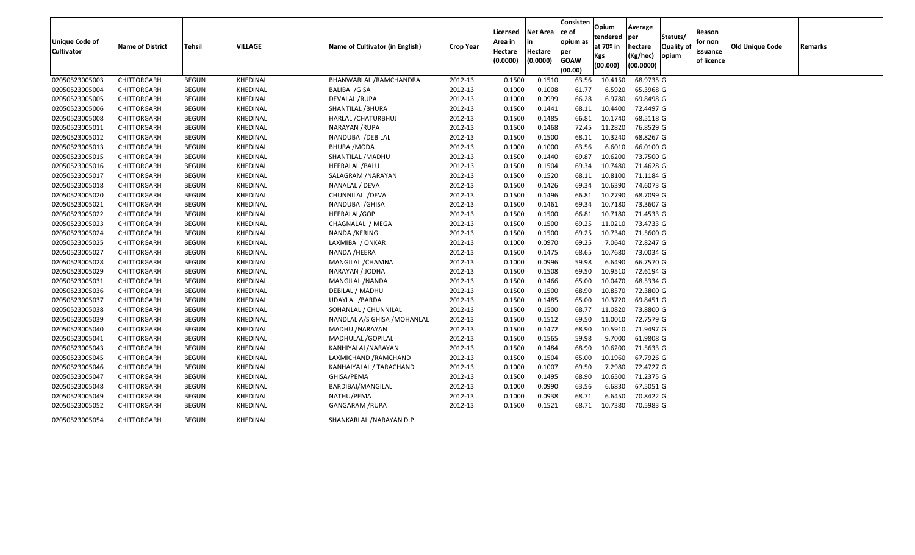| Unique Code of Cultivator | Name of District | Tehsil | VILLAGE | Name of Cultivator (in English) | Crop Year | Licensed Area in Hectare (0.0000) | Net Area in Hectare (0.0000) | Consistence of opium as per GOAW (00.00) | Opium tendered at 70º in Kgs (00.000) | Average per hectare (Kg/hec) (00.0000) | Statuts/ Quality of opium | Reason for non issuance of licence | Old Unique Code | Remarks |
|---|---|---|---|---|---|---|---|---|---|---|---|---|---|---|
| 02050523005003 | CHITTORGARH | BEGUN | KHEDINAL | BHANWARLAL /RAMCHANDRA | 2012-13 | 0.1500 | 0.1510 | 63.56 | 10.4150 | 68.9735 | G | | | |
| 02050523005004 | CHITTORGARH | BEGUN | KHEDINAL | BALIBAI /GISA | 2012-13 | 0.1000 | 0.1008 | 61.77 | 6.5920 | 65.3968 | G | | | |
| 02050523005005 | CHITTORGARH | BEGUN | KHEDINAL | DEVALAL /RUPA | 2012-13 | 0.1000 | 0.0999 | 66.28 | 6.9780 | 69.8498 | G | | | |
| 02050523005006 | CHITTORGARH | BEGUN | KHEDINAL | SHANTILAL /BHURA | 2012-13 | 0.1500 | 0.1441 | 68.11 | 10.4400 | 72.4497 | G | | | |
| 02050523005008 | CHITTORGARH | BEGUN | KHEDINAL | HARLAL /CHATURBHUJ | 2012-13 | 0.1500 | 0.1485 | 66.81 | 10.1740 | 68.5118 | G | | | |
| 02050523005011 | CHITTORGARH | BEGUN | KHEDINAL | NARAYAN /RUPA | 2012-13 | 0.1500 | 0.1468 | 72.45 | 11.2820 | 76.8529 | G | | | |
| 02050523005012 | CHITTORGARH | BEGUN | KHEDINAL | NANDUBAI /DEBILAL | 2012-13 | 0.1500 | 0.1500 | 68.11 | 10.3240 | 68.8267 | G | | | |
| 02050523005013 | CHITTORGARH | BEGUN | KHEDINAL | BHURA /MODA | 2012-13 | 0.1000 | 0.1000 | 63.56 | 6.6010 | 66.0100 | G | | | |
| 02050523005015 | CHITTORGARH | BEGUN | KHEDINAL | SHANTILAL /MADHU | 2012-13 | 0.1500 | 0.1440 | 69.87 | 10.6200 | 73.7500 | G | | | |
| 02050523005016 | CHITTORGARH | BEGUN | KHEDINAL | HEERALAL /BALU | 2012-13 | 0.1500 | 0.1504 | 69.34 | 10.7480 | 71.4628 | G | | | |
| 02050523005017 | CHITTORGARH | BEGUN | KHEDINAL | SALAGRAM /NARAYAN | 2012-13 | 0.1500 | 0.1520 | 68.11 | 10.8100 | 71.1184 | G | | | |
| 02050523005018 | CHITTORGARH | BEGUN | KHEDINAL | NANALAL / DEVA | 2012-13 | 0.1500 | 0.1426 | 69.34 | 10.6390 | 74.6073 | G | | | |
| 02050523005020 | CHITTORGARH | BEGUN | KHEDINAL | CHUNNILAL /DEVA | 2012-13 | 0.1500 | 0.1496 | 66.81 | 10.2790 | 68.7099 | G | | | |
| 02050523005021 | CHITTORGARH | BEGUN | KHEDINAL | NANDUBAI /GHISA | 2012-13 | 0.1500 | 0.1461 | 69.34 | 10.7180 | 73.3607 | G | | | |
| 02050523005022 | CHITTORGARH | BEGUN | KHEDINAL | HEERALAL/GOPI | 2012-13 | 0.1500 | 0.1500 | 66.81 | 10.7180 | 71.4533 | G | | | |
| 02050523005023 | CHITTORGARH | BEGUN | KHEDINAL | CHAGNALAL / MEGA | 2012-13 | 0.1500 | 0.1500 | 69.25 | 11.0210 | 73.4733 | G | | | |
| 02050523005024 | CHITTORGARH | BEGUN | KHEDINAL | NANDA /KERING | 2012-13 | 0.1500 | 0.1500 | 69.25 | 10.7340 | 71.5600 | G | | | |
| 02050523005025 | CHITTORGARH | BEGUN | KHEDINAL | LAXMIBAI / ONKAR | 2012-13 | 0.1000 | 0.0970 | 69.25 | 7.0640 | 72.8247 | G | | | |
| 02050523005027 | CHITTORGARH | BEGUN | KHEDINAL | NANDA /HEERA | 2012-13 | 0.1500 | 0.1475 | 68.65 | 10.7680 | 73.0034 | G | | | |
| 02050523005028 | CHITTORGARH | BEGUN | KHEDINAL | MANGILAL /CHAMNA | 2012-13 | 0.1000 | 0.0996 | 59.98 | 6.6490 | 66.7570 | G | | | |
| 02050523005029 | CHITTORGARH | BEGUN | KHEDINAL | NARAYAN / JODHA | 2012-13 | 0.1500 | 0.1508 | 69.50 | 10.9510 | 72.6194 | G | | | |
| 02050523005031 | CHITTORGARH | BEGUN | KHEDINAL | MANGILAL /NANDA | 2012-13 | 0.1500 | 0.1466 | 65.00 | 10.0470 | 68.5334 | G | | | |
| 02050523005036 | CHITTORGARH | BEGUN | KHEDINAL | DEBILAL / MADHU | 2012-13 | 0.1500 | 0.1500 | 68.90 | 10.8570 | 72.3800 | G | | | |
| 02050523005037 | CHITTORGARH | BEGUN | KHEDINAL | UDAYLAL /BARDA | 2012-13 | 0.1500 | 0.1485 | 65.00 | 10.3720 | 69.8451 | G | | | |
| 02050523005038 | CHITTORGARH | BEGUN | KHEDINAL | SOHANLAL / CHUNNILAL | 2012-13 | 0.1500 | 0.1500 | 68.77 | 11.0820 | 73.8800 | G | | | |
| 02050523005039 | CHITTORGARH | BEGUN | KHEDINAL | NANDLAL A/S GHISA /MOHANLAL | 2012-13 | 0.1500 | 0.1512 | 69.50 | 11.0010 | 72.7579 | G | | | |
| 02050523005040 | CHITTORGARH | BEGUN | KHEDINAL | MADHU /NARAYAN | 2012-13 | 0.1500 | 0.1472 | 68.90 | 10.5910 | 71.9497 | G | | | |
| 02050523005041 | CHITTORGARH | BEGUN | KHEDINAL | MADHULAL /GOPILAL | 2012-13 | 0.1500 | 0.1565 | 59.98 | 9.7000 | 61.9808 | G | | | |
| 02050523005043 | CHITTORGARH | BEGUN | KHEDINAL | KANHIYALAL/NARAYAN | 2012-13 | 0.1500 | 0.1484 | 68.90 | 10.6200 | 71.5633 | G | | | |
| 02050523005045 | CHITTORGARH | BEGUN | KHEDINAL | LAXMICHAND /RAMCHAND | 2012-13 | 0.1500 | 0.1504 | 65.00 | 10.1960 | 67.7926 | G | | | |
| 02050523005046 | CHITTORGARH | BEGUN | KHEDINAL | KANHAIYALAL / TARACHAND | 2012-13 | 0.1000 | 0.1007 | 69.50 | 7.2980 | 72.4727 | G | | | |
| 02050523005047 | CHITTORGARH | BEGUN | KHEDINAL | GHISA/PEMA | 2012-13 | 0.1500 | 0.1495 | 68.90 | 10.6500 | 71.2375 | G | | | |
| 02050523005048 | CHITTORGARH | BEGUN | KHEDINAL | BARDIBAI/MANGILAL | 2012-13 | 0.1000 | 0.0990 | 63.56 | 6.6830 | 67.5051 | G | | | |
| 02050523005049 | CHITTORGARH | BEGUN | KHEDINAL | NATHU/PEMA | 2012-13 | 0.1000 | 0.0938 | 68.71 | 6.6450 | 70.8422 | G | | | |
| 02050523005052 | CHITTORGARH | BEGUN | KHEDINAL | GANGARAM /RUPA | 2012-13 | 0.1500 | 0.1521 | 68.71 | 10.7380 | 70.5983 | G | | | |
| 02050523005054 | CHITTORGARH | BEGUN | KHEDINAL | SHANKARLAL /NARAYAN D.P. | | | | | | | | | | |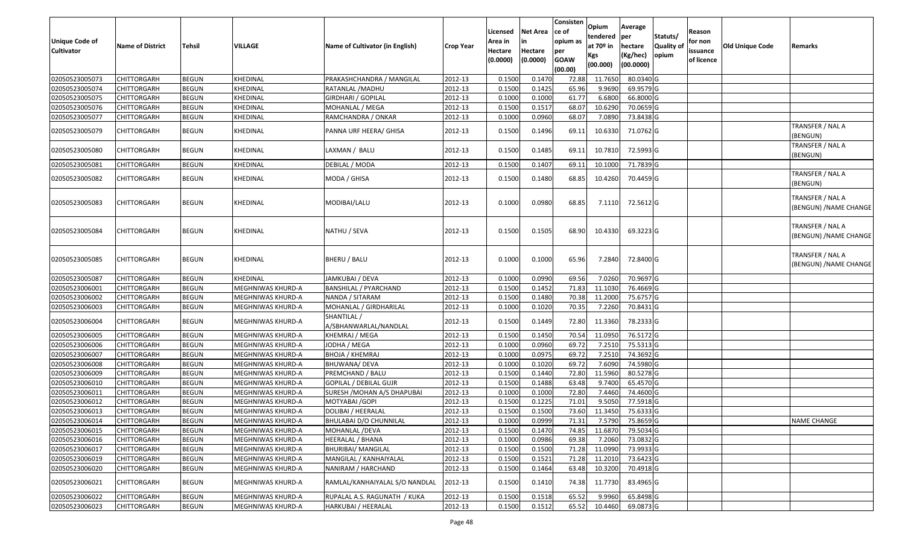| Unique Code of Cultivator | Name of District | Tehsil | VILLAGE | Name of Cultivator (in English) | Crop Year | Licensed Area in Hectare (0.0000) | Net Area in Hectare (0.0000) | Consistence of opium as per GOAW (00.00) | Opium tendered at 70º in Kgs (00.000) | Average per hectare (Kg/hec) (00.0000) | Statuts/ Quality of opium | Reason for non issuance of licence | Old Unique Code | Remarks |
|---|---|---|---|---|---|---|---|---|---|---|---|---|---|---|
| 02050523005073 | CHITTORGARH | BEGUN | KHEDINAL | PRAKASHCHANDRA / MANGILAL | 2012-13 | 0.1500 | 0.1470 | 72.88 | 11.7650 | 80.0340 | G | | | |
| 02050523005074 | CHITTORGARH | BEGUN | KHEDINAL | RATANLAL /MADHU | 2012-13 | 0.1500 | 0.1425 | 65.96 | 9.9690 | 69.9579 | G | | | |
| 02050523005075 | CHITTORGARH | BEGUN | KHEDINAL | GIRDHARI / GOPILAL | 2012-13 | 0.1000 | 0.1000 | 61.77 | 6.6800 | 66.8000 | G | | | |
| 02050523005076 | CHITTORGARH | BEGUN | KHEDINAL | MOHANLAL / MEGA | 2012-13 | 0.1500 | 0.1517 | 68.07 | 10.6290 | 70.0659 | G | | | |
| 02050523005077 | CHITTORGARH | BEGUN | KHEDINAL | RAMCHANDRA / ONKAR | 2012-13 | 0.1000 | 0.0960 | 68.07 | 7.0890 | 73.8438 | G | | | |
| 02050523005079 | CHITTORGARH | BEGUN | KHEDINAL | PANNA URF HEERA/ GHISA | 2012-13 | 0.1500 | 0.1496 | 69.11 | 10.6330 | 71.0762 | G | | | TRANSFER / NAL A (BENGUN) |
| 02050523005080 | CHITTORGARH | BEGUN | KHEDINAL | LAXMAN / BALU | 2012-13 | 0.1500 | 0.1485 | 69.11 | 10.7810 | 72.5993 | G | | | TRANSFER / NAL A (BENGUN) |
| 02050523005081 | CHITTORGARH | BEGUN | KHEDINAL | DEBILAL / MODA | 2012-13 | 0.1500 | 0.1407 | 69.11 | 10.1000 | 71.7839 | G | | | |
| 02050523005082 | CHITTORGARH | BEGUN | KHEDINAL | MODA / GHISA | 2012-13 | 0.1500 | 0.1480 | 68.85 | 10.4260 | 70.4459 | G | | | TRANSFER / NAL A (BENGUN) |
| 02050523005083 | CHITTORGARH | BEGUN | KHEDINAL | MODIBAI/LALU | 2012-13 | 0.1000 | 0.0980 | 68.85 | 7.1110 | 72.5612 | G | | | TRANSFER / NAL A (BENGUN) /NAME CHANGE |
| 02050523005084 | CHITTORGARH | BEGUN | KHEDINAL | NATHU / SEVA | 2012-13 | 0.1500 | 0.1505 | 68.90 | 10.4330 | 69.3223 | G | | | TRANSFER / NAL A (BENGUN) /NAME CHANGE |
| 02050523005085 | CHITTORGARH | BEGUN | KHEDINAL | BHERU / BALU | 2012-13 | 0.1000 | 0.1000 | 65.96 | 7.2840 | 72.8400 | G | | | TRANSFER / NAL A (BENGUN) /NAME CHANGE |
| 02050523005087 | CHITTORGARH | BEGUN | KHEDINAL | JAMKUBAI / DEVA | 2012-13 | 0.1000 | 0.0990 | 69.56 | 7.0260 | 70.9697 | G | | | |
| 02050523006001 | CHITTORGARH | BEGUN | MEGHNIWAS KHURD-A | BANSHILAL / PYARCHAND | 2012-13 | 0.1500 | 0.1452 | 71.83 | 11.1030 | 76.4669 | G | | | |
| 02050523006002 | CHITTORGARH | BEGUN | MEGHNIWAS KHURD-A | NANDA / SITARAM | 2012-13 | 0.1500 | 0.1480 | 70.38 | 11.2000 | 75.6757 | G | | | |
| 02050523006003 | CHITTORGARH | BEGUN | MEGHNIWAS KHURD-A | MOHANLAL / GIRDHARILAL | 2012-13 | 0.1000 | 0.1020 | 70.35 | 7.2260 | 70.8431 | G | | | |
| 02050523006004 | CHITTORGARH | BEGUN | MEGHNIWAS KHURD-A | SHANTILAL / A/SBHANWARLAL/NANDLAL | 2012-13 | 0.1500 | 0.1449 | 72.80 | 11.3360 | 78.2333 | G | | | |
| 02050523006005 | CHITTORGARH | BEGUN | MEGHNIWAS KHURD-A | KHEMRAJ / MEGA | 2012-13 | 0.1500 | 0.1450 | 70.54 | 11.0950 | 76.5172 | G | | | |
| 02050523006006 | CHITTORGARH | BEGUN | MEGHNIWAS KHURD-A | JODHA / MEGA | 2012-13 | 0.1000 | 0.0960 | 69.72 | 7.2510 | 75.5313 | G | | | |
| 02050523006007 | CHITTORGARH | BEGUN | MEGHNIWAS KHURD-A | BHOJA / KHEMRAJ | 2012-13 | 0.1000 | 0.0975 | 69.72 | 7.2510 | 74.3692 | G | | | |
| 02050523006008 | CHITTORGARH | BEGUN | MEGHNIWAS KHURD-A | BHUWANA/ DEVA | 2012-13 | 0.1000 | 0.1020 | 69.72 | 7.6090 | 74.5980 | G | | | |
| 02050523006009 | CHITTORGARH | BEGUN | MEGHNIWAS KHURD-A | PREMCHAND / BALU | 2012-13 | 0.1500 | 0.1440 | 72.80 | 11.5960 | 80.5278 | G | | | |
| 02050523006010 | CHITTORGARH | BEGUN | MEGHNIWAS KHURD-A | GOPILAL / DEBILAL GUJR | 2012-13 | 0.1500 | 0.1488 | 63.48 | 9.7400 | 65.4570 | G | | | |
| 02050523006011 | CHITTORGARH | BEGUN | MEGHNIWAS KHURD-A | SURESH /MOHAN A/S DHAPUBAI | 2012-13 | 0.1000 | 0.1000 | 72.80 | 7.4460 | 74.4600 | G | | | |
| 02050523006012 | CHITTORGARH | BEGUN | MEGHNIWAS KHURD-A | MOTYABAI /GOPI | 2012-13 | 0.1500 | 0.1225 | 71.01 | 9.5050 | 77.5918 | G | | | |
| 02050523006013 | CHITTORGARH | BEGUN | MEGHNIWAS KHURD-A | DOLIBAI / HEERALAL | 2012-13 | 0.1500 | 0.1500 | 73.60 | 11.3450 | 75.6333 | G | | | |
| 02050523006014 | CHITTORGARH | BEGUN | MEGHNIWAS KHURD-A | BHULABAI D/O CHUNNILAL | 2012-13 | 0.1000 | 0.0999 | 71.31 | 7.5790 | 75.8659 | G | | | NAME CHANGE |
| 02050523006015 | CHITTORGARH | BEGUN | MEGHNIWAS KHURD-A | MOHANLAL /DEVA | 2012-13 | 0.1500 | 0.1470 | 74.85 | 11.6870 | 79.5034 | G | | | |
| 02050523006016 | CHITTORGARH | BEGUN | MEGHNIWAS KHURD-A | HEERALAL / BHANA | 2012-13 | 0.1000 | 0.0986 | 69.38 | 7.2060 | 73.0832 | G | | | |
| 02050523006017 | CHITTORGARH | BEGUN | MEGHNIWAS KHURD-A | BHURIBAI/ MANGILAL | 2012-13 | 0.1500 | 0.1500 | 71.28 | 11.0990 | 73.9933 | G | | | |
| 02050523006019 | CHITTORGARH | BEGUN | MEGHNIWAS KHURD-A | MANGILAL / KANHAIYALAL | 2012-13 | 0.1500 | 0.1521 | 71.28 | 11.2010 | 73.6423 | G | | | |
| 02050523006020 | CHITTORGARH | BEGUN | MEGHNIWAS KHURD-A | NANIRAM / HARCHAND | 2012-13 | 0.1500 | 0.1464 | 63.48 | 10.3200 | 70.4918 | G | | | |
| 02050523006021 | CHITTORGARH | BEGUN | MEGHNIWAS KHURD-A | RAMLAL/KANHAIYALAL S/O NANDLAL | 2012-13 | 0.1500 | 0.1410 | 74.38 | 11.7730 | 83.4965 | G | | | |
| 02050523006022 | CHITTORGARH | BEGUN | MEGHNIWAS KHURD-A | RUPALAL A.S. RAGUNATH / KUKA | 2012-13 | 0.1500 | 0.1518 | 65.52 | 9.9960 | 65.8498 | G | | | |
| 02050523006023 | CHITTORGARH | BEGUN | MEGHNIWAS KHURD-A | HARKUBAI / HEERALAL | 2012-13 | 0.1500 | 0.1512 | 65.52 | 10.4460 | 69.0873 | G | | | |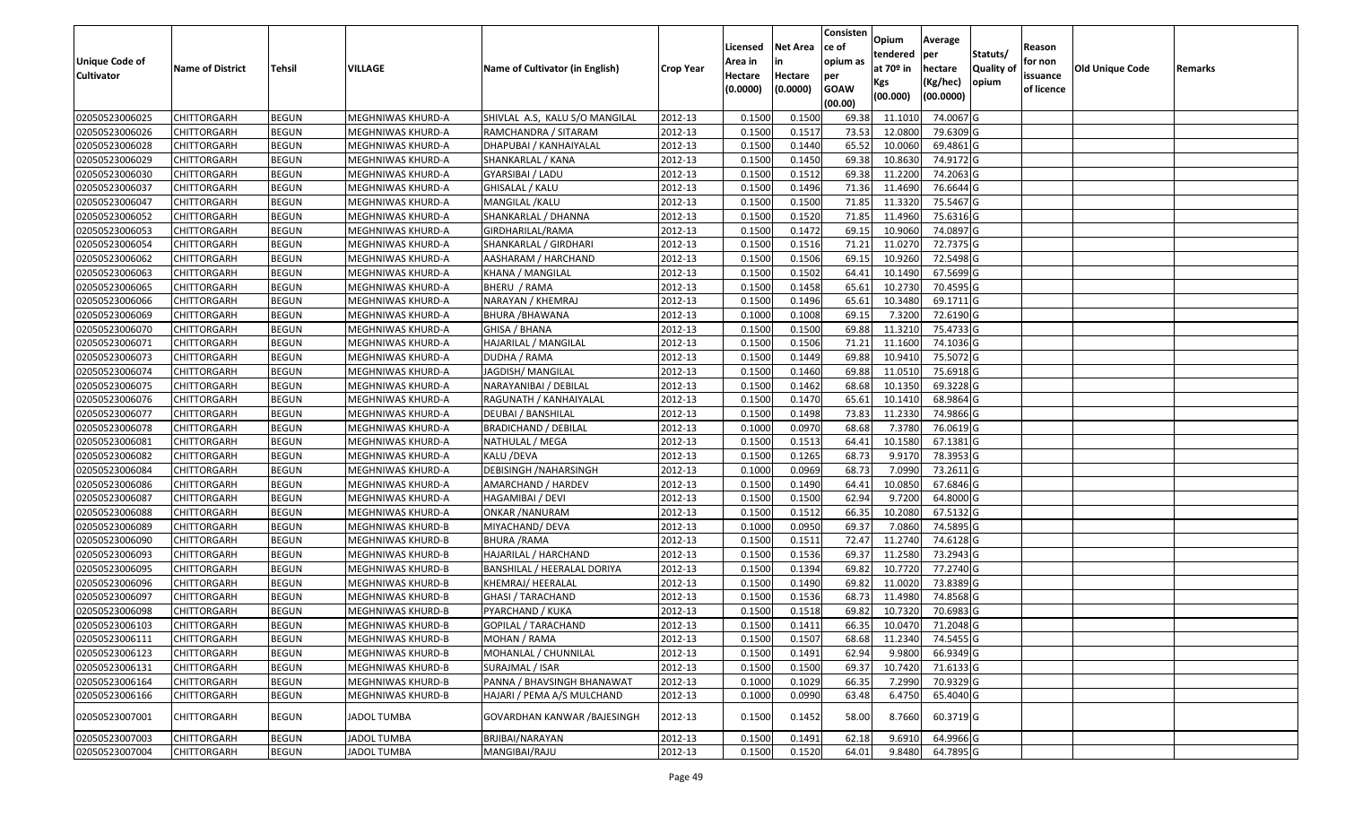| Unique Code of Cultivator | Name of District | Tehsil | VILLAGE | Name of Cultivator (in English) | Crop Year | Licensed Area in Hectare (0.0000) | Net Area in Hectare (0.0000) | Consistence of opium as per GOAW (00.00) | Opium tendered at 70º in Kgs (00.000) | Average per hectare (Kg/hec) (00.0000) | Statuts/ Quality of opium | Reason for non issuance of licence | Old Unique Code | Remarks |
|---|---|---|---|---|---|---|---|---|---|---|---|---|---|---|
| 02050523006025 | CHITTORGARH | BEGUN | MEGHNIWAS KHURD-A | SHIVLAL A.S, KALU S/O MANGILAL | 2012-13 | 0.1500 | 0.1500 | 69.38 | 11.1010 | 74.0067 | G | | | |
| 02050523006026 | CHITTORGARH | BEGUN | MEGHNIWAS KHURD-A | RAMCHANDRA / SITARAM | 2012-13 | 0.1500 | 0.1517 | 73.53 | 12.0800 | 79.6309 | G | | | |
| 02050523006028 | CHITTORGARH | BEGUN | MEGHNIWAS KHURD-A | DHAPUBAI / KANHAIYALAL | 2012-13 | 0.1500 | 0.1440 | 65.52 | 10.0060 | 69.4861 | G | | | |
| 02050523006029 | CHITTORGARH | BEGUN | MEGHNIWAS KHURD-A | SHANKARLAL / KANA | 2012-13 | 0.1500 | 0.1450 | 69.38 | 10.8630 | 74.9172 | G | | | |
| 02050523006030 | CHITTORGARH | BEGUN | MEGHNIWAS KHURD-A | GYARSIBAI / LADU | 2012-13 | 0.1500 | 0.1512 | 69.38 | 11.2200 | 74.2063 | G | | | |
| 02050523006037 | CHITTORGARH | BEGUN | MEGHNIWAS KHURD-A | GHISALAL / KALU | 2012-13 | 0.1500 | 0.1496 | 71.36 | 11.4690 | 76.6644 | G | | | |
| 02050523006047 | CHITTORGARH | BEGUN | MEGHNIWAS KHURD-A | MANGILAL /KALU | 2012-13 | 0.1500 | 0.1500 | 71.85 | 11.3320 | 75.5467 | G | | | |
| 02050523006052 | CHITTORGARH | BEGUN | MEGHNIWAS KHURD-A | SHANKARLAL / DHANNA | 2012-13 | 0.1500 | 0.1520 | 71.85 | 11.4960 | 75.6316 | G | | | |
| 02050523006053 | CHITTORGARH | BEGUN | MEGHNIWAS KHURD-A | GIRDHARILAL/RAMA | 2012-13 | 0.1500 | 0.1472 | 69.15 | 10.9060 | 74.0897 | G | | | |
| 02050523006054 | CHITTORGARH | BEGUN | MEGHNIWAS KHURD-A | SHANKARLAL / GIRDHARI | 2012-13 | 0.1500 | 0.1516 | 71.21 | 11.0270 | 72.7375 | G | | | |
| 02050523006062 | CHITTORGARH | BEGUN | MEGHNIWAS KHURD-A | AASHARAM / HARCHAND | 2012-13 | 0.1500 | 0.1506 | 69.15 | 10.9260 | 72.5498 | G | | | |
| 02050523006063 | CHITTORGARH | BEGUN | MEGHNIWAS KHURD-A | KHANA / MANGILAL | 2012-13 | 0.1500 | 0.1502 | 64.41 | 10.1490 | 67.5699 | G | | | |
| 02050523006065 | CHITTORGARH | BEGUN | MEGHNIWAS KHURD-A | BHERU / RAMA | 2012-13 | 0.1500 | 0.1458 | 65.61 | 10.2730 | 70.4595 | G | | | |
| 02050523006066 | CHITTORGARH | BEGUN | MEGHNIWAS KHURD-A | NARAYAN / KHEMRAJ | 2012-13 | 0.1500 | 0.1496 | 65.61 | 10.3480 | 69.1711 | G | | | |
| 02050523006069 | CHITTORGARH | BEGUN | MEGHNIWAS KHURD-A | BHURA /BHAWANA | 2012-13 | 0.1000 | 0.1008 | 69.15 | 7.3200 | 72.6190 | G | | | |
| 02050523006070 | CHITTORGARH | BEGUN | MEGHNIWAS KHURD-A | GHISA / BHANA | 2012-13 | 0.1500 | 0.1500 | 69.88 | 11.3210 | 75.4733 | G | | | |
| 02050523006071 | CHITTORGARH | BEGUN | MEGHNIWAS KHURD-A | HAJARILAL / MANGILAL | 2012-13 | 0.1500 | 0.1506 | 71.21 | 11.1600 | 74.1036 | G | | | |
| 02050523006073 | CHITTORGARH | BEGUN | MEGHNIWAS KHURD-A | DUDHA / RAMA | 2012-13 | 0.1500 | 0.1449 | 69.88 | 10.9410 | 75.5072 | G | | | |
| 02050523006074 | CHITTORGARH | BEGUN | MEGHNIWAS KHURD-A | JAGDISH/ MANGILAL | 2012-13 | 0.1500 | 0.1460 | 69.88 | 11.0510 | 75.6918 | G | | | |
| 02050523006075 | CHITTORGARH | BEGUN | MEGHNIWAS KHURD-A | NARAYANIBAI / DEBILAL | 2012-13 | 0.1500 | 0.1462 | 68.68 | 10.1350 | 69.3228 | G | | | |
| 02050523006076 | CHITTORGARH | BEGUN | MEGHNIWAS KHURD-A | RAGUNATH / KANHAIYALAL | 2012-13 | 0.1500 | 0.1470 | 65.61 | 10.1410 | 68.9864 | G | | | |
| 02050523006077 | CHITTORGARH | BEGUN | MEGHNIWAS KHURD-A | DEUBAI / BANSHILAL | 2012-13 | 0.1500 | 0.1498 | 73.83 | 11.2330 | 74.9866 | G | | | |
| 02050523006078 | CHITTORGARH | BEGUN | MEGHNIWAS KHURD-A | BRADICHAND / DEBILAL | 2012-13 | 0.1000 | 0.0970 | 68.68 | 7.3780 | 76.0619 | G | | | |
| 02050523006081 | CHITTORGARH | BEGUN | MEGHNIWAS KHURD-A | NATHULAL / MEGA | 2012-13 | 0.1500 | 0.1513 | 64.41 | 10.1580 | 67.1381 | G | | | |
| 02050523006082 | CHITTORGARH | BEGUN | MEGHNIWAS KHURD-A | KALU /DEVA | 2012-13 | 0.1500 | 0.1265 | 68.73 | 9.9170 | 78.3953 | G | | | |
| 02050523006084 | CHITTORGARH | BEGUN | MEGHNIWAS KHURD-A | DEBISINGH /NAHARSINGH | 2012-13 | 0.1000 | 0.0969 | 68.73 | 7.0990 | 73.2611 | G | | | |
| 02050523006086 | CHITTORGARH | BEGUN | MEGHNIWAS KHURD-A | AMARCHAND / HARDEV | 2012-13 | 0.1500 | 0.1490 | 64.41 | 10.0850 | 67.6846 | G | | | |
| 02050523006087 | CHITTORGARH | BEGUN | MEGHNIWAS KHURD-A | HAGAMIBAI / DEVI | 2012-13 | 0.1500 | 0.1500 | 62.94 | 9.7200 | 64.8000 | G | | | |
| 02050523006088 | CHITTORGARH | BEGUN | MEGHNIWAS KHURD-A | ONKAR /NANURAM | 2012-13 | 0.1500 | 0.1512 | 66.35 | 10.2080 | 67.5132 | G | | | |
| 02050523006089 | CHITTORGARH | BEGUN | MEGHNIWAS KHURD-B | MIYACHAND/ DEVA | 2012-13 | 0.1000 | 0.0950 | 69.37 | 7.0860 | 74.5895 | G | | | |
| 02050523006090 | CHITTORGARH | BEGUN | MEGHNIWAS KHURD-B | BHURA /RAMA | 2012-13 | 0.1500 | 0.1511 | 72.47 | 11.2740 | 74.6128 | G | | | |
| 02050523006093 | CHITTORGARH | BEGUN | MEGHNIWAS KHURD-B | HAJARILAL / HARCHAND | 2012-13 | 0.1500 | 0.1536 | 69.37 | 11.2580 | 73.2943 | G | | | |
| 02050523006095 | CHITTORGARH | BEGUN | MEGHNIWAS KHURD-B | BANSHILAL / HEERALAL DORIYA | 2012-13 | 0.1500 | 0.1394 | 69.82 | 10.7720 | 77.2740 | G | | | |
| 02050523006096 | CHITTORGARH | BEGUN | MEGHNIWAS KHURD-B | KHEMRAJ/ HEERALAL | 2012-13 | 0.1500 | 0.1490 | 69.82 | 11.0020 | 73.8389 | G | | | |
| 02050523006097 | CHITTORGARH | BEGUN | MEGHNIWAS KHURD-B | GHASI / TARACHAND | 2012-13 | 0.1500 | 0.1536 | 68.73 | 11.4980 | 74.8568 | G | | | |
| 02050523006098 | CHITTORGARH | BEGUN | MEGHNIWAS KHURD-B | PYARCHAND / KUKA | 2012-13 | 0.1500 | 0.1518 | 69.82 | 10.7320 | 70.6983 | G | | | |
| 02050523006103 | CHITTORGARH | BEGUN | MEGHNIWAS KHURD-B | GOPILAL / TARACHAND | 2012-13 | 0.1500 | 0.1411 | 66.35 | 10.0470 | 71.2048 | G | | | |
| 02050523006111 | CHITTORGARH | BEGUN | MEGHNIWAS KHURD-B | MOHAN / RAMA | 2012-13 | 0.1500 | 0.1507 | 68.68 | 11.2340 | 74.5455 | G | | | |
| 02050523006123 | CHITTORGARH | BEGUN | MEGHNIWAS KHURD-B | MOHANLAL / CHUNNILAL | 2012-13 | 0.1500 | 0.1491 | 62.94 | 9.9800 | 66.9349 | G | | | |
| 02050523006131 | CHITTORGARH | BEGUN | MEGHNIWAS KHURD-B | SURAJMAL / ISAR | 2012-13 | 0.1500 | 0.1500 | 69.37 | 10.7420 | 71.6133 | G | | | |
| 02050523006164 | CHITTORGARH | BEGUN | MEGHNIWAS KHURD-B | PANNA / BHAVSINGH BHANAWAT | 2012-13 | 0.1000 | 0.1029 | 66.35 | 7.2990 | 70.9329 | G | | | |
| 02050523006166 | CHITTORGARH | BEGUN | MEGHNIWAS KHURD-B | HAJARI / PEMA A/S MULCHAND | 2012-13 | 0.1000 | 0.0990 | 63.48 | 6.4750 | 65.4040 | G | | | |
| 02050523007001 | CHITTORGARH | BEGUN | JADOL TUMBA | GOVARDHAN KANWAR /BAJESINGH | 2012-13 | 0.1500 | 0.1452 | 58.00 | 8.7660 | 60.3719 | G | | | |
| 02050523007003 | CHITTORGARH | BEGUN | JADOL TUMBA | BRJIBAI/NARAYAN | 2012-13 | 0.1500 | 0.1491 | 62.18 | 9.6910 | 64.9966 | G | | | |
| 02050523007004 | CHITTORGARH | BEGUN | JADOL TUMBA | MANGIBAI/RAJU | 2012-13 | 0.1500 | 0.1520 | 64.01 | 9.8480 | 64.7895 | G | | | |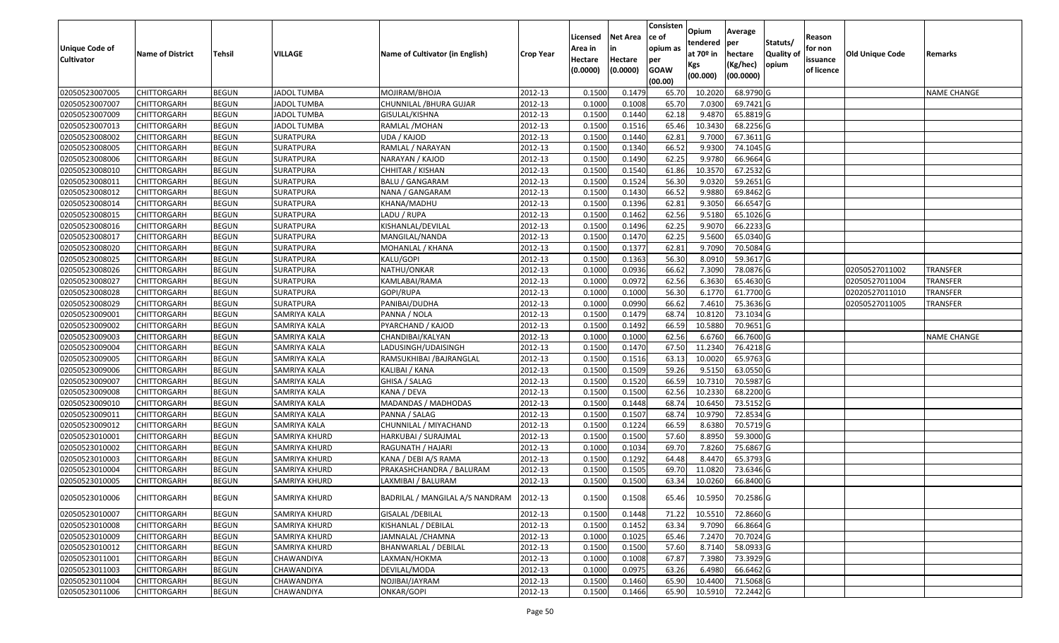| Unique Code of Cultivator | Name of District | Tehsil | VILLAGE | Name of Cultivator (in English) | Crop Year | Licensed Area in Hectare (0.0000) | Net Area in Hectare (0.0000) | Consistence of opium as per GOAW (00.00) | Opium tendered at 70º in Kgs (00.000) | Average per hectare (Kg/hec) (00.0000) | Statuts/ Quality of opium | Reason for non issuance of licence | Old Unique Code | Remarks |
|---|---|---|---|---|---|---|---|---|---|---|---|---|---|---|
| 02050523007005 | CHITTORGARH | BEGUN | JADOL TUMBA | MOJIRAM/BHOJA | 2012-13 | 0.1500 | 0.1479 | 65.70 | 10.2020 | 68.9790 | G | | | NAME CHANGE |
| 02050523007007 | CHITTORGARH | BEGUN | JADOL TUMBA | CHUNNILAL /BHURA GUJAR | 2012-13 | 0.1000 | 0.1008 | 65.70 | 7.0300 | 69.7421 | G | | | |
| 02050523007009 | CHITTORGARH | BEGUN | JADOL TUMBA | GISULAL/KISHNA | 2012-13 | 0.1500 | 0.1440 | 62.18 | 9.4870 | 65.8819 | G | | | |
| 02050523007013 | CHITTORGARH | BEGUN | JADOL TUMBA | RAMLAL /MOHAN | 2012-13 | 0.1500 | 0.1516 | 65.46 | 10.3430 | 68.2256 | G | | | |
| 02050523008002 | CHITTORGARH | BEGUN | SURATPURA | UDA / KAJOD | 2012-13 | 0.1500 | 0.1440 | 62.81 | 9.7000 | 67.3611 | G | | | |
| 02050523008005 | CHITTORGARH | BEGUN | SURATPURA | RAMLAL / NARAYAN | 2012-13 | 0.1500 | 0.1340 | 66.52 | 9.9300 | 74.1045 | G | | | |
| 02050523008006 | CHITTORGARH | BEGUN | SURATPURA | NARAYAN / KAJOD | 2012-13 | 0.1500 | 0.1490 | 62.25 | 9.9780 | 66.9664 | G | | | |
| 02050523008010 | CHITTORGARH | BEGUN | SURATPURA | CHHITAR / KISHAN | 2012-13 | 0.1500 | 0.1540 | 61.86 | 10.3570 | 67.2532 | G | | | |
| 02050523008011 | CHITTORGARH | BEGUN | SURATPURA | BALU / GANGARAM | 2012-13 | 0.1500 | 0.1524 | 56.30 | 9.0320 | 59.2651 | G | | | |
| 02050523008012 | CHITTORGARH | BEGUN | SURATPURA | NANA / GANGARAM | 2012-13 | 0.1500 | 0.1430 | 66.52 | 9.9880 | 69.8462 | G | | | |
| 02050523008014 | CHITTORGARH | BEGUN | SURATPURA | KHANA/MADHU | 2012-13 | 0.1500 | 0.1396 | 62.81 | 9.3050 | 66.6547 | G | | | |
| 02050523008015 | CHITTORGARH | BEGUN | SURATPURA | LADU / RUPA | 2012-13 | 0.1500 | 0.1462 | 62.56 | 9.5180 | 65.1026 | G | | | |
| 02050523008016 | CHITTORGARH | BEGUN | SURATPURA | KISHANLAL/DEVILAL | 2012-13 | 0.1500 | 0.1496 | 62.25 | 9.9070 | 66.2233 | G | | | |
| 02050523008017 | CHITTORGARH | BEGUN | SURATPURA | MANGILAL/NANDA | 2012-13 | 0.1500 | 0.1470 | 62.25 | 9.5600 | 65.0340 | G | | | |
| 02050523008020 | CHITTORGARH | BEGUN | SURATPURA | MOHANLAL / KHANA | 2012-13 | 0.1500 | 0.1377 | 62.81 | 9.7090 | 70.5084 | G | | | |
| 02050523008025 | CHITTORGARH | BEGUN | SURATPURA | KALU/GOPI | 2012-13 | 0.1500 | 0.1363 | 56.30 | 8.0910 | 59.3617 | G | | | |
| 02050523008026 | CHITTORGARH | BEGUN | SURATPURA | NATHU/ONKAR | 2012-13 | 0.1000 | 0.0936 | 66.62 | 7.3090 | 78.0876 | G | | 02050527011002 | TRANSFER |
| 02050523008027 | CHITTORGARH | BEGUN | SURATPURA | KAMLABAI/RAMA | 2012-13 | 0.1000 | 0.0972 | 62.56 | 6.3630 | 65.4630 | G | | 02050527011004 | TRANSFER |
| 02050523008028 | CHITTORGARH | BEGUN | SURATPURA | GOPI/RUPA | 2012-13 | 0.1000 | 0.1000 | 56.30 | 6.1770 | 61.7700 | G | | 02020527011010 | TRANSFER |
| 02050523008029 | CHITTORGARH | BEGUN | SURATPURA | PANIBAI/DUDHA | 2012-13 | 0.1000 | 0.0990 | 66.62 | 7.4610 | 75.3636 | G | | 02050527011005 | TRANSFER |
| 02050523009001 | CHITTORGARH | BEGUN | SAMRIYA KALA | PANNA / NOLA | 2012-13 | 0.1500 | 0.1479 | 68.74 | 10.8120 | 73.1034 | G | | | |
| 02050523009002 | CHITTORGARH | BEGUN | SAMRIYA KALA | PYARCHAND / KAJOD | 2012-13 | 0.1500 | 0.1492 | 66.59 | 10.5880 | 70.9651 | G | | | |
| 02050523009003 | CHITTORGARH | BEGUN | SAMRIYA KALA | CHANDIBAI/KALYAN | 2012-13 | 0.1000 | 0.1000 | 62.56 | 6.6760 | 66.7600 | G | | | NAME CHANGE |
| 02050523009004 | CHITTORGARH | BEGUN | SAMRIYA KALA | LADUSINGH/UDAISINGH | 2012-13 | 0.1500 | 0.1470 | 67.50 | 11.2340 | 76.4218 | G | | | |
| 02050523009005 | CHITTORGARH | BEGUN | SAMRIYA KALA | RAMSUKHIBAI /BAJRANGLAL | 2012-13 | 0.1500 | 0.1516 | 63.13 | 10.0020 | 65.9763 | G | | | |
| 02050523009006 | CHITTORGARH | BEGUN | SAMRIYA KALA | KALIBAI / KANA | 2012-13 | 0.1500 | 0.1509 | 59.26 | 9.5150 | 63.0550 | G | | | |
| 02050523009007 | CHITTORGARH | BEGUN | SAMRIYA KALA | GHISA / SALAG | 2012-13 | 0.1500 | 0.1520 | 66.59 | 10.7310 | 70.5987 | G | | | |
| 02050523009008 | CHITTORGARH | BEGUN | SAMRIYA KALA | KANA / DEVA | 2012-13 | 0.1500 | 0.1500 | 62.56 | 10.2330 | 68.2200 | G | | | |
| 02050523009010 | CHITTORGARH | BEGUN | SAMRIYA KALA | MADANDAS / MADHODAS | 2012-13 | 0.1500 | 0.1448 | 68.74 | 10.6450 | 73.5152 | G | | | |
| 02050523009011 | CHITTORGARH | BEGUN | SAMRIYA KALA | PANNA / SALAG | 2012-13 | 0.1500 | 0.1507 | 68.74 | 10.9790 | 72.8534 | G | | | |
| 02050523009012 | CHITTORGARH | BEGUN | SAMRIYA KALA | CHUNNILAL / MIYACHAND | 2012-13 | 0.1500 | 0.1224 | 66.59 | 8.6380 | 70.5719 | G | | | |
| 02050523010001 | CHITTORGARH | BEGUN | SAMRIYA KHURD | HARKUBAI / SURAJMAL | 2012-13 | 0.1500 | 0.1500 | 57.60 | 8.8950 | 59.3000 | G | | | |
| 02050523010002 | CHITTORGARH | BEGUN | SAMRIYA KHURD | RAGUNATH / HAJARI | 2012-13 | 0.1000 | 0.1034 | 69.70 | 7.8260 | 75.6867 | G | | | |
| 02050523010003 | CHITTORGARH | BEGUN | SAMRIYA KHURD | KANA / DEBI A/S RAMA | 2012-13 | 0.1500 | 0.1292 | 64.48 | 8.4470 | 65.3793 | G | | | |
| 02050523010004 | CHITTORGARH | BEGUN | SAMRIYA KHURD | PRAKASHCHANDRA / BALURAM | 2012-13 | 0.1500 | 0.1505 | 69.70 | 11.0820 | 73.6346 | G | | | |
| 02050523010005 | CHITTORGARH | BEGUN | SAMRIYA KHURD | LAXMIBAI / BALURAM | 2012-13 | 0.1500 | 0.1500 | 63.34 | 10.0260 | 66.8400 | G | | | |
| 02050523010006 | CHITTORGARH | BEGUN | SAMRIYA KHURD | BADRILAL / MANGILAL A/S NANDRAM | 2012-13 | 0.1500 | 0.1508 | 65.46 | 10.5950 | 70.2586 | G | | | |
| 02050523010007 | CHITTORGARH | BEGUN | SAMRIYA KHURD | GISALAL /DEBILAL | 2012-13 | 0.1500 | 0.1448 | 71.22 | 10.5510 | 72.8660 | G | | | |
| 02050523010008 | CHITTORGARH | BEGUN | SAMRIYA KHURD | KISHANLAL / DEBILAL | 2012-13 | 0.1500 | 0.1452 | 63.34 | 9.7090 | 66.8664 | G | | | |
| 02050523010009 | CHITTORGARH | BEGUN | SAMRIYA KHURD | JAMNALAL /CHAMNA | 2012-13 | 0.1000 | 0.1025 | 65.46 | 7.2470 | 70.7024 | G | | | |
| 02050523010012 | CHITTORGARH | BEGUN | SAMRIYA KHURD | BHANWARLAL / DEBILAL | 2012-13 | 0.1500 | 0.1500 | 57.60 | 8.7140 | 58.0933 | G | | | |
| 02050523011001 | CHITTORGARH | BEGUN | CHAWANDIYA | LAXMAN/HOKMA | 2012-13 | 0.1000 | 0.1008 | 67.87 | 7.3980 | 73.3929 | G | | | |
| 02050523011003 | CHITTORGARH | BEGUN | CHAWANDIYA | DEVILAL/MODA | 2012-13 | 0.1000 | 0.0975 | 63.26 | 6.4980 | 66.6462 | G | | | |
| 02050523011004 | CHITTORGARH | BEGUN | CHAWANDIYA | NOJIBAI/JAYRAM | 2012-13 | 0.1500 | 0.1460 | 65.90 | 10.4400 | 71.5068 | G | | | |
| 02050523011006 | CHITTORGARH | BEGUN | CHAWANDIYA | ONKAR/GOPI | 2012-13 | 0.1500 | 0.1466 | 65.90 | 10.5910 | 72.2442 | G | | | |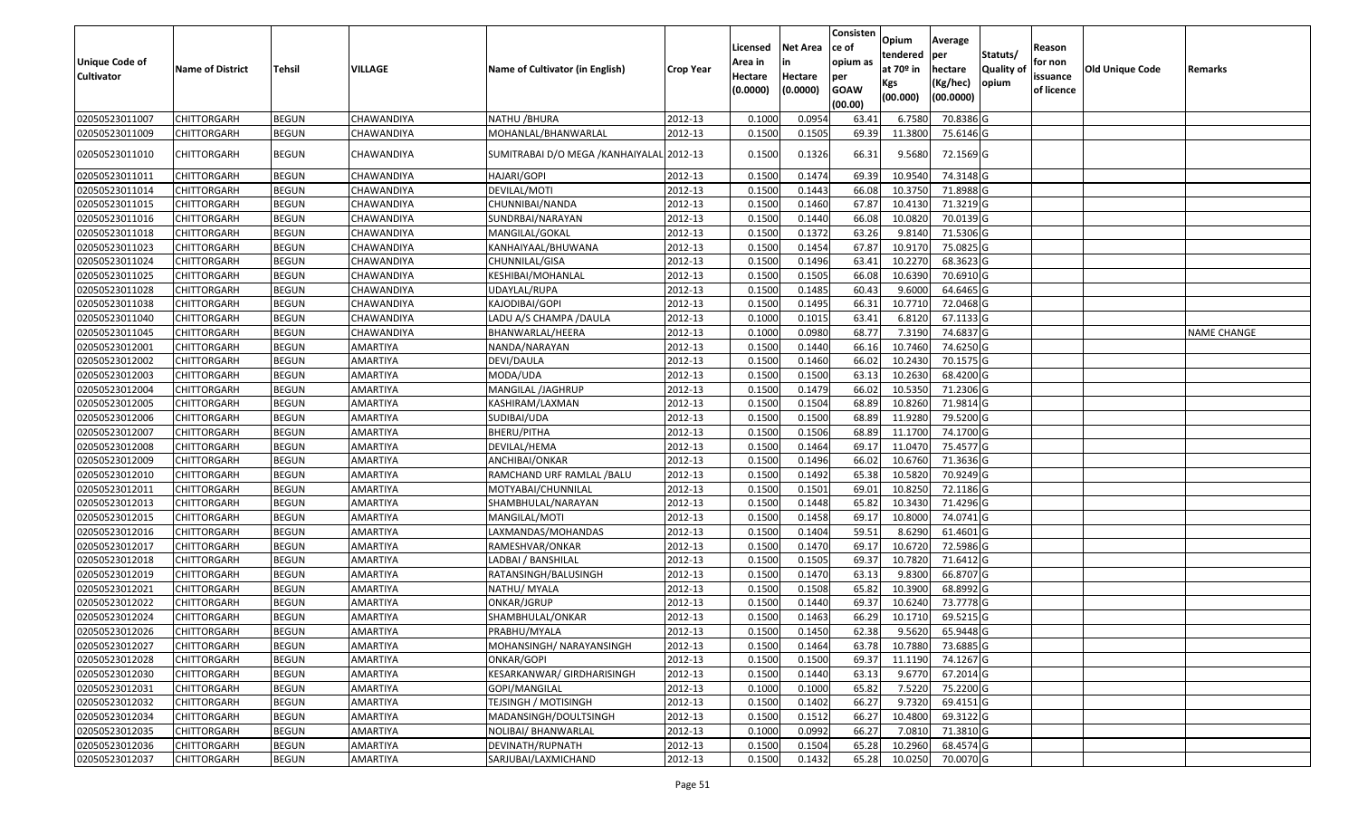| Unique Code of Cultivator | Name of District | Tehsil | VILLAGE | Name of Cultivator (in English) | Crop Year | Licensed Area in Hectare (0.0000) | Net Area in Hectare (0.0000) | Consistence of opium as per GOAW (00.00) | Opium tendered at 70º in Kgs (00.000) | Average per hectare (Kg/hec) (00.0000) | Statuts/ Quality of opium | Reason for non issuance of licence | Old Unique Code | Remarks |
|---|---|---|---|---|---|---|---|---|---|---|---|---|---|---|
| 02050523011007 | CHITTORGARH | BEGUN | CHAWANDIYA | NATHU /BHURA | 2012-13 | 0.1000 | 0.0954 | 63.41 | 6.7580 | 70.8386 | G | | | |
| 02050523011009 | CHITTORGARH | BEGUN | CHAWANDIYA | MOHANLAL/BHANWARLAL | 2012-13 | 0.1500 | 0.1505 | 69.39 | 11.3800 | 75.6146 | G | | | |
| 02050523011010 | CHITTORGARH | BEGUN | CHAWANDIYA | SUMITRABAI D/O MEGA /KANHAIYALAL | 2012-13 | 0.1500 | 0.1326 | 66.31 | 9.5680 | 72.1569 | G | | | |
| 02050523011011 | CHITTORGARH | BEGUN | CHAWANDIYA | HAJARI/GOPI | 2012-13 | 0.1500 | 0.1474 | 69.39 | 10.9540 | 74.3148 | G | | | |
| 02050523011014 | CHITTORGARH | BEGUN | CHAWANDIYA | DEVILAL/MOTI | 2012-13 | 0.1500 | 0.1443 | 66.08 | 10.3750 | 71.8988 | G | | | |
| 02050523011015 | CHITTORGARH | BEGUN | CHAWANDIYA | CHUNNIBAI/NANDA | 2012-13 | 0.1500 | 0.1460 | 67.87 | 10.4130 | 71.3219 | G | | | |
| 02050523011016 | CHITTORGARH | BEGUN | CHAWANDIYA | SUNDRBAI/NARAYAN | 2012-13 | 0.1500 | 0.1440 | 66.08 | 10.0820 | 70.0139 | G | | | |
| 02050523011018 | CHITTORGARH | BEGUN | CHAWANDIYA | MANGILAL/GOKAL | 2012-13 | 0.1500 | 0.1372 | 63.26 | 9.8140 | 71.5306 | G | | | |
| 02050523011023 | CHITTORGARH | BEGUN | CHAWANDIYA | KANHAIYAAL/BHUWANA | 2012-13 | 0.1500 | 0.1454 | 67.87 | 10.9170 | 75.0825 | G | | | |
| 02050523011024 | CHITTORGARH | BEGUN | CHAWANDIYA | CHUNNILAL/GISA | 2012-13 | 0.1500 | 0.1496 | 63.41 | 10.2270 | 68.3623 | G | | | |
| 02050523011025 | CHITTORGARH | BEGUN | CHAWANDIYA | KESHIBAI/MOHANLAL | 2012-13 | 0.1500 | 0.1505 | 66.08 | 10.6390 | 70.6910 | G | | | |
| 02050523011028 | CHITTORGARH | BEGUN | CHAWANDIYA | UDAYLAL/RUPA | 2012-13 | 0.1500 | 0.1485 | 60.43 | 9.6000 | 64.6465 | G | | | |
| 02050523011038 | CHITTORGARH | BEGUN | CHAWANDIYA | KAJODIBAI/GOPI | 2012-13 | 0.1500 | 0.1495 | 66.31 | 10.7710 | 72.0468 | G | | | |
| 02050523011040 | CHITTORGARH | BEGUN | CHAWANDIYA | LADU A/S CHAMPA /DAULA | 2012-13 | 0.1000 | 0.1015 | 63.41 | 6.8120 | 67.1133 | G | | | |
| 02050523011045 | CHITTORGARH | BEGUN | CHAWANDIYA | BHANWARLAL/HEERA | 2012-13 | 0.1000 | 0.0980 | 68.77 | 7.3190 | 74.6837 | G | | | NAME CHANGE |
| 02050523012001 | CHITTORGARH | BEGUN | AMARTIYA | NANDA/NARAYAN | 2012-13 | 0.1500 | 0.1440 | 66.16 | 10.7460 | 74.6250 | G | | | |
| 02050523012002 | CHITTORGARH | BEGUN | AMARTIYA | DEVI/DAULA | 2012-13 | 0.1500 | 0.1460 | 66.02 | 10.2430 | 70.1575 | G | | | |
| 02050523012003 | CHITTORGARH | BEGUN | AMARTIYA | MODA/UDA | 2012-13 | 0.1500 | 0.1500 | 63.13 | 10.2630 | 68.4200 | G | | | |
| 02050523012004 | CHITTORGARH | BEGUN | AMARTIYA | MANGILAL /JAGHRUP | 2012-13 | 0.1500 | 0.1479 | 66.02 | 10.5350 | 71.2306 | G | | | |
| 02050523012005 | CHITTORGARH | BEGUN | AMARTIYA | KASHIRAM/LAXMAN | 2012-13 | 0.1500 | 0.1504 | 68.89 | 10.8260 | 71.9814 | G | | | |
| 02050523012006 | CHITTORGARH | BEGUN | AMARTIYA | SUDIBAI/UDA | 2012-13 | 0.1500 | 0.1500 | 68.89 | 11.9280 | 79.5200 | G | | | |
| 02050523012007 | CHITTORGARH | BEGUN | AMARTIYA | BHERU/PITHA | 2012-13 | 0.1500 | 0.1506 | 68.89 | 11.1700 | 74.1700 | G | | | |
| 02050523012008 | CHITTORGARH | BEGUN | AMARTIYA | DEVILAL/HEMA | 2012-13 | 0.1500 | 0.1464 | 69.17 | 11.0470 | 75.4577 | G | | | |
| 02050523012009 | CHITTORGARH | BEGUN | AMARTIYA | ANCHIBAI/ONKAR | 2012-13 | 0.1500 | 0.1496 | 66.02 | 10.6760 | 71.3636 | G | | | |
| 02050523012010 | CHITTORGARH | BEGUN | AMARTIYA | RAMCHAND URF RAMLAL /BALU | 2012-13 | 0.1500 | 0.1492 | 65.38 | 10.5820 | 70.9249 | G | | | |
| 02050523012011 | CHITTORGARH | BEGUN | AMARTIYA | MOTYABAI/CHUNNILAL | 2012-13 | 0.1500 | 0.1501 | 69.01 | 10.8250 | 72.1186 | G | | | |
| 02050523012013 | CHITTORGARH | BEGUN | AMARTIYA | SHAMBHULAL/NARAYAN | 2012-13 | 0.1500 | 0.1448 | 65.82 | 10.3430 | 71.4296 | G | | | |
| 02050523012015 | CHITTORGARH | BEGUN | AMARTIYA | MANGILAL/MOTI | 2012-13 | 0.1500 | 0.1458 | 69.17 | 10.8000 | 74.0741 | G | | | |
| 02050523012016 | CHITTORGARH | BEGUN | AMARTIYA | LAXMANDAS/MOHANDAS | 2012-13 | 0.1500 | 0.1404 | 59.51 | 8.6290 | 61.4601 | G | | | |
| 02050523012017 | CHITTORGARH | BEGUN | AMARTIYA | RAMESHVAR/ONKAR | 2012-13 | 0.1500 | 0.1470 | 69.17 | 10.6720 | 72.5986 | G | | | |
| 02050523012018 | CHITTORGARH | BEGUN | AMARTIYA | LADBAI / BANSHILAL | 2012-13 | 0.1500 | 0.1505 | 69.37 | 10.7820 | 71.6412 | G | | | |
| 02050523012019 | CHITTORGARH | BEGUN | AMARTIYA | RATANSINGH/BALUSINGH | 2012-13 | 0.1500 | 0.1470 | 63.13 | 9.8300 | 66.8707 | G | | | |
| 02050523012021 | CHITTORGARH | BEGUN | AMARTIYA | NATHU/ MYALA | 2012-13 | 0.1500 | 0.1508 | 65.82 | 10.3900 | 68.8992 | G | | | |
| 02050523012022 | CHITTORGARH | BEGUN | AMARTIYA | ONKAR/JGRUP | 2012-13 | 0.1500 | 0.1440 | 69.37 | 10.6240 | 73.7778 | G | | | |
| 02050523012024 | CHITTORGARH | BEGUN | AMARTIYA | SHAMBHULAL/ONKAR | 2012-13 | 0.1500 | 0.1463 | 66.29 | 10.1710 | 69.5215 | G | | | |
| 02050523012026 | CHITTORGARH | BEGUN | AMARTIYA | PRABHU/MYALA | 2012-13 | 0.1500 | 0.1450 | 62.38 | 9.5620 | 65.9448 | G | | | |
| 02050523012027 | CHITTORGARH | BEGUN | AMARTIYA | MOHANSINGH/ NARAYANSINGH | 2012-13 | 0.1500 | 0.1464 | 63.78 | 10.7880 | 73.6885 | G | | | |
| 02050523012028 | CHITTORGARH | BEGUN | AMARTIYA | ONKAR/GOPI | 2012-13 | 0.1500 | 0.1500 | 69.37 | 11.1190 | 74.1267 | G | | | |
| 02050523012030 | CHITTORGARH | BEGUN | AMARTIYA | KESARKANWAR/ GIRDHARISINGH | 2012-13 | 0.1500 | 0.1440 | 63.13 | 9.6770 | 67.2014 | G | | | |
| 02050523012031 | CHITTORGARH | BEGUN | AMARTIYA | GOPI/MANGILAL | 2012-13 | 0.1000 | 0.1000 | 65.82 | 7.5220 | 75.2200 | G | | | |
| 02050523012032 | CHITTORGARH | BEGUN | AMARTIYA | TEJSINGH / MOTISINGH | 2012-13 | 0.1500 | 0.1402 | 66.27 | 9.7320 | 69.4151 | G | | | |
| 02050523012034 | CHITTORGARH | BEGUN | AMARTIYA | MADANSINGH/DOULTSINGH | 2012-13 | 0.1500 | 0.1512 | 66.27 | 10.4800 | 69.3122 | G | | | |
| 02050523012035 | CHITTORGARH | BEGUN | AMARTIYA | NOLIBAI/ BHANWARLAL | 2012-13 | 0.1000 | 0.0992 | 66.27 | 7.0810 | 71.3810 | G | | | |
| 02050523012036 | CHITTORGARH | BEGUN | AMARTIYA | DEVINATH/RUPNATH | 2012-13 | 0.1500 | 0.1504 | 65.28 | 10.2960 | 68.4574 | G | | | |
| 02050523012037 | CHITTORGARH | BEGUN | AMARTIYA | SARJUBAI/LAXMICHAND | 2012-13 | 0.1500 | 0.1432 | 65.28 | 10.0250 | 70.0070 | G | | | |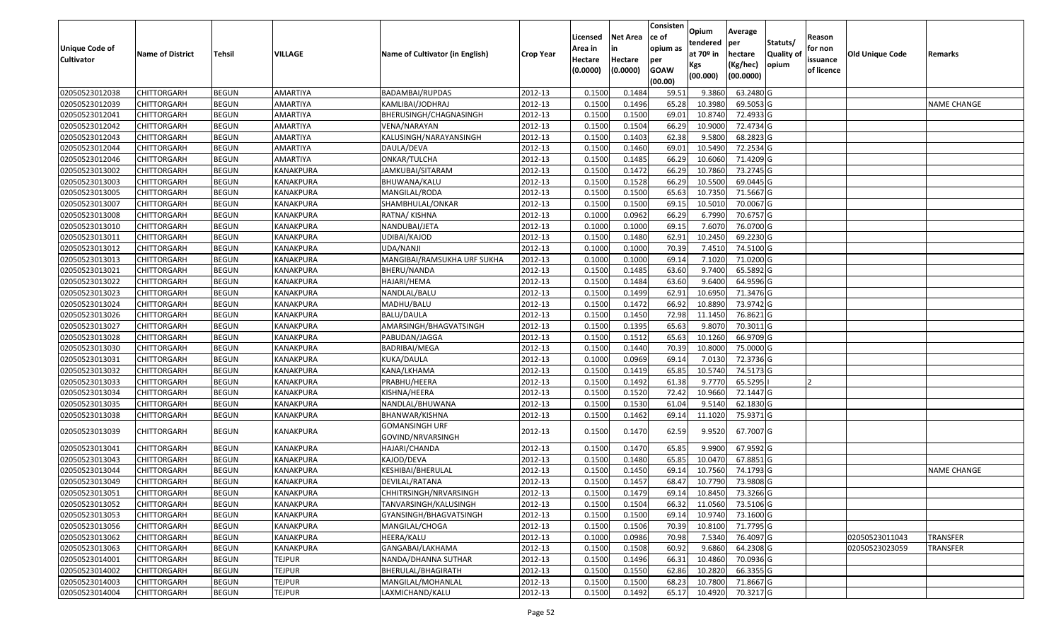| Unique Code of Cultivator | Name of District | Tehsil | VILLAGE | Name of Cultivator (in English) | Crop Year | Licensed Area in Hectare (0.0000) | Net Area in Hectare (0.0000) | Consisten ce of opium as per GOAW (00.00) | Opium tendered at 70º in Kgs (00.000) | Average per hectare (Kg/hec) (00.0000) | Statuts/ Quality of opium | Reason for non issuance of licence | Old Unique Code | Remarks |
|---|---|---|---|---|---|---|---|---|---|---|---|---|---|---|
| 02050523012038 | CHITTORGARH | BEGUN | AMARTIYA | BADAMBAI/RUPDAS | 2012-13 | 0.1500 | 0.1484 | 59.51 | 9.3860 | 63.2480 | G | | | |
| 02050523012039 | CHITTORGARH | BEGUN | AMARTIYA | KAMLIBAI/JODHRAJ | 2012-13 | 0.1500 | 0.1496 | 65.28 | 10.3980 | 69.5053 | G | | | NAME CHANGE |
| 02050523012041 | CHITTORGARH | BEGUN | AMARTIYA | BHERUSINGH/CHAGNASINGH | 2012-13 | 0.1500 | 0.1500 | 69.01 | 10.8740 | 72.4933 | G | | | |
| 02050523012042 | CHITTORGARH | BEGUN | AMARTIYA | VENA/NARAYAN | 2012-13 | 0.1500 | 0.1504 | 66.29 | 10.9000 | 72.4734 | G | | | |
| 02050523012043 | CHITTORGARH | BEGUN | AMARTIYA | KALUSINGH/NARAYANSINGH | 2012-13 | 0.1500 | 0.1403 | 62.38 | 9.5800 | 68.2823 | G | | | |
| 02050523012044 | CHITTORGARH | BEGUN | AMARTIYA | DAULA/DEVA | 2012-13 | 0.1500 | 0.1460 | 69.01 | 10.5490 | 72.2534 | G | | | |
| 02050523012046 | CHITTORGARH | BEGUN | AMARTIYA | ONKAR/TULCHA | 2012-13 | 0.1500 | 0.1485 | 66.29 | 10.6060 | 71.4209 | G | | | |
| 02050523013002 | CHITTORGARH | BEGUN | KANAKPURA | JAMKUBAI/SITARAM | 2012-13 | 0.1500 | 0.1472 | 66.29 | 10.7860 | 73.2745 | G | | | |
| 02050523013003 | CHITTORGARH | BEGUN | KANAKPURA | BHUWANA/KALU | 2012-13 | 0.1500 | 0.1528 | 66.29 | 10.5500 | 69.0445 | G | | | |
| 02050523013005 | CHITTORGARH | BEGUN | KANAKPURA | MANGILAL/RODA | 2012-13 | 0.1500 | 0.1500 | 65.63 | 10.7350 | 71.5667 | G | | | |
| 02050523013007 | CHITTORGARH | BEGUN | KANAKPURA | SHAMBHULAL/ONKAR | 2012-13 | 0.1500 | 0.1500 | 69.15 | 10.5010 | 70.0067 | G | | | |
| 02050523013008 | CHITTORGARH | BEGUN | KANAKPURA | RATNA/ KISHNA | 2012-13 | 0.1000 | 0.0962 | 66.29 | 6.7990 | 70.6757 | G | | | |
| 02050523013010 | CHITTORGARH | BEGUN | KANAKPURA | NANDUBAI/JETA | 2012-13 | 0.1000 | 0.1000 | 69.15 | 7.6070 | 76.0700 | G | | | |
| 02050523013011 | CHITTORGARH | BEGUN | KANAKPURA | UDIBAI/KAJOD | 2012-13 | 0.1500 | 0.1480 | 62.91 | 10.2450 | 69.2230 | G | | | |
| 02050523013012 | CHITTORGARH | BEGUN | KANAKPURA | UDA/NANJI | 2012-13 | 0.1000 | 0.1000 | 70.39 | 7.4510 | 74.5100 | G | | | |
| 02050523013013 | CHITTORGARH | BEGUN | KANAKPURA | MANGIBAI/RAMSUKHA URF SUKHA | 2012-13 | 0.1000 | 0.1000 | 69.14 | 7.1020 | 71.0200 | G | | | |
| 02050523013021 | CHITTORGARH | BEGUN | KANAKPURA | BHERU/NANDA | 2012-13 | 0.1500 | 0.1485 | 63.60 | 9.7400 | 65.5892 | G | | | |
| 02050523013022 | CHITTORGARH | BEGUN | KANAKPURA | HAJARI/HEMA | 2012-13 | 0.1500 | 0.1484 | 63.60 | 9.6400 | 64.9596 | G | | | |
| 02050523013023 | CHITTORGARH | BEGUN | KANAKPURA | NANDLAL/BALU | 2012-13 | 0.1500 | 0.1499 | 62.91 | 10.6950 | 71.3476 | G | | | |
| 02050523013024 | CHITTORGARH | BEGUN | KANAKPURA | MADHU/BALU | 2012-13 | 0.1500 | 0.1472 | 66.92 | 10.8890 | 73.9742 | G | | | |
| 02050523013026 | CHITTORGARH | BEGUN | KANAKPURA | BALU/DAULA | 2012-13 | 0.1500 | 0.1450 | 72.98 | 11.1450 | 76.8621 | G | | | |
| 02050523013027 | CHITTORGARH | BEGUN | KANAKPURA | AMARSINGH/BHAGVATSINGH | 2012-13 | 0.1500 | 0.1395 | 65.63 | 9.8070 | 70.3011 | G | | | |
| 02050523013028 | CHITTORGARH | BEGUN | KANAKPURA | PABUDAN/JAGGA | 2012-13 | 0.1500 | 0.1512 | 65.63 | 10.1260 | 66.9709 | G | | | |
| 02050523013030 | CHITTORGARH | BEGUN | KANAKPURA | BADRIBAI/MEGA | 2012-13 | 0.1500 | 0.1440 | 70.39 | 10.8000 | 75.0000 | G | | | |
| 02050523013031 | CHITTORGARH | BEGUN | KANAKPURA | KUKA/DAULA | 2012-13 | 0.1000 | 0.0969 | 69.14 | 7.0130 | 72.3736 | G | | | |
| 02050523013032 | CHITTORGARH | BEGUN | KANAKPURA | KANA/LKHAMA | 2012-13 | 0.1500 | 0.1419 | 65.85 | 10.5740 | 74.5173 | G | | | |
| 02050523013033 | CHITTORGARH | BEGUN | KANAKPURA | PRABHU/HEERA | 2012-13 | 0.1500 | 0.1492 | 61.38 | 9.7770 | 65.5295 | I | 2 | | |
| 02050523013034 | CHITTORGARH | BEGUN | KANAKPURA | KISHNA/HEERA | 2012-13 | 0.1500 | 0.1520 | 72.42 | 10.9660 | 72.1447 | G | | | |
| 02050523013035 | CHITTORGARH | BEGUN | KANAKPURA | NANDLAL/BHUWANA | 2012-13 | 0.1500 | 0.1530 | 61.04 | 9.5140 | 62.1830 | G | | | |
| 02050523013038 | CHITTORGARH | BEGUN | KANAKPURA | BHANWAR/KISHNA | 2012-13 | 0.1500 | 0.1462 | 69.14 | 11.1020 | 75.9371 | G | | | |
| 02050523013039 | CHITTORGARH | BEGUN | KANAKPURA | GOMANSINGH URF GOVIND/NRVARSINGH | 2012-13 | 0.1500 | 0.1470 | 62.59 | 9.9520 | 67.7007 | G | | | |
| 02050523013041 | CHITTORGARH | BEGUN | KANAKPURA | HAJARI/CHANDA | 2012-13 | 0.1500 | 0.1470 | 65.85 | 9.9900 | 67.9592 | G | | | |
| 02050523013043 | CHITTORGARH | BEGUN | KANAKPURA | KAJOD/DEVA | 2012-13 | 0.1500 | 0.1480 | 65.85 | 10.0470 | 67.8851 | G | | | |
| 02050523013044 | CHITTORGARH | BEGUN | KANAKPURA | KESHIBAI/BHERULAL | 2012-13 | 0.1500 | 0.1450 | 69.14 | 10.7560 | 74.1793 | G | | | NAME CHANGE |
| 02050523013049 | CHITTORGARH | BEGUN | KANAKPURA | DEVILAL/RATANA | 2012-13 | 0.1500 | 0.1457 | 68.47 | 10.7790 | 73.9808 | G | | | |
| 02050523013051 | CHITTORGARH | BEGUN | KANAKPURA | CHHITRSINGH/NRVARSINGH | 2012-13 | 0.1500 | 0.1479 | 69.14 | 10.8450 | 73.3266 | G | | | |
| 02050523013052 | CHITTORGARH | BEGUN | KANAKPURA | TANVARSINGH/KALUSINGH | 2012-13 | 0.1500 | 0.1504 | 66.32 | 11.0560 | 73.5106 | G | | | |
| 02050523013053 | CHITTORGARH | BEGUN | KANAKPURA | GYANSINGH/BHAGVATSINGH | 2012-13 | 0.1500 | 0.1500 | 69.14 | 10.9740 | 73.1600 | G | | | |
| 02050523013056 | CHITTORGARH | BEGUN | KANAKPURA | MANGILAL/CHOGA | 2012-13 | 0.1500 | 0.1506 | 70.39 | 10.8100 | 71.7795 | G | | | |
| 02050523013062 | CHITTORGARH | BEGUN | KANAKPURA | HEERA/KALU | 2012-13 | 0.1000 | 0.0986 | 70.98 | 7.5340 | 76.4097 | G | | 02050523011043 | TRANSFER |
| 02050523013063 | CHITTORGARH | BEGUN | KANAKPURA | GANGABAI/LAKHAMA | 2012-13 | 0.1500 | 0.1508 | 60.92 | 9.6860 | 64.2308 | G | | 02050523023059 | TRANSFER |
| 02050523014001 | CHITTORGARH | BEGUN | TEJPUR | NANDA/DHANNA SUTHAR | 2012-13 | 0.1500 | 0.1496 | 66.31 | 10.4860 | 70.0936 | G | | | |
| 02050523014002 | CHITTORGARH | BEGUN | TEJPUR | BHERULAL/BHAGIRATH | 2012-13 | 0.1500 | 0.1550 | 62.86 | 10.2820 | 66.3355 | G | | | |
| 02050523014003 | CHITTORGARH | BEGUN | TEJPUR | MANGILAL/MOHANLAL | 2012-13 | 0.1500 | 0.1500 | 68.23 | 10.7800 | 71.8667 | G | | | |
| 02050523014004 | CHITTORGARH | BEGUN | TEJPUR | LAXMICHAND/KALU | 2012-13 | 0.1500 | 0.1492 | 65.17 | 10.4920 | 70.3217 | G | | | |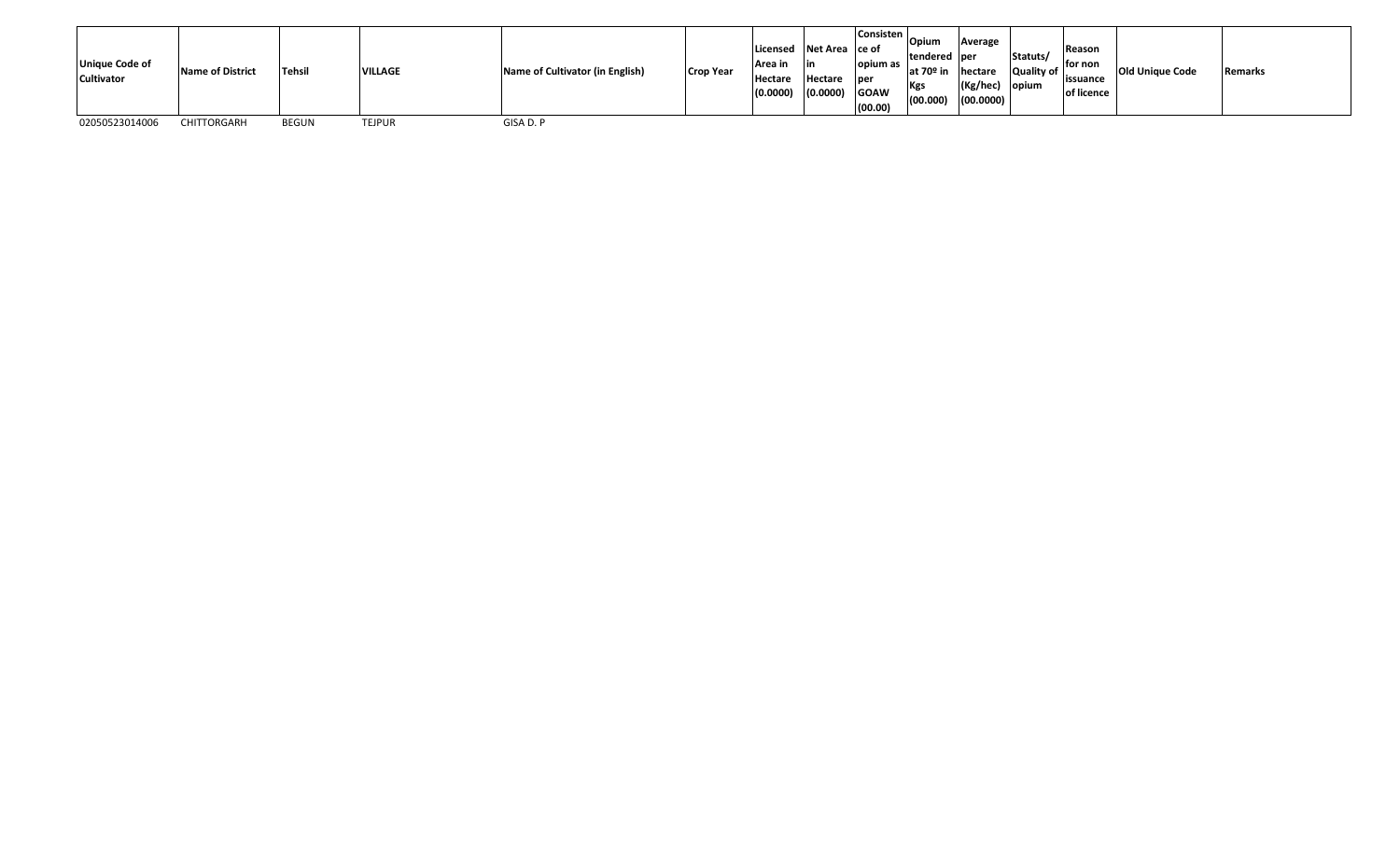| Unique Code of Cultivator | Name of District | Tehsil | VILLAGE | Name of Cultivator (in English) | Crop Year | Licensed Area in Hectare (0.0000) | Net Area in Hectare (0.0000) | Consistence of opium as per GOAW (00.00) | Opium tendered at 70º in Kgs (00.000) | Average per hectare (Kg/hec) (00.0000) | Statuts/ Quality of opium | Reason for non issuance of licence | Old Unique Code | Remarks |
|---|---|---|---|---|---|---|---|---|---|---|---|---|---|---|
| 02050523014006 | CHITTORGARH | BEGUN | TEJPUR | GISA D. P | | | | | | | | | | |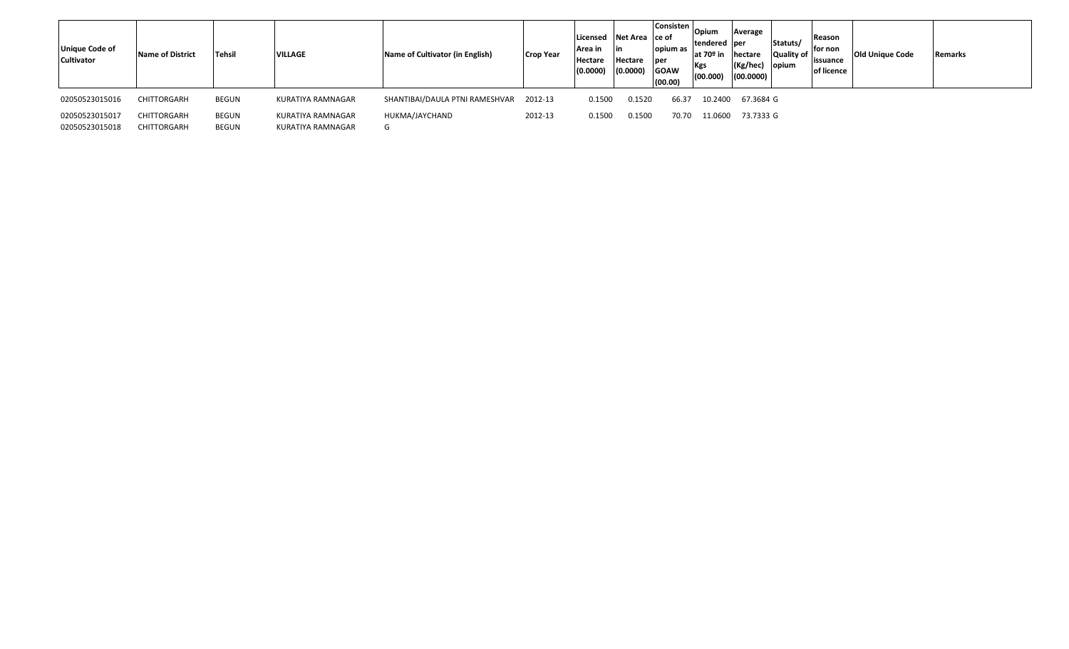| Unique Code of Cultivator | Name of District | Tehsil | VILLAGE | Name of Cultivator (in English) | Crop Year | Licensed Area in Hectare (0.0000) | Net Area in Hectare (0.0000) | Consistence of opium as per GOAW (00.00) | Opium tendered at 70º in Kgs (00.000) | Average per hectare (Kg/hec) (00.0000) | Statuts/ Quality of opium | Reason for non issuance of licence | Old Unique Code | Remarks |
|---|---|---|---|---|---|---|---|---|---|---|---|---|---|---|
| 02050523015016 | CHITTORGARH | BEGUN | KURATIYA RAMNAGAR | SHANTIBAI/DAULA PTNI RAMESHVAR | 2012-13 | 0.1500 | 0.1520 | 66.37 | 10.2400 | 67.3684 | G | | | |
| 02050523015017 | CHITTORGARH | BEGUN | KURATIYA RAMNAGAR | HUKMA/JAYCHAND | 2012-13 | 0.1500 | 0.1500 | 70.70 | 11.0600 | 73.7333 | G | | | |
| 02050523015018 | CHITTORGARH | BEGUN | KURATIYA RAMNAGAR | G | | | | | | | | | | |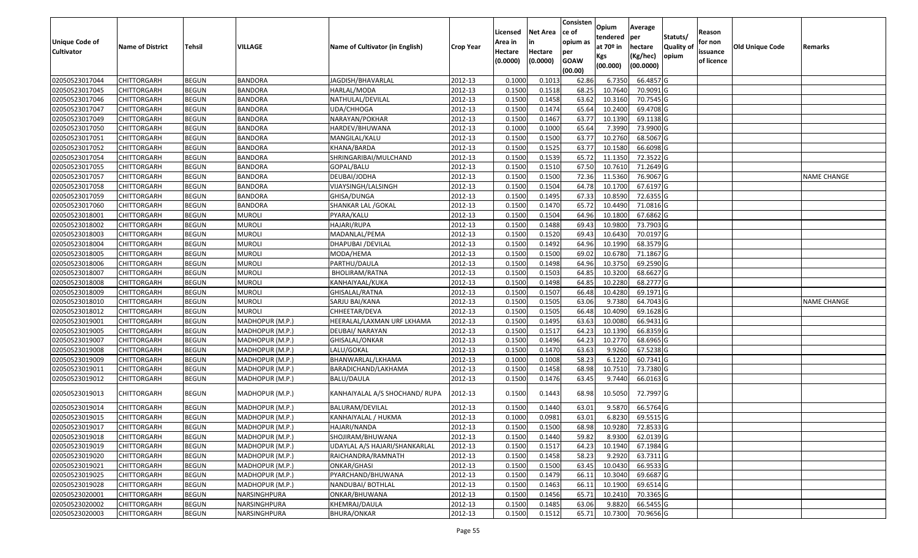| Unique Code of Cultivator | Name of District | Tehsil | VILLAGE | Name of Cultivator (in English) | Crop Year | Licensed Area in Hectare (0.0000) | Net Area in Hectare (0.0000) | Consistence of opium as per GOAW (00.00) | Opium tendered at 70º in Kgs (00.000) | Average per hectare (Kg/hec) (00.0000) | Statuts/ Quality of opium | Reason for non issuance of licence | Old Unique Code | Remarks |
|---|---|---|---|---|---|---|---|---|---|---|---|---|---|---|
| 02050523017044 | CHITTORGARH | BEGUN | BANDORA | JAGDISH/BHAVARLAL | 2012-13 | 0.1000 | 0.1013 | 62.86 | 6.7350 | 66.4857 | G | | | |
| 02050523017045 | CHITTORGARH | BEGUN | BANDORA | HARLAL/MODA | 2012-13 | 0.1500 | 0.1518 | 68.25 | 10.7640 | 70.9091 | G | | | |
| 02050523017046 | CHITTORGARH | BEGUN | BANDORA | NATHULAL/DEVILAL | 2012-13 | 0.1500 | 0.1458 | 63.62 | 10.3160 | 70.7545 | G | | | |
| 02050523017047 | CHITTORGARH | BEGUN | BANDORA | UDA/CHHOGA | 2012-13 | 0.1500 | 0.1474 | 65.64 | 10.2400 | 69.4708 | G | | | |
| 02050523017049 | CHITTORGARH | BEGUN | BANDORA | NARAYAN/POKHAR | 2012-13 | 0.1500 | 0.1467 | 63.77 | 10.1390 | 69.1138 | G | | | |
| 02050523017050 | CHITTORGARH | BEGUN | BANDORA | HARDEV/BHUWANA | 2012-13 | 0.1000 | 0.1000 | 65.64 | 7.3990 | 73.9900 | G | | | |
| 02050523017051 | CHITTORGARH | BEGUN | BANDORA | MANGILAL/KALU | 2012-13 | 0.1500 | 0.1500 | 63.77 | 10.2760 | 68.5067 | G | | | |
| 02050523017052 | CHITTORGARH | BEGUN | BANDORA | KHANA/BARDA | 2012-13 | 0.1500 | 0.1525 | 63.77 | 10.1580 | 66.6098 | G | | | |
| 02050523017054 | CHITTORGARH | BEGUN | BANDORA | SHRINGARIBAI/MULCHAND | 2012-13 | 0.1500 | 0.1539 | 65.72 | 11.1350 | 72.3522 | G | | | |
| 02050523017055 | CHITTORGARH | BEGUN | BANDORA | GOPAL/BALU | 2012-13 | 0.1500 | 0.1510 | 67.50 | 10.7610 | 71.2649 | G | | | |
| 02050523017057 | CHITTORGARH | BEGUN | BANDORA | DEUBAI/JODHA | 2012-13 | 0.1500 | 0.1500 | 72.36 | 11.5360 | 76.9067 | G | | | NAME CHANGE |
| 02050523017058 | CHITTORGARH | BEGUN | BANDORA | VIJAYSINGH/LALSINGH | 2012-13 | 0.1500 | 0.1504 | 64.78 | 10.1700 | 67.6197 | G | | | |
| 02050523017059 | CHITTORGARH | BEGUN | BANDORA | GHISA/DUNGA | 2012-13 | 0.1500 | 0.1495 | 67.33 | 10.8590 | 72.6355 | G | | | |
| 02050523017060 | CHITTORGARH | BEGUN | BANDORA | SHANKAR LAL /GOKAL | 2012-13 | 0.1500 | 0.1470 | 65.72 | 10.4490 | 71.0816 | G | | | |
| 02050523018001 | CHITTORGARH | BEGUN | MUROLI | PYARA/KALU | 2012-13 | 0.1500 | 0.1504 | 64.96 | 10.1800 | 67.6862 | G | | | |
| 02050523018002 | CHITTORGARH | BEGUN | MUROLI | HAJARI/RUPA | 2012-13 | 0.1500 | 0.1488 | 69.43 | 10.9800 | 73.7903 | G | | | |
| 02050523018003 | CHITTORGARH | BEGUN | MUROLI | MADANLAL/PEMA | 2012-13 | 0.1500 | 0.1520 | 69.43 | 10.6430 | 70.0197 | G | | | |
| 02050523018004 | CHITTORGARH | BEGUN | MUROLI | DHAPUBAI /DEVILAL | 2012-13 | 0.1500 | 0.1492 | 64.96 | 10.1990 | 68.3579 | G | | | |
| 02050523018005 | CHITTORGARH | BEGUN | MUROLI | MODA/HEMA | 2012-13 | 0.1500 | 0.1500 | 69.02 | 10.6780 | 71.1867 | G | | | |
| 02050523018006 | CHITTORGARH | BEGUN | MUROLI | PARTHU/DAULA | 2012-13 | 0.1500 | 0.1498 | 64.96 | 10.3750 | 69.2590 | G | | | |
| 02050523018007 | CHITTORGARH | BEGUN | MUROLI | BHOLIRAM/RATNA | 2012-13 | 0.1500 | 0.1503 | 64.85 | 10.3200 | 68.6627 | G | | | |
| 02050523018008 | CHITTORGARH | BEGUN | MUROLI | KANHAIYAAL/KUKA | 2012-13 | 0.1500 | 0.1498 | 64.85 | 10.2280 | 68.2777 | G | | | |
| 02050523018009 | CHITTORGARH | BEGUN | MUROLI | GHISALAL/RATNA | 2012-13 | 0.1500 | 0.1507 | 66.48 | 10.4280 | 69.1971 | G | | | |
| 02050523018010 | CHITTORGARH | BEGUN | MUROLI | SARJU BAI/KANA | 2012-13 | 0.1500 | 0.1505 | 63.06 | 9.7380 | 64.7043 | G | | | NAME CHANGE |
| 02050523018012 | CHITTORGARH | BEGUN | MUROLI | CHHEETAR/DEVA | 2012-13 | 0.1500 | 0.1505 | 66.48 | 10.4090 | 69.1628 | G | | | |
| 02050523019001 | CHITTORGARH | BEGUN | MADHOPUR (M.P.) | HEERALAL/LAXMAN URF LKHAMA | 2012-13 | 0.1500 | 0.1495 | 63.63 | 10.0080 | 66.9431 | G | | | |
| 02050523019005 | CHITTORGARH | BEGUN | MADHOPUR (M.P.) | DEUBAI/ NARAYAN | 2012-13 | 0.1500 | 0.1517 | 64.23 | 10.1390 | 66.8359 | G | | | |
| 02050523019007 | CHITTORGARH | BEGUN | MADHOPUR (M.P.) | GHISALAL/ONKAR | 2012-13 | 0.1500 | 0.1496 | 64.23 | 10.2770 | 68.6965 | G | | | |
| 02050523019008 | CHITTORGARH | BEGUN | MADHOPUR (M.P.) | LALU/GOKAL | 2012-13 | 0.1500 | 0.1470 | 63.63 | 9.9260 | 67.5238 | G | | | |
| 02050523019009 | CHITTORGARH | BEGUN | MADHOPUR (M.P.) | BHANWARLAL/LKHAMA | 2012-13 | 0.1000 | 0.1008 | 58.23 | 6.1220 | 60.7341 | G | | | |
| 02050523019011 | CHITTORGARH | BEGUN | MADHOPUR (M.P.) | BARADICHAND/LAKHAMA | 2012-13 | 0.1500 | 0.1458 | 68.98 | 10.7510 | 73.7380 | G | | | |
| 02050523019012 | CHITTORGARH | BEGUN | MADHOPUR (M.P.) | BALU/DAULA | 2012-13 | 0.1500 | 0.1476 | 63.45 | 9.7440 | 66.0163 | G | | | |
| 02050523019013 | CHITTORGARH | BEGUN | MADHOPUR (M.P.) | KANHAIYALAL A/S SHOCHAND/ RUPA | 2012-13 | 0.1500 | 0.1443 | 68.98 | 10.5050 | 72.7997 | G | | | |
| 02050523019014 | CHITTORGARH | BEGUN | MADHOPUR (M.P.) | BALURAM/DEVILAL | 2012-13 | 0.1500 | 0.1440 | 63.01 | 9.5870 | 66.5764 | G | | | |
| 02050523019015 | CHITTORGARH | BEGUN | MADHOPUR (M.P.) | KANHAIYALAL / HUKMA | 2012-13 | 0.1000 | 0.0981 | 63.01 | 6.8230 | 69.5515 | G | | | |
| 02050523019017 | CHITTORGARH | BEGUN | MADHOPUR (M.P.) | HAJARI/NANDA | 2012-13 | 0.1500 | 0.1500 | 68.98 | 10.9280 | 72.8533 | G | | | |
| 02050523019018 | CHITTORGARH | BEGUN | MADHOPUR (M.P.) | SHOJIRAM/BHUWANA | 2012-13 | 0.1500 | 0.1440 | 59.82 | 8.9300 | 62.0139 | G | | | |
| 02050523019019 | CHITTORGARH | BEGUN | MADHOPUR (M.P.) | UDAYLAL A/S HAJARI/SHANKARLAL | 2012-13 | 0.1500 | 0.1517 | 64.23 | 10.1940 | 67.1984 | G | | | |
| 02050523019020 | CHITTORGARH | BEGUN | MADHOPUR (M.P.) | RAICHANDRA/RAMNATH | 2012-13 | 0.1500 | 0.1458 | 58.23 | 9.2920 | 63.7311 | G | | | |
| 02050523019021 | CHITTORGARH | BEGUN | MADHOPUR (M.P.) | ONKAR/GHASI | 2012-13 | 0.1500 | 0.1500 | 63.45 | 10.0430 | 66.9533 | G | | | |
| 02050523019025 | CHITTORGARH | BEGUN | MADHOPUR (M.P.) | PYARCHAND/BHUWANA | 2012-13 | 0.1500 | 0.1479 | 66.11 | 10.3040 | 69.6687 | G | | | |
| 02050523019028 | CHITTORGARH | BEGUN | MADHOPUR (M.P.) | NANDUBAI/ BOTHLAL | 2012-13 | 0.1500 | 0.1463 | 66.11 | 10.1900 | 69.6514 | G | | | |
| 02050523020001 | CHITTORGARH | BEGUN | NARSINGHPURA | ONKAR/BHUWANA | 2012-13 | 0.1500 | 0.1456 | 65.71 | 10.2410 | 70.3365 | G | | | |
| 02050523020002 | CHITTORGARH | BEGUN | NARSINGHPURA | KHEMRAJ/DAULA | 2012-13 | 0.1500 | 0.1485 | 63.06 | 9.8820 | 66.5455 | G | | | |
| 02050523020003 | CHITTORGARH | BEGUN | NARSINGHPURA | BHURA/ONKAR | 2012-13 | 0.1500 | 0.1512 | 65.71 | 10.7300 | 70.9656 | G | | | |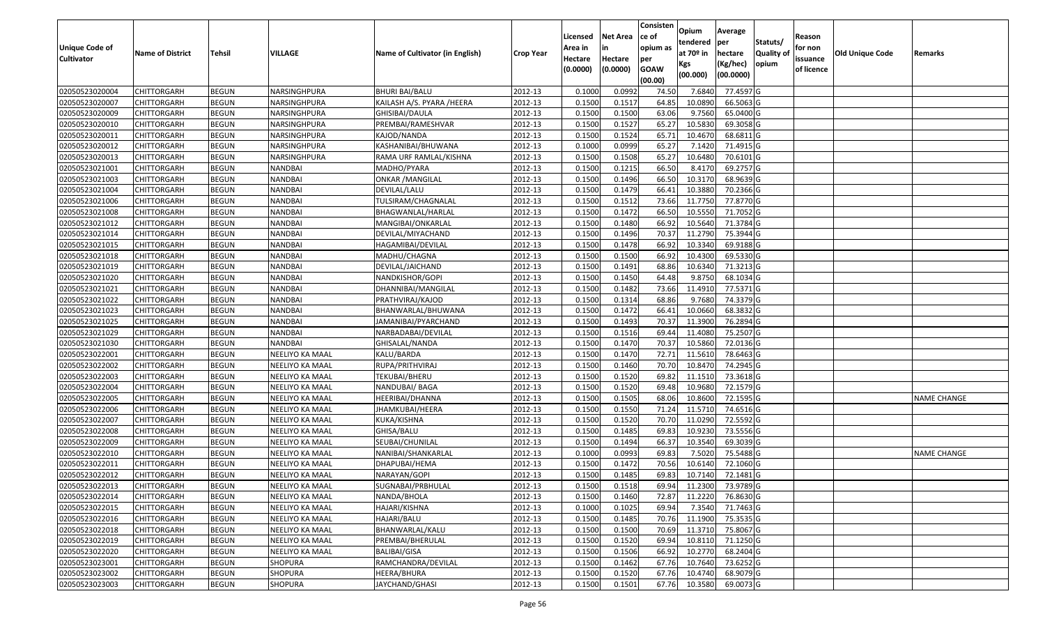| Unique Code of Cultivator | Name of District | Tehsil | VILLAGE | Name of Cultivator (in English) | Crop Year | Licensed Area in Hectare (0.0000) | Net Area in Hectare (0.0000) | Consistence of opium as per GOAW (00.00) | Opium tendered at 70º in Kgs (00.000) | Average per hectare (Kg/hec) (00.0000) | Statuts/ Quality of opium | Reason for non issuance of licence | Old Unique Code | Remarks |
|---|---|---|---|---|---|---|---|---|---|---|---|---|---|---|
| 02050523020004 | CHITTORGARH | BEGUN | NARSINGHPURA | BHURI BAI/BALU | 2012-13 | 0.1000 | 0.0992 | 74.50 | 7.6840 | 77.4597 | G | | | |
| 02050523020007 | CHITTORGARH | BEGUN | NARSINGHPURA | KAILASH A/S. PYARA /HEERA | 2012-13 | 0.1500 | 0.1517 | 64.85 | 10.0890 | 66.5063 | G | | | |
| 02050523020009 | CHITTORGARH | BEGUN | NARSINGHPURA | GHISIBAI/DAULA | 2012-13 | 0.1500 | 0.1500 | 63.06 | 9.7560 | 65.0400 | G | | | |
| 02050523020010 | CHITTORGARH | BEGUN | NARSINGHPURA | PREMBAI/RAMESHVAR | 2012-13 | 0.1500 | 0.1527 | 65.27 | 10.5830 | 69.3058 | G | | | |
| 02050523020011 | CHITTORGARH | BEGUN | NARSINGHPURA | KAJOD/NANDA | 2012-13 | 0.1500 | 0.1524 | 65.71 | 10.4670 | 68.6811 | G | | | |
| 02050523020012 | CHITTORGARH | BEGUN | NARSINGHPURA | KASHANIBAI/BHUWANA | 2012-13 | 0.1000 | 0.0999 | 65.27 | 7.1420 | 71.4915 | G | | | |
| 02050523020013 | CHITTORGARH | BEGUN | NARSINGHPURA | RAMA URF RAMLAL/KISHNA | 2012-13 | 0.1500 | 0.1508 | 65.27 | 10.6480 | 70.6101 | G | | | |
| 02050523021001 | CHITTORGARH | BEGUN | NANDBAI | MADHO/PYARA | 2012-13 | 0.1500 | 0.1215 | 66.50 | 8.4170 | 69.2757 | G | | | |
| 02050523021003 | CHITTORGARH | BEGUN | NANDBAI | ONKAR /MANGILAL | 2012-13 | 0.1500 | 0.1496 | 66.50 | 10.3170 | 68.9639 | G | | | |
| 02050523021004 | CHITTORGARH | BEGUN | NANDBAI | DEVILAL/LALU | 2012-13 | 0.1500 | 0.1479 | 66.41 | 10.3880 | 70.2366 | G | | | |
| 02050523021006 | CHITTORGARH | BEGUN | NANDBAI | TULSIRAM/CHAGNALAL | 2012-13 | 0.1500 | 0.1512 | 73.66 | 11.7750 | 77.8770 | G | | | |
| 02050523021008 | CHITTORGARH | BEGUN | NANDBAI | BHAGWANLAL/HARLAL | 2012-13 | 0.1500 | 0.1472 | 66.50 | 10.5550 | 71.7052 | G | | | |
| 02050523021012 | CHITTORGARH | BEGUN | NANDBAI | MANGIBAI/ONKARLAL | 2012-13 | 0.1500 | 0.1480 | 66.92 | 10.5640 | 71.3784 | G | | | |
| 02050523021014 | CHITTORGARH | BEGUN | NANDBAI | DEVILAL/MIYACHAND | 2012-13 | 0.1500 | 0.1496 | 70.37 | 11.2790 | 75.3944 | G | | | |
| 02050523021015 | CHITTORGARH | BEGUN | NANDBAI | HAGAMIBAI/DEVILAL | 2012-13 | 0.1500 | 0.1478 | 66.92 | 10.3340 | 69.9188 | G | | | |
| 02050523021018 | CHITTORGARH | BEGUN | NANDBAI | MADHU/CHAGNA | 2012-13 | 0.1500 | 0.1500 | 66.92 | 10.4300 | 69.5330 | G | | | |
| 02050523021019 | CHITTORGARH | BEGUN | NANDBAI | DEVILAL/JAICHAND | 2012-13 | 0.1500 | 0.1491 | 68.86 | 10.6340 | 71.3213 | G | | | |
| 02050523021020 | CHITTORGARH | BEGUN | NANDBAI | NANDKISHOR/GOPI | 2012-13 | 0.1500 | 0.1450 | 64.48 | 9.8750 | 68.1034 | G | | | |
| 02050523021021 | CHITTORGARH | BEGUN | NANDBAI | DHANNIBAI/MANGILAL | 2012-13 | 0.1500 | 0.1482 | 73.66 | 11.4910 | 77.5371 | G | | | |
| 02050523021022 | CHITTORGARH | BEGUN | NANDBAI | PRATHVIRAJ/KAJOD | 2012-13 | 0.1500 | 0.1314 | 68.86 | 9.7680 | 74.3379 | G | | | |
| 02050523021023 | CHITTORGARH | BEGUN | NANDBAI | BHANWARLAL/BHUWANA | 2012-13 | 0.1500 | 0.1472 | 66.41 | 10.0660 | 68.3832 | G | | | |
| 02050523021025 | CHITTORGARH | BEGUN | NANDBAI | JAMANIBAI/PYARCHAND | 2012-13 | 0.1500 | 0.1493 | 70.37 | 11.3900 | 76.2894 | G | | | |
| 02050523021029 | CHITTORGARH | BEGUN | NANDBAI | NARBADABAI/DEVILAL | 2012-13 | 0.1500 | 0.1516 | 69.44 | 11.4080 | 75.2507 | G | | | |
| 02050523021030 | CHITTORGARH | BEGUN | NANDBAI | GHISALAL/NANDA | 2012-13 | 0.1500 | 0.1470 | 70.37 | 10.5860 | 72.0136 | G | | | |
| 02050523022001 | CHITTORGARH | BEGUN | NEELIYO KA MAAL | KALU/BARDA | 2012-13 | 0.1500 | 0.1470 | 72.71 | 11.5610 | 78.6463 | G | | | |
| 02050523022002 | CHITTORGARH | BEGUN | NEELIYO KA MAAL | RUPA/PRITHVIRAJ | 2012-13 | 0.1500 | 0.1460 | 70.70 | 10.8470 | 74.2945 | G | | | |
| 02050523022003 | CHITTORGARH | BEGUN | NEELIYO KA MAAL | TEKUBAI/BHERU | 2012-13 | 0.1500 | 0.1520 | 69.82 | 11.1510 | 73.3618 | G | | | |
| 02050523022004 | CHITTORGARH | BEGUN | NEELIYO KA MAAL | NANDUBAI/ BAGA | 2012-13 | 0.1500 | 0.1520 | 69.48 | 10.9680 | 72.1579 | G | | | |
| 02050523022005 | CHITTORGARH | BEGUN | NEELIYO KA MAAL | HEERIBAI/DHANNA | 2012-13 | 0.1500 | 0.1505 | 68.06 | 10.8600 | 72.1595 | G | | | NAME CHANGE |
| 02050523022006 | CHITTORGARH | BEGUN | NEELIYO KA MAAL | JHAMKUBAI/HEERA | 2012-13 | 0.1500 | 0.1550 | 71.24 | 11.5710 | 74.6516 | G | | | |
| 02050523022007 | CHITTORGARH | BEGUN | NEELIYO KA MAAL | KUKA/KISHNA | 2012-13 | 0.1500 | 0.1520 | 70.70 | 11.0290 | 72.5592 | G | | | |
| 02050523022008 | CHITTORGARH | BEGUN | NEELIYO KA MAAL | GHISA/BALU | 2012-13 | 0.1500 | 0.1485 | 69.83 | 10.9230 | 73.5556 | G | | | |
| 02050523022009 | CHITTORGARH | BEGUN | NEELIYO KA MAAL | SEUBAI/CHUNILAL | 2012-13 | 0.1500 | 0.1494 | 66.37 | 10.3540 | 69.3039 | G | | | |
| 02050523022010 | CHITTORGARH | BEGUN | NEELIYO KA MAAL | NANIBAI/SHANKARLAL | 2012-13 | 0.1000 | 0.0993 | 69.83 | 7.5020 | 75.5488 | G | | | NAME CHANGE |
| 02050523022011 | CHITTORGARH | BEGUN | NEELIYO KA MAAL | DHAPUBAI/HEMA | 2012-13 | 0.1500 | 0.1472 | 70.56 | 10.6140 | 72.1060 | G | | | |
| 02050523022012 | CHITTORGARH | BEGUN | NEELIYO KA MAAL | NARAYAN/GOPI | 2012-13 | 0.1500 | 0.1485 | 69.83 | 10.7140 | 72.1481 | G | | | |
| 02050523022013 | CHITTORGARH | BEGUN | NEELIYO KA MAAL | SUGNABAI/PRBHULAL | 2012-13 | 0.1500 | 0.1518 | 69.94 | 11.2300 | 73.9789 | G | | | |
| 02050523022014 | CHITTORGARH | BEGUN | NEELIYO KA MAAL | NANDA/BHOLA | 2012-13 | 0.1500 | 0.1460 | 72.87 | 11.2220 | 76.8630 | G | | | |
| 02050523022015 | CHITTORGARH | BEGUN | NEELIYO KA MAAL | HAJARI/KISHNA | 2012-13 | 0.1000 | 0.1025 | 69.94 | 7.3540 | 71.7463 | G | | | |
| 02050523022016 | CHITTORGARH | BEGUN | NEELIYO KA MAAL | HAJARI/BALU | 2012-13 | 0.1500 | 0.1485 | 70.76 | 11.1900 | 75.3535 | G | | | |
| 02050523022018 | CHITTORGARH | BEGUN | NEELIYO KA MAAL | BHANWARLAL/KALU | 2012-13 | 0.1500 | 0.1500 | 70.69 | 11.3710 | 75.8067 | G | | | |
| 02050523022019 | CHITTORGARH | BEGUN | NEELIYO KA MAAL | PREMBAI/BHERULAL | 2012-13 | 0.1500 | 0.1520 | 69.94 | 10.8110 | 71.1250 | G | | | |
| 02050523022020 | CHITTORGARH | BEGUN | NEELIYO KA MAAL | BALIBAI/GISA | 2012-13 | 0.1500 | 0.1506 | 66.92 | 10.2770 | 68.2404 | G | | | |
| 02050523023001 | CHITTORGARH | BEGUN | SHOPURA | RAMCHANDRA/DEVILAL | 2012-13 | 0.1500 | 0.1462 | 67.76 | 10.7640 | 73.6252 | G | | | |
| 02050523023002 | CHITTORGARH | BEGUN | SHOPURA | HEERA/BHURA | 2012-13 | 0.1500 | 0.1520 | 67.76 | 10.4740 | 68.9079 | G | | | |
| 02050523023003 | CHITTORGARH | BEGUN | SHOPURA | JAYCHAND/GHASI | 2012-13 | 0.1500 | 0.1501 | 67.76 | 10.3580 | 69.0073 | G | | | |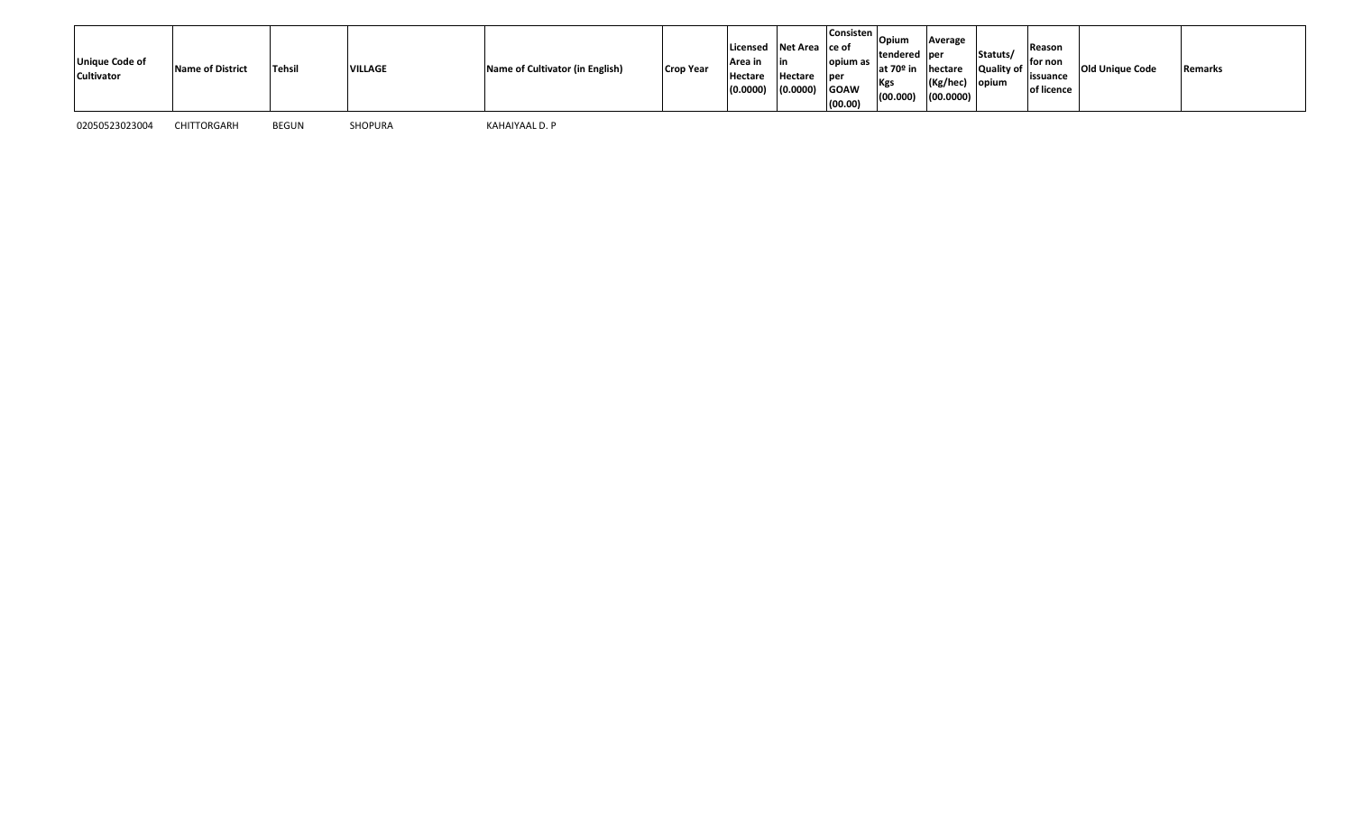| Unique Code of Cultivator | Name of District | Tehsil | VILLAGE | Name of Cultivator (in English) | Crop Year | Licensed Area in Hectare (0.0000) | Net Area in Hectare (0.0000) | Consistence of opium as per GOAW (00.00) | Opium tendered at 70º in Kgs (00.000) | Average per hectare (Kg/hec) (00.0000) | Statuts/ Quality of opium | Reason for non issuance of licence | Old Unique Code | Remarks |
|---|---|---|---|---|---|---|---|---|---|---|---|---|---|---|
| 02050523023004 | CHITTORGARH | BEGUN | SHOPURA | KAHAIYAAL D. P | | | | | | | | | | |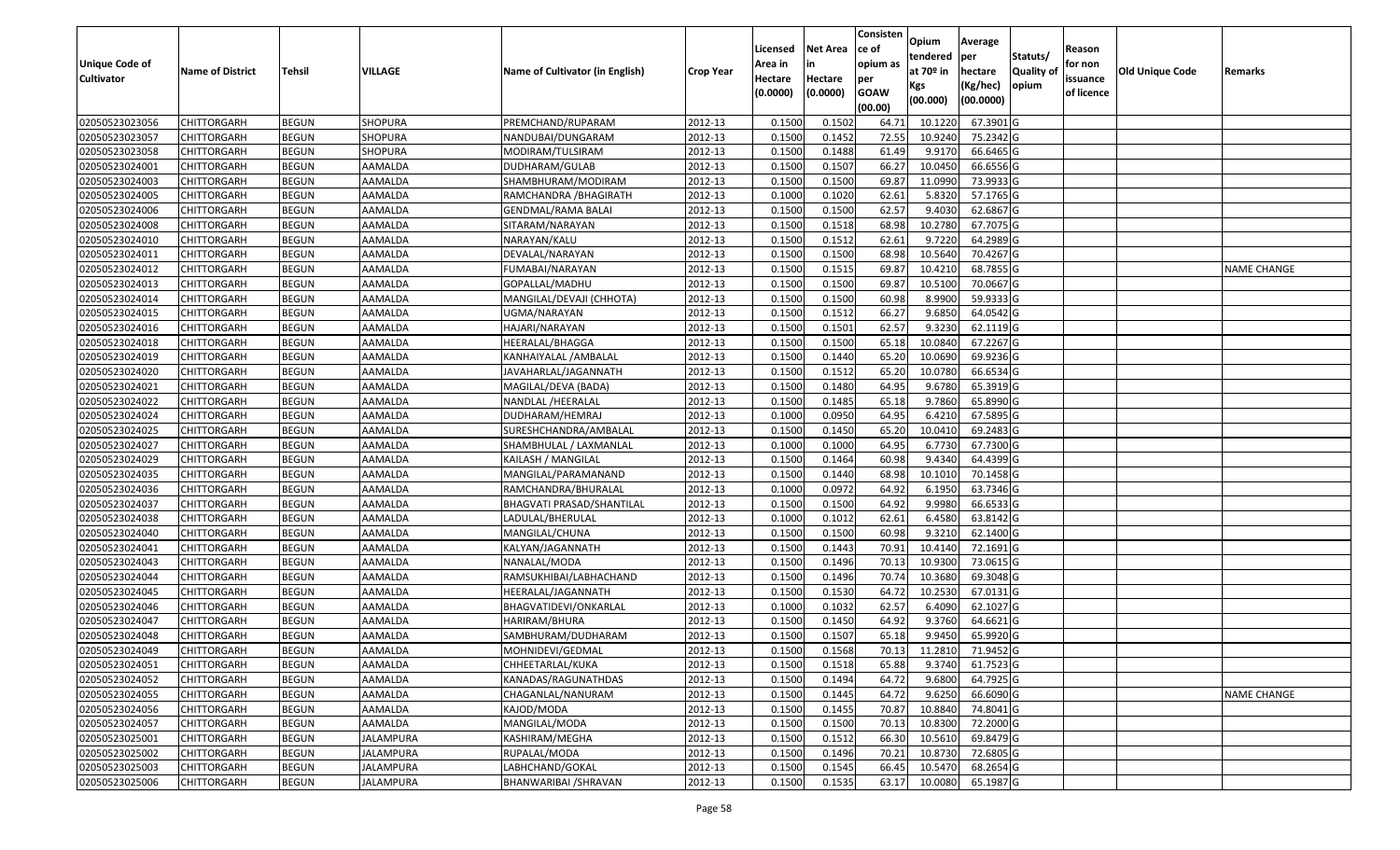| Unique Code of Cultivator | Name of District | Tehsil | VILLAGE | Name of Cultivator (in English) | Crop Year | Licensed Area in Hectare (0.0000) | Net Area in Hectare (0.0000) | Consistence of opium as per GOAW (00.00) | Opium tendered at 70º in Kgs (00.000) | Average per hectare (Kg/hec) (00.0000) | Statuts/ Quality of opium | Reason for non issuance of licence | Old Unique Code | Remarks |
|---|---|---|---|---|---|---|---|---|---|---|---|---|---|---|
| 02050523023056 | CHITTORGARH | BEGUN | SHOPURA | PREMCHAND/RUPARAM | 2012-13 | 0.1500 | 0.1502 | 64.71 | 10.1220 | 67.3901 | G | | | |
| 02050523023057 | CHITTORGARH | BEGUN | SHOPURA | NANDUBAI/DUNGARAM | 2012-13 | 0.1500 | 0.1452 | 72.55 | 10.9240 | 75.2342 | G | | | |
| 02050523023058 | CHITTORGARH | BEGUN | SHOPURA | MODIRAM/TULSIRAM | 2012-13 | 0.1500 | 0.1488 | 61.49 | 9.9170 | 66.6465 | G | | | |
| 02050523024001 | CHITTORGARH | BEGUN | AAMALDA | DUDHARAM/GULAB | 2012-13 | 0.1500 | 0.1507 | 66.27 | 10.0450 | 66.6556 | G | | | |
| 02050523024003 | CHITTORGARH | BEGUN | AAMALDA | SHAMBHURAM/MODIRAM | 2012-13 | 0.1500 | 0.1500 | 69.87 | 11.0990 | 73.9933 | G | | | |
| 02050523024005 | CHITTORGARH | BEGUN | AAMALDA | RAMCHANDRA /BHAGIRATH | 2012-13 | 0.1000 | 0.1020 | 62.61 | 5.8320 | 57.1765 | G | | | |
| 02050523024006 | CHITTORGARH | BEGUN | AAMALDA | GENDMAL/RAMA BALAI | 2012-13 | 0.1500 | 0.1500 | 62.57 | 9.4030 | 62.6867 | G | | | |
| 02050523024008 | CHITTORGARH | BEGUN | AAMALDA | SITARAM/NARAYAN | 2012-13 | 0.1500 | 0.1518 | 68.98 | 10.2780 | 67.7075 | G | | | |
| 02050523024010 | CHITTORGARH | BEGUN | AAMALDA | NARAYAN/KALU | 2012-13 | 0.1500 | 0.1512 | 62.61 | 9.7220 | 64.2989 | G | | | |
| 02050523024011 | CHITTORGARH | BEGUN | AAMALDA | DEVALAL/NARAYAN | 2012-13 | 0.1500 | 0.1500 | 68.98 | 10.5640 | 70.4267 | G | | | |
| 02050523024012 | CHITTORGARH | BEGUN | AAMALDA | FUMABAI/NARAYAN | 2012-13 | 0.1500 | 0.1515 | 69.87 | 10.4210 | 68.7855 | G | | | NAME CHANGE |
| 02050523024013 | CHITTORGARH | BEGUN | AAMALDA | GOPALLAL/MADHU | 2012-13 | 0.1500 | 0.1500 | 69.87 | 10.5100 | 70.0667 | G | | | |
| 02050523024014 | CHITTORGARH | BEGUN | AAMALDA | MANGILAL/DEVAJI (CHHOTA) | 2012-13 | 0.1500 | 0.1500 | 60.98 | 8.9900 | 59.9333 | G | | | |
| 02050523024015 | CHITTORGARH | BEGUN | AAMALDA | UGMA/NARAYAN | 2012-13 | 0.1500 | 0.1512 | 66.27 | 9.6850 | 64.0542 | G | | | |
| 02050523024016 | CHITTORGARH | BEGUN | AAMALDA | HAJARI/NARAYAN | 2012-13 | 0.1500 | 0.1501 | 62.57 | 9.3230 | 62.1119 | G | | | |
| 02050523024018 | CHITTORGARH | BEGUN | AAMALDA | HEERALAL/BHAGGA | 2012-13 | 0.1500 | 0.1500 | 65.18 | 10.0840 | 67.2267 | G | | | |
| 02050523024019 | CHITTORGARH | BEGUN | AAMALDA | KANHAIYALAL /AMBALAL | 2012-13 | 0.1500 | 0.1440 | 65.20 | 10.0690 | 69.9236 | G | | | |
| 02050523024020 | CHITTORGARH | BEGUN | AAMALDA | JAVAHARLAL/JAGANNATH | 2012-13 | 0.1500 | 0.1512 | 65.20 | 10.0780 | 66.6534 | G | | | |
| 02050523024021 | CHITTORGARH | BEGUN | AAMALDA | MAGILAL/DEVA (BADA) | 2012-13 | 0.1500 | 0.1480 | 64.95 | 9.6780 | 65.3919 | G | | | |
| 02050523024022 | CHITTORGARH | BEGUN | AAMALDA | NANDLAL /HEERALAL | 2012-13 | 0.1500 | 0.1485 | 65.18 | 9.7860 | 65.8990 | G | | | |
| 02050523024024 | CHITTORGARH | BEGUN | AAMALDA | DUDHARAM/HEMRAJ | 2012-13 | 0.1000 | 0.0950 | 64.95 | 6.4210 | 67.5895 | G | | | |
| 02050523024025 | CHITTORGARH | BEGUN | AAMALDA | SURESHCHANDRA/AMBALAL | 2012-13 | 0.1500 | 0.1450 | 65.20 | 10.0410 | 69.2483 | G | | | |
| 02050523024027 | CHITTORGARH | BEGUN | AAMALDA | SHAMBHULAL / LAXMANLAL | 2012-13 | 0.1000 | 0.1000 | 64.95 | 6.7730 | 67.7300 | G | | | |
| 02050523024029 | CHITTORGARH | BEGUN | AAMALDA | KAILASH / MANGILAL | 2012-13 | 0.1500 | 0.1464 | 60.98 | 9.4340 | 64.4399 | G | | | |
| 02050523024035 | CHITTORGARH | BEGUN | AAMALDA | MANGILAL/PARAMANAND | 2012-13 | 0.1500 | 0.1440 | 68.98 | 10.1010 | 70.1458 | G | | | |
| 02050523024036 | CHITTORGARH | BEGUN | AAMALDA | RAMCHANDRA/BHURALAL | 2012-13 | 0.1000 | 0.0972 | 64.92 | 6.1950 | 63.7346 | G | | | |
| 02050523024037 | CHITTORGARH | BEGUN | AAMALDA | BHAGVATI PRASAD/SHANTILAL | 2012-13 | 0.1500 | 0.1500 | 64.92 | 9.9980 | 66.6533 | G | | | |
| 02050523024038 | CHITTORGARH | BEGUN | AAMALDA | LADULAL/BHERULAL | 2012-13 | 0.1000 | 0.1012 | 62.61 | 6.4580 | 63.8142 | G | | | |
| 02050523024040 | CHITTORGARH | BEGUN | AAMALDA | MANGILAL/CHUNA | 2012-13 | 0.1500 | 0.1500 | 60.98 | 9.3210 | 62.1400 | G | | | |
| 02050523024041 | CHITTORGARH | BEGUN | AAMALDA | KALYAN/JAGANNATH | 2012-13 | 0.1500 | 0.1443 | 70.91 | 10.4140 | 72.1691 | G | | | |
| 02050523024043 | CHITTORGARH | BEGUN | AAMALDA | NANALAL/MODA | 2012-13 | 0.1500 | 0.1496 | 70.13 | 10.9300 | 73.0615 | G | | | |
| 02050523024044 | CHITTORGARH | BEGUN | AAMALDA | RAMSUKHIBAI/LABHACHAND | 2012-13 | 0.1500 | 0.1496 | 70.74 | 10.3680 | 69.3048 | G | | | |
| 02050523024045 | CHITTORGARH | BEGUN | AAMALDA | HEERALAL/JAGANNATH | 2012-13 | 0.1500 | 0.1530 | 64.72 | 10.2530 | 67.0131 | G | | | |
| 02050523024046 | CHITTORGARH | BEGUN | AAMALDA | BHAGVATIDEVI/ONKARLAL | 2012-13 | 0.1000 | 0.1032 | 62.57 | 6.4090 | 62.1027 | G | | | |
| 02050523024047 | CHITTORGARH | BEGUN | AAMALDA | HARIRAM/BHURA | 2012-13 | 0.1500 | 0.1450 | 64.92 | 9.3760 | 64.6621 | G | | | |
| 02050523024048 | CHITTORGARH | BEGUN | AAMALDA | SAMBHURAM/DUDHARAM | 2012-13 | 0.1500 | 0.1507 | 65.18 | 9.9450 | 65.9920 | G | | | |
| 02050523024049 | CHITTORGARH | BEGUN | AAMALDA | MOHNIDEVI/GEDMAL | 2012-13 | 0.1500 | 0.1568 | 70.13 | 11.2810 | 71.9452 | G | | | |
| 02050523024051 | CHITTORGARH | BEGUN | AAMALDA | CHHEETARLAL/KUKA | 2012-13 | 0.1500 | 0.1518 | 65.88 | 9.3740 | 61.7523 | G | | | |
| 02050523024052 | CHITTORGARH | BEGUN | AAMALDA | KANADAS/RAGUNATHDAS | 2012-13 | 0.1500 | 0.1494 | 64.72 | 9.6800 | 64.7925 | G | | | |
| 02050523024055 | CHITTORGARH | BEGUN | AAMALDA | CHAGANLAL/NANURAM | 2012-13 | 0.1500 | 0.1445 | 64.72 | 9.6250 | 66.6090 | G | | | NAME CHANGE |
| 02050523024056 | CHITTORGARH | BEGUN | AAMALDA | KAJOD/MODA | 2012-13 | 0.1500 | 0.1455 | 70.87 | 10.8840 | 74.8041 | G | | | |
| 02050523024057 | CHITTORGARH | BEGUN | AAMALDA | MANGILAL/MODA | 2012-13 | 0.1500 | 0.1500 | 70.13 | 10.8300 | 72.2000 | G | | | |
| 02050523025001 | CHITTORGARH | BEGUN | JALAMPURA | KASHIRAM/MEGHA | 2012-13 | 0.1500 | 0.1512 | 66.30 | 10.5610 | 69.8479 | G | | | |
| 02050523025002 | CHITTORGARH | BEGUN | JALAMPURA | RUPALAL/MODA | 2012-13 | 0.1500 | 0.1496 | 70.21 | 10.8730 | 72.6805 | G | | | |
| 02050523025003 | CHITTORGARH | BEGUN | JALAMPURA | LABHCHAND/GOKAL | 2012-13 | 0.1500 | 0.1545 | 66.45 | 10.5470 | 68.2654 | G | | | |
| 02050523025006 | CHITTORGARH | BEGUN | JALAMPURA | BHANWARIBAI /SHRAVAN | 2012-13 | 0.1500 | 0.1535 | 63.17 | 10.0080 | 65.1987 | G | | | |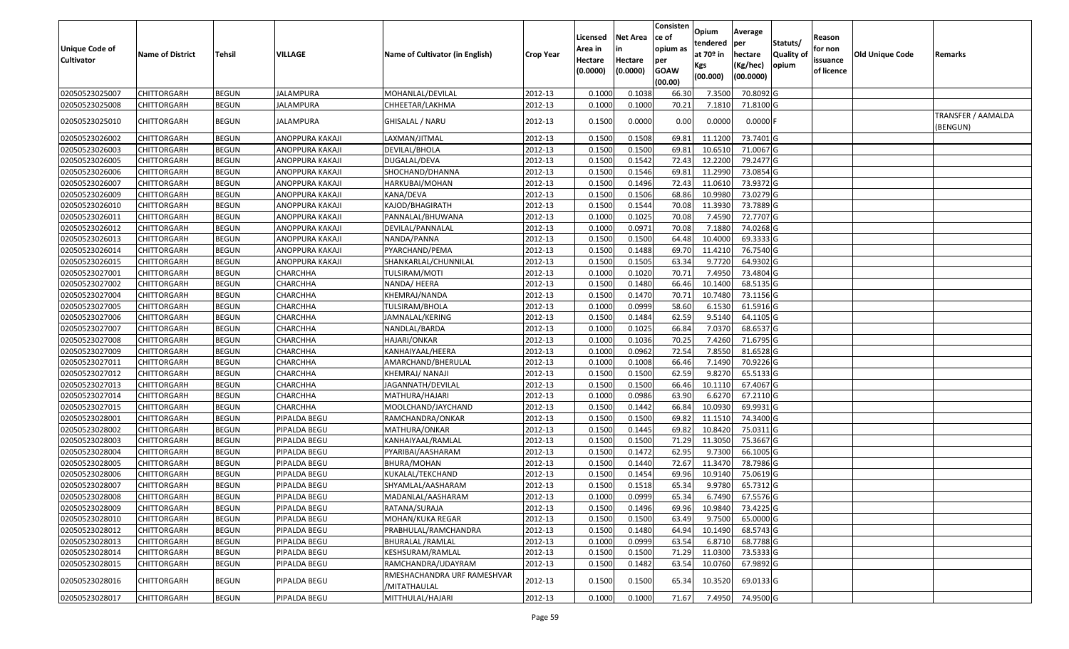| Unique Code of Cultivator | Name of District | Tehsil | VILLAGE | Name of Cultivator (in English) | Crop Year | Licensed Area in Hectare (0.0000) | Net Area in Hectare (0.0000) | Consistence of opium as per GOAW (00.00) | Opium tendered at 70º in Kgs (00.000) | Average per hectare (Kg/hec) (00.0000) | Statuts/ Quality of opium | Reason for non issuance of licence | Old Unique Code | Remarks |
|---|---|---|---|---|---|---|---|---|---|---|---|---|---|---|
| 02050523025007 | CHITTORGARH | BEGUN | JALAMPURA | MOHANLAL/DEVILAL | 2012-13 | 0.1000 | 0.1038 | 66.30 | 7.3500 | 70.8092 | G | | | |
| 02050523025008 | CHITTORGARH | BEGUN | JALAMPURA | CHHEETAR/LAKHMA | 2012-13 | 0.1000 | 0.1000 | 70.21 | 7.1810 | 71.8100 | G | | | |
| 02050523025010 | CHITTORGARH | BEGUN | JALAMPURA | GHISALAL / NARU | 2012-13 | 0.1500 | 0.0000 | 0.00 | 0.0000 | 0.0000 | F | | | TRANSFER / AAMALDA (BENGUN) |
| 02050523026002 | CHITTORGARH | BEGUN | ANOPPURA KAKAJI | LAXMAN/JITMAL | 2012-13 | 0.1500 | 0.1508 | 69.81 | 11.1200 | 73.7401 | G | | | |
| 02050523026003 | CHITTORGARH | BEGUN | ANOPPURA KAKAJI | DEVILAL/BHOLA | 2012-13 | 0.1500 | 0.1500 | 69.81 | 10.6510 | 71.0067 | G | | | |
| 02050523026005 | CHITTORGARH | BEGUN | ANOPPURA KAKAJI | DUGALAL/DEVA | 2012-13 | 0.1500 | 0.1542 | 72.43 | 12.2200 | 79.2477 | G | | | |
| 02050523026006 | CHITTORGARH | BEGUN | ANOPPURA KAKAJI | SHOCHAND/DHANNA | 2012-13 | 0.1500 | 0.1546 | 69.81 | 11.2990 | 73.0854 | G | | | |
| 02050523026007 | CHITTORGARH | BEGUN | ANOPPURA KAKAJI | HARKUBAI/MOHAN | 2012-13 | 0.1500 | 0.1496 | 72.43 | 11.0610 | 73.9372 | G | | | |
| 02050523026009 | CHITTORGARH | BEGUN | ANOPPURA KAKAJI | KANA/DEVA | 2012-13 | 0.1500 | 0.1506 | 68.86 | 10.9980 | 73.0279 | G | | | |
| 02050523026010 | CHITTORGARH | BEGUN | ANOPPURA KAKAJI | KAJOD/BHAGIRATH | 2012-13 | 0.1500 | 0.1544 | 70.08 | 11.3930 | 73.7889 | G | | | |
| 02050523026011 | CHITTORGARH | BEGUN | ANOPPURA KAKAJI | PANNALAL/BHUWANA | 2012-13 | 0.1000 | 0.1025 | 70.08 | 7.4590 | 72.7707 | G | | | |
| 02050523026012 | CHITTORGARH | BEGUN | ANOPPURA KAKAJI | DEVILAL/PANNALAL | 2012-13 | 0.1000 | 0.0971 | 70.08 | 7.1880 | 74.0268 | G | | | |
| 02050523026013 | CHITTORGARH | BEGUN | ANOPPURA KAKAJI | NANDA/PANNA | 2012-13 | 0.1500 | 0.1500 | 64.48 | 10.4000 | 69.3333 | G | | | |
| 02050523026014 | CHITTORGARH | BEGUN | ANOPPURA KAKAJI | PYARCHAND/PEMA | 2012-13 | 0.1500 | 0.1488 | 69.70 | 11.4210 | 76.7540 | G | | | |
| 02050523026015 | CHITTORGARH | BEGUN | ANOPPURA KAKAJI | SHANKARLAL/CHUNNILAL | 2012-13 | 0.1500 | 0.1505 | 63.34 | 9.7720 | 64.9302 | G | | | |
| 02050523027001 | CHITTORGARH | BEGUN | CHARCHHA | TULSIRAM/MOTI | 2012-13 | 0.1000 | 0.1020 | 70.71 | 7.4950 | 73.4804 | G | | | |
| 02050523027002 | CHITTORGARH | BEGUN | CHARCHHA | NANDA/ HEERA | 2012-13 | 0.1500 | 0.1480 | 66.46 | 10.1400 | 68.5135 | G | | | |
| 02050523027004 | CHITTORGARH | BEGUN | CHARCHHA | KHEMRAJ/NANDA | 2012-13 | 0.1500 | 0.1470 | 70.71 | 10.7480 | 73.1156 | G | | | |
| 02050523027005 | CHITTORGARH | BEGUN | CHARCHHA | TULSIRAM/BHOLA | 2012-13 | 0.1000 | 0.0999 | 58.60 | 6.1530 | 61.5916 | G | | | |
| 02050523027006 | CHITTORGARH | BEGUN | CHARCHHA | JAMNALAL/KERING | 2012-13 | 0.1500 | 0.1484 | 62.59 | 9.5140 | 64.1105 | G | | | |
| 02050523027007 | CHITTORGARH | BEGUN | CHARCHHA | NANDLAL/BARDA | 2012-13 | 0.1000 | 0.1025 | 66.84 | 7.0370 | 68.6537 | G | | | |
| 02050523027008 | CHITTORGARH | BEGUN | CHARCHHA | HAJARI/ONKAR | 2012-13 | 0.1000 | 0.1036 | 70.25 | 7.4260 | 71.6795 | G | | | |
| 02050523027009 | CHITTORGARH | BEGUN | CHARCHHA | KANHAIYAAL/HEERA | 2012-13 | 0.1000 | 0.0962 | 72.54 | 7.8550 | 81.6528 | G | | | |
| 02050523027011 | CHITTORGARH | BEGUN | CHARCHHA | AMARCHAND/BHERULAL | 2012-13 | 0.1000 | 0.1008 | 66.46 | 7.1490 | 70.9226 | G | | | |
| 02050523027012 | CHITTORGARH | BEGUN | CHARCHHA | KHEMRAJ/ NANAJI | 2012-13 | 0.1500 | 0.1500 | 62.59 | 9.8270 | 65.5133 | G | | | |
| 02050523027013 | CHITTORGARH | BEGUN | CHARCHHA | JAGANNATH/DEVILAL | 2012-13 | 0.1500 | 0.1500 | 66.46 | 10.1110 | 67.4067 | G | | | |
| 02050523027014 | CHITTORGARH | BEGUN | CHARCHHA | MATHURA/HAJARI | 2012-13 | 0.1000 | 0.0986 | 63.90 | 6.6270 | 67.2110 | G | | | |
| 02050523027015 | CHITTORGARH | BEGUN | CHARCHHA | MOOLCHAND/JAYCHAND | 2012-13 | 0.1500 | 0.1442 | 66.84 | 10.0930 | 69.9931 | G | | | |
| 02050523028001 | CHITTORGARH | BEGUN | PIPALDA BEGU | RAMCHANDRA/ONKAR | 2012-13 | 0.1500 | 0.1500 | 69.82 | 11.1510 | 74.3400 | G | | | |
| 02050523028002 | CHITTORGARH | BEGUN | PIPALDA BEGU | MATHURA/ONKAR | 2012-13 | 0.1500 | 0.1445 | 69.82 | 10.8420 | 75.0311 | G | | | |
| 02050523028003 | CHITTORGARH | BEGUN | PIPALDA BEGU | KANHAIYAAL/RAMLAL | 2012-13 | 0.1500 | 0.1500 | 71.29 | 11.3050 | 75.3667 | G | | | |
| 02050523028004 | CHITTORGARH | BEGUN | PIPALDA BEGU | PYARIBAI/AASHARAM | 2012-13 | 0.1500 | 0.1472 | 62.95 | 9.7300 | 66.1005 | G | | | |
| 02050523028005 | CHITTORGARH | BEGUN | PIPALDA BEGU | BHURA/MOHAN | 2012-13 | 0.1500 | 0.1440 | 72.67 | 11.3470 | 78.7986 | G | | | |
| 02050523028006 | CHITTORGARH | BEGUN | PIPALDA BEGU | KUKALAL/TEKCHAND | 2012-13 | 0.1500 | 0.1454 | 69.96 | 10.9140 | 75.0619 | G | | | |
| 02050523028007 | CHITTORGARH | BEGUN | PIPALDA BEGU | SHYAMLAL/AASHARAM | 2012-13 | 0.1500 | 0.1518 | 65.34 | 9.9780 | 65.7312 | G | | | |
| 02050523028008 | CHITTORGARH | BEGUN | PIPALDA BEGU | MADANLAL/AASHARAM | 2012-13 | 0.1000 | 0.0999 | 65.34 | 6.7490 | 67.5576 | G | | | |
| 02050523028009 | CHITTORGARH | BEGUN | PIPALDA BEGU | RATANA/SURAJA | 2012-13 | 0.1500 | 0.1496 | 69.96 | 10.9840 | 73.4225 | G | | | |
| 02050523028010 | CHITTORGARH | BEGUN | PIPALDA BEGU | MOHAN/KUKA REGAR | 2012-13 | 0.1500 | 0.1500 | 63.49 | 9.7500 | 65.0000 | G | | | |
| 02050523028012 | CHITTORGARH | BEGUN | PIPALDA BEGU | PRABHULAL/RAMCHANDRA | 2012-13 | 0.1500 | 0.1480 | 64.94 | 10.1490 | 68.5743 | G | | | |
| 02050523028013 | CHITTORGARH | BEGUN | PIPALDA BEGU | BHURALAL /RAMLAL | 2012-13 | 0.1000 | 0.0999 | 63.54 | 6.8710 | 68.7788 | G | | | |
| 02050523028014 | CHITTORGARH | BEGUN | PIPALDA BEGU | KESHSURAM/RAMLAL | 2012-13 | 0.1500 | 0.1500 | 71.29 | 11.0300 | 73.5333 | G | | | |
| 02050523028015 | CHITTORGARH | BEGUN | PIPALDA BEGU | RAMCHANDRA/UDAYRAM | 2012-13 | 0.1500 | 0.1482 | 63.54 | 10.0760 | 67.9892 | G | | | |
| 02050523028016 | CHITTORGARH | BEGUN | PIPALDA BEGU | RMESHACHANDRA URF RAMESHVAR /MITATHAULAL | 2012-13 | 0.1500 | 0.1500 | 65.34 | 10.3520 | 69.0133 | G | | | |
| 02050523028017 | CHITTORGARH | BEGUN | PIPALDA BEGU | MITTHULAL/HAJARI | 2012-13 | 0.1000 | 0.1000 | 71.67 | 7.4950 | 74.9500 | G | | | |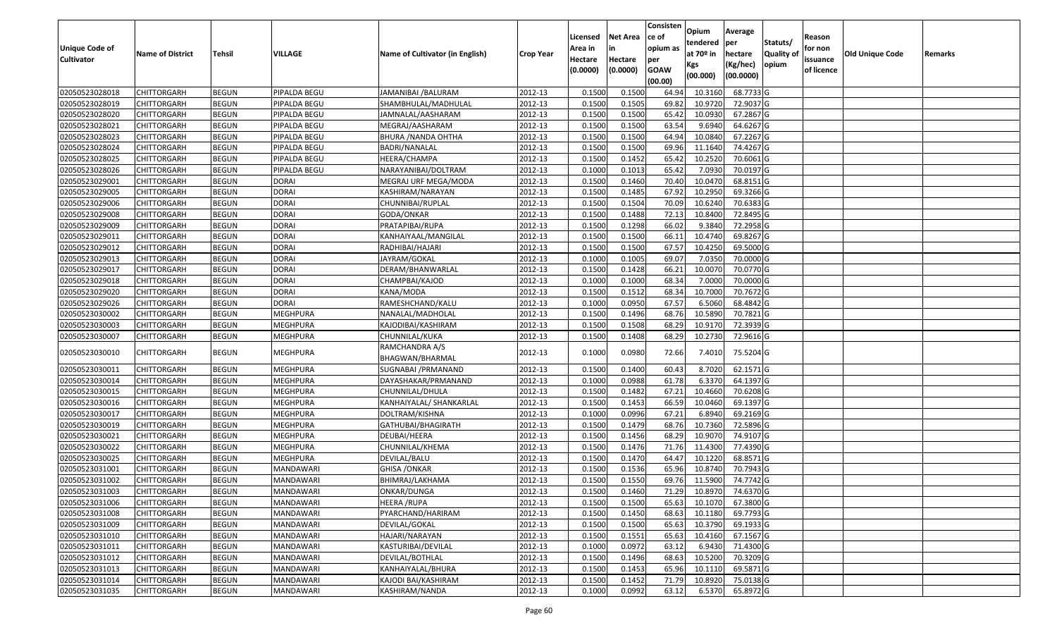| Unique Code of Cultivator | Name of District | Tehsil | VILLAGE | Name of Cultivator (in English) | Crop Year | Licensed Area in Hectare (0.0000) | Net Area in Hectare (0.0000) | Consistence of opium as per GOAW (00.00) | Opium tendered at 70º in Kgs (00.000) | Average per hectare (Kg/hec) (00.0000) | Statuts/ Quality of opium | Reason for non issuance of licence | Old Unique Code | Remarks |
|---|---|---|---|---|---|---|---|---|---|---|---|---|---|---|
| 02050523028018 | CHITTORGARH | BEGUN | PIPALDA BEGU | JAMANIBAI /BALURAM | 2012-13 | 0.1500 | 0.1500 | 64.94 | 10.3160 | 68.7733 | G | | | |
| 02050523028019 | CHITTORGARH | BEGUN | PIPALDA BEGU | SHAMBHULAL/MADHULAL | 2012-13 | 0.1500 | 0.1505 | 69.82 | 10.9720 | 72.9037 | G | | | |
| 02050523028020 | CHITTORGARH | BEGUN | PIPALDA BEGU | JAMNALAL/AASHARAM | 2012-13 | 0.1500 | 0.1500 | 65.42 | 10.0930 | 67.2867 | G | | | |
| 02050523028021 | CHITTORGARH | BEGUN | PIPALDA BEGU | MEGRAJ/AASHARAM | 2012-13 | 0.1500 | 0.1500 | 63.54 | 9.6940 | 64.6267 | G | | | |
| 02050523028023 | CHITTORGARH | BEGUN | PIPALDA BEGU | BHURA /NANDA OHTHA | 2012-13 | 0.1500 | 0.1500 | 64.94 | 10.0840 | 67.2267 | G | | | |
| 02050523028024 | CHITTORGARH | BEGUN | PIPALDA BEGU | BADRI/NANALAL | 2012-13 | 0.1500 | 0.1500 | 69.96 | 11.1640 | 74.4267 | G | | | |
| 02050523028025 | CHITTORGARH | BEGUN | PIPALDA BEGU | HEERA/CHAMPA | 2012-13 | 0.1500 | 0.1452 | 65.42 | 10.2520 | 70.6061 | G | | | |
| 02050523028026 | CHITTORGARH | BEGUN | PIPALDA BEGU | NARAYANIBAI/DOLTRAM | 2012-13 | 0.1000 | 0.1013 | 65.42 | 7.0930 | 70.0197 | G | | | |
| 02050523029001 | CHITTORGARH | BEGUN | DORAI | MEGRAJ URF MEGA/MODA | 2012-13 | 0.1500 | 0.1460 | 70.40 | 10.0470 | 68.8151 | G | | | |
| 02050523029005 | CHITTORGARH | BEGUN | DORAI | KASHIRAM/NARAYAN | 2012-13 | 0.1500 | 0.1485 | 67.92 | 10.2950 | 69.3266 | G | | | |
| 02050523029006 | CHITTORGARH | BEGUN | DORAI | CHUNNIBAI/RUPLAL | 2012-13 | 0.1500 | 0.1504 | 70.09 | 10.6240 | 70.6383 | G | | | |
| 02050523029008 | CHITTORGARH | BEGUN | DORAI | GODA/ONKAR | 2012-13 | 0.1500 | 0.1488 | 72.13 | 10.8400 | 72.8495 | G | | | |
| 02050523029009 | CHITTORGARH | BEGUN | DORAI | PRATAPIBAI/RUPA | 2012-13 | 0.1500 | 0.1298 | 66.02 | 9.3840 | 72.2958 | G | | | |
| 02050523029011 | CHITTORGARH | BEGUN | DORAI | KANHAIYAAL/MANGILAL | 2012-13 | 0.1500 | 0.1500 | 66.11 | 10.4740 | 69.8267 | G | | | |
| 02050523029012 | CHITTORGARH | BEGUN | DORAI | RADHIBAI/HAJARI | 2012-13 | 0.1500 | 0.1500 | 67.57 | 10.4250 | 69.5000 | G | | | |
| 02050523029013 | CHITTORGARH | BEGUN | DORAI | JAYRAM/GOKAL | 2012-13 | 0.1000 | 0.1005 | 69.07 | 7.0350 | 70.0000 | G | | | |
| 02050523029017 | CHITTORGARH | BEGUN | DORAI | DERAM/BHANWARLAL | 2012-13 | 0.1500 | 0.1428 | 66.21 | 10.0070 | 70.0770 | G | | | |
| 02050523029018 | CHITTORGARH | BEGUN | DORAI | CHAMPBAI/KAJOD | 2012-13 | 0.1000 | 0.1000 | 68.34 | 7.0000 | 70.0000 | G | | | |
| 02050523029020 | CHITTORGARH | BEGUN | DORAI | KANA/MODA | 2012-13 | 0.1500 | 0.1512 | 68.34 | 10.7000 | 70.7672 | G | | | |
| 02050523029026 | CHITTORGARH | BEGUN | DORAI | RAMESHCHAND/KALU | 2012-13 | 0.1000 | 0.0950 | 67.57 | 6.5060 | 68.4842 | G | | | |
| 02050523030002 | CHITTORGARH | BEGUN | MEGHPURA | NANALAL/MADHOLAL | 2012-13 | 0.1500 | 0.1496 | 68.76 | 10.5890 | 70.7821 | G | | | |
| 02050523030003 | CHITTORGARH | BEGUN | MEGHPURA | KAJODIBAI/KASHIRAM | 2012-13 | 0.1500 | 0.1508 | 68.29 | 10.9170 | 72.3939 | G | | | |
| 02050523030007 | CHITTORGARH | BEGUN | MEGHPURA | CHUNNILAL/KUKA | 2012-13 | 0.1500 | 0.1408 | 68.29 | 10.2730 | 72.9616 | G | | | |
| 02050523030010 | CHITTORGARH | BEGUN | MEGHPURA | RAMCHANDRA A/S BHAGWAN/BHARMAL | 2012-13 | 0.1000 | 0.0980 | 72.66 | 7.4010 | 75.5204 | G | | | |
| 02050523030011 | CHITTORGARH | BEGUN | MEGHPURA | SUGNABAI /PRMANAND | 2012-13 | 0.1500 | 0.1400 | 60.43 | 8.7020 | 62.1571 | G | | | |
| 02050523030014 | CHITTORGARH | BEGUN | MEGHPURA | DAYASHAKAR/PRMANAND | 2012-13 | 0.1000 | 0.0988 | 61.78 | 6.3370 | 64.1397 | G | | | |
| 02050523030015 | CHITTORGARH | BEGUN | MEGHPURA | CHUNNILAL/DHULA | 2012-13 | 0.1500 | 0.1482 | 67.21 | 10.4660 | 70.6208 | G | | | |
| 02050523030016 | CHITTORGARH | BEGUN | MEGHPURA | KANHAIYALAL/ SHANKARLAL | 2012-13 | 0.1500 | 0.1453 | 66.59 | 10.0460 | 69.1397 | G | | | |
| 02050523030017 | CHITTORGARH | BEGUN | MEGHPURA | DOLTRAM/KISHNA | 2012-13 | 0.1000 | 0.0996 | 67.21 | 6.8940 | 69.2169 | G | | | |
| 02050523030019 | CHITTORGARH | BEGUN | MEGHPURA | GATHUBAI/BHAGIRATH | 2012-13 | 0.1500 | 0.1479 | 68.76 | 10.7360 | 72.5896 | G | | | |
| 02050523030021 | CHITTORGARH | BEGUN | MEGHPURA | DEUBAI/HEERA | 2012-13 | 0.1500 | 0.1456 | 68.29 | 10.9070 | 74.9107 | G | | | |
| 02050523030022 | CHITTORGARH | BEGUN | MEGHPURA | CHUNNILAL/KHEMA | 2012-13 | 0.1500 | 0.1476 | 71.76 | 11.4300 | 77.4390 | G | | | |
| 02050523030025 | CHITTORGARH | BEGUN | MEGHPURA | DEVILAL/BALU | 2012-13 | 0.1500 | 0.1470 | 64.47 | 10.1220 | 68.8571 | G | | | |
| 02050523031001 | CHITTORGARH | BEGUN | MANDAWARI | GHISA /ONKAR | 2012-13 | 0.1500 | 0.1536 | 65.96 | 10.8740 | 70.7943 | G | | | |
| 02050523031002 | CHITTORGARH | BEGUN | MANDAWARI | BHIMRAJ/LAKHAMA | 2012-13 | 0.1500 | 0.1550 | 69.76 | 11.5900 | 74.7742 | G | | | |
| 02050523031003 | CHITTORGARH | BEGUN | MANDAWARI | ONKAR/DUNGA | 2012-13 | 0.1500 | 0.1460 | 71.29 | 10.8970 | 74.6370 | G | | | |
| 02050523031006 | CHITTORGARH | BEGUN | MANDAWARI | HEERA /RUPA | 2012-13 | 0.1500 | 0.1500 | 65.63 | 10.1070 | 67.3800 | G | | | |
| 02050523031008 | CHITTORGARH | BEGUN | MANDAWARI | PYARCHAND/HARIRAM | 2012-13 | 0.1500 | 0.1450 | 68.63 | 10.1180 | 69.7793 | G | | | |
| 02050523031009 | CHITTORGARH | BEGUN | MANDAWARI | DEVILAL/GOKAL | 2012-13 | 0.1500 | 0.1500 | 65.63 | 10.3790 | 69.1933 | G | | | |
| 02050523031010 | CHITTORGARH | BEGUN | MANDAWARI | HAJARI/NARAYAN | 2012-13 | 0.1500 | 0.1551 | 65.63 | 10.4160 | 67.1567 | G | | | |
| 02050523031011 | CHITTORGARH | BEGUN | MANDAWARI | KASTURIBAI/DEVILAL | 2012-13 | 0.1000 | 0.0972 | 63.12 | 6.9430 | 71.4300 | G | | | |
| 02050523031012 | CHITTORGARH | BEGUN | MANDAWARI | DEVILAL/BOTHLAL | 2012-13 | 0.1500 | 0.1496 | 68.63 | 10.5200 | 70.3209 | G | | | |
| 02050523031013 | CHITTORGARH | BEGUN | MANDAWARI | KANHAIYALAL/BHURA | 2012-13 | 0.1500 | 0.1453 | 65.96 | 10.1110 | 69.5871 | G | | | |
| 02050523031014 | CHITTORGARH | BEGUN | MANDAWARI | KAJODI BAI/KASHIRAM | 2012-13 | 0.1500 | 0.1452 | 71.79 | 10.8920 | 75.0138 | G | | | |
| 02050523031035 | CHITTORGARH | BEGUN | MANDAWARI | KASHIRAM/NANDA | 2012-13 | 0.1000 | 0.0992 | 63.12 | 6.5370 | 65.8972 | G | | | |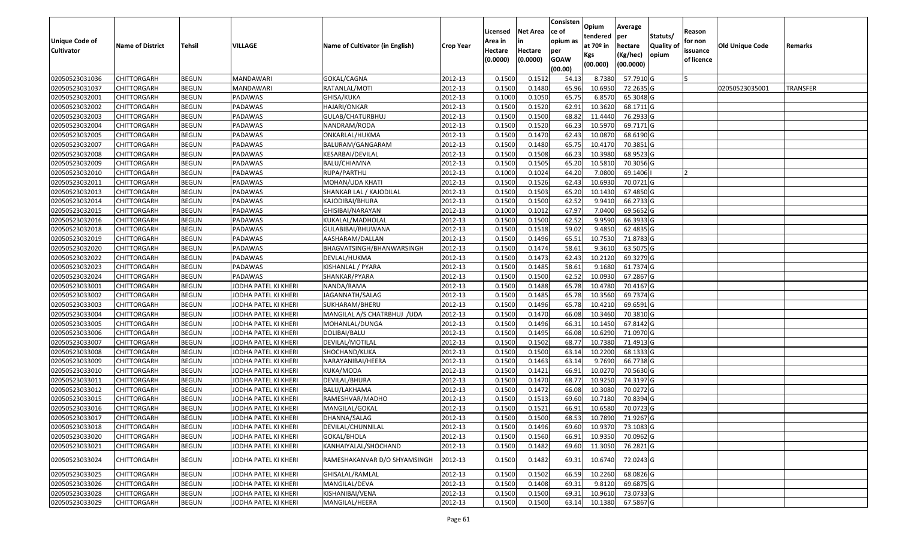| Unique Code of Cultivator | Name of District | Tehsil | VILLAGE | Name of Cultivator (in English) | Crop Year | Licensed Area in Hectare (0.0000) | Net Area in Hectare (0.0000) | Consisten ce of opium as per GOAW (00.00) | Opium tendered at 70º in Kgs (00.000) | Average per hectare (Kg/hec) (00.0000) | Statuts/ Quality of opium | Reason for non issuance of licence | Old Unique Code | Remarks |
|---|---|---|---|---|---|---|---|---|---|---|---|---|---|---|
| 02050523031036 | CHITTORGARH | BEGUN | MANDAWARI | GOKAL/CAGNA | 2012-13 | 0.1500 | 0.1512 | 54.13 | 8.7380 | 57.7910 | G | 5 | | |
| 02050523031037 | CHITTORGARH | BEGUN | MANDAWARI | RATANLAL/MOTI | 2012-13 | 0.1500 | 0.1480 | 65.96 | 10.6950 | 72.2635 | G | | 02050523035001 | TRANSFER |
| 02050523032001 | CHITTORGARH | BEGUN | PADAWAS | GHISA/KUKA | 2012-13 | 0.1000 | 0.1050 | 65.75 | 6.8570 | 65.3048 | G | | | |
| 02050523032002 | CHITTORGARH | BEGUN | PADAWAS | HAJARI/ONKAR | 2012-13 | 0.1500 | 0.1520 | 62.91 | 10.3620 | 68.1711 | G | | | |
| 02050523032003 | CHITTORGARH | BEGUN | PADAWAS | GULAB/CHATURBHUJ | 2012-13 | 0.1500 | 0.1500 | 68.82 | 11.4440 | 76.2933 | G | | | |
| 02050523032004 | CHITTORGARH | BEGUN | PADAWAS | NANDRAM/RODA | 2012-13 | 0.1500 | 0.1520 | 66.23 | 10.5970 | 69.7171 | G | | | |
| 02050523032005 | CHITTORGARH | BEGUN | PADAWAS | ONKARLAL/HUKMA | 2012-13 | 0.1500 | 0.1470 | 62.43 | 10.0870 | 68.6190 | G | | | |
| 02050523032007 | CHITTORGARH | BEGUN | PADAWAS | BALURAM/GANGARAM | 2012-13 | 0.1500 | 0.1480 | 65.75 | 10.4170 | 70.3851 | G | | | |
| 02050523032008 | CHITTORGARH | BEGUN | PADAWAS | KESARBAI/DEVILAL | 2012-13 | 0.1500 | 0.1508 | 66.23 | 10.3980 | 68.9523 | G | | | |
| 02050523032009 | CHITTORGARH | BEGUN | PADAWAS | BALU/CHIAMNA | 2012-13 | 0.1500 | 0.1505 | 65.20 | 10.5810 | 70.3056 | G | | | |
| 02050523032010 | CHITTORGARH | BEGUN | PADAWAS | RUPA/PARTHU | 2012-13 | 0.1000 | 0.1024 | 64.20 | 7.0800 | 69.1406 | I | 2 | | |
| 02050523032011 | CHITTORGARH | BEGUN | PADAWAS | MOHAN/UDA KHATI | 2012-13 | 0.1500 | 0.1526 | 62.43 | 10.6930 | 70.0721 | G | | | |
| 02050523032013 | CHITTORGARH | BEGUN | PADAWAS | SHANKAR LAL / KAJODILAL | 2012-13 | 0.1500 | 0.1503 | 65.20 | 10.1430 | 67.4850 | G | | | |
| 02050523032014 | CHITTORGARH | BEGUN | PADAWAS | KAJODIBAI/BHURA | 2012-13 | 0.1500 | 0.1500 | 62.52 | 9.9410 | 66.2733 | G | | | |
| 02050523032015 | CHITTORGARH | BEGUN | PADAWAS | GHISIBAI/NARAYAN | 2012-13 | 0.1000 | 0.1012 | 67.97 | 7.0400 | 69.5652 | G | | | |
| 02050523032016 | CHITTORGARH | BEGUN | PADAWAS | KUKALAL/MADHOLAL | 2012-13 | 0.1500 | 0.1500 | 62.52 | 9.9590 | 66.3933 | G | | | |
| 02050523032018 | CHITTORGARH | BEGUN | PADAWAS | GULABIBAI/BHUWANA | 2012-13 | 0.1500 | 0.1518 | 59.02 | 9.4850 | 62.4835 | G | | | |
| 02050523032019 | CHITTORGARH | BEGUN | PADAWAS | AASHARAM/DALLAN | 2012-13 | 0.1500 | 0.1496 | 65.51 | 10.7530 | 71.8783 | G | | | |
| 02050523032020 | CHITTORGARH | BEGUN | PADAWAS | BHAGVATSINGH/BHANWARSINGH | 2012-13 | 0.1500 | 0.1474 | 58.61 | 9.3610 | 63.5075 | G | | | |
| 02050523032022 | CHITTORGARH | BEGUN | PADAWAS | DEVLAL/HUKMA | 2012-13 | 0.1500 | 0.1473 | 62.43 | 10.2120 | 69.3279 | G | | | |
| 02050523032023 | CHITTORGARH | BEGUN | PADAWAS | KISHANLAL / PYARA | 2012-13 | 0.1500 | 0.1485 | 58.61 | 9.1680 | 61.7374 | G | | | |
| 02050523032024 | CHITTORGARH | BEGUN | PADAWAS | SHANKAR/PYARA | 2012-13 | 0.1500 | 0.1500 | 62.52 | 10.0930 | 67.2867 | G | | | |
| 02050523033001 | CHITTORGARH | BEGUN | JODHA PATEL KI KHERI | NANDA/RAMA | 2012-13 | 0.1500 | 0.1488 | 65.78 | 10.4780 | 70.4167 | G | | | |
| 02050523033002 | CHITTORGARH | BEGUN | JODHA PATEL KI KHERI | JAGANNATH/SALAG | 2012-13 | 0.1500 | 0.1485 | 65.78 | 10.3560 | 69.7374 | G | | | |
| 02050523033003 | CHITTORGARH | BEGUN | JODHA PATEL KI KHERI | SUKHARAM/BHERU | 2012-13 | 0.1500 | 0.1496 | 65.78 | 10.4210 | 69.6591 | G | | | |
| 02050523033004 | CHITTORGARH | BEGUN | JODHA PATEL KI KHERI | MANGILAL A/S CHATRBHUJ /UDA | 2012-13 | 0.1500 | 0.1470 | 66.08 | 10.3460 | 70.3810 | G | | | |
| 02050523033005 | CHITTORGARH | BEGUN | JODHA PATEL KI KHERI | MOHANLAL/DUNGA | 2012-13 | 0.1500 | 0.1496 | 66.31 | 10.1450 | 67.8142 | G | | | |
| 02050523033006 | CHITTORGARH | BEGUN | JODHA PATEL KI KHERI | DOLIBAI/BALU | 2012-13 | 0.1500 | 0.1495 | 66.08 | 10.6290 | 71.0970 | G | | | |
| 02050523033007 | CHITTORGARH | BEGUN | JODHA PATEL KI KHERI | DEVILAL/MOTILAL | 2012-13 | 0.1500 | 0.1502 | 68.77 | 10.7380 | 71.4913 | G | | | |
| 02050523033008 | CHITTORGARH | BEGUN | JODHA PATEL KI KHERI | SHOCHAND/KUKA | 2012-13 | 0.1500 | 0.1500 | 63.14 | 10.2200 | 68.1333 | G | | | |
| 02050523033009 | CHITTORGARH | BEGUN | JODHA PATEL KI KHERI | NARAYANIBAI/HEERA | 2012-13 | 0.1500 | 0.1463 | 63.14 | 9.7690 | 66.7738 | G | | | |
| 02050523033010 | CHITTORGARH | BEGUN | JODHA PATEL KI KHERI | KUKA/MODA | 2012-13 | 0.1500 | 0.1421 | 66.91 | 10.0270 | 70.5630 | G | | | |
| 02050523033011 | CHITTORGARH | BEGUN | JODHA PATEL KI KHERI | DEVILAL/BHURA | 2012-13 | 0.1500 | 0.1470 | 68.77 | 10.9250 | 74.3197 | G | | | |
| 02050523033012 | CHITTORGARH | BEGUN | JODHA PATEL KI KHERI | BALU/LAKHAMA | 2012-13 | 0.1500 | 0.1472 | 66.08 | 10.3080 | 70.0272 | G | | | |
| 02050523033015 | CHITTORGARH | BEGUN | JODHA PATEL KI KHERI | RAMESHVAR/MADHO | 2012-13 | 0.1500 | 0.1513 | 69.60 | 10.7180 | 70.8394 | G | | | |
| 02050523033016 | CHITTORGARH | BEGUN | JODHA PATEL KI KHERI | MANGILAL/GOKAL | 2012-13 | 0.1500 | 0.1521 | 66.91 | 10.6580 | 70.0723 | G | | | |
| 02050523033017 | CHITTORGARH | BEGUN | JODHA PATEL KI KHERI | DHANNA/SALAG | 2012-13 | 0.1500 | 0.1500 | 68.53 | 10.7890 | 71.9267 | G | | | |
| 02050523033018 | CHITTORGARH | BEGUN | JODHA PATEL KI KHERI | DEVILAL/CHUNNILAL | 2012-13 | 0.1500 | 0.1496 | 69.60 | 10.9370 | 73.1083 | G | | | |
| 02050523033020 | CHITTORGARH | BEGUN | JODHA PATEL KI KHERI | GOKAL/BHOLA | 2012-13 | 0.1500 | 0.1560 | 66.91 | 10.9350 | 70.0962 | G | | | |
| 02050523033021 | CHITTORGARH | BEGUN | JODHA PATEL KI KHERI | KANHAIYALAL/SHOCHAND | 2012-13 | 0.1500 | 0.1482 | 69.60 | 11.3050 | 76.2821 | G | | | |
| 02050523033024 | CHITTORGARH | BEGUN | JODHA PATEL KI KHERI | RAMESHAKANVAR D/O SHYAMSINGH | 2012-13 | 0.1500 | 0.1482 | 69.31 | 10.6740 | 72.0243 | G | | | |
| 02050523033025 | CHITTORGARH | BEGUN | JODHA PATEL KI KHERI | GHISALAL/RAMLAL | 2012-13 | 0.1500 | 0.1502 | 66.59 | 10.2260 | 68.0826 | G | | | |
| 02050523033026 | CHITTORGARH | BEGUN | JODHA PATEL KI KHERI | MANGILAL/DEVA | 2012-13 | 0.1500 | 0.1408 | 69.31 | 9.8120 | 69.6875 | G | | | |
| 02050523033028 | CHITTORGARH | BEGUN | JODHA PATEL KI KHERI | KISHANIBAI/VENA | 2012-13 | 0.1500 | 0.1500 | 69.31 | 10.9610 | 73.0733 | G | | | |
| 02050523033029 | CHITTORGARH | BEGUN | JODHA PATEL KI KHERI | MANGILAL/HEERA | 2012-13 | 0.1500 | 0.1500 | 63.14 | 10.1380 | 67.5867 | G | | | |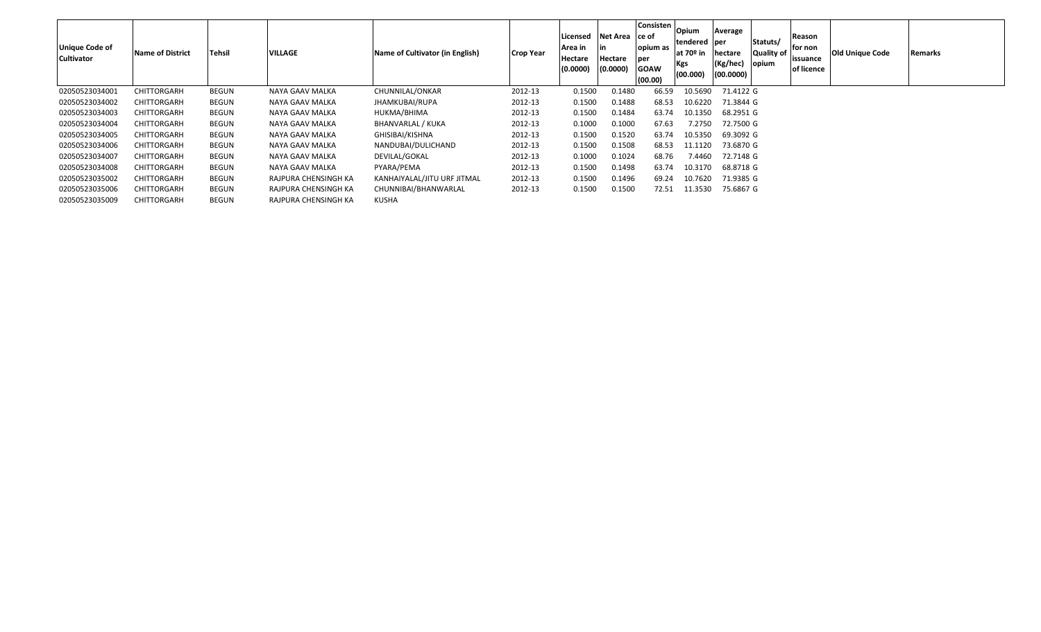| Unique Code of Cultivator | Name of District | Tehsil | VILLAGE | Name of Cultivator (in English) | Crop Year | Licensed Area in Hectare (0.0000) | Net Area in Hectare (0.0000) | Consistence of opium as per GOAW (00.00) | Opium tendered at 70º in Kgs (00.000) | Average per hectare (Kg/hec) (00.0000) | Statuts/ Quality of opium | Reason for non issuance of licence | Old Unique Code | Remarks |
|---|---|---|---|---|---|---|---|---|---|---|---|---|---|---|
| 02050523034001 | CHITTORGARH | BEGUN | NAYA GAAV MALKA | CHUNNILAL/ONKAR | 2012-13 | 0.1500 | 0.1480 | 66.59 | 10.5690 | 71.4122 | G | | | |
| 02050523034002 | CHITTORGARH | BEGUN | NAYA GAAV MALKA | JHAMKUBAI/RUPA | 2012-13 | 0.1500 | 0.1488 | 68.53 | 10.6220 | 71.3844 | G | | | |
| 02050523034003 | CHITTORGARH | BEGUN | NAYA GAAV MALKA | HUKMA/BHIMA | 2012-13 | 0.1500 | 0.1484 | 63.74 | 10.1350 | 68.2951 | G | | | |
| 02050523034004 | CHITTORGARH | BEGUN | NAYA GAAV MALKA | BHANVARLAL / KUKA | 2012-13 | 0.1000 | 0.1000 | 67.63 | 7.2750 | 72.7500 | G | | | |
| 02050523034005 | CHITTORGARH | BEGUN | NAYA GAAV MALKA | GHISIBAI/KISHNA | 2012-13 | 0.1500 | 0.1520 | 63.74 | 10.5350 | 69.3092 | G | | | |
| 02050523034006 | CHITTORGARH | BEGUN | NAYA GAAV MALKA | NANDUBAI/DULICHAND | 2012-13 | 0.1500 | 0.1508 | 68.53 | 11.1120 | 73.6870 | G | | | |
| 02050523034007 | CHITTORGARH | BEGUN | NAYA GAAV MALKA | DEVILAL/GOKAL | 2012-13 | 0.1000 | 0.1024 | 68.76 | 7.4460 | 72.7148 | G | | | |
| 02050523034008 | CHITTORGARH | BEGUN | NAYA GAAV MALKA | PYARA/PEMA | 2012-13 | 0.1500 | 0.1498 | 63.74 | 10.3170 | 68.8718 | G | | | |
| 02050523035002 | CHITTORGARH | BEGUN | RAJPURA CHENSINGH KA | KANHAIYALAL/JITU URF JITMAL | 2012-13 | 0.1500 | 0.1496 | 69.24 | 10.7620 | 71.9385 | G | | | |
| 02050523035006 | CHITTORGARH | BEGUN | RAJPURA CHENSINGH KA | CHUNNIBAI/BHANWARLAL | 2012-13 | 0.1500 | 0.1500 | 72.51 | 11.3530 | 75.6867 | G | | | |
| 02050523035009 | CHITTORGARH | BEGUN | RAJPURA CHENSINGH KA | KUSHA | | | | | | | | | | |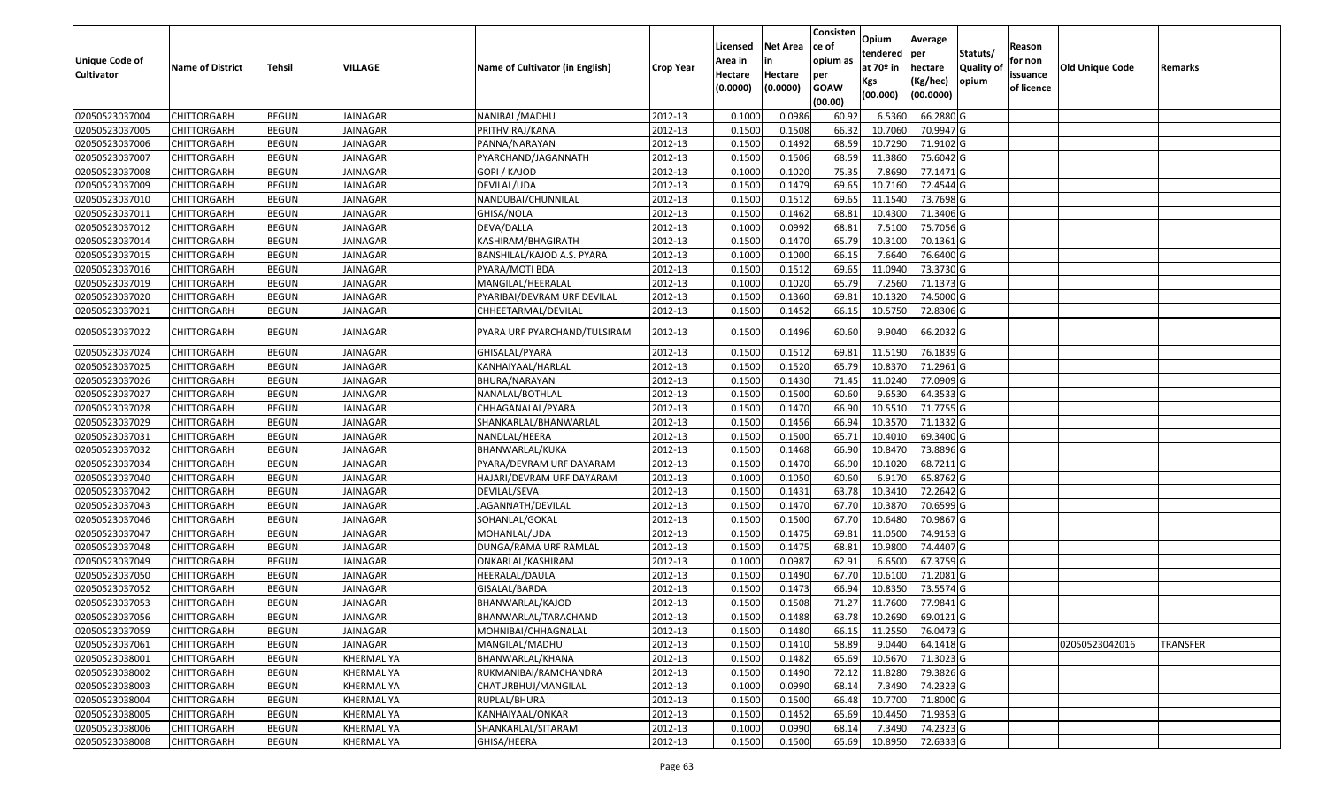| Unique Code of Cultivator | Name of District | Tehsil | VILLAGE | Name of Cultivator (in English) | Crop Year | Licensed Area in Hectare (0.0000) | Net Area in Hectare (0.0000) | Consistence of opium as per GOAW (00.00) | Opium tendered at 70º in Kgs (00.000) | Average per hectare (Kg/hec) (00.0000) | Statuts/ Quality of opium | Reason for non issuance of licence | Old Unique Code | Remarks |
|---|---|---|---|---|---|---|---|---|---|---|---|---|---|---|
| 02050523037004 | CHITTORGARH | BEGUN | JAINAGAR | NANIBAI /MADHU | 2012-13 | 0.1000 | 0.0986 | 60.92 | 6.5360 | 66.2880 | G | | | |
| 02050523037005 | CHITTORGARH | BEGUN | JAINAGAR | PRITHVIRAJ/KANA | 2012-13 | 0.1500 | 0.1508 | 66.32 | 10.7060 | 70.9947 | G | | | |
| 02050523037006 | CHITTORGARH | BEGUN | JAINAGAR | PANNA/NARAYAN | 2012-13 | 0.1500 | 0.1492 | 68.59 | 10.7290 | 71.9102 | G | | | |
| 02050523037007 | CHITTORGARH | BEGUN | JAINAGAR | PYARCHAND/JAGANNATH | 2012-13 | 0.1500 | 0.1506 | 68.59 | 11.3860 | 75.6042 | G | | | |
| 02050523037008 | CHITTORGARH | BEGUN | JAINAGAR | GOPI / KAJOD | 2012-13 | 0.1000 | 0.1020 | 75.35 | 7.8690 | 77.1471 | G | | | |
| 02050523037009 | CHITTORGARH | BEGUN | JAINAGAR | DEVILAL/UDA | 2012-13 | 0.1500 | 0.1479 | 69.65 | 10.7160 | 72.4544 | G | | | |
| 02050523037010 | CHITTORGARH | BEGUN | JAINAGAR | NANDUBAI/CHUNNILAL | 2012-13 | 0.1500 | 0.1512 | 69.65 | 11.1540 | 73.7698 | G | | | |
| 02050523037011 | CHITTORGARH | BEGUN | JAINAGAR | GHISA/NOLA | 2012-13 | 0.1500 | 0.1462 | 68.81 | 10.4300 | 71.3406 | G | | | |
| 02050523037012 | CHITTORGARH | BEGUN | JAINAGAR | DEVA/DALLA | 2012-13 | 0.1000 | 0.0992 | 68.81 | 7.5100 | 75.7056 | G | | | |
| 02050523037014 | CHITTORGARH | BEGUN | JAINAGAR | KASHIRAM/BHAGIRATH | 2012-13 | 0.1500 | 0.1470 | 65.79 | 10.3100 | 70.1361 | G | | | |
| 02050523037015 | CHITTORGARH | BEGUN | JAINAGAR | BANSHILAL/KAJOD A.S. PYARA | 2012-13 | 0.1000 | 0.1000 | 66.15 | 7.6640 | 76.6400 | G | | | |
| 02050523037016 | CHITTORGARH | BEGUN | JAINAGAR | PYARA/MOTI BDA | 2012-13 | 0.1500 | 0.1512 | 69.65 | 11.0940 | 73.3730 | G | | | |
| 02050523037019 | CHITTORGARH | BEGUN | JAINAGAR | MANGILAL/HEERALAL | 2012-13 | 0.1000 | 0.1020 | 65.79 | 7.2560 | 71.1373 | G | | | |
| 02050523037020 | CHITTORGARH | BEGUN | JAINAGAR | PYARIBAI/DEVRAM URF DEVILAL | 2012-13 | 0.1500 | 0.1360 | 69.81 | 10.1320 | 74.5000 | G | | | |
| 02050523037021 | CHITTORGARH | BEGUN | JAINAGAR | CHHEETARMAL/DEVILAL | 2012-13 | 0.1500 | 0.1452 | 66.15 | 10.5750 | 72.8306 | G | | | |
| 02050523037022 | CHITTORGARH | BEGUN | JAINAGAR | PYARA URF PYARCHAND/TULSIRAM | 2012-13 | 0.1500 | 0.1496 | 60.60 | 9.9040 | 66.2032 | G | | | |
| 02050523037024 | CHITTORGARH | BEGUN | JAINAGAR | GHISALAL/PYARA | 2012-13 | 0.1500 | 0.1512 | 69.81 | 11.5190 | 76.1839 | G | | | |
| 02050523037025 | CHITTORGARH | BEGUN | JAINAGAR | KANHAIYAAL/HARLAL | 2012-13 | 0.1500 | 0.1520 | 65.79 | 10.8370 | 71.2961 | G | | | |
| 02050523037026 | CHITTORGARH | BEGUN | JAINAGAR | BHURA/NARAYAN | 2012-13 | 0.1500 | 0.1430 | 71.45 | 11.0240 | 77.0909 | G | | | |
| 02050523037027 | CHITTORGARH | BEGUN | JAINAGAR | NANALAL/BOTHLAL | 2012-13 | 0.1500 | 0.1500 | 60.60 | 9.6530 | 64.3533 | G | | | |
| 02050523037028 | CHITTORGARH | BEGUN | JAINAGAR | CHHAGANALAL/PYARA | 2012-13 | 0.1500 | 0.1470 | 66.90 | 10.5510 | 71.7755 | G | | | |
| 02050523037029 | CHITTORGARH | BEGUN | JAINAGAR | SHANKARLAL/BHANWARLAL | 2012-13 | 0.1500 | 0.1456 | 66.94 | 10.3570 | 71.1332 | G | | | |
| 02050523037031 | CHITTORGARH | BEGUN | JAINAGAR | NANDLAL/HEERA | 2012-13 | 0.1500 | 0.1500 | 65.71 | 10.4010 | 69.3400 | G | | | |
| 02050523037032 | CHITTORGARH | BEGUN | JAINAGAR | BHANWARLAL/KUKA | 2012-13 | 0.1500 | 0.1468 | 66.90 | 10.8470 | 73.8896 | G | | | |
| 02050523037034 | CHITTORGARH | BEGUN | JAINAGAR | PYARA/DEVRAM URF DAYARAM | 2012-13 | 0.1500 | 0.1470 | 66.90 | 10.1020 | 68.7211 | G | | | |
| 02050523037040 | CHITTORGARH | BEGUN | JAINAGAR | HAJARI/DEVRAM URF DAYARAM | 2012-13 | 0.1000 | 0.1050 | 60.60 | 6.9170 | 65.8762 | G | | | |
| 02050523037042 | CHITTORGARH | BEGUN | JAINAGAR | DEVILAL/SEVA | 2012-13 | 0.1500 | 0.1431 | 63.78 | 10.3410 | 72.2642 | G | | | |
| 02050523037043 | CHITTORGARH | BEGUN | JAINAGAR | JAGANNATH/DEVILAL | 2012-13 | 0.1500 | 0.1470 | 67.70 | 10.3870 | 70.6599 | G | | | |
| 02050523037046 | CHITTORGARH | BEGUN | JAINAGAR | SOHANLAL/GOKAL | 2012-13 | 0.1500 | 0.1500 | 67.70 | 10.6480 | 70.9867 | G | | | |
| 02050523037047 | CHITTORGARH | BEGUN | JAINAGAR | MOHANLAL/UDA | 2012-13 | 0.1500 | 0.1475 | 69.81 | 11.0500 | 74.9153 | G | | | |
| 02050523037048 | CHITTORGARH | BEGUN | JAINAGAR | DUNGA/RAMA URF RAMLAL | 2012-13 | 0.1500 | 0.1475 | 68.81 | 10.9800 | 74.4407 | G | | | |
| 02050523037049 | CHITTORGARH | BEGUN | JAINAGAR | ONKARLAL/KASHIRAM | 2012-13 | 0.1000 | 0.0987 | 62.91 | 6.6500 | 67.3759 | G | | | |
| 02050523037050 | CHITTORGARH | BEGUN | JAINAGAR | HEERALAL/DAULA | 2012-13 | 0.1500 | 0.1490 | 67.70 | 10.6100 | 71.2081 | G | | | |
| 02050523037052 | CHITTORGARH | BEGUN | JAINAGAR | GISALAL/BARDA | 2012-13 | 0.1500 | 0.1473 | 66.94 | 10.8350 | 73.5574 | G | | | |
| 02050523037053 | CHITTORGARH | BEGUN | JAINAGAR | BHANWARLAL/KAJOD | 2012-13 | 0.1500 | 0.1508 | 71.27 | 11.7600 | 77.9841 | G | | | |
| 02050523037056 | CHITTORGARH | BEGUN | JAINAGAR | BHANWARLAL/TARACHAND | 2012-13 | 0.1500 | 0.1488 | 63.78 | 10.2690 | 69.0121 | G | | | |
| 02050523037059 | CHITTORGARH | BEGUN | JAINAGAR | MOHNIBAI/CHHAGNALAL | 2012-13 | 0.1500 | 0.1480 | 66.15 | 11.2550 | 76.0473 | G | | | |
| 02050523037061 | CHITTORGARH | BEGUN | JAINAGAR | MANGILAL/MADHU | 2012-13 | 0.1500 | 0.1410 | 58.89 | 9.0440 | 64.1418 | G | | 02050523042016 | TRANSFER |
| 02050523038001 | CHITTORGARH | BEGUN | KHERMALIYA | BHANWARLAL/KHANA | 2012-13 | 0.1500 | 0.1482 | 65.69 | 10.5670 | 71.3023 | G | | | |
| 02050523038002 | CHITTORGARH | BEGUN | KHERMALIYA | RUKMANIBAI/RAMCHANDRA | 2012-13 | 0.1500 | 0.1490 | 72.12 | 11.8280 | 79.3826 | G | | | |
| 02050523038003 | CHITTORGARH | BEGUN | KHERMALIYA | CHATURBHUJ/MANGILAL | 2012-13 | 0.1000 | 0.0990 | 68.14 | 7.3490 | 74.2323 | G | | | |
| 02050523038004 | CHITTORGARH | BEGUN | KHERMALIYA | RUPLAL/BHURA | 2012-13 | 0.1500 | 0.1500 | 66.48 | 10.7700 | 71.8000 | G | | | |
| 02050523038005 | CHITTORGARH | BEGUN | KHERMALIYA | KANHAIYAAL/ONKAR | 2012-13 | 0.1500 | 0.1452 | 65.69 | 10.4450 | 71.9353 | G | | | |
| 02050523038006 | CHITTORGARH | BEGUN | KHERMALIYA | SHANKARLAL/SITARAM | 2012-13 | 0.1000 | 0.0990 | 68.14 | 7.3490 | 74.2323 | G | | | |
| 02050523038008 | CHITTORGARH | BEGUN | KHERMALIYA | GHISA/HEERA | 2012-13 | 0.1500 | 0.1500 | 65.69 | 10.8950 | 72.6333 | G | | | |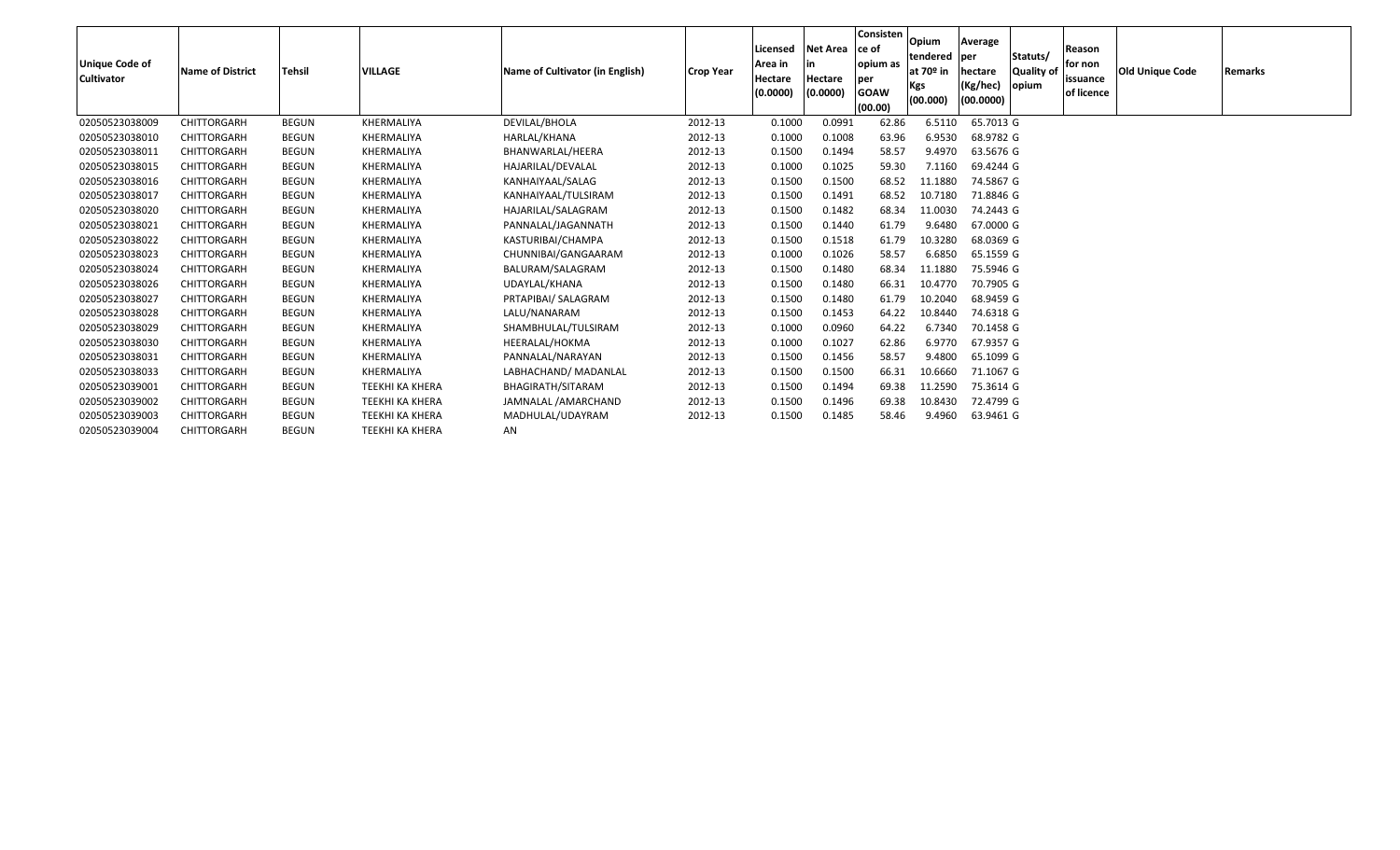| Unique Code of Cultivator | Name of District | Tehsil | VILLAGE | Name of Cultivator (in English) | Crop Year | Licensed Area in Hectare (0.0000) | Net Area in Hectare (0.0000) | Consistence of opium as per GOAW (00.00) | Opium tendered at 70º in Kgs (00.000) | Average per hectare (Kg/hec) (00.0000) | Statuts/ Quality of opium | Reason for non issuance of licence | Old Unique Code | Remarks |
|---|---|---|---|---|---|---|---|---|---|---|---|---|---|---|
| 02050523038009 | CHITTORGARH | BEGUN | KHERMALIYA | DEVILAL/BHOLA | 2012-13 | 0.1000 | 0.0991 | 62.86 | 6.5110 | 65.7013 | G | | | |
| 02050523038010 | CHITTORGARH | BEGUN | KHERMALIYA | HARLAL/KHANA | 2012-13 | 0.1000 | 0.1008 | 63.96 | 6.9530 | 68.9782 | G | | | |
| 02050523038011 | CHITTORGARH | BEGUN | KHERMALIYA | BHANWARLAL/HEERA | 2012-13 | 0.1500 | 0.1494 | 58.57 | 9.4970 | 63.5676 | G | | | |
| 02050523038015 | CHITTORGARH | BEGUN | KHERMALIYA | HAJARILAL/DEVALAL | 2012-13 | 0.1000 | 0.1025 | 59.30 | 7.1160 | 69.4244 | G | | | |
| 02050523038016 | CHITTORGARH | BEGUN | KHERMALIYA | KANHAIYAAL/SALAG | 2012-13 | 0.1500 | 0.1500 | 68.52 | 11.1880 | 74.5867 | G | | | |
| 02050523038017 | CHITTORGARH | BEGUN | KHERMALIYA | KANHAIYAAL/TULSIRAM | 2012-13 | 0.1500 | 0.1491 | 68.52 | 10.7180 | 71.8846 | G | | | |
| 02050523038020 | CHITTORGARH | BEGUN | KHERMALIYA | HAJARILAL/SALAGRAM | 2012-13 | 0.1500 | 0.1482 | 68.34 | 11.0030 | 74.2443 | G | | | |
| 02050523038021 | CHITTORGARH | BEGUN | KHERMALIYA | PANNALAL/JAGANNATH | 2012-13 | 0.1500 | 0.1440 | 61.79 | 9.6480 | 67.0000 | G | | | |
| 02050523038022 | CHITTORGARH | BEGUN | KHERMALIYA | KASTURIBAI/CHAMPA | 2012-13 | 0.1500 | 0.1518 | 61.79 | 10.3280 | 68.0369 | G | | | |
| 02050523038023 | CHITTORGARH | BEGUN | KHERMALIYA | CHUNNIBAI/GANGAARAM | 2012-13 | 0.1000 | 0.1026 | 58.57 | 6.6850 | 65.1559 | G | | | |
| 02050523038024 | CHITTORGARH | BEGUN | KHERMALIYA | BALURAM/SALAGRAM | 2012-13 | 0.1500 | 0.1480 | 68.34 | 11.1880 | 75.5946 | G | | | |
| 02050523038026 | CHITTORGARH | BEGUN | KHERMALIYA | UDAYLAL/KHANA | 2012-13 | 0.1500 | 0.1480 | 66.31 | 10.4770 | 70.7905 | G | | | |
| 02050523038027 | CHITTORGARH | BEGUN | KHERMALIYA | PRTAPIBAI/ SALAGRAM | 2012-13 | 0.1500 | 0.1480 | 61.79 | 10.2040 | 68.9459 | G | | | |
| 02050523038028 | CHITTORGARH | BEGUN | KHERMALIYA | LALU/NANARAM | 2012-13 | 0.1500 | 0.1453 | 64.22 | 10.8440 | 74.6318 | G | | | |
| 02050523038029 | CHITTORGARH | BEGUN | KHERMALIYA | SHAMBHULAL/TULSIRAM | 2012-13 | 0.1000 | 0.0960 | 64.22 | 6.7340 | 70.1458 | G | | | |
| 02050523038030 | CHITTORGARH | BEGUN | KHERMALIYA | HEERALAL/HOKMA | 2012-13 | 0.1000 | 0.1027 | 62.86 | 6.9770 | 67.9357 | G | | | |
| 02050523038031 | CHITTORGARH | BEGUN | KHERMALIYA | PANNALAL/NARAYAN | 2012-13 | 0.1500 | 0.1456 | 58.57 | 9.4800 | 65.1099 | G | | | |
| 02050523038033 | CHITTORGARH | BEGUN | KHERMALIYA | LABHACHAND/ MADANLAL | 2012-13 | 0.1500 | 0.1500 | 66.31 | 10.6660 | 71.1067 | G | | | |
| 02050523039001 | CHITTORGARH | BEGUN | TEEKHI KA KHERA | BHAGIRATH/SITARAM | 2012-13 | 0.1500 | 0.1494 | 69.38 | 11.2590 | 75.3614 | G | | | |
| 02050523039002 | CHITTORGARH | BEGUN | TEEKHI KA KHERA | JAMNALAL /AMARCHAND | 2012-13 | 0.1500 | 0.1496 | 69.38 | 10.8430 | 72.4799 | G | | | |
| 02050523039003 | CHITTORGARH | BEGUN | TEEKHI KA KHERA | MADHULAL/UDAYRAM | 2012-13 | 0.1500 | 0.1485 | 58.46 | 9.4960 | 63.9461 | G | | | |
| 02050523039004 | CHITTORGARH | BEGUN | TEEKHI KA KHERA | AN | | | | | | | | | | |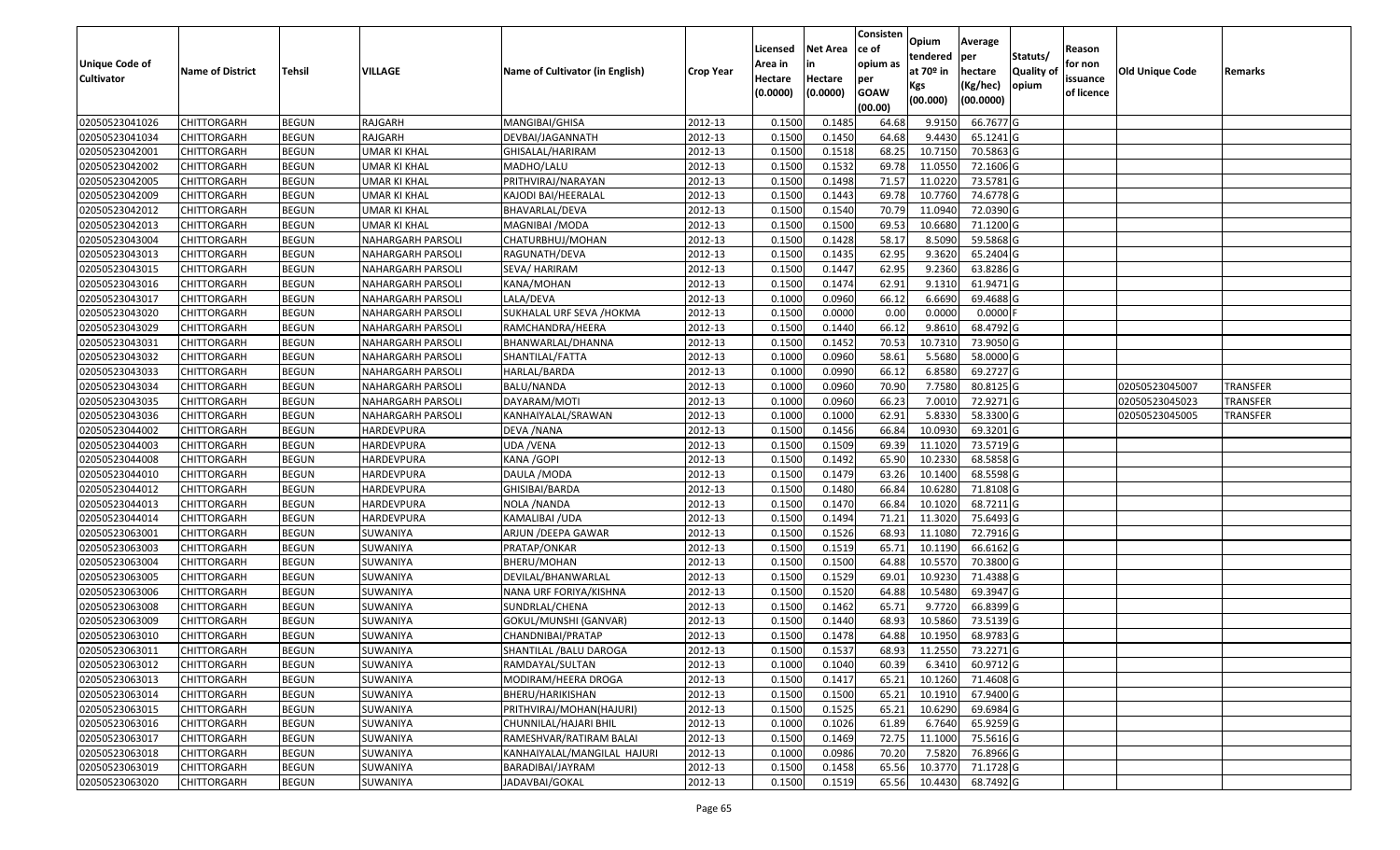| Unique Code of Cultivator | Name of District | Tehsil | VILLAGE | Name of Cultivator (in English) | Crop Year | Licensed Area in Hectare (0.0000) | Net Area in Hectare (0.0000) | Consistence of opium as per GOAW (00.00) | Opium tendered at 70º in Kgs (00.000) | Average per hectare (Kg/hec) (00.0000) | Statuts/ Quality of opium | Reason for non issuance of licence | Old Unique Code | Remarks |
|---|---|---|---|---|---|---|---|---|---|---|---|---|---|---|
| 02050523041026 | CHITTORGARH | BEGUN | RAJGARH | MANGIBAI/GHISA | 2012-13 | 0.1500 | 0.1485 | 64.68 | 9.9150 | 66.7677 | G | | | |
| 02050523041034 | CHITTORGARH | BEGUN | RAJGARH | DEVBAI/JAGANNATH | 2012-13 | 0.1500 | 0.1450 | 64.68 | 9.4430 | 65.1241 | G | | | |
| 02050523042001 | CHITTORGARH | BEGUN | UMAR KI KHAL | GHISALAL/HARIRAM | 2012-13 | 0.1500 | 0.1518 | 68.25 | 10.7150 | 70.5863 | G | | | |
| 02050523042002 | CHITTORGARH | BEGUN | UMAR KI KHAL | MADHO/LALU | 2012-13 | 0.1500 | 0.1532 | 69.78 | 11.0550 | 72.1606 | G | | | |
| 02050523042005 | CHITTORGARH | BEGUN | UMAR KI KHAL | PRITHVIRAJ/NARAYAN | 2012-13 | 0.1500 | 0.1498 | 71.57 | 11.0220 | 73.5781 | G | | | |
| 02050523042009 | CHITTORGARH | BEGUN | UMAR KI KHAL | KAJODI BAI/HEERALAL | 2012-13 | 0.1500 | 0.1443 | 69.78 | 10.7760 | 74.6778 | G | | | |
| 02050523042012 | CHITTORGARH | BEGUN | UMAR KI KHAL | BHAVARLAL/DEVA | 2012-13 | 0.1500 | 0.1540 | 70.79 | 11.0940 | 72.0390 | G | | | |
| 02050523042013 | CHITTORGARH | BEGUN | UMAR KI KHAL | MAGNIBAI /MODA | 2012-13 | 0.1500 | 0.1500 | 69.53 | 10.6680 | 71.1200 | G | | | |
| 02050523043004 | CHITTORGARH | BEGUN | NAHARGARH PARSOLI | CHATURBHUJ/MOHAN | 2012-13 | 0.1500 | 0.1428 | 58.17 | 8.5090 | 59.5868 | G | | | |
| 02050523043013 | CHITTORGARH | BEGUN | NAHARGARH PARSOLI | RAGUNATH/DEVA | 2012-13 | 0.1500 | 0.1435 | 62.95 | 9.3620 | 65.2404 | G | | | |
| 02050523043015 | CHITTORGARH | BEGUN | NAHARGARH PARSOLI | SEVA/ HARIRAM | 2012-13 | 0.1500 | 0.1447 | 62.95 | 9.2360 | 63.8286 | G | | | |
| 02050523043016 | CHITTORGARH | BEGUN | NAHARGARH PARSOLI | KANA/MOHAN | 2012-13 | 0.1500 | 0.1474 | 62.91 | 9.1310 | 61.9471 | G | | | |
| 02050523043017 | CHITTORGARH | BEGUN | NAHARGARH PARSOLI | LALA/DEVA | 2012-13 | 0.1000 | 0.0960 | 66.12 | 6.6690 | 69.4688 | G | | | |
| 02050523043020 | CHITTORGARH | BEGUN | NAHARGARH PARSOLI | SUKHALAL URF SEVA /HOKMA | 2012-13 | 0.1500 | 0.0000 | 0.00 | 0.0000 | 0.0000 | F | | | |
| 02050523043029 | CHITTORGARH | BEGUN | NAHARGARH PARSOLI | RAMCHANDRA/HEERA | 2012-13 | 0.1500 | 0.1440 | 66.12 | 9.8610 | 68.4792 | G | | | |
| 02050523043031 | CHITTORGARH | BEGUN | NAHARGARH PARSOLI | BHANWARLAL/DHANNA | 2012-13 | 0.1500 | 0.1452 | 70.53 | 10.7310 | 73.9050 | G | | | |
| 02050523043032 | CHITTORGARH | BEGUN | NAHARGARH PARSOLI | SHANTILAL/FATTA | 2012-13 | 0.1000 | 0.0960 | 58.61 | 5.5680 | 58.0000 | G | | | |
| 02050523043033 | CHITTORGARH | BEGUN | NAHARGARH PARSOLI | HARLAL/BARDA | 2012-13 | 0.1000 | 0.0990 | 66.12 | 6.8580 | 69.2727 | G | | | |
| 02050523043034 | CHITTORGARH | BEGUN | NAHARGARH PARSOLI | BALU/NANDA | 2012-13 | 0.1000 | 0.0960 | 70.90 | 7.7580 | 80.8125 | G | | 02050523045007 | TRANSFER |
| 02050523043035 | CHITTORGARH | BEGUN | NAHARGARH PARSOLI | DAYARAM/MOTI | 2012-13 | 0.1000 | 0.0960 | 66.23 | 7.0010 | 72.9271 | G | | 02050523045023 | TRANSFER |
| 02050523043036 | CHITTORGARH | BEGUN | NAHARGARH PARSOLI | KANHAIYALAL/SRAWAN | 2012-13 | 0.1000 | 0.1000 | 62.91 | 5.8330 | 58.3300 | G | | 02050523045005 | TRANSFER |
| 02050523044002 | CHITTORGARH | BEGUN | HARDEVPURA | DEVA /NANA | 2012-13 | 0.1500 | 0.1456 | 66.84 | 10.0930 | 69.3201 | G | | | |
| 02050523044003 | CHITTORGARH | BEGUN | HARDEVPURA | UDA /VENA | 2012-13 | 0.1500 | 0.1509 | 69.39 | 11.1020 | 73.5719 | G | | | |
| 02050523044008 | CHITTORGARH | BEGUN | HARDEVPURA | KANA /GOPI | 2012-13 | 0.1500 | 0.1492 | 65.90 | 10.2330 | 68.5858 | G | | | |
| 02050523044010 | CHITTORGARH | BEGUN | HARDEVPURA | DAULA /MODA | 2012-13 | 0.1500 | 0.1479 | 63.26 | 10.1400 | 68.5598 | G | | | |
| 02050523044012 | CHITTORGARH | BEGUN | HARDEVPURA | GHISIBAI/BARDA | 2012-13 | 0.1500 | 0.1480 | 66.84 | 10.6280 | 71.8108 | G | | | |
| 02050523044013 | CHITTORGARH | BEGUN | HARDEVPURA | NOLA /NANDA | 2012-13 | 0.1500 | 0.1470 | 66.84 | 10.1020 | 68.7211 | G | | | |
| 02050523044014 | CHITTORGARH | BEGUN | HARDEVPURA | KAMALIBAI /UDA | 2012-13 | 0.1500 | 0.1494 | 71.21 | 11.3020 | 75.6493 | G | | | |
| 02050523063001 | CHITTORGARH | BEGUN | SUWANIYA | ARJUN /DEEPA GAWAR | 2012-13 | 0.1500 | 0.1526 | 68.93 | 11.1080 | 72.7916 | G | | | |
| 02050523063003 | CHITTORGARH | BEGUN | SUWANIYA | PRATAP/ONKAR | 2012-13 | 0.1500 | 0.1519 | 65.71 | 10.1190 | 66.6162 | G | | | |
| 02050523063004 | CHITTORGARH | BEGUN | SUWANIYA | BHERU/MOHAN | 2012-13 | 0.1500 | 0.1500 | 64.88 | 10.5570 | 70.3800 | G | | | |
| 02050523063005 | CHITTORGARH | BEGUN | SUWANIYA | DEVILAL/BHANWARLAL | 2012-13 | 0.1500 | 0.1529 | 69.01 | 10.9230 | 71.4388 | G | | | |
| 02050523063006 | CHITTORGARH | BEGUN | SUWANIYA | NANA URF FORIYA/KISHNA | 2012-13 | 0.1500 | 0.1520 | 64.88 | 10.5480 | 69.3947 | G | | | |
| 02050523063008 | CHITTORGARH | BEGUN | SUWANIYA | SUNDRLAL/CHENA | 2012-13 | 0.1500 | 0.1462 | 65.71 | 9.7720 | 66.8399 | G | | | |
| 02050523063009 | CHITTORGARH | BEGUN | SUWANIYA | GOKUL/MUNSHI (GANVAR) | 2012-13 | 0.1500 | 0.1440 | 68.93 | 10.5860 | 73.5139 | G | | | |
| 02050523063010 | CHITTORGARH | BEGUN | SUWANIYA | CHANDNIBAI/PRATAP | 2012-13 | 0.1500 | 0.1478 | 64.88 | 10.1950 | 68.9783 | G | | | |
| 02050523063011 | CHITTORGARH | BEGUN | SUWANIYA | SHANTILAL /BALU DAROGA | 2012-13 | 0.1500 | 0.1537 | 68.93 | 11.2550 | 73.2271 | G | | | |
| 02050523063012 | CHITTORGARH | BEGUN | SUWANIYA | RAMDAYAL/SULTAN | 2012-13 | 0.1000 | 0.1040 | 60.39 | 6.3410 | 60.9712 | G | | | |
| 02050523063013 | CHITTORGARH | BEGUN | SUWANIYA | MODIRAM/HEERA DROGA | 2012-13 | 0.1500 | 0.1417 | 65.21 | 10.1260 | 71.4608 | G | | | |
| 02050523063014 | CHITTORGARH | BEGUN | SUWANIYA | BHERU/HARIKISHAN | 2012-13 | 0.1500 | 0.1500 | 65.21 | 10.1910 | 67.9400 | G | | | |
| 02050523063015 | CHITTORGARH | BEGUN | SUWANIYA | PRITHVIRAJ/MOHAN(HAJURI) | 2012-13 | 0.1500 | 0.1525 | 65.21 | 10.6290 | 69.6984 | G | | | |
| 02050523063016 | CHITTORGARH | BEGUN | SUWANIYA | CHUNNILAL/HAJARI BHIL | 2012-13 | 0.1000 | 0.1026 | 61.89 | 6.7640 | 65.9259 | G | | | |
| 02050523063017 | CHITTORGARH | BEGUN | SUWANIYA | RAMESHVAR/RATIRAM BALAI | 2012-13 | 0.1500 | 0.1469 | 72.75 | 11.1000 | 75.5616 | G | | | |
| 02050523063018 | CHITTORGARH | BEGUN | SUWANIYA | KANHAIYALAL/MANGILAL HAJURI | 2012-13 | 0.1000 | 0.0986 | 70.20 | 7.5820 | 76.8966 | G | | | |
| 02050523063019 | CHITTORGARH | BEGUN | SUWANIYA | BARADIBAI/JAYRAM | 2012-13 | 0.1500 | 0.1458 | 65.56 | 10.3770 | 71.1728 | G | | | |
| 02050523063020 | CHITTORGARH | BEGUN | SUWANIYA | JADAVBAI/GOKAL | 2012-13 | 0.1500 | 0.1519 | 65.56 | 10.4430 | 68.7492 | G | | | |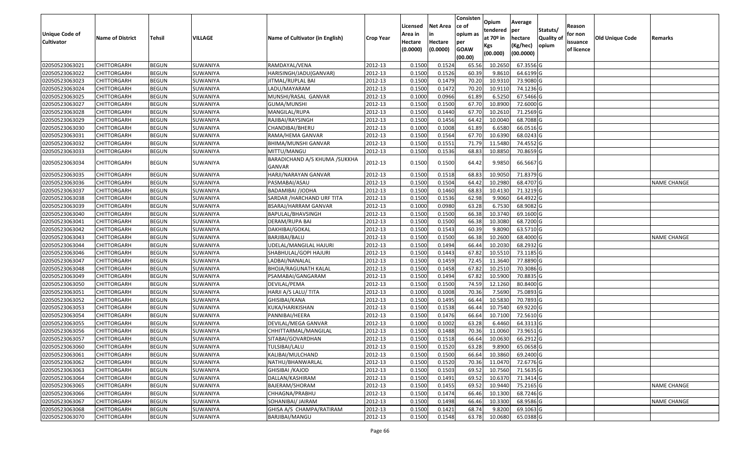| Unique Code of Cultivator | Name of District | Tehsil | VILLAGE | Name of Cultivator (in English) | Crop Year | Licensed Area in Hectare (0.0000) | Net Area in Hectare (0.0000) | Consisten ce of opium as per GOAW (00.00) | Opium tendered at 70º in Kgs (00.000) | Average per hectare (Kg/hec) (00.0000) | Statuts/ Quality of opium | Reason for non issuance of licence | Old Unique Code | Remarks |
|---|---|---|---|---|---|---|---|---|---|---|---|---|---|---|
| 02050523063021 | CHITTORGARH | BEGUN | SUWANIYA | RAMDAYAL/VENA | 2012-13 | 0.1500 | 0.1524 | 65.56 | 10.2650 | 67.3556 | G | | | |
| 02050523063022 | CHITTORGARH | BEGUN | SUWANIYA | HARISINGH/JADU(GANVAR) | 2012-13 | 0.1500 | 0.1526 | 60.39 | 9.8610 | 64.6199 | G | | | |
| 02050523063023 | CHITTORGARH | BEGUN | SUWANIYA | JITMAL/RUPLAL BAI | 2012-13 | 0.1500 | 0.1479 | 70.20 | 10.9310 | 73.9080 | G | | | |
| 02050523063024 | CHITTORGARH | BEGUN | SUWANIYA | LADU/MAYARAM | 2012-13 | 0.1500 | 0.1472 | 70.20 | 10.9110 | 74.1236 | G | | | |
| 02050523063025 | CHITTORGARH | BEGUN | SUWANIYA | MUNSHI/RASAL GANVAR | 2012-13 | 0.1000 | 0.0966 | 61.89 | 6.5250 | 67.5466 | G | | | |
| 02050523063027 | CHITTORGARH | BEGUN | SUWANIYA | GUMA/MUNSHI | 2012-13 | 0.1500 | 0.1500 | 67.70 | 10.8900 | 72.6000 | G | | | |
| 02050523063028 | CHITTORGARH | BEGUN | SUWANIYA | MANGILAL/RUPA | 2012-13 | 0.1500 | 0.1440 | 67.70 | 10.2610 | 71.2569 | G | | | |
| 02050523063029 | CHITTORGARH | BEGUN | SUWANIYA | RAJIBAI/RAYSINGH | 2012-13 | 0.1500 | 0.1456 | 64.42 | 10.0040 | 68.7088 | G | | | |
| 02050523063030 | CHITTORGARH | BEGUN | SUWANIYA | CHANDIBAI/BHERU | 2012-13 | 0.1000 | 0.1008 | 61.89 | 6.6580 | 66.0516 | G | | | |
| 02050523063031 | CHITTORGARH | BEGUN | SUWANIYA | RAMA/HEMA GANVAR | 2012-13 | 0.1500 | 0.1564 | 67.70 | 10.6390 | 68.0243 | G | | | |
| 02050523063032 | CHITTORGARH | BEGUN | SUWANIYA | BHIMA/MUNSHI GANVAR | 2012-13 | 0.1500 | 0.1551 | 71.79 | 11.5480 | 74.4552 | G | | | |
| 02050523063033 | CHITTORGARH | BEGUN | SUWANIYA | MITTU/MANGU | 2012-13 | 0.1500 | 0.1536 | 68.83 | 10.8850 | 70.8659 | G | | | |
| 02050523063034 | CHITTORGARH | BEGUN | SUWANIYA | BARADICHAND A/S KHUMA /SUKKHA GANVAR | 2012-13 | 0.1500 | 0.1500 | 64.42 | 9.9850 | 66.5667 | G | | | |
| 02050523063035 | CHITTORGARH | BEGUN | SUWANIYA | HARJI/NARAYAN GANVAR | 2012-13 | 0.1500 | 0.1518 | 68.83 | 10.9050 | 71.8379 | G | | | |
| 02050523063036 | CHITTORGARH | BEGUN | SUWANIYA | PASMABAI/ASAU | 2012-13 | 0.1500 | 0.1504 | 64.42 | 10.2980 | 68.4707 | G | | | NAME CHANGE |
| 02050523063037 | CHITTORGARH | BEGUN | SUWANIYA | BADAMIBAI /JODHA | 2012-13 | 0.1500 | 0.1460 | 68.83 | 10.4130 | 71.3219 | G | | | |
| 02050523063038 | CHITTORGARH | BEGUN | SUWANIYA | SARDAR /HARCHAND URF TITA | 2012-13 | 0.1500 | 0.1536 | 62.98 | 9.9060 | 64.4922 | G | | | |
| 02050523063039 | CHITTORGARH | BEGUN | SUWANIYA | BSARAJ/HARRAM GANVAR | 2012-13 | 0.1000 | 0.0980 | 63.28 | 6.7530 | 68.9082 | G | | | |
| 02050523063040 | CHITTORGARH | BEGUN | SUWANIYA | BAPULAL/BHAVSINGH | 2012-13 | 0.1500 | 0.1500 | 66.38 | 10.3740 | 69.1600 | G | | | |
| 02050523063041 | CHITTORGARH | BEGUN | SUWANIYA | DERAM/RUPA BAI | 2012-13 | 0.1500 | 0.1500 | 66.38 | 10.3080 | 68.7200 | G | | | |
| 02050523063042 | CHITTORGARH | BEGUN | SUWANIYA | DAKHIBAI/GOKAL | 2012-13 | 0.1500 | 0.1543 | 60.39 | 9.8090 | 63.5710 | G | | | |
| 02050523063043 | CHITTORGARH | BEGUN | SUWANIYA | BARJIBAI/BALU | 2012-13 | 0.1500 | 0.1500 | 66.38 | 10.2600 | 68.4000 | G | | | NAME CHANGE |
| 02050523063044 | CHITTORGARH | BEGUN | SUWANIYA | UDELAL/MANGILAL HAJURI | 2012-13 | 0.1500 | 0.1494 | 66.44 | 10.2030 | 68.2932 | G | | | |
| 02050523063046 | CHITTORGARH | BEGUN | SUWANIYA | SHABHULAL/GOPI HAJURI | 2012-13 | 0.1500 | 0.1443 | 67.82 | 10.5510 | 73.1185 | G | | | |
| 02050523063047 | CHITTORGARH | BEGUN | SUWANIYA | LADBAI/NANALAL | 2012-13 | 0.1500 | 0.1459 | 72.45 | 11.3640 | 77.8890 | G | | | |
| 02050523063048 | CHITTORGARH | BEGUN | SUWANIYA | BHOJA/RAGUNATH KALAL | 2012-13 | 0.1500 | 0.1458 | 67.82 | 10.2510 | 70.3086 | G | | | |
| 02050523063049 | CHITTORGARH | BEGUN | SUWANIYA | PSAMABAI/GANGARAM | 2012-13 | 0.1500 | 0.1494 | 67.82 | 10.5900 | 70.8835 | G | | | |
| 02050523063050 | CHITTORGARH | BEGUN | SUWANIYA | DEVILAL/PEMA | 2012-13 | 0.1500 | 0.1500 | 74.59 | 12.1260 | 80.8400 | G | | | |
| 02050523063051 | CHITTORGARH | BEGUN | SUWANIYA | HARJI A/S LALU/ TITA | 2012-13 | 0.1000 | 0.1008 | 70.36 | 7.5690 | 75.0893 | G | | | |
| 02050523063052 | CHITTORGARH | BEGUN | SUWANIYA | GHISIBAI/KANA | 2012-13 | 0.1500 | 0.1495 | 66.44 | 10.5830 | 70.7893 | G | | | |
| 02050523063053 | CHITTORGARH | BEGUN | SUWANIYA | KUKA/HARIKISHAN | 2012-13 | 0.1500 | 0.1538 | 66.44 | 10.7540 | 69.9220 | G | | | |
| 02050523063054 | CHITTORGARH | BEGUN | SUWANIYA | PANNIBAI/HEERA | 2012-13 | 0.1500 | 0.1476 | 66.64 | 10.7100 | 72.5610 | G | | | |
| 02050523063055 | CHITTORGARH | BEGUN | SUWANIYA | DEVILAL/MEGA GANVAR | 2012-13 | 0.1000 | 0.1002 | 63.28 | 6.4460 | 64.3313 | G | | | |
| 02050523063056 | CHITTORGARH | BEGUN | SUWANIYA | CHHITTARMAL/MANGILAL | 2012-13 | 0.1500 | 0.1488 | 70.36 | 11.0060 | 73.9651 | G | | | |
| 02050523063057 | CHITTORGARH | BEGUN | SUWANIYA | SITABAI/GOVARDHAN | 2012-13 | 0.1500 | 0.1518 | 66.64 | 10.0630 | 66.2912 | G | | | |
| 02050523063060 | CHITTORGARH | BEGUN | SUWANIYA | TULSIBAI/LALU | 2012-13 | 0.1500 | 0.1520 | 63.28 | 9.8900 | 65.0658 | G | | | |
| 02050523063061 | CHITTORGARH | BEGUN | SUWANIYA | KALIBAI/MULCHAND | 2012-13 | 0.1500 | 0.1500 | 66.64 | 10.3860 | 69.2400 | G | | | |
| 02050523063062 | CHITTORGARH | BEGUN | SUWANIYA | NATHU/BHANWARLAL | 2012-13 | 0.1500 | 0.1520 | 70.36 | 11.0470 | 72.6776 | G | | | |
| 02050523063063 | CHITTORGARH | BEGUN | SUWANIYA | GHISIBAI /KAJOD | 2012-13 | 0.1500 | 0.1503 | 69.52 | 10.7560 | 71.5635 | G | | | |
| 02050523063064 | CHITTORGARH | BEGUN | SUWANIYA | DALLAN/KASHIRAM | 2012-13 | 0.1500 | 0.1491 | 69.52 | 10.6370 | 71.3414 | G | | | |
| 02050523063065 | CHITTORGARH | BEGUN | SUWANIYA | BAJERAM/SHORAM | 2012-13 | 0.1500 | 0.1455 | 69.52 | 10.9440 | 75.2165 | G | | | NAME CHANGE |
| 02050523063066 | CHITTORGARH | BEGUN | SUWANIYA | CHHAGNA/PRABHU | 2012-13 | 0.1500 | 0.1474 | 66.46 | 10.1300 | 68.7246 | G | | | |
| 02050523063067 | CHITTORGARH | BEGUN | SUWANIYA | SOHANIBAI/ JAIRAM | 2012-13 | 0.1500 | 0.1498 | 66.46 | 10.3300 | 68.9586 | G | | | NAME CHANGE |
| 02050523063068 | CHITTORGARH | BEGUN | SUWANIYA | GHISA A/S CHAMPA/RATIRAM | 2012-13 | 0.1500 | 0.1421 | 68.74 | 9.8200 | 69.1063 | G | | | |
| 02050523063070 | CHITTORGARH | BEGUN | SUWANIYA | BARJIBAI/MANGU | 2012-13 | 0.1500 | 0.1548 | 63.78 | 10.0680 | 65.0388 | G | | | |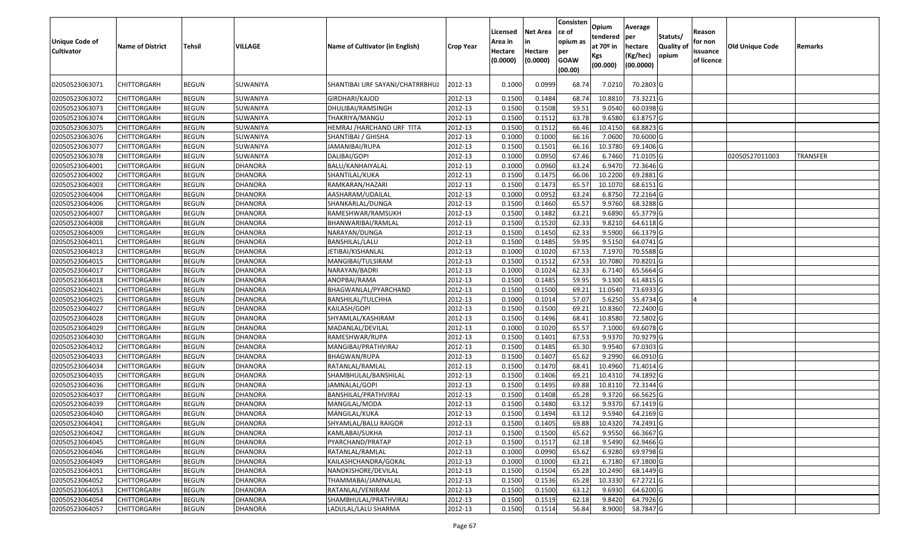| Unique Code of Cultivator | Name of District | Tehsil | VILLAGE | Name of Cultivator (in English) | Crop Year | Licensed Area in Hectare (0.0000) | Net Area in Hectare (0.0000) | Consistence of opium as per GOAW (00.00) | Opium tendered at 70º in Kgs (00.000) | Average per hectare (Kg/hec) (00.0000) | Statuts/ Quality of opium | Reason for non issuance of licence | Old Unique Code | Remarks |
|---|---|---|---|---|---|---|---|---|---|---|---|---|---|---|
| 02050523063071 | CHITTORGARH | BEGUN | SUWANIYA | SHANTIBAI URF SAYANI/CHATRRBHUJ | 2012-13 | 0.1000 | 0.0999 | 68.74 | 7.0210 | 70.2803 | G | | | |
| 02050523063072 | CHITTORGARH | BEGUN | SUWANIYA | GIRDHARI/KAJOD | 2012-13 | 0.1500 | 0.1484 | 68.74 | 10.8810 | 73.3221 | G | | | |
| 02050523063073 | CHITTORGARH | BEGUN | SUWANIYA | DHULIBAI/RAMSINGH | 2012-13 | 0.1500 | 0.1508 | 59.51 | 9.0540 | 60.0398 | G | | | |
| 02050523063074 | CHITTORGARH | BEGUN | SUWANIYA | THAKRIYA/MANGU | 2012-13 | 0.1500 | 0.1512 | 63.78 | 9.6580 | 63.8757 | G | | | |
| 02050523063075 | CHITTORGARH | BEGUN | SUWANIYA | HEMRAJ /HARCHAND URF TITA | 2012-13 | 0.1500 | 0.1512 | 66.46 | 10.4150 | 68.8823 | G | | | |
| 02050523063076 | CHITTORGARH | BEGUN | SUWANIYA | SHANTIBAI / GHISHA | 2012-13 | 0.1000 | 0.1000 | 66.16 | 7.0600 | 70.6000 | G | | | |
| 02050523063077 | CHITTORGARH | BEGUN | SUWANIYA | JAMANIBAI/RUPA | 2012-13 | 0.1500 | 0.1501 | 66.16 | 10.3780 | 69.1406 | G | | | |
| 02050523063078 | CHITTORGARH | BEGUN | SUWANIYA | DALIBAI/GOPI | 2012-13 | 0.1000 | 0.0950 | 67.46 | 6.7460 | 71.0105 | G | | 02050527011003 | TRANSFER |
| 02050523064001 | CHITTORGARH | BEGUN | DHANORA | BALU/KANHAIYALAL | 2012-13 | 0.1000 | 0.0960 | 63.24 | 6.9470 | 72.3646 | G | | | |
| 02050523064002 | CHITTORGARH | BEGUN | DHANORA | SHANTILAL/KUKA | 2012-13 | 0.1500 | 0.1475 | 66.06 | 10.2200 | 69.2881 | G | | | |
| 02050523064003 | CHITTORGARH | BEGUN | DHANORA | RAMKARAN/HAZARI | 2012-13 | 0.1500 | 0.1473 | 65.57 | 10.1070 | 68.6151 | G | | | |
| 02050523064004 | CHITTORGARH | BEGUN | DHANORA | AASHARAM/UDAILAL | 2012-13 | 0.1000 | 0.0952 | 63.24 | 6.8750 | 72.2164 | G | | | |
| 02050523064006 | CHITTORGARH | BEGUN | DHANORA | SHANKARLAL/DUNGA | 2012-13 | 0.1500 | 0.1460 | 65.57 | 9.9760 | 68.3288 | G | | | |
| 02050523064007 | CHITTORGARH | BEGUN | DHANORA | RAMESHWAR/RAMSUKH | 2012-13 | 0.1500 | 0.1482 | 63.21 | 9.6890 | 65.3779 | G | | | |
| 02050523064008 | CHITTORGARH | BEGUN | DHANORA | BHANWARIBAI/RAMLAL | 2012-13 | 0.1500 | 0.1520 | 62.33 | 9.8210 | 64.6118 | G | | | |
| 02050523064009 | CHITTORGARH | BEGUN | DHANORA | NARAYAN/DUNGA | 2012-13 | 0.1500 | 0.1450 | 62.33 | 9.5900 | 66.1379 | G | | | |
| 02050523064011 | CHITTORGARH | BEGUN | DHANORA | BANSHILAL/LALU | 2012-13 | 0.1500 | 0.1485 | 59.95 | 9.5150 | 64.0741 | G | | | |
| 02050523064013 | CHITTORGARH | BEGUN | DHANORA | JETIBAI/KISHANLAL | 2012-13 | 0.1000 | 0.1020 | 67.53 | 7.1970 | 70.5588 | G | | | |
| 02050523064015 | CHITTORGARH | BEGUN | DHANORA | MANGIBAI/TULSIRAM | 2012-13 | 0.1500 | 0.1512 | 67.53 | 10.7080 | 70.8201 | G | | | |
| 02050523064017 | CHITTORGARH | BEGUN | DHANORA | NARAYAN/BADRI | 2012-13 | 0.1000 | 0.1024 | 62.33 | 6.7140 | 65.5664 | G | | | |
| 02050523064018 | CHITTORGARH | BEGUN | DHANORA | ANOPBAI/RAMA | 2012-13 | 0.1500 | 0.1485 | 59.95 | 9.1300 | 61.4815 | G | | | |
| 02050523064021 | CHITTORGARH | BEGUN | DHANORA | BHAGWANLAL/PYARCHAND | 2012-13 | 0.1500 | 0.1500 | 69.21 | 11.0540 | 73.6933 | G | | | |
| 02050523064025 | CHITTORGARH | BEGUN | DHANORA | BANSHILAL/TULCHHA | 2012-13 | 0.1000 | 0.1014 | 57.07 | 5.6250 | 55.4734 | G | 4 | | |
| 02050523064027 | CHITTORGARH | BEGUN | DHANORA | KAILASH/GOPI | 2012-13 | 0.1500 | 0.1500 | 69.21 | 10.8360 | 72.2400 | G | | | |
| 02050523064028 | CHITTORGARH | BEGUN | DHANORA | SHYAMLAL/KASHIRAM | 2012-13 | 0.1500 | 0.1496 | 68.41 | 10.8580 | 72.5802 | G | | | |
| 02050523064029 | CHITTORGARH | BEGUN | DHANORA | MADANLAL/DEVILAL | 2012-13 | 0.1000 | 0.1020 | 65.57 | 7.1000 | 69.6078 | G | | | |
| 02050523064030 | CHITTORGARH | BEGUN | DHANORA | RAMESHWAR/RUPA | 2012-13 | 0.1500 | 0.1401 | 67.53 | 9.9370 | 70.9279 | G | | | |
| 02050523064032 | CHITTORGARH | BEGUN | DHANORA | MANGIBAI/PRATHVIRAJ | 2012-13 | 0.1500 | 0.1485 | 65.30 | 9.9540 | 67.0303 | G | | | |
| 02050523064033 | CHITTORGARH | BEGUN | DHANORA | BHAGWAN/RUPA | 2012-13 | 0.1500 | 0.1407 | 65.62 | 9.2990 | 66.0910 | G | | | |
| 02050523064034 | CHITTORGARH | BEGUN | DHANORA | RATANLAL/RAMLAL | 2012-13 | 0.1500 | 0.1470 | 68.41 | 10.4960 | 71.4014 | G | | | |
| 02050523064035 | CHITTORGARH | BEGUN | DHANORA | SHAMBHULAL/BANSHILAL | 2012-13 | 0.1500 | 0.1406 | 69.21 | 10.4310 | 74.1892 | G | | | |
| 02050523064036 | CHITTORGARH | BEGUN | DHANORA | JAMNALAL/GOPI | 2012-13 | 0.1500 | 0.1495 | 69.88 | 10.8110 | 72.3144 | G | | | |
| 02050523064037 | CHITTORGARH | BEGUN | DHANORA | BANSHILAL/PRATHVIRAJ | 2012-13 | 0.1500 | 0.1408 | 65.28 | 9.3720 | 66.5625 | G | | | |
| 02050523064039 | CHITTORGARH | BEGUN | DHANORA | MANGILAL/MODA | 2012-13 | 0.1500 | 0.1480 | 63.12 | 9.9370 | 67.1419 | G | | | |
| 02050523064040 | CHITTORGARH | BEGUN | DHANORA | MANGILAL/KUKA | 2012-13 | 0.1500 | 0.1494 | 63.12 | 9.5940 | 64.2169 | G | | | |
| 02050523064041 | CHITTORGARH | BEGUN | DHANORA | SHYAMLAL/BALU RAIGOR | 2012-13 | 0.1500 | 0.1405 | 69.88 | 10.4320 | 74.2491 | G | | | |
| 02050523064042 | CHITTORGARH | BEGUN | DHANORA | KAMLABAI/SUKHA | 2012-13 | 0.1500 | 0.1500 | 65.62 | 9.9550 | 66.3667 | G | | | |
| 02050523064045 | CHITTORGARH | BEGUN | DHANORA | PYARCHAND/PRATAP | 2012-13 | 0.1500 | 0.1517 | 62.18 | 9.5490 | 62.9466 | G | | | |
| 02050523064046 | CHITTORGARH | BEGUN | DHANORA | RATANLAL/RAMLAL | 2012-13 | 0.1000 | 0.0990 | 65.62 | 6.9280 | 69.9798 | G | | | |
| 02050523064049 | CHITTORGARH | BEGUN | DHANORA | KAILASHCHANDRA/GOKAL | 2012-13 | 0.1000 | 0.1000 | 63.21 | 6.7180 | 67.1800 | G | | | |
| 02050523064051 | CHITTORGARH | BEGUN | DHANORA | NANDKISHORE/DEVILAL | 2012-13 | 0.1500 | 0.1504 | 65.28 | 10.2490 | 68.1449 | G | | | |
| 02050523064052 | CHITTORGARH | BEGUN | DHANORA | THAMMABAI/JAMNALAL | 2012-13 | 0.1500 | 0.1536 | 65.28 | 10.3330 | 67.2721 | G | | | |
| 02050523064053 | CHITTORGARH | BEGUN | DHANORA | RATANLAL/VENIRAM | 2012-13 | 0.1500 | 0.1500 | 63.12 | 9.6930 | 64.6200 | G | | | |
| 02050523064054 | CHITTORGARH | BEGUN | DHANORA | SHAMBHULAL/PRATHVIRAJ | 2012-13 | 0.1500 | 0.1519 | 62.18 | 9.8420 | 64.7926 | G | | | |
| 02050523064057 | CHITTORGARH | BEGUN | DHANORA | LADULAL/LALU SHARMA | 2012-13 | 0.1500 | 0.1514 | 56.84 | 8.9000 | 58.7847 | G | | | |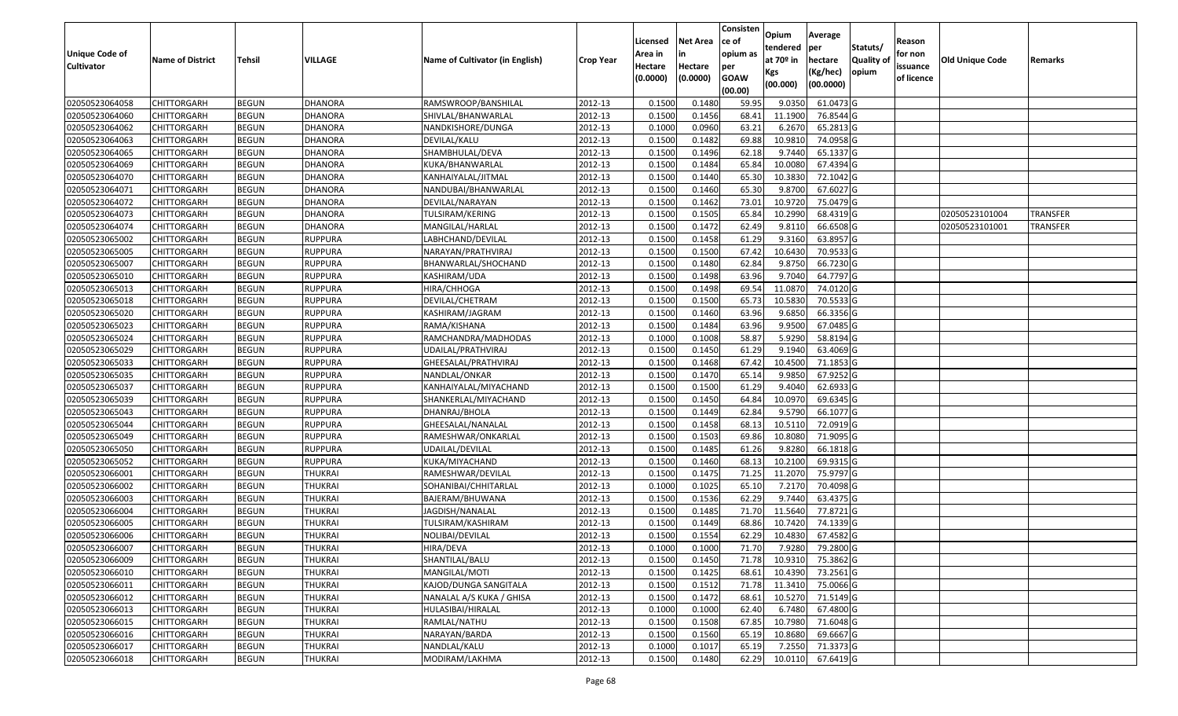| Unique Code of Cultivator | Name of District | Tehsil | VILLAGE | Name of Cultivator (in English) | Crop Year | Licensed Area in Hectare (0.0000) | Net Area in Hectare (0.0000) | Consistence of opium as per GOAW (00.00) | Opium tendered at 70º in Kgs (00.000) | Average per hectare (Kg/hec) (00.0000) | Statuts/ Quality of opium | Reason for non issuance of licence | Old Unique Code | Remarks |
|---|---|---|---|---|---|---|---|---|---|---|---|---|---|---|
| 02050523064058 | CHITTORGARH | BEGUN | DHANORA | RAMSWROOP/BANSHILAL | 2012-13 | 0.1500 | 0.1480 | 59.95 | 9.0350 | 61.0473 | G | | | |
| 02050523064060 | CHITTORGARH | BEGUN | DHANORA | SHIVLAL/BHANWARLAL | 2012-13 | 0.1500 | 0.1456 | 68.41 | 11.1900 | 76.8544 | G | | | |
| 02050523064062 | CHITTORGARH | BEGUN | DHANORA | NANDKISHORE/DUNGA | 2012-13 | 0.1000 | 0.0960 | 63.21 | 6.2670 | 65.2813 | G | | | |
| 02050523064063 | CHITTORGARH | BEGUN | DHANORA | DEVILAL/KALU | 2012-13 | 0.1500 | 0.1482 | 69.88 | 10.9810 | 74.0958 | G | | | |
| 02050523064065 | CHITTORGARH | BEGUN | DHANORA | SHAMBHULAL/DEVA | 2012-13 | 0.1500 | 0.1496 | 62.18 | 9.7440 | 65.1337 | G | | | |
| 02050523064069 | CHITTORGARH | BEGUN | DHANORA | KUKA/BHANWARLAL | 2012-13 | 0.1500 | 0.1484 | 65.84 | 10.0080 | 67.4394 | G | | | |
| 02050523064070 | CHITTORGARH | BEGUN | DHANORA | KANHAIYALAL/JITMAL | 2012-13 | 0.1500 | 0.1440 | 65.30 | 10.3830 | 72.1042 | G | | | |
| 02050523064071 | CHITTORGARH | BEGUN | DHANORA | NANDUBAI/BHANWARLAL | 2012-13 | 0.1500 | 0.1460 | 65.30 | 9.8700 | 67.6027 | G | | | |
| 02050523064072 | CHITTORGARH | BEGUN | DHANORA | DEVILAL/NARAYAN | 2012-13 | 0.1500 | 0.1462 | 73.01 | 10.9720 | 75.0479 | G | | | |
| 02050523064073 | CHITTORGARH | BEGUN | DHANORA | TULSIRAM/KERING | 2012-13 | 0.1500 | 0.1505 | 65.84 | 10.2990 | 68.4319 | G | | 02050523101004 | TRANSFER |
| 02050523064074 | CHITTORGARH | BEGUN | DHANORA | MANGILAL/HARLAL | 2012-13 | 0.1500 | 0.1472 | 62.49 | 9.8110 | 66.6508 | G | | 02050523101001 | TRANSFER |
| 02050523065002 | CHITTORGARH | BEGUN | RUPPURA | LABHCHAND/DEVILAL | 2012-13 | 0.1500 | 0.1458 | 61.29 | 9.3160 | 63.8957 | G | | | |
| 02050523065005 | CHITTORGARH | BEGUN | RUPPURA | NARAYAN/PRATHVIRAJ | 2012-13 | 0.1500 | 0.1500 | 67.42 | 10.6430 | 70.9533 | G | | | |
| 02050523065007 | CHITTORGARH | BEGUN | RUPPURA | BHANWARLAL/SHOCHAND | 2012-13 | 0.1500 | 0.1480 | 62.84 | 9.8750 | 66.7230 | G | | | |
| 02050523065010 | CHITTORGARH | BEGUN | RUPPURA | KASHIRAM/UDA | 2012-13 | 0.1500 | 0.1498 | 63.96 | 9.7040 | 64.7797 | G | | | |
| 02050523065013 | CHITTORGARH | BEGUN | RUPPURA | HIRA/CHHOGA | 2012-13 | 0.1500 | 0.1498 | 69.54 | 11.0870 | 74.0120 | G | | | |
| 02050523065018 | CHITTORGARH | BEGUN | RUPPURA | DEVILAL/CHETRAM | 2012-13 | 0.1500 | 0.1500 | 65.73 | 10.5830 | 70.5533 | G | | | |
| 02050523065020 | CHITTORGARH | BEGUN | RUPPURA | KASHIRAM/JAGRAM | 2012-13 | 0.1500 | 0.1460 | 63.96 | 9.6850 | 66.3356 | G | | | |
| 02050523065023 | CHITTORGARH | BEGUN | RUPPURA | RAMA/KISHANA | 2012-13 | 0.1500 | 0.1484 | 63.96 | 9.9500 | 67.0485 | G | | | |
| 02050523065024 | CHITTORGARH | BEGUN | RUPPURA | RAMCHANDRA/MADHODAS | 2012-13 | 0.1000 | 0.1008 | 58.87 | 5.9290 | 58.8194 | G | | | |
| 02050523065029 | CHITTORGARH | BEGUN | RUPPURA | UDAILAL/PRATHVIRAJ | 2012-13 | 0.1500 | 0.1450 | 61.29 | 9.1940 | 63.4069 | G | | | |
| 02050523065033 | CHITTORGARH | BEGUN | RUPPURA | GHEESALAL/PRATHVIRAJ | 2012-13 | 0.1500 | 0.1468 | 67.42 | 10.4500 | 71.1853 | G | | | |
| 02050523065035 | CHITTORGARH | BEGUN | RUPPURA | NANDLAL/ONKAR | 2012-13 | 0.1500 | 0.1470 | 65.14 | 9.9850 | 67.9252 | G | | | |
| 02050523065037 | CHITTORGARH | BEGUN | RUPPURA | KANHAIYALAL/MIYACHAND | 2012-13 | 0.1500 | 0.1500 | 61.29 | 9.4040 | 62.6933 | G | | | |
| 02050523065039 | CHITTORGARH | BEGUN | RUPPURA | SHANKERLAL/MIYACHAND | 2012-13 | 0.1500 | 0.1450 | 64.84 | 10.0970 | 69.6345 | G | | | |
| 02050523065043 | CHITTORGARH | BEGUN | RUPPURA | DHANRAJ/BHOLA | 2012-13 | 0.1500 | 0.1449 | 62.84 | 9.5790 | 66.1077 | G | | | |
| 02050523065044 | CHITTORGARH | BEGUN | RUPPURA | GHEESALAL/NANALAL | 2012-13 | 0.1500 | 0.1458 | 68.13 | 10.5110 | 72.0919 | G | | | |
| 02050523065049 | CHITTORGARH | BEGUN | RUPPURA | RAMESHWAR/ONKARLAL | 2012-13 | 0.1500 | 0.1503 | 69.86 | 10.8080 | 71.9095 | G | | | |
| 02050523065050 | CHITTORGARH | BEGUN | RUPPURA | UDAILAL/DEVILAL | 2012-13 | 0.1500 | 0.1485 | 61.26 | 9.8280 | 66.1818 | G | | | |
| 02050523065052 | CHITTORGARH | BEGUN | RUPPURA | KUKA/MIYACHAND | 2012-13 | 0.1500 | 0.1460 | 68.13 | 10.2100 | 69.9315 | G | | | |
| 02050523066001 | CHITTORGARH | BEGUN | THUKRAI | RAMESHWAR/DEVILAL | 2012-13 | 0.1500 | 0.1475 | 71.25 | 11.2070 | 75.9797 | G | | | |
| 02050523066002 | CHITTORGARH | BEGUN | THUKRAI | SOHANIBAI/CHHITARLAL | 2012-13 | 0.1000 | 0.1025 | 65.10 | 7.2170 | 70.4098 | G | | | |
| 02050523066003 | CHITTORGARH | BEGUN | THUKRAI | BAJERAM/BHUWANA | 2012-13 | 0.1500 | 0.1536 | 62.29 | 9.7440 | 63.4375 | G | | | |
| 02050523066004 | CHITTORGARH | BEGUN | THUKRAI | JAGDISH/NANALAL | 2012-13 | 0.1500 | 0.1485 | 71.70 | 11.5640 | 77.8721 | G | | | |
| 02050523066005 | CHITTORGARH | BEGUN | THUKRAI | TULSIRAM/KASHIRAM | 2012-13 | 0.1500 | 0.1449 | 68.86 | 10.7420 | 74.1339 | G | | | |
| 02050523066006 | CHITTORGARH | BEGUN | THUKRAI | NOLIBAI/DEVILAL | 2012-13 | 0.1500 | 0.1554 | 62.29 | 10.4830 | 67.4582 | G | | | |
| 02050523066007 | CHITTORGARH | BEGUN | THUKRAI | HIRA/DEVA | 2012-13 | 0.1000 | 0.1000 | 71.70 | 7.9280 | 79.2800 | G | | | |
| 02050523066009 | CHITTORGARH | BEGUN | THUKRAI | SHANTILAL/BALU | 2012-13 | 0.1500 | 0.1450 | 71.78 | 10.9310 | 75.3862 | G | | | |
| 02050523066010 | CHITTORGARH | BEGUN | THUKRAI | MANGILAL/MOTI | 2012-13 | 0.1500 | 0.1425 | 68.61 | 10.4390 | 73.2561 | G | | | |
| 02050523066011 | CHITTORGARH | BEGUN | THUKRAI | KAJOD/DUNGA SANGITALA | 2012-13 | 0.1500 | 0.1512 | 71.78 | 11.3410 | 75.0066 | G | | | |
| 02050523066012 | CHITTORGARH | BEGUN | THUKRAI | NANALAL A/S KUKA / GHISA | 2012-13 | 0.1500 | 0.1472 | 68.61 | 10.5270 | 71.5149 | G | | | |
| 02050523066013 | CHITTORGARH | BEGUN | THUKRAI | HULASIBAI/HIRALAL | 2012-13 | 0.1000 | 0.1000 | 62.40 | 6.7480 | 67.4800 | G | | | |
| 02050523066015 | CHITTORGARH | BEGUN | THUKRAI | RAMLAL/NATHU | 2012-13 | 0.1500 | 0.1508 | 67.85 | 10.7980 | 71.6048 | G | | | |
| 02050523066016 | CHITTORGARH | BEGUN | THUKRAI | NARAYAN/BARDA | 2012-13 | 0.1500 | 0.1560 | 65.19 | 10.8680 | 69.6667 | G | | | |
| 02050523066017 | CHITTORGARH | BEGUN | THUKRAI | NANDLAL/KALU | 2012-13 | 0.1000 | 0.1017 | 65.19 | 7.2550 | 71.3373 | G | | | |
| 02050523066018 | CHITTORGARH | BEGUN | THUKRAI | MODIRAM/LAKHMA | 2012-13 | 0.1500 | 0.1480 | 62.29 | 10.0110 | 67.6419 | G | | | |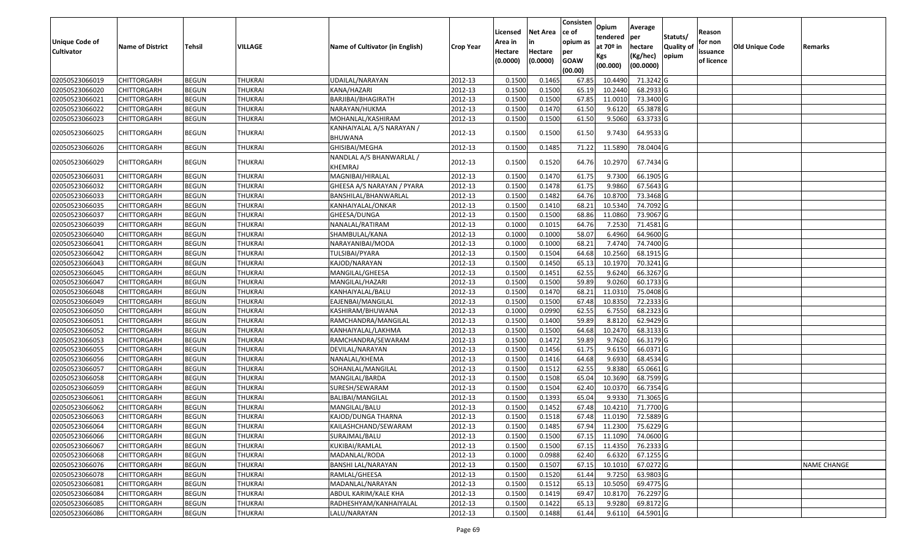| Unique Code of Cultivator | Name of District | Tehsil | VILLAGE | Name of Cultivator (in English) | Crop Year | Licensed Area in Hectare (0.0000) | Net Area in Hectare (0.0000) | Consistence of opium as per GOAW (00.00) | Opium tendered at 70º in Kgs (00.000) | Average per hectare (Kg/hec) (00.0000) | Statuts/ Quality of opium | Reason for non issuance of licence | Old Unique Code | Remarks |
|---|---|---|---|---|---|---|---|---|---|---|---|---|---|---|
| 02050523066019 | CHITTORGARH | BEGUN | THUKRAI | UDAILAL/NARAYAN | 2012-13 | 0.1500 | 0.1465 | 67.85 | 10.4490 | 71.3242 | G | | | |
| 02050523066020 | CHITTORGARH | BEGUN | THUKRAI | KANA/HAZARI | 2012-13 | 0.1500 | 0.1500 | 65.19 | 10.2440 | 68.2933 | G | | | |
| 02050523066021 | CHITTORGARH | BEGUN | THUKRAI | BARJIBAI/BHAGIRATH | 2012-13 | 0.1500 | 0.1500 | 67.85 | 11.0010 | 73.3400 | G | | | |
| 02050523066022 | CHITTORGARH | BEGUN | THUKRAI | NARAYAN/HUKMA | 2012-13 | 0.1500 | 0.1470 | 61.50 | 9.6120 | 65.3878 | G | | | |
| 02050523066023 | CHITTORGARH | BEGUN | THUKRAI | MOHANLAL/KASHIRAM | 2012-13 | 0.1500 | 0.1500 | 61.50 | 9.5060 | 63.3733 | G | | | |
| 02050523066025 | CHITTORGARH | BEGUN | THUKRAI | KANHAIYALAL A/S NARAYAN / BHUWANA | 2012-13 | 0.1500 | 0.1500 | 61.50 | 9.7430 | 64.9533 | G | | | |
| 02050523066026 | CHITTORGARH | BEGUN | THUKRAI | GHISIBAI/MEGHA | 2012-13 | 0.1500 | 0.1485 | 71.22 | 11.5890 | 78.0404 | G | | | |
| 02050523066029 | CHITTORGARH | BEGUN | THUKRAI | NANDLAL A/S BHANWARLAL / KHEMRAJ | 2012-13 | 0.1500 | 0.1520 | 64.76 | 10.2970 | 67.7434 | G | | | |
| 02050523066031 | CHITTORGARH | BEGUN | THUKRAI | MAGNIBAI/HIRALAL | 2012-13 | 0.1500 | 0.1470 | 61.75 | 9.7300 | 66.1905 | G | | | |
| 02050523066032 | CHITTORGARH | BEGUN | THUKRAI | GHEESA A/S NARAYAN / PYARA | 2012-13 | 0.1500 | 0.1478 | 61.75 | 9.9860 | 67.5643 | G | | | |
| 02050523066033 | CHITTORGARH | BEGUN | THUKRAI | BANSHILAL/BHANWARLAL | 2012-13 | 0.1500 | 0.1482 | 64.76 | 10.8700 | 73.3468 | G | | | |
| 02050523066035 | CHITTORGARH | BEGUN | THUKRAI | KANHAIYALAL/ONKAR | 2012-13 | 0.1500 | 0.1410 | 68.21 | 10.5340 | 74.7092 | G | | | |
| 02050523066037 | CHITTORGARH | BEGUN | THUKRAI | GHEESA/DUNGA | 2012-13 | 0.1500 | 0.1500 | 68.86 | 11.0860 | 73.9067 | G | | | |
| 02050523066039 | CHITTORGARH | BEGUN | THUKRAI | NANALAL/RATIRAM | 2012-13 | 0.1000 | 0.1015 | 64.76 | 7.2530 | 71.4581 | G | | | |
| 02050523066040 | CHITTORGARH | BEGUN | THUKRAI | SHAMBULAL/KANA | 2012-13 | 0.1000 | 0.1000 | 58.07 | 6.4960 | 64.9600 | G | | | |
| 02050523066041 | CHITTORGARH | BEGUN | THUKRAI | NARAYANIBAI/MODA | 2012-13 | 0.1000 | 0.1000 | 68.21 | 7.4740 | 74.7400 | G | | | |
| 02050523066042 | CHITTORGARH | BEGUN | THUKRAI | TULSIBAI/PYARA | 2012-13 | 0.1500 | 0.1504 | 64.68 | 10.2560 | 68.1915 | G | | | |
| 02050523066043 | CHITTORGARH | BEGUN | THUKRAI | KAJOD/NARAYAN | 2012-13 | 0.1500 | 0.1450 | 65.13 | 10.1970 | 70.3241 | G | | | |
| 02050523066045 | CHITTORGARH | BEGUN | THUKRAI | MANGILAL/GHEESA | 2012-13 | 0.1500 | 0.1451 | 62.55 | 9.6240 | 66.3267 | G | | | |
| 02050523066047 | CHITTORGARH | BEGUN | THUKRAI | MANGILAL/HAZARI | 2012-13 | 0.1500 | 0.1500 | 59.89 | 9.0260 | 60.1733 | G | | | |
| 02050523066048 | CHITTORGARH | BEGUN | THUKRAI | KANHAIYALAL/BALU | 2012-13 | 0.1500 | 0.1470 | 68.21 | 11.0310 | 75.0408 | G | | | |
| 02050523066049 | CHITTORGARH | BEGUN | THUKRAI | EAJENBAI/MANGILAL | 2012-13 | 0.1500 | 0.1500 | 67.48 | 10.8350 | 72.2333 | G | | | |
| 02050523066050 | CHITTORGARH | BEGUN | THUKRAI | KASHIRAM/BHUWANA | 2012-13 | 0.1000 | 0.0990 | 62.55 | 6.7550 | 68.2323 | G | | | |
| 02050523066051 | CHITTORGARH | BEGUN | THUKRAI | RAMCHANDRA/MANGILAL | 2012-13 | 0.1500 | 0.1400 | 59.89 | 8.8120 | 62.9429 | G | | | |
| 02050523066052 | CHITTORGARH | BEGUN | THUKRAI | KANHAIYALAL/LAKHMA | 2012-13 | 0.1500 | 0.1500 | 64.68 | 10.2470 | 68.3133 | G | | | |
| 02050523066053 | CHITTORGARH | BEGUN | THUKRAI | RAMCHANDRA/SEWARAM | 2012-13 | 0.1500 | 0.1472 | 59.89 | 9.7620 | 66.3179 | G | | | |
| 02050523066055 | CHITTORGARH | BEGUN | THUKRAI | DEVILAL/NARAYAN | 2012-13 | 0.1500 | 0.1456 | 61.75 | 9.6150 | 66.0371 | G | | | |
| 02050523066056 | CHITTORGARH | BEGUN | THUKRAI | NANALAL/KHEMA | 2012-13 | 0.1500 | 0.1416 | 64.68 | 9.6930 | 68.4534 | G | | | |
| 02050523066057 | CHITTORGARH | BEGUN | THUKRAI | SOHANLAL/MANGILAL | 2012-13 | 0.1500 | 0.1512 | 62.55 | 9.8380 | 65.0661 | G | | | |
| 02050523066058 | CHITTORGARH | BEGUN | THUKRAI | MANGILAL/BARDA | 2012-13 | 0.1500 | 0.1508 | 65.04 | 10.3690 | 68.7599 | G | | | |
| 02050523066059 | CHITTORGARH | BEGUN | THUKRAI | SURESH/SEWARAM | 2012-13 | 0.1500 | 0.1504 | 62.40 | 10.0370 | 66.7354 | G | | | |
| 02050523066061 | CHITTORGARH | BEGUN | THUKRAI | BALIBAI/MANGILAL | 2012-13 | 0.1500 | 0.1393 | 65.04 | 9.9330 | 71.3065 | G | | | |
| 02050523066062 | CHITTORGARH | BEGUN | THUKRAI | MANGILAL/BALU | 2012-13 | 0.1500 | 0.1452 | 67.48 | 10.4210 | 71.7700 | G | | | |
| 02050523066063 | CHITTORGARH | BEGUN | THUKRAI | KAJOD/DUNGA THARNA | 2012-13 | 0.1500 | 0.1518 | 67.48 | 11.0190 | 72.5889 | G | | | |
| 02050523066064 | CHITTORGARH | BEGUN | THUKRAI | KAILASHCHAND/SEWARAM | 2012-13 | 0.1500 | 0.1485 | 67.94 | 11.2300 | 75.6229 | G | | | |
| 02050523066066 | CHITTORGARH | BEGUN | THUKRAI | SURAJMAL/BALU | 2012-13 | 0.1500 | 0.1500 | 67.15 | 11.1090 | 74.0600 | G | | | |
| 02050523066067 | CHITTORGARH | BEGUN | THUKRAI | KUKIBAI/RAMLAL | 2012-13 | 0.1500 | 0.1500 | 67.15 | 11.4350 | 76.2333 | G | | | |
| 02050523066068 | CHITTORGARH | BEGUN | THUKRAI | MADANLAL/RODA | 2012-13 | 0.1000 | 0.0988 | 62.40 | 6.6320 | 67.1255 | G | | | |
| 02050523066076 | CHITTORGARH | BEGUN | THUKRAI | BANSHI LAL/NARAYAN | 2012-13 | 0.1500 | 0.1507 | 67.15 | 10.1010 | 67.0272 | G | | | NAME CHANGE |
| 02050523066078 | CHITTORGARH | BEGUN | THUKRAI | RAMLAL/GHEESA | 2012-13 | 0.1500 | 0.1520 | 61.44 | 9.7250 | 63.9803 | G | | | |
| 02050523066081 | CHITTORGARH | BEGUN | THUKRAI | MADANLAL/NARAYAN | 2012-13 | 0.1500 | 0.1512 | 65.13 | 10.5050 | 69.4775 | G | | | |
| 02050523066084 | CHITTORGARH | BEGUN | THUKRAI | ABDUL KARIM/KALE KHA | 2012-13 | 0.1500 | 0.1419 | 69.47 | 10.8170 | 76.2297 | G | | | |
| 02050523066085 | CHITTORGARH | BEGUN | THUKRAI | RADHESHYAM/KANHAIYALAL | 2012-13 | 0.1500 | 0.1422 | 65.13 | 9.9280 | 69.8172 | G | | | |
| 02050523066086 | CHITTORGARH | BEGUN | THUKRAI | LALU/NARAYAN | 2012-13 | 0.1500 | 0.1488 | 61.44 | 9.6110 | 64.5901 | G | | | |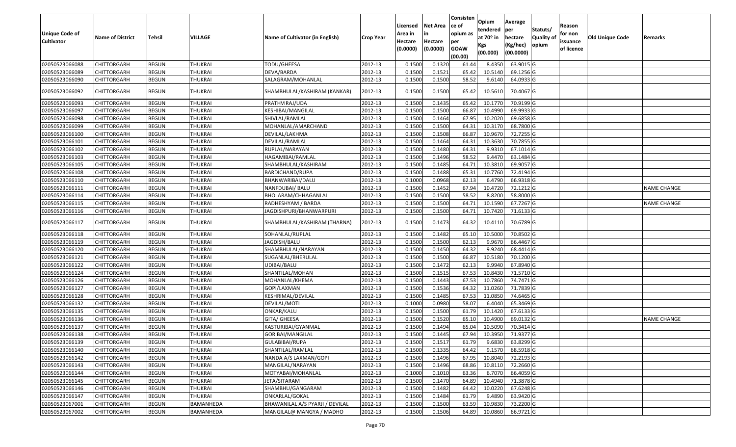| Unique Code of Cultivator | Name of District | Tehsil | VILLAGE | Name of Cultivator (in English) | Crop Year | Licensed Area in Hectare (0.0000) | Net Area in Hectare (0.0000) | Consistence of opium as per GOAW (00.00) | Opium tendered at 70º in Kgs (00.000) | Average per hectare (Kg/hec) (00.0000) | Statuts/ Quality of opium | Reason for non issuance of licence | Old Unique Code | Remarks |
|---|---|---|---|---|---|---|---|---|---|---|---|---|---|---|
| 02050523066088 | CHITTORGARH | BEGUN | THUKRAI | TODU/GHEESA | 2012-13 | 0.1500 | 0.1320 | 61.44 | 8.4350 | 63.9015 | G | | | |
| 02050523066089 | CHITTORGARH | BEGUN | THUKRAI | DEVA/BARDA | 2012-13 | 0.1500 | 0.1521 | 65.42 | 10.5140 | 69.1256 | G | | | |
| 02050523066090 | CHITTORGARH | BEGUN | THUKRAI | SALAGRAM/MOHANLAL | 2012-13 | 0.1500 | 0.1500 | 58.52 | 9.6140 | 64.0933 | G | | | |
| 02050523066092 | CHITTORGARH | BEGUN | THUKRAI | SHAMBHULAL/KASHIRAM (KANKAR) | 2012-13 | 0.1500 | 0.1500 | 65.42 | 10.5610 | 70.4067 | G | | | |
| 02050523066093 | CHITTORGARH | BEGUN | THUKRAI | PRATHVIRAJ/UDA | 2012-13 | 0.1500 | 0.1435 | 65.42 | 10.1770 | 70.9199 | G | | | |
| 02050523066097 | CHITTORGARH | BEGUN | THUKRAI | KESHIBAI/MANGILAL | 2012-13 | 0.1500 | 0.1500 | 66.87 | 10.4990 | 69.9933 | G | | | |
| 02050523066098 | CHITTORGARH | BEGUN | THUKRAI | SHIVLAL/RAMLAL | 2012-13 | 0.1500 | 0.1464 | 67.95 | 10.2020 | 69.6858 | G | | | |
| 02050523066099 | CHITTORGARH | BEGUN | THUKRAI | MOHANLAL/AMARCHAND | 2012-13 | 0.1500 | 0.1500 | 64.31 | 10.3170 | 68.7800 | G | | | |
| 02050523066100 | CHITTORGARH | BEGUN | THUKRAI | DEVILAL/LAKHMA | 2012-13 | 0.1500 | 0.1508 | 66.87 | 10.9670 | 72.7255 | G | | | |
| 02050523066101 | CHITTORGARH | BEGUN | THUKRAI | DEVILAL/RAMLAL | 2012-13 | 0.1500 | 0.1464 | 64.31 | 10.3630 | 70.7855 | G | | | |
| 02050523066102 | CHITTORGARH | BEGUN | THUKRAI | RUPLAL/NARAYAN | 2012-13 | 0.1500 | 0.1480 | 64.31 | 9.9310 | 67.1014 | G | | | |
| 02050523066103 | CHITTORGARH | BEGUN | THUKRAI | HAGAMIBAI/RAMLAL | 2012-13 | 0.1500 | 0.1496 | 58.52 | 9.4470 | 63.1484 | G | | | |
| 02050523066105 | CHITTORGARH | BEGUN | THUKRAI | SHAMBHULAL/KASHIRAM | 2012-13 | 0.1500 | 0.1485 | 64.71 | 10.3810 | 69.9057 | G | | | |
| 02050523066108 | CHITTORGARH | BEGUN | THUKRAI | BARDICHAND/RUPA | 2012-13 | 0.1500 | 0.1488 | 65.31 | 10.7760 | 72.4194 | G | | | |
| 02050523066110 | CHITTORGARH | BEGUN | THUKRAI | BHANWARIBAI/DALU | 2012-13 | 0.1000 | 0.0968 | 62.13 | 6.4790 | 66.9318 | G | | | |
| 02050523066111 | CHITTORGARH | BEGUN | THUKRAI | NANFDUBAI/ BALU | 2012-13 | 0.1500 | 0.1452 | 67.94 | 10.4720 | 72.1212 | G | | | NAME CHANGE |
| 02050523066114 | CHITTORGARH | BEGUN | THUKRAI | BHOLARAM/CHHAGANLAL | 2012-13 | 0.1500 | 0.1500 | 58.52 | 8.8200 | 58.8000 | G | | | |
| 02050523066115 | CHITTORGARH | BEGUN | THUKRAI | RADHESHYAM / BARDA | 2012-13 | 0.1500 | 0.1500 | 64.71 | 10.1590 | 67.7267 | G | | | NAME CHANGE |
| 02050523066116 | CHITTORGARH | BEGUN | THUKRAI | JAGDISHPURI/BHANWARPURI | 2012-13 | 0.1500 | 0.1500 | 64.71 | 10.7420 | 71.6133 | G | | | |
| 02050523066117 | CHITTORGARH | BEGUN | THUKRAI | SHAMBHULAL/KASHIRAM (THARNA) | 2012-13 | 0.1500 | 0.1473 | 64.32 | 10.4110 | 70.6789 | G | | | |
| 02050523066118 | CHITTORGARH | BEGUN | THUKRAI | SOHANLAL/RUPLAL | 2012-13 | 0.1500 | 0.1482 | 65.10 | 10.5000 | 70.8502 | G | | | |
| 02050523066119 | CHITTORGARH | BEGUN | THUKRAI | JAGDISH/BALU | 2012-13 | 0.1500 | 0.1500 | 62.13 | 9.9670 | 66.4467 | G | | | |
| 02050523066120 | CHITTORGARH | BEGUN | THUKRAI | SHAMBHULAL/NARAYAN | 2012-13 | 0.1500 | 0.1450 | 64.32 | 9.9240 | 68.4414 | G | | | |
| 02050523066121 | CHITTORGARH | BEGUN | THUKRAI | SUGANLAL/BHERULAL | 2012-13 | 0.1500 | 0.1500 | 66.87 | 10.5180 | 70.1200 | G | | | |
| 02050523066122 | CHITTORGARH | BEGUN | THUKRAI | UDIBAI/BALU | 2012-13 | 0.1500 | 0.1472 | 62.13 | 9.9940 | 67.8940 | G | | | |
| 02050523066124 | CHITTORGARH | BEGUN | THUKRAI | SHANTILAL/MOHAN | 2012-13 | 0.1500 | 0.1515 | 67.53 | 10.8430 | 71.5710 | G | | | |
| 02050523066126 | CHITTORGARH | BEGUN | THUKRAI | MOHANLAL/KHEMA | 2012-13 | 0.1500 | 0.1443 | 67.53 | 10.7860 | 74.7471 | G | | | |
| 02050523066127 | CHITTORGARH | BEGUN | THUKRAI | GOPI/LAXMAN | 2012-13 | 0.1500 | 0.1536 | 64.32 | 11.0260 | 71.7839 | G | | | |
| 02050523066128 | CHITTORGARH | BEGUN | THUKRAI | KESHRIMAL/DEVILAL | 2012-13 | 0.1500 | 0.1485 | 67.53 | 11.0850 | 74.6465 | G | | | |
| 02050523066132 | CHITTORGARH | BEGUN | THUKRAI | DEVILAL/MOTI | 2012-13 | 0.1000 | 0.0980 | 58.07 | 6.4040 | 65.3469 | G | | | |
| 02050523066135 | CHITTORGARH | BEGUN | THUKRAI | ONKAR/KALU | 2012-13 | 0.1500 | 0.1500 | 61.79 | 10.1420 | 67.6133 | G | | | |
| 02050523066136 | CHITTORGARH | BEGUN | THUKRAI | GITA/ GHEESA | 2012-13 | 0.1500 | 0.1520 | 65.10 | 10.4900 | 69.0132 | G | | | NAME CHANGE |
| 02050523066137 | CHITTORGARH | BEGUN | THUKRAI | KASTURIBAI/GYANMAL | 2012-13 | 0.1500 | 0.1494 | 65.04 | 10.5090 | 70.3414 | G | | | |
| 02050523066138 | CHITTORGARH | BEGUN | THUKRAI | GORIBAI/MANGILAL | 2012-13 | 0.1500 | 0.1445 | 67.94 | 10.3950 | 71.9377 | G | | | |
| 02050523066139 | CHITTORGARH | BEGUN | THUKRAI | GULABIBAI/RUPA | 2012-13 | 0.1500 | 0.1517 | 61.79 | 9.6830 | 63.8299 | G | | | |
| 02050523066140 | CHITTORGARH | BEGUN | THUKRAI | SHANTILAL/RAMLAL | 2012-13 | 0.1500 | 0.1335 | 64.42 | 9.1570 | 68.5918 | G | | | |
| 02050523066142 | CHITTORGARH | BEGUN | THUKRAI | NANDA A/S LAXMAN/GOPI | 2012-13 | 0.1500 | 0.1496 | 67.95 | 10.8040 | 72.2193 | G | | | |
| 02050523066143 | CHITTORGARH | BEGUN | THUKRAI | MANGILAL/NARAYAN | 2012-13 | 0.1500 | 0.1496 | 68.86 | 10.8110 | 72.2660 | G | | | |
| 02050523066144 | CHITTORGARH | BEGUN | THUKRAI | MOTYABAI/MOHANLAL | 2012-13 | 0.1000 | 0.1010 | 63.36 | 6.7070 | 66.4059 | G | | | |
| 02050523066145 | CHITTORGARH | BEGUN | THUKRAI | JETA/SITARAM | 2012-13 | 0.1500 | 0.1470 | 64.89 | 10.4940 | 71.3878 | G | | | |
| 02050523066146 | CHITTORGARH | BEGUN | THUKRAI | SHAMBHU/GANGARAM | 2012-13 | 0.1500 | 0.1482 | 64.42 | 10.0220 | 67.6248 | G | | | |
| 02050523066147 | CHITTORGARH | BEGUN | THUKRAI | ONKARLAL/GOKAL | 2012-13 | 0.1500 | 0.1484 | 61.79 | 9.4890 | 63.9420 | G | | | |
| 02050523067001 | CHITTORGARH | BEGUN | BAMANHEDA | BHAWANILAL A/S PYARJI / DEVILAL | 2012-13 | 0.1500 | 0.1500 | 63.59 | 10.9830 | 73.2200 | G | | | |
| 02050523067002 | CHITTORGARH | BEGUN | BAMANHEDA | MANGILAL@ MANGYA / MADHO | 2012-13 | 0.1500 | 0.1506 | 64.89 | 10.0860 | 66.9721 | G | | | |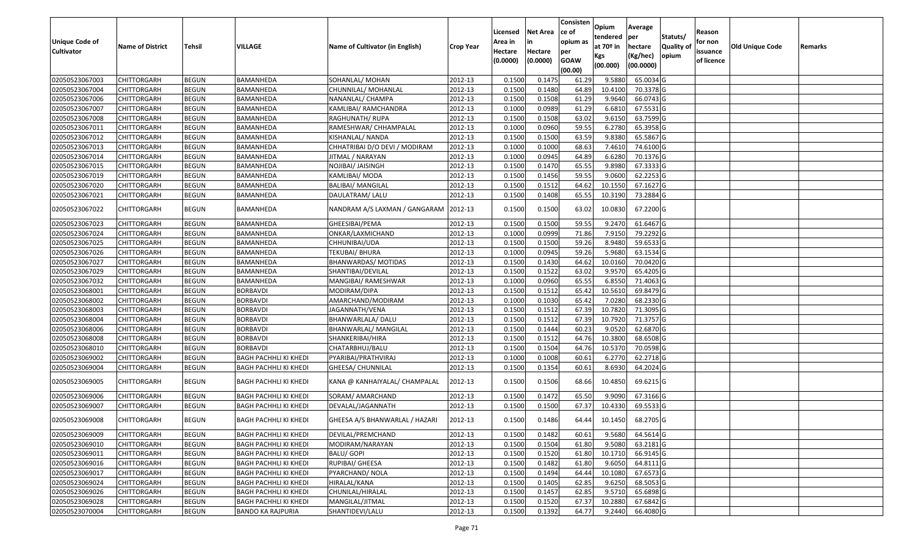| Unique Code of Cultivator | Name of District | Tehsil | VILLAGE | Name of Cultivator (in English) | Crop Year | Licensed Area in Hectare (0.0000) | Net Area in Hectare (0.0000) | Consistence of opium as per GOAW (00.00) | Opium tendered at 70º in Kgs (00.000) | Average per hectare (Kg/hec) (00.0000) | Statuts/ Quality of opium | Reason for non issuance of licence | Old Unique Code | Remarks |
|---|---|---|---|---|---|---|---|---|---|---|---|---|---|---|
| 02050523067003 | CHITTORGARH | BEGUN | BAMANHEDA | SOHANLAL/ MOHAN | 2012-13 | 0.1500 | 0.1475 | 61.29 | 9.5880 | 65.0034 | G | | | |
| 02050523067004 | CHITTORGARH | BEGUN | BAMANHEDA | CHUNNILAL/ MOHANLAL | 2012-13 | 0.1500 | 0.1480 | 64.89 | 10.4100 | 70.3378 | G | | | |
| 02050523067006 | CHITTORGARH | BEGUN | BAMANHEDA | NANANLAL/ CHAMPA | 2012-13 | 0.1500 | 0.1508 | 61.29 | 9.9640 | 66.0743 | G | | | |
| 02050523067007 | CHITTORGARH | BEGUN | BAMANHEDA | KAMLIBAI/ RAMCHANDRA | 2012-13 | 0.1000 | 0.0989 | 61.29 | 6.6810 | 67.5531 | G | | | |
| 02050523067008 | CHITTORGARH | BEGUN | BAMANHEDA | RAGHUNATH/ RUPA | 2012-13 | 0.1500 | 0.1508 | 63.02 | 9.6150 | 63.7599 | G | | | |
| 02050523067011 | CHITTORGARH | BEGUN | BAMANHEDA | RAMESHWAR/ CHHAMPALAL | 2012-13 | 0.1000 | 0.0960 | 59.55 | 6.2780 | 65.3958 | G | | | |
| 02050523067012 | CHITTORGARH | BEGUN | BAMANHEDA | KISHANLAL/ NANDA | 2012-13 | 0.1500 | 0.1500 | 63.59 | 9.8380 | 65.5867 | G | | | |
| 02050523067013 | CHITTORGARH | BEGUN | BAMANHEDA | CHHATRIBAI D/O DEVI / MODIRAM | 2012-13 | 0.1000 | 0.1000 | 68.63 | 7.4610 | 74.6100 | G | | | |
| 02050523067014 | CHITTORGARH | BEGUN | BAMANHEDA | JITMAL / NARAYAN | 2012-13 | 0.1000 | 0.0945 | 64.89 | 6.6280 | 70.1376 | G | | | |
| 02050523067015 | CHITTORGARH | BEGUN | BAMANHEDA | NOJIBAI/ JAISINGH | 2012-13 | 0.1500 | 0.1470 | 65.55 | 9.8980 | 67.3333 | G | | | |
| 02050523067019 | CHITTORGARH | BEGUN | BAMANHEDA | KAMLIBAI/ MODA | 2012-13 | 0.1500 | 0.1456 | 59.55 | 9.0600 | 62.2253 | G | | | |
| 02050523067020 | CHITTORGARH | BEGUN | BAMANHEDA | BALIBAI/ MANGILAL | 2012-13 | 0.1500 | 0.1512 | 64.62 | 10.1550 | 67.1627 | G | | | |
| 02050523067021 | CHITTORGARH | BEGUN | BAMANHEDA | DAULATRAM/ LALU | 2012-13 | 0.1500 | 0.1408 | 65.55 | 10.3190 | 73.2884 | G | | | |
| 02050523067022 | CHITTORGARH | BEGUN | BAMANHEDA | NANDRAM A/S LAXMAN / GANGARAM | 2012-13 | 0.1500 | 0.1500 | 63.02 | 10.0830 | 67.2200 | G | | | |
| 02050523067023 | CHITTORGARH | BEGUN | BAMANHEDA | GHEESIBAI/PEMA | 2012-13 | 0.1500 | 0.1500 | 59.55 | 9.2470 | 61.6467 | G | | | |
| 02050523067024 | CHITTORGARH | BEGUN | BAMANHEDA | ONKAR/LAXMICHAND | 2012-13 | 0.1000 | 0.0999 | 71.86 | 7.9150 | 79.2292 | G | | | |
| 02050523067025 | CHITTORGARH | BEGUN | BAMANHEDA | CHHUNIBAI/UDA | 2012-13 | 0.1500 | 0.1500 | 59.26 | 8.9480 | 59.6533 | G | | | |
| 02050523067026 | CHITTORGARH | BEGUN | BAMANHEDA | TEKUBAI/ BHURA | 2012-13 | 0.1000 | 0.0945 | 59.26 | 5.9680 | 63.1534 | G | | | |
| 02050523067027 | CHITTORGARH | BEGUN | BAMANHEDA | BHANWARDAS/ MOTIDAS | 2012-13 | 0.1500 | 0.1430 | 64.62 | 10.0160 | 70.0420 | G | | | |
| 02050523067029 | CHITTORGARH | BEGUN | BAMANHEDA | SHANTIBAI/DEVILAL | 2012-13 | 0.1500 | 0.1522 | 63.02 | 9.9570 | 65.4205 | G | | | |
| 02050523067032 | CHITTORGARH | BEGUN | BAMANHEDA | MANGIBAI/ RAMESHWAR | 2012-13 | 0.1000 | 0.0960 | 65.55 | 6.8550 | 71.4063 | G | | | |
| 02050523068001 | CHITTORGARH | BEGUN | BORBAVDI | MODIRAM/DIPA | 2012-13 | 0.1500 | 0.1512 | 65.42 | 10.5610 | 69.8479 | G | | | |
| 02050523068002 | CHITTORGARH | BEGUN | BORBAVDI | AMARCHAND/MODIRAM | 2012-13 | 0.1000 | 0.1030 | 65.42 | 7.0280 | 68.2330 | G | | | |
| 02050523068003 | CHITTORGARH | BEGUN | BORBAVDI | JAGANNATH/VENA | 2012-13 | 0.1500 | 0.1512 | 67.39 | 10.7820 | 71.3095 | G | | | |
| 02050523068004 | CHITTORGARH | BEGUN | BORBAVDI | BHANWARLALA/ DALU | 2012-13 | 0.1500 | 0.1512 | 67.39 | 10.7920 | 71.3757 | G | | | |
| 02050523068006 | CHITTORGARH | BEGUN | BORBAVDI | BHANWARLAL/ MANGILAL | 2012-13 | 0.1500 | 0.1444 | 60.23 | 9.0520 | 62.6870 | G | | | |
| 02050523068008 | CHITTORGARH | BEGUN | BORBAVDI | SHANKERIBAI/HIRA | 2012-13 | 0.1500 | 0.1512 | 64.76 | 10.3800 | 68.6508 | G | | | |
| 02050523068010 | CHITTORGARH | BEGUN | BORBAVDI | CHATARBHUJ/BALU | 2012-13 | 0.1500 | 0.1504 | 64.76 | 10.5370 | 70.0598 | G | | | |
| 02050523069002 | CHITTORGARH | BEGUN | BAGH PACHHLI KI KHEDI | PYARIBAI/PRATHVIRAJ | 2012-13 | 0.1000 | 0.1008 | 60.61 | 6.2770 | 62.2718 | G | | | |
| 02050523069004 | CHITTORGARH | BEGUN | BAGH PACHHLI KI KHEDI | GHEESA/ CHUNNILAL | 2012-13 | 0.1500 | 0.1354 | 60.61 | 8.6930 | 64.2024 | G | | | |
| 02050523069005 | CHITTORGARH | BEGUN | BAGH PACHHLI KI KHEDI | KANA @ KANHAIYALAL/ CHAMPALAL | 2012-13 | 0.1500 | 0.1506 | 68.66 | 10.4850 | 69.6215 | G | | | |
| 02050523069006 | CHITTORGARH | BEGUN | BAGH PACHHLI KI KHEDI | SORAM/ AMARCHAND | 2012-13 | 0.1500 | 0.1472 | 65.50 | 9.9090 | 67.3166 | G | | | |
| 02050523069007 | CHITTORGARH | BEGUN | BAGH PACHHLI KI KHEDI | DEVALAL/JAGANNATH | 2012-13 | 0.1500 | 0.1500 | 67.37 | 10.4330 | 69.5533 | G | | | |
| 02050523069008 | CHITTORGARH | BEGUN | BAGH PACHHLI KI KHEDI | GHEESA A/S BHANWARLAL / HAZARI | 2012-13 | 0.1500 | 0.1486 | 64.44 | 10.1450 | 68.2705 | G | | | |
| 02050523069009 | CHITTORGARH | BEGUN | BAGH PACHHLI KI KHEDI | DEVILAL/PREMCHAND | 2012-13 | 0.1500 | 0.1482 | 60.61 | 9.5680 | 64.5614 | G | | | |
| 02050523069010 | CHITTORGARH | BEGUN | BAGH PACHHLI KI KHEDI | MODIRAM/NARAYAN | 2012-13 | 0.1500 | 0.1504 | 61.80 | 9.5080 | 63.2181 | G | | | |
| 02050523069011 | CHITTORGARH | BEGUN | BAGH PACHHLI KI KHEDI | BALU/ GOPI | 2012-13 | 0.1500 | 0.1520 | 61.80 | 10.1710 | 66.9145 | G | | | |
| 02050523069016 | CHITTORGARH | BEGUN | BAGH PACHHLI KI KHEDI | RUPIBAI/ GHEESA | 2012-13 | 0.1500 | 0.1482 | 61.80 | 9.6050 | 64.8111 | G | | | |
| 02050523069017 | CHITTORGARH | BEGUN | BAGH PACHHLI KI KHEDI | PYARCHAND/ NOLA | 2012-13 | 0.1500 | 0.1494 | 64.44 | 10.1080 | 67.6573 | G | | | |
| 02050523069024 | CHITTORGARH | BEGUN | BAGH PACHHLI KI KHEDI | HIRALAL/KANA | 2012-13 | 0.1500 | 0.1405 | 62.85 | 9.6250 | 68.5053 | G | | | |
| 02050523069026 | CHITTORGARH | BEGUN | BAGH PACHHLI KI KHEDI | CHUNILAL/HIRALAL | 2012-13 | 0.1500 | 0.1457 | 62.85 | 9.5710 | 65.6898 | G | | | |
| 02050523069028 | CHITTORGARH | BEGUN | BAGH PACHHLI KI KHEDI | MANGILAL/JITMAL | 2012-13 | 0.1500 | 0.1520 | 67.37 | 10.2880 | 67.6842 | G | | | |
| 02050523070004 | CHITTORGARH | BEGUN | BANDO KA RAJPURIA | SHANTIDEVI/LALU | 2012-13 | 0.1500 | 0.1392 | 64.77 | 9.2440 | 66.4080 | G | | | |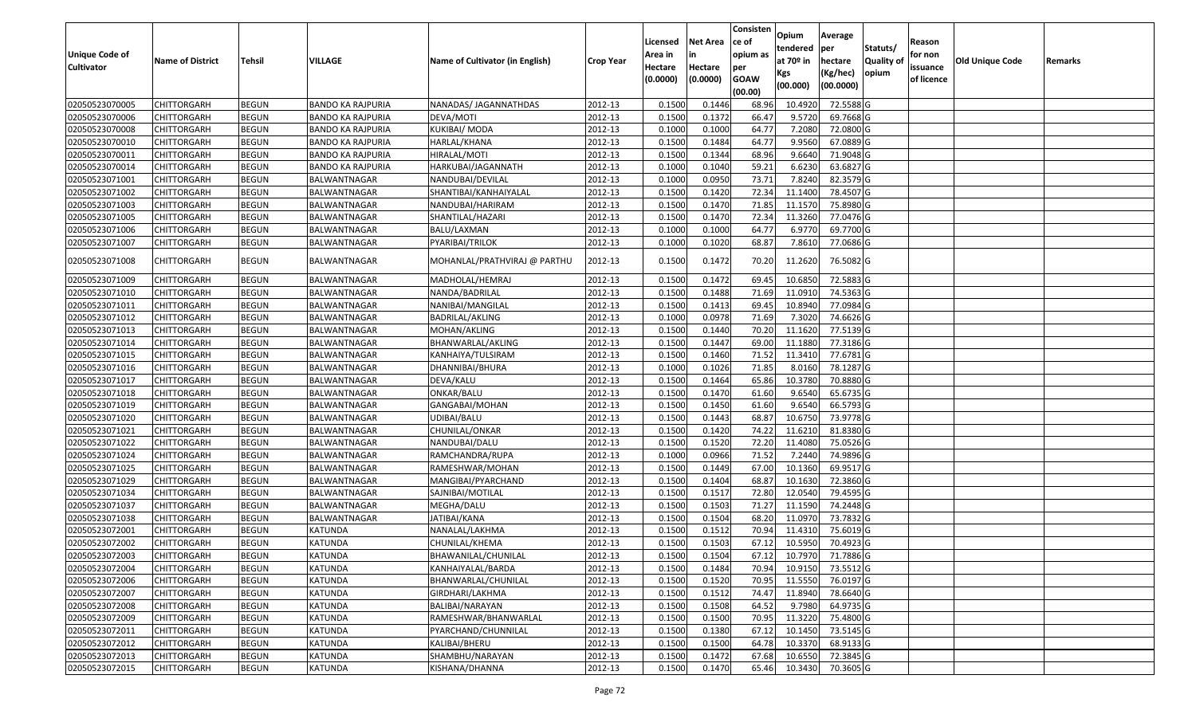| Unique Code of Cultivator | Name of District | Tehsil | VILLAGE | Name of Cultivator (in English) | Crop Year | Licensed Area in Hectare (0.0000) | Net Area in Hectare (0.0000) | Consistence of opium as per GOAW (00.00) | Opium tendered at 70º in Kgs (00.000) | Average per hectare (Kg/hec) (00.0000) | Statuts/ Quality of opium | Reason for non issuance of licence | Old Unique Code | Remarks |
|---|---|---|---|---|---|---|---|---|---|---|---|---|---|---|
| 02050523070005 | CHITTORGARH | BEGUN | BANDO KA RAJPURIA | NANADAS/ JAGANNATHDAS | 2012-13 | 0.1500 | 0.1446 | 68.96 | 10.4920 | 72.5588 | G | | | |
| 02050523070006 | CHITTORGARH | BEGUN | BANDO KA RAJPURIA | DEVA/MOTI | 2012-13 | 0.1500 | 0.1372 | 66.47 | 9.5720 | 69.7668 | G | | | |
| 02050523070008 | CHITTORGARH | BEGUN | BANDO KA RAJPURIA | KUKIBAI/ MODA | 2012-13 | 0.1000 | 0.1000 | 64.77 | 7.2080 | 72.0800 | G | | | |
| 02050523070010 | CHITTORGARH | BEGUN | BANDO KA RAJPURIA | HARLAL/KHANA | 2012-13 | 0.1500 | 0.1484 | 64.77 | 9.9560 | 67.0889 | G | | | |
| 02050523070011 | CHITTORGARH | BEGUN | BANDO KA RAJPURIA | HIRALAL/MOTI | 2012-13 | 0.1500 | 0.1344 | 68.96 | 9.6640 | 71.9048 | G | | | |
| 02050523070014 | CHITTORGARH | BEGUN | BANDO KA RAJPURIA | HARKUBAI/JAGANNATH | 2012-13 | 0.1000 | 0.1040 | 59.21 | 6.6230 | 63.6827 | G | | | |
| 02050523071001 | CHITTORGARH | BEGUN | BALWANTNAGAR | NANDUBAI/DEVILAL | 2012-13 | 0.1000 | 0.0950 | 73.71 | 7.8240 | 82.3579 | G | | | |
| 02050523071002 | CHITTORGARH | BEGUN | BALWANTNAGAR | SHANTIBAI/KANHAIYALAL | 2012-13 | 0.1500 | 0.1420 | 72.34 | 11.1400 | 78.4507 | G | | | |
| 02050523071003 | CHITTORGARH | BEGUN | BALWANTNAGAR | NANDUBAI/HARIRAM | 2012-13 | 0.1500 | 0.1470 | 71.85 | 11.1570 | 75.8980 | G | | | |
| 02050523071005 | CHITTORGARH | BEGUN | BALWANTNAGAR | SHANTILAL/HAZARI | 2012-13 | 0.1500 | 0.1470 | 72.34 | 11.3260 | 77.0476 | G | | | |
| 02050523071006 | CHITTORGARH | BEGUN | BALWANTNAGAR | BALU/LAXMAN | 2012-13 | 0.1000 | 0.1000 | 64.77 | 6.9770 | 69.7700 | G | | | |
| 02050523071007 | CHITTORGARH | BEGUN | BALWANTNAGAR | PYARIBAI/TRILOK | 2012-13 | 0.1000 | 0.1020 | 68.87 | 7.8610 | 77.0686 | G | | | |
| 02050523071008 | CHITTORGARH | BEGUN | BALWANTNAGAR | MOHANLAL/PRATHVIRAJ @ PARTHU | 2012-13 | 0.1500 | 0.1472 | 70.20 | 11.2620 | 76.5082 | G | | | |
| 02050523071009 | CHITTORGARH | BEGUN | BALWANTNAGAR | MADHOLAL/HEMRAJ | 2012-13 | 0.1500 | 0.1472 | 69.45 | 10.6850 | 72.5883 | G | | | |
| 02050523071010 | CHITTORGARH | BEGUN | BALWANTNAGAR | NANDA/BADRILAL | 2012-13 | 0.1500 | 0.1488 | 71.69 | 11.0910 | 74.5363 | G | | | |
| 02050523071011 | CHITTORGARH | BEGUN | BALWANTNAGAR | NANIBAI/MANGILAL | 2012-13 | 0.1500 | 0.1413 | 69.45 | 10.8940 | 77.0984 | G | | | |
| 02050523071012 | CHITTORGARH | BEGUN | BALWANTNAGAR | BADRILAL/AKLING | 2012-13 | 0.1000 | 0.0978 | 71.69 | 7.3020 | 74.6626 | G | | | |
| 02050523071013 | CHITTORGARH | BEGUN | BALWANTNAGAR | MOHAN/AKLING | 2012-13 | 0.1500 | 0.1440 | 70.20 | 11.1620 | 77.5139 | G | | | |
| 02050523071014 | CHITTORGARH | BEGUN | BALWANTNAGAR | BHANWARLAL/AKLING | 2012-13 | 0.1500 | 0.1447 | 69.00 | 11.1880 | 77.3186 | G | | | |
| 02050523071015 | CHITTORGARH | BEGUN | BALWANTNAGAR | KANHAIYA/TULSIRAM | 2012-13 | 0.1500 | 0.1460 | 71.52 | 11.3410 | 77.6781 | G | | | |
| 02050523071016 | CHITTORGARH | BEGUN | BALWANTNAGAR | DHANNIBAI/BHURA | 2012-13 | 0.1000 | 0.1026 | 71.85 | 8.0160 | 78.1287 | G | | | |
| 02050523071017 | CHITTORGARH | BEGUN | BALWANTNAGAR | DEVA/KALU | 2012-13 | 0.1500 | 0.1464 | 65.86 | 10.3780 | 70.8880 | G | | | |
| 02050523071018 | CHITTORGARH | BEGUN | BALWANTNAGAR | ONKAR/BALU | 2012-13 | 0.1500 | 0.1470 | 61.60 | 9.6540 | 65.6735 | G | | | |
| 02050523071019 | CHITTORGARH | BEGUN | BALWANTNAGAR | GANGABAI/MOHAN | 2012-13 | 0.1500 | 0.1450 | 61.60 | 9.6540 | 66.5793 | G | | | |
| 02050523071020 | CHITTORGARH | BEGUN | BALWANTNAGAR | UDIBAI/BALU | 2012-13 | 0.1500 | 0.1443 | 68.87 | 10.6750 | 73.9778 | G | | | |
| 02050523071021 | CHITTORGARH | BEGUN | BALWANTNAGAR | CHUNILAL/ONKAR | 2012-13 | 0.1500 | 0.1420 | 74.22 | 11.6210 | 81.8380 | G | | | |
| 02050523071022 | CHITTORGARH | BEGUN | BALWANTNAGAR | NANDUBAI/DALU | 2012-13 | 0.1500 | 0.1520 | 72.20 | 11.4080 | 75.0526 | G | | | |
| 02050523071024 | CHITTORGARH | BEGUN | BALWANTNAGAR | RAMCHANDRA/RUPA | 2012-13 | 0.1000 | 0.0966 | 71.52 | 7.2440 | 74.9896 | G | | | |
| 02050523071025 | CHITTORGARH | BEGUN | BALWANTNAGAR | RAMESHWAR/MOHAN | 2012-13 | 0.1500 | 0.1449 | 67.00 | 10.1360 | 69.9517 | G | | | |
| 02050523071029 | CHITTORGARH | BEGUN | BALWANTNAGAR | MANGIBAI/PYARCHAND | 2012-13 | 0.1500 | 0.1404 | 68.87 | 10.1630 | 72.3860 | G | | | |
| 02050523071034 | CHITTORGARH | BEGUN | BALWANTNAGAR | SAJNIBAI/MOTILAL | 2012-13 | 0.1500 | 0.1517 | 72.80 | 12.0540 | 79.4595 | G | | | |
| 02050523071037 | CHITTORGARH | BEGUN | BALWANTNAGAR | MEGHA/DALU | 2012-13 | 0.1500 | 0.1503 | 71.27 | 11.1590 | 74.2448 | G | | | |
| 02050523071038 | CHITTORGARH | BEGUN | BALWANTNAGAR | JATIBAI/KANA | 2012-13 | 0.1500 | 0.1504 | 68.20 | 11.0970 | 73.7832 | G | | | |
| 02050523072001 | CHITTORGARH | BEGUN | KATUNDA | NANALAL/LAKHMA | 2012-13 | 0.1500 | 0.1512 | 70.94 | 11.4310 | 75.6019 | G | | | |
| 02050523072002 | CHITTORGARH | BEGUN | KATUNDA | CHUNILAL/KHEMA | 2012-13 | 0.1500 | 0.1503 | 67.12 | 10.5950 | 70.4923 | G | | | |
| 02050523072003 | CHITTORGARH | BEGUN | KATUNDA | BHAWANILAL/CHUNILAL | 2012-13 | 0.1500 | 0.1504 | 67.12 | 10.7970 | 71.7886 | G | | | |
| 02050523072004 | CHITTORGARH | BEGUN | KATUNDA | KANHAIYALAL/BARDA | 2012-13 | 0.1500 | 0.1484 | 70.94 | 10.9150 | 73.5512 | G | | | |
| 02050523072006 | CHITTORGARH | BEGUN | KATUNDA | BHANWARLAL/CHUNILAL | 2012-13 | 0.1500 | 0.1520 | 70.95 | 11.5550 | 76.0197 | G | | | |
| 02050523072007 | CHITTORGARH | BEGUN | KATUNDA | GIRDHARI/LAKHMA | 2012-13 | 0.1500 | 0.1512 | 74.47 | 11.8940 | 78.6640 | G | | | |
| 02050523072008 | CHITTORGARH | BEGUN | KATUNDA | BALIBAI/NARAYAN | 2012-13 | 0.1500 | 0.1508 | 64.52 | 9.7980 | 64.9735 | G | | | |
| 02050523072009 | CHITTORGARH | BEGUN | KATUNDA | RAMESHWAR/BHANWARLAL | 2012-13 | 0.1500 | 0.1500 | 70.95 | 11.3220 | 75.4800 | G | | | |
| 02050523072011 | CHITTORGARH | BEGUN | KATUNDA | PYARCHAND/CHUNNILAL | 2012-13 | 0.1500 | 0.1380 | 67.12 | 10.1450 | 73.5145 | G | | | |
| 02050523072012 | CHITTORGARH | BEGUN | KATUNDA | KALIBAI/BHERU | 2012-13 | 0.1500 | 0.1500 | 64.78 | 10.3370 | 68.9133 | G | | | |
| 02050523072013 | CHITTORGARH | BEGUN | KATUNDA | SHAMBHU/NARAYAN | 2012-13 | 0.1500 | 0.1472 | 67.68 | 10.6550 | 72.3845 | G | | | |
| 02050523072015 | CHITTORGARH | BEGUN | KATUNDA | KISHANA/DHANNA | 2012-13 | 0.1500 | 0.1470 | 65.46 | 10.3430 | 70.3605 | G | | | |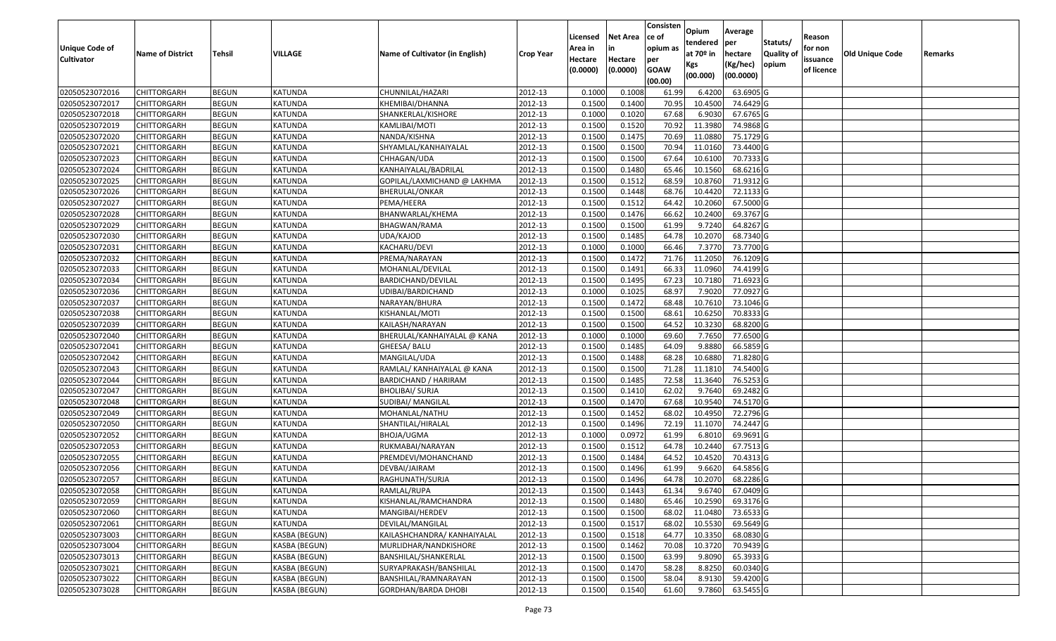| Unique Code of Cultivator | Name of District | Tehsil | VILLAGE | Name of Cultivator (in English) | Crop Year | Licensed Area in Hectare (0.0000) | Net Area in Hectare (0.0000) | Consisten ce of opium as per GOAW (00.00) | Opium tendered at 70º in Kgs (00.000) | Average per hectare (Kg/hec) (00.0000) | Statuts/ Quality of opium | Reason for non issuance of licence | Old Unique Code | Remarks |
|---|---|---|---|---|---|---|---|---|---|---|---|---|---|---|
| 02050523072016 | CHITTORGARH | BEGUN | KATUNDA | CHUNNILAL/HAZARI | 2012-13 | 0.1000 | 0.1008 | 61.99 | 6.4200 | 63.6905 | G | | | |
| 02050523072017 | CHITTORGARH | BEGUN | KATUNDA | KHEMIBAI/DHANNA | 2012-13 | 0.1500 | 0.1400 | 70.95 | 10.4500 | 74.6429 | G | | | |
| 02050523072018 | CHITTORGARH | BEGUN | KATUNDA | SHANKERLAL/KISHORE | 2012-13 | 0.1000 | 0.1020 | 67.68 | 6.9030 | 67.6765 | G | | | |
| 02050523072019 | CHITTORGARH | BEGUN | KATUNDA | KAMLIBAI/MOTI | 2012-13 | 0.1500 | 0.1520 | 70.92 | 11.3980 | 74.9868 | G | | | |
| 02050523072020 | CHITTORGARH | BEGUN | KATUNDA | NANDA/KISHNA | 2012-13 | 0.1500 | 0.1475 | 70.69 | 11.0880 | 75.1729 | G | | | |
| 02050523072021 | CHITTORGARH | BEGUN | KATUNDA | SHYAMLAL/KANHAIYALAL | 2012-13 | 0.1500 | 0.1500 | 70.94 | 11.0160 | 73.4400 | G | | | |
| 02050523072023 | CHITTORGARH | BEGUN | KATUNDA | CHHAGAN/UDA | 2012-13 | 0.1500 | 0.1500 | 67.64 | 10.6100 | 70.7333 | G | | | |
| 02050523072024 | CHITTORGARH | BEGUN | KATUNDA | KANHAIYALAL/BADRILAL | 2012-13 | 0.1500 | 0.1480 | 65.46 | 10.1560 | 68.6216 | G | | | |
| 02050523072025 | CHITTORGARH | BEGUN | KATUNDA | GOPILAL/LAXMICHAND @ LAKHMA | 2012-13 | 0.1500 | 0.1512 | 68.59 | 10.8760 | 71.9312 | G | | | |
| 02050523072026 | CHITTORGARH | BEGUN | KATUNDA | BHERULAL/ONKAR | 2012-13 | 0.1500 | 0.1448 | 68.76 | 10.4420 | 72.1133 | G | | | |
| 02050523072027 | CHITTORGARH | BEGUN | KATUNDA | PEMA/HEERA | 2012-13 | 0.1500 | 0.1512 | 64.42 | 10.2060 | 67.5000 | G | | | |
| 02050523072028 | CHITTORGARH | BEGUN | KATUNDA | BHANWARLAL/KHEMA | 2012-13 | 0.1500 | 0.1476 | 66.62 | 10.2400 | 69.3767 | G | | | |
| 02050523072029 | CHITTORGARH | BEGUN | KATUNDA | BHAGWAN/RAMA | 2012-13 | 0.1500 | 0.1500 | 61.99 | 9.7240 | 64.8267 | G | | | |
| 02050523072030 | CHITTORGARH | BEGUN | KATUNDA | UDA/KAJOD | 2012-13 | 0.1500 | 0.1485 | 64.78 | 10.2070 | 68.7340 | G | | | |
| 02050523072031 | CHITTORGARH | BEGUN | KATUNDA | KACHARU/DEVI | 2012-13 | 0.1000 | 0.1000 | 66.46 | 7.3770 | 73.7700 | G | | | |
| 02050523072032 | CHITTORGARH | BEGUN | KATUNDA | PREMA/NARAYAN | 2012-13 | 0.1500 | 0.1472 | 71.76 | 11.2050 | 76.1209 | G | | | |
| 02050523072033 | CHITTORGARH | BEGUN | KATUNDA | MOHANLAL/DEVILAL | 2012-13 | 0.1500 | 0.1491 | 66.33 | 11.0960 | 74.4199 | G | | | |
| 02050523072034 | CHITTORGARH | BEGUN | KATUNDA | BARDICHAND/DEVILAL | 2012-13 | 0.1500 | 0.1495 | 67.23 | 10.7180 | 71.6923 | G | | | |
| 02050523072036 | CHITTORGARH | BEGUN | KATUNDA | UDIBAI/BARDICHAND | 2012-13 | 0.1000 | 0.1025 | 68.97 | 7.9020 | 77.0927 | G | | | |
| 02050523072037 | CHITTORGARH | BEGUN | KATUNDA | NARAYAN/BHURA | 2012-13 | 0.1500 | 0.1472 | 68.48 | 10.7610 | 73.1046 | G | | | |
| 02050523072038 | CHITTORGARH | BEGUN | KATUNDA | KISHANLAL/MOTI | 2012-13 | 0.1500 | 0.1500 | 68.61 | 10.6250 | 70.8333 | G | | | |
| 02050523072039 | CHITTORGARH | BEGUN | KATUNDA | KAILASH/NARAYAN | 2012-13 | 0.1500 | 0.1500 | 64.52 | 10.3230 | 68.8200 | G | | | |
| 02050523072040 | CHITTORGARH | BEGUN | KATUNDA | BHERULAL/KANHAIYALAL @ KANA | 2012-13 | 0.1000 | 0.1000 | 69.60 | 7.7650 | 77.6500 | G | | | |
| 02050523072041 | CHITTORGARH | BEGUN | KATUNDA | GHEESA/ BALU | 2012-13 | 0.1500 | 0.1485 | 64.09 | 9.8880 | 66.5859 | G | | | |
| 02050523072042 | CHITTORGARH | BEGUN | KATUNDA | MANGILAL/UDA | 2012-13 | 0.1500 | 0.1488 | 68.28 | 10.6880 | 71.8280 | G | | | |
| 02050523072043 | CHITTORGARH | BEGUN | KATUNDA | RAMLAL/ KANHAIYALAL @ KANA | 2012-13 | 0.1500 | 0.1500 | 71.28 | 11.1810 | 74.5400 | G | | | |
| 02050523072044 | CHITTORGARH | BEGUN | KATUNDA | BARDICHAND / HARIRAM | 2012-13 | 0.1500 | 0.1485 | 72.58 | 11.3640 | 76.5253 | G | | | |
| 02050523072047 | CHITTORGARH | BEGUN | KATUNDA | BHOLIBAI/ SURJA | 2012-13 | 0.1500 | 0.1410 | 62.02 | 9.7640 | 69.2482 | G | | | |
| 02050523072048 | CHITTORGARH | BEGUN | KATUNDA | SUDIBAI/ MANGILAL | 2012-13 | 0.1500 | 0.1470 | 67.68 | 10.9540 | 74.5170 | G | | | |
| 02050523072049 | CHITTORGARH | BEGUN | KATUNDA | MOHANLAL/NATHU | 2012-13 | 0.1500 | 0.1452 | 68.02 | 10.4950 | 72.2796 | G | | | |
| 02050523072050 | CHITTORGARH | BEGUN | KATUNDA | SHANTILAL/HIRALAL | 2012-13 | 0.1500 | 0.1496 | 72.19 | 11.1070 | 74.2447 | G | | | |
| 02050523072052 | CHITTORGARH | BEGUN | KATUNDA | BHOJA/UGMA | 2012-13 | 0.1000 | 0.0972 | 61.99 | 6.8010 | 69.9691 | G | | | |
| 02050523072053 | CHITTORGARH | BEGUN | KATUNDA | RUKMABAI/NARAYAN | 2012-13 | 0.1500 | 0.1512 | 64.78 | 10.2440 | 67.7513 | G | | | |
| 02050523072055 | CHITTORGARH | BEGUN | KATUNDA | PREMDEVI/MOHANCHAND | 2012-13 | 0.1500 | 0.1484 | 64.52 | 10.4520 | 70.4313 | G | | | |
| 02050523072056 | CHITTORGARH | BEGUN | KATUNDA | DEVBAI/JAIRAM | 2012-13 | 0.1500 | 0.1496 | 61.99 | 9.6620 | 64.5856 | G | | | |
| 02050523072057 | CHITTORGARH | BEGUN | KATUNDA | RAGHUNATH/SURJA | 2012-13 | 0.1500 | 0.1496 | 64.78 | 10.2070 | 68.2286 | G | | | |
| 02050523072058 | CHITTORGARH | BEGUN | KATUNDA | RAMLAL/RUPA | 2012-13 | 0.1500 | 0.1443 | 61.34 | 9.6740 | 67.0409 | G | | | |
| 02050523072059 | CHITTORGARH | BEGUN | KATUNDA | KISHANLAL/RAMCHANDRA | 2012-13 | 0.1500 | 0.1480 | 65.46 | 10.2590 | 69.3176 | G | | | |
| 02050523072060 | CHITTORGARH | BEGUN | KATUNDA | MANGIBAI/HERDEV | 2012-13 | 0.1500 | 0.1500 | 68.02 | 11.0480 | 73.6533 | G | | | |
| 02050523072061 | CHITTORGARH | BEGUN | KATUNDA | DEVILAL/MANGILAL | 2012-13 | 0.1500 | 0.1517 | 68.02 | 10.5530 | 69.5649 | G | | | |
| 02050523073003 | CHITTORGARH | BEGUN | KASBA (BEGUN) | KAILASHCHANDRA/ KANHAIYALAL | 2012-13 | 0.1500 | 0.1518 | 64.77 | 10.3350 | 68.0830 | G | | | |
| 02050523073004 | CHITTORGARH | BEGUN | KASBA (BEGUN) | MURLIDHAR/NANDKISHORE | 2012-13 | 0.1500 | 0.1462 | 70.08 | 10.3720 | 70.9439 | G | | | |
| 02050523073013 | CHITTORGARH | BEGUN | KASBA (BEGUN) | BANSHILAL/SHANKERLAL | 2012-13 | 0.1500 | 0.1500 | 63.99 | 9.8090 | 65.3933 | G | | | |
| 02050523073021 | CHITTORGARH | BEGUN | KASBA (BEGUN) | SURYAPRAKASH/BANSHILAL | 2012-13 | 0.1500 | 0.1470 | 58.28 | 8.8250 | 60.0340 | G | | | |
| 02050523073022 | CHITTORGARH | BEGUN | KASBA (BEGUN) | BANSHILAL/RAMNARAYAN | 2012-13 | 0.1500 | 0.1500 | 58.04 | 8.9130 | 59.4200 | G | | | |
| 02050523073028 | CHITTORGARH | BEGUN | KASBA (BEGUN) | GORDHAN/BARDA DHOBI | 2012-13 | 0.1500 | 0.1540 | 61.60 | 9.7860 | 63.5455 | G | | | |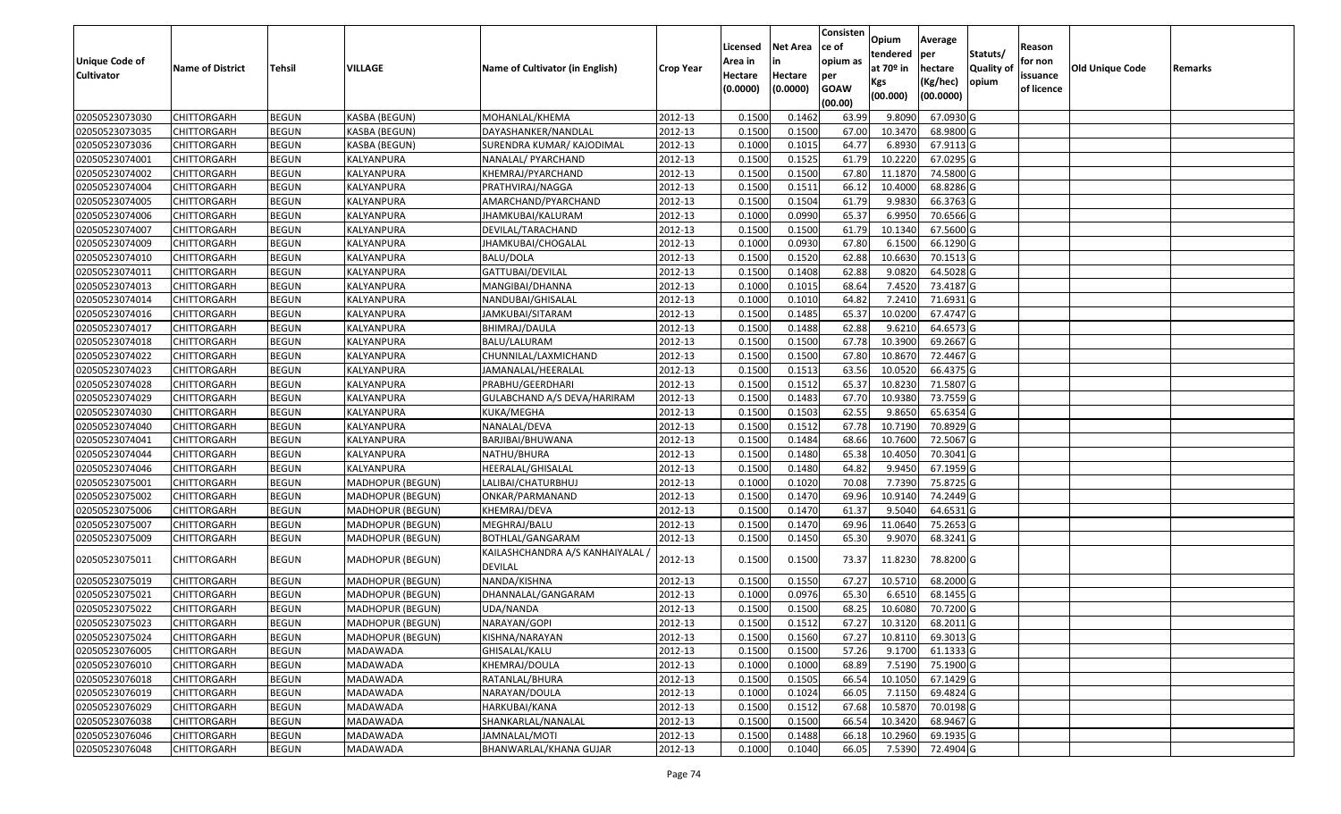| Unique Code of Cultivator | Name of District | Tehsil | VILLAGE | Name of Cultivator (in English) | Crop Year | Licensed Area in Hectare (0.0000) | Net Area in Hectare (0.0000) | Consistence of opium as per GOAW (00.00) | Opium tendered at 70º in Kgs (00.000) | Average per hectare (Kg/hec) (00.0000) | Statuts/ Quality of opium | Reason for non issuance of licence | Old Unique Code | Remarks |
|---|---|---|---|---|---|---|---|---|---|---|---|---|---|---|
| 02050523073030 | CHITTORGARH | BEGUN | KASBA (BEGUN) | MOHANLAL/KHEMA | 2012-13 | 0.1500 | 0.1462 | 63.99 | 9.8090 | 67.0930 | G | | | |
| 02050523073035 | CHITTORGARH | BEGUN | KASBA (BEGUN) | DAYASHANKER/NANDLAL | 2012-13 | 0.1500 | 0.1500 | 67.00 | 10.3470 | 68.9800 | G | | | |
| 02050523073036 | CHITTORGARH | BEGUN | KASBA (BEGUN) | SURENDRA KUMAR/ KAJODIMAL | 2012-13 | 0.1000 | 0.1015 | 64.77 | 6.8930 | 67.9113 | G | | | |
| 02050523074001 | CHITTORGARH | BEGUN | KALYANPURA | NANALAL/ PYARCHAND | 2012-13 | 0.1500 | 0.1525 | 61.79 | 10.2220 | 67.0295 | G | | | |
| 02050523074002 | CHITTORGARH | BEGUN | KALYANPURA | KHEMRAJ/PYARCHAND | 2012-13 | 0.1500 | 0.1500 | 67.80 | 11.1870 | 74.5800 | G | | | |
| 02050523074004 | CHITTORGARH | BEGUN | KALYANPURA | PRATHVIRAJ/NAGGA | 2012-13 | 0.1500 | 0.1511 | 66.12 | 10.4000 | 68.8286 | G | | | |
| 02050523074005 | CHITTORGARH | BEGUN | KALYANPURA | AMARCHAND/PYARCHAND | 2012-13 | 0.1500 | 0.1504 | 61.79 | 9.9830 | 66.3763 | G | | | |
| 02050523074006 | CHITTORGARH | BEGUN | KALYANPURA | JHAMKUBAI/KALURAM | 2012-13 | 0.1000 | 0.0990 | 65.37 | 6.9950 | 70.6566 | G | | | |
| 02050523074007 | CHITTORGARH | BEGUN | KALYANPURA | DEVILAL/TARACHAND | 2012-13 | 0.1500 | 0.1500 | 61.79 | 10.1340 | 67.5600 | G | | | |
| 02050523074009 | CHITTORGARH | BEGUN | KALYANPURA | JHAMKUBAI/CHOGALAL | 2012-13 | 0.1000 | 0.0930 | 67.80 | 6.1500 | 66.1290 | G | | | |
| 02050523074010 | CHITTORGARH | BEGUN | KALYANPURA | BALU/DOLA | 2012-13 | 0.1500 | 0.1520 | 62.88 | 10.6630 | 70.1513 | G | | | |
| 02050523074011 | CHITTORGARH | BEGUN | KALYANPURA | GATTUBAI/DEVILAL | 2012-13 | 0.1500 | 0.1408 | 62.88 | 9.0820 | 64.5028 | G | | | |
| 02050523074013 | CHITTORGARH | BEGUN | KALYANPURA | MANGIBAI/DHANNA | 2012-13 | 0.1000 | 0.1015 | 68.64 | 7.4520 | 73.4187 | G | | | |
| 02050523074014 | CHITTORGARH | BEGUN | KALYANPURA | NANDUBAI/GHISALAL | 2012-13 | 0.1000 | 0.1010 | 64.82 | 7.2410 | 71.6931 | G | | | |
| 02050523074016 | CHITTORGARH | BEGUN | KALYANPURA | JAMKUBAI/SITARAM | 2012-13 | 0.1500 | 0.1485 | 65.37 | 10.0200 | 67.4747 | G | | | |
| 02050523074017 | CHITTORGARH | BEGUN | KALYANPURA | BHIMRAJ/DAULA | 2012-13 | 0.1500 | 0.1488 | 62.88 | 9.6210 | 64.6573 | G | | | |
| 02050523074018 | CHITTORGARH | BEGUN | KALYANPURA | BALU/LALURAM | 2012-13 | 0.1500 | 0.1500 | 67.78 | 10.3900 | 69.2667 | G | | | |
| 02050523074022 | CHITTORGARH | BEGUN | KALYANPURA | CHUNNILAL/LAXMICHAND | 2012-13 | 0.1500 | 0.1500 | 67.80 | 10.8670 | 72.4467 | G | | | |
| 02050523074023 | CHITTORGARH | BEGUN | KALYANPURA | JAMANALAL/HEERALAL | 2012-13 | 0.1500 | 0.1513 | 63.56 | 10.0520 | 66.4375 | G | | | |
| 02050523074028 | CHITTORGARH | BEGUN | KALYANPURA | PRABHU/GEERDHARI | 2012-13 | 0.1500 | 0.1512 | 65.37 | 10.8230 | 71.5807 | G | | | |
| 02050523074029 | CHITTORGARH | BEGUN | KALYANPURA | GULABCHAND A/S DEVA/HARIRAM | 2012-13 | 0.1500 | 0.1483 | 67.70 | 10.9380 | 73.7559 | G | | | |
| 02050523074030 | CHITTORGARH | BEGUN | KALYANPURA | KUKA/MEGHA | 2012-13 | 0.1500 | 0.1503 | 62.55 | 9.8650 | 65.6354 | G | | | |
| 02050523074040 | CHITTORGARH | BEGUN | KALYANPURA | NANALAL/DEVA | 2012-13 | 0.1500 | 0.1512 | 67.78 | 10.7190 | 70.8929 | G | | | |
| 02050523074041 | CHITTORGARH | BEGUN | KALYANPURA | BARJIBAI/BHUWANA | 2012-13 | 0.1500 | 0.1484 | 68.66 | 10.7600 | 72.5067 | G | | | |
| 02050523074044 | CHITTORGARH | BEGUN | KALYANPURA | NATHU/BHURA | 2012-13 | 0.1500 | 0.1480 | 65.38 | 10.4050 | 70.3041 | G | | | |
| 02050523074046 | CHITTORGARH | BEGUN | KALYANPURA | HEERALAL/GHISALAL | 2012-13 | 0.1500 | 0.1480 | 64.82 | 9.9450 | 67.1959 | G | | | |
| 02050523075001 | CHITTORGARH | BEGUN | MADHOPUR (BEGUN) | LALIBAI/CHATURBHUJ | 2012-13 | 0.1000 | 0.1020 | 70.08 | 7.7390 | 75.8725 | G | | | |
| 02050523075002 | CHITTORGARH | BEGUN | MADHOPUR (BEGUN) | ONKAR/PARMANAND | 2012-13 | 0.1500 | 0.1470 | 69.96 | 10.9140 | 74.2449 | G | | | |
| 02050523075006 | CHITTORGARH | BEGUN | MADHOPUR (BEGUN) | KHEMRAJ/DEVA | 2012-13 | 0.1500 | 0.1470 | 61.37 | 9.5040 | 64.6531 | G | | | |
| 02050523075007 | CHITTORGARH | BEGUN | MADHOPUR (BEGUN) | MEGHRAJ/BALU | 2012-13 | 0.1500 | 0.1470 | 69.96 | 11.0640 | 75.2653 | G | | | |
| 02050523075009 | CHITTORGARH | BEGUN | MADHOPUR (BEGUN) | BOTHLAL/GANGARAM | 2012-13 | 0.1500 | 0.1450 | 65.30 | 9.9070 | 68.3241 | G | | | |
| 02050523075011 | CHITTORGARH | BEGUN | MADHOPUR (BEGUN) | KAILASHCHANDRA A/S KANHAIYALAL / DEVILAL | 2012-13 | 0.1500 | 0.1500 | 73.37 | 11.8230 | 78.8200 | G | | | |
| 02050523075019 | CHITTORGARH | BEGUN | MADHOPUR (BEGUN) | NANDA/KISHNA | 2012-13 | 0.1500 | 0.1550 | 67.27 | 10.5710 | 68.2000 | G | | | |
| 02050523075021 | CHITTORGARH | BEGUN | MADHOPUR (BEGUN) | DHANNALAL/GANGARAM | 2012-13 | 0.1000 | 0.0976 | 65.30 | 6.6510 | 68.1455 | G | | | |
| 02050523075022 | CHITTORGARH | BEGUN | MADHOPUR (BEGUN) | UDA/NANDA | 2012-13 | 0.1500 | 0.1500 | 68.25 | 10.6080 | 70.7200 | G | | | |
| 02050523075023 | CHITTORGARH | BEGUN | MADHOPUR (BEGUN) | NARAYAN/GOPI | 2012-13 | 0.1500 | 0.1512 | 67.27 | 10.3120 | 68.2011 | G | | | |
| 02050523075024 | CHITTORGARH | BEGUN | MADHOPUR (BEGUN) | KISHNA/NARAYAN | 2012-13 | 0.1500 | 0.1560 | 67.27 | 10.8110 | 69.3013 | G | | | |
| 02050523076005 | CHITTORGARH | BEGUN | MADAWADA | GHISALAL/KALU | 2012-13 | 0.1500 | 0.1500 | 57.26 | 9.1700 | 61.1333 | G | | | |
| 02050523076010 | CHITTORGARH | BEGUN | MADAWADA | KHEMRAJ/DOULA | 2012-13 | 0.1000 | 0.1000 | 68.89 | 7.5190 | 75.1900 | G | | | |
| 02050523076018 | CHITTORGARH | BEGUN | MADAWADA | RATANLAL/BHURA | 2012-13 | 0.1500 | 0.1505 | 66.54 | 10.1050 | 67.1429 | G | | | |
| 02050523076019 | CHITTORGARH | BEGUN | MADAWADA | NARAYAN/DOULA | 2012-13 | 0.1000 | 0.1024 | 66.05 | 7.1150 | 69.4824 | G | | | |
| 02050523076029 | CHITTORGARH | BEGUN | MADAWADA | HARKUBAI/KANA | 2012-13 | 0.1500 | 0.1512 | 67.68 | 10.5870 | 70.0198 | G | | | |
| 02050523076038 | CHITTORGARH | BEGUN | MADAWADA | SHANKARLAL/NANALAL | 2012-13 | 0.1500 | 0.1500 | 66.54 | 10.3420 | 68.9467 | G | | | |
| 02050523076046 | CHITTORGARH | BEGUN | MADAWADA | JAMNALAL/MOTI | 2012-13 | 0.1500 | 0.1488 | 66.18 | 10.2960 | 69.1935 | G | | | |
| 02050523076048 | CHITTORGARH | BEGUN | MADAWADA | BHANWARLAL/KHANA GUJAR | 2012-13 | 0.1000 | 0.1040 | 66.05 | 7.5390 | 72.4904 | G | | | |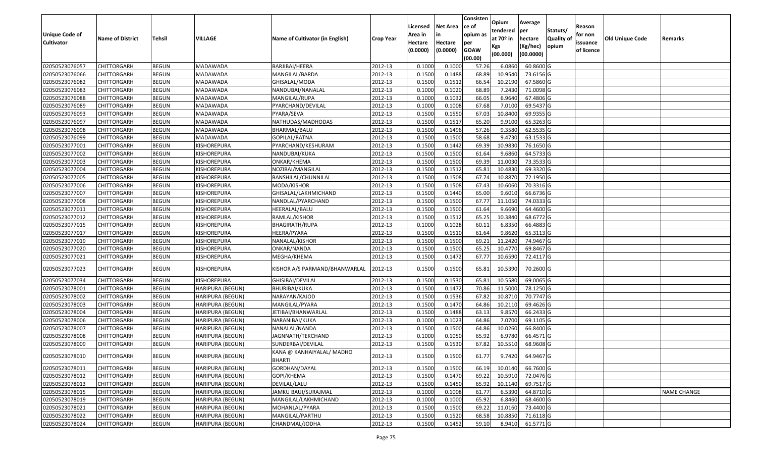| Unique Code of Cultivator | Name of District | Tehsil | VILLAGE | Name of Cultivator (in English) | Crop Year | Licensed Area in Hectare (0.0000) | Net Area in Hectare (0.0000) | Consistence of opium as per GOAW (00.00) | Opium tendered at 70º in Kgs (00.000) | Average per hectare (Kg/hec) (00.0000) | Statuts/ Quality of opium | Reason for non issuance of licence | Old Unique Code | Remarks |
|---|---|---|---|---|---|---|---|---|---|---|---|---|---|---|
| 02050523076057 | CHITTORGARH | BEGUN | MADAWADA | BARJIBAI/HEERA | 2012-13 | 0.1000 | 0.1000 | 57.26 | 6.0860 | 60.8600 | G | | | |
| 02050523076066 | CHITTORGARH | BEGUN | MADAWADA | MANGILAL/BARDA | 2012-13 | 0.1500 | 0.1488 | 68.89 | 10.9540 | 73.6156 | G | | | |
| 02050523076082 | CHITTORGARH | BEGUN | MADAWADA | GHISALAL/MODA | 2012-13 | 0.1500 | 0.1512 | 66.54 | 10.2190 | 67.5860 | G | | | |
| 02050523076083 | CHITTORGARH | BEGUN | MADAWADA | NANDUBAI/NANALAL | 2012-13 | 0.1000 | 0.1020 | 68.89 | 7.2430 | 71.0098 | G | | | |
| 02050523076088 | CHITTORGARH | BEGUN | MADAWADA | MANGILAL/RUPA | 2012-13 | 0.1000 | 0.1032 | 66.05 | 6.9640 | 67.4806 | G | | | |
| 02050523076089 | CHITTORGARH | BEGUN | MADAWADA | PYARCHAND/DEVILAL | 2012-13 | 0.1000 | 0.1008 | 67.68 | 7.0100 | 69.5437 | G | | | |
| 02050523076093 | CHITTORGARH | BEGUN | MADAWADA | PYARA/SEVA | 2012-13 | 0.1500 | 0.1550 | 67.03 | 10.8400 | 69.9355 | G | | | |
| 02050523076097 | CHITTORGARH | BEGUN | MADAWADA | NATHUDAS/MADHODAS | 2012-13 | 0.1500 | 0.1517 | 65.20 | 9.9100 | 65.3263 | G | | | |
| 02050523076098 | CHITTORGARH | BEGUN | MADAWADA | BHARMAL/BALU | 2012-13 | 0.1500 | 0.1496 | 57.26 | 9.3580 | 62.5535 | G | | | |
| 02050523076099 | CHITTORGARH | BEGUN | MADAWADA | GOPILAL/RATNA | 2012-13 | 0.1500 | 0.1500 | 58.68 | 9.4730 | 63.1533 | G | | | |
| 02050523077001 | CHITTORGARH | BEGUN | KISHOREPURA | PYARCHAND/KESHURAM | 2012-13 | 0.1500 | 0.1442 | 69.39 | 10.9830 | 76.1650 | G | | | |
| 02050523077002 | CHITTORGARH | BEGUN | KISHOREPURA | NANDUBAI/KUKA | 2012-13 | 0.1500 | 0.1500 | 61.64 | 9.6860 | 64.5733 | G | | | |
| 02050523077003 | CHITTORGARH | BEGUN | KISHOREPURA | ONKAR/KHEMA | 2012-13 | 0.1500 | 0.1500 | 69.39 | 11.0030 | 73.3533 | G | | | |
| 02050523077004 | CHITTORGARH | BEGUN | KISHOREPURA | NOZIBAI/MANGILAL | 2012-13 | 0.1500 | 0.1512 | 65.81 | 10.4830 | 69.3320 | G | | | |
| 02050523077005 | CHITTORGARH | BEGUN | KISHOREPURA | BANSHILAL/CHUNNILAL | 2012-13 | 0.1500 | 0.1508 | 67.74 | 10.8870 | 72.1950 | G | | | |
| 02050523077006 | CHITTORGARH | BEGUN | KISHOREPURA | MODA/KISHOR | 2012-13 | 0.1500 | 0.1508 | 67.43 | 10.6060 | 70.3316 | G | | | |
| 02050523077007 | CHITTORGARH | BEGUN | KISHOREPURA | GHISALAL/LAKHMICHAND | 2012-13 | 0.1500 | 0.1440 | 65.00 | 9.6010 | 66.6736 | G | | | |
| 02050523077008 | CHITTORGARH | BEGUN | KISHOREPURA | NANDLAL/PYARCHAND | 2012-13 | 0.1500 | 0.1500 | 67.77 | 11.1050 | 74.0333 | G | | | |
| 02050523077011 | CHITTORGARH | BEGUN | KISHOREPURA | HEERALAL/BALU | 2012-13 | 0.1500 | 0.1500 | 61.64 | 9.6690 | 64.4600 | G | | | |
| 02050523077012 | CHITTORGARH | BEGUN | KISHOREPURA | RAMLAL/KISHOR | 2012-13 | 0.1500 | 0.1512 | 65.25 | 10.3840 | 68.6772 | G | | | |
| 02050523077015 | CHITTORGARH | BEGUN | KISHOREPURA | BHAGIRATH/RUPA | 2012-13 | 0.1000 | 0.1028 | 60.11 | 6.8350 | 66.4883 | G | | | |
| 02050523077017 | CHITTORGARH | BEGUN | KISHOREPURA | HEERA/PYARA | 2012-13 | 0.1500 | 0.1510 | 61.64 | 9.8620 | 65.3113 | G | | | |
| 02050523077019 | CHITTORGARH | BEGUN | KISHOREPURA | NANALAL/KISHOR | 2012-13 | 0.1500 | 0.1500 | 69.21 | 11.2420 | 74.9467 | G | | | |
| 02050523077020 | CHITTORGARH | BEGUN | KISHOREPURA | ONKAR/NANDA | 2012-13 | 0.1500 | 0.1500 | 65.25 | 10.4770 | 69.8467 | G | | | |
| 02050523077021 | CHITTORGARH | BEGUN | KISHOREPURA | MEGHA/KHEMA | 2012-13 | 0.1500 | 0.1472 | 67.77 | 10.6590 | 72.4117 | G | | | |
| 02050523077023 | CHITTORGARH | BEGUN | KISHOREPURA | KISHOR A/S PARMAND/BHANWARLAL | 2012-13 | 0.1500 | 0.1500 | 65.81 | 10.5390 | 70.2600 | G | | | |
| 02050523077034 | CHITTORGARH | BEGUN | KISHOREPURA | GHISIBAI/DEVILAL | 2012-13 | 0.1500 | 0.1530 | 65.81 | 10.5580 | 69.0065 | G | | | |
| 02050523078001 | CHITTORGARH | BEGUN | HARIPURA (BEGUN) | BHURIBAI/KUKA | 2012-13 | 0.1500 | 0.1472 | 70.86 | 11.5000 | 78.1250 | G | | | |
| 02050523078002 | CHITTORGARH | BEGUN | HARIPURA (BEGUN) | NARAYAN/KAJOD | 2012-13 | 0.1500 | 0.1536 | 67.82 | 10.8710 | 70.7747 | G | | | |
| 02050523078003 | CHITTORGARH | BEGUN | HARIPURA (BEGUN) | MANGILAL/PYARA | 2012-13 | 0.1500 | 0.1470 | 64.86 | 10.2110 | 69.4626 | G | | | |
| 02050523078004 | CHITTORGARH | BEGUN | HARIPURA (BEGUN) | JETIBAI/BHANWARLAL | 2012-13 | 0.1500 | 0.1488 | 63.13 | 9.8570 | 66.2433 | G | | | |
| 02050523078006 | CHITTORGARH | BEGUN | HARIPURA (BEGUN) | NARANIBAI/KUKA | 2012-13 | 0.1000 | 0.1023 | 64.86 | 7.0700 | 69.1105 | G | | | |
| 02050523078007 | CHITTORGARH | BEGUN | HARIPURA (BEGUN) | NANALAL/NANDA | 2012-13 | 0.1500 | 0.1500 | 64.86 | 10.0260 | 66.8400 | G | | | |
| 02050523078008 | CHITTORGARH | BEGUN | HARIPURA (BEGUN) | JAGNNATH/TEKCHAND | 2012-13 | 0.1000 | 0.1050 | 65.92 | 6.9780 | 66.4571 | G | | | |
| 02050523078009 | CHITTORGARH | BEGUN | HARIPURA (BEGUN) | SUNDERBAI/DEVILAL | 2012-13 | 0.1500 | 0.1530 | 67.82 | 10.5510 | 68.9608 | G | | | |
| 02050523078010 | CHITTORGARH | BEGUN | HARIPURA (BEGUN) | KANA @ KANHAIYALAL/ MADHO BHARTI | 2012-13 | 0.1500 | 0.1500 | 61.77 | 9.7420 | 64.9467 | G | | | |
| 02050523078011 | CHITTORGARH | BEGUN | HARIPURA (BEGUN) | GORDHAN/DAYAL | 2012-13 | 0.1500 | 0.1500 | 66.19 | 10.0140 | 66.7600 | G | | | |
| 02050523078012 | CHITTORGARH | BEGUN | HARIPURA (BEGUN) | GOPI/KHEMA | 2012-13 | 0.1500 | 0.1470 | 69.22 | 10.5910 | 72.0476 | G | | | |
| 02050523078013 | CHITTORGARH | BEGUN | HARIPURA (BEGUN) | DEVILAL/LALU | 2012-13 | 0.1500 | 0.1450 | 65.92 | 10.1140 | 69.7517 | G | | | |
| 02050523078015 | CHITTORGARH | BEGUN | HARIPURA (BEGUN) | JAMKU BAUI/SURAJMAL | 2012-13 | 0.1000 | 0.1008 | 61.77 | 6.5390 | 64.8710 | G | | | NAME CHANGE |
| 02050523078019 | CHITTORGARH | BEGUN | HARIPURA (BEGUN) | MANGILAL/LAKHMICHAND | 2012-13 | 0.1000 | 0.1000 | 65.92 | 6.8460 | 68.4600 | G | | | |
| 02050523078021 | CHITTORGARH | BEGUN | HARIPURA (BEGUN) | MOHANLAL/PYARA | 2012-13 | 0.1500 | 0.1500 | 69.22 | 11.0160 | 73.4400 | G | | | |
| 02050523078022 | CHITTORGARH | BEGUN | HARIPURA (BEGUN) | MANGILAL/PARTHU | 2012-13 | 0.1500 | 0.1520 | 68.58 | 10.8850 | 71.6118 | G | | | |
| 02050523078024 | CHITTORGARH | BEGUN | HARIPURA (BEGUN) | CHANDMAL/JODHA | 2012-13 | 0.1500 | 0.1452 | 59.10 | 8.9410 | 61.5771 | G | | | |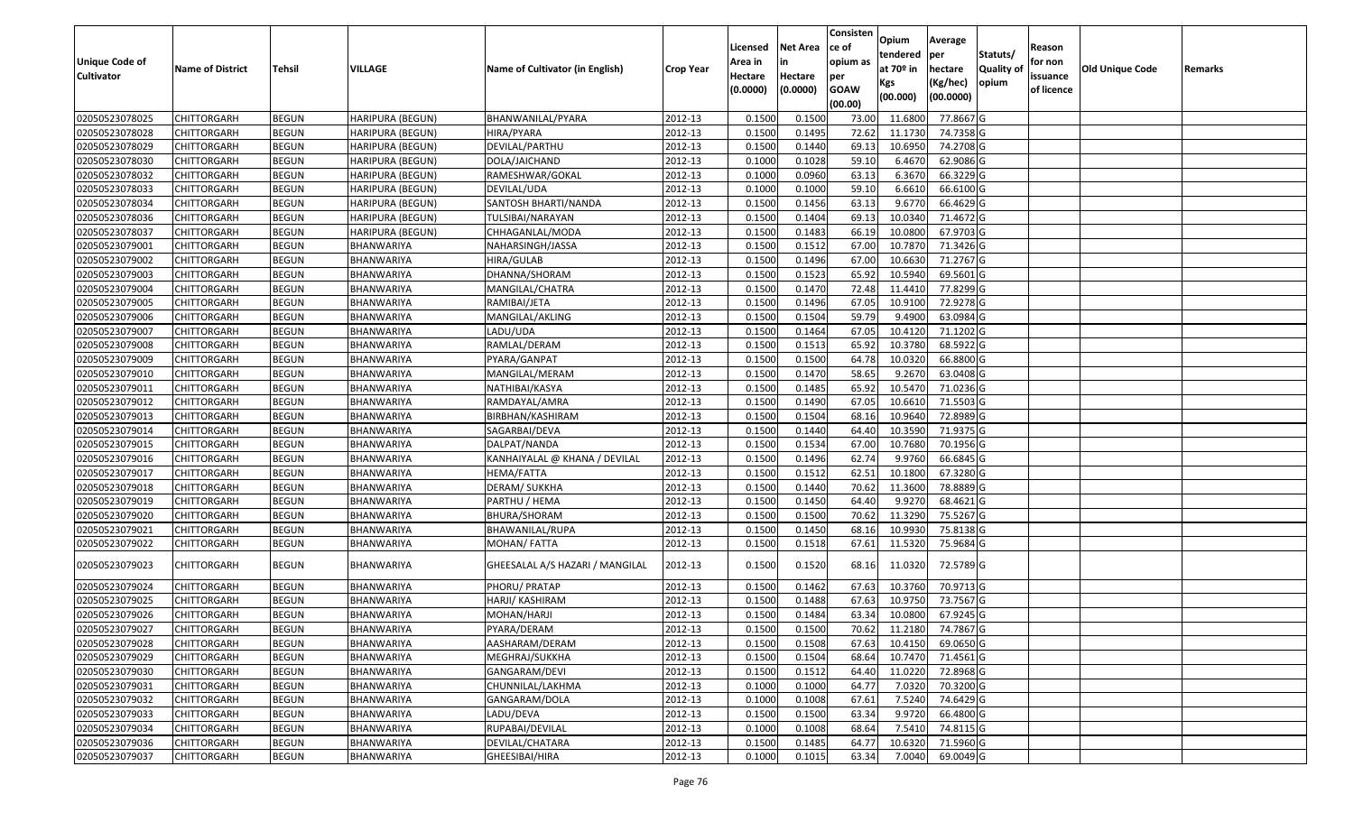| Unique Code of Cultivator | Name of District | Tehsil | VILLAGE | Name of Cultivator (in English) | Crop Year | Licensed Area in Hectare (0.0000) | Net Area in Hectare (0.0000) | Consistence of opium as per GOAW (00.00) | Opium tendered at 70º in Kgs (00.000) | Average per hectare (Kg/hec) (00.0000) | Statuts/ Quality of opium | Reason for non issuance of licence | Old Unique Code | Remarks |
|---|---|---|---|---|---|---|---|---|---|---|---|---|---|---|
| 02050523078025 | CHITTORGARH | BEGUN | HARIPURA (BEGUN) | BHANWANILAL/PYARA | 2012-13 | 0.1500 | 0.1500 | 73.00 | 11.6800 | 77.8667 | G | | | |
| 02050523078028 | CHITTORGARH | BEGUN | HARIPURA (BEGUN) | HIRA/PYARA | 2012-13 | 0.1500 | 0.1495 | 72.62 | 11.1730 | 74.7358 | G | | | |
| 02050523078029 | CHITTORGARH | BEGUN | HARIPURA (BEGUN) | DEVILAL/PARTHU | 2012-13 | 0.1500 | 0.1440 | 69.13 | 10.6950 | 74.2708 | G | | | |
| 02050523078030 | CHITTORGARH | BEGUN | HARIPURA (BEGUN) | DOLA/JAICHAND | 2012-13 | 0.1000 | 0.1028 | 59.10 | 6.4670 | 62.9086 | G | | | |
| 02050523078032 | CHITTORGARH | BEGUN | HARIPURA (BEGUN) | RAMESHWAR/GOKAL | 2012-13 | 0.1000 | 0.0960 | 63.13 | 6.3670 | 66.3229 | G | | | |
| 02050523078033 | CHITTORGARH | BEGUN | HARIPURA (BEGUN) | DEVILAL/UDA | 2012-13 | 0.1000 | 0.1000 | 59.10 | 6.6610 | 66.6100 | G | | | |
| 02050523078034 | CHITTORGARH | BEGUN | HARIPURA (BEGUN) | SANTOSH BHARTI/NANDA | 2012-13 | 0.1500 | 0.1456 | 63.13 | 9.6770 | 66.4629 | G | | | |
| 02050523078036 | CHITTORGARH | BEGUN | HARIPURA (BEGUN) | TULSIBAI/NARAYAN | 2012-13 | 0.1500 | 0.1404 | 69.13 | 10.0340 | 71.4672 | G | | | |
| 02050523078037 | CHITTORGARH | BEGUN | HARIPURA (BEGUN) | CHHAGANLAL/MODA | 2012-13 | 0.1500 | 0.1483 | 66.19 | 10.0800 | 67.9703 | G | | | |
| 02050523079001 | CHITTORGARH | BEGUN | BHANWARIYA | NAHARSINGH/JASSA | 2012-13 | 0.1500 | 0.1512 | 67.00 | 10.7870 | 71.3426 | G | | | |
| 02050523079002 | CHITTORGARH | BEGUN | BHANWARIYA | HIRA/GULAB | 2012-13 | 0.1500 | 0.1496 | 67.00 | 10.6630 | 71.2767 | G | | | |
| 02050523079003 | CHITTORGARH | BEGUN | BHANWARIYA | DHANNA/SHORAM | 2012-13 | 0.1500 | 0.1523 | 65.92 | 10.5940 | 69.5601 | G | | | |
| 02050523079004 | CHITTORGARH | BEGUN | BHANWARIYA | MANGILAL/CHATRA | 2012-13 | 0.1500 | 0.1470 | 72.48 | 11.4410 | 77.8299 | G | | | |
| 02050523079005 | CHITTORGARH | BEGUN | BHANWARIYA | RAMIBAI/JETA | 2012-13 | 0.1500 | 0.1496 | 67.05 | 10.9100 | 72.9278 | G | | | |
| 02050523079006 | CHITTORGARH | BEGUN | BHANWARIYA | MANGILAL/AKLING | 2012-13 | 0.1500 | 0.1504 | 59.79 | 9.4900 | 63.0984 | G | | | |
| 02050523079007 | CHITTORGARH | BEGUN | BHANWARIYA | LADU/UDA | 2012-13 | 0.1500 | 0.1464 | 67.05 | 10.4120 | 71.1202 | G | | | |
| 02050523079008 | CHITTORGARH | BEGUN | BHANWARIYA | RAMLAL/DERAM | 2012-13 | 0.1500 | 0.1513 | 65.92 | 10.3780 | 68.5922 | G | | | |
| 02050523079009 | CHITTORGARH | BEGUN | BHANWARIYA | PYARA/GANPAT | 2012-13 | 0.1500 | 0.1500 | 64.78 | 10.0320 | 66.8800 | G | | | |
| 02050523079010 | CHITTORGARH | BEGUN | BHANWARIYA | MANGILAL/MERAM | 2012-13 | 0.1500 | 0.1470 | 58.65 | 9.2670 | 63.0408 | G | | | |
| 02050523079011 | CHITTORGARH | BEGUN | BHANWARIYA | NATHIBAI/KASYA | 2012-13 | 0.1500 | 0.1485 | 65.92 | 10.5470 | 71.0236 | G | | | |
| 02050523079012 | CHITTORGARH | BEGUN | BHANWARIYA | RAMDAYAL/AMRA | 2012-13 | 0.1500 | 0.1490 | 67.05 | 10.6610 | 71.5503 | G | | | |
| 02050523079013 | CHITTORGARH | BEGUN | BHANWARIYA | BIRBHAN/KASHIRAM | 2012-13 | 0.1500 | 0.1504 | 68.16 | 10.9640 | 72.8989 | G | | | |
| 02050523079014 | CHITTORGARH | BEGUN | BHANWARIYA | SAGARBAI/DEVA | 2012-13 | 0.1500 | 0.1440 | 64.40 | 10.3590 | 71.9375 | G | | | |
| 02050523079015 | CHITTORGARH | BEGUN | BHANWARIYA | DALPAT/NANDA | 2012-13 | 0.1500 | 0.1534 | 67.00 | 10.7680 | 70.1956 | G | | | |
| 02050523079016 | CHITTORGARH | BEGUN | BHANWARIYA | KANHAIYALAL @ KHANA / DEVILAL | 2012-13 | 0.1500 | 0.1496 | 62.74 | 9.9760 | 66.6845 | G | | | |
| 02050523079017 | CHITTORGARH | BEGUN | BHANWARIYA | HEMA/FATTA | 2012-13 | 0.1500 | 0.1512 | 62.51 | 10.1800 | 67.3280 | G | | | |
| 02050523079018 | CHITTORGARH | BEGUN | BHANWARIYA | DERAM/ SUKKHA | 2012-13 | 0.1500 | 0.1440 | 70.62 | 11.3600 | 78.8889 | G | | | |
| 02050523079019 | CHITTORGARH | BEGUN | BHANWARIYA | PARTHU / HEMA | 2012-13 | 0.1500 | 0.1450 | 64.40 | 9.9270 | 68.4621 | G | | | |
| 02050523079020 | CHITTORGARH | BEGUN | BHANWARIYA | BHURA/SHORAM | 2012-13 | 0.1500 | 0.1500 | 70.62 | 11.3290 | 75.5267 | G | | | |
| 02050523079021 | CHITTORGARH | BEGUN | BHANWARIYA | BHAWANILAL/RUPA | 2012-13 | 0.1500 | 0.1450 | 68.16 | 10.9930 | 75.8138 | G | | | |
| 02050523079022 | CHITTORGARH | BEGUN | BHANWARIYA | MOHAN/ FATTA | 2012-13 | 0.1500 | 0.1518 | 67.61 | 11.5320 | 75.9684 | G | | | |
| 02050523079023 | CHITTORGARH | BEGUN | BHANWARIYA | GHEESALAL A/S HAZARI / MANGILAL | 2012-13 | 0.1500 | 0.1520 | 68.16 | 11.0320 | 72.5789 | G | | | |
| 02050523079024 | CHITTORGARH | BEGUN | BHANWARIYA | PHORU/ PRATAP | 2012-13 | 0.1500 | 0.1462 | 67.63 | 10.3760 | 70.9713 | G | | | |
| 02050523079025 | CHITTORGARH | BEGUN | BHANWARIYA | HARJI/ KASHIRAM | 2012-13 | 0.1500 | 0.1488 | 67.63 | 10.9750 | 73.7567 | G | | | |
| 02050523079026 | CHITTORGARH | BEGUN | BHANWARIYA | MOHAN/HARJI | 2012-13 | 0.1500 | 0.1484 | 63.34 | 10.0800 | 67.9245 | G | | | |
| 02050523079027 | CHITTORGARH | BEGUN | BHANWARIYA | PYARA/DERAM | 2012-13 | 0.1500 | 0.1500 | 70.62 | 11.2180 | 74.7867 | G | | | |
| 02050523079028 | CHITTORGARH | BEGUN | BHANWARIYA | AASHARAM/DERAM | 2012-13 | 0.1500 | 0.1508 | 67.63 | 10.4150 | 69.0650 | G | | | |
| 02050523079029 | CHITTORGARH | BEGUN | BHANWARIYA | MEGHRAJ/SUKKHA | 2012-13 | 0.1500 | 0.1504 | 68.64 | 10.7470 | 71.4561 | G | | | |
| 02050523079030 | CHITTORGARH | BEGUN | BHANWARIYA | GANGARAM/DEVI | 2012-13 | 0.1500 | 0.1512 | 64.40 | 11.0220 | 72.8968 | G | | | |
| 02050523079031 | CHITTORGARH | BEGUN | BHANWARIYA | CHUNNILAL/LAKHMA | 2012-13 | 0.1000 | 0.1000 | 64.77 | 7.0320 | 70.3200 | G | | | |
| 02050523079032 | CHITTORGARH | BEGUN | BHANWARIYA | GANGARAM/DOLA | 2012-13 | 0.1000 | 0.1008 | 67.61 | 7.5240 | 74.6429 | G | | | |
| 02050523079033 | CHITTORGARH | BEGUN | BHANWARIYA | LADU/DEVA | 2012-13 | 0.1500 | 0.1500 | 63.34 | 9.9720 | 66.4800 | G | | | |
| 02050523079034 | CHITTORGARH | BEGUN | BHANWARIYA | RUPABAI/DEVILAL | 2012-13 | 0.1000 | 0.1008 | 68.64 | 7.5410 | 74.8115 | G | | | |
| 02050523079036 | CHITTORGARH | BEGUN | BHANWARIYA | DEVILAL/CHATARA | 2012-13 | 0.1500 | 0.1485 | 64.77 | 10.6320 | 71.5960 | G | | | |
| 02050523079037 | CHITTORGARH | BEGUN | BHANWARIYA | GHEESIBAI/HIRA | 2012-13 | 0.1000 | 0.1015 | 63.34 | 7.0040 | 69.0049 | G | | | |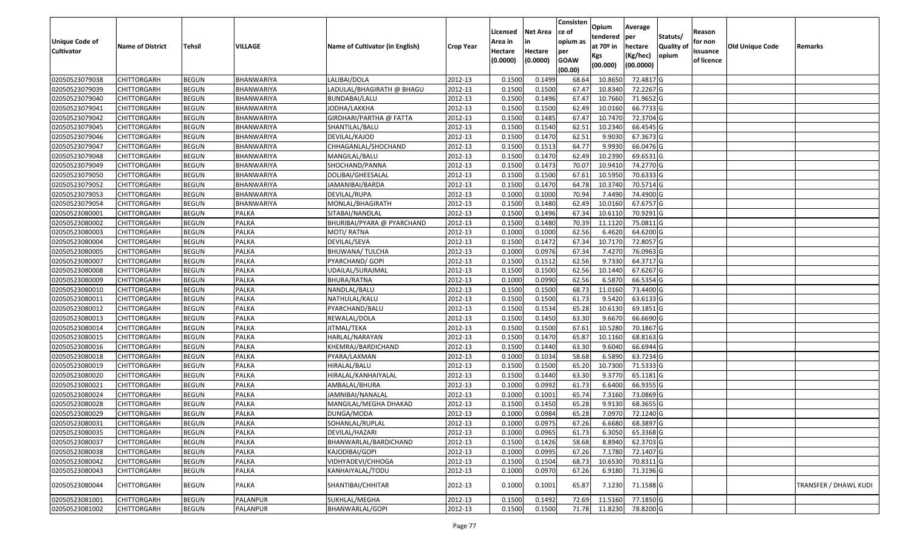| Unique Code of Cultivator | Name of District | Tehsil | VILLAGE | Name of Cultivator (in English) | Crop Year | Licensed Area in Hectare (0.0000) | Net Area in Hectare (0.0000) | Consistence of opium as per GOAW (00.00) | Opium tendered at 70º in Kgs (00.000) | Average per hectare (Kg/hec) (00.0000) | Statuts/ Quality of opium | Reason for non issuance of licence | Old Unique Code | Remarks |
|---|---|---|---|---|---|---|---|---|---|---|---|---|---|---|
| 02050523079038 | CHITTORGARH | BEGUN | BHANWARIYA | LALIBAI/DOLA | 2012-13 | 0.1500 | 0.1499 | 68.64 | 10.8650 | 72.4817 | G | | | |
| 02050523079039 | CHITTORGARH | BEGUN | BHANWARIYA | LADULAL/BHAGIRATH @ BHAGU | 2012-13 | 0.1500 | 0.1500 | 67.47 | 10.8340 | 72.2267 | G | | | |
| 02050523079040 | CHITTORGARH | BEGUN | BHANWARIYA | BUNDABAI/LALU | 2012-13 | 0.1500 | 0.1496 | 67.47 | 10.7660 | 71.9652 | G | | | |
| 02050523079041 | CHITTORGARH | BEGUN | BHANWARIYA | JODHA/LAKKHA | 2012-13 | 0.1500 | 0.1500 | 62.49 | 10.0160 | 66.7733 | G | | | |
| 02050523079042 | CHITTORGARH | BEGUN | BHANWARIYA | GIRDHARI/PARTHA @ FATTA | 2012-13 | 0.1500 | 0.1485 | 67.47 | 10.7470 | 72.3704 | G | | | |
| 02050523079045 | CHITTORGARH | BEGUN | BHANWARIYA | SHANTILAL/BALU | 2012-13 | 0.1500 | 0.1540 | 62.51 | 10.2340 | 66.4545 | G | | | |
| 02050523079046 | CHITTORGARH | BEGUN | BHANWARIYA | DEVILAL/KAJOD | 2012-13 | 0.1500 | 0.1470 | 62.51 | 9.9030 | 67.3673 | G | | | |
| 02050523079047 | CHITTORGARH | BEGUN | BHANWARIYA | CHHAGANLAL/SHOCHAND | 2012-13 | 0.1500 | 0.1513 | 64.77 | 9.9930 | 66.0476 | G | | | |
| 02050523079048 | CHITTORGARH | BEGUN | BHANWARIYA | MANGILAL/BALU | 2012-13 | 0.1500 | 0.1470 | 62.49 | 10.2390 | 69.6531 | G | | | |
| 02050523079049 | CHITTORGARH | BEGUN | BHANWARIYA | SHOCHAND/PANNA | 2012-13 | 0.1500 | 0.1473 | 70.07 | 10.9410 | 74.2770 | G | | | |
| 02050523079050 | CHITTORGARH | BEGUN | BHANWARIYA | DOLIBAI/GHEESALAL | 2012-13 | 0.1500 | 0.1500 | 67.61 | 10.5950 | 70.6333 | G | | | |
| 02050523079052 | CHITTORGARH | BEGUN | BHANWARIYA | JAMANIBAI/BARDA | 2012-13 | 0.1500 | 0.1470 | 64.78 | 10.3740 | 70.5714 | G | | | |
| 02050523079053 | CHITTORGARH | BEGUN | BHANWARIYA | DEVILAL/RUPA | 2012-13 | 0.1000 | 0.1000 | 70.94 | 7.4490 | 74.4900 | G | | | |
| 02050523079054 | CHITTORGARH | BEGUN | BHANWARIYA | MONLAL/BHAGIRATH | 2012-13 | 0.1500 | 0.1480 | 62.49 | 10.0160 | 67.6757 | G | | | |
| 02050523080001 | CHITTORGARH | BEGUN | PALKA | SITABAI/NANDLAL | 2012-13 | 0.1500 | 0.1496 | 67.34 | 10.6110 | 70.9291 | G | | | |
| 02050523080002 | CHITTORGARH | BEGUN | PALKA | BHURIBAI/PYARA @ PYARCHAND | 2012-13 | 0.1500 | 0.1480 | 70.39 | 11.1120 | 75.0811 | G | | | |
| 02050523080003 | CHITTORGARH | BEGUN | PALKA | MOTI/ RATNA | 2012-13 | 0.1000 | 0.1000 | 62.56 | 6.4620 | 64.6200 | G | | | |
| 02050523080004 | CHITTORGARH | BEGUN | PALKA | DEVILAL/SEVA | 2012-13 | 0.1500 | 0.1472 | 67.34 | 10.7170 | 72.8057 | G | | | |
| 02050523080005 | CHITTORGARH | BEGUN | PALKA | BHUWANA/ TULCHA | 2012-13 | 0.1000 | 0.0976 | 67.34 | 7.4270 | 76.0963 | G | | | |
| 02050523080007 | CHITTORGARH | BEGUN | PALKA | PYARCHAND/ GOPI | 2012-13 | 0.1500 | 0.1512 | 62.56 | 9.7330 | 64.3717 | G | | | |
| 02050523080008 | CHITTORGARH | BEGUN | PALKA | UDAILAL/SURAJMAL | 2012-13 | 0.1500 | 0.1500 | 62.56 | 10.1440 | 67.6267 | G | | | |
| 02050523080009 | CHITTORGARH | BEGUN | PALKA | BHURA/RATNA | 2012-13 | 0.1000 | 0.0990 | 62.56 | 6.5870 | 66.5354 | G | | | |
| 02050523080010 | CHITTORGARH | BEGUN | PALKA | NANDLAL/BALU | 2012-13 | 0.1500 | 0.1500 | 68.73 | 11.0160 | 73.4400 | G | | | |
| 02050523080011 | CHITTORGARH | BEGUN | PALKA | NATHULAL/KALU | 2012-13 | 0.1500 | 0.1500 | 61.73 | 9.5420 | 63.6133 | G | | | |
| 02050523080012 | CHITTORGARH | BEGUN | PALKA | PYARCHAND/BALU | 2012-13 | 0.1500 | 0.1534 | 65.28 | 10.6130 | 69.1851 | G | | | |
| 02050523080013 | CHITTORGARH | BEGUN | PALKA | REWALAL/DOLA | 2012-13 | 0.1500 | 0.1450 | 63.30 | 9.6670 | 66.6690 | G | | | |
| 02050523080014 | CHITTORGARH | BEGUN | PALKA | JITMAL/TEKA | 2012-13 | 0.1500 | 0.1500 | 67.61 | 10.5280 | 70.1867 | G | | | |
| 02050523080015 | CHITTORGARH | BEGUN | PALKA | HARLAL/NARAYAN | 2012-13 | 0.1500 | 0.1470 | 65.87 | 10.1160 | 68.8163 | G | | | |
| 02050523080016 | CHITTORGARH | BEGUN | PALKA | KHEMRAJ/BARDICHAND | 2012-13 | 0.1500 | 0.1440 | 63.30 | 9.6040 | 66.6944 | G | | | |
| 02050523080018 | CHITTORGARH | BEGUN | PALKA | PYARA/LAXMAN | 2012-13 | 0.1000 | 0.1034 | 58.68 | 6.5890 | 63.7234 | G | | | |
| 02050523080019 | CHITTORGARH | BEGUN | PALKA | HIRALAL/BALU | 2012-13 | 0.1500 | 0.1500 | 65.20 | 10.7300 | 71.5333 | G | | | |
| 02050523080020 | CHITTORGARH | BEGUN | PALKA | HIRALAL/KANHAIYALAL | 2012-13 | 0.1500 | 0.1440 | 63.30 | 9.3770 | 65.1181 | G | | | |
| 02050523080021 | CHITTORGARH | BEGUN | PALKA | AMBALAL/BHURA | 2012-13 | 0.1000 | 0.0992 | 61.73 | 6.6400 | 66.9355 | G | | | |
| 02050523080024 | CHITTORGARH | BEGUN | PALKA | JAMNIBAI/NANALAL | 2012-13 | 0.1000 | 0.1001 | 65.74 | 7.3160 | 73.0869 | G | | | |
| 02050523080028 | CHITTORGARH | BEGUN | PALKA | MANGILAL/MEGHA DHAKAD | 2012-13 | 0.1500 | 0.1450 | 65.28 | 9.9130 | 68.3655 | G | | | |
| 02050523080029 | CHITTORGARH | BEGUN | PALKA | DUNGA/MODA | 2012-13 | 0.1000 | 0.0984 | 65.28 | 7.0970 | 72.1240 | G | | | |
| 02050523080031 | CHITTORGARH | BEGUN | PALKA | SOHANLAL/RUPLAL | 2012-13 | 0.1000 | 0.0975 | 67.26 | 6.6680 | 68.3897 | G | | | |
| 02050523080035 | CHITTORGARH | BEGUN | PALKA | DEVILAL/HAZARI | 2012-13 | 0.1000 | 0.0965 | 61.73 | 6.3050 | 65.3368 | G | | | |
| 02050523080037 | CHITTORGARH | BEGUN | PALKA | BHANWARLAL/BARDICHAND | 2012-13 | 0.1500 | 0.1426 | 58.68 | 8.8940 | 62.3703 | G | | | |
| 02050523080038 | CHITTORGARH | BEGUN | PALKA | KAJODIBAI/GOPI | 2012-13 | 0.1000 | 0.0995 | 67.26 | 7.1780 | 72.1407 | G | | | |
| 02050523080042 | CHITTORGARH | BEGUN | PALKA | VIDHYADEVI/CHHOGA | 2012-13 | 0.1500 | 0.1504 | 68.73 | 10.6530 | 70.8311 | G | | | |
| 02050523080043 | CHITTORGARH | BEGUN | PALKA | KANHAIYALAL/TODU | 2012-13 | 0.1000 | 0.0970 | 67.26 | 6.9180 | 71.3196 | G | | | |
| 02050523080044 | CHITTORGARH | BEGUN | PALKA | SHANTIBAI/CHHITAR | 2012-13 | 0.1000 | 0.1001 | 65.87 | 7.1230 | 71.1588 | G | | | TRANSFER / DHAWL KUDI |
| 02050523081001 | CHITTORGARH | BEGUN | PALANPUR | SUKHLAL/MEGHA | 2012-13 | 0.1500 | 0.1492 | 72.69 | 11.5160 | 77.1850 | G | | | |
| 02050523081002 | CHITTORGARH | BEGUN | PALANPUR | BHANWARLAL/GOPI | 2012-13 | 0.1500 | 0.1500 | 71.78 | 11.8230 | 78.8200 | G | | | |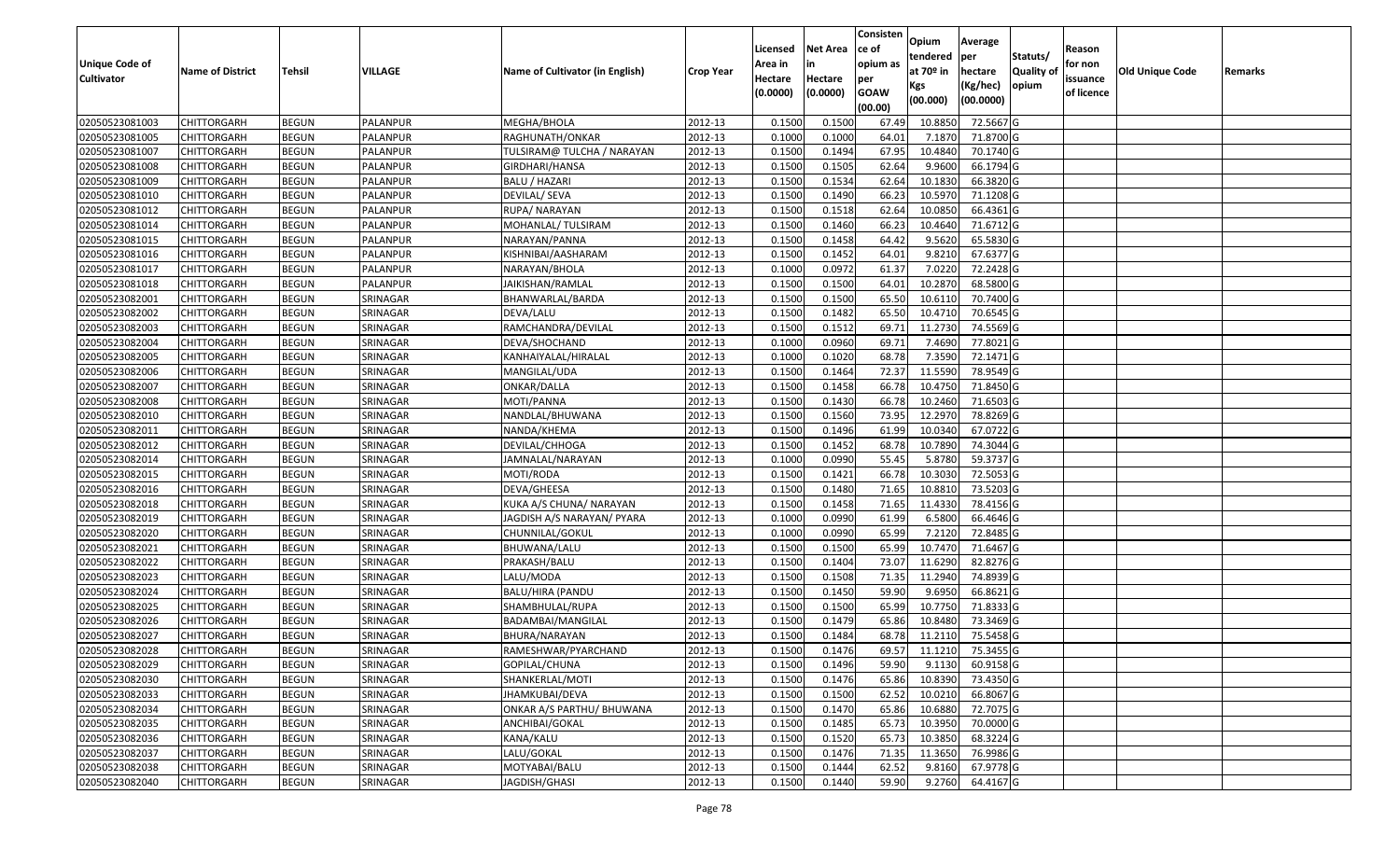| Unique Code of Cultivator | Name of District | Tehsil | VILLAGE | Name of Cultivator (in English) | Crop Year | Licensed Area in Hectare (0.0000) | Net Area in Hectare (0.0000) | Consistence of opium as per GOAW (00.00) | Opium tendered at 70º in Kgs (00.000) | Average per hectare (Kg/hec) (00.0000) | Statuts/ Quality of opium | Reason for non issuance of licence | Old Unique Code | Remarks |
|---|---|---|---|---|---|---|---|---|---|---|---|---|---|---|
| 02050523081003 | CHITTORGARH | BEGUN | PALANPUR | MEGHA/BHOLA | 2012-13 | 0.1500 | 0.1500 | 67.49 | 10.8850 | 72.5667 | G | | | |
| 02050523081005 | CHITTORGARH | BEGUN | PALANPUR | RAGHUNATH/ONKAR | 2012-13 | 0.1000 | 0.1000 | 64.01 | 7.1870 | 71.8700 | G | | | |
| 02050523081007 | CHITTORGARH | BEGUN | PALANPUR | TULSIRAM@ TULCHA / NARAYAN | 2012-13 | 0.1500 | 0.1494 | 67.95 | 10.4840 | 70.1740 | G | | | |
| 02050523081008 | CHITTORGARH | BEGUN | PALANPUR | GIRDHARI/HANSA | 2012-13 | 0.1500 | 0.1505 | 62.64 | 9.9600 | 66.1794 | G | | | |
| 02050523081009 | CHITTORGARH | BEGUN | PALANPUR | BALU / HAZARI | 2012-13 | 0.1500 | 0.1534 | 62.64 | 10.1830 | 66.3820 | G | | | |
| 02050523081010 | CHITTORGARH | BEGUN | PALANPUR | DEVILAL/ SEVA | 2012-13 | 0.1500 | 0.1490 | 66.23 | 10.5970 | 71.1208 | G | | | |
| 02050523081012 | CHITTORGARH | BEGUN | PALANPUR | RUPA/ NARAYAN | 2012-13 | 0.1500 | 0.1518 | 62.64 | 10.0850 | 66.4361 | G | | | |
| 02050523081014 | CHITTORGARH | BEGUN | PALANPUR | MOHANLAL/ TULSIRAM | 2012-13 | 0.1500 | 0.1460 | 66.23 | 10.4640 | 71.6712 | G | | | |
| 02050523081015 | CHITTORGARH | BEGUN | PALANPUR | NARAYAN/PANNA | 2012-13 | 0.1500 | 0.1458 | 64.42 | 9.5620 | 65.5830 | G | | | |
| 02050523081016 | CHITTORGARH | BEGUN | PALANPUR | KISHNIBAI/AASHARAM | 2012-13 | 0.1500 | 0.1452 | 64.01 | 9.8210 | 67.6377 | G | | | |
| 02050523081017 | CHITTORGARH | BEGUN | PALANPUR | NARAYAN/BHOLA | 2012-13 | 0.1000 | 0.0972 | 61.37 | 7.0220 | 72.2428 | G | | | |
| 02050523081018 | CHITTORGARH | BEGUN | PALANPUR | JAIKISHAN/RAMLAL | 2012-13 | 0.1500 | 0.1500 | 64.01 | 10.2870 | 68.5800 | G | | | |
| 02050523082001 | CHITTORGARH | BEGUN | SRINAGAR | BHANWARLAL/BARDA | 2012-13 | 0.1500 | 0.1500 | 65.50 | 10.6110 | 70.7400 | G | | | |
| 02050523082002 | CHITTORGARH | BEGUN | SRINAGAR | DEVA/LALU | 2012-13 | 0.1500 | 0.1482 | 65.50 | 10.4710 | 70.6545 | G | | | |
| 02050523082003 | CHITTORGARH | BEGUN | SRINAGAR | RAMCHANDRA/DEVILAL | 2012-13 | 0.1500 | 0.1512 | 69.71 | 11.2730 | 74.5569 | G | | | |
| 02050523082004 | CHITTORGARH | BEGUN | SRINAGAR | DEVA/SHOCHAND | 2012-13 | 0.1000 | 0.0960 | 69.71 | 7.4690 | 77.8021 | G | | | |
| 02050523082005 | CHITTORGARH | BEGUN | SRINAGAR | KANHAIYALAL/HIRALAL | 2012-13 | 0.1000 | 0.1020 | 68.78 | 7.3590 | 72.1471 | G | | | |
| 02050523082006 | CHITTORGARH | BEGUN | SRINAGAR | MANGILAL/UDA | 2012-13 | 0.1500 | 0.1464 | 72.37 | 11.5590 | 78.9549 | G | | | |
| 02050523082007 | CHITTORGARH | BEGUN | SRINAGAR | ONKAR/DALLA | 2012-13 | 0.1500 | 0.1458 | 66.78 | 10.4750 | 71.8450 | G | | | |
| 02050523082008 | CHITTORGARH | BEGUN | SRINAGAR | MOTI/PANNA | 2012-13 | 0.1500 | 0.1430 | 66.78 | 10.2460 | 71.6503 | G | | | |
| 02050523082010 | CHITTORGARH | BEGUN | SRINAGAR | NANDLAL/BHUWANA | 2012-13 | 0.1500 | 0.1560 | 73.95 | 12.2970 | 78.8269 | G | | | |
| 02050523082011 | CHITTORGARH | BEGUN | SRINAGAR | NANDA/KHEMA | 2012-13 | 0.1500 | 0.1496 | 61.99 | 10.0340 | 67.0722 | G | | | |
| 02050523082012 | CHITTORGARH | BEGUN | SRINAGAR | DEVILAL/CHHOGA | 2012-13 | 0.1500 | 0.1452 | 68.78 | 10.7890 | 74.3044 | G | | | |
| 02050523082014 | CHITTORGARH | BEGUN | SRINAGAR | JAMNALAL/NARAYAN | 2012-13 | 0.1000 | 0.0990 | 55.45 | 5.8780 | 59.3737 | G | | | |
| 02050523082015 | CHITTORGARH | BEGUN | SRINAGAR | MOTI/RODA | 2012-13 | 0.1500 | 0.1421 | 66.78 | 10.3030 | 72.5053 | G | | | |
| 02050523082016 | CHITTORGARH | BEGUN | SRINAGAR | DEVA/GHEESA | 2012-13 | 0.1500 | 0.1480 | 71.65 | 10.8810 | 73.5203 | G | | | |
| 02050523082018 | CHITTORGARH | BEGUN | SRINAGAR | KUKA A/S CHUNA/ NARAYAN | 2012-13 | 0.1500 | 0.1458 | 71.65 | 11.4330 | 78.4156 | G | | | |
| 02050523082019 | CHITTORGARH | BEGUN | SRINAGAR | JAGDISH A/S NARAYAN/ PYARA | 2012-13 | 0.1000 | 0.0990 | 61.99 | 6.5800 | 66.4646 | G | | | |
| 02050523082020 | CHITTORGARH | BEGUN | SRINAGAR | CHUNNILAL/GOKUL | 2012-13 | 0.1000 | 0.0990 | 65.99 | 7.2120 | 72.8485 | G | | | |
| 02050523082021 | CHITTORGARH | BEGUN | SRINAGAR | BHUWANA/LALU | 2012-13 | 0.1500 | 0.1500 | 65.99 | 10.7470 | 71.6467 | G | | | |
| 02050523082022 | CHITTORGARH | BEGUN | SRINAGAR | PRAKASH/BALU | 2012-13 | 0.1500 | 0.1404 | 73.07 | 11.6290 | 82.8276 | G | | | |
| 02050523082023 | CHITTORGARH | BEGUN | SRINAGAR | LALU/MODA | 2012-13 | 0.1500 | 0.1508 | 71.35 | 11.2940 | 74.8939 | G | | | |
| 02050523082024 | CHITTORGARH | BEGUN | SRINAGAR | BALU/HIRA (PANDU | 2012-13 | 0.1500 | 0.1450 | 59.90 | 9.6950 | 66.8621 | G | | | |
| 02050523082025 | CHITTORGARH | BEGUN | SRINAGAR | SHAMBHULAL/RUPA | 2012-13 | 0.1500 | 0.1500 | 65.99 | 10.7750 | 71.8333 | G | | | |
| 02050523082026 | CHITTORGARH | BEGUN | SRINAGAR | BADAMBAI/MANGILAL | 2012-13 | 0.1500 | 0.1479 | 65.86 | 10.8480 | 73.3469 | G | | | |
| 02050523082027 | CHITTORGARH | BEGUN | SRINAGAR | BHURA/NARAYAN | 2012-13 | 0.1500 | 0.1484 | 68.78 | 11.2110 | 75.5458 | G | | | |
| 02050523082028 | CHITTORGARH | BEGUN | SRINAGAR | RAMESHWAR/PYARCHAND | 2012-13 | 0.1500 | 0.1476 | 69.57 | 11.1210 | 75.3455 | G | | | |
| 02050523082029 | CHITTORGARH | BEGUN | SRINAGAR | GOPILAL/CHUNA | 2012-13 | 0.1500 | 0.1496 | 59.90 | 9.1130 | 60.9158 | G | | | |
| 02050523082030 | CHITTORGARH | BEGUN | SRINAGAR | SHANKERLAL/MOTI | 2012-13 | 0.1500 | 0.1476 | 65.86 | 10.8390 | 73.4350 | G | | | |
| 02050523082033 | CHITTORGARH | BEGUN | SRINAGAR | JHAMKUBAI/DEVA | 2012-13 | 0.1500 | 0.1500 | 62.52 | 10.0210 | 66.8067 | G | | | |
| 02050523082034 | CHITTORGARH | BEGUN | SRINAGAR | ONKAR A/S PARTHU/ BHUWANA | 2012-13 | 0.1500 | 0.1470 | 65.86 | 10.6880 | 72.7075 | G | | | |
| 02050523082035 | CHITTORGARH | BEGUN | SRINAGAR | ANCHIBAI/GOKAL | 2012-13 | 0.1500 | 0.1485 | 65.73 | 10.3950 | 70.0000 | G | | | |
| 02050523082036 | CHITTORGARH | BEGUN | SRINAGAR | KANA/KALU | 2012-13 | 0.1500 | 0.1520 | 65.73 | 10.3850 | 68.3224 | G | | | |
| 02050523082037 | CHITTORGARH | BEGUN | SRINAGAR | LALU/GOKAL | 2012-13 | 0.1500 | 0.1476 | 71.35 | 11.3650 | 76.9986 | G | | | |
| 02050523082038 | CHITTORGARH | BEGUN | SRINAGAR | MOTYABAI/BALU | 2012-13 | 0.1500 | 0.1444 | 62.52 | 9.8160 | 67.9778 | G | | | |
| 02050523082040 | CHITTORGARH | BEGUN | SRINAGAR | JAGDISH/GHASI | 2012-13 | 0.1500 | 0.1440 | 59.90 | 9.2760 | 64.4167 | G | | | |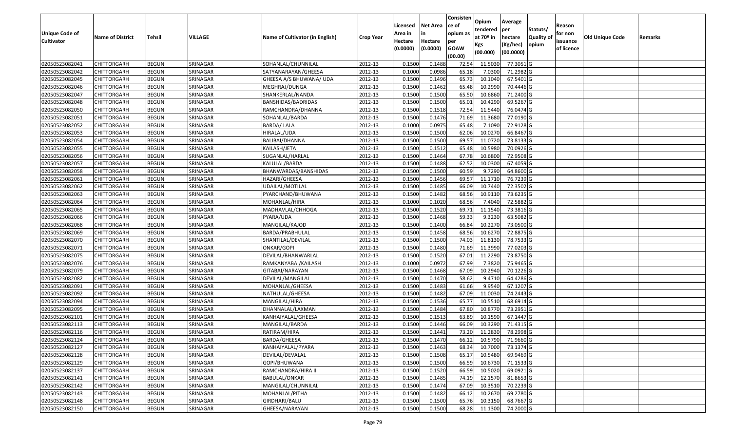| Unique Code of Cultivator | Name of District | Tehsil | VILLAGE | Name of Cultivator (in English) | Crop Year | Licensed Area in Hectare (0.0000) | Net Area in Hectare (0.0000) | Consistence of opium as per GOAW (00.00) | Opium tendered at 70º in Kgs (00.000) | Average per hectare (Kg/hec) (00.0000) | Statuts/ Quality of opium | Reason for non issuance of licence | Old Unique Code | Remarks |
|---|---|---|---|---|---|---|---|---|---|---|---|---|---|---|
| 02050523082041 | CHITTORGARH | BEGUN | SRINAGAR | SOHANLAL/CHUNNILAL | 2012-13 | 0.1500 | 0.1488 | 72.54 | 11.5030 | 77.3051 | G | | | |
| 02050523082042 | CHITTORGARH | BEGUN | SRINAGAR | SATYANARAYAN/GHEESA | 2012-13 | 0.1000 | 0.0986 | 65.18 | 7.0300 | 71.2982 | G | | | |
| 02050523082045 | CHITTORGARH | BEGUN | SRINAGAR | GHEESA A/S BHUWANA/ UDA | 2012-13 | 0.1500 | 0.1496 | 65.73 | 10.1040 | 67.5401 | G | | | |
| 02050523082046 | CHITTORGARH | BEGUN | SRINAGAR | MEGHRAJ/DUNGA | 2012-13 | 0.1500 | 0.1462 | 65.48 | 10.2990 | 70.4446 | G | | | |
| 02050523082047 | CHITTORGARH | BEGUN | SRINAGAR | SHANKERLAL/NANDA | 2012-13 | 0.1500 | 0.1500 | 65.50 | 10.6860 | 71.2400 | G | | | |
| 02050523082048 | CHITTORGARH | BEGUN | SRINAGAR | BANSHIDAS/BADRIDAS | 2012-13 | 0.1500 | 0.1500 | 65.01 | 10.4290 | 69.5267 | G | | | |
| 02050523082050 | CHITTORGARH | BEGUN | SRINAGAR | RAMCHANDRA/DHANNA | 2012-13 | 0.1500 | 0.1518 | 72.54 | 11.5440 | 76.0474 | G | | | |
| 02050523082051 | CHITTORGARH | BEGUN | SRINAGAR | SOHANLAL/BARDA | 2012-13 | 0.1500 | 0.1476 | 71.69 | 11.3680 | 77.0190 | G | | | |
| 02050523082052 | CHITTORGARH | BEGUN | SRINAGAR | BARDA/ LALA | 2012-13 | 0.1000 | 0.0975 | 65.48 | 7.1090 | 72.9128 | G | | | |
| 02050523082053 | CHITTORGARH | BEGUN | SRINAGAR | HIRALAL/UDA | 2012-13 | 0.1500 | 0.1500 | 62.06 | 10.0270 | 66.8467 | G | | | |
| 02050523082054 | CHITTORGARH | BEGUN | SRINAGAR | BALIBAI/DHANNA | 2012-13 | 0.1500 | 0.1500 | 69.57 | 11.0720 | 73.8133 | G | | | |
| 02050523082055 | CHITTORGARH | BEGUN | SRINAGAR | KAILASH/JETA | 2012-13 | 0.1500 | 0.1512 | 65.48 | 10.5980 | 70.0926 | G | | | |
| 02050523082056 | CHITTORGARH | BEGUN | SRINAGAR | SUGANLAL/HARLAL | 2012-13 | 0.1500 | 0.1464 | 67.78 | 10.6800 | 72.9508 | G | | | |
| 02050523082057 | CHITTORGARH | BEGUN | SRINAGAR | KALULAL/BARDA | 2012-13 | 0.1500 | 0.1488 | 62.52 | 10.0300 | 67.4059 | G | | | |
| 02050523082058 | CHITTORGARH | BEGUN | SRINAGAR | BHANWARDAS/BANSHIDAS | 2012-13 | 0.1500 | 0.1500 | 60.59 | 9.7290 | 64.8600 | G | | | |
| 02050523082061 | CHITTORGARH | BEGUN | SRINAGAR | HAZARI/GHEESA | 2012-13 | 0.1500 | 0.1456 | 69.57 | 11.1710 | 76.7239 | G | | | |
| 02050523082062 | CHITTORGARH | BEGUN | SRINAGAR | UDAILAL/MOTILAL | 2012-13 | 0.1500 | 0.1485 | 66.09 | 10.7440 | 72.3502 | G | | | |
| 02050523082063 | CHITTORGARH | BEGUN | SRINAGAR | PYARCHAND/BHUWANA | 2012-13 | 0.1500 | 0.1482 | 68.56 | 10.9110 | 73.6235 | G | | | |
| 02050523082064 | CHITTORGARH | BEGUN | SRINAGAR | MOHANLAL/HIRA | 2012-13 | 0.1000 | 0.1020 | 68.56 | 7.4040 | 72.5882 | G | | | |
| 02050523082065 | CHITTORGARH | BEGUN | SRINAGAR | MADHAVLAL/CHHOGA | 2012-13 | 0.1500 | 0.1520 | 69.71 | 11.1540 | 73.3816 | G | | | |
| 02050523082066 | CHITTORGARH | BEGUN | SRINAGAR | PYARA/UDA | 2012-13 | 0.1500 | 0.1468 | 59.33 | 9.3230 | 63.5082 | G | | | |
| 02050523082068 | CHITTORGARH | BEGUN | SRINAGAR | MANGILAL/KAJOD | 2012-13 | 0.1500 | 0.1400 | 66.84 | 10.2270 | 73.0500 | G | | | |
| 02050523082069 | CHITTORGARH | BEGUN | SRINAGAR | BARDA/PRABHULAL | 2012-13 | 0.1500 | 0.1458 | 68.56 | 10.6270 | 72.8875 | G | | | |
| 02050523082070 | CHITTORGARH | BEGUN | SRINAGAR | SHANTILAL/DEVILAL | 2012-13 | 0.1500 | 0.1500 | 74.03 | 11.8130 | 78.7533 | G | | | |
| 02050523082071 | CHITTORGARH | BEGUN | SRINAGAR | ONKAR/GOPI | 2012-13 | 0.1500 | 0.1480 | 71.69 | 11.3990 | 77.0203 | G | | | |
| 02050523082075 | CHITTORGARH | BEGUN | SRINAGAR | DEVILAL/BHANWARLAL | 2012-13 | 0.1500 | 0.1520 | 67.01 | 11.2290 | 73.8750 | G | | | |
| 02050523082076 | CHITTORGARH | BEGUN | SRINAGAR | RAMKANYABAI/KAILASH | 2012-13 | 0.1000 | 0.0972 | 67.99 | 7.3820 | 75.9465 | G | | | |
| 02050523082079 | CHITTORGARH | BEGUN | SRINAGAR | GITABAI/NARAYAN | 2012-13 | 0.1500 | 0.1468 | 67.09 | 10.2940 | 70.1226 | G | | | |
| 02050523082082 | CHITTORGARH | BEGUN | SRINAGAR | DEVILAL/MANGILAL | 2012-13 | 0.1500 | 0.1470 | 58.62 | 9.4710 | 64.4286 | G | | | |
| 02050523082091 | CHITTORGARH | BEGUN | SRINAGAR | MOHANLAL/GHEESA | 2012-13 | 0.1500 | 0.1483 | 61.66 | 9.9540 | 67.1207 | G | | | |
| 02050523082092 | CHITTORGARH | BEGUN | SRINAGAR | NATHULAL/GHEESA | 2012-13 | 0.1500 | 0.1482 | 67.09 | 11.0030 | 74.2443 | G | | | |
| 02050523082094 | CHITTORGARH | BEGUN | SRINAGAR | MANGILAL/HIRA | 2012-13 | 0.1500 | 0.1536 | 65.77 | 10.5510 | 68.6914 | G | | | |
| 02050523082095 | CHITTORGARH | BEGUN | SRINAGAR | DHANNALAL/LAXMAN | 2012-13 | 0.1500 | 0.1484 | 67.80 | 10.8770 | 73.2951 | G | | | |
| 02050523082101 | CHITTORGARH | BEGUN | SRINAGAR | KANHAIYALAL/GHEESA | 2012-13 | 0.1500 | 0.1513 | 63.89 | 10.1590 | 67.1447 | G | | | |
| 02050523082113 | CHITTORGARH | BEGUN | SRINAGAR | MANGILAL/BARDA | 2012-13 | 0.1500 | 0.1446 | 66.09 | 10.3290 | 71.4315 | G | | | |
| 02050523082116 | CHITTORGARH | BEGUN | SRINAGAR | RATIRAM/HIRA | 2012-13 | 0.1500 | 0.1441 | 73.20 | 11.2830 | 78.2998 | G | | | |
| 02050523082124 | CHITTORGARH | BEGUN | SRINAGAR | BARDA/GHEESA | 2012-13 | 0.1500 | 0.1470 | 66.12 | 10.5790 | 71.9660 | G | | | |
| 02050523082127 | CHITTORGARH | BEGUN | SRINAGAR | KANHAIYALAL/PYARA | 2012-13 | 0.1500 | 0.1463 | 68.34 | 10.7000 | 73.1374 | G | | | |
| 02050523082128 | CHITTORGARH | BEGUN | SRINAGAR | DEVILAL/DEVALAL | 2012-13 | 0.1500 | 0.1508 | 65.17 | 10.5480 | 69.9469 | G | | | |
| 02050523082129 | CHITTORGARH | BEGUN | SRINAGAR | GOPI/BHUWANA | 2012-13 | 0.1500 | 0.1500 | 66.59 | 10.6730 | 71.1533 | G | | | |
| 02050523082137 | CHITTORGARH | BEGUN | SRINAGAR | RAMCHANDRA/HIRA II | 2012-13 | 0.1500 | 0.1520 | 66.59 | 10.5020 | 69.0921 | G | | | |
| 02050523082141 | CHITTORGARH | BEGUN | SRINAGAR | BABULAL/ONKAR | 2012-13 | 0.1500 | 0.1485 | 74.19 | 12.1570 | 81.8653 | G | | | |
| 02050523082142 | CHITTORGARH | BEGUN | SRINAGAR | MANGILAL/CHUNNILAL | 2012-13 | 0.1500 | 0.1474 | 67.09 | 10.3510 | 70.2239 | G | | | |
| 02050523082143 | CHITTORGARH | BEGUN | SRINAGAR | MOHANLAL/PITHA | 2012-13 | 0.1500 | 0.1482 | 66.12 | 10.2670 | 69.2780 | G | | | |
| 02050523082148 | CHITTORGARH | BEGUN | SRINAGAR | GIRDHARI/BALU | 2012-13 | 0.1500 | 0.1500 | 65.76 | 10.3150 | 68.7667 | G | | | |
| 02050523082150 | CHITTORGARH | BEGUN | SRINAGAR | GHEESA/NARAYAN | 2012-13 | 0.1500 | 0.1500 | 68.28 | 11.1300 | 74.2000 | G | | | |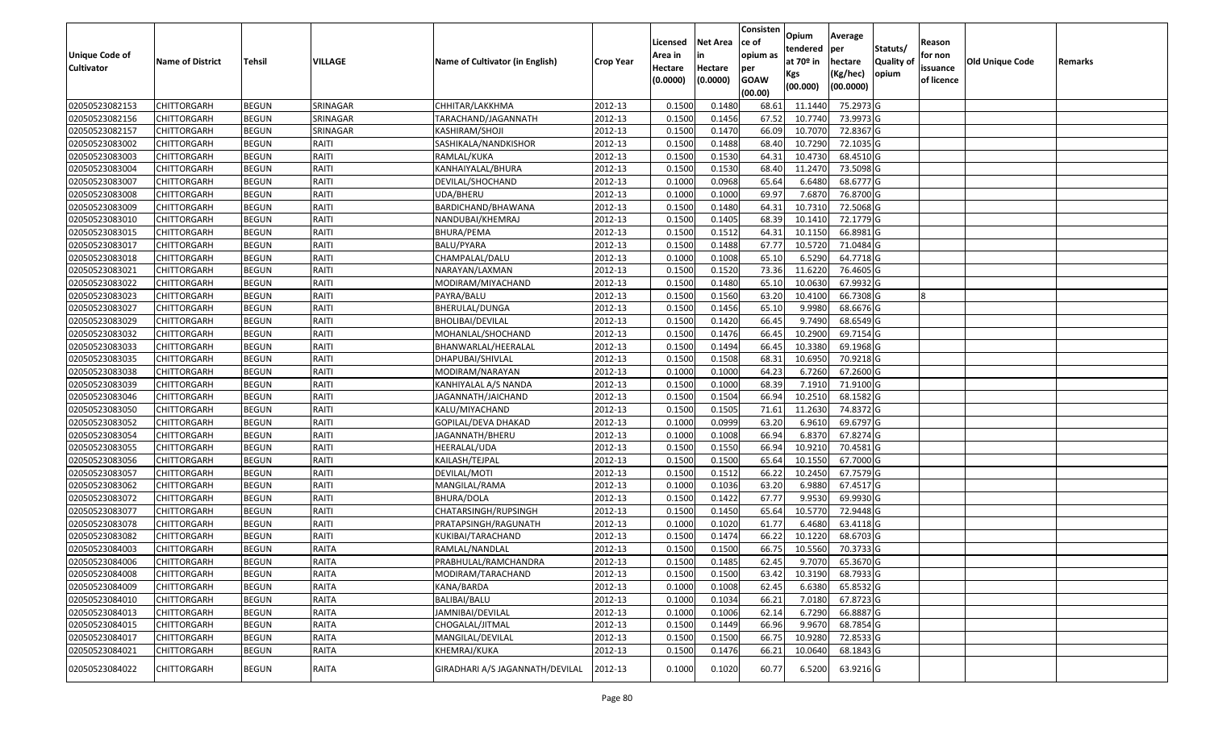| Unique Code of Cultivator | Name of District | Tehsil | VILLAGE | Name of Cultivator (in English) | Crop Year | Licensed Area in Hectare (0.0000) | Net Area in Hectare (0.0000) | Consistence of opium as per GOAW (00.00) | Opium tendered at 70º in Kgs (00.000) | Average per hectare (Kg/hec) (00.0000) | Statuts/ Quality of opium | Reason for non issuance of licence | Old Unique Code | Remarks |
|---|---|---|---|---|---|---|---|---|---|---|---|---|---|---|
| 02050523082153 | CHITTORGARH | BEGUN | SRINAGAR | CHHITAR/LAKKHMA | 2012-13 | 0.1500 | 0.1480 | 68.61 | 11.1440 | 75.2973 | G | | | |
| 02050523082156 | CHITTORGARH | BEGUN | SRINAGAR | TARACHAND/JAGANNATH | 2012-13 | 0.1500 | 0.1456 | 67.52 | 10.7740 | 73.9973 | G | | | |
| 02050523082157 | CHITTORGARH | BEGUN | SRINAGAR | KASHIRAM/SHOJI | 2012-13 | 0.1500 | 0.1470 | 66.09 | 10.7070 | 72.8367 | G | | | |
| 02050523083002 | CHITTORGARH | BEGUN | RAITI | SASHIKALA/NANDKISHOR | 2012-13 | 0.1500 | 0.1488 | 68.40 | 10.7290 | 72.1035 | G | | | |
| 02050523083003 | CHITTORGARH | BEGUN | RAITI | RAMLAL/KUKA | 2012-13 | 0.1500 | 0.1530 | 64.31 | 10.4730 | 68.4510 | G | | | |
| 02050523083004 | CHITTORGARH | BEGUN | RAITI | KANHAIYALAL/BHURA | 2012-13 | 0.1500 | 0.1530 | 68.40 | 11.2470 | 73.5098 | G | | | |
| 02050523083007 | CHITTORGARH | BEGUN | RAITI | DEVILAL/SHOCHAND | 2012-13 | 0.1000 | 0.0968 | 65.64 | 6.6480 | 68.6777 | G | | | |
| 02050523083008 | CHITTORGARH | BEGUN | RAITI | UDA/BHERU | 2012-13 | 0.1000 | 0.1000 | 69.97 | 7.6870 | 76.8700 | G | | | |
| 02050523083009 | CHITTORGARH | BEGUN | RAITI | BARDICHAND/BHAWANA | 2012-13 | 0.1500 | 0.1480 | 64.31 | 10.7310 | 72.5068 | G | | | |
| 02050523083010 | CHITTORGARH | BEGUN | RAITI | NANDUBAI/KHEMRAJ | 2012-13 | 0.1500 | 0.1405 | 68.39 | 10.1410 | 72.1779 | G | | | |
| 02050523083015 | CHITTORGARH | BEGUN | RAITI | BHURA/PEMA | 2012-13 | 0.1500 | 0.1512 | 64.31 | 10.1150 | 66.8981 | G | | | |
| 02050523083017 | CHITTORGARH | BEGUN | RAITI | BALU/PYARA | 2012-13 | 0.1500 | 0.1488 | 67.77 | 10.5720 | 71.0484 | G | | | |
| 02050523083018 | CHITTORGARH | BEGUN | RAITI | CHAMPALAL/DALU | 2012-13 | 0.1000 | 0.1008 | 65.10 | 6.5290 | 64.7718 | G | | | |
| 02050523083021 | CHITTORGARH | BEGUN | RAITI | NARAYAN/LAXMAN | 2012-13 | 0.1500 | 0.1520 | 73.36 | 11.6220 | 76.4605 | G | | | |
| 02050523083022 | CHITTORGARH | BEGUN | RAITI | MODIRAM/MIYACHAND | 2012-13 | 0.1500 | 0.1480 | 65.10 | 10.0630 | 67.9932 | G | | | |
| 02050523083023 | CHITTORGARH | BEGUN | RAITI | PAYRA/BALU | 2012-13 | 0.1500 | 0.1560 | 63.20 | 10.4100 | 66.7308 | G | 8 | | |
| 02050523083027 | CHITTORGARH | BEGUN | RAITI | BHERULAL/DUNGA | 2012-13 | 0.1500 | 0.1456 | 65.10 | 9.9980 | 68.6676 | G | | | |
| 02050523083029 | CHITTORGARH | BEGUN | RAITI | BHOLIBAI/DEVILAL | 2012-13 | 0.1500 | 0.1420 | 66.45 | 9.7490 | 68.6549 | G | | | |
| 02050523083032 | CHITTORGARH | BEGUN | RAITI | MOHANLAL/SHOCHAND | 2012-13 | 0.1500 | 0.1476 | 66.45 | 10.2900 | 69.7154 | G | | | |
| 02050523083033 | CHITTORGARH | BEGUN | RAITI | BHANWARLAL/HEERALAL | 2012-13 | 0.1500 | 0.1494 | 66.45 | 10.3380 | 69.1968 | G | | | |
| 02050523083035 | CHITTORGARH | BEGUN | RAITI | DHAPUBAI/SHIVLAL | 2012-13 | 0.1500 | 0.1508 | 68.31 | 10.6950 | 70.9218 | G | | | |
| 02050523083038 | CHITTORGARH | BEGUN | RAITI | MODIRAM/NARAYAN | 2012-13 | 0.1000 | 0.1000 | 64.23 | 6.7260 | 67.2600 | G | | | |
| 02050523083039 | CHITTORGARH | BEGUN | RAITI | KANHIYALAL A/S NANDA | 2012-13 | 0.1500 | 0.1000 | 68.39 | 7.1910 | 71.9100 | G | | | |
| 02050523083046 | CHITTORGARH | BEGUN | RAITI | JAGANNATH/JAICHAND | 2012-13 | 0.1500 | 0.1504 | 66.94 | 10.2510 | 68.1582 | G | | | |
| 02050523083050 | CHITTORGARH | BEGUN | RAITI | KALU/MIYACHAND | 2012-13 | 0.1500 | 0.1505 | 71.61 | 11.2630 | 74.8372 | G | | | |
| 02050523083052 | CHITTORGARH | BEGUN | RAITI | GOPILAL/DEVA DHAKAD | 2012-13 | 0.1000 | 0.0999 | 63.20 | 6.9610 | 69.6797 | G | | | |
| 02050523083054 | CHITTORGARH | BEGUN | RAITI | JAGANNATH/BHERU | 2012-13 | 0.1000 | 0.1008 | 66.94 | 6.8370 | 67.8274 | G | | | |
| 02050523083055 | CHITTORGARH | BEGUN | RAITI | HEERALAL/UDA | 2012-13 | 0.1500 | 0.1550 | 66.94 | 10.9210 | 70.4581 | G | | | |
| 02050523083056 | CHITTORGARH | BEGUN | RAITI | KAILASH/TEJPAL | 2012-13 | 0.1500 | 0.1500 | 65.64 | 10.1550 | 67.7000 | G | | | |
| 02050523083057 | CHITTORGARH | BEGUN | RAITI | DEVILAL/MOTI | 2012-13 | 0.1500 | 0.1512 | 66.22 | 10.2450 | 67.7579 | G | | | |
| 02050523083062 | CHITTORGARH | BEGUN | RAITI | MANGILAL/RAMA | 2012-13 | 0.1000 | 0.1036 | 63.20 | 6.9880 | 67.4517 | G | | | |
| 02050523083072 | CHITTORGARH | BEGUN | RAITI | BHURA/DOLA | 2012-13 | 0.1500 | 0.1422 | 67.77 | 9.9530 | 69.9930 | G | | | |
| 02050523083077 | CHITTORGARH | BEGUN | RAITI | CHATARSINGH/RUPSINGH | 2012-13 | 0.1500 | 0.1450 | 65.64 | 10.5770 | 72.9448 | G | | | |
| 02050523083078 | CHITTORGARH | BEGUN | RAITI | PRATAPSINGH/RAGUNATH | 2012-13 | 0.1000 | 0.1020 | 61.77 | 6.4680 | 63.4118 | G | | | |
| 02050523083082 | CHITTORGARH | BEGUN | RAITI | KUKIBAI/TARACHAND | 2012-13 | 0.1500 | 0.1474 | 66.22 | 10.1220 | 68.6703 | G | | | |
| 02050523084003 | CHITTORGARH | BEGUN | RAITA | RAMLAL/NANDLAL | 2012-13 | 0.1500 | 0.1500 | 66.75 | 10.5560 | 70.3733 | G | | | |
| 02050523084006 | CHITTORGARH | BEGUN | RAITA | PRABHULAL/RAMCHANDRA | 2012-13 | 0.1500 | 0.1485 | 62.45 | 9.7070 | 65.3670 | G | | | |
| 02050523084008 | CHITTORGARH | BEGUN | RAITA | MODIRAM/TARACHAND | 2012-13 | 0.1500 | 0.1500 | 63.42 | 10.3190 | 68.7933 | G | | | |
| 02050523084009 | CHITTORGARH | BEGUN | RAITA | KANA/BARDA | 2012-13 | 0.1000 | 0.1008 | 62.45 | 6.6380 | 65.8532 | G | | | |
| 02050523084010 | CHITTORGARH | BEGUN | RAITA | BALIBAI/BALU | 2012-13 | 0.1000 | 0.1034 | 66.21 | 7.0180 | 67.8723 | G | | | |
| 02050523084013 | CHITTORGARH | BEGUN | RAITA | JAMNIBAI/DEVILAL | 2012-13 | 0.1000 | 0.1006 | 62.14 | 6.7290 | 66.8887 | G | | | |
| 02050523084015 | CHITTORGARH | BEGUN | RAITA | CHOGALAL/JITMAL | 2012-13 | 0.1500 | 0.1449 | 66.96 | 9.9670 | 68.7854 | G | | | |
| 02050523084017 | CHITTORGARH | BEGUN | RAITA | MANGILAL/DEVILAL | 2012-13 | 0.1500 | 0.1500 | 66.75 | 10.9280 | 72.8533 | G | | | |
| 02050523084021 | CHITTORGARH | BEGUN | RAITA | KHEMRAJ/KUKA | 2012-13 | 0.1500 | 0.1476 | 66.21 | 10.0640 | 68.1843 | G | | | |
| 02050523084022 | CHITTORGARH | BEGUN | RAITA | GIRADHARI A/S JAGANNATH/DEVILAL | 2012-13 | 0.1000 | 0.1020 | 60.77 | 6.5200 | 63.9216 | G | | | |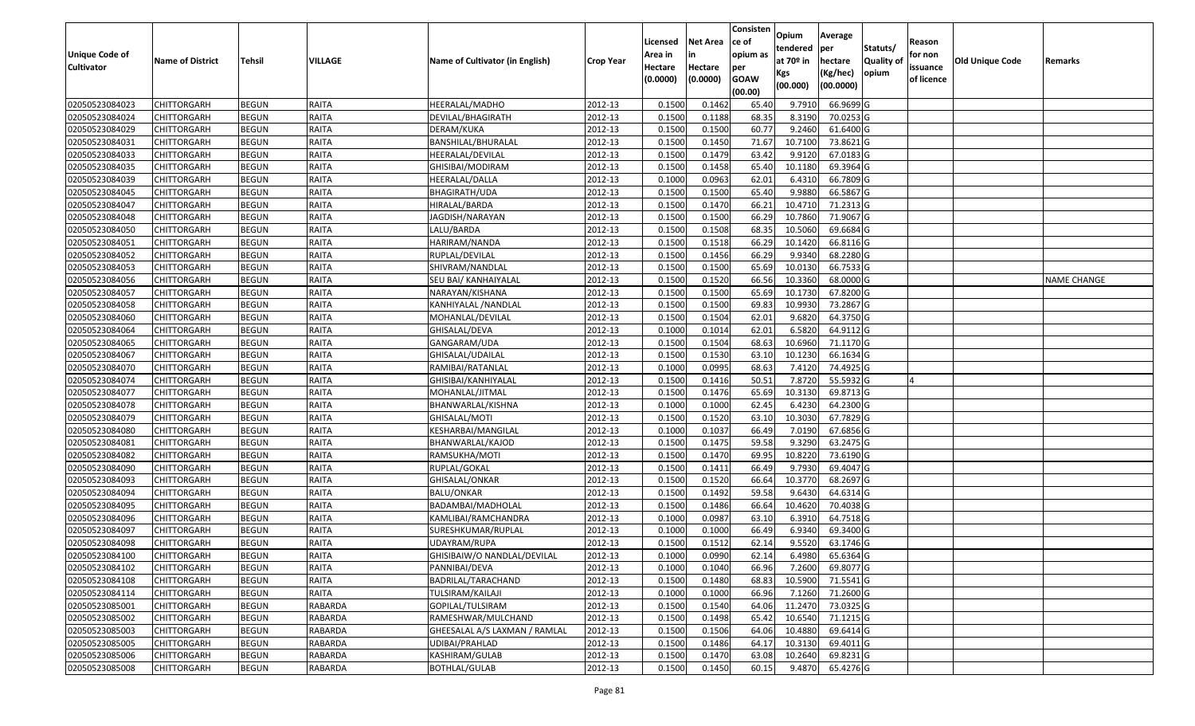| Unique Code of Cultivator | Name of District | Tehsil | VILLAGE | Name of Cultivator (in English) | Crop Year | Licensed Area in Hectare (0.0000) | Net Area in Hectare (0.0000) | Consistence of opium as per GOAW (00.00) | Opium tendered at 70º in Kgs (00.000) | Average per hectare (Kg/hec) (00.0000) | Statuts/ Quality of opium | Reason for non issuance of licence | Old Unique Code | Remarks |
|---|---|---|---|---|---|---|---|---|---|---|---|---|---|---|
| 02050523084023 | CHITTORGARH | BEGUN | RAITA | HEERALAL/MADHO | 2012-13 | 0.1500 | 0.1462 | 65.40 | 9.7910 | 66.9699 | G | | | |
| 02050523084024 | CHITTORGARH | BEGUN | RAITA | DEVILAL/BHAGIRATH | 2012-13 | 0.1500 | 0.1188 | 68.35 | 8.3190 | 70.0253 | G | | | |
| 02050523084029 | CHITTORGARH | BEGUN | RAITA | DERAM/KUKA | 2012-13 | 0.1500 | 0.1500 | 60.77 | 9.2460 | 61.6400 | G | | | |
| 02050523084031 | CHITTORGARH | BEGUN | RAITA | BANSHILAL/BHURALAL | 2012-13 | 0.1500 | 0.1450 | 71.67 | 10.7100 | 73.8621 | G | | | |
| 02050523084033 | CHITTORGARH | BEGUN | RAITA | HEERALAL/DEVILAL | 2012-13 | 0.1500 | 0.1479 | 63.42 | 9.9120 | 67.0183 | G | | | |
| 02050523084035 | CHITTORGARH | BEGUN | RAITA | GHISIBAI/MODIRAM | 2012-13 | 0.1500 | 0.1458 | 65.40 | 10.1180 | 69.3964 | G | | | |
| 02050523084039 | CHITTORGARH | BEGUN | RAITA | HEERALAL/DALLA | 2012-13 | 0.1000 | 0.0963 | 62.01 | 6.4310 | 66.7809 | G | | | |
| 02050523084045 | CHITTORGARH | BEGUN | RAITA | BHAGIRATH/UDA | 2012-13 | 0.1500 | 0.1500 | 65.40 | 9.9880 | 66.5867 | G | | | |
| 02050523084047 | CHITTORGARH | BEGUN | RAITA | HIRALAL/BARDA | 2012-13 | 0.1500 | 0.1470 | 66.21 | 10.4710 | 71.2313 | G | | | |
| 02050523084048 | CHITTORGARH | BEGUN | RAITA | JAGDISH/NARAYAN | 2012-13 | 0.1500 | 0.1500 | 66.29 | 10.7860 | 71.9067 | G | | | |
| 02050523084050 | CHITTORGARH | BEGUN | RAITA | LALU/BARDA | 2012-13 | 0.1500 | 0.1508 | 68.35 | 10.5060 | 69.6684 | G | | | |
| 02050523084051 | CHITTORGARH | BEGUN | RAITA | HARIRAM/NANDA | 2012-13 | 0.1500 | 0.1518 | 66.29 | 10.1420 | 66.8116 | G | | | |
| 02050523084052 | CHITTORGARH | BEGUN | RAITA | RUPLAL/DEVILAL | 2012-13 | 0.1500 | 0.1456 | 66.29 | 9.9340 | 68.2280 | G | | | |
| 02050523084053 | CHITTORGARH | BEGUN | RAITA | SHIVRAM/NANDLAL | 2012-13 | 0.1500 | 0.1500 | 65.69 | 10.0130 | 66.7533 | G | | | |
| 02050523084056 | CHITTORGARH | BEGUN | RAITA | SEU BAI/ KANHAIYALAL | 2012-13 | 0.1500 | 0.1520 | 66.56 | 10.3360 | 68.0000 | G | | | NAME CHANGE |
| 02050523084057 | CHITTORGARH | BEGUN | RAITA | NARAYAN/KISHANA | 2012-13 | 0.1500 | 0.1500 | 65.69 | 10.1730 | 67.8200 | G | | | |
| 02050523084058 | CHITTORGARH | BEGUN | RAITA | KANHIYALAL /NANDLAL | 2012-13 | 0.1500 | 0.1500 | 69.83 | 10.9930 | 73.2867 | G | | | |
| 02050523084060 | CHITTORGARH | BEGUN | RAITA | MOHANLAL/DEVILAL | 2012-13 | 0.1500 | 0.1504 | 62.01 | 9.6820 | 64.3750 | G | | | |
| 02050523084064 | CHITTORGARH | BEGUN | RAITA | GHISALAL/DEVA | 2012-13 | 0.1000 | 0.1014 | 62.01 | 6.5820 | 64.9112 | G | | | |
| 02050523084065 | CHITTORGARH | BEGUN | RAITA | GANGARAM/UDA | 2012-13 | 0.1500 | 0.1504 | 68.63 | 10.6960 | 71.1170 | G | | | |
| 02050523084067 | CHITTORGARH | BEGUN | RAITA | GHISALAL/UDAILAL | 2012-13 | 0.1500 | 0.1530 | 63.10 | 10.1230 | 66.1634 | G | | | |
| 02050523084070 | CHITTORGARH | BEGUN | RAITA | RAMIBAI/RATANLAL | 2012-13 | 0.1000 | 0.0995 | 68.63 | 7.4120 | 74.4925 | G | | | |
| 02050523084074 | CHITTORGARH | BEGUN | RAITA | GHISIBAI/KANHIYALAL | 2012-13 | 0.1500 | 0.1416 | 50.51 | 7.8720 | 55.5932 | G | 4 | | |
| 02050523084077 | CHITTORGARH | BEGUN | RAITA | MOHANLAL/JITMAL | 2012-13 | 0.1500 | 0.1476 | 65.69 | 10.3130 | 69.8713 | G | | | |
| 02050523084078 | CHITTORGARH | BEGUN | RAITA | BHANWARLAL/KISHNA | 2012-13 | 0.1000 | 0.1000 | 62.45 | 6.4230 | 64.2300 | G | | | |
| 02050523084079 | CHITTORGARH | BEGUN | RAITA | GHISALAL/MOTI | 2012-13 | 0.1500 | 0.1520 | 63.10 | 10.3030 | 67.7829 | G | | | |
| 02050523084080 | CHITTORGARH | BEGUN | RAITA | KESHARBAI/MANGILAL | 2012-13 | 0.1000 | 0.1037 | 66.49 | 7.0190 | 67.6856 | G | | | |
| 02050523084081 | CHITTORGARH | BEGUN | RAITA | BHANWARLAL/KAJOD | 2012-13 | 0.1500 | 0.1475 | 59.58 | 9.3290 | 63.2475 | G | | | |
| 02050523084082 | CHITTORGARH | BEGUN | RAITA | RAMSUKHA/MOTI | 2012-13 | 0.1500 | 0.1470 | 69.95 | 10.8220 | 73.6190 | G | | | |
| 02050523084090 | CHITTORGARH | BEGUN | RAITA | RUPLAL/GOKAL | 2012-13 | 0.1500 | 0.1411 | 66.49 | 9.7930 | 69.4047 | G | | | |
| 02050523084093 | CHITTORGARH | BEGUN | RAITA | GHISALAL/ONKAR | 2012-13 | 0.1500 | 0.1520 | 66.64 | 10.3770 | 68.2697 | G | | | |
| 02050523084094 | CHITTORGARH | BEGUN | RAITA | BALU/ONKAR | 2012-13 | 0.1500 | 0.1492 | 59.58 | 9.6430 | 64.6314 | G | | | |
| 02050523084095 | CHITTORGARH | BEGUN | RAITA | BADAMBAI/MADHOLAL | 2012-13 | 0.1500 | 0.1486 | 66.64 | 10.4620 | 70.4038 | G | | | |
| 02050523084096 | CHITTORGARH | BEGUN | RAITA | KAMLIBAI/RAMCHANDRA | 2012-13 | 0.1000 | 0.0987 | 63.10 | 6.3910 | 64.7518 | G | | | |
| 02050523084097 | CHITTORGARH | BEGUN | RAITA | SURESHKUMAR/RUPLAL | 2012-13 | 0.1000 | 0.1000 | 66.49 | 6.9340 | 69.3400 | G | | | |
| 02050523084098 | CHITTORGARH | BEGUN | RAITA | UDAYRAM/RUPA | 2012-13 | 0.1500 | 0.1512 | 62.14 | 9.5520 | 63.1746 | G | | | |
| 02050523084100 | CHITTORGARH | BEGUN | RAITA | GHISIBAIW/O NANDLAL/DEVILAL | 2012-13 | 0.1000 | 0.0990 | 62.14 | 6.4980 | 65.6364 | G | | | |
| 02050523084102 | CHITTORGARH | BEGUN | RAITA | PANNIBAI/DEVA | 2012-13 | 0.1000 | 0.1040 | 66.96 | 7.2600 | 69.8077 | G | | | |
| 02050523084108 | CHITTORGARH | BEGUN | RAITA | BADRILAL/TARACHAND | 2012-13 | 0.1500 | 0.1480 | 68.83 | 10.5900 | 71.5541 | G | | | |
| 02050523084114 | CHITTORGARH | BEGUN | RAITA | TULSIRAM/KAILAJI | 2012-13 | 0.1000 | 0.1000 | 66.96 | 7.1260 | 71.2600 | G | | | |
| 02050523085001 | CHITTORGARH | BEGUN | RABARDA | GOPILAL/TULSIRAM | 2012-13 | 0.1500 | 0.1540 | 64.06 | 11.2470 | 73.0325 | G | | | |
| 02050523085002 | CHITTORGARH | BEGUN | RABARDA | RAMESHWAR/MULCHAND | 2012-13 | 0.1500 | 0.1498 | 65.42 | 10.6540 | 71.1215 | G | | | |
| 02050523085003 | CHITTORGARH | BEGUN | RABARDA | GHEESALAL A/S LAXMAN / RAMLAL | 2012-13 | 0.1500 | 0.1506 | 64.06 | 10.4880 | 69.6414 | G | | | |
| 02050523085005 | CHITTORGARH | BEGUN | RABARDA | UDIBAI/PRAHLAD | 2012-13 | 0.1500 | 0.1486 | 64.17 | 10.3130 | 69.4011 | G | | | |
| 02050523085006 | CHITTORGARH | BEGUN | RABARDA | KASHIRAM/GULAB | 2012-13 | 0.1500 | 0.1470 | 63.08 | 10.2640 | 69.8231 | G | | | |
| 02050523085008 | CHITTORGARH | BEGUN | RABARDA | BOTHLAL/GULAB | 2012-13 | 0.1500 | 0.1450 | 60.15 | 9.4870 | 65.4276 | G | | | |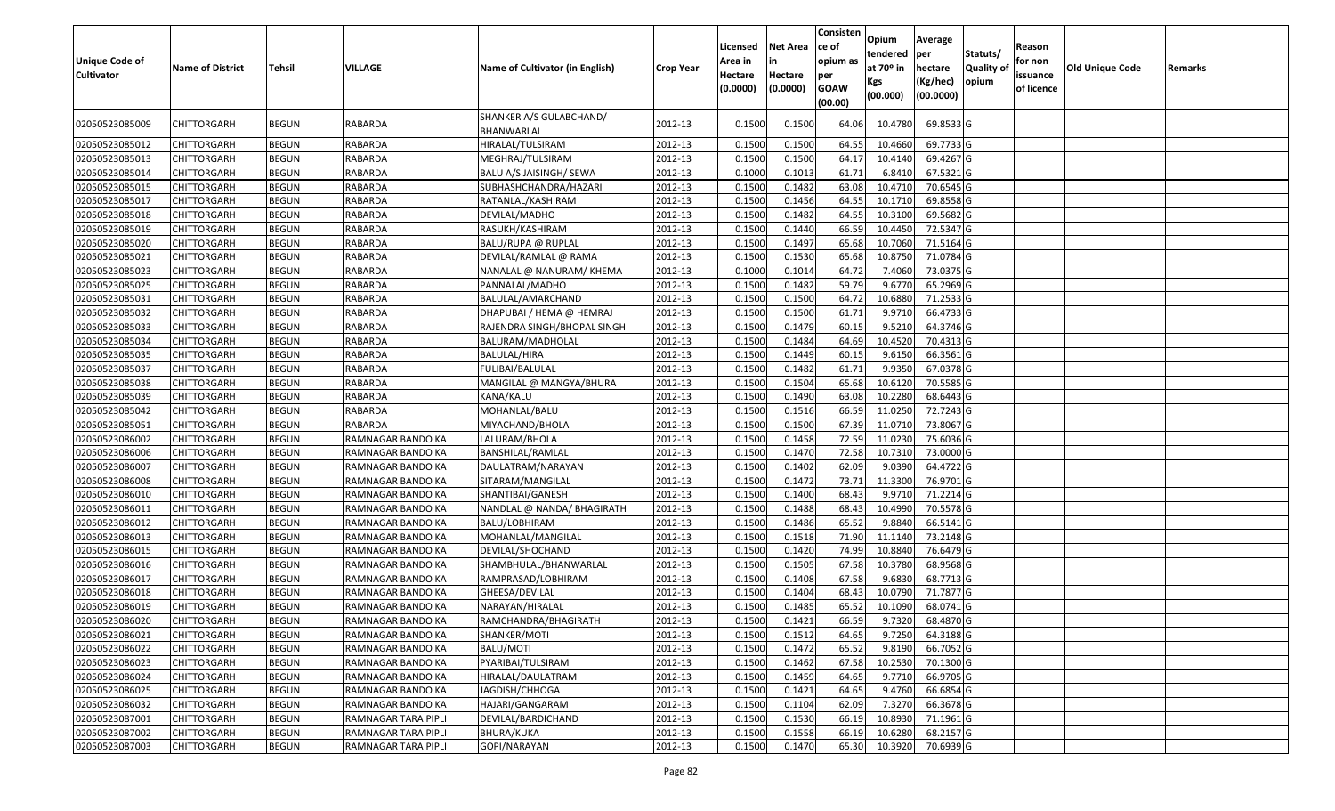| Unique Code of Cultivator | Name of District | Tehsil | VILLAGE | Name of Cultivator (in English) | Crop Year | Licensed Area in Hectare (0.0000) | Net Area in Hectare (0.0000) | Consistence of opium as per GOAW (00.00) | Opium tendered at 70º in Kgs (00.000) | Average per hectare (Kg/hec) (00.0000) | Statuts/ Quality of opium | Reason for non issuance of licence | Old Unique Code | Remarks |
|---|---|---|---|---|---|---|---|---|---|---|---|---|---|---|
| 02050523085009 | CHITTORGARH | BEGUN | RABARDA | SHANKER A/S GULABCHAND/ BHANWARLAL | 2012-13 | 0.1500 | 0.1500 | 64.06 | 10.4780 | 69.8533 | G | | | |
| 02050523085012 | CHITTORGARH | BEGUN | RABARDA | HIRALAL/TULSIRAM | 2012-13 | 0.1500 | 0.1500 | 64.55 | 10.4660 | 69.7733 | G | | | |
| 02050523085013 | CHITTORGARH | BEGUN | RABARDA | MEGHRAJ/TULSIRAM | 2012-13 | 0.1500 | 0.1500 | 64.17 | 10.4140 | 69.4267 | G | | | |
| 02050523085014 | CHITTORGARH | BEGUN | RABARDA | BALU A/S JAISINGH/ SEWA | 2012-13 | 0.1000 | 0.1013 | 61.71 | 6.8410 | 67.5321 | G | | | |
| 02050523085015 | CHITTORGARH | BEGUN | RABARDA | SUBHASHCHANDRA/HAZARI | 2012-13 | 0.1500 | 0.1482 | 63.08 | 10.4710 | 70.6545 | G | | | |
| 02050523085017 | CHITTORGARH | BEGUN | RABARDA | RATANLAL/KASHIRAM | 2012-13 | 0.1500 | 0.1456 | 64.55 | 10.1710 | 69.8558 | G | | | |
| 02050523085018 | CHITTORGARH | BEGUN | RABARDA | DEVILAL/MADHO | 2012-13 | 0.1500 | 0.1482 | 64.55 | 10.3100 | 69.5682 | G | | | |
| 02050523085019 | CHITTORGARH | BEGUN | RABARDA | RASUKH/KASHIRAM | 2012-13 | 0.1500 | 0.1440 | 66.59 | 10.4450 | 72.5347 | G | | | |
| 02050523085020 | CHITTORGARH | BEGUN | RABARDA | BALU/RUPA @ RUPLAL | 2012-13 | 0.1500 | 0.1497 | 65.68 | 10.7060 | 71.5164 | G | | | |
| 02050523085021 | CHITTORGARH | BEGUN | RABARDA | DEVILAL/RAMLAL @ RAMA | 2012-13 | 0.1500 | 0.1530 | 65.68 | 10.8750 | 71.0784 | G | | | |
| 02050523085023 | CHITTORGARH | BEGUN | RABARDA | NANALAL @ NANURAM/ KHEMA | 2012-13 | 0.1000 | 0.1014 | 64.72 | 7.4060 | 73.0375 | G | | | |
| 02050523085025 | CHITTORGARH | BEGUN | RABARDA | PANNALAL/MADHO | 2012-13 | 0.1500 | 0.1482 | 59.79 | 9.6770 | 65.2969 | G | | | |
| 02050523085031 | CHITTORGARH | BEGUN | RABARDA | BALULAL/AMARCHAND | 2012-13 | 0.1500 | 0.1500 | 64.72 | 10.6880 | 71.2533 | G | | | |
| 02050523085032 | CHITTORGARH | BEGUN | RABARDA | DHAPUBAI / HEMA @ HEMRAJ | 2012-13 | 0.1500 | 0.1500 | 61.71 | 9.9710 | 66.4733 | G | | | |
| 02050523085033 | CHITTORGARH | BEGUN | RABARDA | RAJENDRA SINGH/BHOPAL SINGH | 2012-13 | 0.1500 | 0.1479 | 60.15 | 9.5210 | 64.3746 | G | | | |
| 02050523085034 | CHITTORGARH | BEGUN | RABARDA | BALURAM/MADHOLAL | 2012-13 | 0.1500 | 0.1484 | 64.69 | 10.4520 | 70.4313 | G | | | |
| 02050523085035 | CHITTORGARH | BEGUN | RABARDA | BALULAL/HIRA | 2012-13 | 0.1500 | 0.1449 | 60.15 | 9.6150 | 66.3561 | G | | | |
| 02050523085037 | CHITTORGARH | BEGUN | RABARDA | FULIBAI/BALULAL | 2012-13 | 0.1500 | 0.1482 | 61.71 | 9.9350 | 67.0378 | G | | | |
| 02050523085038 | CHITTORGARH | BEGUN | RABARDA | MANGILAL @ MANGYA/BHURA | 2012-13 | 0.1500 | 0.1504 | 65.68 | 10.6120 | 70.5585 | G | | | |
| 02050523085039 | CHITTORGARH | BEGUN | RABARDA | KANA/KALU | 2012-13 | 0.1500 | 0.1490 | 63.08 | 10.2280 | 68.6443 | G | | | |
| 02050523085042 | CHITTORGARH | BEGUN | RABARDA | MOHANLAL/BALU | 2012-13 | 0.1500 | 0.1516 | 66.59 | 11.0250 | 72.7243 | G | | | |
| 02050523085051 | CHITTORGARH | BEGUN | RABARDA | MIYACHAND/BHOLA | 2012-13 | 0.1500 | 0.1500 | 67.39 | 11.0710 | 73.8067 | G | | | |
| 02050523086002 | CHITTORGARH | BEGUN | RAMNAGAR BANDO KA | LALURAM/BHOLA | 2012-13 | 0.1500 | 0.1458 | 72.59 | 11.0230 | 75.6036 | G | | | |
| 02050523086006 | CHITTORGARH | BEGUN | RAMNAGAR BANDO KA | BANSHILAL/RAMLAL | 2012-13 | 0.1500 | 0.1470 | 72.58 | 10.7310 | 73.0000 | G | | | |
| 02050523086007 | CHITTORGARH | BEGUN | RAMNAGAR BANDO KA | DAULATRAM/NARAYAN | 2012-13 | 0.1500 | 0.1402 | 62.09 | 9.0390 | 64.4722 | G | | | |
| 02050523086008 | CHITTORGARH | BEGUN | RAMNAGAR BANDO KA | SITARAM/MANGILAL | 2012-13 | 0.1500 | 0.1472 | 73.71 | 11.3300 | 76.9701 | G | | | |
| 02050523086010 | CHITTORGARH | BEGUN | RAMNAGAR BANDO KA | SHANTIBAI/GANESH | 2012-13 | 0.1500 | 0.1400 | 68.43 | 9.9710 | 71.2214 | G | | | |
| 02050523086011 | CHITTORGARH | BEGUN | RAMNAGAR BANDO KA | NANDLAL @ NANDA/ BHAGIRATH | 2012-13 | 0.1500 | 0.1488 | 68.43 | 10.4990 | 70.5578 | G | | | |
| 02050523086012 | CHITTORGARH | BEGUN | RAMNAGAR BANDO KA | BALU/LOBHIRAM | 2012-13 | 0.1500 | 0.1486 | 65.52 | 9.8840 | 66.5141 | G | | | |
| 02050523086013 | CHITTORGARH | BEGUN | RAMNAGAR BANDO KA | MOHANLAL/MANGILAL | 2012-13 | 0.1500 | 0.1518 | 71.90 | 11.1140 | 73.2148 | G | | | |
| 02050523086015 | CHITTORGARH | BEGUN | RAMNAGAR BANDO KA | DEVILAL/SHOCHAND | 2012-13 | 0.1500 | 0.1420 | 74.99 | 10.8840 | 76.6479 | G | | | |
| 02050523086016 | CHITTORGARH | BEGUN | RAMNAGAR BANDO KA | SHAMBHULAL/BHANWARLAL | 2012-13 | 0.1500 | 0.1505 | 67.58 | 10.3780 | 68.9568 | G | | | |
| 02050523086017 | CHITTORGARH | BEGUN | RAMNAGAR BANDO KA | RAMPRASAD/LOBHIRAM | 2012-13 | 0.1500 | 0.1408 | 67.58 | 9.6830 | 68.7713 | G | | | |
| 02050523086018 | CHITTORGARH | BEGUN | RAMNAGAR BANDO KA | GHEESA/DEVILAL | 2012-13 | 0.1500 | 0.1404 | 68.43 | 10.0790 | 71.7877 | G | | | |
| 02050523086019 | CHITTORGARH | BEGUN | RAMNAGAR BANDO KA | NARAYAN/HIRALAL | 2012-13 | 0.1500 | 0.1485 | 65.52 | 10.1090 | 68.0741 | G | | | |
| 02050523086020 | CHITTORGARH | BEGUN | RAMNAGAR BANDO KA | RAMCHANDRA/BHAGIRATH | 2012-13 | 0.1500 | 0.1421 | 66.59 | 9.7320 | 68.4870 | G | | | |
| 02050523086021 | CHITTORGARH | BEGUN | RAMNAGAR BANDO KA | SHANKER/MOTI | 2012-13 | 0.1500 | 0.1512 | 64.65 | 9.7250 | 64.3188 | G | | | |
| 02050523086022 | CHITTORGARH | BEGUN | RAMNAGAR BANDO KA | BALU/MOTI | 2012-13 | 0.1500 | 0.1472 | 65.52 | 9.8190 | 66.7052 | G | | | |
| 02050523086023 | CHITTORGARH | BEGUN | RAMNAGAR BANDO KA | PYARIBAI/TULSIRAM | 2012-13 | 0.1500 | 0.1462 | 67.58 | 10.2530 | 70.1300 | G | | | |
| 02050523086024 | CHITTORGARH | BEGUN | RAMNAGAR BANDO KA | HIRALAL/DAULATRAM | 2012-13 | 0.1500 | 0.1459 | 64.65 | 9.7710 | 66.9705 | G | | | |
| 02050523086025 | CHITTORGARH | BEGUN | RAMNAGAR BANDO KA | JAGDISH/CHHOGA | 2012-13 | 0.1500 | 0.1421 | 64.65 | 9.4760 | 66.6854 | G | | | |
| 02050523086032 | CHITTORGARH | BEGUN | RAMNAGAR BANDO KA | HAJARI/GANGARAM | 2012-13 | 0.1500 | 0.1104 | 62.09 | 7.3270 | 66.3678 | G | | | |
| 02050523087001 | CHITTORGARH | BEGUN | RAMNAGAR TARA PIPLI | DEVILAL/BARDICHAND | 2012-13 | 0.1500 | 0.1530 | 66.19 | 10.8930 | 71.1961 | G | | | |
| 02050523087002 | CHITTORGARH | BEGUN | RAMNAGAR TARA PIPLI | BHURA/KUKA | 2012-13 | 0.1500 | 0.1558 | 66.19 | 10.6280 | 68.2157 | G | | | |
| 02050523087003 | CHITTORGARH | BEGUN | RAMNAGAR TARA PIPLI | GOPI/NARAYAN | 2012-13 | 0.1500 | 0.1470 | 65.30 | 10.3920 | 70.6939 | G | | | |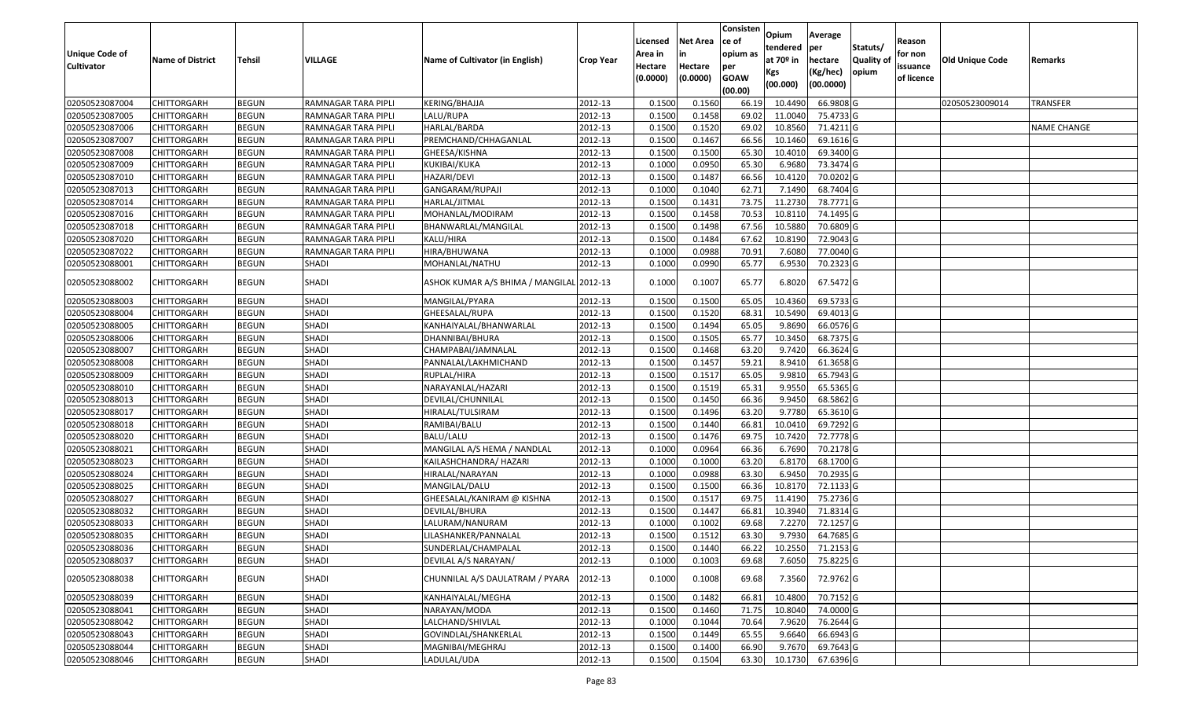| Unique Code of Cultivator | Name of District | Tehsil | VILLAGE | Name of Cultivator (in English) | Crop Year | Licensed Area in Hectare (0.0000) | Net Area in Hectare (0.0000) | Consistence of opium as per GOAW (00.00) | Opium tendered at 70º in Kgs (00.000) | Average per hectare (Kg/hec) (00.0000) | Statuts/ Quality of opium | Reason for non issuance of licence | Old Unique Code | Remarks |
|---|---|---|---|---|---|---|---|---|---|---|---|---|---|---|
| 02050523087004 | CHITTORGARH | BEGUN | RAMNAGAR TARA PIPLI | KERING/BHAJJA | 2012-13 | 0.1500 | 0.1560 | 66.19 | 10.4490 | 66.9808 | G | | 02050523009014 | TRANSFER |
| 02050523087005 | CHITTORGARH | BEGUN | RAMNAGAR TARA PIPLI | LALU/RUPA | 2012-13 | 0.1500 | 0.1458 | 69.02 | 11.0040 | 75.4733 | G | | | |
| 02050523087006 | CHITTORGARH | BEGUN | RAMNAGAR TARA PIPLI | HARLAL/BARDA | 2012-13 | 0.1500 | 0.1520 | 69.02 | 10.8560 | 71.4211 | G | | | NAME CHANGE |
| 02050523087007 | CHITTORGARH | BEGUN | RAMNAGAR TARA PIPLI | PREMCHAND/CHHAGANLAL | 2012-13 | 0.1500 | 0.1467 | 66.56 | 10.1460 | 69.1616 | G | | | |
| 02050523087008 | CHITTORGARH | BEGUN | RAMNAGAR TARA PIPLI | GHEESA/KISHNA | 2012-13 | 0.1500 | 0.1500 | 65.30 | 10.4010 | 69.3400 | G | | | |
| 02050523087009 | CHITTORGARH | BEGUN | RAMNAGAR TARA PIPLI | KUKIBAI/KUKA | 2012-13 | 0.1000 | 0.0950 | 65.30 | 6.9680 | 73.3474 | G | | | |
| 02050523087010 | CHITTORGARH | BEGUN | RAMNAGAR TARA PIPLI | HAZARI/DEVI | 2012-13 | 0.1500 | 0.1487 | 66.56 | 10.4120 | 70.0202 | G | | | |
| 02050523087013 | CHITTORGARH | BEGUN | RAMNAGAR TARA PIPLI | GANGARAM/RUPAJI | 2012-13 | 0.1000 | 0.1040 | 62.71 | 7.1490 | 68.7404 | G | | | |
| 02050523087014 | CHITTORGARH | BEGUN | RAMNAGAR TARA PIPLI | HARLAL/JITMAL | 2012-13 | 0.1500 | 0.1431 | 73.75 | 11.2730 | 78.7771 | G | | | |
| 02050523087016 | CHITTORGARH | BEGUN | RAMNAGAR TARA PIPLI | MOHANLAL/MODIRAM | 2012-13 | 0.1500 | 0.1458 | 70.53 | 10.8110 | 74.1495 | G | | | |
| 02050523087018 | CHITTORGARH | BEGUN | RAMNAGAR TARA PIPLI | BHANWARLAL/MANGILAL | 2012-13 | 0.1500 | 0.1498 | 67.56 | 10.5880 | 70.6809 | G | | | |
| 02050523087020 | CHITTORGARH | BEGUN | RAMNAGAR TARA PIPLI | KALU/HIRA | 2012-13 | 0.1500 | 0.1484 | 67.62 | 10.8190 | 72.9043 | G | | | |
| 02050523087022 | CHITTORGARH | BEGUN | RAMNAGAR TARA PIPLI | HIRA/BHUWANA | 2012-13 | 0.1000 | 0.0988 | 70.91 | 7.6080 | 77.0040 | G | | | |
| 02050523088001 | CHITTORGARH | BEGUN | SHADI | MOHANLAL/NATHU | 2012-13 | 0.1000 | 0.0990 | 65.77 | 6.9530 | 70.2323 | G | | | |
| 02050523088002 | CHITTORGARH | BEGUN | SHADI | ASHOK KUMAR A/S BHIMA / MANGILAL | 2012-13 | 0.1000 | 0.1007 | 65.77 | 6.8020 | 67.5472 | G | | | |
| 02050523088003 | CHITTORGARH | BEGUN | SHADI | MANGILAL/PYARA | 2012-13 | 0.1500 | 0.1500 | 65.05 | 10.4360 | 69.5733 | G | | | |
| 02050523088004 | CHITTORGARH | BEGUN | SHADI | GHEESALAL/RUPA | 2012-13 | 0.1500 | 0.1520 | 68.31 | 10.5490 | 69.4013 | G | | | |
| 02050523088005 | CHITTORGARH | BEGUN | SHADI | KANHAIYALAL/BHANWARLAL | 2012-13 | 0.1500 | 0.1494 | 65.05 | 9.8690 | 66.0576 | G | | | |
| 02050523088006 | CHITTORGARH | BEGUN | SHADI | DHANNIBAI/BHURA | 2012-13 | 0.1500 | 0.1505 | 65.77 | 10.3450 | 68.7375 | G | | | |
| 02050523088007 | CHITTORGARH | BEGUN | SHADI | CHAMPABAI/JAMNALAL | 2012-13 | 0.1500 | 0.1468 | 63.20 | 9.7420 | 66.3624 | G | | | |
| 02050523088008 | CHITTORGARH | BEGUN | SHADI | PANNALAL/LAKHMICHAND | 2012-13 | 0.1500 | 0.1457 | 59.21 | 8.9410 | 61.3658 | G | | | |
| 02050523088009 | CHITTORGARH | BEGUN | SHADI | RUPLAL/HIRA | 2012-13 | 0.1500 | 0.1517 | 65.05 | 9.9810 | 65.7943 | G | | | |
| 02050523088010 | CHITTORGARH | BEGUN | SHADI | NARAYANLAL/HAZARI | 2012-13 | 0.1500 | 0.1519 | 65.31 | 9.9550 | 65.5365 | G | | | |
| 02050523088013 | CHITTORGARH | BEGUN | SHADI | DEVILAL/CHUNNILAL | 2012-13 | 0.1500 | 0.1450 | 66.36 | 9.9450 | 68.5862 | G | | | |
| 02050523088017 | CHITTORGARH | BEGUN | SHADI | HIRALAL/TULSIRAM | 2012-13 | 0.1500 | 0.1496 | 63.20 | 9.7780 | 65.3610 | G | | | |
| 02050523088018 | CHITTORGARH | BEGUN | SHADI | RAMIBAI/BALU | 2012-13 | 0.1500 | 0.1440 | 66.81 | 10.0410 | 69.7292 | G | | | |
| 02050523088020 | CHITTORGARH | BEGUN | SHADI | BALU/LALU | 2012-13 | 0.1500 | 0.1476 | 69.75 | 10.7420 | 72.7778 | G | | | |
| 02050523088021 | CHITTORGARH | BEGUN | SHADI | MANGILAL A/S HEMA / NANDLAL | 2012-13 | 0.1000 | 0.0964 | 66.36 | 6.7690 | 70.2178 | G | | | |
| 02050523088023 | CHITTORGARH | BEGUN | SHADI | KAILASHCHANDRA/ HAZARI | 2012-13 | 0.1000 | 0.1000 | 63.20 | 6.8170 | 68.1700 | G | | | |
| 02050523088024 | CHITTORGARH | BEGUN | SHADI | HIRALAL/NARAYAN | 2012-13 | 0.1000 | 0.0988 | 63.30 | 6.9450 | 70.2935 | G | | | |
| 02050523088025 | CHITTORGARH | BEGUN | SHADI | MANGILAL/DALU | 2012-13 | 0.1500 | 0.1500 | 66.36 | 10.8170 | 72.1133 | G | | | |
| 02050523088027 | CHITTORGARH | BEGUN | SHADI | GHEESALAL/KANIRAM @ KISHNA | 2012-13 | 0.1500 | 0.1517 | 69.75 | 11.4190 | 75.2736 | G | | | |
| 02050523088032 | CHITTORGARH | BEGUN | SHADI | DEVILAL/BHURA | 2012-13 | 0.1500 | 0.1447 | 66.81 | 10.3940 | 71.8314 | G | | | |
| 02050523088033 | CHITTORGARH | BEGUN | SHADI | LALURAM/NANURAM | 2012-13 | 0.1000 | 0.1002 | 69.68 | 7.2270 | 72.1257 | G | | | |
| 02050523088035 | CHITTORGARH | BEGUN | SHADI | LILASHANKER/PANNALAL | 2012-13 | 0.1500 | 0.1512 | 63.30 | 9.7930 | 64.7685 | G | | | |
| 02050523088036 | CHITTORGARH | BEGUN | SHADI | SUNDERLAL/CHAMPALAL | 2012-13 | 0.1500 | 0.1440 | 66.22 | 10.2550 | 71.2153 | G | | | |
| 02050523088037 | CHITTORGARH | BEGUN | SHADI | DEVILAL A/S NARAYAN/ | 2012-13 | 0.1000 | 0.1003 | 69.68 | 7.6050 | 75.8225 | G | | | |
| 02050523088038 | CHITTORGARH | BEGUN | SHADI | CHUNNILAL A/S DAULATRAM / PYARA | 2012-13 | 0.1000 | 0.1008 | 69.68 | 7.3560 | 72.9762 | G | | | |
| 02050523088039 | CHITTORGARH | BEGUN | SHADI | KANHAIYALAL/MEGHA | 2012-13 | 0.1500 | 0.1482 | 66.81 | 10.4800 | 70.7152 | G | | | |
| 02050523088041 | CHITTORGARH | BEGUN | SHADI | NARAYAN/MODA | 2012-13 | 0.1500 | 0.1460 | 71.75 | 10.8040 | 74.0000 | G | | | |
| 02050523088042 | CHITTORGARH | BEGUN | SHADI | LALCHAND/SHIVLAL | 2012-13 | 0.1000 | 0.1044 | 70.64 | 7.9620 | 76.2644 | G | | | |
| 02050523088043 | CHITTORGARH | BEGUN | SHADI | GOVINDLAL/SHANKERLAL | 2012-13 | 0.1500 | 0.1449 | 65.55 | 9.6640 | 66.6943 | G | | | |
| 02050523088044 | CHITTORGARH | BEGUN | SHADI | MAGNIBAI/MEGHRAJ | 2012-13 | 0.1500 | 0.1400 | 66.90 | 9.7670 | 69.7643 | G | | | |
| 02050523088046 | CHITTORGARH | BEGUN | SHADI | LADULAL/UDA | 2012-13 | 0.1500 | 0.1504 | 63.30 | 10.1730 | 67.6396 | G | | | |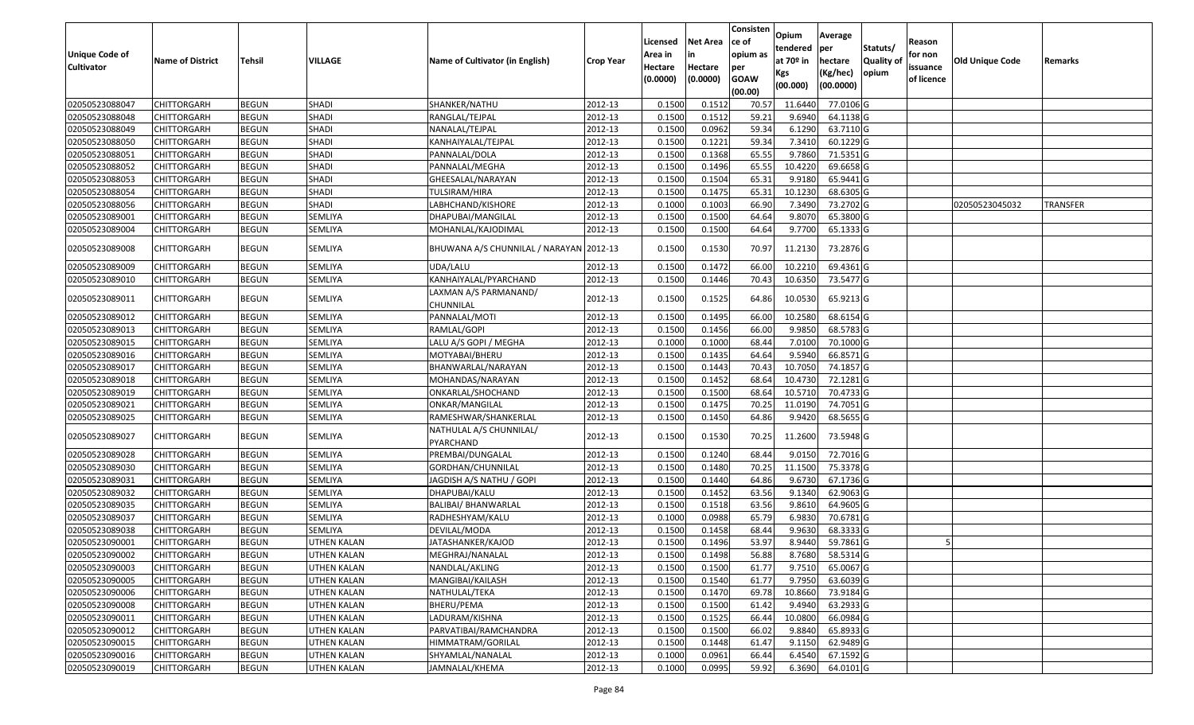| Unique Code of Cultivator | Name of District | Tehsil | VILLAGE | Name of Cultivator (in English) | Crop Year | Licensed Area in Hectare (0.0000) | Net Area in Hectare (0.0000) | Consistence of opium as per GOAW (00.00) | Opium tendered at 70º in Kgs (00.000) | Average per hectare (Kg/hec) (00.0000) | Statuts/ Quality of opium | Reason for non issuance of licence | Old Unique Code | Remarks |
|---|---|---|---|---|---|---|---|---|---|---|---|---|---|---|
| 02050523088047 | CHITTORGARH | BEGUN | SHADI | SHANKER/NATHU | 2012-13 | 0.1500 | 0.1512 | 70.57 | 11.6440 | 77.0106 | G | | | |
| 02050523088048 | CHITTORGARH | BEGUN | SHADI | RANGLAL/TEJPAL | 2012-13 | 0.1500 | 0.1512 | 59.21 | 9.6940 | 64.1138 | G | | | |
| 02050523088049 | CHITTORGARH | BEGUN | SHADI | NANALAL/TEJPAL | 2012-13 | 0.1500 | 0.0962 | 59.34 | 6.1290 | 63.7110 | G | | | |
| 02050523088050 | CHITTORGARH | BEGUN | SHADI | KANHAIYALAL/TEJPAL | 2012-13 | 0.1500 | 0.1221 | 59.34 | 7.3410 | 60.1229 | G | | | |
| 02050523088051 | CHITTORGARH | BEGUN | SHADI | PANNALAL/DOLA | 2012-13 | 0.1500 | 0.1368 | 65.55 | 9.7860 | 71.5351 | G | | | |
| 02050523088052 | CHITTORGARH | BEGUN | SHADI | PANNALAL/MEGHA | 2012-13 | 0.1500 | 0.1496 | 65.55 | 10.4220 | 69.6658 | G | | | |
| 02050523088053 | CHITTORGARH | BEGUN | SHADI | GHEESALAL/NARAYAN | 2012-13 | 0.1500 | 0.1504 | 65.31 | 9.9180 | 65.9441 | G | | | |
| 02050523088054 | CHITTORGARH | BEGUN | SHADI | TULSIRAM/HIRA | 2012-13 | 0.1500 | 0.1475 | 65.31 | 10.1230 | 68.6305 | G | | | |
| 02050523088056 | CHITTORGARH | BEGUN | SHADI | LABHCHAND/KISHORE | 2012-13 | 0.1000 | 0.1003 | 66.90 | 7.3490 | 73.2702 | G | | 02050523045032 | TRANSFER |
| 02050523089001 | CHITTORGARH | BEGUN | SEMLIYA | DHAPUBAI/MANGILAL | 2012-13 | 0.1500 | 0.1500 | 64.64 | 9.8070 | 65.3800 | G | | | |
| 02050523089004 | CHITTORGARH | BEGUN | SEMLIYA | MOHANLAL/KAJODIMAL | 2012-13 | 0.1500 | 0.1500 | 64.64 | 9.7700 | 65.1333 | G | | | |
| 02050523089008 | CHITTORGARH | BEGUN | SEMLIYA | BHUWANA A/S CHUNNILAL / NARAYAN | 2012-13 | 0.1500 | 0.1530 | 70.97 | 11.2130 | 73.2876 | G | | | |
| 02050523089009 | CHITTORGARH | BEGUN | SEMLIYA | UDA/LALU | 2012-13 | 0.1500 | 0.1472 | 66.00 | 10.2210 | 69.4361 | G | | | |
| 02050523089010 | CHITTORGARH | BEGUN | SEMLIYA | KANHAIYALAL/PYARCHAND | 2012-13 | 0.1500 | 0.1446 | 70.43 | 10.6350 | 73.5477 | G | | | |
| 02050523089011 | CHITTORGARH | BEGUN | SEMLIYA | LAXMAN A/S PARMANAND/ CHUNNILAL | 2012-13 | 0.1500 | 0.1525 | 64.86 | 10.0530 | 65.9213 | G | | | |
| 02050523089012 | CHITTORGARH | BEGUN | SEMLIYA | PANNALAL/MOTI | 2012-13 | 0.1500 | 0.1495 | 66.00 | 10.2580 | 68.6154 | G | | | |
| 02050523089013 | CHITTORGARH | BEGUN | SEMLIYA | RAMLAL/GOPI | 2012-13 | 0.1500 | 0.1456 | 66.00 | 9.9850 | 68.5783 | G | | | |
| 02050523089015 | CHITTORGARH | BEGUN | SEMLIYA | LALU A/S GOPI / MEGHA | 2012-13 | 0.1000 | 0.1000 | 68.44 | 7.0100 | 70.1000 | G | | | |
| 02050523089016 | CHITTORGARH | BEGUN | SEMLIYA | MOTYABAI/BHERU | 2012-13 | 0.1500 | 0.1435 | 64.64 | 9.5940 | 66.8571 | G | | | |
| 02050523089017 | CHITTORGARH | BEGUN | SEMLIYA | BHANWARLAL/NARAYAN | 2012-13 | 0.1500 | 0.1443 | 70.43 | 10.7050 | 74.1857 | G | | | |
| 02050523089018 | CHITTORGARH | BEGUN | SEMLIYA | MOHANDAS/NARAYAN | 2012-13 | 0.1500 | 0.1452 | 68.64 | 10.4730 | 72.1281 | G | | | |
| 02050523089019 | CHITTORGARH | BEGUN | SEMLIYA | ONKARLAL/SHOCHAND | 2012-13 | 0.1500 | 0.1500 | 68.64 | 10.5710 | 70.4733 | G | | | |
| 02050523089021 | CHITTORGARH | BEGUN | SEMLIYA | ONKAR/MANGILAL | 2012-13 | 0.1500 | 0.1475 | 70.25 | 11.0190 | 74.7051 | G | | | |
| 02050523089025 | CHITTORGARH | BEGUN | SEMLIYA | RAMESHWAR/SHANKERLAL | 2012-13 | 0.1500 | 0.1450 | 64.86 | 9.9420 | 68.5655 | G | | | |
| 02050523089027 | CHITTORGARH | BEGUN | SEMLIYA | NATHULAL A/S CHUNNILAL/ PYARCHAND | 2012-13 | 0.1500 | 0.1530 | 70.25 | 11.2600 | 73.5948 | G | | | |
| 02050523089028 | CHITTORGARH | BEGUN | SEMLIYA | PREMBAI/DUNGALAL | 2012-13 | 0.1500 | 0.1240 | 68.44 | 9.0150 | 72.7016 | G | | | |
| 02050523089030 | CHITTORGARH | BEGUN | SEMLIYA | GORDHAN/CHUNNILAL | 2012-13 | 0.1500 | 0.1480 | 70.25 | 11.1500 | 75.3378 | G | | | |
| 02050523089031 | CHITTORGARH | BEGUN | SEMLIYA | JAGDISH A/S NATHU / GOPI | 2012-13 | 0.1500 | 0.1440 | 64.86 | 9.6730 | 67.1736 | G | | | |
| 02050523089032 | CHITTORGARH | BEGUN | SEMLIYA | DHAPUBAI/KALU | 2012-13 | 0.1500 | 0.1452 | 63.56 | 9.1340 | 62.9063 | G | | | |
| 02050523089035 | CHITTORGARH | BEGUN | SEMLIYA | BALIBAI/ BHANWARLAL | 2012-13 | 0.1500 | 0.1518 | 63.56 | 9.8610 | 64.9605 | G | | | |
| 02050523089037 | CHITTORGARH | BEGUN | SEMLIYA | RADHESHYAM/KALU | 2012-13 | 0.1000 | 0.0988 | 65.79 | 6.9830 | 70.6781 | G | | | |
| 02050523089038 | CHITTORGARH | BEGUN | SEMLIYA | DEVILAL/MODA | 2012-13 | 0.1500 | 0.1458 | 68.44 | 9.9630 | 68.3333 | G | | | |
| 02050523090001 | CHITTORGARH | BEGUN | UTHEN KALAN | JATASHANKER/KAJOD | 2012-13 | 0.1500 | 0.1496 | 53.97 | 8.9440 | 59.7861 | G | 5 | | |
| 02050523090002 | CHITTORGARH | BEGUN | UTHEN KALAN | MEGHRAJ/NANALAL | 2012-13 | 0.1500 | 0.1498 | 56.88 | 8.7680 | 58.5314 | G | | | |
| 02050523090003 | CHITTORGARH | BEGUN | UTHEN KALAN | NANDLAL/AKLING | 2012-13 | 0.1500 | 0.1500 | 61.77 | 9.7510 | 65.0067 | G | | | |
| 02050523090005 | CHITTORGARH | BEGUN | UTHEN KALAN | MANGIBAI/KAILASH | 2012-13 | 0.1500 | 0.1540 | 61.77 | 9.7950 | 63.6039 | G | | | |
| 02050523090006 | CHITTORGARH | BEGUN | UTHEN KALAN | NATHULAL/TEKA | 2012-13 | 0.1500 | 0.1470 | 69.78 | 10.8660 | 73.9184 | G | | | |
| 02050523090008 | CHITTORGARH | BEGUN | UTHEN KALAN | BHERU/PEMA | 2012-13 | 0.1500 | 0.1500 | 61.42 | 9.4940 | 63.2933 | G | | | |
| 02050523090011 | CHITTORGARH | BEGUN | UTHEN KALAN | LADURAM/KISHNA | 2012-13 | 0.1500 | 0.1525 | 66.44 | 10.0800 | 66.0984 | G | | | |
| 02050523090012 | CHITTORGARH | BEGUN | UTHEN KALAN | PARVATIBAI/RAMCHANDRA | 2012-13 | 0.1500 | 0.1500 | 66.02 | 9.8840 | 65.8933 | G | | | |
| 02050523090015 | CHITTORGARH | BEGUN | UTHEN KALAN | HIMMATRAM/GORILAL | 2012-13 | 0.1500 | 0.1448 | 61.47 | 9.1150 | 62.9489 | G | | | |
| 02050523090016 | CHITTORGARH | BEGUN | UTHEN KALAN | SHYAMLAL/NANALAL | 2012-13 | 0.1000 | 0.0961 | 66.44 | 6.4540 | 67.1592 | G | | | |
| 02050523090019 | CHITTORGARH | BEGUN | UTHEN KALAN | JAMNALAL/KHEMA | 2012-13 | 0.1000 | 0.0995 | 59.92 | 6.3690 | 64.0101 | G | | | |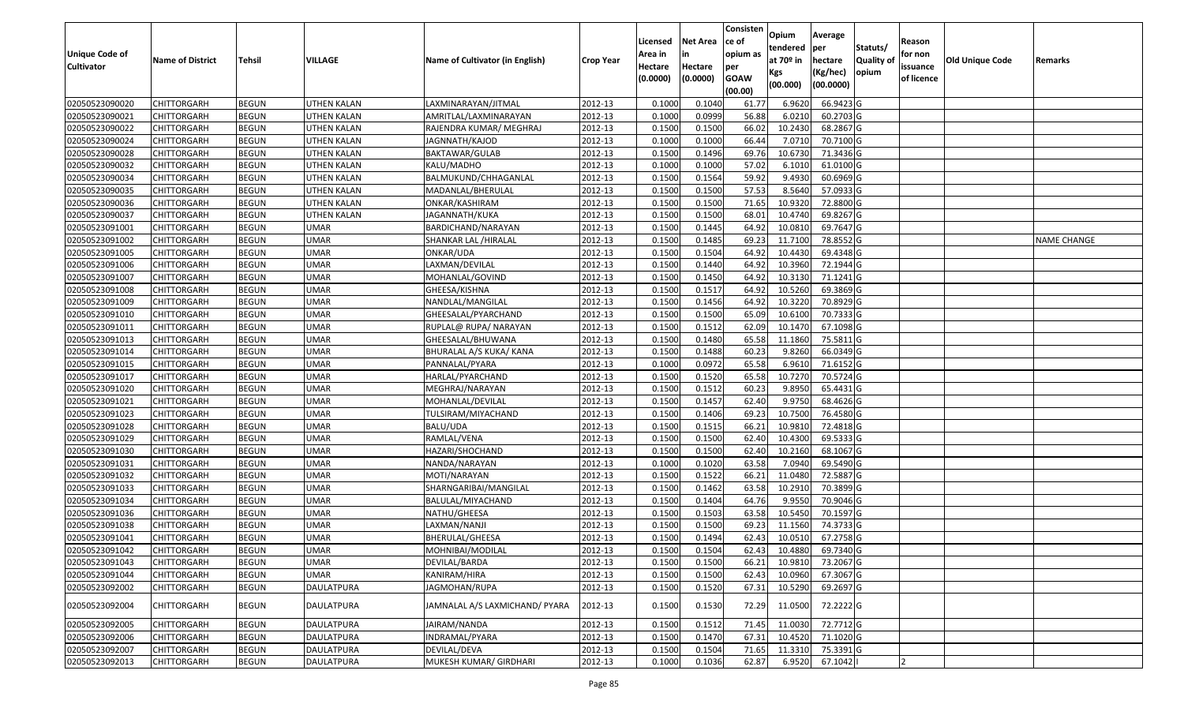| Unique Code of Cultivator | Name of District | Tehsil | VILLAGE | Name of Cultivator (in English) | Crop Year | Licensed Area in Hectare (0.0000) | Net Area in Hectare (0.0000) | Consistence of opium as per GOAW (00.00) | Opium tendered at 70º in Kgs (00.000) | Average per hectare (Kg/hec) (00.0000) | Statuts/ Quality of opium | Reason for non issuance of licence | Old Unique Code | Remarks |
|---|---|---|---|---|---|---|---|---|---|---|---|---|---|---|
| 02050523090020 | CHITTORGARH | BEGUN | UTHEN KALAN | LAXMINARAYAN/JITMAL | 2012-13 | 0.1000 | 0.1040 | 61.77 | 6.9620 | 66.9423 | G | | | |
| 02050523090021 | CHITTORGARH | BEGUN | UTHEN KALAN | AMRITLAL/LAXMINARAYAN | 2012-13 | 0.1000 | 0.0999 | 56.88 | 6.0210 | 60.2703 | G | | | |
| 02050523090022 | CHITTORGARH | BEGUN | UTHEN KALAN | RAJENDRA KUMAR/ MEGHRAJ | 2012-13 | 0.1500 | 0.1500 | 66.02 | 10.2430 | 68.2867 | G | | | |
| 02050523090024 | CHITTORGARH | BEGUN | UTHEN KALAN | JAGNNATH/KAJOD | 2012-13 | 0.1000 | 0.1000 | 66.44 | 7.0710 | 70.7100 | G | | | |
| 02050523090028 | CHITTORGARH | BEGUN | UTHEN KALAN | BAKTAWAR/GULAB | 2012-13 | 0.1500 | 0.1496 | 69.76 | 10.6730 | 71.3436 | G | | | |
| 02050523090032 | CHITTORGARH | BEGUN | UTHEN KALAN | KALU/MADHO | 2012-13 | 0.1000 | 0.1000 | 57.02 | 6.1010 | 61.0100 | G | | | |
| 02050523090034 | CHITTORGARH | BEGUN | UTHEN KALAN | BALMUKUND/CHHAGANLAL | 2012-13 | 0.1500 | 0.1564 | 59.92 | 9.4930 | 60.6969 | G | | | |
| 02050523090035 | CHITTORGARH | BEGUN | UTHEN KALAN | MADANLAL/BHERULAL | 2012-13 | 0.1500 | 0.1500 | 57.53 | 8.5640 | 57.0933 | G | | | |
| 02050523090036 | CHITTORGARH | BEGUN | UTHEN KALAN | ONKAR/KASHIRAM | 2012-13 | 0.1500 | 0.1500 | 71.65 | 10.9320 | 72.8800 | G | | | |
| 02050523090037 | CHITTORGARH | BEGUN | UTHEN KALAN | JAGANNATH/KUKA | 2012-13 | 0.1500 | 0.1500 | 68.01 | 10.4740 | 69.8267 | G | | | |
| 02050523091001 | CHITTORGARH | BEGUN | UMAR | BARDICHAND/NARAYAN | 2012-13 | 0.1500 | 0.1445 | 64.92 | 10.0810 | 69.7647 | G | | | |
| 02050523091002 | CHITTORGARH | BEGUN | UMAR | SHANKAR LAL /HIRALAL | 2012-13 | 0.1500 | 0.1485 | 69.23 | 11.7100 | 78.8552 | G | | | NAME CHANGE |
| 02050523091005 | CHITTORGARH | BEGUN | UMAR | ONKAR/UDA | 2012-13 | 0.1500 | 0.1504 | 64.92 | 10.4430 | 69.4348 | G | | | |
| 02050523091006 | CHITTORGARH | BEGUN | UMAR | LAXMAN/DEVILAL | 2012-13 | 0.1500 | 0.1440 | 64.92 | 10.3960 | 72.1944 | G | | | |
| 02050523091007 | CHITTORGARH | BEGUN | UMAR | MOHANLAL/GOVIND | 2012-13 | 0.1500 | 0.1450 | 64.92 | 10.3130 | 71.1241 | G | | | |
| 02050523091008 | CHITTORGARH | BEGUN | UMAR | GHEESA/KISHNA | 2012-13 | 0.1500 | 0.1517 | 64.92 | 10.5260 | 69.3869 | G | | | |
| 02050523091009 | CHITTORGARH | BEGUN | UMAR | NANDLAL/MANGILAL | 2012-13 | 0.1500 | 0.1456 | 64.92 | 10.3220 | 70.8929 | G | | | |
| 02050523091010 | CHITTORGARH | BEGUN | UMAR | GHEESALAL/PYARCHAND | 2012-13 | 0.1500 | 0.1500 | 65.09 | 10.6100 | 70.7333 | G | | | |
| 02050523091011 | CHITTORGARH | BEGUN | UMAR | RUPLAL@ RUPA/ NARAYAN | 2012-13 | 0.1500 | 0.1512 | 62.09 | 10.1470 | 67.1098 | G | | | |
| 02050523091013 | CHITTORGARH | BEGUN | UMAR | GHEESALAL/BHUWANA | 2012-13 | 0.1500 | 0.1480 | 65.58 | 11.1860 | 75.5811 | G | | | |
| 02050523091014 | CHITTORGARH | BEGUN | UMAR | BHURALAL A/S KUKA/ KANA | 2012-13 | 0.1500 | 0.1488 | 60.23 | 9.8260 | 66.0349 | G | | | |
| 02050523091015 | CHITTORGARH | BEGUN | UMAR | PANNALAL/PYARA | 2012-13 | 0.1000 | 0.0972 | 65.58 | 6.9610 | 71.6152 | G | | | |
| 02050523091017 | CHITTORGARH | BEGUN | UMAR | HARLAL/PYARCHAND | 2012-13 | 0.1500 | 0.1520 | 65.58 | 10.7270 | 70.5724 | G | | | |
| 02050523091020 | CHITTORGARH | BEGUN | UMAR | MEGHRAJ/NARAYAN | 2012-13 | 0.1500 | 0.1512 | 60.23 | 9.8950 | 65.4431 | G | | | |
| 02050523091021 | CHITTORGARH | BEGUN | UMAR | MOHANLAL/DEVILAL | 2012-13 | 0.1500 | 0.1457 | 62.40 | 9.9750 | 68.4626 | G | | | |
| 02050523091023 | CHITTORGARH | BEGUN | UMAR | TULSIRAM/MIYACHAND | 2012-13 | 0.1500 | 0.1406 | 69.23 | 10.7500 | 76.4580 | G | | | |
| 02050523091028 | CHITTORGARH | BEGUN | UMAR | BALU/UDA | 2012-13 | 0.1500 | 0.1515 | 66.21 | 10.9810 | 72.4818 | G | | | |
| 02050523091029 | CHITTORGARH | BEGUN | UMAR | RAMLAL/VENA | 2012-13 | 0.1500 | 0.1500 | 62.40 | 10.4300 | 69.5333 | G | | | |
| 02050523091030 | CHITTORGARH | BEGUN | UMAR | HAZARI/SHOCHAND | 2012-13 | 0.1500 | 0.1500 | 62.40 | 10.2160 | 68.1067 | G | | | |
| 02050523091031 | CHITTORGARH | BEGUN | UMAR | NANDA/NARAYAN | 2012-13 | 0.1000 | 0.1020 | 63.58 | 7.0940 | 69.5490 | G | | | |
| 02050523091032 | CHITTORGARH | BEGUN | UMAR | MOTI/NARAYAN | 2012-13 | 0.1500 | 0.1522 | 66.21 | 11.0480 | 72.5887 | G | | | |
| 02050523091033 | CHITTORGARH | BEGUN | UMAR | SHARNGARIBAI/MANGILAL | 2012-13 | 0.1500 | 0.1462 | 63.58 | 10.2910 | 70.3899 | G | | | |
| 02050523091034 | CHITTORGARH | BEGUN | UMAR | BALULAL/MIYACHAND | 2012-13 | 0.1500 | 0.1404 | 64.76 | 9.9550 | 70.9046 | G | | | |
| 02050523091036 | CHITTORGARH | BEGUN | UMAR | NATHU/GHEESA | 2012-13 | 0.1500 | 0.1503 | 63.58 | 10.5450 | 70.1597 | G | | | |
| 02050523091038 | CHITTORGARH | BEGUN | UMAR | LAXMAN/NANJI | 2012-13 | 0.1500 | 0.1500 | 69.23 | 11.1560 | 74.3733 | G | | | |
| 02050523091041 | CHITTORGARH | BEGUN | UMAR | BHERULAL/GHEESA | 2012-13 | 0.1500 | 0.1494 | 62.43 | 10.0510 | 67.2758 | G | | | |
| 02050523091042 | CHITTORGARH | BEGUN | UMAR | MOHNIBAI/MODILAL | 2012-13 | 0.1500 | 0.1504 | 62.43 | 10.4880 | 69.7340 | G | | | |
| 02050523091043 | CHITTORGARH | BEGUN | UMAR | DEVILAL/BARDA | 2012-13 | 0.1500 | 0.1500 | 66.21 | 10.9810 | 73.2067 | G | | | |
| 02050523091044 | CHITTORGARH | BEGUN | UMAR | KANIRAM/HIRA | 2012-13 | 0.1500 | 0.1500 | 62.43 | 10.0960 | 67.3067 | G | | | |
| 02050523092002 | CHITTORGARH | BEGUN | DAULATPURA | JAGMOHAN/RUPA | 2012-13 | 0.1500 | 0.1520 | 67.31 | 10.5290 | 69.2697 | G | | | |
| 02050523092004 | CHITTORGARH | BEGUN | DAULATPURA | JAMNALAL A/S LAXMICHAND/ PYARA | 2012-13 | 0.1500 | 0.1530 | 72.29 | 11.0500 | 72.2222 | G | | | |
| 02050523092005 | CHITTORGARH | BEGUN | DAULATPURA | JAIRAM/NANDA | 2012-13 | 0.1500 | 0.1512 | 71.45 | 11.0030 | 72.7712 | G | | | |
| 02050523092006 | CHITTORGARH | BEGUN | DAULATPURA | INDRAMAL/PYARA | 2012-13 | 0.1500 | 0.1470 | 67.31 | 10.4520 | 71.1020 | G | | | |
| 02050523092007 | CHITTORGARH | BEGUN | DAULATPURA | DEVILAL/DEVA | 2012-13 | 0.1500 | 0.1504 | 71.65 | 11.3310 | 75.3391 | G | | | |
| 02050523092013 | CHITTORGARH | BEGUN | DAULATPURA | MUKESH KUMAR/ GIRDHARI | 2012-13 | 0.1000 | 0.1036 | 62.87 | 6.9520 | 67.1042 | I | 2 | | |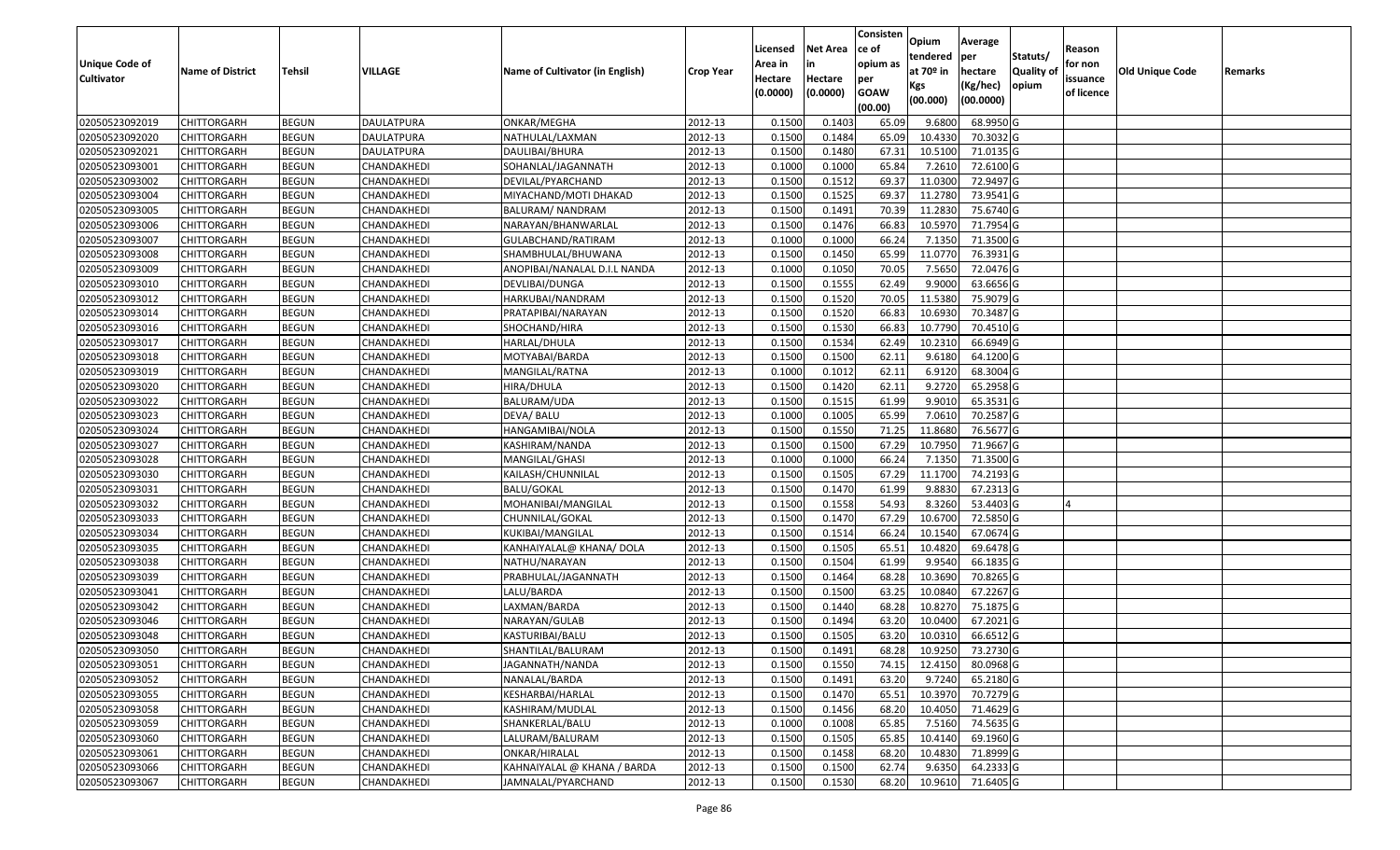| Unique Code of Cultivator | Name of District | Tehsil | VILLAGE | Name of Cultivator (in English) | Crop Year | Licensed Area in Hectare (0.0000) | Net Area in Hectare (0.0000) | Consistence of opium as per GOAW (00.00) | Opium tendered at 70º in Kgs (00.000) | Average per hectare (Kg/hec) (00.0000) | Statuts/ Quality of opium | Reason for non issuance of licence | Old Unique Code | Remarks |
|---|---|---|---|---|---|---|---|---|---|---|---|---|---|---|
| 02050523092019 | CHITTORGARH | BEGUN | DAULATPURA | ONKAR/MEGHA | 2012-13 | 0.1500 | 0.1403 | 65.09 | 9.6800 | 68.9950 | G | | | |
| 02050523092020 | CHITTORGARH | BEGUN | DAULATPURA | NATHULAL/LAXMAN | 2012-13 | 0.1500 | 0.1484 | 65.09 | 10.4330 | 70.3032 | G | | | |
| 02050523092021 | CHITTORGARH | BEGUN | DAULATPURA | DAULIBAI/BHURA | 2012-13 | 0.1500 | 0.1480 | 67.31 | 10.5100 | 71.0135 | G | | | |
| 02050523093001 | CHITTORGARH | BEGUN | CHANDAKHEDI | SOHANLAL/JAGANNATH | 2012-13 | 0.1000 | 0.1000 | 65.84 | 7.2610 | 72.6100 | G | | | |
| 02050523093002 | CHITTORGARH | BEGUN | CHANDAKHEDI | DEVILAL/PYARCHAND | 2012-13 | 0.1500 | 0.1512 | 69.37 | 11.0300 | 72.9497 | G | | | |
| 02050523093004 | CHITTORGARH | BEGUN | CHANDAKHEDI | MIYACHAND/MOTI DHAKAD | 2012-13 | 0.1500 | 0.1525 | 69.37 | 11.2780 | 73.9541 | G | | | |
| 02050523093005 | CHITTORGARH | BEGUN | CHANDAKHEDI | BALURAM/ NANDRAM | 2012-13 | 0.1500 | 0.1491 | 70.39 | 11.2830 | 75.6740 | G | | | |
| 02050523093006 | CHITTORGARH | BEGUN | CHANDAKHEDI | NARAYAN/BHANWARLAL | 2012-13 | 0.1500 | 0.1476 | 66.83 | 10.5970 | 71.7954 | G | | | |
| 02050523093007 | CHITTORGARH | BEGUN | CHANDAKHEDI | GULABCHAND/RATIRAM | 2012-13 | 0.1000 | 0.1000 | 66.24 | 7.1350 | 71.3500 | G | | | |
| 02050523093008 | CHITTORGARH | BEGUN | CHANDAKHEDI | SHAMBHULAL/BHUWANA | 2012-13 | 0.1500 | 0.1450 | 65.99 | 11.0770 | 76.3931 | G | | | |
| 02050523093009 | CHITTORGARH | BEGUN | CHANDAKHEDI | ANOPIBAI/NANALAL D.I.L NANDA | 2012-13 | 0.1000 | 0.1050 | 70.05 | 7.5650 | 72.0476 | G | | | |
| 02050523093010 | CHITTORGARH | BEGUN | CHANDAKHEDI | DEVLIBAI/DUNGA | 2012-13 | 0.1500 | 0.1555 | 62.49 | 9.9000 | 63.6656 | G | | | |
| 02050523093012 | CHITTORGARH | BEGUN | CHANDAKHEDI | HARKUBAI/NANDRAM | 2012-13 | 0.1500 | 0.1520 | 70.05 | 11.5380 | 75.9079 | G | | | |
| 02050523093014 | CHITTORGARH | BEGUN | CHANDAKHEDI | PRATAPIBAI/NARAYAN | 2012-13 | 0.1500 | 0.1520 | 66.83 | 10.6930 | 70.3487 | G | | | |
| 02050523093016 | CHITTORGARH | BEGUN | CHANDAKHEDI | SHOCHAND/HIRA | 2012-13 | 0.1500 | 0.1530 | 66.83 | 10.7790 | 70.4510 | G | | | |
| 02050523093017 | CHITTORGARH | BEGUN | CHANDAKHEDI | HARLAL/DHULA | 2012-13 | 0.1500 | 0.1534 | 62.49 | 10.2310 | 66.6949 | G | | | |
| 02050523093018 | CHITTORGARH | BEGUN | CHANDAKHEDI | MOTYABAI/BARDA | 2012-13 | 0.1500 | 0.1500 | 62.11 | 9.6180 | 64.1200 | G | | | |
| 02050523093019 | CHITTORGARH | BEGUN | CHANDAKHEDI | MANGILAL/RATNA | 2012-13 | 0.1000 | 0.1012 | 62.11 | 6.9120 | 68.3004 | G | | | |
| 02050523093020 | CHITTORGARH | BEGUN | CHANDAKHEDI | HIRA/DHULA | 2012-13 | 0.1500 | 0.1420 | 62.11 | 9.2720 | 65.2958 | G | | | |
| 02050523093022 | CHITTORGARH | BEGUN | CHANDAKHEDI | BALURAM/UDA | 2012-13 | 0.1500 | 0.1515 | 61.99 | 9.9010 | 65.3531 | G | | | |
| 02050523093023 | CHITTORGARH | BEGUN | CHANDAKHEDI | DEVA/ BALU | 2012-13 | 0.1000 | 0.1005 | 65.99 | 7.0610 | 70.2587 | G | | | |
| 02050523093024 | CHITTORGARH | BEGUN | CHANDAKHEDI | HANGAMIBAI/NOLA | 2012-13 | 0.1500 | 0.1550 | 71.25 | 11.8680 | 76.5677 | G | | | |
| 02050523093027 | CHITTORGARH | BEGUN | CHANDAKHEDI | KASHIRAM/NANDA | 2012-13 | 0.1500 | 0.1500 | 67.29 | 10.7950 | 71.9667 | G | | | |
| 02050523093028 | CHITTORGARH | BEGUN | CHANDAKHEDI | MANGILAL/GHASI | 2012-13 | 0.1000 | 0.1000 | 66.24 | 7.1350 | 71.3500 | G | | | |
| 02050523093030 | CHITTORGARH | BEGUN | CHANDAKHEDI | KAILASH/CHUNNILAL | 2012-13 | 0.1500 | 0.1505 | 67.29 | 11.1700 | 74.2193 | G | | | |
| 02050523093031 | CHITTORGARH | BEGUN | CHANDAKHEDI | BALU/GOKAL | 2012-13 | 0.1500 | 0.1470 | 61.99 | 9.8830 | 67.2313 | G | | | |
| 02050523093032 | CHITTORGARH | BEGUN | CHANDAKHEDI | MOHANIBAI/MANGILAL | 2012-13 | 0.1500 | 0.1558 | 54.93 | 8.3260 | 53.4403 | G | 4 | | |
| 02050523093033 | CHITTORGARH | BEGUN | CHANDAKHEDI | CHUNNILAL/GOKAL | 2012-13 | 0.1500 | 0.1470 | 67.29 | 10.6700 | 72.5850 | G | | | |
| 02050523093034 | CHITTORGARH | BEGUN | CHANDAKHEDI | KUKIBAI/MANGILAL | 2012-13 | 0.1500 | 0.1514 | 66.24 | 10.1540 | 67.0674 | G | | | |
| 02050523093035 | CHITTORGARH | BEGUN | CHANDAKHEDI | KANHAIYALAL@ KHANA/ DOLA | 2012-13 | 0.1500 | 0.1505 | 65.51 | 10.4820 | 69.6478 | G | | | |
| 02050523093038 | CHITTORGARH | BEGUN | CHANDAKHEDI | NATHU/NARAYAN | 2012-13 | 0.1500 | 0.1504 | 61.99 | 9.9540 | 66.1835 | G | | | |
| 02050523093039 | CHITTORGARH | BEGUN | CHANDAKHEDI | PRABHULAL/JAGANNATH | 2012-13 | 0.1500 | 0.1464 | 68.28 | 10.3690 | 70.8265 | G | | | |
| 02050523093041 | CHITTORGARH | BEGUN | CHANDAKHEDI | LALU/BARDA | 2012-13 | 0.1500 | 0.1500 | 63.25 | 10.0840 | 67.2267 | G | | | |
| 02050523093042 | CHITTORGARH | BEGUN | CHANDAKHEDI | LAXMAN/BARDA | 2012-13 | 0.1500 | 0.1440 | 68.28 | 10.8270 | 75.1875 | G | | | |
| 02050523093046 | CHITTORGARH | BEGUN | CHANDAKHEDI | NARAYAN/GULAB | 2012-13 | 0.1500 | 0.1494 | 63.20 | 10.0400 | 67.2021 | G | | | |
| 02050523093048 | CHITTORGARH | BEGUN | CHANDAKHEDI | KASTURIBAI/BALU | 2012-13 | 0.1500 | 0.1505 | 63.20 | 10.0310 | 66.6512 | G | | | |
| 02050523093050 | CHITTORGARH | BEGUN | CHANDAKHEDI | SHANTILAL/BALURAM | 2012-13 | 0.1500 | 0.1491 | 68.28 | 10.9250 | 73.2730 | G | | | |
| 02050523093051 | CHITTORGARH | BEGUN | CHANDAKHEDI | JAGANNATH/NANDA | 2012-13 | 0.1500 | 0.1550 | 74.15 | 12.4150 | 80.0968 | G | | | |
| 02050523093052 | CHITTORGARH | BEGUN | CHANDAKHEDI | NANALAL/BARDA | 2012-13 | 0.1500 | 0.1491 | 63.20 | 9.7240 | 65.2180 | G | | | |
| 02050523093055 | CHITTORGARH | BEGUN | CHANDAKHEDI | KESHARBAI/HARLAL | 2012-13 | 0.1500 | 0.1470 | 65.51 | 10.3970 | 70.7279 | G | | | |
| 02050523093058 | CHITTORGARH | BEGUN | CHANDAKHEDI | KASHIRAM/MUDLAL | 2012-13 | 0.1500 | 0.1456 | 68.20 | 10.4050 | 71.4629 | G | | | |
| 02050523093059 | CHITTORGARH | BEGUN | CHANDAKHEDI | SHANKERLAL/BALU | 2012-13 | 0.1000 | 0.1008 | 65.85 | 7.5160 | 74.5635 | G | | | |
| 02050523093060 | CHITTORGARH | BEGUN | CHANDAKHEDI | LALURAM/BALURAM | 2012-13 | 0.1500 | 0.1505 | 65.85 | 10.4140 | 69.1960 | G | | | |
| 02050523093061 | CHITTORGARH | BEGUN | CHANDAKHEDI | ONKAR/HIRALAL | 2012-13 | 0.1500 | 0.1458 | 68.20 | 10.4830 | 71.8999 | G | | | |
| 02050523093066 | CHITTORGARH | BEGUN | CHANDAKHEDI | KAHNAIYALAL @ KHANA / BARDA | 2012-13 | 0.1500 | 0.1500 | 62.74 | 9.6350 | 64.2333 | G | | | |
| 02050523093067 | CHITTORGARH | BEGUN | CHANDAKHEDI | JAMNALAL/PYARCHAND | 2012-13 | 0.1500 | 0.1530 | 68.20 | 10.9610 | 71.6405 | G | | | |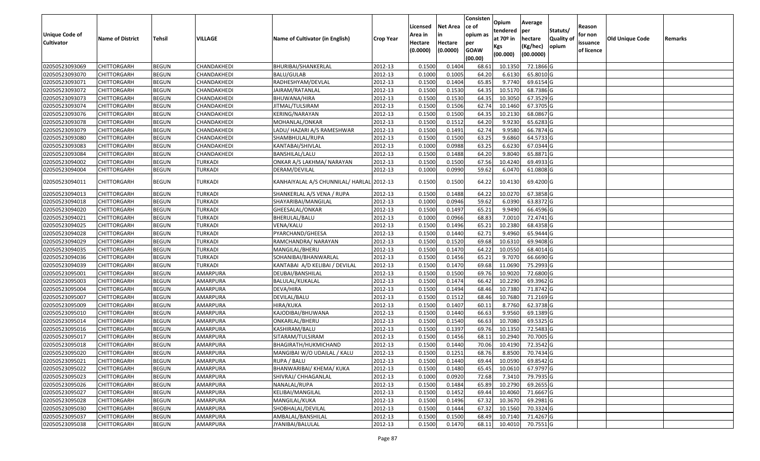| Unique Code of Cultivator | Name of District | Tehsil | VILLAGE | Name of Cultivator (in English) | Crop Year | Licensed Area in Hectare (0.0000) | Net Area in Hectare (0.0000) | Consistence of opium as per GOAW (00.00) | Opium tendered at 70º in Kgs (00.000) | Average per hectare (Kg/hec) (00.0000) | Statuts/ Quality of opium | Reason for non issuance of licence | Old Unique Code | Remarks |
|---|---|---|---|---|---|---|---|---|---|---|---|---|---|---|
| 02050523093069 | CHITTORGARH | BEGUN | CHANDAKHEDI | BHURIBAI/SHANKERLAL | 2012-13 | 0.1500 | 0.1404 | 68.61 | 10.1350 | 72.1866 | G | | | |
| 02050523093070 | CHITTORGARH | BEGUN | CHANDAKHEDI | BALU/GULAB | 2012-13 | 0.1000 | 0.1005 | 64.20 | 6.6130 | 65.8010 | G | | | |
| 02050523093071 | CHITTORGARH | BEGUN | CHANDAKHEDI | RADHESHYAM/DEVLAL | 2012-13 | 0.1500 | 0.1404 | 65.85 | 9.7740 | 69.6154 | G | | | |
| 02050523093072 | CHITTORGARH | BEGUN | CHANDAKHEDI | JAIRAM/RATANLAL | 2012-13 | 0.1500 | 0.1530 | 64.35 | 10.5170 | 68.7386 | G | | | |
| 02050523093073 | CHITTORGARH | BEGUN | CHANDAKHEDI | BHUWANA/HIRA | 2012-13 | 0.1500 | 0.1530 | 64.35 | 10.3050 | 67.3529 | G | | | |
| 02050523093074 | CHITTORGARH | BEGUN | CHANDAKHEDI | JITMAL/TULSIRAM | 2012-13 | 0.1500 | 0.1506 | 62.74 | 10.1460 | 67.3705 | G | | | |
| 02050523093076 | CHITTORGARH | BEGUN | CHANDAKHEDI | KERING/NARAYAN | 2012-13 | 0.1500 | 0.1500 | 64.35 | 10.2130 | 68.0867 | G | | | |
| 02050523093078 | CHITTORGARH | BEGUN | CHANDAKHEDI | MOHANLAL/ONKAR | 2012-13 | 0.1500 | 0.1512 | 64.20 | 9.9230 | 65.6283 | G | | | |
| 02050523093079 | CHITTORGARH | BEGUN | CHANDAKHEDI | LADU/ HAZARI A/S RAMESHWAR | 2012-13 | 0.1500 | 0.1491 | 62.74 | 9.9580 | 66.7874 | G | | | |
| 02050523093080 | CHITTORGARH | BEGUN | CHANDAKHEDI | SHAMBHULAL/RUPA | 2012-13 | 0.1500 | 0.1500 | 63.25 | 9.6860 | 64.5733 | G | | | |
| 02050523093083 | CHITTORGARH | BEGUN | CHANDAKHEDI | KANTABAI/SHIVLAL | 2012-13 | 0.1000 | 0.0988 | 63.25 | 6.6230 | 67.0344 | G | | | |
| 02050523093084 | CHITTORGARH | BEGUN | CHANDAKHEDI | BANSHILAL/LALU | 2012-13 | 0.1500 | 0.1488 | 64.20 | 9.8040 | 65.8871 | G | | | |
| 02050523094002 | CHITTORGARH | BEGUN | TURKADI | ONKAR A/S LAKHMA/ NARAYAN | 2012-13 | 0.1500 | 0.1500 | 67.56 | 10.4240 | 69.4933 | G | | | |
| 02050523094004 | CHITTORGARH | BEGUN | TURKADI | DERAM/DEVILAL | 2012-13 | 0.1000 | 0.0990 | 59.62 | 6.0470 | 61.0808 | G | | | |
| 02050523094011 | CHITTORGARH | BEGUN | TURKADI | KANHAIYALAL A/S CHUNNILAL/ HARLAL | 2012-13 | 0.1500 | 0.1500 | 64.22 | 10.4130 | 69.4200 | G | | | |
| 02050523094013 | CHITTORGARH | BEGUN | TURKADI | SHANKERLAL A/S VENA / RUPA | 2012-13 | 0.1500 | 0.1488 | 64.22 | 10.0270 | 67.3858 | G | | | |
| 02050523094018 | CHITTORGARH | BEGUN | TURKADI | SHAYARIBAI/MANGILAL | 2012-13 | 0.1000 | 0.0946 | 59.62 | 6.0390 | 63.8372 | G | | | |
| 02050523094020 | CHITTORGARH | BEGUN | TURKADI | GHEESALAL/ONKAR | 2012-13 | 0.1500 | 0.1497 | 65.21 | 9.9490 | 66.4596 | G | | | |
| 02050523094021 | CHITTORGARH | BEGUN | TURKADI | BHERULAL/BALU | 2012-13 | 0.1000 | 0.0966 | 68.83 | 7.0010 | 72.4741 | G | | | |
| 02050523094025 | CHITTORGARH | BEGUN | TURKADI | VENA/KALU | 2012-13 | 0.1500 | 0.1496 | 65.21 | 10.2380 | 68.4358 | G | | | |
| 02050523094028 | CHITTORGARH | BEGUN | TURKADI | PYARCHAND/GHEESA | 2012-13 | 0.1500 | 0.1440 | 62.71 | 9.4960 | 65.9444 | G | | | |
| 02050523094029 | CHITTORGARH | BEGUN | TURKADI | RAMCHANDRA/ NARAYAN | 2012-13 | 0.1500 | 0.1520 | 69.68 | 10.6310 | 69.9408 | G | | | |
| 02050523094035 | CHITTORGARH | BEGUN | TURKADI | MANGILAL/BHERU | 2012-13 | 0.1500 | 0.1470 | 64.22 | 10.0550 | 68.4014 | G | | | |
| 02050523094036 | CHITTORGARH | BEGUN | TURKADI | SOHANIBAI/BHANWARLAL | 2012-13 | 0.1500 | 0.1456 | 65.21 | 9.7070 | 66.6690 | G | | | |
| 02050523094039 | CHITTORGARH | BEGUN | TURKADI | KANTABAI A/D KELIBAI / DEVILAL | 2012-13 | 0.1500 | 0.1470 | 69.68 | 11.0690 | 75.2993 | G | | | |
| 02050523095001 | CHITTORGARH | BEGUN | AMARPURA | DEUBAI/BANSHILAL | 2012-13 | 0.1500 | 0.1500 | 69.76 | 10.9020 | 72.6800 | G | | | |
| 02050523095003 | CHITTORGARH | BEGUN | AMARPURA | BALULAL/KUKALAL | 2012-13 | 0.1500 | 0.1474 | 66.42 | 10.2290 | 69.3962 | G | | | |
| 02050523095004 | CHITTORGARH | BEGUN | AMARPURA | DEVA/HIRA | 2012-13 | 0.1500 | 0.1494 | 68.46 | 10.7380 | 71.8742 | G | | | |
| 02050523095007 | CHITTORGARH | BEGUN | AMARPURA | DEVILAL/BALU | 2012-13 | 0.1500 | 0.1512 | 68.46 | 10.7680 | 71.2169 | G | | | |
| 02050523095009 | CHITTORGARH | BEGUN | AMARPURA | HIRA/KUKA | 2012-13 | 0.1500 | 0.1407 | 60.11 | 8.7760 | 62.3738 | G | | | |
| 02050523095010 | CHITTORGARH | BEGUN | AMARPURA | KAJODIBAI/BHUWANA | 2012-13 | 0.1500 | 0.1440 | 66.63 | 9.9560 | 69.1389 | G | | | |
| 02050523095014 | CHITTORGARH | BEGUN | AMARPURA | ONKARLAL/BHERU | 2012-13 | 0.1500 | 0.1540 | 66.63 | 10.7080 | 69.5325 | G | | | |
| 02050523095016 | CHITTORGARH | BEGUN | AMARPURA | KASHIRAM/BALU | 2012-13 | 0.1500 | 0.1397 | 69.76 | 10.1350 | 72.5483 | G | | | |
| 02050523095017 | CHITTORGARH | BEGUN | AMARPURA | SITARAM/TULSIRAM | 2012-13 | 0.1500 | 0.1456 | 68.11 | 10.2940 | 70.7005 | G | | | |
| 02050523095018 | CHITTORGARH | BEGUN | AMARPURA | BHAGIRATH/HUKMICHAND | 2012-13 | 0.1500 | 0.1440 | 70.06 | 10.4190 | 72.3542 | G | | | |
| 02050523095020 | CHITTORGARH | BEGUN | AMARPURA | MANGIBAI W/O UDAILAL / KALU | 2012-13 | 0.1500 | 0.1251 | 68.76 | 8.8500 | 70.7434 | G | | | |
| 02050523095021 | CHITTORGARH | BEGUN | AMARPURA | RUPA / BALU | 2012-13 | 0.1500 | 0.1440 | 69.44 | 10.0590 | 69.8542 | G | | | |
| 02050523095022 | CHITTORGARH | BEGUN | AMARPURA | BHANWARIBAI/ KHEMA/ KUKA | 2012-13 | 0.1500 | 0.1480 | 65.45 | 10.0610 | 67.9797 | G | | | |
| 02050523095023 | CHITTORGARH | BEGUN | AMARPURA | SHIVRAJ/ CHHAGANLAL | 2012-13 | 0.1000 | 0.0920 | 72.68 | 7.3410 | 79.7935 | G | | | |
| 02050523095026 | CHITTORGARH | BEGUN | AMARPURA | NANALAL/RUPA | 2012-13 | 0.1500 | 0.1484 | 65.89 | 10.2790 | 69.2655 | G | | | |
| 02050523095027 | CHITTORGARH | BEGUN | AMARPURA | KELIBAI/MANGILAL | 2012-13 | 0.1500 | 0.1452 | 69.44 | 10.4060 | 71.6667 | G | | | |
| 02050523095028 | CHITTORGARH | BEGUN | AMARPURA | MANGILAL/KUKA | 2012-13 | 0.1500 | 0.1496 | 67.32 | 10.3670 | 69.2981 | G | | | |
| 02050523095030 | CHITTORGARH | BEGUN | AMARPURA | SHOBHALAL/DEVILAL | 2012-13 | 0.1500 | 0.1444 | 67.32 | 10.1560 | 70.3324 | G | | | |
| 02050523095037 | CHITTORGARH | BEGUN | AMARPURA | AMBALAL/BANSHILAL | 2012-13 | 0.1500 | 0.1500 | 68.49 | 10.7140 | 71.4267 | G | | | |
| 02050523095038 | CHITTORGARH | BEGUN | AMARPURA | JYANIBAI/BALULAL | 2012-13 | 0.1500 | 0.1470 | 68.11 | 10.4010 | 70.7551 | G | | | |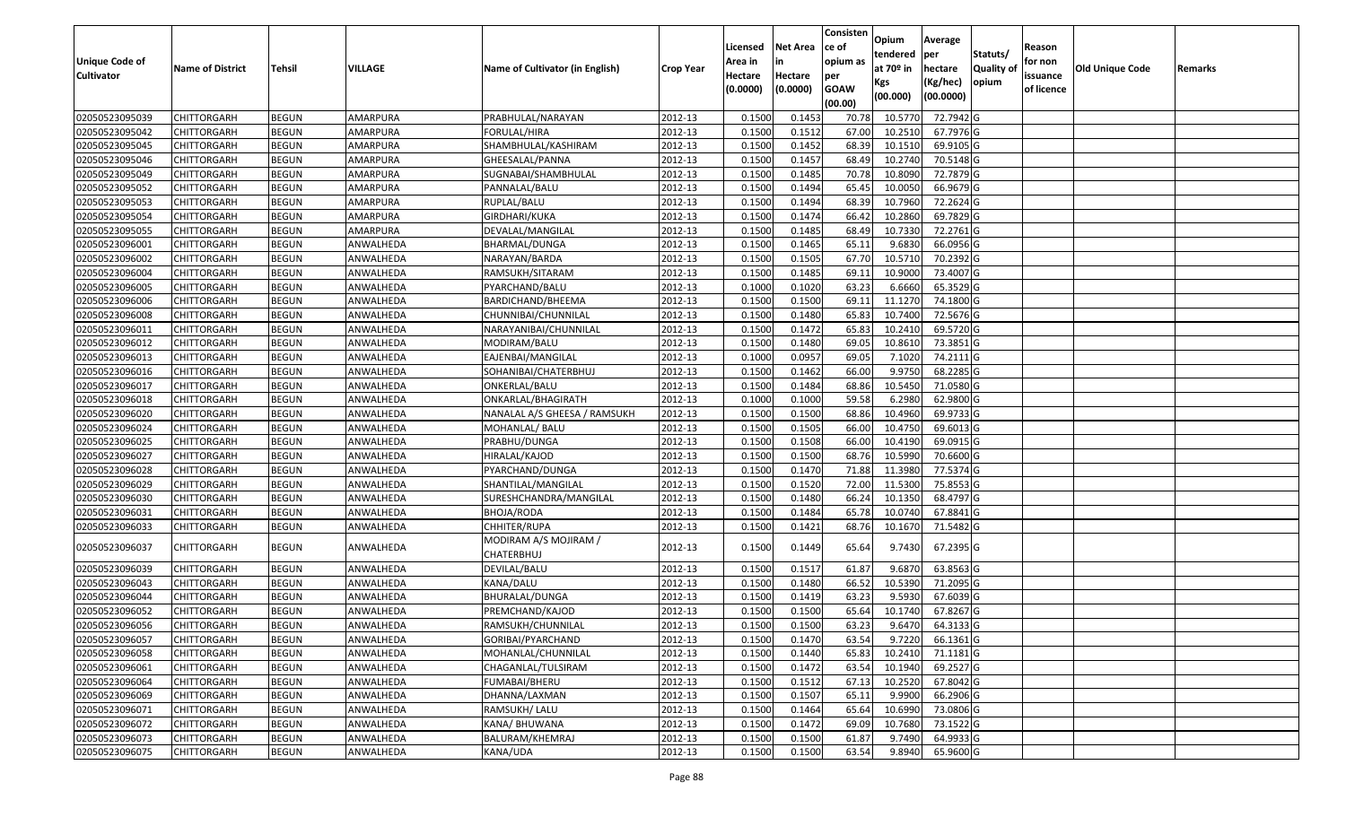| Unique Code of Cultivator | Name of District | Tehsil | VILLAGE | Name of Cultivator (in English) | Crop Year | Licensed Area in Hectare (0.0000) | Net Area in Hectare (0.0000) | Consistence of opium as per GOAW (00.00) | Opium tendered at 70º in Kgs (00.000) | Average per hectare (Kg/hec) (00.0000) | Statuts/ Quality of opium | Reason for non issuance of licence | Old Unique Code | Remarks |
|---|---|---|---|---|---|---|---|---|---|---|---|---|---|---|
| 02050523095039 | CHITTORGARH | BEGUN | AMARPURA | PRABHULAL/NARAYAN | 2012-13 | 0.1500 | 0.1453 | 70.78 | 10.5770 | 72.7942 | G | | | |
| 02050523095042 | CHITTORGARH | BEGUN | AMARPURA | FORULAL/HIRA | 2012-13 | 0.1500 | 0.1512 | 67.00 | 10.2510 | 67.7976 | G | | | |
| 02050523095045 | CHITTORGARH | BEGUN | AMARPURA | SHAMBHULAL/KASHIRAM | 2012-13 | 0.1500 | 0.1452 | 68.39 | 10.1510 | 69.9105 | G | | | |
| 02050523095046 | CHITTORGARH | BEGUN | AMARPURA | GHEESALAL/PANNA | 2012-13 | 0.1500 | 0.1457 | 68.49 | 10.2740 | 70.5148 | G | | | |
| 02050523095049 | CHITTORGARH | BEGUN | AMARPURA | SUGNABAI/SHAMBHULAL | 2012-13 | 0.1500 | 0.1485 | 70.78 | 10.8090 | 72.7879 | G | | | |
| 02050523095052 | CHITTORGARH | BEGUN | AMARPURA | PANNALAL/BALU | 2012-13 | 0.1500 | 0.1494 | 65.45 | 10.0050 | 66.9679 | G | | | |
| 02050523095053 | CHITTORGARH | BEGUN | AMARPURA | RUPLAL/BALU | 2012-13 | 0.1500 | 0.1494 | 68.39 | 10.7960 | 72.2624 | G | | | |
| 02050523095054 | CHITTORGARH | BEGUN | AMARPURA | GIRDHARI/KUKA | 2012-13 | 0.1500 | 0.1474 | 66.42 | 10.2860 | 69.7829 | G | | | |
| 02050523095055 | CHITTORGARH | BEGUN | AMARPURA | DEVALAL/MANGILAL | 2012-13 | 0.1500 | 0.1485 | 68.49 | 10.7330 | 72.2761 | G | | | |
| 02050523096001 | CHITTORGARH | BEGUN | ANWALHEDA | BHARMAL/DUNGA | 2012-13 | 0.1500 | 0.1465 | 65.11 | 9.6830 | 66.0956 | G | | | |
| 02050523096002 | CHITTORGARH | BEGUN | ANWALHEDA | NARAYAN/BARDA | 2012-13 | 0.1500 | 0.1505 | 67.70 | 10.5710 | 70.2392 | G | | | |
| 02050523096004 | CHITTORGARH | BEGUN | ANWALHEDA | RAMSUKH/SITARAM | 2012-13 | 0.1500 | 0.1485 | 69.11 | 10.9000 | 73.4007 | G | | | |
| 02050523096005 | CHITTORGARH | BEGUN | ANWALHEDA | PYARCHAND/BALU | 2012-13 | 0.1000 | 0.1020 | 63.23 | 6.6660 | 65.3529 | G | | | |
| 02050523096006 | CHITTORGARH | BEGUN | ANWALHEDA | BARDICHAND/BHEEMA | 2012-13 | 0.1500 | 0.1500 | 69.11 | 11.1270 | 74.1800 | G | | | |
| 02050523096008 | CHITTORGARH | BEGUN | ANWALHEDA | CHUNNIBAI/CHUNNILAL | 2012-13 | 0.1500 | 0.1480 | 65.83 | 10.7400 | 72.5676 | G | | | |
| 02050523096011 | CHITTORGARH | BEGUN | ANWALHEDA | NARAYANIBAI/CHUNNILAL | 2012-13 | 0.1500 | 0.1472 | 65.83 | 10.2410 | 69.5720 | G | | | |
| 02050523096012 | CHITTORGARH | BEGUN | ANWALHEDA | MODIRAM/BALU | 2012-13 | 0.1500 | 0.1480 | 69.05 | 10.8610 | 73.3851 | G | | | |
| 02050523096013 | CHITTORGARH | BEGUN | ANWALHEDA | EAJENBAI/MANGILAL | 2012-13 | 0.1000 | 0.0957 | 69.05 | 7.1020 | 74.2111 | G | | | |
| 02050523096016 | CHITTORGARH | BEGUN | ANWALHEDA | SOHANIBAI/CHATERBHUJ | 2012-13 | 0.1500 | 0.1462 | 66.00 | 9.9750 | 68.2285 | G | | | |
| 02050523096017 | CHITTORGARH | BEGUN | ANWALHEDA | ONKERLAL/BALU | 2012-13 | 0.1500 | 0.1484 | 68.86 | 10.5450 | 71.0580 | G | | | |
| 02050523096018 | CHITTORGARH | BEGUN | ANWALHEDA | ONKARLAL/BHAGIRATH | 2012-13 | 0.1000 | 0.1000 | 59.58 | 6.2980 | 62.9800 | G | | | |
| 02050523096020 | CHITTORGARH | BEGUN | ANWALHEDA | NANALAL A/S GHEESA / RAMSUKH | 2012-13 | 0.1500 | 0.1500 | 68.86 | 10.4960 | 69.9733 | G | | | |
| 02050523096024 | CHITTORGARH | BEGUN | ANWALHEDA | MOHANLAL/ BALU | 2012-13 | 0.1500 | 0.1505 | 66.00 | 10.4750 | 69.6013 | G | | | |
| 02050523096025 | CHITTORGARH | BEGUN | ANWALHEDA | PRABHU/DUNGA | 2012-13 | 0.1500 | 0.1508 | 66.00 | 10.4190 | 69.0915 | G | | | |
| 02050523096027 | CHITTORGARH | BEGUN | ANWALHEDA | HIRALAL/KAJOD | 2012-13 | 0.1500 | 0.1500 | 68.76 | 10.5990 | 70.6600 | G | | | |
| 02050523096028 | CHITTORGARH | BEGUN | ANWALHEDA | PYARCHAND/DUNGA | 2012-13 | 0.1500 | 0.1470 | 71.88 | 11.3980 | 77.5374 | G | | | |
| 02050523096029 | CHITTORGARH | BEGUN | ANWALHEDA | SHANTILAL/MANGILAL | 2012-13 | 0.1500 | 0.1520 | 72.00 | 11.5300 | 75.8553 | G | | | |
| 02050523096030 | CHITTORGARH | BEGUN | ANWALHEDA | SURESHCHANDRA/MANGILAL | 2012-13 | 0.1500 | 0.1480 | 66.24 | 10.1350 | 68.4797 | G | | | |
| 02050523096031 | CHITTORGARH | BEGUN | ANWALHEDA | BHOJA/RODA | 2012-13 | 0.1500 | 0.1484 | 65.78 | 10.0740 | 67.8841 | G | | | |
| 02050523096033 | CHITTORGARH | BEGUN | ANWALHEDA | CHHITER/RUPA | 2012-13 | 0.1500 | 0.1421 | 68.76 | 10.1670 | 71.5482 | G | | | |
| 02050523096037 | CHITTORGARH | BEGUN | ANWALHEDA | MODIRAM A/S MOJIRAM / CHATERBHUJ | 2012-13 | 0.1500 | 0.1449 | 65.64 | 9.7430 | 67.2395 | G | | | |
| 02050523096039 | CHITTORGARH | BEGUN | ANWALHEDA | DEVILAL/BALU | 2012-13 | 0.1500 | 0.1517 | 61.87 | 9.6870 | 63.8563 | G | | | |
| 02050523096043 | CHITTORGARH | BEGUN | ANWALHEDA | KANA/DALU | 2012-13 | 0.1500 | 0.1480 | 66.52 | 10.5390 | 71.2095 | G | | | |
| 02050523096044 | CHITTORGARH | BEGUN | ANWALHEDA | BHURALAL/DUNGA | 2012-13 | 0.1500 | 0.1419 | 63.23 | 9.5930 | 67.6039 | G | | | |
| 02050523096052 | CHITTORGARH | BEGUN | ANWALHEDA | PREMCHAND/KAJOD | 2012-13 | 0.1500 | 0.1500 | 65.64 | 10.1740 | 67.8267 | G | | | |
| 02050523096056 | CHITTORGARH | BEGUN | ANWALHEDA | RAMSUKH/CHUNNILAL | 2012-13 | 0.1500 | 0.1500 | 63.23 | 9.6470 | 64.3133 | G | | | |
| 02050523096057 | CHITTORGARH | BEGUN | ANWALHEDA | GORIBAI/PYARCHAND | 2012-13 | 0.1500 | 0.1470 | 63.54 | 9.7220 | 66.1361 | G | | | |
| 02050523096058 | CHITTORGARH | BEGUN | ANWALHEDA | MOHANLAL/CHUNNILAL | 2012-13 | 0.1500 | 0.1440 | 65.83 | 10.2410 | 71.1181 | G | | | |
| 02050523096061 | CHITTORGARH | BEGUN | ANWALHEDA | CHAGANLAL/TULSIRAM | 2012-13 | 0.1500 | 0.1472 | 63.54 | 10.1940 | 69.2527 | G | | | |
| 02050523096064 | CHITTORGARH | BEGUN | ANWALHEDA | FUMABAI/BHERU | 2012-13 | 0.1500 | 0.1512 | 67.13 | 10.2520 | 67.8042 | G | | | |
| 02050523096069 | CHITTORGARH | BEGUN | ANWALHEDA | DHANNA/LAXMAN | 2012-13 | 0.1500 | 0.1507 | 65.11 | 9.9900 | 66.2906 | G | | | |
| 02050523096071 | CHITTORGARH | BEGUN | ANWALHEDA | RAMSUKH/ LALU | 2012-13 | 0.1500 | 0.1464 | 65.64 | 10.6990 | 73.0806 | G | | | |
| 02050523096072 | CHITTORGARH | BEGUN | ANWALHEDA | KANA/ BHUWANA | 2012-13 | 0.1500 | 0.1472 | 69.09 | 10.7680 | 73.1522 | G | | | |
| 02050523096073 | CHITTORGARH | BEGUN | ANWALHEDA | BALURAM/KHEMRAJ | 2012-13 | 0.1500 | 0.1500 | 61.87 | 9.7490 | 64.9933 | G | | | |
| 02050523096075 | CHITTORGARH | BEGUN | ANWALHEDA | KANA/UDA | 2012-13 | 0.1500 | 0.1500 | 63.54 | 9.8940 | 65.9600 | G | | | |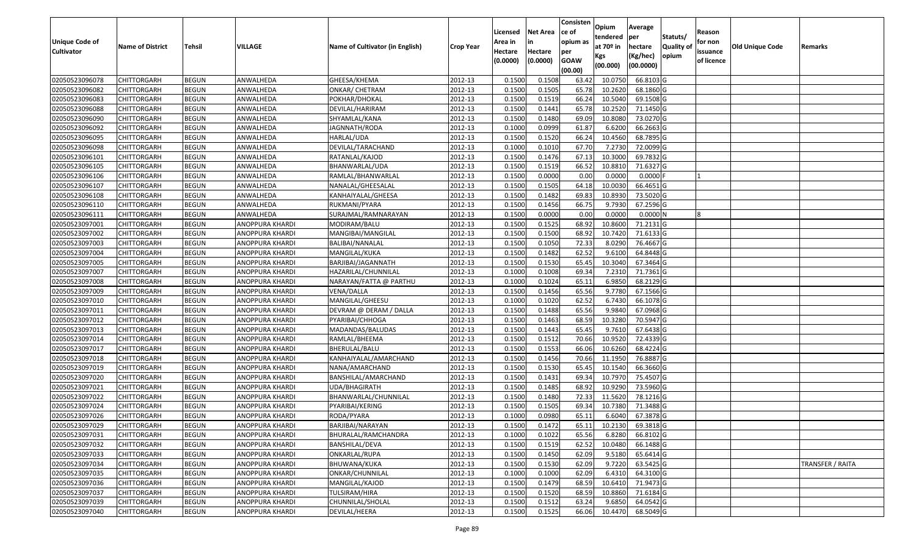| Unique Code of Cultivator | Name of District | Tehsil | VILLAGE | Name of Cultivator (in English) | Crop Year | Licensed Area in Hectare (0.0000) | Net Area in Hectare (0.0000) | Consistence of opium as per GOAW (00.00) | Opium tendered at 70º in Kgs (00.000) | Average per hectare (Kg/hec) (00.0000) | Statuts/ Quality of opium | Reason for non issuance of licence | Old Unique Code | Remarks |
|---|---|---|---|---|---|---|---|---|---|---|---|---|---|---|
| 02050523096078 | CHITTORGARH | BEGUN | ANWALHEDA | GHEESA/KHEMA | 2012-13 | 0.1500 | 0.1508 | 63.42 | 10.0750 | 66.8103 | G | | | |
| 02050523096082 | CHITTORGARH | BEGUN | ANWALHEDA | ONKAR/ CHETRAM | 2012-13 | 0.1500 | 0.1505 | 65.78 | 10.2620 | 68.1860 | G | | | |
| 02050523096083 | CHITTORGARH | BEGUN | ANWALHEDA | POKHAR/DHOKAL | 2012-13 | 0.1500 | 0.1519 | 66.24 | 10.5040 | 69.1508 | G | | | |
| 02050523096088 | CHITTORGARH | BEGUN | ANWALHEDA | DEVILAL/HARIRAM | 2012-13 | 0.1500 | 0.1441 | 65.78 | 10.2520 | 71.1450 | G | | | |
| 02050523096090 | CHITTORGARH | BEGUN | ANWALHEDA | SHYAMLAL/KANA | 2012-13 | 0.1500 | 0.1480 | 69.09 | 10.8080 | 73.0270 | G | | | |
| 02050523096092 | CHITTORGARH | BEGUN | ANWALHEDA | JAGNNATH/RODA | 2012-13 | 0.1000 | 0.0999 | 61.87 | 6.6200 | 66.2663 | G | | | |
| 02050523096095 | CHITTORGARH | BEGUN | ANWALHEDA | HARLAL/UDA | 2012-13 | 0.1500 | 0.1520 | 66.24 | 10.4560 | 68.7895 | G | | | |
| 02050523096098 | CHITTORGARH | BEGUN | ANWALHEDA | DEVILAL/TARACHAND | 2012-13 | 0.1000 | 0.1010 | 67.70 | 7.2730 | 72.0099 | G | | | |
| 02050523096101 | CHITTORGARH | BEGUN | ANWALHEDA | RATANLAL/KAJOD | 2012-13 | 0.1500 | 0.1476 | 67.13 | 10.3000 | 69.7832 | G | | | |
| 02050523096105 | CHITTORGARH | BEGUN | ANWALHEDA | BHANWARLAL/UDA | 2012-13 | 0.1500 | 0.1519 | 66.52 | 10.8810 | 71.6327 | G | | | |
| 02050523096106 | CHITTORGARH | BEGUN | ANWALHEDA | RAMLAL/BHANWARLAL | 2012-13 | 0.1500 | 0.0000 | 0.00 | 0.0000 | 0.0000 | F | 1 | | |
| 02050523096107 | CHITTORGARH | BEGUN | ANWALHEDA | NANALAL/GHEESALAL | 2012-13 | 0.1500 | 0.1505 | 64.18 | 10.0030 | 66.4651 | G | | | |
| 02050523096108 | CHITTORGARH | BEGUN | ANWALHEDA | KANHAIYALAL/GHEESA | 2012-13 | 0.1500 | 0.1482 | 69.83 | 10.8930 | 73.5020 | G | | | |
| 02050523096110 | CHITTORGARH | BEGUN | ANWALHEDA | RUKMANI/PYARA | 2012-13 | 0.1500 | 0.1456 | 66.75 | 9.7930 | 67.2596 | G | | | |
| 02050523096111 | CHITTORGARH | BEGUN | ANWALHEDA | SURAJMAL/RAMNARAYAN | 2012-13 | 0.1500 | 0.0000 | 0.00 | 0.0000 | 0.0000 | N | 8 | | |
| 02050523097001 | CHITTORGARH | BEGUN | ANOPPURA KHARDI | MODIRAM/BALU | 2012-13 | 0.1500 | 0.1525 | 68.92 | 10.8600 | 71.2131 | G | | | |
| 02050523097002 | CHITTORGARH | BEGUN | ANOPPURA KHARDI | MANGIBAI/MANGILAL | 2012-13 | 0.1500 | 0.1500 | 68.92 | 10.7420 | 71.6133 | G | | | |
| 02050523097003 | CHITTORGARH | BEGUN | ANOPPURA KHARDI | BALIBAI/NANALAL | 2012-13 | 0.1500 | 0.1050 | 72.33 | 8.0290 | 76.4667 | G | | | |
| 02050523097004 | CHITTORGARH | BEGUN | ANOPPURA KHARDI | MANGILAL/KUKA | 2012-13 | 0.1500 | 0.1482 | 62.52 | 9.6100 | 64.8448 | G | | | |
| 02050523097005 | CHITTORGARH | BEGUN | ANOPPURA KHARDI | BARJIBAI/JAGANNATH | 2012-13 | 0.1500 | 0.1530 | 65.45 | 10.3040 | 67.3464 | G | | | |
| 02050523097007 | CHITTORGARH | BEGUN | ANOPPURA KHARDI | HAZARILAL/CHUNNILAL | 2012-13 | 0.1000 | 0.1008 | 69.34 | 7.2310 | 71.7361 | G | | | |
| 02050523097008 | CHITTORGARH | BEGUN | ANOPPURA KHARDI | NARAYAN/FATTA @ PARTHU | 2012-13 | 0.1000 | 0.1024 | 65.11 | 6.9850 | 68.2129 | G | | | |
| 02050523097009 | CHITTORGARH | BEGUN | ANOPPURA KHARDI | VENA/DALLA | 2012-13 | 0.1500 | 0.1456 | 65.56 | 9.7780 | 67.1566 | G | | | |
| 02050523097010 | CHITTORGARH | BEGUN | ANOPPURA KHARDI | MANGILAL/GHEESU | 2012-13 | 0.1000 | 0.1020 | 62.52 | 6.7430 | 66.1078 | G | | | |
| 02050523097011 | CHITTORGARH | BEGUN | ANOPPURA KHARDI | DEVRAM @ DERAM / DALLA | 2012-13 | 0.1500 | 0.1488 | 65.56 | 9.9840 | 67.0968 | G | | | |
| 02050523097012 | CHITTORGARH | BEGUN | ANOPPURA KHARDI | PYARIBAI/CHHOGA | 2012-13 | 0.1500 | 0.1463 | 68.59 | 10.3280 | 70.5947 | G | | | |
| 02050523097013 | CHITTORGARH | BEGUN | ANOPPURA KHARDI | MADANDAS/BALUDAS | 2012-13 | 0.1500 | 0.1443 | 65.45 | 9.7610 | 67.6438 | G | | | |
| 02050523097014 | CHITTORGARH | BEGUN | ANOPPURA KHARDI | RAMLAL/BHEEMA | 2012-13 | 0.1500 | 0.1512 | 70.66 | 10.9520 | 72.4339 | G | | | |
| 02050523097017 | CHITTORGARH | BEGUN | ANOPPURA KHARDI | BHERULAL/BALU | 2012-13 | 0.1500 | 0.1553 | 66.06 | 10.6260 | 68.4224 | G | | | |
| 02050523097018 | CHITTORGARH | BEGUN | ANOPPURA KHARDI | KANHAIYALAL/AMARCHAND | 2012-13 | 0.1500 | 0.1456 | 70.66 | 11.1950 | 76.8887 | G | | | |
| 02050523097019 | CHITTORGARH | BEGUN | ANOPPURA KHARDI | NANA/AMARCHAND | 2012-13 | 0.1500 | 0.1530 | 65.45 | 10.1540 | 66.3660 | G | | | |
| 02050523097020 | CHITTORGARH | BEGUN | ANOPPURA KHARDI | BANSHILAL/AMARCHAND | 2012-13 | 0.1500 | 0.1431 | 69.34 | 10.7970 | 75.4507 | G | | | |
| 02050523097021 | CHITTORGARH | BEGUN | ANOPPURA KHARDI | UDA/BHAGIRATH | 2012-13 | 0.1500 | 0.1485 | 68.92 | 10.9290 | 73.5960 | G | | | |
| 02050523097022 | CHITTORGARH | BEGUN | ANOPPURA KHARDI | BHANWARLAL/CHUNNILAL | 2012-13 | 0.1500 | 0.1480 | 72.33 | 11.5620 | 78.1216 | G | | | |
| 02050523097024 | CHITTORGARH | BEGUN | ANOPPURA KHARDI | PYARIBAI/KERING | 2012-13 | 0.1500 | 0.1505 | 69.34 | 10.7380 | 71.3488 | G | | | |
| 02050523097026 | CHITTORGARH | BEGUN | ANOPPURA KHARDI | RODA/PYARA | 2012-13 | 0.1000 | 0.0980 | 65.11 | 6.6040 | 67.3878 | G | | | |
| 02050523097029 | CHITTORGARH | BEGUN | ANOPPURA KHARDI | BARJIBAI/NARAYAN | 2012-13 | 0.1500 | 0.1472 | 65.11 | 10.2130 | 69.3818 | G | | | |
| 02050523097031 | CHITTORGARH | BEGUN | ANOPPURA KHARDI | BHURALAL/RAMCHANDRA | 2012-13 | 0.1000 | 0.1022 | 65.56 | 6.8280 | 66.8102 | G | | | |
| 02050523097032 | CHITTORGARH | BEGUN | ANOPPURA KHARDI | BANSHILAL/DEVA | 2012-13 | 0.1500 | 0.1519 | 62.52 | 10.0480 | 66.1488 | G | | | |
| 02050523097033 | CHITTORGARH | BEGUN | ANOPPURA KHARDI | ONKARLAL/RUPA | 2012-13 | 0.1500 | 0.1450 | 62.09 | 9.5180 | 65.6414 | G | | | |
| 02050523097034 | CHITTORGARH | BEGUN | ANOPPURA KHARDI | BHUWANA/KUKA | 2012-13 | 0.1500 | 0.1530 | 62.09 | 9.7220 | 63.5425 | G | | | TRANSFER / RAITA |
| 02050523097035 | CHITTORGARH | BEGUN | ANOPPURA KHARDI | ONKAR/CHUNNILAL | 2012-13 | 0.1000 | 0.1000 | 62.09 | 6.4310 | 64.3100 | G | | | |
| 02050523097036 | CHITTORGARH | BEGUN | ANOPPURA KHARDI | MANGILAL/KAJOD | 2012-13 | 0.1500 | 0.1479 | 68.59 | 10.6410 | 71.9473 | G | | | |
| 02050523097037 | CHITTORGARH | BEGUN | ANOPPURA KHARDI | TULSIRAM/HIRA | 2012-13 | 0.1500 | 0.1520 | 68.59 | 10.8860 | 71.6184 | G | | | |
| 02050523097039 | CHITTORGARH | BEGUN | ANOPPURA KHARDI | CHUNNILAL/SHOLAL | 2012-13 | 0.1500 | 0.1512 | 63.24 | 9.6850 | 64.0542 | G | | | |
| 02050523097040 | CHITTORGARH | BEGUN | ANOPPURA KHARDI | DEVILAL/HEERA | 2012-13 | 0.1500 | 0.1525 | 66.06 | 10.4470 | 68.5049 | G | | | |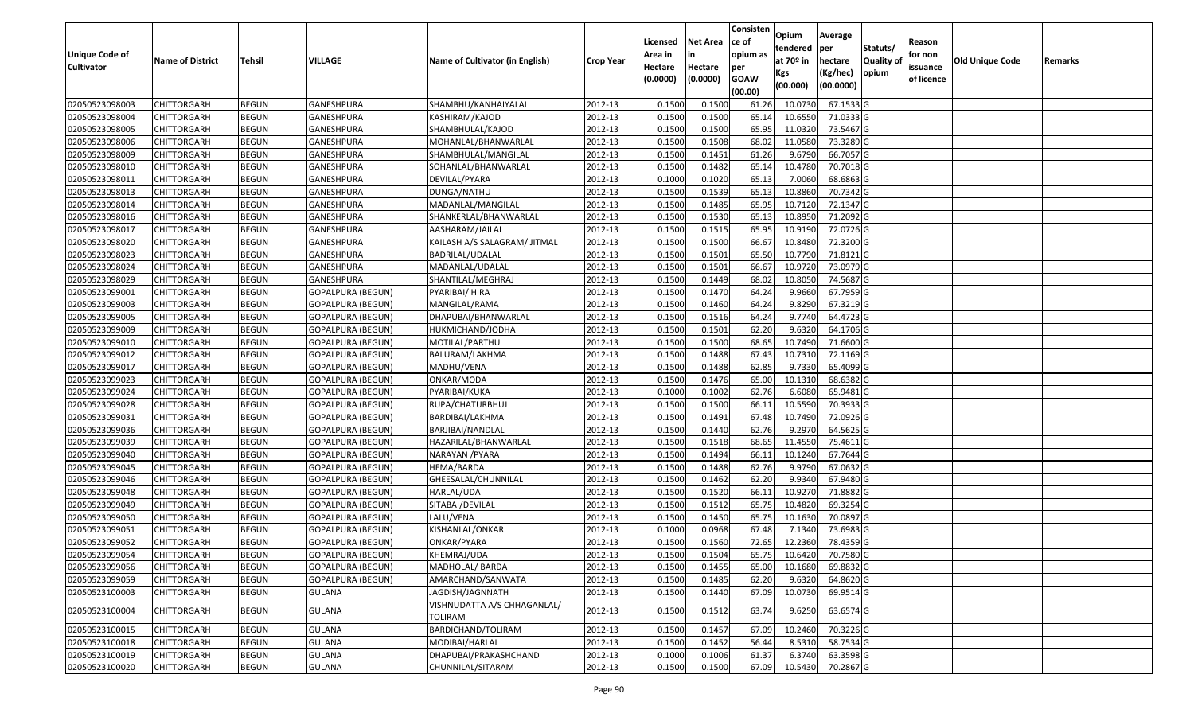| Unique Code of Cultivator | Name of District | Tehsil | VILLAGE | Name of Cultivator (in English) | Crop Year | Licensed Area in Hectare (0.0000) | Net Area in Hectare (0.0000) | Consistence of opium as per GOAW (00.00) | Opium tendered at 70º in Kgs (00.000) | Average per hectare (Kg/hec) (00.0000) | Statuts/ Quality of opium | Reason for non issuance of licence | Old Unique Code | Remarks |
|---|---|---|---|---|---|---|---|---|---|---|---|---|---|---|
| 02050523098003 | CHITTORGARH | BEGUN | GANESHPURA | SHAMBHU/KANHAIYALAL | 2012-13 | 0.1500 | 0.1500 | 61.26 | 10.0730 | 67.1533 | G | | | |
| 02050523098004 | CHITTORGARH | BEGUN | GANESHPURA | KASHIRAM/KAJOD | 2012-13 | 0.1500 | 0.1500 | 65.14 | 10.6550 | 71.0333 | G | | | |
| 02050523098005 | CHITTORGARH | BEGUN | GANESHPURA | SHAMBHULAL/KAJOD | 2012-13 | 0.1500 | 0.1500 | 65.95 | 11.0320 | 73.5467 | G | | | |
| 02050523098006 | CHITTORGARH | BEGUN | GANESHPURA | MOHANLAL/BHANWARLAL | 2012-13 | 0.1500 | 0.1508 | 68.02 | 11.0580 | 73.3289 | G | | | |
| 02050523098009 | CHITTORGARH | BEGUN | GANESHPURA | SHAMBHULAL/MANGILAL | 2012-13 | 0.1500 | 0.1451 | 61.26 | 9.6790 | 66.7057 | G | | | |
| 02050523098010 | CHITTORGARH | BEGUN | GANESHPURA | SOHANLAL/BHANWARLAL | 2012-13 | 0.1500 | 0.1482 | 65.14 | 10.4780 | 70.7018 | G | | | |
| 02050523098011 | CHITTORGARH | BEGUN | GANESHPURA | DEVILAL/PYARA | 2012-13 | 0.1000 | 0.1020 | 65.13 | 7.0060 | 68.6863 | G | | | |
| 02050523098013 | CHITTORGARH | BEGUN | GANESHPURA | DUNGA/NATHU | 2012-13 | 0.1500 | 0.1539 | 65.13 | 10.8860 | 70.7342 | G | | | |
| 02050523098014 | CHITTORGARH | BEGUN | GANESHPURA | MADANLAL/MANGILAL | 2012-13 | 0.1500 | 0.1485 | 65.95 | 10.7120 | 72.1347 | G | | | |
| 02050523098016 | CHITTORGARH | BEGUN | GANESHPURA | SHANKERLAL/BHANWARLAL | 2012-13 | 0.1500 | 0.1530 | 65.13 | 10.8950 | 71.2092 | G | | | |
| 02050523098017 | CHITTORGARH | BEGUN | GANESHPURA | AASHARAM/JAILAL | 2012-13 | 0.1500 | 0.1515 | 65.95 | 10.9190 | 72.0726 | G | | | |
| 02050523098020 | CHITTORGARH | BEGUN | GANESHPURA | KAILASH A/S SALAGRAM/ JITMAL | 2012-13 | 0.1500 | 0.1500 | 66.67 | 10.8480 | 72.3200 | G | | | |
| 02050523098023 | CHITTORGARH | BEGUN | GANESHPURA | BADRILAL/UDALAL | 2012-13 | 0.1500 | 0.1501 | 65.50 | 10.7790 | 71.8121 | G | | | |
| 02050523098024 | CHITTORGARH | BEGUN | GANESHPURA | MADANLAL/UDALAL | 2012-13 | 0.1500 | 0.1501 | 66.67 | 10.9720 | 73.0979 | G | | | |
| 02050523098029 | CHITTORGARH | BEGUN | GANESHPURA | SHANTILAL/MEGHRAJ | 2012-13 | 0.1500 | 0.1449 | 68.02 | 10.8050 | 74.5687 | G | | | |
| 02050523099001 | CHITTORGARH | BEGUN | GOPALPURA (BEGUN) | PYARIBAI/ HIRA | 2012-13 | 0.1500 | 0.1470 | 64.24 | 9.9660 | 67.7959 | G | | | |
| 02050523099003 | CHITTORGARH | BEGUN | GOPALPURA (BEGUN) | MANGILAL/RAMA | 2012-13 | 0.1500 | 0.1460 | 64.24 | 9.8290 | 67.3219 | G | | | |
| 02050523099005 | CHITTORGARH | BEGUN | GOPALPURA (BEGUN) | DHAPUBAI/BHANWARLAL | 2012-13 | 0.1500 | 0.1516 | 64.24 | 9.7740 | 64.4723 | G | | | |
| 02050523099009 | CHITTORGARH | BEGUN | GOPALPURA (BEGUN) | HUKMICHAND/JODHA | 2012-13 | 0.1500 | 0.1501 | 62.20 | 9.6320 | 64.1706 | G | | | |
| 02050523099010 | CHITTORGARH | BEGUN | GOPALPURA (BEGUN) | MOTILAL/PARTHU | 2012-13 | 0.1500 | 0.1500 | 68.65 | 10.7490 | 71.6600 | G | | | |
| 02050523099012 | CHITTORGARH | BEGUN | GOPALPURA (BEGUN) | BALURAM/LAKHMA | 2012-13 | 0.1500 | 0.1488 | 67.43 | 10.7310 | 72.1169 | G | | | |
| 02050523099017 | CHITTORGARH | BEGUN | GOPALPURA (BEGUN) | MADHU/VENA | 2012-13 | 0.1500 | 0.1488 | 62.85 | 9.7330 | 65.4099 | G | | | |
| 02050523099023 | CHITTORGARH | BEGUN | GOPALPURA (BEGUN) | ONKAR/MODA | 2012-13 | 0.1500 | 0.1476 | 65.00 | 10.1310 | 68.6382 | G | | | |
| 02050523099024 | CHITTORGARH | BEGUN | GOPALPURA (BEGUN) | PYARIBAI/KUKA | 2012-13 | 0.1000 | 0.1002 | 62.76 | 6.6080 | 65.9481 | G | | | |
| 02050523099028 | CHITTORGARH | BEGUN | GOPALPURA (BEGUN) | RUPA/CHATURBHUJ | 2012-13 | 0.1500 | 0.1500 | 66.11 | 10.5590 | 70.3933 | G | | | |
| 02050523099031 | CHITTORGARH | BEGUN | GOPALPURA (BEGUN) | BARDIBAI/LAKHMA | 2012-13 | 0.1500 | 0.1491 | 67.48 | 10.7490 | 72.0926 | G | | | |
| 02050523099036 | CHITTORGARH | BEGUN | GOPALPURA (BEGUN) | BARJIBAI/NANDLAL | 2012-13 | 0.1500 | 0.1440 | 62.76 | 9.2970 | 64.5625 | G | | | |
| 02050523099039 | CHITTORGARH | BEGUN | GOPALPURA (BEGUN) | HAZARILAL/BHANWARLAL | 2012-13 | 0.1500 | 0.1518 | 68.65 | 11.4550 | 75.4611 | G | | | |
| 02050523099040 | CHITTORGARH | BEGUN | GOPALPURA (BEGUN) | NARAYAN /PYARA | 2012-13 | 0.1500 | 0.1494 | 66.11 | 10.1240 | 67.7644 | G | | | |
| 02050523099045 | CHITTORGARH | BEGUN | GOPALPURA (BEGUN) | HEMA/BARDA | 2012-13 | 0.1500 | 0.1488 | 62.76 | 9.9790 | 67.0632 | G | | | |
| 02050523099046 | CHITTORGARH | BEGUN | GOPALPURA (BEGUN) | GHEESALAL/CHUNNILAL | 2012-13 | 0.1500 | 0.1462 | 62.20 | 9.9340 | 67.9480 | G | | | |
| 02050523099048 | CHITTORGARH | BEGUN | GOPALPURA (BEGUN) | HARLAL/UDA | 2012-13 | 0.1500 | 0.1520 | 66.11 | 10.9270 | 71.8882 | G | | | |
| 02050523099049 | CHITTORGARH | BEGUN | GOPALPURA (BEGUN) | SITABAI/DEVILAL | 2012-13 | 0.1500 | 0.1512 | 65.75 | 10.4820 | 69.3254 | G | | | |
| 02050523099050 | CHITTORGARH | BEGUN | GOPALPURA (BEGUN) | LALU/VENA | 2012-13 | 0.1500 | 0.1450 | 65.75 | 10.1630 | 70.0897 | G | | | |
| 02050523099051 | CHITTORGARH | BEGUN | GOPALPURA (BEGUN) | KISHANLAL/ONKAR | 2012-13 | 0.1000 | 0.0968 | 67.48 | 7.1340 | 73.6983 | G | | | |
| 02050523099052 | CHITTORGARH | BEGUN | GOPALPURA (BEGUN) | ONKAR/PYARA | 2012-13 | 0.1500 | 0.1560 | 72.65 | 12.2360 | 78.4359 | G | | | |
| 02050523099054 | CHITTORGARH | BEGUN | GOPALPURA (BEGUN) | KHEMRAJ/UDA | 2012-13 | 0.1500 | 0.1504 | 65.75 | 10.6420 | 70.7580 | G | | | |
| 02050523099056 | CHITTORGARH | BEGUN | GOPALPURA (BEGUN) | MADHOLAL/ BARDA | 2012-13 | 0.1500 | 0.1455 | 65.00 | 10.1680 | 69.8832 | G | | | |
| 02050523099059 | CHITTORGARH | BEGUN | GOPALPURA (BEGUN) | AMARCHAND/SANWATA | 2012-13 | 0.1500 | 0.1485 | 62.20 | 9.6320 | 64.8620 | G | | | |
| 02050523100003 | CHITTORGARH | BEGUN | GULANA | JAGDISH/JAGNNATH | 2012-13 | 0.1500 | 0.1440 | 67.09 | 10.0730 | 69.9514 | G | | | |
| 02050523100004 | CHITTORGARH | BEGUN | GULANA | VISHNUDATTA A/S CHHAGANLAL/ TOLIRAM | 2012-13 | 0.1500 | 0.1512 | 63.74 | 9.6250 | 63.6574 | G | | | |
| 02050523100015 | CHITTORGARH | BEGUN | GULANA | BARDICHAND/TOLIRAM | 2012-13 | 0.1500 | 0.1457 | 67.09 | 10.2460 | 70.3226 | G | | | |
| 02050523100018 | CHITTORGARH | BEGUN | GULANA | MODIBAI/HARLAL | 2012-13 | 0.1500 | 0.1452 | 56.44 | 8.5310 | 58.7534 | G | | | |
| 02050523100019 | CHITTORGARH | BEGUN | GULANA | DHAPUBAI/PRAKASHCHAND | 2012-13 | 0.1000 | 0.1006 | 61.37 | 6.3740 | 63.3598 | G | | | |
| 02050523100020 | CHITTORGARH | BEGUN | GULANA | CHUNNILAL/SITARAM | 2012-13 | 0.1500 | 0.1500 | 67.09 | 10.5430 | 70.2867 | G | | | |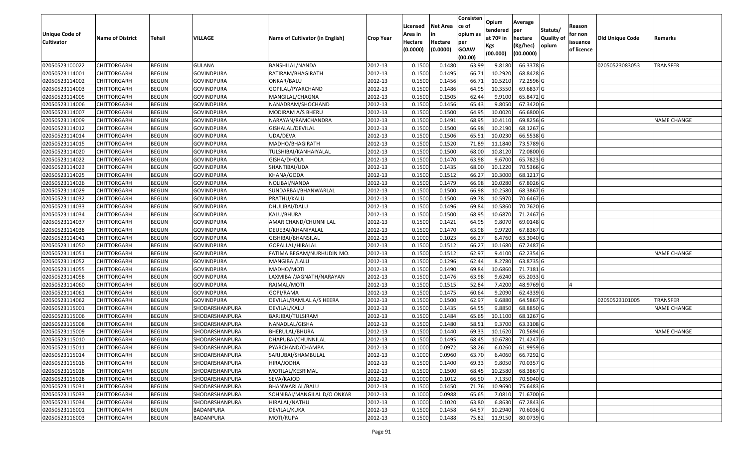| Unique Code of Cultivator | Name of District | Tehsil | VILLAGE | Name of Cultivator (in English) | Crop Year | Licensed Area in Hectare (0.0000) | Net Area in Hectare (0.0000) | Consistence of opium as per GOAW (00.00) | Opium tendered at 70º in Kgs (00.000) | Average per hectare (Kg/hec) (00.0000) | Statuts/ Quality of opium | Reason for non issuance of licence | Old Unique Code | Remarks |
|---|---|---|---|---|---|---|---|---|---|---|---|---|---|---|
| 02050523100022 | CHITTORGARH | BEGUN | GULANA | BANSHILAL/NANDA | 2012-13 | 0.1500 | 0.1480 | 63.99 | 9.8180 | 66.3378 | G | | 02050523083053 | TRANSFER |
| 02050523114001 | CHITTORGARH | BEGUN | GOVINDPURA | RATIRAM/BHAGIRATH | 2012-13 | 0.1500 | 0.1495 | 66.71 | 10.2920 | 68.8428 | G | | | |
| 02050523114002 | CHITTORGARH | BEGUN | GOVINDPURA | ONKAR/BALU | 2012-13 | 0.1500 | 0.1456 | 66.71 | 10.5210 | 72.2596 | G | | | |
| 02050523114003 | CHITTORGARH | BEGUN | GOVINDPURA | GOPILAL/PYARCHAND | 2012-13 | 0.1500 | 0.1486 | 64.95 | 10.3550 | 69.6837 | G | | | |
| 02050523114005 | CHITTORGARH | BEGUN | GOVINDPURA | MANGILAL/CHAGNA | 2012-13 | 0.1500 | 0.1505 | 62.44 | 9.9100 | 65.8472 | G | | | |
| 02050523114006 | CHITTORGARH | BEGUN | GOVINDPURA | NANADRAM/SHOCHAND | 2012-13 | 0.1500 | 0.1456 | 65.43 | 9.8050 | 67.3420 | G | | | |
| 02050523114007 | CHITTORGARH | BEGUN | GOVINDPURA | MODIRAM A/S BHERU | 2012-13 | 0.1500 | 0.1500 | 64.95 | 10.0020 | 66.6800 | G | | | |
| 02050523114009 | CHITTORGARH | BEGUN | GOVINDPURA | NARAYAN/RAMCHANDRA | 2012-13 | 0.1500 | 0.1491 | 68.95 | 10.4110 | 69.8256 | G | | | NAME CHANGE |
| 02050523114012 | CHITTORGARH | BEGUN | GOVINDPURA | GISHALAL/DEVILAL | 2012-13 | 0.1500 | 0.1500 | 66.98 | 10.2190 | 68.1267 | G | | | |
| 02050523114014 | CHITTORGARH | BEGUN | GOVINDPURA | UDA/DEVA | 2012-13 | 0.1500 | 0.1506 | 65.51 | 10.0230 | 66.5538 | G | | | |
| 02050523114015 | CHITTORGARH | BEGUN | GOVINDPURA | MADHO/BHAGIRATH | 2012-13 | 0.1500 | 0.1520 | 71.89 | 11.1840 | 73.5789 | G | | | |
| 02050523114020 | CHITTORGARH | BEGUN | GOVINDPURA | TULSHIBAI/KANHAIYALAL | 2012-13 | 0.1500 | 0.1500 | 68.00 | 10.8120 | 72.0800 | G | | | |
| 02050523114022 | CHITTORGARH | BEGUN | GOVINDPURA | GISHA/DHOLA | 2012-13 | 0.1500 | 0.1470 | 63.98 | 9.6700 | 65.7823 | G | | | |
| 02050523114023 | CHITTORGARH | BEGUN | GOVINDPURA | SHANTIBAI/UDA | 2012-13 | 0.1500 | 0.1435 | 68.00 | 10.1220 | 70.5366 | G | | | |
| 02050523114025 | CHITTORGARH | BEGUN | GOVINDPURA | KHANA/GODA | 2012-13 | 0.1500 | 0.1512 | 66.27 | 10.3000 | 68.1217 | G | | | |
| 02050523114026 | CHITTORGARH | BEGUN | GOVINDPURA | NOLIBAI/NANDA | 2012-13 | 0.1500 | 0.1479 | 66.98 | 10.0280 | 67.8026 | G | | | |
| 02050523114029 | CHITTORGARH | BEGUN | GOVINDPURA | SUNDARBAI/BHANWARLAL | 2012-13 | 0.1500 | 0.1500 | 66.98 | 10.2580 | 68.3867 | G | | | |
| 02050523114032 | CHITTORGARH | BEGUN | GOVINDPURA | PRATHU/KALU | 2012-13 | 0.1500 | 0.1500 | 69.78 | 10.5970 | 70.6467 | G | | | |
| 02050523114033 | CHITTORGARH | BEGUN | GOVINDPURA | DHULIBAI/DALU | 2012-13 | 0.1500 | 0.1496 | 69.84 | 10.5860 | 70.7620 | G | | | |
| 02050523114034 | CHITTORGARH | BEGUN | GOVINDPURA | KALU/BHURA | 2012-13 | 0.1500 | 0.1500 | 68.95 | 10.6870 | 71.2467 | G | | | |
| 02050523114037 | CHITTORGARH | BEGUN | GOVINDPURA | AMAR CHAND/CHUNNI LAL | 2012-13 | 0.1500 | 0.1421 | 64.95 | 9.8070 | 69.0148 | G | | | |
| 02050523114038 | CHITTORGARH | BEGUN | GOVINDPURA | DEUEBAI/KHANIYALAL | 2012-13 | 0.1500 | 0.1470 | 63.98 | 9.9720 | 67.8367 | G | | | |
| 02050523114041 | CHITTORGARH | BEGUN | GOVINDPURA | GISHIBAI/BHANSILAL | 2012-13 | 0.1000 | 0.1023 | 66.27 | 6.4760 | 63.3040 | G | | | |
| 02050523114050 | CHITTORGARH | BEGUN | GOVINDPURA | GOPALLAL/HIRALAL | 2012-13 | 0.1500 | 0.1512 | 66.27 | 10.1680 | 67.2487 | G | | | |
| 02050523114051 | CHITTORGARH | BEGUN | GOVINDPURA | FATIMA BEGAM/NURHUDIN MO. | 2012-13 | 0.1500 | 0.1512 | 62.97 | 9.4100 | 62.2354 | G | | | NAME CHANGE |
| 02050523114052 | CHITTORGARH | BEGUN | GOVINDPURA | MANGIBAI/LALU | 2012-13 | 0.1500 | 0.1296 | 62.44 | 8.2780 | 63.8735 | G | | | |
| 02050523114055 | CHITTORGARH | BEGUN | GOVINDPURA | MADHO/MOTI | 2012-13 | 0.1500 | 0.1490 | 69.84 | 10.6860 | 71.7181 | G | | | |
| 02050523114058 | CHITTORGARH | BEGUN | GOVINDPURA | LAXMIBAI/JAGNATH/NARAYAN | 2012-13 | 0.1500 | 0.1476 | 63.98 | 9.6240 | 65.2033 | G | | | |
| 02050523114060 | CHITTORGARH | BEGUN | GOVINDPURA | RAJMAL/MOTI | 2012-13 | 0.1500 | 0.1515 | 52.84 | 7.4200 | 48.9769 | G | 4 | | |
| 02050523114061 | CHITTORGARH | BEGUN | GOVINDPURA | GOPI/RAMA | 2012-13 | 0.1500 | 0.1475 | 60.64 | 9.2090 | 62.4339 | G | | | |
| 02050523114062 | CHITTORGARH | BEGUN | GOVINDPURA | DEVILAL/RAMLAL A/S HEERA | 2012-13 | 0.1500 | 0.1500 | 62.97 | 9.6880 | 64.5867 | G | | 02050523101005 | TRANSFER |
| 02050523115001 | CHITTORGARH | BEGUN | SHODARSHANPURA | DEVILAL/KALU | 2012-13 | 0.1500 | 0.1435 | 64.55 | 9.8850 | 68.8850 | G | | | NAME CHANGE |
| 02050523115006 | CHITTORGARH | BEGUN | SHODARSHANPURA | BARJIBAI/TULSIRAM | 2012-13 | 0.1500 | 0.1484 | 65.65 | 10.1100 | 68.1267 | G | | | |
| 02050523115008 | CHITTORGARH | BEGUN | SHODARSHANPURA | NANADLAL/GISHA | 2012-13 | 0.1500 | 0.1480 | 58.51 | 9.3700 | 63.3108 | G | | | |
| 02050523115009 | CHITTORGARH | BEGUN | SHODARSHANPURA | BHERULAL/BHURA | 2012-13 | 0.1500 | 0.1440 | 69.33 | 10.1620 | 70.5694 | G | | | NAME CHANGE |
| 02050523115010 | CHITTORGARH | BEGUN | SHODARSHANPURA | DHAPUBAI/CHUNNILAL | 2012-13 | 0.1500 | 0.1495 | 68.45 | 10.6780 | 71.4247 | G | | | |
| 02050523115011 | CHITTORGARH | BEGUN | SHODARSHANPURA | PYARCHAND/CHAMPA | 2012-13 | 0.1000 | 0.0972 | 58.26 | 6.0260 | 61.9959 | G | | | |
| 02050523115014 | CHITTORGARH | BEGUN | SHODARSHANPURA | SARJUBAI/SHAMBULAL | 2012-13 | 0.1000 | 0.0960 | 63.70 | 6.4060 | 66.7292 | G | | | |
| 02050523115016 | CHITTORGARH | BEGUN | SHODARSHANPURA | HIRA/JODHA | 2012-13 | 0.1500 | 0.1400 | 69.33 | 9.8050 | 70.0357 | G | | | |
| 02050523115018 | CHITTORGARH | BEGUN | SHODARSHANPURA | MOTILAL/KESRIMAL | 2012-13 | 0.1500 | 0.1500 | 68.45 | 10.2580 | 68.3867 | G | | | |
| 02050523115028 | CHITTORGARH | BEGUN | SHODARSHANPURA | SEVA/KAJOD | 2012-13 | 0.1000 | 0.1012 | 66.50 | 7.1350 | 70.5040 | G | | | |
| 02050523115031 | CHITTORGARH | BEGUN | SHODARSHANPURA | BHANWARLAL/BALU | 2012-13 | 0.1500 | 0.1450 | 71.76 | 10.9690 | 75.6483 | G | | | |
| 02050523115033 | CHITTORGARH | BEGUN | SHODARSHANPURA | SOHNIBAI/MANGILAL D/O ONKAR | 2012-13 | 0.1000 | 0.0988 | 65.65 | 7.0810 | 71.6700 | G | | | |
| 02050523115034 | CHITTORGARH | BEGUN | SHODARSHANPURA | HIRALAL/NATHU | 2012-13 | 0.1000 | 0.1020 | 63.80 | 6.8630 | 67.2843 | G | | | |
| 02050523116001 | CHITTORGARH | BEGUN | BADANPURA | DEVILAL/KUKA | 2012-13 | 0.1500 | 0.1458 | 64.57 | 10.2940 | 70.6036 | G | | | |
| 02050523116003 | CHITTORGARH | BEGUN | BADANPURA | MOTI/RUPA | 2012-13 | 0.1500 | 0.1488 | 75.82 | 11.9150 | 80.0739 | G | | | |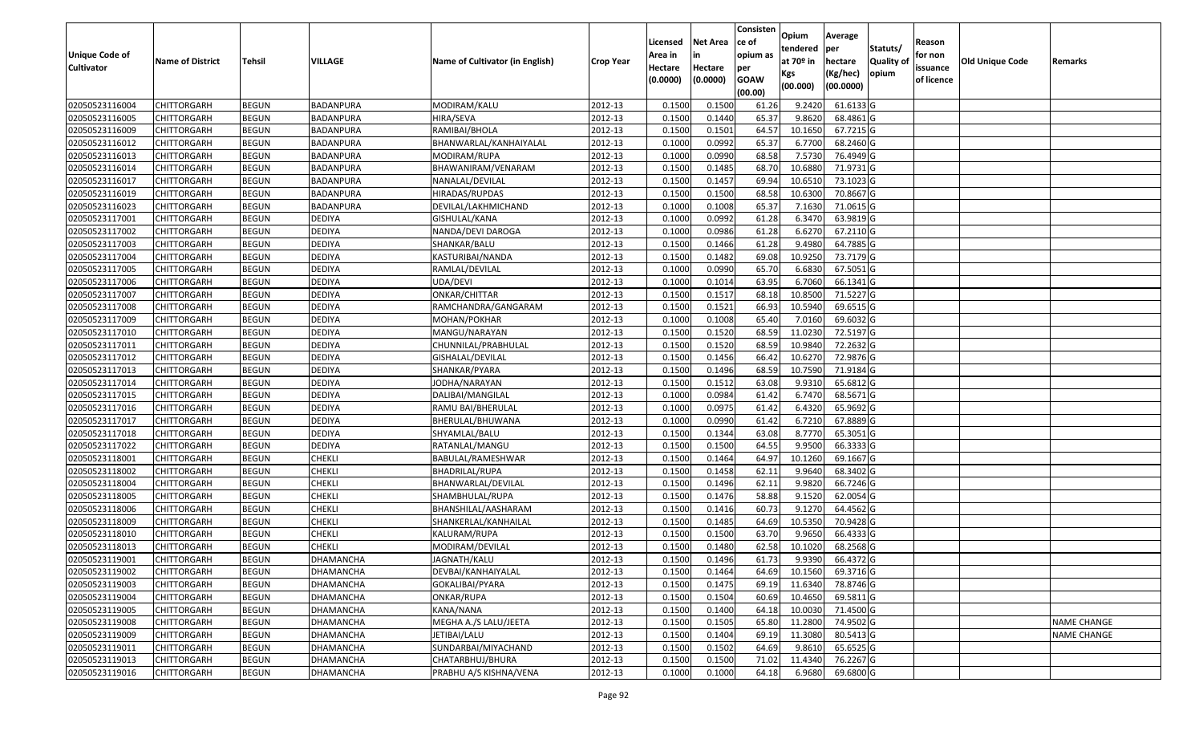| Unique Code of Cultivator | Name of District | Tehsil | VILLAGE | Name of Cultivator (in English) | Crop Year | Licensed Area in Hectare (0.0000) | Net Area in Hectare (0.0000) | Consistence of opium as per GOAW (00.00) | Opium tendered at 70º in Kgs (00.000) | Average per hectare (Kg/hec) (00.0000) | Statuts/ Quality of opium | Reason for non issuance of licence | Old Unique Code | Remarks |
|---|---|---|---|---|---|---|---|---|---|---|---|---|---|---|
| 02050523116004 | CHITTORGARH | BEGUN | BADANPURA | MODIRAM/KALU | 2012-13 | 0.1500 | 0.1500 | 61.26 | 9.2420 | 61.6133 | G | | | |
| 02050523116005 | CHITTORGARH | BEGUN | BADANPURA | HIRA/SEVA | 2012-13 | 0.1500 | 0.1440 | 65.37 | 9.8620 | 68.4861 | G | | | |
| 02050523116009 | CHITTORGARH | BEGUN | BADANPURA | RAMIBAI/BHOLA | 2012-13 | 0.1500 | 0.1501 | 64.57 | 10.1650 | 67.7215 | G | | | |
| 02050523116012 | CHITTORGARH | BEGUN | BADANPURA | BHANWARLAL/KANHAIYALAL | 2012-13 | 0.1000 | 0.0992 | 65.37 | 6.7700 | 68.2460 | G | | | |
| 02050523116013 | CHITTORGARH | BEGUN | BADANPURA | MODIRAM/RUPA | 2012-13 | 0.1000 | 0.0990 | 68.58 | 7.5730 | 76.4949 | G | | | |
| 02050523116014 | CHITTORGARH | BEGUN | BADANPURA | BHAWANIRAM/VENARAM | 2012-13 | 0.1500 | 0.1485 | 68.70 | 10.6880 | 71.9731 | G | | | |
| 02050523116017 | CHITTORGARH | BEGUN | BADANPURA | NANALAL/DEVILAL | 2012-13 | 0.1500 | 0.1457 | 69.94 | 10.6510 | 73.1023 | G | | | |
| 02050523116019 | CHITTORGARH | BEGUN | BADANPURA | HIRADAS/RUPDAS | 2012-13 | 0.1500 | 0.1500 | 68.58 | 10.6300 | 70.8667 | G | | | |
| 02050523116023 | CHITTORGARH | BEGUN | BADANPURA | DEVILAL/LAKHMICHAND | 2012-13 | 0.1000 | 0.1008 | 65.37 | 7.1630 | 71.0615 | G | | | |
| 02050523117001 | CHITTORGARH | BEGUN | DEDIYA | GISHULAL/KANA | 2012-13 | 0.1000 | 0.0992 | 61.28 | 6.3470 | 63.9819 | G | | | |
| 02050523117002 | CHITTORGARH | BEGUN | DEDIYA | NANDA/DEVI DAROGA | 2012-13 | 0.1000 | 0.0986 | 61.28 | 6.6270 | 67.2110 | G | | | |
| 02050523117003 | CHITTORGARH | BEGUN | DEDIYA | SHANKAR/BALU | 2012-13 | 0.1500 | 0.1466 | 61.28 | 9.4980 | 64.7885 | G | | | |
| 02050523117004 | CHITTORGARH | BEGUN | DEDIYA | KASTURIBAI/NANDA | 2012-13 | 0.1500 | 0.1482 | 69.08 | 10.9250 | 73.7179 | G | | | |
| 02050523117005 | CHITTORGARH | BEGUN | DEDIYA | RAMLAL/DEVILAL | 2012-13 | 0.1000 | 0.0990 | 65.70 | 6.6830 | 67.5051 | G | | | |
| 02050523117006 | CHITTORGARH | BEGUN | DEDIYA | UDA/DEVI | 2012-13 | 0.1000 | 0.1014 | 63.95 | 6.7060 | 66.1341 | G | | | |
| 02050523117007 | CHITTORGARH | BEGUN | DEDIYA | ONKAR/CHITTAR | 2012-13 | 0.1500 | 0.1517 | 68.18 | 10.8500 | 71.5227 | G | | | |
| 02050523117008 | CHITTORGARH | BEGUN | DEDIYA | RAMCHANDRA/GANGARAM | 2012-13 | 0.1500 | 0.1521 | 66.93 | 10.5940 | 69.6515 | G | | | |
| 02050523117009 | CHITTORGARH | BEGUN | DEDIYA | MOHAN/POKHAR | 2012-13 | 0.1000 | 0.1008 | 65.40 | 7.0160 | 69.6032 | G | | | |
| 02050523117010 | CHITTORGARH | BEGUN | DEDIYA | MANGU/NARAYAN | 2012-13 | 0.1500 | 0.1520 | 68.59 | 11.0230 | 72.5197 | G | | | |
| 02050523117011 | CHITTORGARH | BEGUN | DEDIYA | CHUNNILAL/PRABHULAL | 2012-13 | 0.1500 | 0.1520 | 68.59 | 10.9840 | 72.2632 | G | | | |
| 02050523117012 | CHITTORGARH | BEGUN | DEDIYA | GISHALAL/DEVILAL | 2012-13 | 0.1500 | 0.1456 | 66.42 | 10.6270 | 72.9876 | G | | | |
| 02050523117013 | CHITTORGARH | BEGUN | DEDIYA | SHANKAR/PYARA | 2012-13 | 0.1500 | 0.1496 | 68.59 | 10.7590 | 71.9184 | G | | | |
| 02050523117014 | CHITTORGARH | BEGUN | DEDIYA | JODHA/NARAYAN | 2012-13 | 0.1500 | 0.1512 | 63.08 | 9.9310 | 65.6812 | G | | | |
| 02050523117015 | CHITTORGARH | BEGUN | DEDIYA | DALIBAI/MANGILAL | 2012-13 | 0.1000 | 0.0984 | 61.42 | 6.7470 | 68.5671 | G | | | |
| 02050523117016 | CHITTORGARH | BEGUN | DEDIYA | RAMU BAI/BHERULAL | 2012-13 | 0.1000 | 0.0975 | 61.42 | 6.4320 | 65.9692 | G | | | |
| 02050523117017 | CHITTORGARH | BEGUN | DEDIYA | BHERULAL/BHUWANA | 2012-13 | 0.1000 | 0.0990 | 61.42 | 6.7210 | 67.8889 | G | | | |
| 02050523117018 | CHITTORGARH | BEGUN | DEDIYA | SHYAMLAL/BALU | 2012-13 | 0.1500 | 0.1344 | 63.08 | 8.7770 | 65.3051 | G | | | |
| 02050523117022 | CHITTORGARH | BEGUN | DEDIYA | RATANLAL/MANGU | 2012-13 | 0.1500 | 0.1500 | 64.55 | 9.9500 | 66.3333 | G | | | |
| 02050523118001 | CHITTORGARH | BEGUN | CHEKLI | BABULAL/RAMESHWAR | 2012-13 | 0.1500 | 0.1464 | 64.97 | 10.1260 | 69.1667 | G | | | |
| 02050523118002 | CHITTORGARH | BEGUN | CHEKLI | BHADRILAL/RUPA | 2012-13 | 0.1500 | 0.1458 | 62.11 | 9.9640 | 68.3402 | G | | | |
| 02050523118004 | CHITTORGARH | BEGUN | CHEKLI | BHANWARLAL/DEVILAL | 2012-13 | 0.1500 | 0.1496 | 62.11 | 9.9820 | 66.7246 | G | | | |
| 02050523118005 | CHITTORGARH | BEGUN | CHEKLI | SHAMBHULAL/RUPA | 2012-13 | 0.1500 | 0.1476 | 58.88 | 9.1520 | 62.0054 | G | | | |
| 02050523118006 | CHITTORGARH | BEGUN | CHEKLI | BHANSHILAL/AASHARAM | 2012-13 | 0.1500 | 0.1416 | 60.73 | 9.1270 | 64.4562 | G | | | |
| 02050523118009 | CHITTORGARH | BEGUN | CHEKLI | SHANKERLAL/KANHAILAL | 2012-13 | 0.1500 | 0.1485 | 64.69 | 10.5350 | 70.9428 | G | | | |
| 02050523118010 | CHITTORGARH | BEGUN | CHEKLI | KALURAM/RUPA | 2012-13 | 0.1500 | 0.1500 | 63.70 | 9.9650 | 66.4333 | G | | | |
| 02050523118013 | CHITTORGARH | BEGUN | CHEKLI | MODIRAM/DEVILAL | 2012-13 | 0.1500 | 0.1480 | 62.58 | 10.1020 | 68.2568 | G | | | |
| 02050523119001 | CHITTORGARH | BEGUN | DHAMANCHA | JAGNATH/KALU | 2012-13 | 0.1500 | 0.1496 | 61.73 | 9.9390 | 66.4372 | G | | | |
| 02050523119002 | CHITTORGARH | BEGUN | DHAMANCHA | DEVBAI/KANHAIYALAL | 2012-13 | 0.1500 | 0.1464 | 64.69 | 10.1560 | 69.3716 | G | | | |
| 02050523119003 | CHITTORGARH | BEGUN | DHAMANCHA | GOKALIBAI/PYARA | 2012-13 | 0.1500 | 0.1475 | 69.19 | 11.6340 | 78.8746 | G | | | |
| 02050523119004 | CHITTORGARH | BEGUN | DHAMANCHA | ONKAR/RUPA | 2012-13 | 0.1500 | 0.1504 | 60.69 | 10.4650 | 69.5811 | G | | | |
| 02050523119005 | CHITTORGARH | BEGUN | DHAMANCHA | KANA/NANA | 2012-13 | 0.1500 | 0.1400 | 64.18 | 10.0030 | 71.4500 | G | | | |
| 02050523119008 | CHITTORGARH | BEGUN | DHAMANCHA | MEGHA A./S LALU/JEETA | 2012-13 | 0.1500 | 0.1505 | 65.80 | 11.2800 | 74.9502 | G | | | NAME CHANGE |
| 02050523119009 | CHITTORGARH | BEGUN | DHAMANCHA | JETIBAI/LALU | 2012-13 | 0.1500 | 0.1404 | 69.19 | 11.3080 | 80.5413 | G | | | NAME CHANGE |
| 02050523119011 | CHITTORGARH | BEGUN | DHAMANCHA | SUNDARBAI/MIYACHAND | 2012-13 | 0.1500 | 0.1502 | 64.69 | 9.8610 | 65.6525 | G | | | |
| 02050523119013 | CHITTORGARH | BEGUN | DHAMANCHA | CHATARBHUJ/BHURA | 2012-13 | 0.1500 | 0.1500 | 71.02 | 11.4340 | 76.2267 | G | | | |
| 02050523119016 | CHITTORGARH | BEGUN | DHAMANCHA | PRABHU A/S KISHNA/VENA | 2012-13 | 0.1000 | 0.1000 | 64.18 | 6.9680 | 69.6800 | G | | | |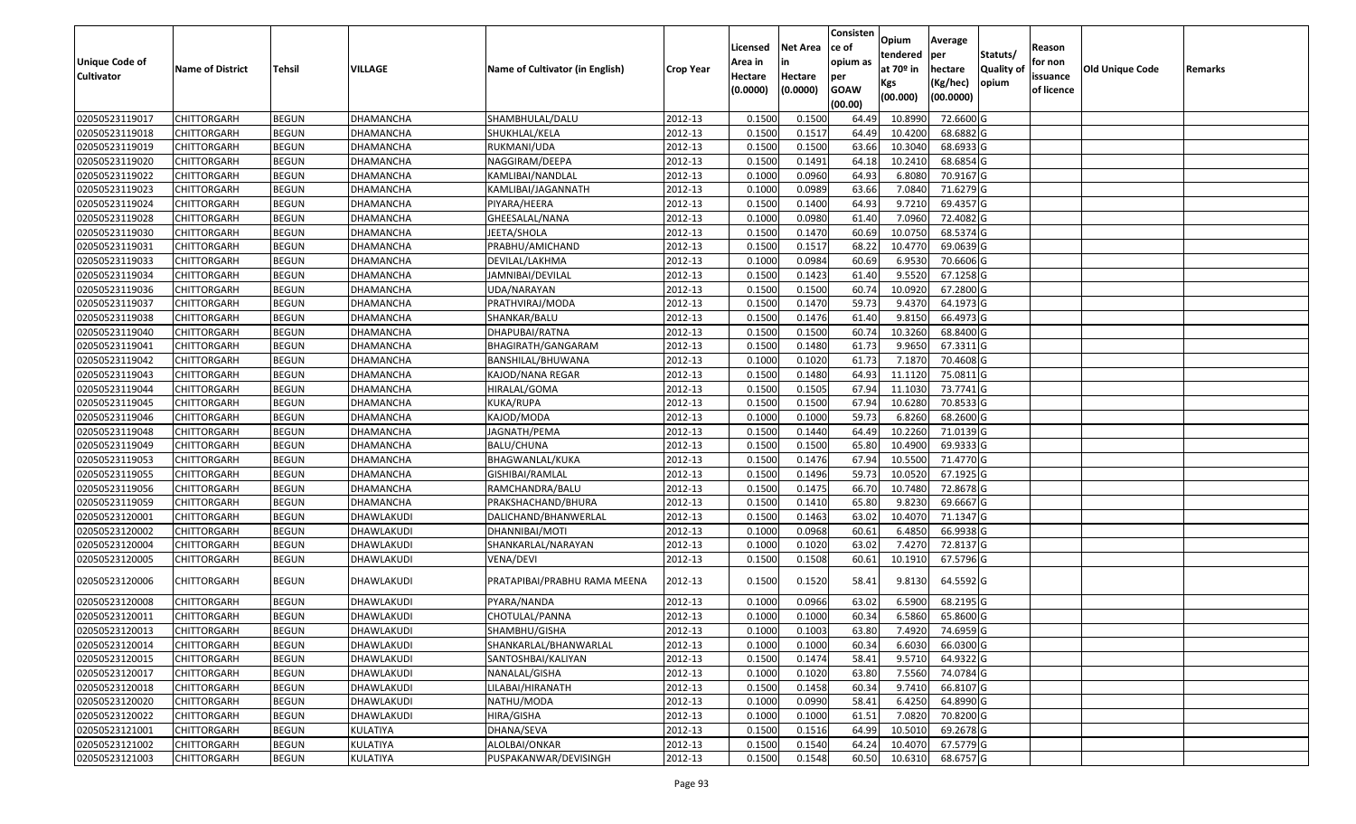| Unique Code of Cultivator | Name of District | Tehsil | VILLAGE | Name of Cultivator (in English) | Crop Year | Licensed Area in Hectare (0.0000) | Net Area in Hectare (0.0000) | Consistence of opium as per GOAW (00.00) | Opium tendered at 70º in Kgs (00.000) | Average per hectare (Kg/hec) (00.0000) | Statuts/ Quality of opium | Reason for non issuance of licence | Old Unique Code | Remarks |
|---|---|---|---|---|---|---|---|---|---|---|---|---|---|---|
| 02050523119017 | CHITTORGARH | BEGUN | DHAMANCHA | SHAMBHULAL/DALU | 2012-13 | 0.1500 | 0.1500 | 64.49 | 10.8990 | 72.6600 | G | | | |
| 02050523119018 | CHITTORGARH | BEGUN | DHAMANCHA | SHUKHLAL/KELA | 2012-13 | 0.1500 | 0.1517 | 64.49 | 10.4200 | 68.6882 | G | | | |
| 02050523119019 | CHITTORGARH | BEGUN | DHAMANCHA | RUKMANI/UDA | 2012-13 | 0.1500 | 0.1500 | 63.66 | 10.3040 | 68.6933 | G | | | |
| 02050523119020 | CHITTORGARH | BEGUN | DHAMANCHA | NAGGIRAM/DEEPA | 2012-13 | 0.1500 | 0.1491 | 64.18 | 10.2410 | 68.6854 | G | | | |
| 02050523119022 | CHITTORGARH | BEGUN | DHAMANCHA | KAMLIBAI/NANDLAL | 2012-13 | 0.1000 | 0.0960 | 64.93 | 6.8080 | 70.9167 | G | | | |
| 02050523119023 | CHITTORGARH | BEGUN | DHAMANCHA | KAMLIBAI/JAGANNATH | 2012-13 | 0.1000 | 0.0989 | 63.66 | 7.0840 | 71.6279 | G | | | |
| 02050523119024 | CHITTORGARH | BEGUN | DHAMANCHA | PIYARA/HEERA | 2012-13 | 0.1500 | 0.1400 | 64.93 | 9.7210 | 69.4357 | G | | | |
| 02050523119028 | CHITTORGARH | BEGUN | DHAMANCHA | GHEESALAL/NANA | 2012-13 | 0.1000 | 0.0980 | 61.40 | 7.0960 | 72.4082 | G | | | |
| 02050523119030 | CHITTORGARH | BEGUN | DHAMANCHA | JEETA/SHOLA | 2012-13 | 0.1500 | 0.1470 | 60.69 | 10.0750 | 68.5374 | G | | | |
| 02050523119031 | CHITTORGARH | BEGUN | DHAMANCHA | PRABHU/AMICHAND | 2012-13 | 0.1500 | 0.1517 | 68.22 | 10.4770 | 69.0639 | G | | | |
| 02050523119033 | CHITTORGARH | BEGUN | DHAMANCHA | DEVILAL/LAKHMA | 2012-13 | 0.1000 | 0.0984 | 60.69 | 6.9530 | 70.6606 | G | | | |
| 02050523119034 | CHITTORGARH | BEGUN | DHAMANCHA | JAMNIBAI/DEVILAL | 2012-13 | 0.1500 | 0.1423 | 61.40 | 9.5520 | 67.1258 | G | | | |
| 02050523119036 | CHITTORGARH | BEGUN | DHAMANCHA | UDA/NARAYAN | 2012-13 | 0.1500 | 0.1500 | 60.74 | 10.0920 | 67.2800 | G | | | |
| 02050523119037 | CHITTORGARH | BEGUN | DHAMANCHA | PRATHVIRAJ/MODA | 2012-13 | 0.1500 | 0.1470 | 59.73 | 9.4370 | 64.1973 | G | | | |
| 02050523119038 | CHITTORGARH | BEGUN | DHAMANCHA | SHANKAR/BALU | 2012-13 | 0.1500 | 0.1476 | 61.40 | 9.8150 | 66.4973 | G | | | |
| 02050523119040 | CHITTORGARH | BEGUN | DHAMANCHA | DHAPUBAI/RATNA | 2012-13 | 0.1500 | 0.1500 | 60.74 | 10.3260 | 68.8400 | G | | | |
| 02050523119041 | CHITTORGARH | BEGUN | DHAMANCHA | BHAGIRATH/GANGARAM | 2012-13 | 0.1500 | 0.1480 | 61.73 | 9.9650 | 67.3311 | G | | | |
| 02050523119042 | CHITTORGARH | BEGUN | DHAMANCHA | BANSHILAL/BHUWANA | 2012-13 | 0.1000 | 0.1020 | 61.73 | 7.1870 | 70.4608 | G | | | |
| 02050523119043 | CHITTORGARH | BEGUN | DHAMANCHA | KAJOD/NANA REGAR | 2012-13 | 0.1500 | 0.1480 | 64.93 | 11.1120 | 75.0811 | G | | | |
| 02050523119044 | CHITTORGARH | BEGUN | DHAMANCHA | HIRALAL/GOMA | 2012-13 | 0.1500 | 0.1505 | 67.94 | 11.1030 | 73.7741 | G | | | |
| 02050523119045 | CHITTORGARH | BEGUN | DHAMANCHA | KUKA/RUPA | 2012-13 | 0.1500 | 0.1500 | 67.94 | 10.6280 | 70.8533 | G | | | |
| 02050523119046 | CHITTORGARH | BEGUN | DHAMANCHA | KAJOD/MODA | 2012-13 | 0.1000 | 0.1000 | 59.73 | 6.8260 | 68.2600 | G | | | |
| 02050523119048 | CHITTORGARH | BEGUN | DHAMANCHA | JAGNATH/PEMA | 2012-13 | 0.1500 | 0.1440 | 64.49 | 10.2260 | 71.0139 | G | | | |
| 02050523119049 | CHITTORGARH | BEGUN | DHAMANCHA | BALU/CHUNA | 2012-13 | 0.1500 | 0.1500 | 65.80 | 10.4900 | 69.9333 | G | | | |
| 02050523119053 | CHITTORGARH | BEGUN | DHAMANCHA | BHAGWANLAL/KUKA | 2012-13 | 0.1500 | 0.1476 | 67.94 | 10.5500 | 71.4770 | G | | | |
| 02050523119055 | CHITTORGARH | BEGUN | DHAMANCHA | GISHIBAI/RAMLAL | 2012-13 | 0.1500 | 0.1496 | 59.73 | 10.0520 | 67.1925 | G | | | |
| 02050523119056 | CHITTORGARH | BEGUN | DHAMANCHA | RAMCHANDRA/BALU | 2012-13 | 0.1500 | 0.1475 | 66.70 | 10.7480 | 72.8678 | G | | | |
| 02050523119059 | CHITTORGARH | BEGUN | DHAMANCHA | PRAKSHACHAND/BHURA | 2012-13 | 0.1500 | 0.1410 | 65.80 | 9.8230 | 69.6667 | G | | | |
| 02050523120001 | CHITTORGARH | BEGUN | DHAWLAKUDI | DALICHAND/BHANWERLAL | 2012-13 | 0.1500 | 0.1463 | 63.02 | 10.4070 | 71.1347 | G | | | |
| 02050523120002 | CHITTORGARH | BEGUN | DHAWLAKUDI | DHANNIBAI/MOTI | 2012-13 | 0.1000 | 0.0968 | 60.61 | 6.4850 | 66.9938 | G | | | |
| 02050523120004 | CHITTORGARH | BEGUN | DHAWLAKUDI | SHANKARLAL/NARAYAN | 2012-13 | 0.1000 | 0.1020 | 63.02 | 7.4270 | 72.8137 | G | | | |
| 02050523120005 | CHITTORGARH | BEGUN | DHAWLAKUDI | VENA/DEVI | 2012-13 | 0.1500 | 0.1508 | 60.61 | 10.1910 | 67.5796 | G | | | |
| 02050523120006 | CHITTORGARH | BEGUN | DHAWLAKUDI | PRATAPIBAI/PRABHU RAMA MEENA | 2012-13 | 0.1500 | 0.1520 | 58.41 | 9.8130 | 64.5592 | G | | | |
| 02050523120008 | CHITTORGARH | BEGUN | DHAWLAKUDI | PYARA/NANDA | 2012-13 | 0.1000 | 0.0966 | 63.02 | 6.5900 | 68.2195 | G | | | |
| 02050523120011 | CHITTORGARH | BEGUN | DHAWLAKUDI | CHOTULAL/PANNA | 2012-13 | 0.1000 | 0.1000 | 60.34 | 6.5860 | 65.8600 | G | | | |
| 02050523120013 | CHITTORGARH | BEGUN | DHAWLAKUDI | SHAMBHU/GISHA | 2012-13 | 0.1000 | 0.1003 | 63.80 | 7.4920 | 74.6959 | G | | | |
| 02050523120014 | CHITTORGARH | BEGUN | DHAWLAKUDI | SHANKARLAL/BHANWARLAL | 2012-13 | 0.1000 | 0.1000 | 60.34 | 6.6030 | 66.0300 | G | | | |
| 02050523120015 | CHITTORGARH | BEGUN | DHAWLAKUDI | SANTOSHBAI/KALIYAN | 2012-13 | 0.1500 | 0.1474 | 58.41 | 9.5710 | 64.9322 | G | | | |
| 02050523120017 | CHITTORGARH | BEGUN | DHAWLAKUDI | NANALAL/GISHA | 2012-13 | 0.1000 | 0.1020 | 63.80 | 7.5560 | 74.0784 | G | | | |
| 02050523120018 | CHITTORGARH | BEGUN | DHAWLAKUDI | LILABAI/HIRANATH | 2012-13 | 0.1500 | 0.1458 | 60.34 | 9.7410 | 66.8107 | G | | | |
| 02050523120020 | CHITTORGARH | BEGUN | DHAWLAKUDI | NATHU/MODA | 2012-13 | 0.1000 | 0.0990 | 58.41 | 6.4250 | 64.8990 | G | | | |
| 02050523120022 | CHITTORGARH | BEGUN | DHAWLAKUDI | HIRA/GISHA | 2012-13 | 0.1000 | 0.1000 | 61.51 | 7.0820 | 70.8200 | G | | | |
| 02050523121001 | CHITTORGARH | BEGUN | KULATIYA | DHANA/SEVA | 2012-13 | 0.1500 | 0.1516 | 64.99 | 10.5010 | 69.2678 | G | | | |
| 02050523121002 | CHITTORGARH | BEGUN | KULATIYA | ALOLBAI/ONKAR | 2012-13 | 0.1500 | 0.1540 | 64.24 | 10.4070 | 67.5779 | G | | | |
| 02050523121003 | CHITTORGARH | BEGUN | KULATIYA | PUSPAKANWAR/DEVISINGH | 2012-13 | 0.1500 | 0.1548 | 60.50 | 10.6310 | 68.6757 | G | | | |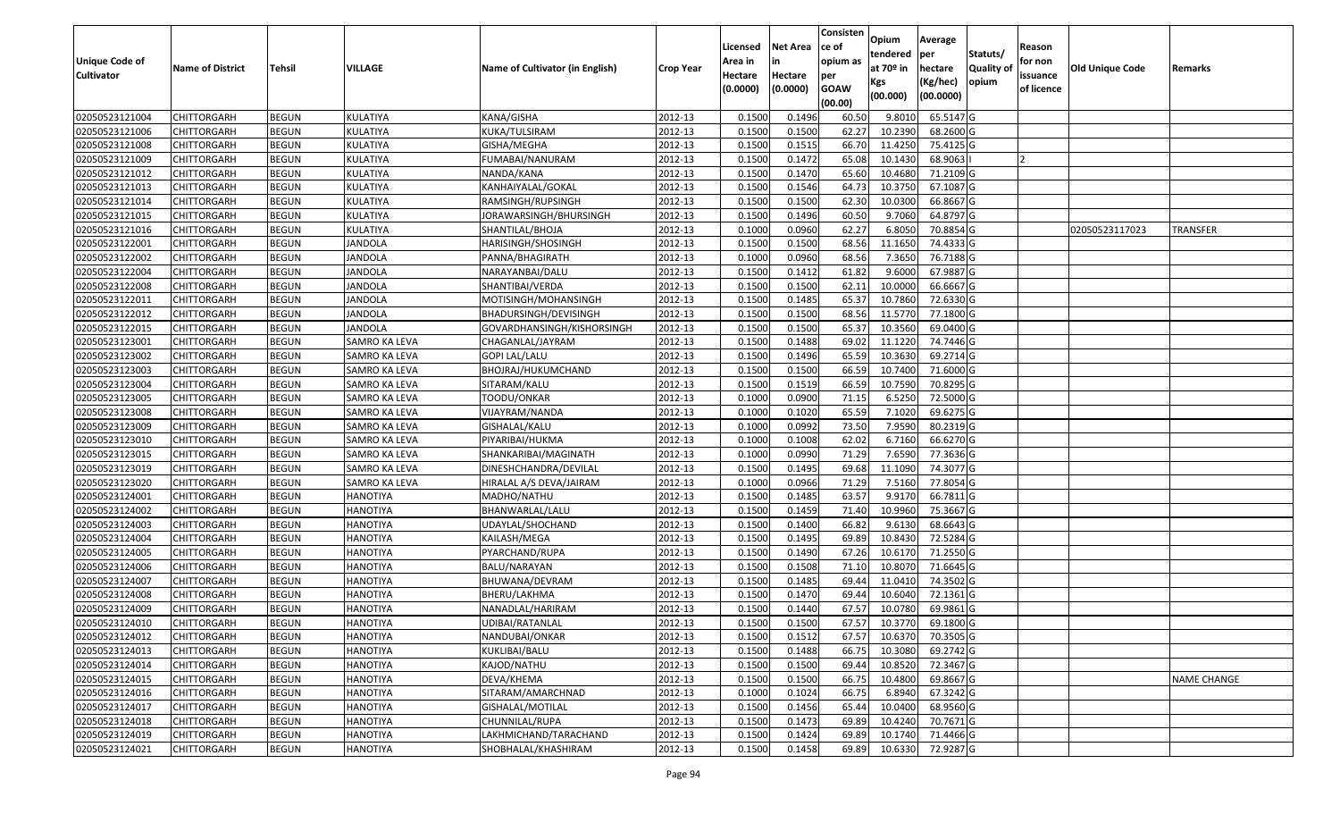| Unique Code of Cultivator | Name of District | Tehsil | VILLAGE | Name of Cultivator (in English) | Crop Year | Licensed Area in Hectare (0.0000) | Net Area in Hectare (0.0000) | Consistence of opium as per GOAW (00.00) | Opium tendered at 70º in Kgs (00.000) | Average per hectare (Kg/hec) (00.0000) | Statuts/ Quality of opium | Reason for non issuance of licence | Old Unique Code | Remarks |
|---|---|---|---|---|---|---|---|---|---|---|---|---|---|---|
| 02050523121004 | CHITTORGARH | BEGUN | KULATIYA | KANA/GISHA | 2012-13 | 0.1500 | 0.1496 | 60.50 | 9.8010 | 65.5147 | G | | | |
| 02050523121006 | CHITTORGARH | BEGUN | KULATIYA | KUKA/TULSIRAM | 2012-13 | 0.1500 | 0.1500 | 62.27 | 10.2390 | 68.2600 | G | | | |
| 02050523121008 | CHITTORGARH | BEGUN | KULATIYA | GISHA/MEGHA | 2012-13 | 0.1500 | 0.1515 | 66.70 | 11.4250 | 75.4125 | G | | | |
| 02050523121009 | CHITTORGARH | BEGUN | KULATIYA | FUMABAI/NANURAM | 2012-13 | 0.1500 | 0.1472 | 65.08 | 10.1430 | 68.9063 | I | 2 | | |
| 02050523121012 | CHITTORGARH | BEGUN | KULATIYA | NANDA/KANA | 2012-13 | 0.1500 | 0.1470 | 65.60 | 10.4680 | 71.2109 | G | | | |
| 02050523121013 | CHITTORGARH | BEGUN | KULATIYA | KANHAIYALAL/GOKAL | 2012-13 | 0.1500 | 0.1546 | 64.73 | 10.3750 | 67.1087 | G | | | |
| 02050523121014 | CHITTORGARH | BEGUN | KULATIYA | RAMSINGH/RUPSINGH | 2012-13 | 0.1500 | 0.1500 | 62.30 | 10.0300 | 66.8667 | G | | | |
| 02050523121015 | CHITTORGARH | BEGUN | KULATIYA | JORAWARSINGH/BHURSINGH | 2012-13 | 0.1500 | 0.1496 | 60.50 | 9.7060 | 64.8797 | G | | | |
| 02050523121016 | CHITTORGARH | BEGUN | KULATIYA | SHANTILAL/BHOJA | 2012-13 | 0.1000 | 0.0960 | 62.27 | 6.8050 | 70.8854 | G | | 02050523117023 | TRANSFER |
| 02050523122001 | CHITTORGARH | BEGUN | JANDOLA | HARISINGH/SHOSINGH | 2012-13 | 0.1500 | 0.1500 | 68.56 | 11.1650 | 74.4333 | G | | | |
| 02050523122002 | CHITTORGARH | BEGUN | JANDOLA | PANNA/BHAGIRATH | 2012-13 | 0.1000 | 0.0960 | 68.56 | 7.3650 | 76.7188 | G | | | |
| 02050523122004 | CHITTORGARH | BEGUN | JANDOLA | NARAYANBAI/DALU | 2012-13 | 0.1500 | 0.1412 | 61.82 | 9.6000 | 67.9887 | G | | | |
| 02050523122008 | CHITTORGARH | BEGUN | JANDOLA | SHANTIBAI/VERDA | 2012-13 | 0.1500 | 0.1500 | 62.11 | 10.0000 | 66.6667 | G | | | |
| 02050523122011 | CHITTORGARH | BEGUN | JANDOLA | MOTISINGH/MOHANSINGH | 2012-13 | 0.1500 | 0.1485 | 65.37 | 10.7860 | 72.6330 | G | | | |
| 02050523122012 | CHITTORGARH | BEGUN | JANDOLA | BHADURSINGH/DEVISINGH | 2012-13 | 0.1500 | 0.1500 | 68.56 | 11.5770 | 77.1800 | G | | | |
| 02050523122015 | CHITTORGARH | BEGUN | JANDOLA | GOVARDHANSINGH/KISHORSINGH | 2012-13 | 0.1500 | 0.1500 | 65.37 | 10.3560 | 69.0400 | G | | | |
| 02050523123001 | CHITTORGARH | BEGUN | SAMRO KA LEVA | CHAGANLAL/JAYRAM | 2012-13 | 0.1500 | 0.1488 | 69.02 | 11.1220 | 74.7446 | G | | | |
| 02050523123002 | CHITTORGARH | BEGUN | SAMRO KA LEVA | GOPI LAL/LALU | 2012-13 | 0.1500 | 0.1496 | 65.59 | 10.3630 | 69.2714 | G | | | |
| 02050523123003 | CHITTORGARH | BEGUN | SAMRO KA LEVA | BHOJRAJ/HUKUMCHAND | 2012-13 | 0.1500 | 0.1500 | 66.59 | 10.7400 | 71.6000 | G | | | |
| 02050523123004 | CHITTORGARH | BEGUN | SAMRO KA LEVA | SITARAM/KALU | 2012-13 | 0.1500 | 0.1519 | 66.59 | 10.7590 | 70.8295 | G | | | |
| 02050523123005 | CHITTORGARH | BEGUN | SAMRO KA LEVA | TOODU/ONKAR | 2012-13 | 0.1000 | 0.0900 | 71.15 | 6.5250 | 72.5000 | G | | | |
| 02050523123008 | CHITTORGARH | BEGUN | SAMRO KA LEVA | VIJAYRAM/NANDA | 2012-13 | 0.1000 | 0.1020 | 65.59 | 7.1020 | 69.6275 | G | | | |
| 02050523123009 | CHITTORGARH | BEGUN | SAMRO KA LEVA | GISHALAL/KALU | 2012-13 | 0.1000 | 0.0992 | 73.50 | 7.9590 | 80.2319 | G | | | |
| 02050523123010 | CHITTORGARH | BEGUN | SAMRO KA LEVA | PIYARIBAI/HUKMA | 2012-13 | 0.1000 | 0.1008 | 62.02 | 6.7160 | 66.6270 | G | | | |
| 02050523123015 | CHITTORGARH | BEGUN | SAMRO KA LEVA | SHANKARIBAI/MAGINATH | 2012-13 | 0.1000 | 0.0990 | 71.29 | 7.6590 | 77.3636 | G | | | |
| 02050523123019 | CHITTORGARH | BEGUN | SAMRO KA LEVA | DINESHCHANDRA/DEVILAL | 2012-13 | 0.1500 | 0.1495 | 69.68 | 11.1090 | 74.3077 | G | | | |
| 02050523123020 | CHITTORGARH | BEGUN | SAMRO KA LEVA | HIRALAL A/S DEVA/JAIRAM | 2012-13 | 0.1000 | 0.0966 | 71.29 | 7.5160 | 77.8054 | G | | | |
| 02050523124001 | CHITTORGARH | BEGUN | HANOTIYA | MADHO/NATHU | 2012-13 | 0.1500 | 0.1485 | 63.57 | 9.9170 | 66.7811 | G | | | |
| 02050523124002 | CHITTORGARH | BEGUN | HANOTIYA | BHANWARLAL/LALU | 2012-13 | 0.1500 | 0.1459 | 71.40 | 10.9960 | 75.3667 | G | | | |
| 02050523124003 | CHITTORGARH | BEGUN | HANOTIYA | UDAYLAL/SHOCHAND | 2012-13 | 0.1500 | 0.1400 | 66.82 | 9.6130 | 68.6643 | G | | | |
| 02050523124004 | CHITTORGARH | BEGUN | HANOTIYA | KAILASH/MEGA | 2012-13 | 0.1500 | 0.1495 | 69.89 | 10.8430 | 72.5284 | G | | | |
| 02050523124005 | CHITTORGARH | BEGUN | HANOTIYA | PYARCHAND/RUPA | 2012-13 | 0.1500 | 0.1490 | 67.26 | 10.6170 | 71.2550 | G | | | |
| 02050523124006 | CHITTORGARH | BEGUN | HANOTIYA | BALU/NARAYAN | 2012-13 | 0.1500 | 0.1508 | 71.10 | 10.8070 | 71.6645 | G | | | |
| 02050523124007 | CHITTORGARH | BEGUN | HANOTIYA | BHUWANA/DEVRAM | 2012-13 | 0.1500 | 0.1485 | 69.44 | 11.0410 | 74.3502 | G | | | |
| 02050523124008 | CHITTORGARH | BEGUN | HANOTIYA | BHERU/LAKHMA | 2012-13 | 0.1500 | 0.1470 | 69.44 | 10.6040 | 72.1361 | G | | | |
| 02050523124009 | CHITTORGARH | BEGUN | HANOTIYA | NANADLAL/HARIRAM | 2012-13 | 0.1500 | 0.1440 | 67.57 | 10.0780 | 69.9861 | G | | | |
| 02050523124010 | CHITTORGARH | BEGUN | HANOTIYA | UDIBAI/RATANLAL | 2012-13 | 0.1500 | 0.1500 | 67.57 | 10.3770 | 69.1800 | G | | | |
| 02050523124012 | CHITTORGARH | BEGUN | HANOTIYA | NANDUBAI/ONKAR | 2012-13 | 0.1500 | 0.1512 | 67.57 | 10.6370 | 70.3505 | G | | | |
| 02050523124013 | CHITTORGARH | BEGUN | HANOTIYA | KUKLIBAI/BALU | 2012-13 | 0.1500 | 0.1488 | 66.75 | 10.3080 | 69.2742 | G | | | |
| 02050523124014 | CHITTORGARH | BEGUN | HANOTIYA | KAJOD/NATHU | 2012-13 | 0.1500 | 0.1500 | 69.44 | 10.8520 | 72.3467 | G | | | |
| 02050523124015 | CHITTORGARH | BEGUN | HANOTIYA | DEVA/KHEMA | 2012-13 | 0.1500 | 0.1500 | 66.75 | 10.4800 | 69.8667 | G | | | NAME CHANGE |
| 02050523124016 | CHITTORGARH | BEGUN | HANOTIYA | SITARAM/AMARCHNAD | 2012-13 | 0.1000 | 0.1024 | 66.75 | 6.8940 | 67.3242 | G | | | |
| 02050523124017 | CHITTORGARH | BEGUN | HANOTIYA | GISHALAL/MOTILAL | 2012-13 | 0.1500 | 0.1456 | 65.44 | 10.0400 | 68.9560 | G | | | |
| 02050523124018 | CHITTORGARH | BEGUN | HANOTIYA | CHUNNILAL/RUPA | 2012-13 | 0.1500 | 0.1473 | 69.89 | 10.4240 | 70.7671 | G | | | |
| 02050523124019 | CHITTORGARH | BEGUN | HANOTIYA | LAKHMICHAND/TARACHAND | 2012-13 | 0.1500 | 0.1424 | 69.89 | 10.1740 | 71.4466 | G | | | |
| 02050523124021 | CHITTORGARH | BEGUN | HANOTIYA | SHOBHALAL/KHASHIRAM | 2012-13 | 0.1500 | 0.1458 | 69.89 | 10.6330 | 72.9287 | G | | | |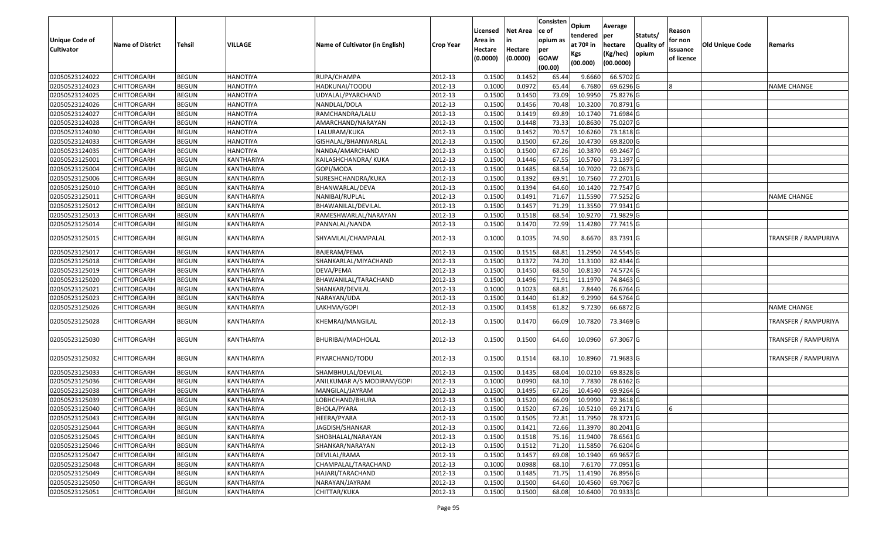| Unique Code of Cultivator | Name of District | Tehsil | VILLAGE | Name of Cultivator (in English) | Crop Year | Licensed Area in Hectare (0.0000) | Net Area in Hectare (0.0000) | Consisten ce of opium as per GOAW (00.00) | Opium tendered at 70º in Kgs (00.000) | Average per hectare (Kg/hec) (00.0000) | Statuts/ Quality of opium | Reason for non issuance of licence | Old Unique Code | Remarks |
|---|---|---|---|---|---|---|---|---|---|---|---|---|---|---|
| 02050523124022 | CHITTORGARH | BEGUN | HANOTIYA | RUPA/CHAMPA | 2012-13 | 0.1500 | 0.1452 | 65.44 | 9.6660 | 66.5702 | G | | | |
| 02050523124023 | CHITTORGARH | BEGUN | HANOTIYA | HADKUNAI/TOODU | 2012-13 | 0.1000 | 0.0972 | 65.44 | 6.7680 | 69.6296 | G | 8 | | NAME CHANGE |
| 02050523124025 | CHITTORGARH | BEGUN | HANOTIYA | UDYALAL/PYARCHAND | 2012-13 | 0.1500 | 0.1450 | 73.09 | 10.9950 | 75.8276 | G | | | |
| 02050523124026 | CHITTORGARH | BEGUN | HANOTIYA | NANDLAL/DOLA | 2012-13 | 0.1500 | 0.1456 | 70.48 | 10.3200 | 70.8791 | G | | | |
| 02050523124027 | CHITTORGARH | BEGUN | HANOTIYA | RAMCHANDRA/LALU | 2012-13 | 0.1500 | 0.1419 | 69.89 | 10.1740 | 71.6984 | G | | | |
| 02050523124028 | CHITTORGARH | BEGUN | HANOTIYA | AMARCHAND/NARAYAN | 2012-13 | 0.1500 | 0.1448 | 73.33 | 10.8630 | 75.0207 | G | | | |
| 02050523124030 | CHITTORGARH | BEGUN | HANOTIYA | LALURAM/KUKA | 2012-13 | 0.1500 | 0.1452 | 70.57 | 10.6260 | 73.1818 | G | | | |
| 02050523124033 | CHITTORGARH | BEGUN | HANOTIYA | GISHALAL/BHANWARLAL | 2012-13 | 0.1500 | 0.1500 | 67.26 | 10.4730 | 69.8200 | G | | | |
| 02050523124035 | CHITTORGARH | BEGUN | HANOTIYA | NANDA/AMARCHAND | 2012-13 | 0.1500 | 0.1500 | 67.26 | 10.3870 | 69.2467 | G | | | |
| 02050523125001 | CHITTORGARH | BEGUN | KANTHARIYA | KAILASHCHANDRA/ KUKA | 2012-13 | 0.1500 | 0.1446 | 67.55 | 10.5760 | 73.1397 | G | | | |
| 02050523125004 | CHITTORGARH | BEGUN | KANTHARIYA | GOPI/MODA | 2012-13 | 0.1500 | 0.1485 | 68.54 | 10.7020 | 72.0673 | G | | | |
| 02050523125006 | CHITTORGARH | BEGUN | KANTHARIYA | SURESHCHANDRA/KUKA | 2012-13 | 0.1500 | 0.1392 | 69.91 | 10.7560 | 77.2701 | G | | | |
| 02050523125010 | CHITTORGARH | BEGUN | KANTHARIYA | BHANWARLAL/DEVA | 2012-13 | 0.1500 | 0.1394 | 64.60 | 10.1420 | 72.7547 | G | | | |
| 02050523125011 | CHITTORGARH | BEGUN | KANTHARIYA | NANIBAI/RUPLAL | 2012-13 | 0.1500 | 0.1491 | 71.67 | 11.5590 | 77.5252 | G | | | NAME CHANGE |
| 02050523125012 | CHITTORGARH | BEGUN | KANTHARIYA | BHAWANILAL/DEVILAL | 2012-13 | 0.1500 | 0.1457 | 71.29 | 11.3550 | 77.9341 | G | | | |
| 02050523125013 | CHITTORGARH | BEGUN | KANTHARIYA | RAMESHWARLAL/NARAYAN | 2012-13 | 0.1500 | 0.1518 | 68.54 | 10.9270 | 71.9829 | G | | | |
| 02050523125014 | CHITTORGARH | BEGUN | KANTHARIYA | PANNALAL/NANDA | 2012-13 | 0.1500 | 0.1470 | 72.99 | 11.4280 | 77.7415 | G | | | |
| 02050523125015 | CHITTORGARH | BEGUN | KANTHARIYA | SHYAMLAL/CHAMPALAL | 2012-13 | 0.1000 | 0.1035 | 74.90 | 8.6670 | 83.7391 | G | | | TRANSFER / RAMPURIYA |
| 02050523125017 | CHITTORGARH | BEGUN | KANTHARIYA | BAJERAM/PEMA | 2012-13 | 0.1500 | 0.1515 | 68.81 | 11.2950 | 74.5545 | G | | | |
| 02050523125018 | CHITTORGARH | BEGUN | KANTHARIYA | SHANKARLAL/MIYACHAND | 2012-13 | 0.1500 | 0.1372 | 74.20 | 11.3100 | 82.4344 | G | | | |
| 02050523125019 | CHITTORGARH | BEGUN | KANTHARIYA | DEVA/PEMA | 2012-13 | 0.1500 | 0.1450 | 68.50 | 10.8130 | 74.5724 | G | | | |
| 02050523125020 | CHITTORGARH | BEGUN | KANTHARIYA | BHAWANILAL/TARACHAND | 2012-13 | 0.1500 | 0.1496 | 71.91 | 11.1970 | 74.8463 | G | | | |
| 02050523125021 | CHITTORGARH | BEGUN | KANTHARIYA | SHANKAR/DEVILAL | 2012-13 | 0.1000 | 0.1023 | 68.81 | 7.8440 | 76.6764 | G | | | |
| 02050523125023 | CHITTORGARH | BEGUN | KANTHARIYA | NARAYAN/UDA | 2012-13 | 0.1500 | 0.1440 | 61.82 | 9.2990 | 64.5764 | G | | | |
| 02050523125026 | CHITTORGARH | BEGUN | KANTHARIYA | LAKHMA/GOPI | 2012-13 | 0.1500 | 0.1458 | 61.82 | 9.7230 | 66.6872 | G | | | NAME CHANGE |
| 02050523125028 | CHITTORGARH | BEGUN | KANTHARIYA | KHEMRAJ/MANGILAL | 2012-13 | 0.1500 | 0.1470 | 66.09 | 10.7820 | 73.3469 | G | | | TRANSFER / RAMPURIYA |
| 02050523125030 | CHITTORGARH | BEGUN | KANTHARIYA | BHURIBAI/MADHOLAL | 2012-13 | 0.1500 | 0.1500 | 64.60 | 10.0960 | 67.3067 | G | | | TRANSFER / RAMPURIYA |
| 02050523125032 | CHITTORGARH | BEGUN | KANTHARIYA | PIYARCHAND/TODU | 2012-13 | 0.1500 | 0.1514 | 68.10 | 10.8960 | 71.9683 | G | | | TRANSFER / RAMPURIYA |
| 02050523125033 | CHITTORGARH | BEGUN | KANTHARIYA | SHAMBHULAL/DEVILAL | 2012-13 | 0.1500 | 0.1435 | 68.04 | 10.0210 | 69.8328 | G | | | |
| 02050523125036 | CHITTORGARH | BEGUN | KANTHARIYA | ANILKUMAR A/S MODIRAM/GOPI | 2012-13 | 0.1000 | 0.0990 | 68.10 | 7.7830 | 78.6162 | G | | | |
| 02050523125038 | CHITTORGARH | BEGUN | KANTHARIYA | MANGILAL/JAYRAM | 2012-13 | 0.1500 | 0.1495 | 67.26 | 10.4540 | 69.9264 | G | | | |
| 02050523125039 | CHITTORGARH | BEGUN | KANTHARIYA | LOBHCHAND/BHURA | 2012-13 | 0.1500 | 0.1520 | 66.09 | 10.9990 | 72.3618 | G | | | |
| 02050523125040 | CHITTORGARH | BEGUN | KANTHARIYA | BHOLA/PYARA | 2012-13 | 0.1500 | 0.1520 | 67.26 | 10.5210 | 69.2171 | G | 6 | | |
| 02050523125043 | CHITTORGARH | BEGUN | KANTHARIYA | HEERA/PYARA | 2012-13 | 0.1500 | 0.1505 | 72.81 | 11.7950 | 78.3721 | G | | | |
| 02050523125044 | CHITTORGARH | BEGUN | KANTHARIYA | JAGDISH/SHANKAR | 2012-13 | 0.1500 | 0.1421 | 72.66 | 11.3970 | 80.2041 | G | | | |
| 02050523125045 | CHITTORGARH | BEGUN | KANTHARIYA | SHOBHALAL/NARAYAN | 2012-13 | 0.1500 | 0.1518 | 75.16 | 11.9400 | 78.6561 | G | | | |
| 02050523125046 | CHITTORGARH | BEGUN | KANTHARIYA | SHANKAR/NARAYAN | 2012-13 | 0.1500 | 0.1512 | 71.20 | 11.5850 | 76.6204 | G | | | |
| 02050523125047 | CHITTORGARH | BEGUN | KANTHARIYA | DEVILAL/RAMA | 2012-13 | 0.1500 | 0.1457 | 69.08 | 10.1940 | 69.9657 | G | | | |
| 02050523125048 | CHITTORGARH | BEGUN | KANTHARIYA | CHAMPALAL/TARACHAND | 2012-13 | 0.1000 | 0.0988 | 68.10 | 7.6170 | 77.0951 | G | | | |
| 02050523125049 | CHITTORGARH | BEGUN | KANTHARIYA | HAJARI/TARACHAND | 2012-13 | 0.1500 | 0.1485 | 71.75 | 11.4190 | 76.8956 | G | | | |
| 02050523125050 | CHITTORGARH | BEGUN | KANTHARIYA | NARAYAN/JAYRAM | 2012-13 | 0.1500 | 0.1500 | 64.60 | 10.4560 | 69.7067 | G | | | |
| 02050523125051 | CHITTORGARH | BEGUN | KANTHARIYA | CHITTAR/KUKA | 2012-13 | 0.1500 | 0.1500 | 68.08 | 10.6400 | 70.9333 | G | | | |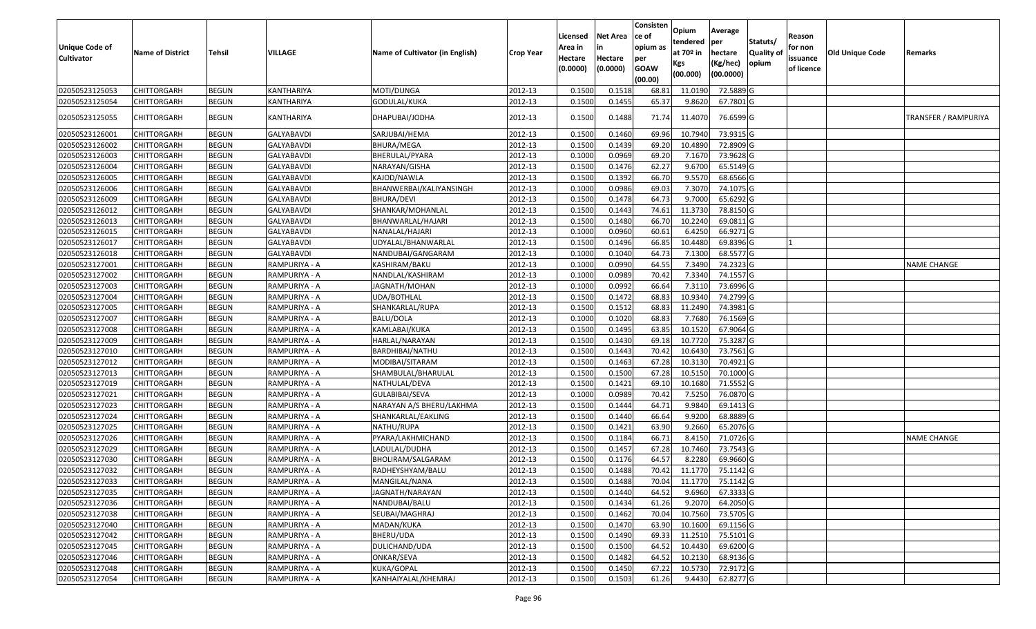| Unique Code of Cultivator | Name of District | Tehsil | VILLAGE | Name of Cultivator (in English) | Crop Year | Licensed Area in Hectare (0.0000) | Net Area in Hectare (0.0000) | Consistence of opium as per GOAW (00.00) | Opium tendered at 70º in Kgs (00.000) | Average per hectare (Kg/hec) (00.0000) | Statuts/ Quality of opium | Reason for non issuance of licence | Old Unique Code | Remarks |
|---|---|---|---|---|---|---|---|---|---|---|---|---|---|---|
| 02050523125053 | CHITTORGARH | BEGUN | KANTHARIYA | MOTI/DUNGA | 2012-13 | 0.1500 | 0.1518 | 68.81 | 11.0190 | 72.5889 | G | | | |
| 02050523125054 | CHITTORGARH | BEGUN | KANTHARIYA | GODULAL/KUKA | 2012-13 | 0.1500 | 0.1455 | 65.37 | 9.8620 | 67.7801 | G | | | |
| 02050523125055 | CHITTORGARH | BEGUN | KANTHARIYA | DHAPUBAI/JODHA | 2012-13 | 0.1500 | 0.1488 | 71.74 | 11.4070 | 76.6599 | G | | | TRANSFER / RAMPURIYA |
| 02050523126001 | CHITTORGARH | BEGUN | GALYABAVDI | SARJUBAI/HEMA | 2012-13 | 0.1500 | 0.1460 | 69.96 | 10.7940 | 73.9315 | G | | | |
| 02050523126002 | CHITTORGARH | BEGUN | GALYABAVDI | BHURA/MEGA | 2012-13 | 0.1500 | 0.1439 | 69.20 | 10.4890 | 72.8909 | G | | | |
| 02050523126003 | CHITTORGARH | BEGUN | GALYABAVDI | BHERULAL/PYARA | 2012-13 | 0.1000 | 0.0969 | 69.20 | 7.1670 | 73.9628 | G | | | |
| 02050523126004 | CHITTORGARH | BEGUN | GALYABAVDI | NARAYAN/GISHA | 2012-13 | 0.1500 | 0.1476 | 62.27 | 9.6700 | 65.5149 | G | | | |
| 02050523126005 | CHITTORGARH | BEGUN | GALYABAVDI | KAJOD/NAWLA | 2012-13 | 0.1500 | 0.1392 | 66.70 | 9.5570 | 68.6566 | G | | | |
| 02050523126006 | CHITTORGARH | BEGUN | GALYABAVDI | BHANWERBAI/KALIYANSINGH | 2012-13 | 0.1000 | 0.0986 | 69.03 | 7.3070 | 74.1075 | G | | | |
| 02050523126009 | CHITTORGARH | BEGUN | GALYABAVDI | BHURA/DEVI | 2012-13 | 0.1500 | 0.1478 | 64.73 | 9.7000 | 65.6292 | G | | | |
| 02050523126012 | CHITTORGARH | BEGUN | GALYABAVDI | SHANKAR/MOHANLAL | 2012-13 | 0.1500 | 0.1443 | 74.61 | 11.3730 | 78.8150 | G | | | |
| 02050523126013 | CHITTORGARH | BEGUN | GALYABAVDI | BHANWARLAL/HAJARI | 2012-13 | 0.1500 | 0.1480 | 66.70 | 10.2240 | 69.0811 | G | | | |
| 02050523126015 | CHITTORGARH | BEGUN | GALYABAVDI | NANALAL/HAJARI | 2012-13 | 0.1000 | 0.0960 | 60.61 | 6.4250 | 66.9271 | G | | | |
| 02050523126017 | CHITTORGARH | BEGUN | GALYABAVDI | UDYALAL/BHANWARLAL | 2012-13 | 0.1500 | 0.1496 | 66.85 | 10.4480 | 69.8396 | G | 1 | | |
| 02050523126018 | CHITTORGARH | BEGUN | GALYABAVDI | NANDUBAI/GANGARAM | 2012-13 | 0.1000 | 0.1040 | 64.73 | 7.1300 | 68.5577 | G | | | |
| 02050523127001 | CHITTORGARH | BEGUN | RAMPURIYA - A | KASHIRAM/BAKU | 2012-13 | 0.1000 | 0.0990 | 64.55 | 7.3490 | 74.2323 | G | | | NAME CHANGE |
| 02050523127002 | CHITTORGARH | BEGUN | RAMPURIYA - A | NANDLAL/KASHIRAM | 2012-13 | 0.1000 | 0.0989 | 70.42 | 7.3340 | 74.1557 | G | | | |
| 02050523127003 | CHITTORGARH | BEGUN | RAMPURIYA - A | JAGNATH/MOHAN | 2012-13 | 0.1000 | 0.0992 | 66.64 | 7.3110 | 73.6996 | G | | | |
| 02050523127004 | CHITTORGARH | BEGUN | RAMPURIYA - A | UDA/BOTHLAL | 2012-13 | 0.1500 | 0.1472 | 68.83 | 10.9340 | 74.2799 | G | | | |
| 02050523127005 | CHITTORGARH | BEGUN | RAMPURIYA - A | SHANKARLAL/RUPA | 2012-13 | 0.1500 | 0.1512 | 68.83 | 11.2490 | 74.3981 | G | | | |
| 02050523127007 | CHITTORGARH | BEGUN | RAMPURIYA - A | BALU/DOLA | 2012-13 | 0.1000 | 0.1020 | 68.83 | 7.7680 | 76.1569 | G | | | |
| 02050523127008 | CHITTORGARH | BEGUN | RAMPURIYA - A | KAMLABAI/KUKA | 2012-13 | 0.1500 | 0.1495 | 63.85 | 10.1520 | 67.9064 | G | | | |
| 02050523127009 | CHITTORGARH | BEGUN | RAMPURIYA - A | HARLAL/NARAYAN | 2012-13 | 0.1500 | 0.1430 | 69.18 | 10.7720 | 75.3287 | G | | | |
| 02050523127010 | CHITTORGARH | BEGUN | RAMPURIYA - A | BARDHIBAI/NATHU | 2012-13 | 0.1500 | 0.1443 | 70.42 | 10.6430 | 73.7561 | G | | | |
| 02050523127012 | CHITTORGARH | BEGUN | RAMPURIYA - A | MODIBAI/SITARAM | 2012-13 | 0.1500 | 0.1463 | 67.28 | 10.3130 | 70.4921 | G | | | |
| 02050523127013 | CHITTORGARH | BEGUN | RAMPURIYA - A | SHAMBULAL/BHARULAL | 2012-13 | 0.1500 | 0.1500 | 67.28 | 10.5150 | 70.1000 | G | | | |
| 02050523127019 | CHITTORGARH | BEGUN | RAMPURIYA - A | NATHULAL/DEVA | 2012-13 | 0.1500 | 0.1421 | 69.10 | 10.1680 | 71.5552 | G | | | |
| 02050523127021 | CHITTORGARH | BEGUN | RAMPURIYA - A | GULABIBAI/SEVA | 2012-13 | 0.1000 | 0.0989 | 70.42 | 7.5250 | 76.0870 | G | | | |
| 02050523127023 | CHITTORGARH | BEGUN | RAMPURIYA - A | NARAYAN A/S BHERU/LAKHMA | 2012-13 | 0.1500 | 0.1444 | 64.71 | 9.9840 | 69.1413 | G | | | |
| 02050523127024 | CHITTORGARH | BEGUN | RAMPURIYA - A | SHANKARLAL/EAKLING | 2012-13 | 0.1500 | 0.1440 | 66.64 | 9.9200 | 68.8889 | G | | | |
| 02050523127025 | CHITTORGARH | BEGUN | RAMPURIYA - A | NATHU/RUPA | 2012-13 | 0.1500 | 0.1421 | 63.90 | 9.2660 | 65.2076 | G | | | |
| 02050523127026 | CHITTORGARH | BEGUN | RAMPURIYA - A | PYARA/LAKHMICHAND | 2012-13 | 0.1500 | 0.1184 | 66.71 | 8.4150 | 71.0726 | G | | | NAME CHANGE |
| 02050523127029 | CHITTORGARH | BEGUN | RAMPURIYA - A | LADULAL/DUDHA | 2012-13 | 0.1500 | 0.1457 | 67.28 | 10.7460 | 73.7543 | G | | | |
| 02050523127030 | CHITTORGARH | BEGUN | RAMPURIYA - A | BHOLIRAM/SALGARAM | 2012-13 | 0.1500 | 0.1176 | 64.57 | 8.2280 | 69.9660 | G | | | |
| 02050523127032 | CHITTORGARH | BEGUN | RAMPURIYA - A | RADHEYSHYAM/BALU | 2012-13 | 0.1500 | 0.1488 | 70.42 | 11.1770 | 75.1142 | G | | | |
| 02050523127033 | CHITTORGARH | BEGUN | RAMPURIYA - A | MANGILAL/NANA | 2012-13 | 0.1500 | 0.1488 | 70.04 | 11.1770 | 75.1142 | G | | | |
| 02050523127035 | CHITTORGARH | BEGUN | RAMPURIYA - A | JAGNATH/NARAYAN | 2012-13 | 0.1500 | 0.1440 | 64.52 | 9.6960 | 67.3333 | G | | | |
| 02050523127036 | CHITTORGARH | BEGUN | RAMPURIYA - A | NANDUBAI/BALU | 2012-13 | 0.1500 | 0.1434 | 61.26 | 9.2070 | 64.2050 | G | | | |
| 02050523127038 | CHITTORGARH | BEGUN | RAMPURIYA - A | SEUBAI/MAGHRAJ | 2012-13 | 0.1500 | 0.1462 | 70.04 | 10.7560 | 73.5705 | G | | | |
| 02050523127040 | CHITTORGARH | BEGUN | RAMPURIYA - A | MADAN/KUKA | 2012-13 | 0.1500 | 0.1470 | 63.90 | 10.1600 | 69.1156 | G | | | |
| 02050523127042 | CHITTORGARH | BEGUN | RAMPURIYA - A | BHERU/UDA | 2012-13 | 0.1500 | 0.1490 | 69.33 | 11.2510 | 75.5101 | G | | | |
| 02050523127045 | CHITTORGARH | BEGUN | RAMPURIYA - A | DULICHAND/UDA | 2012-13 | 0.1500 | 0.1500 | 64.52 | 10.4430 | 69.6200 | G | | | |
| 02050523127046 | CHITTORGARH | BEGUN | RAMPURIYA - A | ONKAR/SEVA | 2012-13 | 0.1500 | 0.1482 | 64.52 | 10.2130 | 68.9136 | G | | | |
| 02050523127048 | CHITTORGARH | BEGUN | RAMPURIYA - A | KUKA/GOPAL | 2012-13 | 0.1500 | 0.1450 | 67.22 | 10.5730 | 72.9172 | G | | | |
| 02050523127054 | CHITTORGARH | BEGUN | RAMPURIYA - A | KANHAIYALAL/KHEMRAJ | 2012-13 | 0.1500 | 0.1503 | 61.26 | 9.4430 | 62.8277 | G | | | |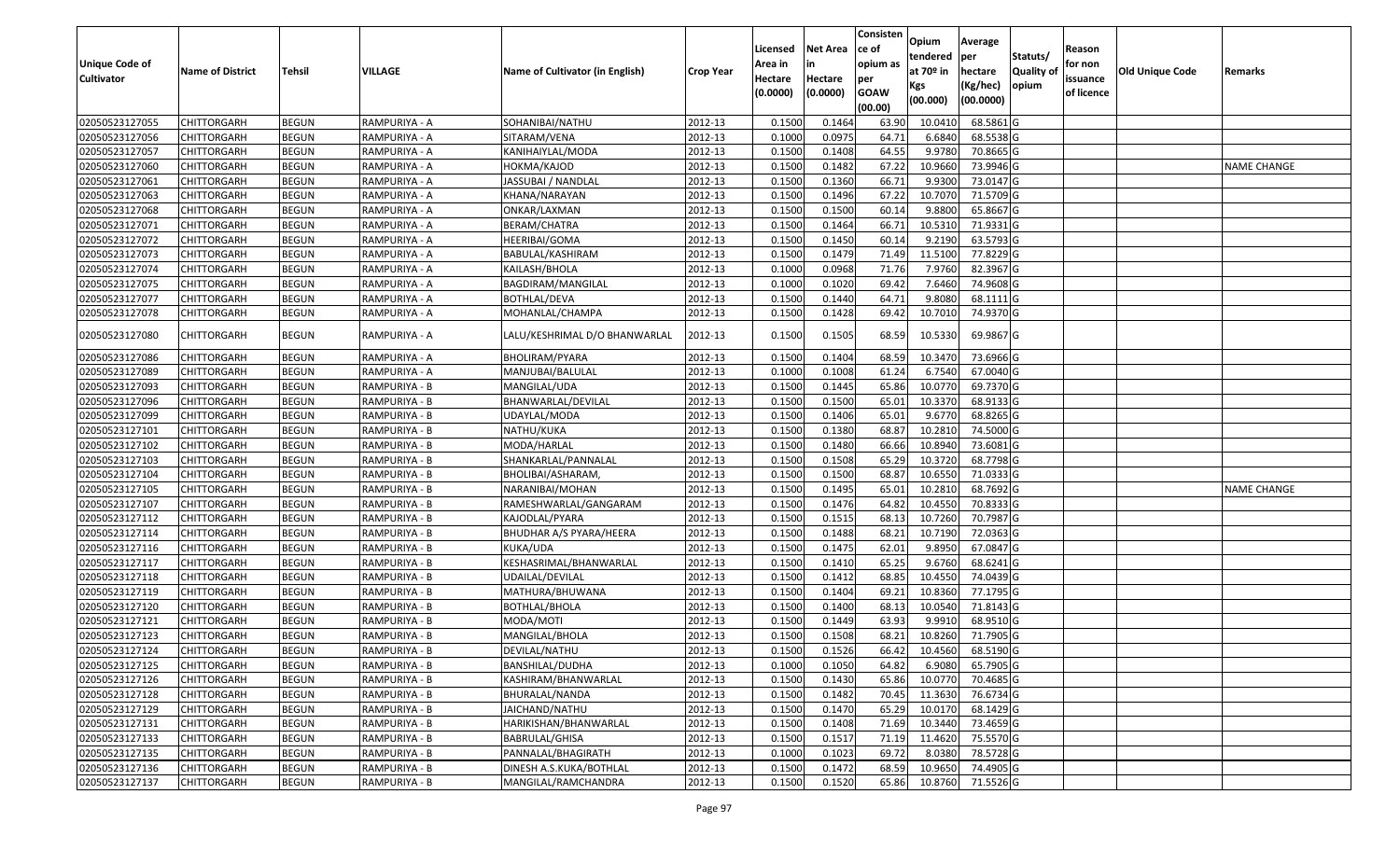| Unique Code of Cultivator | Name of District | Tehsil | VILLAGE | Name of Cultivator (in English) | Crop Year | Licensed Area in Hectare (0.0000) | Net Area in Hectare (0.0000) | Consistence of opium as per GOAW (00.00) | Opium tendered at 70º in Kgs (00.000) | Average per hectare (Kg/hec) (00.0000) | Statuts/ Quality of opium | Reason for non issuance of licence | Old Unique Code | Remarks |
|---|---|---|---|---|---|---|---|---|---|---|---|---|---|---|
| 02050523127055 | CHITTORGARH | BEGUN | RAMPURIYA - A | SOHANIBAI/NATHU | 2012-13 | 0.1500 | 0.1464 | 63.90 | 10.0410 | 68.5861 | G | | | |
| 02050523127056 | CHITTORGARH | BEGUN | RAMPURIYA - A | SITARAM/VENA | 2012-13 | 0.1000 | 0.0975 | 64.71 | 6.6840 | 68.5538 | G | | | |
| 02050523127057 | CHITTORGARH | BEGUN | RAMPURIYA - A | KANIHAIYLAL/MODA | 2012-13 | 0.1500 | 0.1408 | 64.55 | 9.9780 | 70.8665 | G | | | |
| 02050523127060 | CHITTORGARH | BEGUN | RAMPURIYA - A | HOKMA/KAJOD | 2012-13 | 0.1500 | 0.1482 | 67.22 | 10.9660 | 73.9946 | G | | | NAME CHANGE |
| 02050523127061 | CHITTORGARH | BEGUN | RAMPURIYA - A | JASSUBAI / NANDLAL | 2012-13 | 0.1500 | 0.1360 | 66.71 | 9.9300 | 73.0147 | G | | | |
| 02050523127063 | CHITTORGARH | BEGUN | RAMPURIYA - A | KHANA/NARAYAN | 2012-13 | 0.1500 | 0.1496 | 67.22 | 10.7070 | 71.5709 | G | | | |
| 02050523127068 | CHITTORGARH | BEGUN | RAMPURIYA - A | ONKAR/LAXMAN | 2012-13 | 0.1500 | 0.1500 | 60.14 | 9.8800 | 65.8667 | G | | | |
| 02050523127071 | CHITTORGARH | BEGUN | RAMPURIYA - A | BERAM/CHATRA | 2012-13 | 0.1500 | 0.1464 | 66.71 | 10.5310 | 71.9331 | G | | | |
| 02050523127072 | CHITTORGARH | BEGUN | RAMPURIYA - A | HEERIBAI/GOMA | 2012-13 | 0.1500 | 0.1450 | 60.14 | 9.2190 | 63.5793 | G | | | |
| 02050523127073 | CHITTORGARH | BEGUN | RAMPURIYA - A | BABULAL/KASHIRAM | 2012-13 | 0.1500 | 0.1479 | 71.49 | 11.5100 | 77.8229 | G | | | |
| 02050523127074 | CHITTORGARH | BEGUN | RAMPURIYA - A | KAILASH/BHOLA | 2012-13 | 0.1000 | 0.0968 | 71.76 | 7.9760 | 82.3967 | G | | | |
| 02050523127075 | CHITTORGARH | BEGUN | RAMPURIYA - A | BAGDIRAM/MANGILAL | 2012-13 | 0.1000 | 0.1020 | 69.42 | 7.6460 | 74.9608 | G | | | |
| 02050523127077 | CHITTORGARH | BEGUN | RAMPURIYA - A | BOTHLAL/DEVA | 2012-13 | 0.1500 | 0.1440 | 64.71 | 9.8080 | 68.1111 | G | | | |
| 02050523127078 | CHITTORGARH | BEGUN | RAMPURIYA - A | MOHANLAL/CHAMPA | 2012-13 | 0.1500 | 0.1428 | 69.42 | 10.7010 | 74.9370 | G | | | |
| 02050523127080 | CHITTORGARH | BEGUN | RAMPURIYA - A | LALU/KESHRIMAL D/O BHANWARLAL | 2012-13 | 0.1500 | 0.1505 | 68.59 | 10.5330 | 69.9867 | G | | | |
| 02050523127086 | CHITTORGARH | BEGUN | RAMPURIYA - A | BHOLIRAM/PYARA | 2012-13 | 0.1500 | 0.1404 | 68.59 | 10.3470 | 73.6966 | G | | | |
| 02050523127089 | CHITTORGARH | BEGUN | RAMPURIYA - A | MANJUBAI/BALULAL | 2012-13 | 0.1000 | 0.1008 | 61.24 | 6.7540 | 67.0040 | G | | | |
| 02050523127093 | CHITTORGARH | BEGUN | RAMPURIYA - B | MANGILAL/UDA | 2012-13 | 0.1500 | 0.1445 | 65.86 | 10.0770 | 69.7370 | G | | | |
| 02050523127096 | CHITTORGARH | BEGUN | RAMPURIYA - B | BHANWARLAL/DEVILAL | 2012-13 | 0.1500 | 0.1500 | 65.01 | 10.3370 | 68.9133 | G | | | |
| 02050523127099 | CHITTORGARH | BEGUN | RAMPURIYA - B | UDAYLAL/MODA | 2012-13 | 0.1500 | 0.1406 | 65.01 | 9.6770 | 68.8265 | G | | | |
| 02050523127101 | CHITTORGARH | BEGUN | RAMPURIYA - B | NATHU/KUKA | 2012-13 | 0.1500 | 0.1380 | 68.87 | 10.2810 | 74.5000 | G | | | |
| 02050523127102 | CHITTORGARH | BEGUN | RAMPURIYA - B | MODA/HARLAL | 2012-13 | 0.1500 | 0.1480 | 66.66 | 10.8940 | 73.6081 | G | | | |
| 02050523127103 | CHITTORGARH | BEGUN | RAMPURIYA - B | SHANKARLAL/PANNALAL | 2012-13 | 0.1500 | 0.1508 | 65.29 | 10.3720 | 68.7798 | G | | | |
| 02050523127104 | CHITTORGARH | BEGUN | RAMPURIYA - B | BHOLIBAI/ASHARAM, | 2012-13 | 0.1500 | 0.1500 | 68.87 | 10.6550 | 71.0333 | G | | | |
| 02050523127105 | CHITTORGARH | BEGUN | RAMPURIYA - B | NARANIBAI/MOHAN | 2012-13 | 0.1500 | 0.1495 | 65.01 | 10.2810 | 68.7692 | G | | | NAME CHANGE |
| 02050523127107 | CHITTORGARH | BEGUN | RAMPURIYA - B | RAMESHWARLAL/GANGARAM | 2012-13 | 0.1500 | 0.1476 | 64.82 | 10.4550 | 70.8333 | G | | | |
| 02050523127112 | CHITTORGARH | BEGUN | RAMPURIYA - B | KAJODLAL/PYARA | 2012-13 | 0.1500 | 0.1515 | 68.13 | 10.7260 | 70.7987 | G | | | |
| 02050523127114 | CHITTORGARH | BEGUN | RAMPURIYA - B | BHUDHAR A/S PYARA/HEERA | 2012-13 | 0.1500 | 0.1488 | 68.21 | 10.7190 | 72.0363 | G | | | |
| 02050523127116 | CHITTORGARH | BEGUN | RAMPURIYA - B | KUKA/UDA | 2012-13 | 0.1500 | 0.1475 | 62.01 | 9.8950 | 67.0847 | G | | | |
| 02050523127117 | CHITTORGARH | BEGUN | RAMPURIYA - B | KESHASRIMAL/BHANWARLAL | 2012-13 | 0.1500 | 0.1410 | 65.25 | 9.6760 | 68.6241 | G | | | |
| 02050523127118 | CHITTORGARH | BEGUN | RAMPURIYA - B | UDAILAL/DEVILAL | 2012-13 | 0.1500 | 0.1412 | 68.85 | 10.4550 | 74.0439 | G | | | |
| 02050523127119 | CHITTORGARH | BEGUN | RAMPURIYA - B | MATHURA/BHUWANA | 2012-13 | 0.1500 | 0.1404 | 69.21 | 10.8360 | 77.1795 | G | | | |
| 02050523127120 | CHITTORGARH | BEGUN | RAMPURIYA - B | BOTHLAL/BHOLA | 2012-13 | 0.1500 | 0.1400 | 68.13 | 10.0540 | 71.8143 | G | | | |
| 02050523127121 | CHITTORGARH | BEGUN | RAMPURIYA - B | MODA/MOTI | 2012-13 | 0.1500 | 0.1449 | 63.93 | 9.9910 | 68.9510 | G | | | |
| 02050523127123 | CHITTORGARH | BEGUN | RAMPURIYA - B | MANGILAL/BHOLA | 2012-13 | 0.1500 | 0.1508 | 68.21 | 10.8260 | 71.7905 | G | | | |
| 02050523127124 | CHITTORGARH | BEGUN | RAMPURIYA - B | DEVILAL/NATHU | 2012-13 | 0.1500 | 0.1526 | 66.42 | 10.4560 | 68.5190 | G | | | |
| 02050523127125 | CHITTORGARH | BEGUN | RAMPURIYA - B | BANSHILAL/DUDHA | 2012-13 | 0.1000 | 0.1050 | 64.82 | 6.9080 | 65.7905 | G | | | |
| 02050523127126 | CHITTORGARH | BEGUN | RAMPURIYA - B | KASHIRAM/BHANWARLAL | 2012-13 | 0.1500 | 0.1430 | 65.86 | 10.0770 | 70.4685 | G | | | |
| 02050523127128 | CHITTORGARH | BEGUN | RAMPURIYA - B | BHURALAL/NANDA | 2012-13 | 0.1500 | 0.1482 | 70.45 | 11.3630 | 76.6734 | G | | | |
| 02050523127129 | CHITTORGARH | BEGUN | RAMPURIYA - B | JAICHAND/NATHU | 2012-13 | 0.1500 | 0.1470 | 65.29 | 10.0170 | 68.1429 | G | | | |
| 02050523127131 | CHITTORGARH | BEGUN | RAMPURIYA - B | HARIKISHAN/BHANWARLAL | 2012-13 | 0.1500 | 0.1408 | 71.69 | 10.3440 | 73.4659 | G | | | |
| 02050523127133 | CHITTORGARH | BEGUN | RAMPURIYA - B | BABRULAL/GHISA | 2012-13 | 0.1500 | 0.1517 | 71.19 | 11.4620 | 75.5570 | G | | | |
| 02050523127135 | CHITTORGARH | BEGUN | RAMPURIYA - B | PANNALAL/BHAGIRATH | 2012-13 | 0.1000 | 0.1023 | 69.72 | 8.0380 | 78.5728 | G | | | |
| 02050523127136 | CHITTORGARH | BEGUN | RAMPURIYA - B | DINESH A.S.KUKA/BOTHLAL | 2012-13 | 0.1500 | 0.1472 | 68.59 | 10.9650 | 74.4905 | G | | | |
| 02050523127137 | CHITTORGARH | BEGUN | RAMPURIYA - B | MANGILAL/RAMCHANDRA | 2012-13 | 0.1500 | 0.1520 | 65.86 | 10.8760 | 71.5526 | G | | | |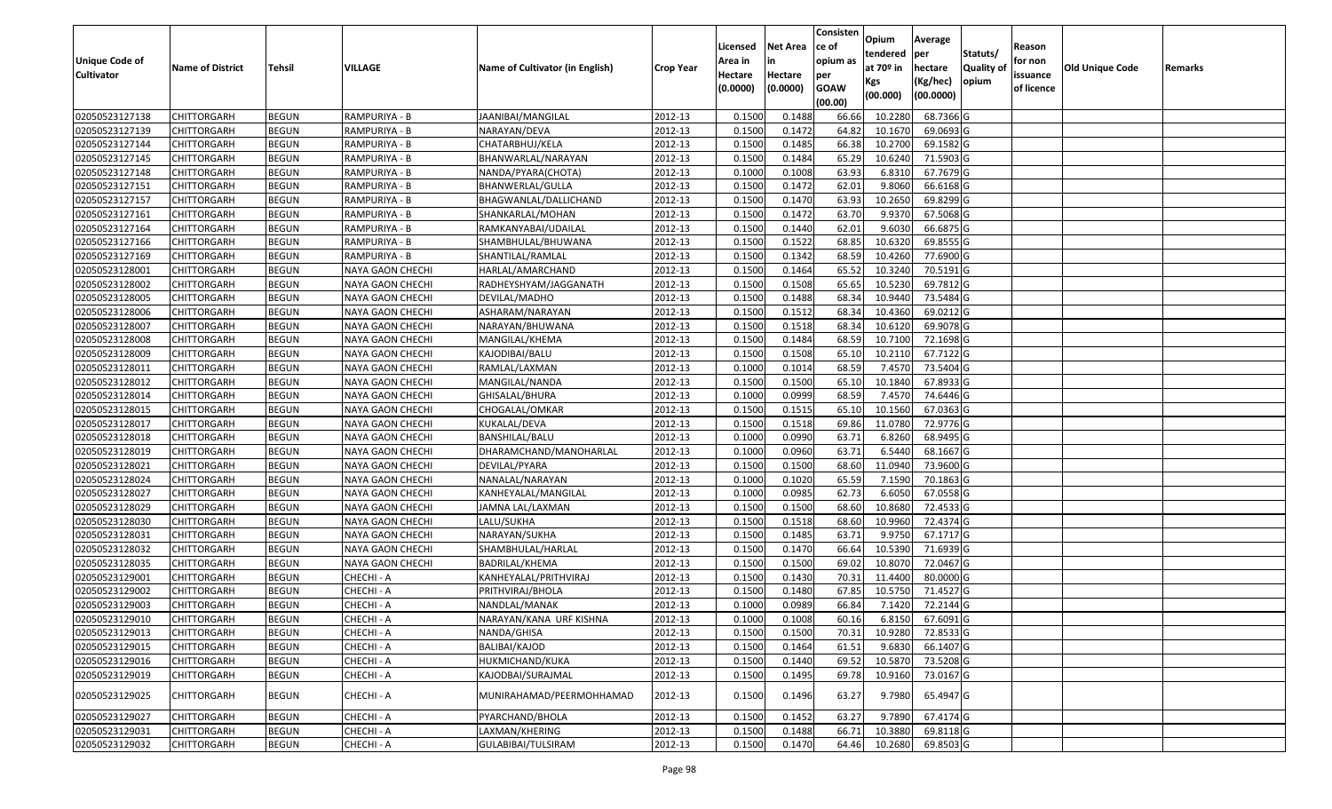| Unique Code of Cultivator | Name of District | Tehsil | VILLAGE | Name of Cultivator (in English) | Crop Year | Licensed Area in Hectare (0.0000) | Net Area in Hectare (0.0000) | Consisten ce of opium as per GOAW (00.00) | Opium tendered at 70º in Kgs (00.000) | Average per hectare (Kg/hec) (00.0000) | Statuts/ Quality of opium | Reason for non issuance of licence | Old Unique Code | Remarks |
|---|---|---|---|---|---|---|---|---|---|---|---|---|---|---|
| 02050523127138 | CHITTORGARH | BEGUN | RAMPURIYA - B | JAANIBAI/MANGILAL | 2012-13 | 0.1500 | 0.1488 | 66.66 | 10.2280 | 68.7366 | G | | | |
| 02050523127139 | CHITTORGARH | BEGUN | RAMPURIYA - B | NARAYAN/DEVA | 2012-13 | 0.1500 | 0.1472 | 64.82 | 10.1670 | 69.0693 | G | | | |
| 02050523127144 | CHITTORGARH | BEGUN | RAMPURIYA - B | CHATARBHUJ/KELA | 2012-13 | 0.1500 | 0.1485 | 66.38 | 10.2700 | 69.1582 | G | | | |
| 02050523127145 | CHITTORGARH | BEGUN | RAMPURIYA - B | BHANWARLAL/NARAYAN | 2012-13 | 0.1500 | 0.1484 | 65.29 | 10.6240 | 71.5903 | G | | | |
| 02050523127148 | CHITTORGARH | BEGUN | RAMPURIYA - B | NANDA/PYARA(CHOTA) | 2012-13 | 0.1000 | 0.1008 | 63.93 | 6.8310 | 67.7679 | G | | | |
| 02050523127151 | CHITTORGARH | BEGUN | RAMPURIYA - B | BHANWERLAL/GULLA | 2012-13 | 0.1500 | 0.1472 | 62.01 | 9.8060 | 66.6168 | G | | | |
| 02050523127157 | CHITTORGARH | BEGUN | RAMPURIYA - B | BHAGWANLAL/DALLICHAND | 2012-13 | 0.1500 | 0.1470 | 63.93 | 10.2650 | 69.8299 | G | | | |
| 02050523127161 | CHITTORGARH | BEGUN | RAMPURIYA - B | SHANKARLAL/MOHAN | 2012-13 | 0.1500 | 0.1472 | 63.70 | 9.9370 | 67.5068 | G | | | |
| 02050523127164 | CHITTORGARH | BEGUN | RAMPURIYA - B | RAMKANYABAI/UDAILAL | 2012-13 | 0.1500 | 0.1440 | 62.01 | 9.6030 | 66.6875 | G | | | |
| 02050523127166 | CHITTORGARH | BEGUN | RAMPURIYA - B | SHAMBHULAL/BHUWANA | 2012-13 | 0.1500 | 0.1522 | 68.85 | 10.6320 | 69.8555 | G | | | |
| 02050523127169 | CHITTORGARH | BEGUN | RAMPURIYA - B | SHANTILAL/RAMLAL | 2012-13 | 0.1500 | 0.1342 | 68.59 | 10.4260 | 77.6900 | G | | | |
| 02050523128001 | CHITTORGARH | BEGUN | NAYA GAON CHECHI | HARLAL/AMARCHAND | 2012-13 | 0.1500 | 0.1464 | 65.52 | 10.3240 | 70.5191 | G | | | |
| 02050523128002 | CHITTORGARH | BEGUN | NAYA GAON CHECHI | RADHEYSHYAM/JAGGANATH | 2012-13 | 0.1500 | 0.1508 | 65.65 | 10.5230 | 69.7812 | G | | | |
| 02050523128005 | CHITTORGARH | BEGUN | NAYA GAON CHECHI | DEVILAL/MADHO | 2012-13 | 0.1500 | 0.1488 | 68.34 | 10.9440 | 73.5484 | G | | | |
| 02050523128006 | CHITTORGARH | BEGUN | NAYA GAON CHECHI | ASHARAM/NARAYAN | 2012-13 | 0.1500 | 0.1512 | 68.34 | 10.4360 | 69.0212 | G | | | |
| 02050523128007 | CHITTORGARH | BEGUN | NAYA GAON CHECHI | NARAYAN/BHUWANA | 2012-13 | 0.1500 | 0.1518 | 68.34 | 10.6120 | 69.9078 | G | | | |
| 02050523128008 | CHITTORGARH | BEGUN | NAYA GAON CHECHI | MANGILAL/KHEMA | 2012-13 | 0.1500 | 0.1484 | 68.59 | 10.7100 | 72.1698 | G | | | |
| 02050523128009 | CHITTORGARH | BEGUN | NAYA GAON CHECHI | KAJODIBAI/BALU | 2012-13 | 0.1500 | 0.1508 | 65.10 | 10.2110 | 67.7122 | G | | | |
| 02050523128011 | CHITTORGARH | BEGUN | NAYA GAON CHECHI | RAMLAL/LAXMAN | 2012-13 | 0.1000 | 0.1014 | 68.59 | 7.4570 | 73.5404 | G | | | |
| 02050523128012 | CHITTORGARH | BEGUN | NAYA GAON CHECHI | MANGILAL/NANDA | 2012-13 | 0.1500 | 0.1500 | 65.10 | 10.1840 | 67.8933 | G | | | |
| 02050523128014 | CHITTORGARH | BEGUN | NAYA GAON CHECHI | GHISALAL/BHURA | 2012-13 | 0.1000 | 0.0999 | 68.59 | 7.4570 | 74.6446 | G | | | |
| 02050523128015 | CHITTORGARH | BEGUN | NAYA GAON CHECHI | CHOGALAL/OMKAR | 2012-13 | 0.1500 | 0.1515 | 65.10 | 10.1560 | 67.0363 | G | | | |
| 02050523128017 | CHITTORGARH | BEGUN | NAYA GAON CHECHI | KUKALAL/DEVA | 2012-13 | 0.1500 | 0.1518 | 69.86 | 11.0780 | 72.9776 | G | | | |
| 02050523128018 | CHITTORGARH | BEGUN | NAYA GAON CHECHI | BANSHILAL/BALU | 2012-13 | 0.1000 | 0.0990 | 63.71 | 6.8260 | 68.9495 | G | | | |
| 02050523128019 | CHITTORGARH | BEGUN | NAYA GAON CHECHI | DHARAMCHAND/MANOHARLAL | 2012-13 | 0.1000 | 0.0960 | 63.71 | 6.5440 | 68.1667 | G | | | |
| 02050523128021 | CHITTORGARH | BEGUN | NAYA GAON CHECHI | DEVILAL/PYARA | 2012-13 | 0.1500 | 0.1500 | 68.60 | 11.0940 | 73.9600 | G | | | |
| 02050523128024 | CHITTORGARH | BEGUN | NAYA GAON CHECHI | NANALAL/NARAYAN | 2012-13 | 0.1000 | 0.1020 | 65.59 | 7.1590 | 70.1863 | G | | | |
| 02050523128027 | CHITTORGARH | BEGUN | NAYA GAON CHECHI | KANHEYALAL/MANGILAL | 2012-13 | 0.1000 | 0.0985 | 62.73 | 6.6050 | 67.0558 | G | | | |
| 02050523128029 | CHITTORGARH | BEGUN | NAYA GAON CHECHI | JAMNA LAL/LAXMAN | 2012-13 | 0.1500 | 0.1500 | 68.60 | 10.8680 | 72.4533 | G | | | |
| 02050523128030 | CHITTORGARH | BEGUN | NAYA GAON CHECHI | LALU/SUKHA | 2012-13 | 0.1500 | 0.1518 | 68.60 | 10.9960 | 72.4374 | G | | | |
| 02050523128031 | CHITTORGARH | BEGUN | NAYA GAON CHECHI | NARAYAN/SUKHA | 2012-13 | 0.1500 | 0.1485 | 63.71 | 9.9750 | 67.1717 | G | | | |
| 02050523128032 | CHITTORGARH | BEGUN | NAYA GAON CHECHI | SHAMBHULAL/HARLAL | 2012-13 | 0.1500 | 0.1470 | 66.64 | 10.5390 | 71.6939 | G | | | |
| 02050523128035 | CHITTORGARH | BEGUN | NAYA GAON CHECHI | BADRILAL/KHEMA | 2012-13 | 0.1500 | 0.1500 | 69.02 | 10.8070 | 72.0467 | G | | | |
| 02050523129001 | CHITTORGARH | BEGUN | CHECHI - A | KANHEYALAL/PRITHVIRAJ | 2012-13 | 0.1500 | 0.1430 | 70.31 | 11.4400 | 80.0000 | G | | | |
| 02050523129002 | CHITTORGARH | BEGUN | CHECHI - A | PRITHVIRAJ/BHOLA | 2012-13 | 0.1500 | 0.1480 | 67.85 | 10.5750 | 71.4527 | G | | | |
| 02050523129003 | CHITTORGARH | BEGUN | CHECHI - A | NANDLAL/MANAK | 2012-13 | 0.1000 | 0.0989 | 66.84 | 7.1420 | 72.2144 | G | | | |
| 02050523129010 | CHITTORGARH | BEGUN | CHECHI - A | NARAYAN/KANA URF KISHNA | 2012-13 | 0.1000 | 0.1008 | 60.16 | 6.8150 | 67.6091 | G | | | |
| 02050523129013 | CHITTORGARH | BEGUN | CHECHI - A | NANDA/GHISA | 2012-13 | 0.1500 | 0.1500 | 70.31 | 10.9280 | 72.8533 | G | | | |
| 02050523129015 | CHITTORGARH | BEGUN | CHECHI - A | BALIBAI/KAJOD | 2012-13 | 0.1500 | 0.1464 | 61.51 | 9.6830 | 66.1407 | G | | | |
| 02050523129016 | CHITTORGARH | BEGUN | CHECHI - A | HUKMICHAND/KUKA | 2012-13 | 0.1500 | 0.1440 | 69.52 | 10.5870 | 73.5208 | G | | | |
| 02050523129019 | CHITTORGARH | BEGUN | CHECHI - A | KAJODBAI/SURAJMAL | 2012-13 | 0.1500 | 0.1495 | 69.78 | 10.9160 | 73.0167 | G | | | |
| 02050523129025 | CHITTORGARH | BEGUN | CHECHI - A | MUNIRAHAMAD/PEERMOHHAMAD | 2012-13 | 0.1500 | 0.1496 | 63.27 | 9.7980 | 65.4947 | G | | | |
| 02050523129027 | CHITTORGARH | BEGUN | CHECHI - A | PYARCHAND/BHOLA | 2012-13 | 0.1500 | 0.1452 | 63.27 | 9.7890 | 67.4174 | G | | | |
| 02050523129031 | CHITTORGARH | BEGUN | CHECHI - A | LAXMAN/KHERING | 2012-13 | 0.1500 | 0.1488 | 66.71 | 10.3880 | 69.8118 | G | | | |
| 02050523129032 | CHITTORGARH | BEGUN | CHECHI - A | GULABIBAI/TULSIRAM | 2012-13 | 0.1500 | 0.1470 | 64.46 | 10.2680 | 69.8503 | G | | | |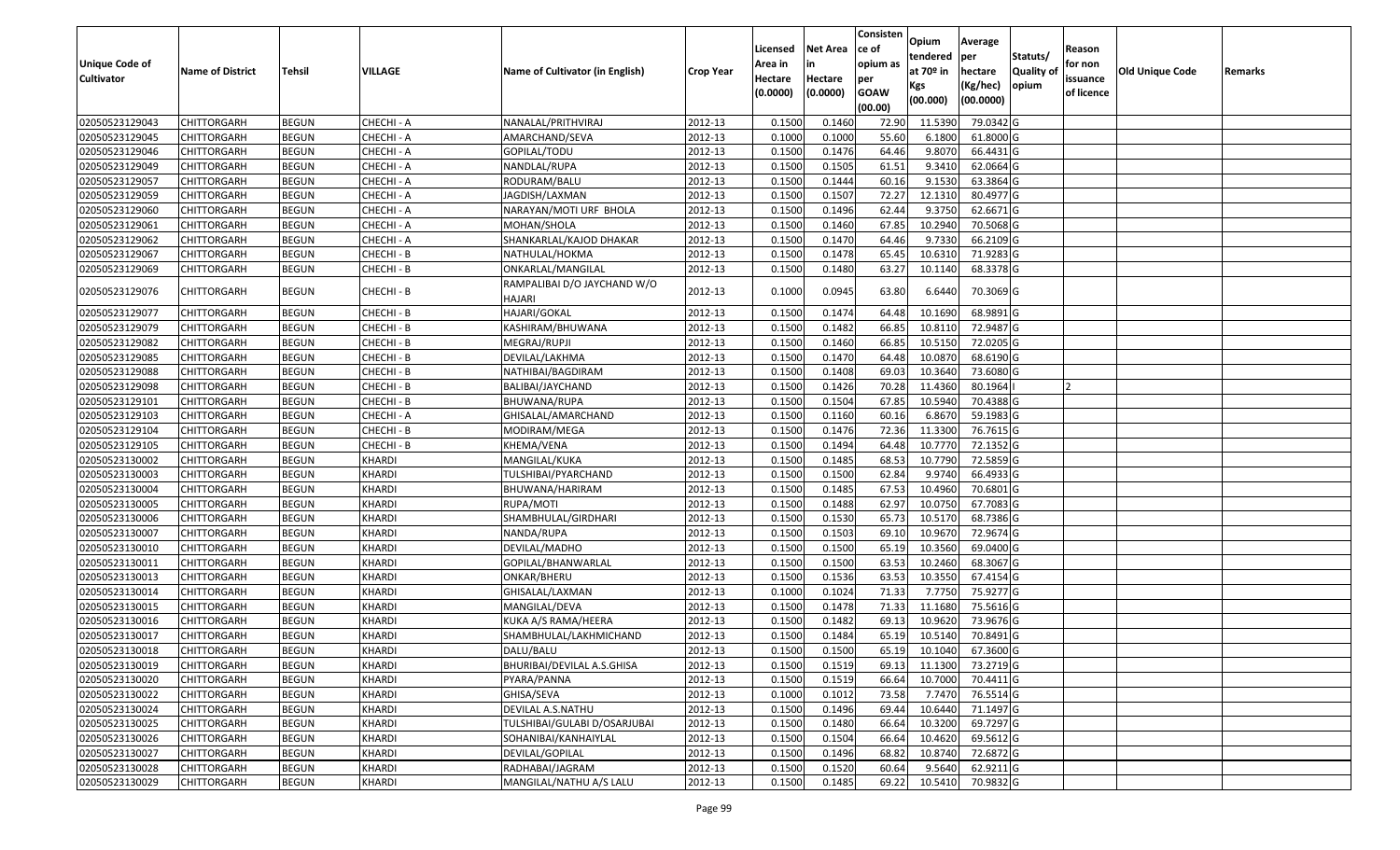| Unique Code of Cultivator | Name of District | Tehsil | VILLAGE | Name of Cultivator (in English) | Crop Year | Licensed Area in Hectare (0.0000) | Net Area in Hectare (0.0000) | Consistence of opium as per GOAW (00.00) | Opium tendered at 70º in Kgs (00.000) | Average per hectare (Kg/hec) (00.0000) | Statuts/ Quality of opium | Reason for non issuance of licence | Old Unique Code | Remarks |
|---|---|---|---|---|---|---|---|---|---|---|---|---|---|---|
| 02050523129043 | CHITTORGARH | BEGUN | CHECHI - A | NANALAL/PRITHVIRAJ | 2012-13 | 0.1500 | 0.1460 | 72.90 | 11.5390 | 79.0342 | G | | | |
| 02050523129045 | CHITTORGARH | BEGUN | CHECHI - A | AMARCHAND/SEVA | 2012-13 | 0.1000 | 0.1000 | 55.60 | 6.1800 | 61.8000 | G | | | |
| 02050523129046 | CHITTORGARH | BEGUN | CHECHI - A | GOPILAL/TODU | 2012-13 | 0.1500 | 0.1476 | 64.46 | 9.8070 | 66.4431 | G | | | |
| 02050523129049 | CHITTORGARH | BEGUN | CHECHI - A | NANDLAL/RUPA | 2012-13 | 0.1500 | 0.1505 | 61.51 | 9.3410 | 62.0664 | G | | | |
| 02050523129057 | CHITTORGARH | BEGUN | CHECHI - A | RODURAM/BALU | 2012-13 | 0.1500 | 0.1444 | 60.16 | 9.1530 | 63.3864 | G | | | |
| 02050523129059 | CHITTORGARH | BEGUN | CHECHI - A | JAGDISH/LAXMAN | 2012-13 | 0.1500 | 0.1507 | 72.27 | 12.1310 | 80.4977 | G | | | |
| 02050523129060 | CHITTORGARH | BEGUN | CHECHI - A | NARAYAN/MOTI URF BHOLA | 2012-13 | 0.1500 | 0.1496 | 62.44 | 9.3750 | 62.6671 | G | | | |
| 02050523129061 | CHITTORGARH | BEGUN | CHECHI - A | MOHAN/SHOLA | 2012-13 | 0.1500 | 0.1460 | 67.85 | 10.2940 | 70.5068 | G | | | |
| 02050523129062 | CHITTORGARH | BEGUN | CHECHI - A | SHANKARLAL/KAJOD DHAKAR | 2012-13 | 0.1500 | 0.1470 | 64.46 | 9.7330 | 66.2109 | G | | | |
| 02050523129067 | CHITTORGARH | BEGUN | CHECHI - B | NATHULAL/HOKMA | 2012-13 | 0.1500 | 0.1478 | 65.45 | 10.6310 | 71.9283 | G | | | |
| 02050523129069 | CHITTORGARH | BEGUN | CHECHI - B | ONKARLAL/MANGILAL | 2012-13 | 0.1500 | 0.1480 | 63.27 | 10.1140 | 68.3378 | G | | | |
| 02050523129076 | CHITTORGARH | BEGUN | CHECHI - B | RAMPALIBAI D/O JAYCHAND W/O HAJARI | 2012-13 | 0.1000 | 0.0945 | 63.80 | 6.6440 | 70.3069 | G | | | |
| 02050523129077 | CHITTORGARH | BEGUN | CHECHI - B | HAJARI/GOKAL | 2012-13 | 0.1500 | 0.1474 | 64.48 | 10.1690 | 68.9891 | G | | | |
| 02050523129079 | CHITTORGARH | BEGUN | CHECHI - B | KASHIRAM/BHUWANA | 2012-13 | 0.1500 | 0.1482 | 66.85 | 10.8110 | 72.9487 | G | | | |
| 02050523129082 | CHITTORGARH | BEGUN | CHECHI - B | MEGRAJ/RUPJI | 2012-13 | 0.1500 | 0.1460 | 66.85 | 10.5150 | 72.0205 | G | | | |
| 02050523129085 | CHITTORGARH | BEGUN | CHECHI - B | DEVILAL/LAKHMA | 2012-13 | 0.1500 | 0.1470 | 64.48 | 10.0870 | 68.6190 | G | | | |
| 02050523129088 | CHITTORGARH | BEGUN | CHECHI - B | NATHIBAI/BAGDIRAM | 2012-13 | 0.1500 | 0.1408 | 69.03 | 10.3640 | 73.6080 | G | | | |
| 02050523129098 | CHITTORGARH | BEGUN | CHECHI - B | BALIBAI/JAYCHAND | 2012-13 | 0.1500 | 0.1426 | 70.28 | 11.4360 | 80.1964 | I | 2 | | |
| 02050523129101 | CHITTORGARH | BEGUN | CHECHI - B | BHUWANA/RUPA | 2012-13 | 0.1500 | 0.1504 | 67.85 | 10.5940 | 70.4388 | G | | | |
| 02050523129103 | CHITTORGARH | BEGUN | CHECHI - A | GHISALAL/AMARCHAND | 2012-13 | 0.1500 | 0.1160 | 60.16 | 6.8670 | 59.1983 | G | | | |
| 02050523129104 | CHITTORGARH | BEGUN | CHECHI - B | MODIRAM/MEGA | 2012-13 | 0.1500 | 0.1476 | 72.36 | 11.3300 | 76.7615 | G | | | |
| 02050523129105 | CHITTORGARH | BEGUN | CHECHI - B | KHEMA/VENA | 2012-13 | 0.1500 | 0.1494 | 64.48 | 10.7770 | 72.1352 | G | | | |
| 02050523130002 | CHITTORGARH | BEGUN | KHARDI | MANGILAL/KUKA | 2012-13 | 0.1500 | 0.1485 | 68.53 | 10.7790 | 72.5859 | G | | | |
| 02050523130003 | CHITTORGARH | BEGUN | KHARDI | TULSHIBAI/PYARCHAND | 2012-13 | 0.1500 | 0.1500 | 62.84 | 9.9740 | 66.4933 | G | | | |
| 02050523130004 | CHITTORGARH | BEGUN | KHARDI | BHUWANA/HARIRAM | 2012-13 | 0.1500 | 0.1485 | 67.53 | 10.4960 | 70.6801 | G | | | |
| 02050523130005 | CHITTORGARH | BEGUN | KHARDI | RUPA/MOTI | 2012-13 | 0.1500 | 0.1488 | 62.97 | 10.0750 | 67.7083 | G | | | |
| 02050523130006 | CHITTORGARH | BEGUN | KHARDI | SHAMBHULAL/GIRDHARI | 2012-13 | 0.1500 | 0.1530 | 65.73 | 10.5170 | 68.7386 | G | | | |
| 02050523130007 | CHITTORGARH | BEGUN | KHARDI | NANDA/RUPA | 2012-13 | 0.1500 | 0.1503 | 69.10 | 10.9670 | 72.9674 | G | | | |
| 02050523130010 | CHITTORGARH | BEGUN | KHARDI | DEVILAL/MADHO | 2012-13 | 0.1500 | 0.1500 | 65.19 | 10.3560 | 69.0400 | G | | | |
| 02050523130011 | CHITTORGARH | BEGUN | KHARDI | GOPILAL/BHANWARLAL | 2012-13 | 0.1500 | 0.1500 | 63.53 | 10.2460 | 68.3067 | G | | | |
| 02050523130013 | CHITTORGARH | BEGUN | KHARDI | ONKAR/BHERU | 2012-13 | 0.1500 | 0.1536 | 63.53 | 10.3550 | 67.4154 | G | | | |
| 02050523130014 | CHITTORGARH | BEGUN | KHARDI | GHISALAL/LAXMAN | 2012-13 | 0.1000 | 0.1024 | 71.33 | 7.7750 | 75.9277 | G | | | |
| 02050523130015 | CHITTORGARH | BEGUN | KHARDI | MANGILAL/DEVA | 2012-13 | 0.1500 | 0.1478 | 71.33 | 11.1680 | 75.5616 | G | | | |
| 02050523130016 | CHITTORGARH | BEGUN | KHARDI | KUKA A/S RAMA/HEERA | 2012-13 | 0.1500 | 0.1482 | 69.13 | 10.9620 | 73.9676 | G | | | |
| 02050523130017 | CHITTORGARH | BEGUN | KHARDI | SHAMBHULAL/LAKHMICHAND | 2012-13 | 0.1500 | 0.1484 | 65.19 | 10.5140 | 70.8491 | G | | | |
| 02050523130018 | CHITTORGARH | BEGUN | KHARDI | DALU/BALU | 2012-13 | 0.1500 | 0.1500 | 65.19 | 10.1040 | 67.3600 | G | | | |
| 02050523130019 | CHITTORGARH | BEGUN | KHARDI | BHURIBAI/DEVILAL A.S.GHISA | 2012-13 | 0.1500 | 0.1519 | 69.13 | 11.1300 | 73.2719 | G | | | |
| 02050523130020 | CHITTORGARH | BEGUN | KHARDI | PYARA/PANNA | 2012-13 | 0.1500 | 0.1519 | 66.64 | 10.7000 | 70.4411 | G | | | |
| 02050523130022 | CHITTORGARH | BEGUN | KHARDI | GHISA/SEVA | 2012-13 | 0.1000 | 0.1012 | 73.58 | 7.7470 | 76.5514 | G | | | |
| 02050523130024 | CHITTORGARH | BEGUN | KHARDI | DEVILAL A.S.NATHU | 2012-13 | 0.1500 | 0.1496 | 69.44 | 10.6440 | 71.1497 | G | | | |
| 02050523130025 | CHITTORGARH | BEGUN | KHARDI | TULSHIBAI/GULABI D/OSARJUBAI | 2012-13 | 0.1500 | 0.1480 | 66.64 | 10.3200 | 69.7297 | G | | | |
| 02050523130026 | CHITTORGARH | BEGUN | KHARDI | SOHANIBAI/KANHAIYLAL | 2012-13 | 0.1500 | 0.1504 | 66.64 | 10.4620 | 69.5612 | G | | | |
| 02050523130027 | CHITTORGARH | BEGUN | KHARDI | DEVILAL/GOPILAL | 2012-13 | 0.1500 | 0.1496 | 68.82 | 10.8740 | 72.6872 | G | | | |
| 02050523130028 | CHITTORGARH | BEGUN | KHARDI | RADHABAI/JAGRAM | 2012-13 | 0.1500 | 0.1520 | 60.64 | 9.5640 | 62.9211 | G | | | |
| 02050523130029 | CHITTORGARH | BEGUN | KHARDI | MANGILAL/NATHU A/S LALU | 2012-13 | 0.1500 | 0.1485 | 69.22 | 10.5410 | 70.9832 | G | | | |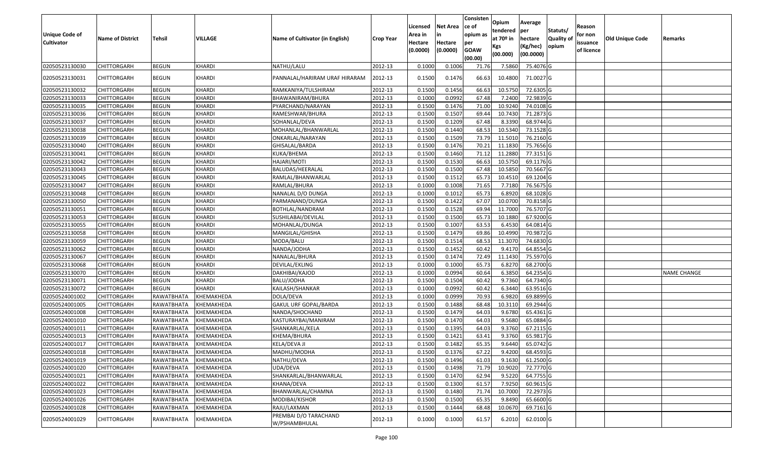| Unique Code of Cultivator | Name of District | Tehsil | VILLAGE | Name of Cultivator (in English) | Crop Year | Licensed Area in Hectare (0.0000) | Net Area in Hectare (0.0000) | Consistence of opium as per GOAW (00.00) | Opium tendered at 70º in Kgs (00.000) | Average per hectare (Kg/hec) (00.0000) | Statuts/ Quality of opium | Reason for non issuance of licence | Old Unique Code | Remarks |
|---|---|---|---|---|---|---|---|---|---|---|---|---|---|---|
| 02050523130030 | CHITTORGARH | BEGUN | KHARDI | NATHU/LALU | 2012-13 | 0.1000 | 0.1006 | 71.76 | 7.5860 | 75.4076 | G | | | |
| 02050523130031 | CHITTORGARH | BEGUN | KHARDI | PANNALAL/HARIRAM URAF HIRARAM | 2012-13 | 0.1500 | 0.1476 | 66.63 | 10.4800 | 71.0027 | G | | | |
| 02050523130032 | CHITTORGARH | BEGUN | KHARDI | RAMKANIYA/TULSHIRAM | 2012-13 | 0.1500 | 0.1456 | 66.63 | 10.5750 | 72.6305 | G | | | |
| 02050523130033 | CHITTORGARH | BEGUN | KHARDI | BHAWANIRAM/BHURA | 2012-13 | 0.1000 | 0.0992 | 67.48 | 7.2400 | 72.9839 | G | | | |
| 02050523130035 | CHITTORGARH | BEGUN | KHARDI | PYARCHAND/NARAYAN | 2012-13 | 0.1500 | 0.1476 | 71.00 | 10.9240 | 74.0108 | G | | | |
| 02050523130036 | CHITTORGARH | BEGUN | KHARDI | RAMESHWAR/BHURA | 2012-13 | 0.1500 | 0.1507 | 69.44 | 10.7430 | 71.2873 | G | | | |
| 02050523130037 | CHITTORGARH | BEGUN | KHARDI | SOHANLAL/DEVA | 2012-13 | 0.1500 | 0.1209 | 67.48 | 8.3390 | 68.9744 | G | | | |
| 02050523130038 | CHITTORGARH | BEGUN | KHARDI | MOHANLAL/BHANWARLAL | 2012-13 | 0.1500 | 0.1440 | 68.53 | 10.5340 | 73.1528 | G | | | |
| 02050523130039 | CHITTORGARH | BEGUN | KHARDI | ONKARLAL/NARAYAN | 2012-13 | 0.1500 | 0.1509 | 73.79 | 11.5010 | 76.2160 | G | | | |
| 02050523130040 | CHITTORGARH | BEGUN | KHARDI | GHISALAL/BARDA | 2012-13 | 0.1500 | 0.1476 | 70.21 | 11.1830 | 75.7656 | G | | | |
| 02050523130041 | CHITTORGARH | BEGUN | KHARDI | KUKA/BHEMA | 2012-13 | 0.1500 | 0.1460 | 71.12 | 11.2880 | 77.3151 | G | | | |
| 02050523130042 | CHITTORGARH | BEGUN | KHARDI | HAJARI/MOTI | 2012-13 | 0.1500 | 0.1530 | 66.63 | 10.5750 | 69.1176 | G | | | |
| 02050523130043 | CHITTORGARH | BEGUN | KHARDI | BALUDAS/HEERALAL | 2012-13 | 0.1500 | 0.1500 | 67.48 | 10.5850 | 70.5667 | G | | | |
| 02050523130045 | CHITTORGARH | BEGUN | KHARDI | RAMLAL/BHANWARLAL | 2012-13 | 0.1500 | 0.1512 | 65.73 | 10.4510 | 69.1204 | G | | | |
| 02050523130047 | CHITTORGARH | BEGUN | KHARDI | RAMLAL/BHURA | 2012-13 | 0.1000 | 0.1008 | 71.65 | 7.7180 | 76.5675 | G | | | |
| 02050523130048 | CHITTORGARH | BEGUN | KHARDI | NANALAL D/O DUNGA | 2012-13 | 0.1000 | 0.1012 | 65.73 | 6.8920 | 68.1028 | G | | | |
| 02050523130050 | CHITTORGARH | BEGUN | KHARDI | PARMANAND/DUNGA | 2012-13 | 0.1500 | 0.1422 | 67.07 | 10.0700 | 70.8158 | G | | | |
| 02050523130051 | CHITTORGARH | BEGUN | KHARDI | BOTHLAL/NANDRAM | 2012-13 | 0.1500 | 0.1528 | 69.94 | 11.7000 | 76.5707 | G | | | |
| 02050523130053 | CHITTORGARH | BEGUN | KHARDI | SUSHILABAI/DEVILAL | 2012-13 | 0.1500 | 0.1500 | 65.73 | 10.1880 | 67.9200 | G | | | |
| 02050523130055 | CHITTORGARH | BEGUN | KHARDI | MOHANLAL/DUNGA | 2012-13 | 0.1500 | 0.1007 | 63.53 | 6.4530 | 64.0814 | G | | | |
| 02050523130058 | CHITTORGARH | BEGUN | KHARDI | MANGILAL/GHISHA | 2012-13 | 0.1500 | 0.1479 | 69.86 | 10.4990 | 70.9872 | G | | | |
| 02050523130059 | CHITTORGARH | BEGUN | KHARDI | MODA/BALU | 2012-13 | 0.1500 | 0.1514 | 68.53 | 11.3070 | 74.6830 | G | | | |
| 02050523130062 | CHITTORGARH | BEGUN | KHARDI | NANDA/JODHA | 2012-13 | 0.1500 | 0.1452 | 60.42 | 9.4170 | 64.8554 | G | | | |
| 02050523130067 | CHITTORGARH | BEGUN | KHARDI | NANALAL/BHURA | 2012-13 | 0.1500 | 0.1474 | 72.49 | 11.1430 | 75.5970 | G | | | |
| 02050523130068 | CHITTORGARH | BEGUN | KHARDI | DEVILAL/EKLING | 2012-13 | 0.1000 | 0.1000 | 65.73 | 6.8270 | 68.2700 | G | | | |
| 02050523130070 | CHITTORGARH | BEGUN | KHARDI | DAKHIBAI/KAJOD | 2012-13 | 0.1000 | 0.0994 | 60.64 | 6.3850 | 64.2354 | G | | | NAME CHANGE |
| 02050523130071 | CHITTORGARH | BEGUN | KHARDI | BALU/JODHA | 2012-13 | 0.1500 | 0.1504 | 60.42 | 9.7360 | 64.7340 | G | | | |
| 02050523130072 | CHITTORGARH | BEGUN | KHARDI | KAILASH/SHANKAR | 2012-13 | 0.1000 | 0.0992 | 60.42 | 6.3440 | 63.9516 | G | | | |
| 02050524001002 | CHITTORGARH | RAWATBHATA | KHEMAKHEDA | DOLA/DEVA | 2012-13 | 0.1000 | 0.0999 | 70.93 | 6.9820 | 69.8899 | G | | | |
| 02050524001005 | CHITTORGARH | RAWATBHATA | KHEMAKHEDA | GAKUL URF GOPAL/BARDA | 2012-13 | 0.1500 | 0.1488 | 68.48 | 10.3110 | 69.2944 | G | | | |
| 02050524001008 | CHITTORGARH | RAWATBHATA | KHEMAKHEDA | NANDA/SHOCHAND | 2012-13 | 0.1500 | 0.1479 | 64.03 | 9.6780 | 65.4361 | G | | | |
| 02050524001010 | CHITTORGARH | RAWATBHATA | KHEMAKHEDA | KASTURAYBAI/MANIRAM | 2012-13 | 0.1500 | 0.1470 | 64.03 | 9.5680 | 65.0884 | G | | | |
| 02050524001011 | CHITTORGARH | RAWATBHATA | KHEMAKHEDA | SHANKARLAL/KELA | 2012-13 | 0.1500 | 0.1395 | 64.03 | 9.3760 | 67.2115 | G | | | |
| 02050524001013 | CHITTORGARH | RAWATBHATA | KHEMAKHEDA | KHEMA/BHURA | 2012-13 | 0.1500 | 0.1421 | 63.41 | 9.3760 | 65.9817 | G | | | |
| 02050524001017 | CHITTORGARH | RAWATBHATA | KHEMAKHEDA | KELA/DEVA JI | 2012-13 | 0.1500 | 0.1482 | 65.35 | 9.6440 | 65.0742 | G | | | |
| 02050524001018 | CHITTORGARH | RAWATBHATA | KHEMAKHEDA | MADHU/MODHA | 2012-13 | 0.1500 | 0.1376 | 67.22 | 9.4200 | 68.4593 | G | | | |
| 02050524001019 | CHITTORGARH | RAWATBHATA | KHEMAKHEDA | NATHU/DEVA | 2012-13 | 0.1500 | 0.1496 | 61.03 | 9.1630 | 61.2500 | G | | | |
| 02050524001020 | CHITTORGARH | RAWATBHATA | KHEMAKHEDA | UDA/DEVA | 2012-13 | 0.1500 | 0.1498 | 71.79 | 10.9020 | 72.7770 | G | | | |
| 02050524001021 | CHITTORGARH | RAWATBHATA | KHEMAKHEDA | SHANKARLAL/BHANWARLAL | 2012-13 | 0.1500 | 0.1470 | 62.94 | 9.5220 | 64.7755 | G | | | |
| 02050524001022 | CHITTORGARH | RAWATBHATA | KHEMAKHEDA | KHANA/DEVA | 2012-13 | 0.1500 | 0.1300 | 61.57 | 7.9250 | 60.9615 | G | | | |
| 02050524001023 | CHITTORGARH | RAWATBHATA | KHEMAKHEDA | BHANWARLAL/CHAMNA | 2012-13 | 0.1500 | 0.1480 | 71.74 | 10.7000 | 72.2973 | G | | | |
| 02050524001026 | CHITTORGARH | RAWATBHATA | KHEMAKHEDA | MODIBAI/KISHOR | 2012-13 | 0.1500 | 0.1500 | 65.35 | 9.8490 | 65.6600 | G | | | |
| 02050524001028 | CHITTORGARH | RAWATBHATA | KHEMAKHEDA | RAJU/LAXMAN | 2012-13 | 0.1500 | 0.1444 | 68.48 | 10.0670 | 69.7161 | G | | | |
| 02050524001029 | CHITTORGARH | RAWATBHATA | KHEMAKHEDA | PREMBAI D/O TARACHAND W/PSHAMBHULAL | 2012-13 | 0.1000 | 0.1000 | 61.57 | 6.2010 | 62.0100 | G | | | |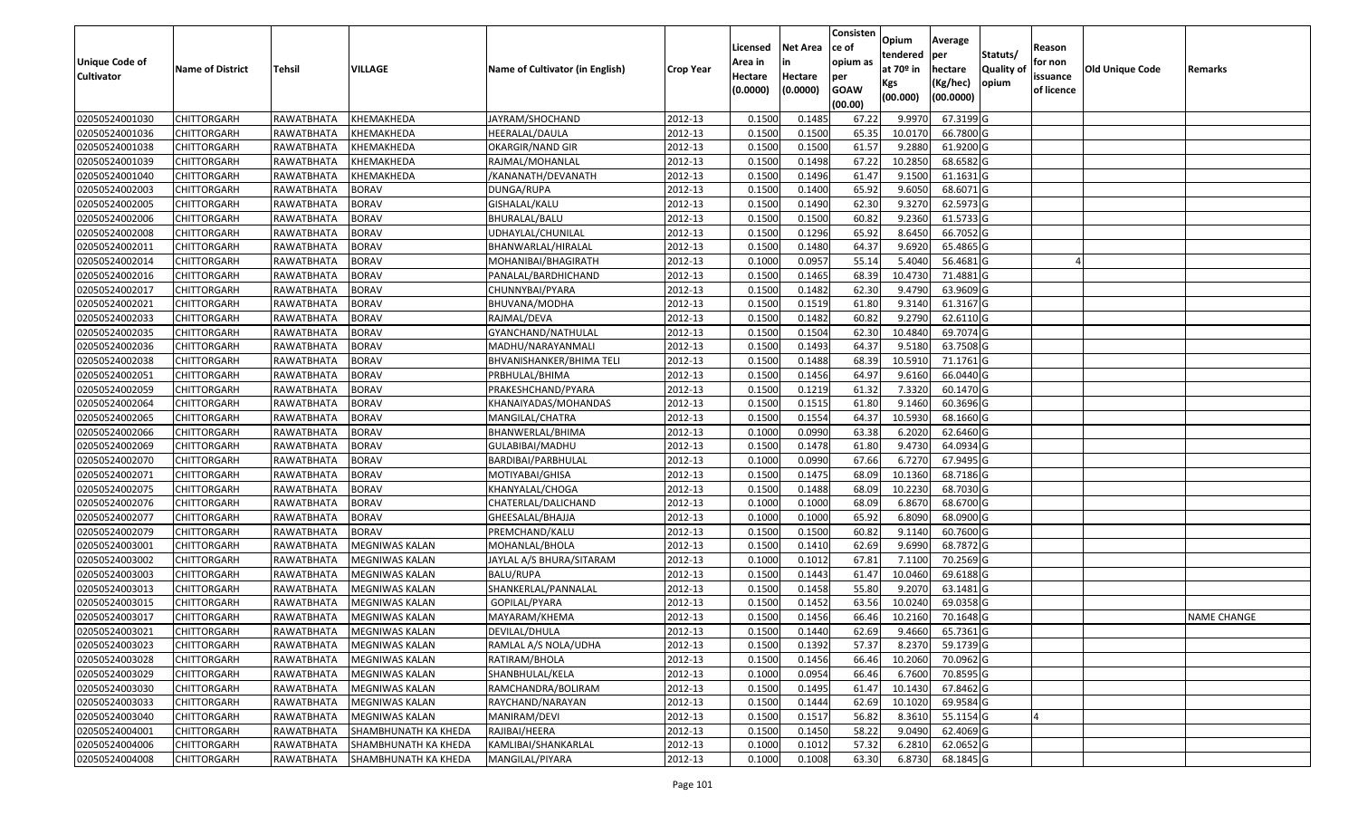| Unique Code of Cultivator | Name of District | Tehsil | VILLAGE | Name of Cultivator (in English) | Crop Year | Licensed Area in Hectare (0.0000) | Net Area in Hectare (0.0000) | Consisten ce of opium as per GOAW (00.00) | Opium tendered at 70º in Kgs (00.000) | Average per hectare (Kg/hec) (00.0000) | Statuts/ Quality of opium | Reason for non issuance of licence | Old Unique Code | Remarks |
|---|---|---|---|---|---|---|---|---|---|---|---|---|---|---|
| 02050524001030 | CHITTORGARH | RAWATBHATA | KHEMAKHEDA | JAYRAM/SHOCHAND | 2012-13 | 0.1500 | 0.1485 | 67.22 | 9.9970 | 67.3199 | G | | | |
| 02050524001036 | CHITTORGARH | RAWATBHATA | KHEMAKHEDA | HEERALAL/DAULA | 2012-13 | 0.1500 | 0.1500 | 65.35 | 10.0170 | 66.7800 | G | | | |
| 02050524001038 | CHITTORGARH | RAWATBHATA | KHEMAKHEDA | OKARGIR/NAND GIR | 2012-13 | 0.1500 | 0.1500 | 61.57 | 9.2880 | 61.9200 | G | | | |
| 02050524001039 | CHITTORGARH | RAWATBHATA | KHEMAKHEDA | RAJMAL/MOHANLAL | 2012-13 | 0.1500 | 0.1498 | 67.22 | 10.2850 | 68.6582 | G | | | |
| 02050524001040 | CHITTORGARH | RAWATBHATA | KHEMAKHEDA | /KANANATH/DEVANATH | 2012-13 | 0.1500 | 0.1496 | 61.47 | 9.1500 | 61.1631 | G | | | |
| 02050524002003 | CHITTORGARH | RAWATBHATA | BORAV | DUNGA/RUPA | 2012-13 | 0.1500 | 0.1400 | 65.92 | 9.6050 | 68.6071 | G | | | |
| 02050524002005 | CHITTORGARH | RAWATBHATA | BORAV | GISHALAL/KALU | 2012-13 | 0.1500 | 0.1490 | 62.30 | 9.3270 | 62.5973 | G | | | |
| 02050524002006 | CHITTORGARH | RAWATBHATA | BORAV | BHURALAL/BALU | 2012-13 | 0.1500 | 0.1500 | 60.82 | 9.2360 | 61.5733 | G | | | |
| 02050524002008 | CHITTORGARH | RAWATBHATA | BORAV | UDHAYLAL/CHUNILAL | 2012-13 | 0.1500 | 0.1296 | 65.92 | 8.6450 | 66.7052 | G | | | |
| 02050524002011 | CHITTORGARH | RAWATBHATA | BORAV | BHANWARLAL/HIRALAL | 2012-13 | 0.1500 | 0.1480 | 64.37 | 9.6920 | 65.4865 | G | | | |
| 02050524002014 | CHITTORGARH | RAWATBHATA | BORAV | MOHANIBAI/BHAGIRATH | 2012-13 | 0.1000 | 0.0957 | 55.14 | 5.4040 | 56.4681 | G | 4 | | |
| 02050524002016 | CHITTORGARH | RAWATBHATA | BORAV | PANALAL/BARDHICHAND | 2012-13 | 0.1500 | 0.1465 | 68.39 | 10.4730 | 71.4881 | G | | | |
| 02050524002017 | CHITTORGARH | RAWATBHATA | BORAV | CHUNNYBAI/PYARA | 2012-13 | 0.1500 | 0.1482 | 62.30 | 9.4790 | 63.9609 | G | | | |
| 02050524002021 | CHITTORGARH | RAWATBHATA | BORAV | BHUVANA/MODHA | 2012-13 | 0.1500 | 0.1519 | 61.80 | 9.3140 | 61.3167 | G | | | |
| 02050524002033 | CHITTORGARH | RAWATBHATA | BORAV | RAJMAL/DEVA | 2012-13 | 0.1500 | 0.1482 | 60.82 | 9.2790 | 62.6110 | G | | | |
| 02050524002035 | CHITTORGARH | RAWATBHATA | BORAV | GYANCHAND/NATHULAL | 2012-13 | 0.1500 | 0.1504 | 62.30 | 10.4840 | 69.7074 | G | | | |
| 02050524002036 | CHITTORGARH | RAWATBHATA | BORAV | MADHU/NARAYANMALI | 2012-13 | 0.1500 | 0.1493 | 64.37 | 9.5180 | 63.7508 | G | | | |
| 02050524002038 | CHITTORGARH | RAWATBHATA | BORAV | BHVANISHANKER/BHIMA TELI | 2012-13 | 0.1500 | 0.1488 | 68.39 | 10.5910 | 71.1761 | G | | | |
| 02050524002051 | CHITTORGARH | RAWATBHATA | BORAV | PRBHULAL/BHIMA | 2012-13 | 0.1500 | 0.1456 | 64.97 | 9.6160 | 66.0440 | G | | | |
| 02050524002059 | CHITTORGARH | RAWATBHATA | BORAV | PRAKESHCHAND/PYARA | 2012-13 | 0.1500 | 0.1219 | 61.32 | 7.3320 | 60.1470 | G | | | |
| 02050524002064 | CHITTORGARH | RAWATBHATA | BORAV | KHANAIYADAS/MOHANDAS | 2012-13 | 0.1500 | 0.1515 | 61.80 | 9.1460 | 60.3696 | G | | | |
| 02050524002065 | CHITTORGARH | RAWATBHATA | BORAV | MANGILAL/CHATRA | 2012-13 | 0.1500 | 0.1554 | 64.37 | 10.5930 | 68.1660 | G | | | |
| 02050524002066 | CHITTORGARH | RAWATBHATA | BORAV | BHANWERLAL/BHIMA | 2012-13 | 0.1000 | 0.0990 | 63.38 | 6.2020 | 62.6460 | G | | | |
| 02050524002069 | CHITTORGARH | RAWATBHATA | BORAV | GULABIBAI/MADHU | 2012-13 | 0.1500 | 0.1478 | 61.80 | 9.4730 | 64.0934 | G | | | |
| 02050524002070 | CHITTORGARH | RAWATBHATA | BORAV | BARDIBAI/PARBHULAL | 2012-13 | 0.1000 | 0.0990 | 67.66 | 6.7270 | 67.9495 | G | | | |
| 02050524002071 | CHITTORGARH | RAWATBHATA | BORAV | MOTIYABAI/GHISA | 2012-13 | 0.1500 | 0.1475 | 68.09 | 10.1360 | 68.7186 | G | | | |
| 02050524002075 | CHITTORGARH | RAWATBHATA | BORAV | KHANYALAL/CHOGA | 2012-13 | 0.1500 | 0.1488 | 68.09 | 10.2230 | 68.7030 | G | | | |
| 02050524002076 | CHITTORGARH | RAWATBHATA | BORAV | CHATERLAL/DALICHAND | 2012-13 | 0.1000 | 0.1000 | 68.09 | 6.8670 | 68.6700 | G | | | |
| 02050524002077 | CHITTORGARH | RAWATBHATA | BORAV | GHEESALAL/BHAJJA | 2012-13 | 0.1000 | 0.1000 | 65.92 | 6.8090 | 68.0900 | G | | | |
| 02050524002079 | CHITTORGARH | RAWATBHATA | BORAV | PREMCHAND/KALU | 2012-13 | 0.1500 | 0.1500 | 60.82 | 9.1140 | 60.7600 | G | | | |
| 02050524003001 | CHITTORGARH | RAWATBHATA | MEGNIWAS KALAN | MOHANLAL/BHOLA | 2012-13 | 0.1500 | 0.1410 | 62.69 | 9.6990 | 68.7872 | G | | | |
| 02050524003002 | CHITTORGARH | RAWATBHATA | MEGNIWAS KALAN | JAYLAL A/S BHURA/SITARAM | 2012-13 | 0.1000 | 0.1012 | 67.81 | 7.1100 | 70.2569 | G | | | |
| 02050524003003 | CHITTORGARH | RAWATBHATA | MEGNIWAS KALAN | BALU/RUPA | 2012-13 | 0.1500 | 0.1443 | 61.47 | 10.0460 | 69.6188 | G | | | |
| 02050524003013 | CHITTORGARH | RAWATBHATA | MEGNIWAS KALAN | SHANKERLAL/PANNALAL | 2012-13 | 0.1500 | 0.1458 | 55.80 | 9.2070 | 63.1481 | G | | | |
| 02050524003015 | CHITTORGARH | RAWATBHATA | MEGNIWAS KALAN | GOPILAL/PYARA | 2012-13 | 0.1500 | 0.1452 | 63.56 | 10.0240 | 69.0358 | G | | | |
| 02050524003017 | CHITTORGARH | RAWATBHATA | MEGNIWAS KALAN | MAYARAM/KHEMA | 2012-13 | 0.1500 | 0.1456 | 66.46 | 10.2160 | 70.1648 | G | | | NAME CHANGE |
| 02050524003021 | CHITTORGARH | RAWATBHATA | MEGNIWAS KALAN | DEVILAL/DHULA | 2012-13 | 0.1500 | 0.1440 | 62.69 | 9.4660 | 65.7361 | G | | | |
| 02050524003023 | CHITTORGARH | RAWATBHATA | MEGNIWAS KALAN | RAMLAL A/S NOLA/UDHA | 2012-13 | 0.1500 | 0.1392 | 57.37 | 8.2370 | 59.1739 | G | | | |
| 02050524003028 | CHITTORGARH | RAWATBHATA | MEGNIWAS KALAN | RATIRAM/BHOLA | 2012-13 | 0.1500 | 0.1456 | 66.46 | 10.2060 | 70.0962 | G | | | |
| 02050524003029 | CHITTORGARH | RAWATBHATA | MEGNIWAS KALAN | SHANBHULAL/KELA | 2012-13 | 0.1000 | 0.0954 | 66.46 | 6.7600 | 70.8595 | G | | | |
| 02050524003030 | CHITTORGARH | RAWATBHATA | MEGNIWAS KALAN | RAMCHANDRA/BOLIRAM | 2012-13 | 0.1500 | 0.1495 | 61.47 | 10.1430 | 67.8462 | G | | | |
| 02050524003033 | CHITTORGARH | RAWATBHATA | MEGNIWAS KALAN | RAYCHAND/NARAYAN | 2012-13 | 0.1500 | 0.1444 | 62.69 | 10.1020 | 69.9584 | G | | | |
| 02050524003040 | CHITTORGARH | RAWATBHATA | MEGNIWAS KALAN | MANIRAM/DEVI | 2012-13 | 0.1500 | 0.1517 | 56.82 | 8.3610 | 55.1154 | G | 4 | | |
| 02050524004001 | CHITTORGARH | RAWATBHATA | SHAMBHUNATH KA KHEDA | RAJIBAI/HEERA | 2012-13 | 0.1500 | 0.1450 | 58.22 | 9.0490 | 62.4069 | G | | | |
| 02050524004006 | CHITTORGARH | RAWATBHATA | SHAMBHUNATH KA KHEDA | KAMLIBAI/SHANKARLAL | 2012-13 | 0.1000 | 0.1012 | 57.32 | 6.2810 | 62.0652 | G | | | |
| 02050524004008 | CHITTORGARH | RAWATBHATA | SHAMBHUNATH KA KHEDA | MANGILAL/PIYARA | 2012-13 | 0.1000 | 0.1008 | 63.30 | 6.8730 | 68.1845 | G | | | |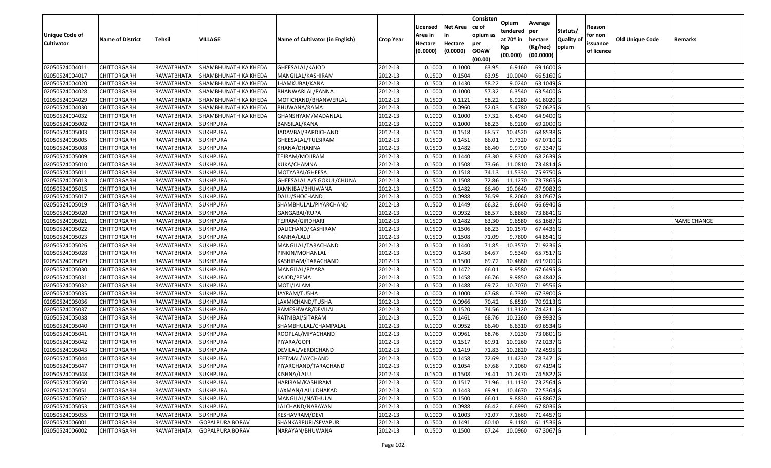| Unique Code of Cultivator | Name of District | Tehsil | VILLAGE | Name of Cultivator (in English) | Crop Year | Licensed Area in Hectare (0.0000) | Net Area in Hectare (0.0000) | Consisten ce of opium as per GOAW (00.00) | Opium tendered at 70º in Kgs (00.000) | Average per hectare (Kg/hec) (00.0000) | Statuts/ Quality of opium | Reason for non issuance of licence | Old Unique Code | Remarks |
|---|---|---|---|---|---|---|---|---|---|---|---|---|---|---|
| 02050524004011 | CHITTORGARH | RAWATBHATA | SHAMBHUNATH KA KHEDA | GHEESALAL/KAJOD | 2012-13 | 0.1000 | 0.1000 | 63.95 | 6.9160 | 69.1600 | G | | | |
| 02050524004017 | CHITTORGARH | RAWATBHATA | SHAMBHUNATH KA KHEDA | MANGILAL/KASHIRAM | 2012-13 | 0.1500 | 0.1504 | 63.95 | 10.0040 | 66.5160 | G | | | |
| 02050524004020 | CHITTORGARH | RAWATBHATA | SHAMBHUNATH KA KHEDA | JHAMKUBAI/KANA | 2012-13 | 0.1500 | 0.1430 | 58.22 | 9.0240 | 63.1049 | G | | | |
| 02050524004028 | CHITTORGARH | RAWATBHATA | SHAMBHUNATH KA KHEDA | BHANWARLAL/PANNA | 2012-13 | 0.1000 | 0.1000 | 57.32 | 6.3540 | 63.5400 | G | | | |
| 02050524004029 | CHITTORGARH | RAWATBHATA | SHAMBHUNATH KA KHEDA | MOTICHAND/BHANWERLAL | 2012-13 | 0.1500 | 0.1121 | 58.22 | 6.9280 | 61.8020 | G | | | |
| 02050524004030 | CHITTORGARH | RAWATBHATA | SHAMBHUNATH KA KHEDA | BHUWANA/RAMA | 2012-13 | 0.1000 | 0.0960 | 52.03 | 5.4780 | 57.0625 | G | 5 | | |
| 02050524004032 | CHITTORGARH | RAWATBHATA | SHAMBHUNATH KA KHEDA | GHANSHYAM/MADANLAL | 2012-13 | 0.1000 | 0.1000 | 57.32 | 6.4940 | 64.9400 | G | | | |
| 02050524005002 | CHITTORGARH | RAWATBHATA | SUKHPURA | BANSILAL/KANA | 2012-13 | 0.1000 | 0.1000 | 68.23 | 6.9200 | 69.2000 | G | | | |
| 02050524005003 | CHITTORGARH | RAWATBHATA | SUKHPURA | JADAVBAI/BARDICHAND | 2012-13 | 0.1500 | 0.1518 | 68.57 | 10.4520 | 68.8538 | G | | | |
| 02050524005005 | CHITTORGARH | RAWATBHATA | SUKHPURA | GHEESALAL/TULSIRAM | 2012-13 | 0.1500 | 0.1451 | 66.01 | 9.7320 | 67.0710 | G | | | |
| 02050524005008 | CHITTORGARH | RAWATBHATA | SUKHPURA | KHANA/DHANNA | 2012-13 | 0.1500 | 0.1482 | 66.40 | 9.9790 | 67.3347 | G | | | |
| 02050524005009 | CHITTORGARH | RAWATBHATA | SUKHPURA | TEJRAM/MOJIRAM | 2012-13 | 0.1500 | 0.1440 | 63.30 | 9.8300 | 68.2639 | G | | | |
| 02050524005010 | CHITTORGARH | RAWATBHATA | SUKHPURA | KUKA/CHAMNA | 2012-13 | 0.1500 | 0.1508 | 73.66 | 11.0810 | 73.4814 | G | | | |
| 02050524005011 | CHITTORGARH | RAWATBHATA | SUKHPURA | MOTYABAI/GHEESA | 2012-13 | 0.1500 | 0.1518 | 74.13 | 11.5330 | 75.9750 | G | | | |
| 02050524005013 | CHITTORGARH | RAWATBHATA | SUKHPURA | GHEESALAL A/S GOKUL/CHUNA | 2012-13 | 0.1500 | 0.1508 | 72.86 | 11.1270 | 73.7865 | G | | | |
| 02050524005015 | CHITTORGARH | RAWATBHATA | SUKHPURA | JAMNIBAI/BHUWANA | 2012-13 | 0.1500 | 0.1482 | 66.40 | 10.0640 | 67.9082 | G | | | |
| 02050524005017 | CHITTORGARH | RAWATBHATA | SUKHPURA | DALU/SHOCHAND | 2012-13 | 0.1000 | 0.0988 | 76.59 | 8.2060 | 83.0567 | G | | | |
| 02050524005019 | CHITTORGARH | RAWATBHATA | SUKHPURA | SHAMBHULAL/PIYARCHAND | 2012-13 | 0.1500 | 0.1449 | 66.32 | 9.6640 | 66.6940 | G | | | |
| 02050524005020 | CHITTORGARH | RAWATBHATA | SUKHPURA | GANGABAI/RUPA | 2012-13 | 0.1000 | 0.0932 | 68.57 | 6.8860 | 73.8841 | G | | | |
| 02050524005021 | CHITTORGARH | RAWATBHATA | SUKHPURA | TEJRAM/GIRDHARI | 2012-13 | 0.1500 | 0.1482 | 63.30 | 9.6580 | 65.1687 | G | | | NAME CHANGE |
| 02050524005022 | CHITTORGARH | RAWATBHATA | SUKHPURA | DALICHAND/KASHIRAM | 2012-13 | 0.1500 | 0.1506 | 68.23 | 10.1570 | 67.4436 | G | | | |
| 02050524005023 | CHITTORGARH | RAWATBHATA | SUKHPURA | KANHA/LALU | 2012-13 | 0.1500 | 0.1508 | 71.09 | 9.7800 | 64.8541 | G | | | |
| 02050524005026 | CHITTORGARH | RAWATBHATA | SUKHPURA | MANGILAL/TARACHAND | 2012-13 | 0.1500 | 0.1440 | 71.85 | 10.3570 | 71.9236 | G | | | |
| 02050524005028 | CHITTORGARH | RAWATBHATA | SUKHPURA | PINKIN/MOHANLAL | 2012-13 | 0.1500 | 0.1450 | 64.67 | 9.5340 | 65.7517 | G | | | |
| 02050524005029 | CHITTORGARH | RAWATBHATA | SUKHPURA | KASHIRAM/TARACHAND | 2012-13 | 0.1500 | 0.1500 | 69.72 | 10.4880 | 69.9200 | G | | | |
| 02050524005030 | CHITTORGARH | RAWATBHATA | SUKHPURA | MANGILAL/PIYARA | 2012-13 | 0.1500 | 0.1472 | 66.01 | 9.9580 | 67.6495 | G | | | |
| 02050524005031 | CHITTORGARH | RAWATBHATA | SUKHPURA | KAJOD/PEMA | 2012-13 | 0.1500 | 0.1458 | 66.76 | 9.9850 | 68.4842 | G | | | |
| 02050524005032 | CHITTORGARH | RAWATBHATA | SUKHPURA | MOTI/JALAM | 2012-13 | 0.1500 | 0.1488 | 69.72 | 10.7070 | 71.9556 | G | | | |
| 02050524005035 | CHITTORGARH | RAWATBHATA | SUKHPURA | JAYRAM/TUSHA | 2012-13 | 0.1000 | 0.1000 | 67.68 | 6.7390 | 67.3900 | G | | | |
| 02050524005036 | CHITTORGARH | RAWATBHATA | SUKHPURA | LAXMICHAND/TUSHA | 2012-13 | 0.1000 | 0.0966 | 70.42 | 6.8510 | 70.9213 | G | | | |
| 02050524005037 | CHITTORGARH | RAWATBHATA | SUKHPURA | RAMESHWAR/DEVILAL | 2012-13 | 0.1500 | 0.1520 | 74.56 | 11.3120 | 74.4211 | G | | | |
| 02050524005038 | CHITTORGARH | RAWATBHATA | SUKHPURA | RATNIBAI/SITARAM | 2012-13 | 0.1500 | 0.1461 | 68.76 | 10.2260 | 69.9932 | G | | | |
| 02050524005040 | CHITTORGARH | RAWATBHATA | SUKHPURA | SHAMBHULAL/CHAMPALAL | 2012-13 | 0.1000 | 0.0952 | 66.40 | 6.6310 | 69.6534 | G | | | |
| 02050524005041 | CHITTORGARH | RAWATBHATA | SUKHPURA | ROOPLAL/MIYACHAND | 2012-13 | 0.1000 | 0.0961 | 68.76 | 7.0230 | 73.0801 | G | | | |
| 02050524005042 | CHITTORGARH | RAWATBHATA | SUKHPURA | PIYARA/GOPI | 2012-13 | 0.1500 | 0.1517 | 69.91 | 10.9260 | 72.0237 | G | | | |
| 02050524005043 | CHITTORGARH | RAWATBHATA | SUKHPURA | DEVILAL/VERDICHAND | 2012-13 | 0.1500 | 0.1419 | 71.83 | 10.2820 | 72.4595 | G | | | |
| 02050524005044 | CHITTORGARH | RAWATBHATA | SUKHPURA | JEETMAL/JAYCHAND | 2012-13 | 0.1500 | 0.1458 | 72.69 | 11.4230 | 78.3471 | G | | | |
| 02050524005047 | CHITTORGARH | RAWATBHATA | SUKHPURA | PIYARCHAND/TARACHAND | 2012-13 | 0.1500 | 0.1054 | 67.68 | 7.1060 | 67.4194 | G | | | |
| 02050524005048 | CHITTORGARH | RAWATBHATA | SUKHPURA | KISHNA/LALU | 2012-13 | 0.1500 | 0.1508 | 74.41 | 11.2470 | 74.5822 | G | | | |
| 02050524005050 | CHITTORGARH | RAWATBHATA | SUKHPURA | HARIRAM/KASHIRAM | 2012-13 | 0.1500 | 0.1517 | 71.96 | 11.1130 | 73.2564 | G | | | |
| 02050524005051 | CHITTORGARH | RAWATBHATA | SUKHPURA | LAXMAN/LALU DHAKAD | 2012-13 | 0.1500 | 0.1443 | 69.91 | 10.4670 | 72.5364 | G | | | |
| 02050524005052 | CHITTORGARH | RAWATBHATA | SUKHPURA | MANGILAL/NATHULAL | 2012-13 | 0.1500 | 0.1500 | 66.01 | 9.8830 | 65.8867 | G | | | |
| 02050524005053 | CHITTORGARH | RAWATBHATA | SUKHPURA | LALCHAND/NARAYAN | 2012-13 | 0.1000 | 0.0988 | 66.42 | 6.6990 | 67.8036 | G | | | |
| 02050524005055 | CHITTORGARH | RAWATBHATA | SUKHPURA | KESHAVRAM/DEVI | 2012-13 | 0.1000 | 0.1003 | 72.07 | 7.1660 | 71.4457 | G | | | |
| 02050524006001 | CHITTORGARH | RAWATBHATA | GOPALPURA BORAV | SHANKARPURI/SEVAPURI | 2012-13 | 0.1500 | 0.1491 | 60.10 | 9.1180 | 61.1536 | G | | | |
| 02050524006002 | CHITTORGARH | RAWATBHATA | GOPALPURA BORAV | NARAYAN/BHUWANA | 2012-13 | 0.1500 | 0.1500 | 67.24 | 10.0960 | 67.3067 | G | | | |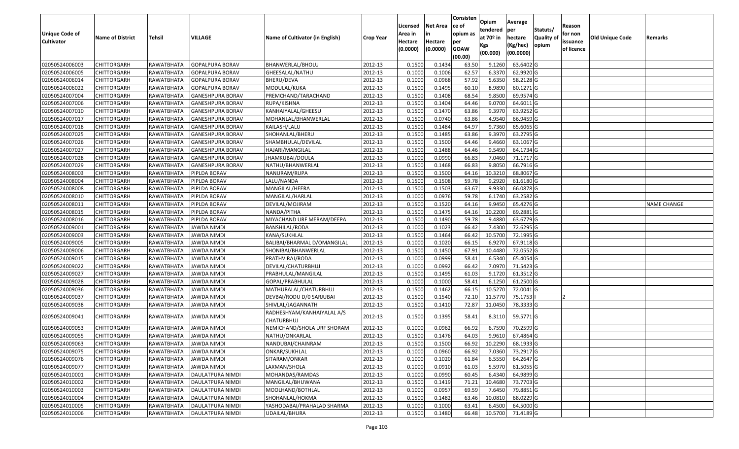| Unique Code of Cultivator | Name of District | Tehsil | VILLAGE | Name of Cultivator (in English) | Crop Year | Licensed Area in Hectare (0.0000) | Net Area in Hectare (0.0000) | Consistence of opium as per GOAW (00.00) | Opium tendered at 70º in Kgs (00.000) | Average per hectare (Kg/hec) (00.0000) | Statuts/ Quality of opium | Reason for non issuance of licence | Old Unique Code | Remarks |
|---|---|---|---|---|---|---|---|---|---|---|---|---|---|---|
| 02050524006003 | CHITTORGARH | RAWATBHATA | GOPALPURA BORAV | BHANWERLAL/BHOLU | 2012-13 | 0.1500 | 0.1434 | 63.50 | 9.1260 | 63.6402 | G | | | |
| 02050524006005 | CHITTORGARH | RAWATBHATA | GOPALPURA BORAV | GHEESALAL/NATHU | 2012-13 | 0.1000 | 0.1006 | 62.57 | 6.3370 | 62.9920 | G | | | |
| 02050524006014 | CHITTORGARH | RAWATBHATA | GOPALPURA BORAV | BHERU/DEVA | 2012-13 | 0.1000 | 0.0968 | 57.92 | 5.6350 | 58.2128 | G | | | |
| 02050524006022 | CHITTORGARH | RAWATBHATA | GOPALPURA BORAV | MODULAL/KUKA | 2012-13 | 0.1500 | 0.1495 | 60.10 | 8.9890 | 60.1271 | G | | | |
| 02050524007004 | CHITTORGARH | RAWATBHATA | GANESHPURA BORAV | PREMCHAND/TARACHAND | 2012-13 | 0.1500 | 0.1408 | 68.54 | 9.8500 | 69.9574 | G | | | |
| 02050524007006 | CHITTORGARH | RAWATBHATA | GANESHPURA BORAV | RUPA/KISHNA | 2012-13 | 0.1500 | 0.1404 | 64.46 | 9.0700 | 64.6011 | G | | | |
| 02050524007010 | CHITTORGARH | RAWATBHATA | GANESHPURA BORAV | KANHAIYALAL/GHEESU | 2012-13 | 0.1500 | 0.1470 | 63.86 | 9.3970 | 63.9252 | G | | | |
| 02050524007017 | CHITTORGARH | RAWATBHATA | GANESHPURA BORAV | MOHANLAL/BHANWERLAL | 2012-13 | 0.1500 | 0.0740 | 63.86 | 4.9540 | 66.9459 | G | | | |
| 02050524007018 | CHITTORGARH | RAWATBHATA | GANESHPURA BORAV | KAILASH/LALU | 2012-13 | 0.1500 | 0.1484 | 64.97 | 9.7360 | 65.6065 | G | | | |
| 02050524007025 | CHITTORGARH | RAWATBHATA | GANESHPURA BORAV | SHOHANLAL/BHERU | 2012-13 | 0.1500 | 0.1485 | 63.86 | 9.3970 | 63.2795 | G | | | |
| 02050524007026 | CHITTORGARH | RAWATBHATA | GANESHPURA BORAV | SHAMBHULAL/DEVILAL | 2012-13 | 0.1500 | 0.1500 | 64.46 | 9.4660 | 63.1067 | G | | | |
| 02050524007027 | CHITTORGARH | RAWATBHATA | GANESHPURA BORAV | HAJARI/MANGILAL | 2012-13 | 0.1500 | 0.1488 | 64.46 | 9.5490 | 64.1734 | G | | | |
| 02050524007028 | CHITTORGARH | RAWATBHATA | GANESHPURA BORAV | JHAMKUBAI/DOULA | 2012-13 | 0.1000 | 0.0990 | 66.83 | 7.0460 | 71.1717 | G | | | |
| 02050524007029 | CHITTORGARH | RAWATBHATA | GANESHPURA BORAV | NATHU/BHANWERLAL | 2012-13 | 0.1500 | 0.1468 | 66.83 | 9.8050 | 66.7916 | G | | | |
| 02050524008003 | CHITTORGARH | RAWATBHATA | PIPLDA BORAV | NANURAM/RUPA | 2012-13 | 0.1500 | 0.1500 | 64.16 | 10.3210 | 68.8067 | G | | | |
| 02050524008004 | CHITTORGARH | RAWATBHATA | PIPLDA BORAV | LALU/NANDA | 2012-13 | 0.1500 | 0.1508 | 59.78 | 9.2920 | 61.6180 | G | | | |
| 02050524008008 | CHITTORGARH | RAWATBHATA | PIPLDA BORAV | MANGILAL/HEERA | 2012-13 | 0.1500 | 0.1503 | 63.67 | 9.9330 | 66.0878 | G | | | |
| 02050524008010 | CHITTORGARH | RAWATBHATA | PIPLDA BORAV | MANGILAL/HARLAL | 2012-13 | 0.1000 | 0.0976 | 59.78 | 6.1740 | 63.2582 | G | | | |
| 02050524008011 | CHITTORGARH | RAWATBHATA | PIPLDA BORAV | DEVILAL/MOJIRAM | 2012-13 | 0.1500 | 0.1520 | 64.16 | 9.9450 | 65.4276 | G | | | NAME CHANGE |
| 02050524008015 | CHITTORGARH | RAWATBHATA | PIPLDA BORAV | NANDA/PITHA | 2012-13 | 0.1500 | 0.1475 | 64.16 | 10.2200 | 69.2881 | G | | | |
| 02050524008016 | CHITTORGARH | RAWATBHATA | PIPLDA BORAV | MIYACHAND URF MERAM/DEEPA | 2012-13 | 0.1500 | 0.1490 | 59.78 | 9.4880 | 63.6779 | G | | | |
| 02050524009001 | CHITTORGARH | RAWATBHATA | JAWDA NIMDI | BANSHILAL/RODA | 2012-13 | 0.1000 | 0.1023 | 66.42 | 7.4300 | 72.6295 | G | | | |
| 02050524009003 | CHITTORGARH | RAWATBHATA | JAWDA NIMDI | KANA/SUKHLAL | 2012-13 | 0.1500 | 0.1464 | 66.42 | 10.5700 | 72.1995 | G | | | |
| 02050524009005 | CHITTORGARH | RAWATBHATA | JAWDA NIMDI | BALIBAI/BHARMAL D/OMANGILAL | 2012-13 | 0.1000 | 0.1020 | 66.15 | 6.9270 | 67.9118 | G | | | |
| 02050524009006 | CHITTORGARH | RAWATBHATA | JAWDA NIMDI | SHONIBAI/BHANWERLAL | 2012-13 | 0.1500 | 0.1450 | 67.91 | 10.4480 | 72.0552 | G | | | |
| 02050524009015 | CHITTORGARH | RAWATBHATA | JAWDA NIMDI | PRATHVIRAJ/RODA | 2012-13 | 0.1000 | 0.0999 | 58.41 | 6.5340 | 65.4054 | G | | | |
| 02050524009022 | CHITTORGARH | RAWATBHATA | JAWDA NIMDI | DEVILAL/CHATURBHUJ | 2012-13 | 0.1000 | 0.0992 | 66.42 | 7.0970 | 71.5423 | G | | | |
| 02050524009027 | CHITTORGARH | RAWATBHATA | JAWDA NIMDI | PRABHULAL/MANGILAL | 2012-13 | 0.1500 | 0.1495 | 61.03 | 9.1720 | 61.3512 | G | | | |
| 02050524009028 | CHITTORGARH | RAWATBHATA | JAWDA NIMDI | GOPAL/PRABHULAL | 2012-13 | 0.1000 | 0.1000 | 58.41 | 6.1250 | 61.2500 | G | | | |
| 02050524009036 | CHITTORGARH | RAWATBHATA | JAWDA NIMDI | MATHURALAL/CHATURBHUJ | 2012-13 | 0.1500 | 0.1462 | 66.15 | 10.5270 | 72.0041 | G | | | |
| 02050524009037 | CHITTORGARH | RAWATBHATA | JAWDA NIMDI | DEVBAI/RODU D/O SARJUBAI | 2012-13 | 0.1500 | 0.1540 | 72.10 | 11.5770 | 75.1753 | I | 2 | | |
| 02050524009038 | CHITTORGARH | RAWATBHATA | JAWDA NIMDI | SHIVLAL/JAGANNATH | 2012-13 | 0.1500 | 0.1410 | 72.87 | 11.0450 | 78.3333 | G | | | |
| 02050524009041 | CHITTORGARH | RAWATBHATA | JAWDA NIMDI | RADHESHYAM/KANHAIYALAL A/S CHATURBHUJ | 2012-13 | 0.1500 | 0.1395 | 58.41 | 8.3110 | 59.5771 | G | | | |
| 02050524009053 | CHITTORGARH | RAWATBHATA | JAWDA NIMDI | NEMICHAND/SHOLA URF SHORAM | 2012-13 | 0.1000 | 0.0962 | 66.92 | 6.7590 | 70.2599 | G | | | |
| 02050524009055 | CHITTORGARH | RAWATBHATA | JAWDA NIMDI | NATHU/ONKARLAL | 2012-13 | 0.1500 | 0.1476 | 64.03 | 9.9610 | 67.4864 | G | | | |
| 02050524009063 | CHITTORGARH | RAWATBHATA | JAWDA NIMDI | NANDUBAI/CHAINRAM | 2012-13 | 0.1500 | 0.1500 | 66.92 | 10.2290 | 68.1933 | G | | | |
| 02050524009075 | CHITTORGARH | RAWATBHATA | JAWDA NIMDI | ONKAR/SUKHLAL | 2012-13 | 0.1000 | 0.0960 | 66.92 | 7.0360 | 73.2917 | G | | | |
| 02050524009076 | CHITTORGARH | RAWATBHATA | JAWDA NIMDI | SITARAM/ONKAR | 2012-13 | 0.1000 | 0.1020 | 61.84 | 6.5550 | 64.2647 | G | | | |
| 02050524009077 | CHITTORGARH | RAWATBHATA | JAWDA NIMDI | LAXMAN/SHOLA | 2012-13 | 0.1000 | 0.0910 | 61.03 | 5.5970 | 61.5055 | G | | | |
| 02050524010001 | CHITTORGARH | RAWATBHATA | DAULATPURA NIMDI | MOHANDAS/RAMDAS | 2012-13 | 0.1000 | 0.0990 | 60.45 | 6.4340 | 64.9899 | G | | | |
| 02050524010002 | CHITTORGARH | RAWATBHATA | DAULATPURA NIMDI | MANGILAL/BHUWANA | 2012-13 | 0.1500 | 0.1419 | 71.21 | 10.4680 | 73.7703 | G | | | |
| 02050524010003 | CHITTORGARH | RAWATBHATA | DAULATPURA NIMDI | MOOLHAND/BOTHLAL | 2012-13 | 0.1000 | 0.0957 | 69.59 | 7.6450 | 79.8851 | G | | | |
| 02050524010004 | CHITTORGARH | RAWATBHATA | DAULATPURA NIMDI | SHOHANLAL/HOKMA | 2012-13 | 0.1500 | 0.1482 | 63.46 | 10.0810 | 68.0229 | G | | | |
| 02050524010005 | CHITTORGARH | RAWATBHATA | DAULATPURA NIMDI | YASHODABAI/PRAHALAD SHARMA | 2012-13 | 0.1000 | 0.1000 | 63.41 | 6.4500 | 64.5000 | G | | | |
| 02050524010006 | CHITTORGARH | RAWATBHATA | DAULATPURA NIMDI | UDAILAL/BHURA | 2012-13 | 0.1500 | 0.1480 | 66.48 | 10.5700 | 71.4189 | G | | | |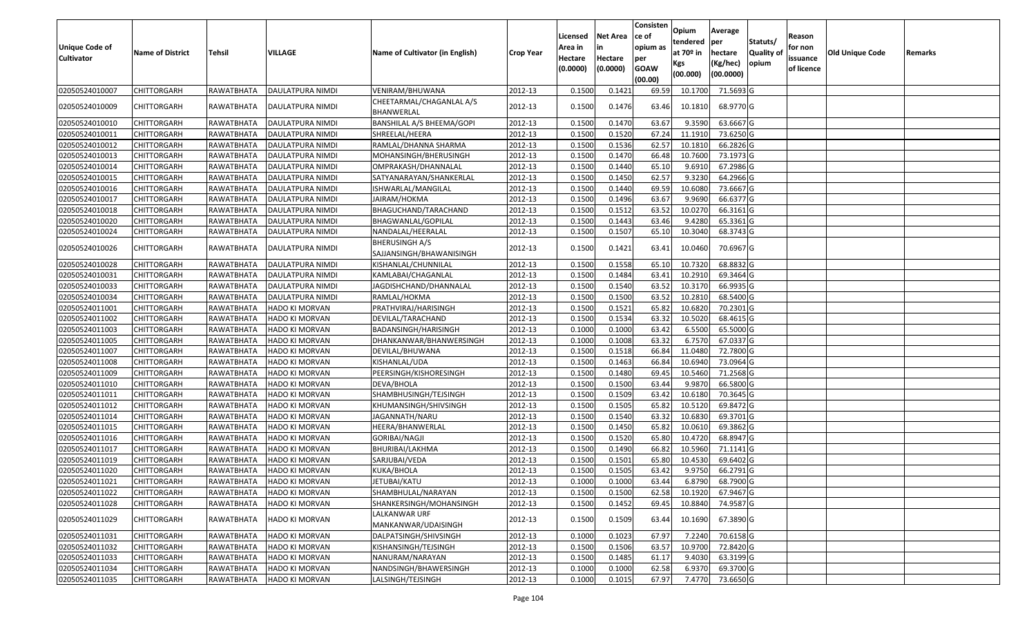| Unique Code of Cultivator | Name of District | Tehsil | VILLAGE | Name of Cultivator (in English) | Crop Year | Licensed Area in Hectare (0.0000) | Net Area in Hectare (0.0000) | Consistence of opium as per GOAW (00.00) | Opium tendered at 70º in Kgs (00.000) | Average per hectare (Kg/hec) (00.0000) | Statuts/ Quality of opium | Reason for non issuance of licence | Old Unique Code | Remarks |
|---|---|---|---|---|---|---|---|---|---|---|---|---|---|---|
| 02050524010007 | CHITTORGARH | RAWATBHATA | DAULATPURA NIMDI | VENIRAM/BHUWANA | 2012-13 | 0.1500 | 0.1421 | 69.59 | 10.1700 | 71.5693 | G | | | |
| 02050524010009 | CHITTORGARH | RAWATBHATA | DAULATPURA NIMDI | CHEETARMAL/CHAGANLAL A/S BHANWERLAL | 2012-13 | 0.1500 | 0.1476 | 63.46 | 10.1810 | 68.9770 | G | | | |
| 02050524010010 | CHITTORGARH | RAWATBHATA | DAULATPURA NIMDI | BANSHILAL A/S BHEEMA/GOPI | 2012-13 | 0.1500 | 0.1470 | 63.67 | 9.3590 | 63.6667 | G | | | |
| 02050524010011 | CHITTORGARH | RAWATBHATA | DAULATPURA NIMDI | SHREELAL/HEERA | 2012-13 | 0.1500 | 0.1520 | 67.24 | 11.1910 | 73.6250 | G | | | |
| 02050524010012 | CHITTORGARH | RAWATBHATA | DAULATPURA NIMDI | RAMLAL/DHANNA SHARMA | 2012-13 | 0.1500 | 0.1536 | 62.57 | 10.1810 | 66.2826 | G | | | |
| 02050524010013 | CHITTORGARH | RAWATBHATA | DAULATPURA NIMDI | MOHANSINGH/BHERUSINGH | 2012-13 | 0.1500 | 0.1470 | 66.48 | 10.7600 | 73.1973 | G | | | |
| 02050524010014 | CHITTORGARH | RAWATBHATA | DAULATPURA NIMDI | OMPRAKASH/DHANNALAL | 2012-13 | 0.1500 | 0.1440 | 65.10 | 9.6910 | 67.2986 | G | | | |
| 02050524010015 | CHITTORGARH | RAWATBHATA | DAULATPURA NIMDI | SATYANARAYAN/SHANKERLAL | 2012-13 | 0.1500 | 0.1450 | 62.57 | 9.3230 | 64.2966 | G | | | |
| 02050524010016 | CHITTORGARH | RAWATBHATA | DAULATPURA NIMDI | ISHWARLAL/MANGILAL | 2012-13 | 0.1500 | 0.1440 | 69.59 | 10.6080 | 73.6667 | G | | | |
| 02050524010017 | CHITTORGARH | RAWATBHATA | DAULATPURA NIMDI | JAIRAM/HOKMA | 2012-13 | 0.1500 | 0.1496 | 63.67 | 9.9690 | 66.6377 | G | | | |
| 02050524010018 | CHITTORGARH | RAWATBHATA | DAULATPURA NIMDI | BHAGUCHAND/TARACHAND | 2012-13 | 0.1500 | 0.1512 | 63.52 | 10.0270 | 66.3161 | G | | | |
| 02050524010020 | CHITTORGARH | RAWATBHATA | DAULATPURA NIMDI | BHAGWANLAL/GOPILAL | 2012-13 | 0.1500 | 0.1443 | 63.46 | 9.4280 | 65.3361 | G | | | |
| 02050524010024 | CHITTORGARH | RAWATBHATA | DAULATPURA NIMDI | NANDALAL/HEERALAL | 2012-13 | 0.1500 | 0.1507 | 65.10 | 10.3040 | 68.3743 | G | | | |
| 02050524010026 | CHITTORGARH | RAWATBHATA | DAULATPURA NIMDI | BHERUSINGH A/S SAJJANSINGH/BHAWANISINGH | 2012-13 | 0.1500 | 0.1421 | 63.41 | 10.0460 | 70.6967 | G | | | |
| 02050524010028 | CHITTORGARH | RAWATBHATA | DAULATPURA NIMDI | KISHANLAL/CHUNNILAL | 2012-13 | 0.1500 | 0.1558 | 65.10 | 10.7320 | 68.8832 | G | | | |
| 02050524010031 | CHITTORGARH | RAWATBHATA | DAULATPURA NIMDI | KAMLABAI/CHAGANLAL | 2012-13 | 0.1500 | 0.1484 | 63.41 | 10.2910 | 69.3464 | G | | | |
| 02050524010033 | CHITTORGARH | RAWATBHATA | DAULATPURA NIMDI | JAGDISHCHAND/DHANNALAL | 2012-13 | 0.1500 | 0.1540 | 63.52 | 10.3170 | 66.9935 | G | | | |
| 02050524010034 | CHITTORGARH | RAWATBHATA | DAULATPURA NIMDI | RAMLAL/HOKMA | 2012-13 | 0.1500 | 0.1500 | 63.52 | 10.2810 | 68.5400 | G | | | |
| 02050524011001 | CHITTORGARH | RAWATBHATA | HADO KI MORVAN | PRATHVIRAJ/HARISINGH | 2012-13 | 0.1500 | 0.1521 | 65.82 | 10.6820 | 70.2301 | G | | | |
| 02050524011002 | CHITTORGARH | RAWATBHATA | HADO KI MORVAN | DEVILAL/TARACHAND | 2012-13 | 0.1500 | 0.1534 | 63.32 | 10.5020 | 68.4615 | G | | | |
| 02050524011003 | CHITTORGARH | RAWATBHATA | HADO KI MORVAN | BADANSINGH/HARISINGH | 2012-13 | 0.1000 | 0.1000 | 63.42 | 6.5500 | 65.5000 | G | | | |
| 02050524011005 | CHITTORGARH | RAWATBHATA | HADO KI MORVAN | DHANKANWAR/BHANWERSINGH | 2012-13 | 0.1000 | 0.1008 | 63.32 | 6.7570 | 67.0337 | G | | | |
| 02050524011007 | CHITTORGARH | RAWATBHATA | HADO KI MORVAN | DEVILAL/BHUWANA | 2012-13 | 0.1500 | 0.1518 | 66.84 | 11.0480 | 72.7800 | G | | | |
| 02050524011008 | CHITTORGARH | RAWATBHATA | HADO KI MORVAN | KISHANLAL/UDA | 2012-13 | 0.1500 | 0.1463 | 66.84 | 10.6940 | 73.0964 | G | | | |
| 02050524011009 | CHITTORGARH | RAWATBHATA | HADO KI MORVAN | PEERSINGH/KISHORESINGH | 2012-13 | 0.1500 | 0.1480 | 69.45 | 10.5460 | 71.2568 | G | | | |
| 02050524011010 | CHITTORGARH | RAWATBHATA | HADO KI MORVAN | DEVA/BHOLA | 2012-13 | 0.1500 | 0.1500 | 63.44 | 9.9870 | 66.5800 | G | | | |
| 02050524011011 | CHITTORGARH | RAWATBHATA | HADO KI MORVAN | SHAMBHUSINGH/TEJSINGH | 2012-13 | 0.1500 | 0.1509 | 63.42 | 10.6180 | 70.3645 | G | | | |
| 02050524011012 | CHITTORGARH | RAWATBHATA | HADO KI MORVAN | KHUMANSINGH/SHIVSINGH | 2012-13 | 0.1500 | 0.1505 | 65.82 | 10.5120 | 69.8472 | G | | | |
| 02050524011014 | CHITTORGARH | RAWATBHATA | HADO KI MORVAN | JAGANNATH/NARU | 2012-13 | 0.1500 | 0.1540 | 63.32 | 10.6830 | 69.3701 | G | | | |
| 02050524011015 | CHITTORGARH | RAWATBHATA | HADO KI MORVAN | HEERA/BHANWERLAL | 2012-13 | 0.1500 | 0.1450 | 65.82 | 10.0610 | 69.3862 | G | | | |
| 02050524011016 | CHITTORGARH | RAWATBHATA | HADO KI MORVAN | GORIBAI/NAGJI | 2012-13 | 0.1500 | 0.1520 | 65.80 | 10.4720 | 68.8947 | G | | | |
| 02050524011017 | CHITTORGARH | RAWATBHATA | HADO KI MORVAN | BHURIBAI/LAKHMA | 2012-13 | 0.1500 | 0.1490 | 66.82 | 10.5960 | 71.1141 | G | | | |
| 02050524011019 | CHITTORGARH | RAWATBHATA | HADO KI MORVAN | SARJUBAI/VEDA | 2012-13 | 0.1500 | 0.1501 | 65.80 | 10.4530 | 69.6402 | G | | | |
| 02050524011020 | CHITTORGARH | RAWATBHATA | HADO KI MORVAN | KUKA/BHOLA | 2012-13 | 0.1500 | 0.1505 | 63.42 | 9.9750 | 66.2791 | G | | | |
| 02050524011021 | CHITTORGARH | RAWATBHATA | HADO KI MORVAN | JETUBAI/KATU | 2012-13 | 0.1000 | 0.1000 | 63.44 | 6.8790 | 68.7900 | G | | | |
| 02050524011022 | CHITTORGARH | RAWATBHATA | HADO KI MORVAN | SHAMBHULAL/NARAYAN | 2012-13 | 0.1500 | 0.1500 | 62.58 | 10.1920 | 67.9467 | G | | | |
| 02050524011028 | CHITTORGARH | RAWATBHATA | HADO KI MORVAN | SHANKERSINGH/MOHANSINGH | 2012-13 | 0.1500 | 0.1452 | 69.45 | 10.8840 | 74.9587 | G | | | |
| 02050524011029 | CHITTORGARH | RAWATBHATA | HADO KI MORVAN | LALKANWAR URF MANKANWAR/UDAISINGH | 2012-13 | 0.1500 | 0.1509 | 63.44 | 10.1690 | 67.3890 | G | | | |
| 02050524011031 | CHITTORGARH | RAWATBHATA | HADO KI MORVAN | DALPATSINGH/SHIVSINGH | 2012-13 | 0.1000 | 0.1023 | 67.97 | 7.2240 | 70.6158 | G | | | |
| 02050524011032 | CHITTORGARH | RAWATBHATA | HADO KI MORVAN | KISHANSINGH/TEJSINGH | 2012-13 | 0.1500 | 0.1506 | 63.57 | 10.9700 | 72.8420 | G | | | |
| 02050524011033 | CHITTORGARH | RAWATBHATA | HADO KI MORVAN | NANURAM/NARAYAN | 2012-13 | 0.1500 | 0.1485 | 61.17 | 9.4030 | 63.3199 | G | | | |
| 02050524011034 | CHITTORGARH | RAWATBHATA | HADO KI MORVAN | NANDSINGH/BHAWERSINGH | 2012-13 | 0.1000 | 0.1000 | 62.58 | 6.9370 | 69.3700 | G | | | |
| 02050524011035 | CHITTORGARH | RAWATBHATA | HADO KI MORVAN | LALSINGH/TEJSINGH | 2012-13 | 0.1000 | 0.1015 | 67.97 | 7.4770 | 73.6650 | G | | | |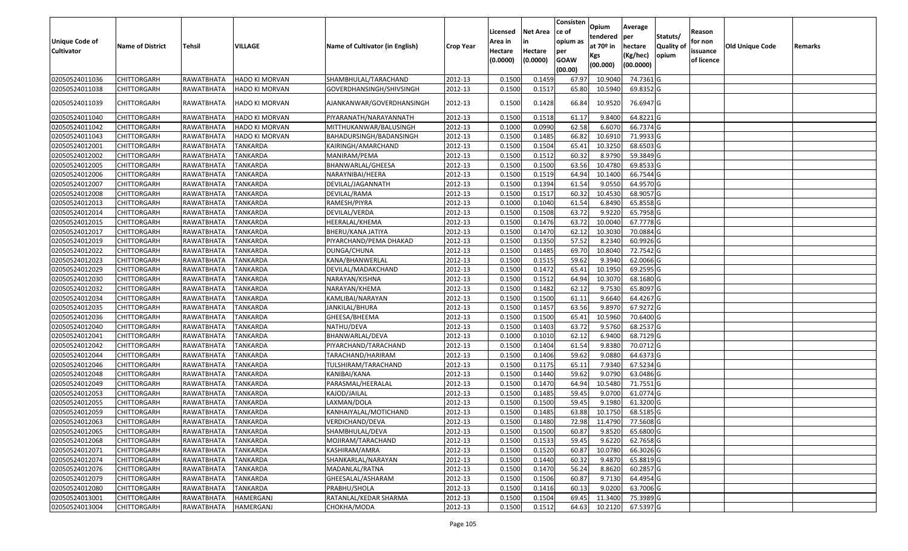| Unique Code of Cultivator | Name of District | Tehsil | VILLAGE | Name of Cultivator (in English) | Crop Year | Licensed Area in Hectare (0.0000) | Net Area in Hectare (0.0000) | Consistence of opium as per GOAW (00.00) | Opium tendered at 70º in Kgs (00.000) | Average per hectare (Kg/hec) (00.0000) | Statuts/ Quality of opium | Reason for non issuance of licence | Old Unique Code | Remarks |
|---|---|---|---|---|---|---|---|---|---|---|---|---|---|---|
| 02050524011036 | CHITTORGARH | RAWATBHATA | HADO KI MORVAN | SHAMBHULAL/TARACHAND | 2012-13 | 0.1500 | 0.1459 | 67.97 | 10.9040 | 74.7361 | G | | | |
| 02050524011038 | CHITTORGARH | RAWATBHATA | HADO KI MORVAN | GOVERDHANSINGH/SHIVSINGH | 2012-13 | 0.1500 | 0.1517 | 65.80 | 10.5940 | 69.8352 | G | | | |
| 02050524011039 | CHITTORGARH | RAWATBHATA | HADO KI MORVAN | AJANKANWAR/GOVERDHANSINGH | 2012-13 | 0.1500 | 0.1428 | 66.84 | 10.9520 | 76.6947 | G | | | |
| 02050524011040 | CHITTORGARH | RAWATBHATA | HADO KI MORVAN | PIYARANATH/NARAYANNATH | 2012-13 | 0.1500 | 0.1518 | 61.17 | 9.8400 | 64.8221 | G | | | |
| 02050524011042 | CHITTORGARH | RAWATBHATA | HADO KI MORVAN | MITTHUKANWAR/BALUSINGH | 2012-13 | 0.1000 | 0.0990 | 62.58 | 6.6070 | 66.7374 | G | | | |
| 02050524011043 | CHITTORGARH | RAWATBHATA | HADO KI MORVAN | BAHADURSINGH/BADANSINGH | 2012-13 | 0.1500 | 0.1485 | 66.82 | 10.6910 | 71.9933 | G | | | |
| 02050524012001 | CHITTORGARH | RAWATBHATA | TANKARDA | KAIRINGH/AMARCHAND | 2012-13 | 0.1500 | 0.1504 | 65.41 | 10.3250 | 68.6503 | G | | | |
| 02050524012002 | CHITTORGARH | RAWATBHATA | TANKARDA | MANIRAM/PEMA | 2012-13 | 0.1500 | 0.1512 | 60.32 | 8.9790 | 59.3849 | G | | | |
| 02050524012005 | CHITTORGARH | RAWATBHATA | TANKARDA | BHANWARLAL/GHEESA | 2012-13 | 0.1500 | 0.1500 | 63.56 | 10.4780 | 69.8533 | G | | | |
| 02050524012006 | CHITTORGARH | RAWATBHATA | TANKARDA | NARAYNIBAI/HEERA | 2012-13 | 0.1500 | 0.1519 | 64.94 | 10.1400 | 66.7544 | G | | | |
| 02050524012007 | CHITTORGARH | RAWATBHATA | TANKARDA | DEVILAL/JAGANNATH | 2012-13 | 0.1500 | 0.1394 | 61.54 | 9.0550 | 64.9570 | G | | | |
| 02050524012008 | CHITTORGARH | RAWATBHATA | TANKARDA | DEVILAL/RAMA | 2012-13 | 0.1500 | 0.1517 | 60.32 | 10.4530 | 68.9057 | G | | | |
| 02050524012013 | CHITTORGARH | RAWATBHATA | TANKARDA | RAMESH/PIYRA | 2012-13 | 0.1000 | 0.1040 | 61.54 | 6.8490 | 65.8558 | G | | | |
| 02050524012014 | CHITTORGARH | RAWATBHATA | TANKARDA | DEVILAL/VERDA | 2012-13 | 0.1500 | 0.1508 | 63.72 | 9.9220 | 65.7958 | G | | | |
| 02050524012015 | CHITTORGARH | RAWATBHATA | TANKARDA | HEERALAL/KHEMA | 2012-13 | 0.1500 | 0.1476 | 63.72 | 10.0040 | 67.7778 | G | | | |
| 02050524012017 | CHITTORGARH | RAWATBHATA | TANKARDA | BHERU/KANA JATIYA | 2012-13 | 0.1500 | 0.1470 | 62.12 | 10.3030 | 70.0884 | G | | | |
| 02050524012019 | CHITTORGARH | RAWATBHATA | TANKARDA | PIYARCHAND/PEMA DHAKAD | 2012-13 | 0.1500 | 0.1350 | 57.52 | 8.2340 | 60.9926 | G | | | |
| 02050524012022 | CHITTORGARH | RAWATBHATA | TANKARDA | DUNGA/CHUNA | 2012-13 | 0.1500 | 0.1485 | 69.70 | 10.8040 | 72.7542 | G | | | |
| 02050524012023 | CHITTORGARH | RAWATBHATA | TANKARDA | KANA/BHANWERLAL | 2012-13 | 0.1500 | 0.1515 | 59.62 | 9.3940 | 62.0066 | G | | | |
| 02050524012029 | CHITTORGARH | RAWATBHATA | TANKARDA | DEVILAL/MADAKCHAND | 2012-13 | 0.1500 | 0.1472 | 65.41 | 10.1950 | 69.2595 | G | | | |
| 02050524012030 | CHITTORGARH | RAWATBHATA | TANKARDA | NARAYAN/KISHNA | 2012-13 | 0.1500 | 0.1512 | 64.94 | 10.3070 | 68.1680 | G | | | |
| 02050524012032 | CHITTORGARH | RAWATBHATA | TANKARDA | NARAYAN/KHEMA | 2012-13 | 0.1500 | 0.1482 | 62.12 | 9.7530 | 65.8097 | G | | | |
| 02050524012034 | CHITTORGARH | RAWATBHATA | TANKARDA | KAMLIBAI/NARAYAN | 2012-13 | 0.1500 | 0.1500 | 61.11 | 9.6640 | 64.4267 | G | | | |
| 02050524012035 | CHITTORGARH | RAWATBHATA | TANKARDA | JANKILAL/BHURA | 2012-13 | 0.1500 | 0.1457 | 63.56 | 9.8970 | 67.9272 | G | | | |
| 02050524012036 | CHITTORGARH | RAWATBHATA | TANKARDA | GHEESA/BHEEMA | 2012-13 | 0.1500 | 0.1500 | 65.41 | 10.5960 | 70.6400 | G | | | |
| 02050524012040 | CHITTORGARH | RAWATBHATA | TANKARDA | NATHU/DEVA | 2012-13 | 0.1500 | 0.1403 | 63.72 | 9.5760 | 68.2537 | G | | | |
| 02050524012041 | CHITTORGARH | RAWATBHATA | TANKARDA | BHANWARLAL/DEVA | 2012-13 | 0.1000 | 0.1010 | 62.12 | 6.9400 | 68.7129 | G | | | |
| 02050524012042 | CHITTORGARH | RAWATBHATA | TANKARDA | PIYARCHAND/TARACHAND | 2012-13 | 0.1500 | 0.1404 | 61.54 | 9.8380 | 70.0712 | G | | | |
| 02050524012044 | CHITTORGARH | RAWATBHATA | TANKARDA | TARACHAND/HARIRAM | 2012-13 | 0.1500 | 0.1406 | 59.62 | 9.0880 | 64.6373 | G | | | |
| 02050524012046 | CHITTORGARH | RAWATBHATA | TANKARDA | TULSHIRAM/TARACHAND | 2012-13 | 0.1500 | 0.1175 | 65.11 | 7.9340 | 67.5234 | G | | | |
| 02050524012048 | CHITTORGARH | RAWATBHATA | TANKARDA | KANIBAI/KANA | 2012-13 | 0.1500 | 0.1440 | 59.62 | 9.0790 | 63.0486 | G | | | |
| 02050524012049 | CHITTORGARH | RAWATBHATA | TANKARDA | PARASMAL/HEERALAL | 2012-13 | 0.1500 | 0.1470 | 64.94 | 10.5480 | 71.7551 | G | | | |
| 02050524012053 | CHITTORGARH | RAWATBHATA | TANKARDA | KAJOD/JAILAL | 2012-13 | 0.1500 | 0.1485 | 59.45 | 9.0700 | 61.0774 | G | | | |
| 02050524012055 | CHITTORGARH | RAWATBHATA | TANKARDA | LAXMAN/DOLA | 2012-13 | 0.1500 | 0.1500 | 59.45 | 9.1980 | 61.3200 | G | | | |
| 02050524012059 | CHITTORGARH | RAWATBHATA | TANKARDA | KANHAIYALAL/MOTICHAND | 2012-13 | 0.1500 | 0.1485 | 63.88 | 10.1750 | 68.5185 | G | | | |
| 02050524012063 | CHITTORGARH | RAWATBHATA | TANKARDA | VERDICHAND/DEVA | 2012-13 | 0.1500 | 0.1480 | 72.98 | 11.4790 | 77.5608 | G | | | |
| 02050524012065 | CHITTORGARH | RAWATBHATA | TANKARDA | SHAMBHULAL/DEVA | 2012-13 | 0.1500 | 0.1500 | 60.87 | 9.8520 | 65.6800 | G | | | |
| 02050524012068 | CHITTORGARH | RAWATBHATA | TANKARDA | MOJIRAM/TARACHAND | 2012-13 | 0.1500 | 0.1533 | 59.45 | 9.6220 | 62.7658 | G | | | |
| 02050524012071 | CHITTORGARH | RAWATBHATA | TANKARDA | KASHIRAM/AMRA | 2012-13 | 0.1500 | 0.1520 | 60.87 | 10.0780 | 66.3026 | G | | | |
| 02050524012074 | CHITTORGARH | RAWATBHATA | TANKARDA | SHANKARLAL/NARAYAN | 2012-13 | 0.1500 | 0.1440 | 60.32 | 9.4870 | 65.8819 | G | | | |
| 02050524012076 | CHITTORGARH | RAWATBHATA | TANKARDA | MADANLAL/RATNA | 2012-13 | 0.1500 | 0.1470 | 56.24 | 8.8620 | 60.2857 | G | | | |
| 02050524012079 | CHITTORGARH | RAWATBHATA | TANKARDA | GHEESALAL/ASHARAM | 2012-13 | 0.1500 | 0.1506 | 60.87 | 9.7130 | 64.4954 | G | | | |
| 02050524012080 | CHITTORGARH | RAWATBHATA | TANKARDA | PRABHU/SHOLA | 2012-13 | 0.1500 | 0.1416 | 60.13 | 9.0200 | 63.7006 | G | | | |
| 02050524013001 | CHITTORGARH | RAWATBHATA | HAMERGANJ | RATANLAL/KEDAR SHARMA | 2012-13 | 0.1500 | 0.1504 | 69.45 | 11.3400 | 75.3989 | G | | | |
| 02050524013004 | CHITTORGARH | RAWATBHATA | HAMERGANJ | CHOKHA/MODA | 2012-13 | 0.1500 | 0.1512 | 64.63 | 10.2120 | 67.5397 | G | | | |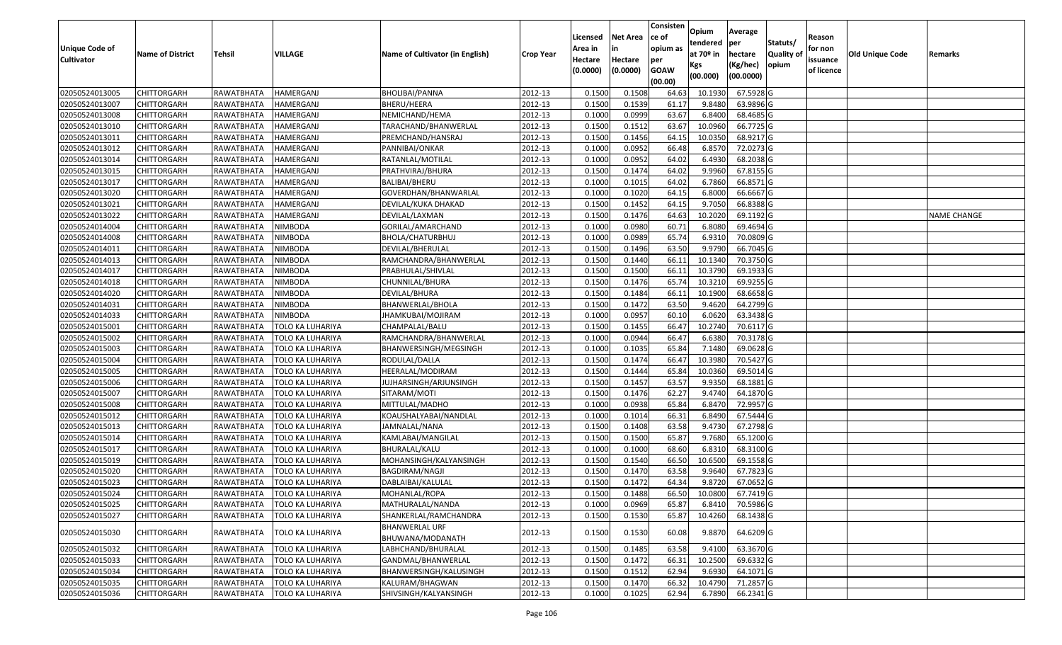| Unique Code of Cultivator | Name of District | Tehsil | VILLAGE | Name of Cultivator (in English) | Crop Year | Licensed Area in Hectare (0.0000) | Net Area in Hectare (0.0000) | Consistence of opium as per GOAW (00.00) | Opium tendered at 70º in Kgs (00.000) | Average per hectare (Kg/hec) (00.0000) | Statuts/ Quality of opium | Reason for non issuance of licence | Old Unique Code | Remarks |
|---|---|---|---|---|---|---|---|---|---|---|---|---|---|---|
| 02050524013005 | CHITTORGARH | RAWATBHATA | HAMERGANJ | BHOLIBAI/PANNA | 2012-13 | 0.1500 | 0.1508 | 64.63 | 10.1930 | 67.5928 | G | | | |
| 02050524013007 | CHITTORGARH | RAWATBHATA | HAMERGANJ | BHERU/HEERA | 2012-13 | 0.1500 | 0.1539 | 61.17 | 9.8480 | 63.9896 | G | | | |
| 02050524013008 | CHITTORGARH | RAWATBHATA | HAMERGANJ | NEMICHAND/HEMA | 2012-13 | 0.1000 | 0.0999 | 63.67 | 6.8400 | 68.4685 | G | | | |
| 02050524013010 | CHITTORGARH | RAWATBHATA | HAMERGANJ | TARACHAND/BHANWERLAL | 2012-13 | 0.1500 | 0.1512 | 63.67 | 10.0960 | 66.7725 | G | | | |
| 02050524013011 | CHITTORGARH | RAWATBHATA | HAMERGANJ | PREMCHAND/HANSRAJ | 2012-13 | 0.1500 | 0.1456 | 64.15 | 10.0350 | 68.9217 | G | | | |
| 02050524013012 | CHITTORGARH | RAWATBHATA | HAMERGANJ | PANNIBAI/ONKAR | 2012-13 | 0.1000 | 0.0952 | 66.48 | 6.8570 | 72.0273 | G | | | |
| 02050524013014 | CHITTORGARH | RAWATBHATA | HAMERGANJ | RATANLAL/MOTILAL | 2012-13 | 0.1000 | 0.0952 | 64.02 | 6.4930 | 68.2038 | G | | | |
| 02050524013015 | CHITTORGARH | RAWATBHATA | HAMERGANJ | PRATHVIRAJ/BHURA | 2012-13 | 0.1500 | 0.1474 | 64.02 | 9.9960 | 67.8155 | G | | | |
| 02050524013017 | CHITTORGARH | RAWATBHATA | HAMERGANJ | BALIBAI/BHERU | 2012-13 | 0.1000 | 0.1015 | 64.02 | 6.7860 | 66.8571 | G | | | |
| 02050524013020 | CHITTORGARH | RAWATBHATA | HAMERGANJ | GOVERDHAN/BHANWARLAL | 2012-13 | 0.1000 | 0.1020 | 64.15 | 6.8000 | 66.6667 | G | | | |
| 02050524013021 | CHITTORGARH | RAWATBHATA | HAMERGANJ | DEVILAL/KUKA DHAKAD | 2012-13 | 0.1500 | 0.1452 | 64.15 | 9.7050 | 66.8388 | G | | | |
| 02050524013022 | CHITTORGARH | RAWATBHATA | HAMERGANJ | DEVILAL/LAXMAN | 2012-13 | 0.1500 | 0.1476 | 64.63 | 10.2020 | 69.1192 | G | | | NAME CHANGE |
| 02050524014004 | CHITTORGARH | RAWATBHATA | NIMBODA | GORILAL/AMARCHAND | 2012-13 | 0.1000 | 0.0980 | 60.71 | 6.8080 | 69.4694 | G | | | |
| 02050524014008 | CHITTORGARH | RAWATBHATA | NIMBODA | BHOLA/CHATURBHUJ | 2012-13 | 0.1000 | 0.0989 | 65.74 | 6.9310 | 70.0809 | G | | | |
| 02050524014011 | CHITTORGARH | RAWATBHATA | NIMBODA | DEVILAL/BHERULAL | 2012-13 | 0.1500 | 0.1496 | 63.50 | 9.9790 | 66.7045 | G | | | |
| 02050524014013 | CHITTORGARH | RAWATBHATA | NIMBODA | RAMCHANDRA/BHANWERLAL | 2012-13 | 0.1500 | 0.1440 | 66.11 | 10.1340 | 70.3750 | G | | | |
| 02050524014017 | CHITTORGARH | RAWATBHATA | NIMBODA | PRABHULAL/SHIVLAL | 2012-13 | 0.1500 | 0.1500 | 66.11 | 10.3790 | 69.1933 | G | | | |
| 02050524014018 | CHITTORGARH | RAWATBHATA | NIMBODA | CHUNNILAL/BHURA | 2012-13 | 0.1500 | 0.1476 | 65.74 | 10.3210 | 69.9255 | G | | | |
| 02050524014020 | CHITTORGARH | RAWATBHATA | NIMBODA | DEVILAL/BHURA | 2012-13 | 0.1500 | 0.1484 | 66.11 | 10.1900 | 68.6658 | G | | | |
| 02050524014031 | CHITTORGARH | RAWATBHATA | NIMBODA | BHANWERLAL/BHOLA | 2012-13 | 0.1500 | 0.1472 | 63.50 | 9.4620 | 64.2799 | G | | | |
| 02050524014033 | CHITTORGARH | RAWATBHATA | NIMBODA | JHAMKUBAI/MOJIRAM | 2012-13 | 0.1000 | 0.0957 | 60.10 | 6.0620 | 63.3438 | G | | | |
| 02050524015001 | CHITTORGARH | RAWATBHATA | TOLO KA LUHARIYA | CHAMPALAL/BALU | 2012-13 | 0.1500 | 0.1455 | 66.47 | 10.2740 | 70.6117 | G | | | |
| 02050524015002 | CHITTORGARH | RAWATBHATA | TOLO KA LUHARIYA | RAMCHANDRA/BHANWERLAL | 2012-13 | 0.1000 | 0.0944 | 66.47 | 6.6380 | 70.3178 | G | | | |
| 02050524015003 | CHITTORGARH | RAWATBHATA | TOLO KA LUHARIYA | BHANWERSINGH/MEGSINGH | 2012-13 | 0.1000 | 0.1035 | 65.84 | 7.1480 | 69.0628 | G | | | |
| 02050524015004 | CHITTORGARH | RAWATBHATA | TOLO KA LUHARIYA | RODULAL/DALLA | 2012-13 | 0.1500 | 0.1474 | 66.47 | 10.3980 | 70.5427 | G | | | |
| 02050524015005 | CHITTORGARH | RAWATBHATA | TOLO KA LUHARIYA | HEERALAL/MODIRAM | 2012-13 | 0.1500 | 0.1444 | 65.84 | 10.0360 | 69.5014 | G | | | |
| 02050524015006 | CHITTORGARH | RAWATBHATA | TOLO KA LUHARIYA | JUJHARSINGH/ARJUNSINGH | 2012-13 | 0.1500 | 0.1457 | 63.57 | 9.9350 | 68.1881 | G | | | |
| 02050524015007 | CHITTORGARH | RAWATBHATA | TOLO KA LUHARIYA | SITARAM/MOTI | 2012-13 | 0.1500 | 0.1476 | 62.27 | 9.4740 | 64.1870 | G | | | |
| 02050524015008 | CHITTORGARH | RAWATBHATA | TOLO KA LUHARIYA | MITTULAL/MADHO | 2012-13 | 0.1000 | 0.0938 | 65.84 | 6.8470 | 72.9957 | G | | | |
| 02050524015012 | CHITTORGARH | RAWATBHATA | TOLO KA LUHARIYA | KOAUSHALYABAI/NANDLAL | 2012-13 | 0.1000 | 0.1014 | 66.31 | 6.8490 | 67.5444 | G | | | |
| 02050524015013 | CHITTORGARH | RAWATBHATA | TOLO KA LUHARIYA | JAMNALAL/NANA | 2012-13 | 0.1500 | 0.1408 | 63.58 | 9.4730 | 67.2798 | G | | | |
| 02050524015014 | CHITTORGARH | RAWATBHATA | TOLO KA LUHARIYA | KAMLABAI/MANGILAL | 2012-13 | 0.1500 | 0.1500 | 65.87 | 9.7680 | 65.1200 | G | | | |
| 02050524015017 | CHITTORGARH | RAWATBHATA | TOLO KA LUHARIYA | BHURALAL/KALU | 2012-13 | 0.1000 | 0.1000 | 68.60 | 6.8310 | 68.3100 | G | | | |
| 02050524015019 | CHITTORGARH | RAWATBHATA | TOLO KA LUHARIYA | MOHANSINGH/KALYANSINGH | 2012-13 | 0.1500 | 0.1540 | 66.50 | 10.6500 | 69.1558 | G | | | |
| 02050524015020 | CHITTORGARH | RAWATBHATA | TOLO KA LUHARIYA | BAGDIRAM/NAGJI | 2012-13 | 0.1500 | 0.1470 | 63.58 | 9.9640 | 67.7823 | G | | | |
| 02050524015023 | CHITTORGARH | RAWATBHATA | TOLO KA LUHARIYA | DABLAIBAI/KALULAL | 2012-13 | 0.1500 | 0.1472 | 64.34 | 9.8720 | 67.0652 | G | | | |
| 02050524015024 | CHITTORGARH | RAWATBHATA | TOLO KA LUHARIYA | MOHANLAL/ROPA | 2012-13 | 0.1500 | 0.1488 | 66.50 | 10.0800 | 67.7419 | G | | | |
| 02050524015025 | CHITTORGARH | RAWATBHATA | TOLO KA LUHARIYA | MATHURALAL/NANDA | 2012-13 | 0.1000 | 0.0969 | 65.87 | 6.8410 | 70.5986 | G | | | |
| 02050524015027 | CHITTORGARH | RAWATBHATA | TOLO KA LUHARIYA | SHANKERLAL/RAMCHANDRA | 2012-13 | 0.1500 | 0.1530 | 65.87 | 10.4260 | 68.1438 | G | | | |
| 02050524015030 | CHITTORGARH | RAWATBHATA | TOLO KA LUHARIYA | BHANWERLAL URF BHUWANA/MODANATH | 2012-13 | 0.1500 | 0.1530 | 60.08 | 9.8870 | 64.6209 | G | | | |
| 02050524015032 | CHITTORGARH | RAWATBHATA | TOLO KA LUHARIYA | LABHCHAND/BHURALAL | 2012-13 | 0.1500 | 0.1485 | 63.58 | 9.4100 | 63.3670 | G | | | |
| 02050524015033 | CHITTORGARH | RAWATBHATA | TOLO KA LUHARIYA | GANDMAL/BHANWERLAL | 2012-13 | 0.1500 | 0.1472 | 66.31 | 10.2500 | 69.6332 | G | | | |
| 02050524015034 | CHITTORGARH | RAWATBHATA | TOLO KA LUHARIYA | BHANWERSINGH/KALUSINGH | 2012-13 | 0.1500 | 0.1512 | 62.94 | 9.6930 | 64.1071 | G | | | |
| 02050524015035 | CHITTORGARH | RAWATBHATA | TOLO KA LUHARIYA | KALURAM/BHAGWAN | 2012-13 | 0.1500 | 0.1470 | 66.32 | 10.4790 | 71.2857 | G | | | |
| 02050524015036 | CHITTORGARH | RAWATBHATA | TOLO KA LUHARIYA | SHIVSINGH/KALYANSINGH | 2012-13 | 0.1000 | 0.1025 | 62.94 | 6.7890 | 66.2341 | G | | | |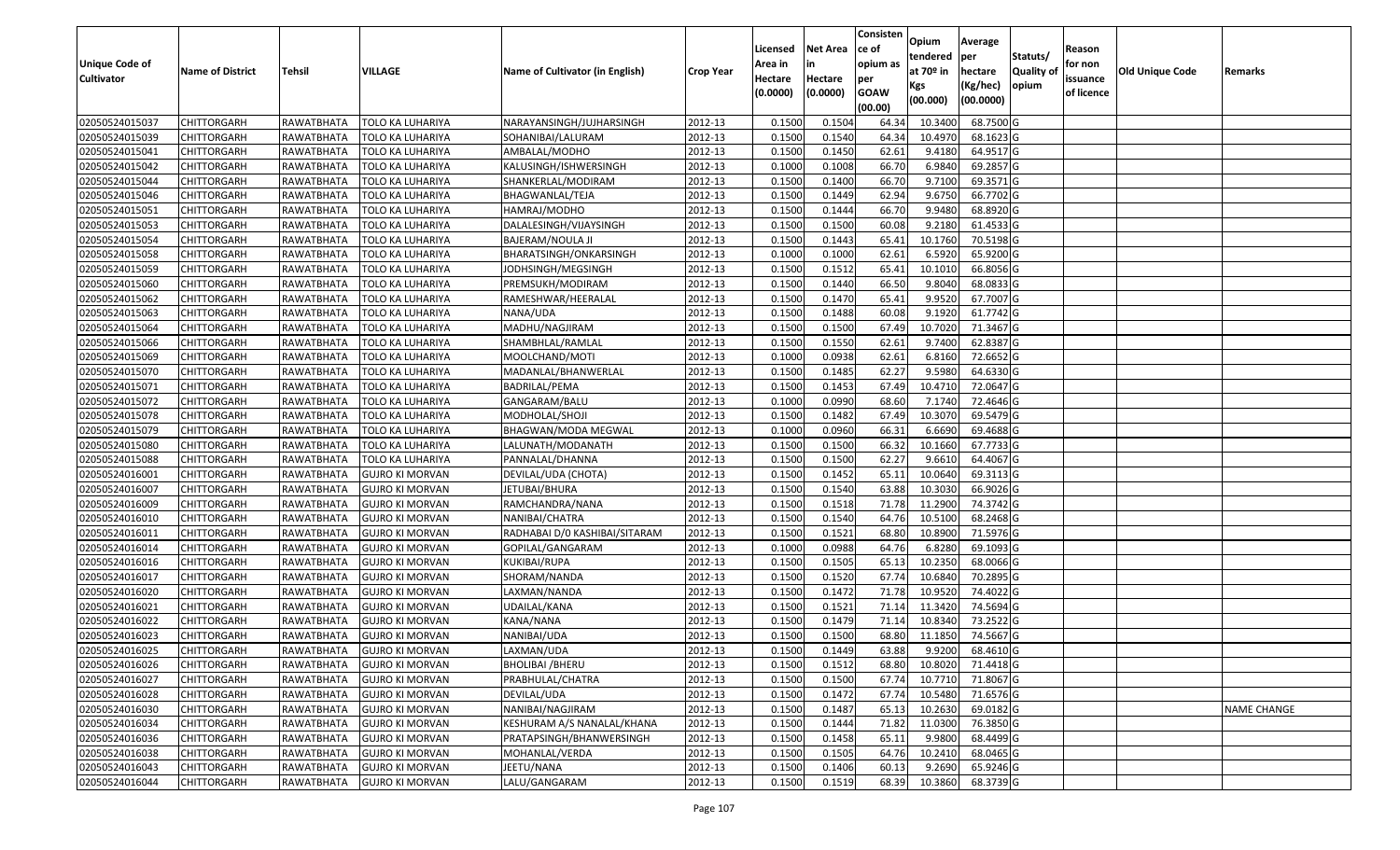| Unique Code of Cultivator | Name of District | Tehsil | VILLAGE | Name of Cultivator (in English) | Crop Year | Licensed Area in Hectare (0.0000) | Net Area in Hectare (0.0000) | Consistence of opium as per GOAW (00.00) | Opium tendered at 70º in Kgs (00.000) | Average per hectare (Kg/hec) (00.0000) | Statuts/ Quality of opium | Reason for non issuance of licence | Old Unique Code | Remarks |
|---|---|---|---|---|---|---|---|---|---|---|---|---|---|---|
| 02050524015037 | CHITTORGARH | RAWATBHATA | TOLO KA LUHARIYA | NARAYANSINGH/JUJHARSINGH | 2012-13 | 0.1500 | 0.1504 | 64.34 | 10.3400 | 68.7500 | G | | | |
| 02050524015039 | CHITTORGARH | RAWATBHATA | TOLO KA LUHARIYA | SOHANIBAI/LALURAM | 2012-13 | 0.1500 | 0.1540 | 64.34 | 10.4970 | 68.1623 | G | | | |
| 02050524015041 | CHITTORGARH | RAWATBHATA | TOLO KA LUHARIYA | AMBALAL/MODHO | 2012-13 | 0.1500 | 0.1450 | 62.61 | 9.4180 | 64.9517 | G | | | |
| 02050524015042 | CHITTORGARH | RAWATBHATA | TOLO KA LUHARIYA | KALUSINGH/ISHWERSINGH | 2012-13 | 0.1000 | 0.1008 | 66.70 | 6.9840 | 69.2857 | G | | | |
| 02050524015044 | CHITTORGARH | RAWATBHATA | TOLO KA LUHARIYA | SHANKERLAL/MODIRAM | 2012-13 | 0.1500 | 0.1400 | 66.70 | 9.7100 | 69.3571 | G | | | |
| 02050524015046 | CHITTORGARH | RAWATBHATA | TOLO KA LUHARIYA | BHAGWANLAL/TEJA | 2012-13 | 0.1500 | 0.1449 | 62.94 | 9.6750 | 66.7702 | G | | | |
| 02050524015051 | CHITTORGARH | RAWATBHATA | TOLO KA LUHARIYA | HAMRAJ/MODHO | 2012-13 | 0.1500 | 0.1444 | 66.70 | 9.9480 | 68.8920 | G | | | |
| 02050524015053 | CHITTORGARH | RAWATBHATA | TOLO KA LUHARIYA | DALALESINGH/VIJAYSINGH | 2012-13 | 0.1500 | 0.1500 | 60.08 | 9.2180 | 61.4533 | G | | | |
| 02050524015054 | CHITTORGARH | RAWATBHATA | TOLO KA LUHARIYA | BAJERAM/NOULA JI | 2012-13 | 0.1500 | 0.1443 | 65.41 | 10.1760 | 70.5198 | G | | | |
| 02050524015058 | CHITTORGARH | RAWATBHATA | TOLO KA LUHARIYA | BHARATSINGH/ONKARSINGH | 2012-13 | 0.1000 | 0.1000 | 62.61 | 6.5920 | 65.9200 | G | | | |
| 02050524015059 | CHITTORGARH | RAWATBHATA | TOLO KA LUHARIYA | JODHSINGH/MEGSINGH | 2012-13 | 0.1500 | 0.1512 | 65.41 | 10.1010 | 66.8056 | G | | | |
| 02050524015060 | CHITTORGARH | RAWATBHATA | TOLO KA LUHARIYA | PREMSUKH/MODIRAM | 2012-13 | 0.1500 | 0.1440 | 66.50 | 9.8040 | 68.0833 | G | | | |
| 02050524015062 | CHITTORGARH | RAWATBHATA | TOLO KA LUHARIYA | RAMESHWAR/HEERALAL | 2012-13 | 0.1500 | 0.1470 | 65.41 | 9.9520 | 67.7007 | G | | | |
| 02050524015063 | CHITTORGARH | RAWATBHATA | TOLO KA LUHARIYA | NANA/UDA | 2012-13 | 0.1500 | 0.1488 | 60.08 | 9.1920 | 61.7742 | G | | | |
| 02050524015064 | CHITTORGARH | RAWATBHATA | TOLO KA LUHARIYA | MADHU/NAGJIRAM | 2012-13 | 0.1500 | 0.1500 | 67.49 | 10.7020 | 71.3467 | G | | | |
| 02050524015066 | CHITTORGARH | RAWATBHATA | TOLO KA LUHARIYA | SHAMBHLAL/RAMLAL | 2012-13 | 0.1500 | 0.1550 | 62.61 | 9.7400 | 62.8387 | G | | | |
| 02050524015069 | CHITTORGARH | RAWATBHATA | TOLO KA LUHARIYA | MOOLCHAND/MOTI | 2012-13 | 0.1000 | 0.0938 | 62.61 | 6.8160 | 72.6652 | G | | | |
| 02050524015070 | CHITTORGARH | RAWATBHATA | TOLO KA LUHARIYA | MADANLAL/BHANWERLAL | 2012-13 | 0.1500 | 0.1485 | 62.27 | 9.5980 | 64.6330 | G | | | |
| 02050524015071 | CHITTORGARH | RAWATBHATA | TOLO KA LUHARIYA | BADRILAL/PEMA | 2012-13 | 0.1500 | 0.1453 | 67.49 | 10.4710 | 72.0647 | G | | | |
| 02050524015072 | CHITTORGARH | RAWATBHATA | TOLO KA LUHARIYA | GANGARAM/BALU | 2012-13 | 0.1000 | 0.0990 | 68.60 | 7.1740 | 72.4646 | G | | | |
| 02050524015078 | CHITTORGARH | RAWATBHATA | TOLO KA LUHARIYA | MODHOLAL/SHOJI | 2012-13 | 0.1500 | 0.1482 | 67.49 | 10.3070 | 69.5479 | G | | | |
| 02050524015079 | CHITTORGARH | RAWATBHATA | TOLO KA LUHARIYA | BHAGWAN/MODA MEGWAL | 2012-13 | 0.1000 | 0.0960 | 66.31 | 6.6690 | 69.4688 | G | | | |
| 02050524015080 | CHITTORGARH | RAWATBHATA | TOLO KA LUHARIYA | LALUNATH/MODANATH | 2012-13 | 0.1500 | 0.1500 | 66.32 | 10.1660 | 67.7733 | G | | | |
| 02050524015088 | CHITTORGARH | RAWATBHATA | TOLO KA LUHARIYA | PANNALAL/DHANNA | 2012-13 | 0.1500 | 0.1500 | 62.27 | 9.6610 | 64.4067 | G | | | |
| 02050524016001 | CHITTORGARH | RAWATBHATA | GUJRO KI MORVAN | DEVILAL/UDA (CHOTA) | 2012-13 | 0.1500 | 0.1452 | 65.11 | 10.0640 | 69.3113 | G | | | |
| 02050524016007 | CHITTORGARH | RAWATBHATA | GUJRO KI MORVAN | JETUBAI/BHURA | 2012-13 | 0.1500 | 0.1540 | 63.88 | 10.3030 | 66.9026 | G | | | |
| 02050524016009 | CHITTORGARH | RAWATBHATA | GUJRO KI MORVAN | RAMCHANDRA/NANA | 2012-13 | 0.1500 | 0.1518 | 71.78 | 11.2900 | 74.3742 | G | | | |
| 02050524016010 | CHITTORGARH | RAWATBHATA | GUJRO KI MORVAN | NANIBAI/CHATRA | 2012-13 | 0.1500 | 0.1540 | 64.76 | 10.5100 | 68.2468 | G | | | |
| 02050524016011 | CHITTORGARH | RAWATBHATA | GUJRO KI MORVAN | RADHABAI D/0 KASHIBAI/SITARAM | 2012-13 | 0.1500 | 0.1521 | 68.80 | 10.8900 | 71.5976 | G | | | |
| 02050524016014 | CHITTORGARH | RAWATBHATA | GUJRO KI MORVAN | GOPILAL/GANGARAM | 2012-13 | 0.1000 | 0.0988 | 64.76 | 6.8280 | 69.1093 | G | | | |
| 02050524016016 | CHITTORGARH | RAWATBHATA | GUJRO KI MORVAN | KUKIBAI/RUPA | 2012-13 | 0.1500 | 0.1505 | 65.13 | 10.2350 | 68.0066 | G | | | |
| 02050524016017 | CHITTORGARH | RAWATBHATA | GUJRO KI MORVAN | SHORAM/NANDA | 2012-13 | 0.1500 | 0.1520 | 67.74 | 10.6840 | 70.2895 | G | | | |
| 02050524016020 | CHITTORGARH | RAWATBHATA | GUJRO KI MORVAN | LAXMAN/NANDA | 2012-13 | 0.1500 | 0.1472 | 71.78 | 10.9520 | 74.4022 | G | | | |
| 02050524016021 | CHITTORGARH | RAWATBHATA | GUJRO KI MORVAN | UDAILAL/KANA | 2012-13 | 0.1500 | 0.1521 | 71.14 | 11.3420 | 74.5694 | G | | | |
| 02050524016022 | CHITTORGARH | RAWATBHATA | GUJRO KI MORVAN | KANA/NANA | 2012-13 | 0.1500 | 0.1479 | 71.14 | 10.8340 | 73.2522 | G | | | |
| 02050524016023 | CHITTORGARH | RAWATBHATA | GUJRO KI MORVAN | NANIBAI/UDA | 2012-13 | 0.1500 | 0.1500 | 68.80 | 11.1850 | 74.5667 | G | | | |
| 02050524016025 | CHITTORGARH | RAWATBHATA | GUJRO KI MORVAN | LAXMAN/UDA | 2012-13 | 0.1500 | 0.1449 | 63.88 | 9.9200 | 68.4610 | G | | | |
| 02050524016026 | CHITTORGARH | RAWATBHATA | GUJRO KI MORVAN | BHOLIBAI /BHERU | 2012-13 | 0.1500 | 0.1512 | 68.80 | 10.8020 | 71.4418 | G | | | |
| 02050524016027 | CHITTORGARH | RAWATBHATA | GUJRO KI MORVAN | PRABHULAL/CHATRA | 2012-13 | 0.1500 | 0.1500 | 67.74 | 10.7710 | 71.8067 | G | | | |
| 02050524016028 | CHITTORGARH | RAWATBHATA | GUJRO KI MORVAN | DEVILAL/UDA | 2012-13 | 0.1500 | 0.1472 | 67.74 | 10.5480 | 71.6576 | G | | | |
| 02050524016030 | CHITTORGARH | RAWATBHATA | GUJRO KI MORVAN | NANIBAI/NAGJIRAM | 2012-13 | 0.1500 | 0.1487 | 65.13 | 10.2630 | 69.0182 | G | | | NAME CHANGE |
| 02050524016034 | CHITTORGARH | RAWATBHATA | GUJRO KI MORVAN | KESHURAM A/S NANALAL/KHANA | 2012-13 | 0.1500 | 0.1444 | 71.82 | 11.0300 | 76.3850 | G | | | |
| 02050524016036 | CHITTORGARH | RAWATBHATA | GUJRO KI MORVAN | PRATAPSINGH/BHANWERSINGH | 2012-13 | 0.1500 | 0.1458 | 65.11 | 9.9800 | 68.4499 | G | | | |
| 02050524016038 | CHITTORGARH | RAWATBHATA | GUJRO KI MORVAN | MOHANLAL/VERDA | 2012-13 | 0.1500 | 0.1505 | 64.76 | 10.2410 | 68.0465 | G | | | |
| 02050524016043 | CHITTORGARH | RAWATBHATA | GUJRO KI MORVAN | JEETU/NANA | 2012-13 | 0.1500 | 0.1406 | 60.13 | 9.2690 | 65.9246 | G | | | |
| 02050524016044 | CHITTORGARH | RAWATBHATA | GUJRO KI MORVAN | LALU/GANGARAM | 2012-13 | 0.1500 | 0.1519 | 68.39 | 10.3860 | 68.3739 | G | | | |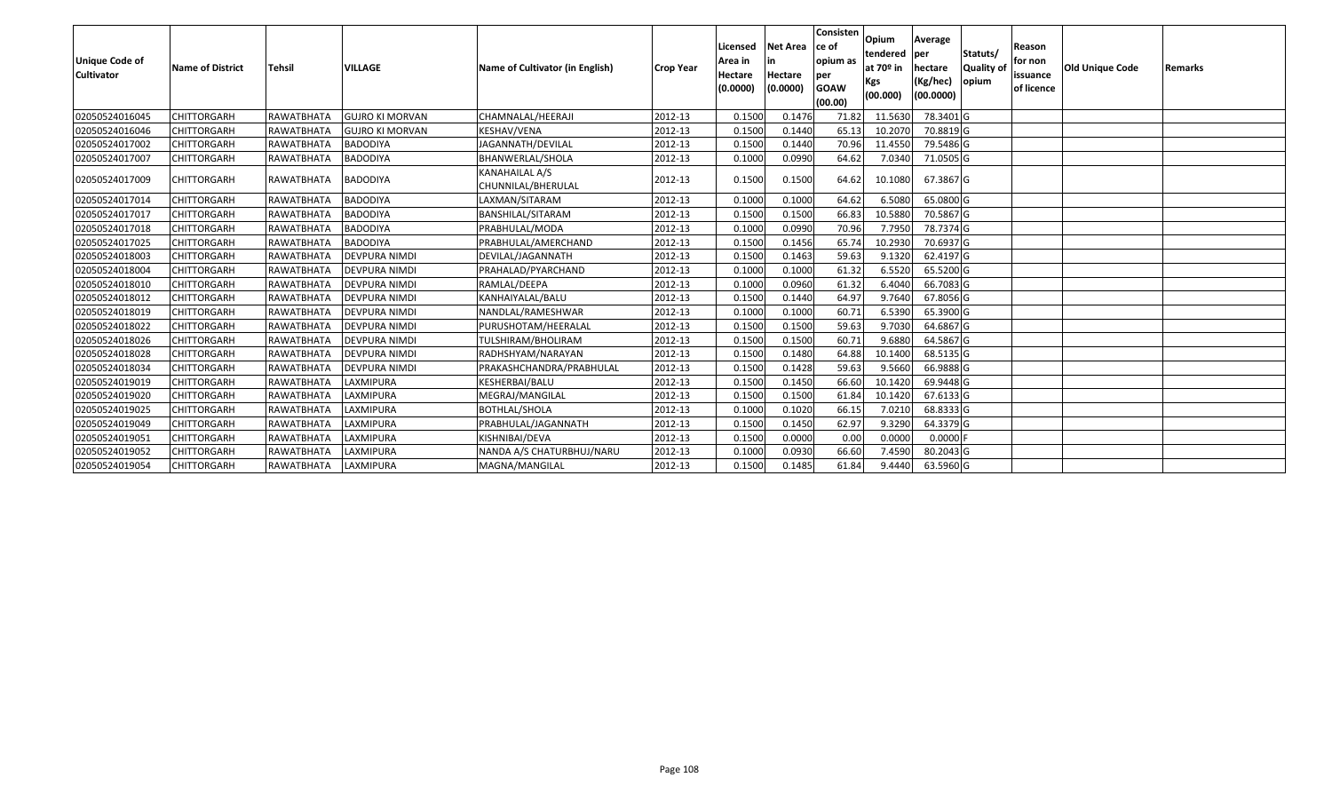| Unique Code of Cultivator | Name of District | Tehsil | VILLAGE | Name of Cultivator (in English) | Crop Year | Licensed Area in Hectare (0.0000) | Net Area in Hectare (0.0000) | Consistence of opium as per GOAW (00.00) | Opium tendered at 70º in Kgs (00.000) | Average per hectare (Kg/hec) (00.0000) | Statuts/ Quality of opium | Reason for non issuance of licence | Old Unique Code | Remarks |
|---|---|---|---|---|---|---|---|---|---|---|---|---|---|---|
| 02050524016045 | CHITTORGARH | RAWATBHATA | GUJRO KI MORVAN | CHAMNALAL/HEERAJI | 2012-13 | 0.1500 | 0.1476 | 71.82 | 11.5630 | 78.3401 | G | | | |
| 02050524016046 | CHITTORGARH | RAWATBHATA | GUJRO KI MORVAN | KESHAV/VENA | 2012-13 | 0.1500 | 0.1440 | 65.13 | 10.2070 | 70.8819 | G | | | |
| 02050524017002 | CHITTORGARH | RAWATBHATA | BADODIYA | JAGANNATH/DEVILAL | 2012-13 | 0.1500 | 0.1440 | 70.96 | 11.4550 | 79.5486 | G | | | |
| 02050524017007 | CHITTORGARH | RAWATBHATA | BADODIYA | BHANWERLAL/SHOLA | 2012-13 | 0.1000 | 0.0990 | 64.62 | 7.0340 | 71.0505 | G | | | |
| 02050524017009 | CHITTORGARH | RAWATBHATA | BADODIYA | KANAHAILAL A/S CHUNNILAL/BHERULAL | 2012-13 | 0.1500 | 0.1500 | 64.62 | 10.1080 | 67.3867 | G | | | |
| 02050524017014 | CHITTORGARH | RAWATBHATA | BADODIYA | LAXMAN/SITARAM | 2012-13 | 0.1000 | 0.1000 | 64.62 | 6.5080 | 65.0800 | G | | | |
| 02050524017017 | CHITTORGARH | RAWATBHATA | BADODIYA | BANSHILAL/SITARAM | 2012-13 | 0.1500 | 0.1500 | 66.83 | 10.5880 | 70.5867 | G | | | |
| 02050524017018 | CHITTORGARH | RAWATBHATA | BADODIYA | PRABHULAL/MODA | 2012-13 | 0.1000 | 0.0990 | 70.96 | 7.7950 | 78.7374 | G | | | |
| 02050524017025 | CHITTORGARH | RAWATBHATA | BADODIYA | PRABHULAL/AMERCHAND | 2012-13 | 0.1500 | 0.1456 | 65.74 | 10.2930 | 70.6937 | G | | | |
| 02050524018003 | CHITTORGARH | RAWATBHATA | DEVPURA NIMDI | DEVILAL/JAGANNATH | 2012-13 | 0.1500 | 0.1463 | 59.63 | 9.1320 | 62.4197 | G | | | |
| 02050524018004 | CHITTORGARH | RAWATBHATA | DEVPURA NIMDI | PRAHALAD/PYARCHAND | 2012-13 | 0.1000 | 0.1000 | 61.32 | 6.5520 | 65.5200 | G | | | |
| 02050524018010 | CHITTORGARH | RAWATBHATA | DEVPURA NIMDI | RAMLAL/DEEPA | 2012-13 | 0.1000 | 0.0960 | 61.32 | 6.4040 | 66.7083 | G | | | |
| 02050524018012 | CHITTORGARH | RAWATBHATA | DEVPURA NIMDI | KANHAIYALAL/BALU | 2012-13 | 0.1500 | 0.1440 | 64.97 | 9.7640 | 67.8056 | G | | | |
| 02050524018019 | CHITTORGARH | RAWATBHATA | DEVPURA NIMDI | NANDLAL/RAMESHWAR | 2012-13 | 0.1000 | 0.1000 | 60.71 | 6.5390 | 65.3900 | G | | | |
| 02050524018022 | CHITTORGARH | RAWATBHATA | DEVPURA NIMDI | PURUSHOTAM/HEERALAL | 2012-13 | 0.1500 | 0.1500 | 59.63 | 9.7030 | 64.6867 | G | | | |
| 02050524018026 | CHITTORGARH | RAWATBHATA | DEVPURA NIMDI | TULSHIRAM/BHOLIRAM | 2012-13 | 0.1500 | 0.1500 | 60.71 | 9.6880 | 64.5867 | G | | | |
| 02050524018028 | CHITTORGARH | RAWATBHATA | DEVPURA NIMDI | RADHSHYAM/NARAYAN | 2012-13 | 0.1500 | 0.1480 | 64.88 | 10.1400 | 68.5135 | G | | | |
| 02050524018034 | CHITTORGARH | RAWATBHATA | DEVPURA NIMDI | PRAKASHCHANDRA/PRABHULAL | 2012-13 | 0.1500 | 0.1428 | 59.63 | 9.5660 | 66.9888 | G | | | |
| 02050524019019 | CHITTORGARH | RAWATBHATA | LAXMIPURA | KESHERBAI/BALU | 2012-13 | 0.1500 | 0.1450 | 66.60 | 10.1420 | 69.9448 | G | | | |
| 02050524019020 | CHITTORGARH | RAWATBHATA | LAXMIPURA | MEGRAJ/MANGILAL | 2012-13 | 0.1500 | 0.1500 | 61.84 | 10.1420 | 67.6133 | G | | | |
| 02050524019025 | CHITTORGARH | RAWATBHATA | LAXMIPURA | BOTHLAL/SHOLA | 2012-13 | 0.1000 | 0.1020 | 66.15 | 7.0210 | 68.8333 | G | | | |
| 02050524019049 | CHITTORGARH | RAWATBHATA | LAXMIPURA | PRABHULAL/JAGANNATH | 2012-13 | 0.1500 | 0.1450 | 62.97 | 9.3290 | 64.3379 | G | | | |
| 02050524019051 | CHITTORGARH | RAWATBHATA | LAXMIPURA | KISHNIBAI/DEVA | 2012-13 | 0.1500 | 0.0000 | 0.00 | 0.0000 | 0.0000 | F | | | |
| 02050524019052 | CHITTORGARH | RAWATBHATA | LAXMIPURA | NANDA A/S CHATURBHUJ/NARU | 2012-13 | 0.1000 | 0.0930 | 66.60 | 7.4590 | 80.2043 | G | | | |
| 02050524019054 | CHITTORGARH | RAWATBHATA | LAXMIPURA | MAGNA/MANGILAL | 2012-13 | 0.1500 | 0.1485 | 61.84 | 9.4440 | 63.5960 | G | | | |